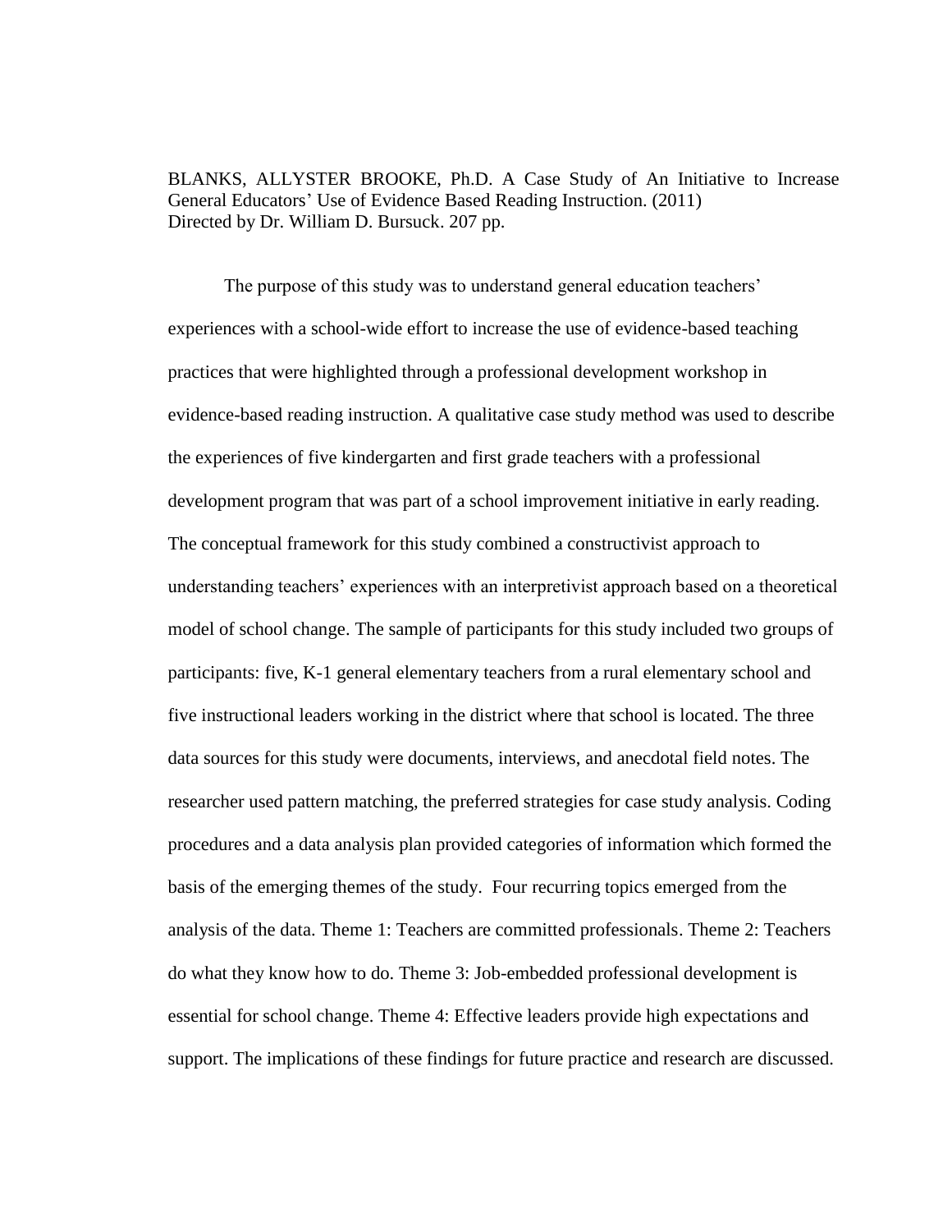BLANKS, ALLYSTER BROOKE, Ph.D. A Case Study of An Initiative to Increase General Educators' Use of Evidence Based Reading Instruction. (2011)
Directed by Dr. William D. Bursuck. 207 pp.

The purpose of this study was to understand general education teachers' experiences with a school-wide effort to increase the use of evidence-based teaching practices that were highlighted through a professional development workshop in evidence-based reading instruction. A qualitative case study method was used to describe the experiences of five kindergarten and first grade teachers with a professional development program that was part of a school improvement initiative in early reading. The conceptual framework for this study combined a constructivist approach to understanding teachers' experiences with an interpretivist approach based on a theoretical model of school change. The sample of participants for this study included two groups of participants: five, K-1 general elementary teachers from a rural elementary school and five instructional leaders working in the district where that school is located. The three data sources for this study were documents, interviews, and anecdotal field notes. The researcher used pattern matching, the preferred strategies for case study analysis. Coding procedures and a data analysis plan provided categories of information which formed the basis of the emerging themes of the study. Four recurring topics emerged from the analysis of the data. Theme 1: Teachers are committed professionals. Theme 2: Teachers do what they know how to do. Theme 3: Job-embedded professional development is essential for school change. Theme 4: Effective leaders provide high expectations and support. The implications of these findings for future practice and research are discussed.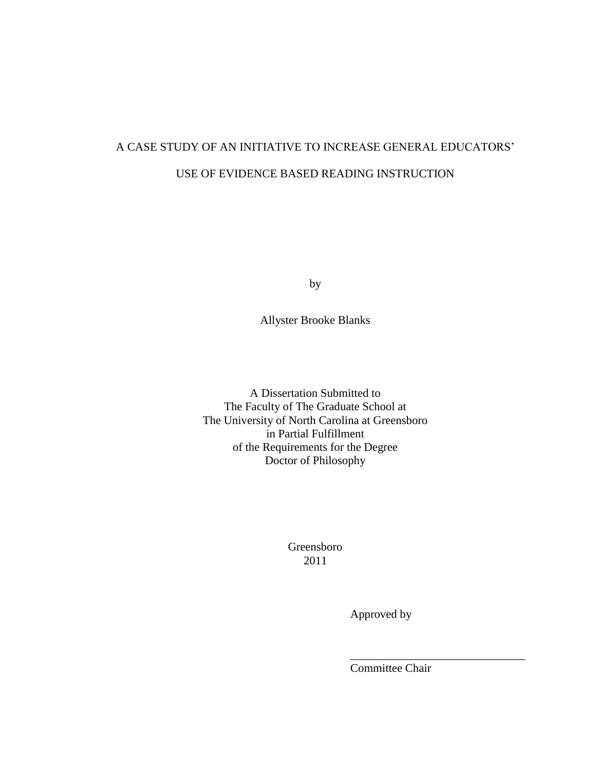# A CASE STUDY OF AN INITIATIVE TO INCREASE GENERAL EDUCATORS' USE OF EVIDENCE BASED READING INSTRUCTION

by

Allyster Brooke Blanks

A Dissertation Submitted to
The Faculty of The Graduate School at
The University of North Carolina at Greensboro
in Partial Fulfillment
of the Requirements for the Degree
Doctor of Philosophy

Greensboro
2011

Approved by

______________________________
Committee Chair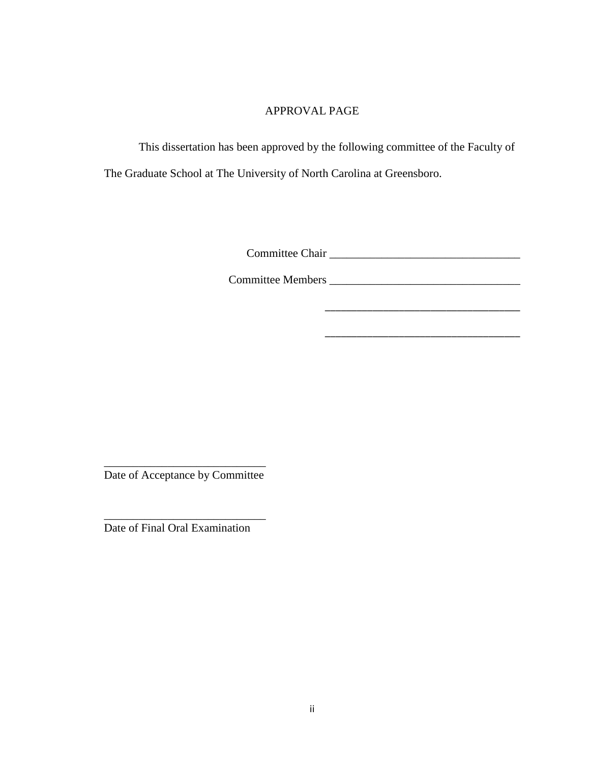# APPROVAL PAGE

This dissertation has been approved by the following committee of the Faculty of The Graduate School at The University of North Carolina at Greensboro.

Committee Chair ________________________________

Committee Members ________________________________

________________________________

________________________________

____________________________
Date of Acceptance by Committee

____________________________
Date of Final Oral Examination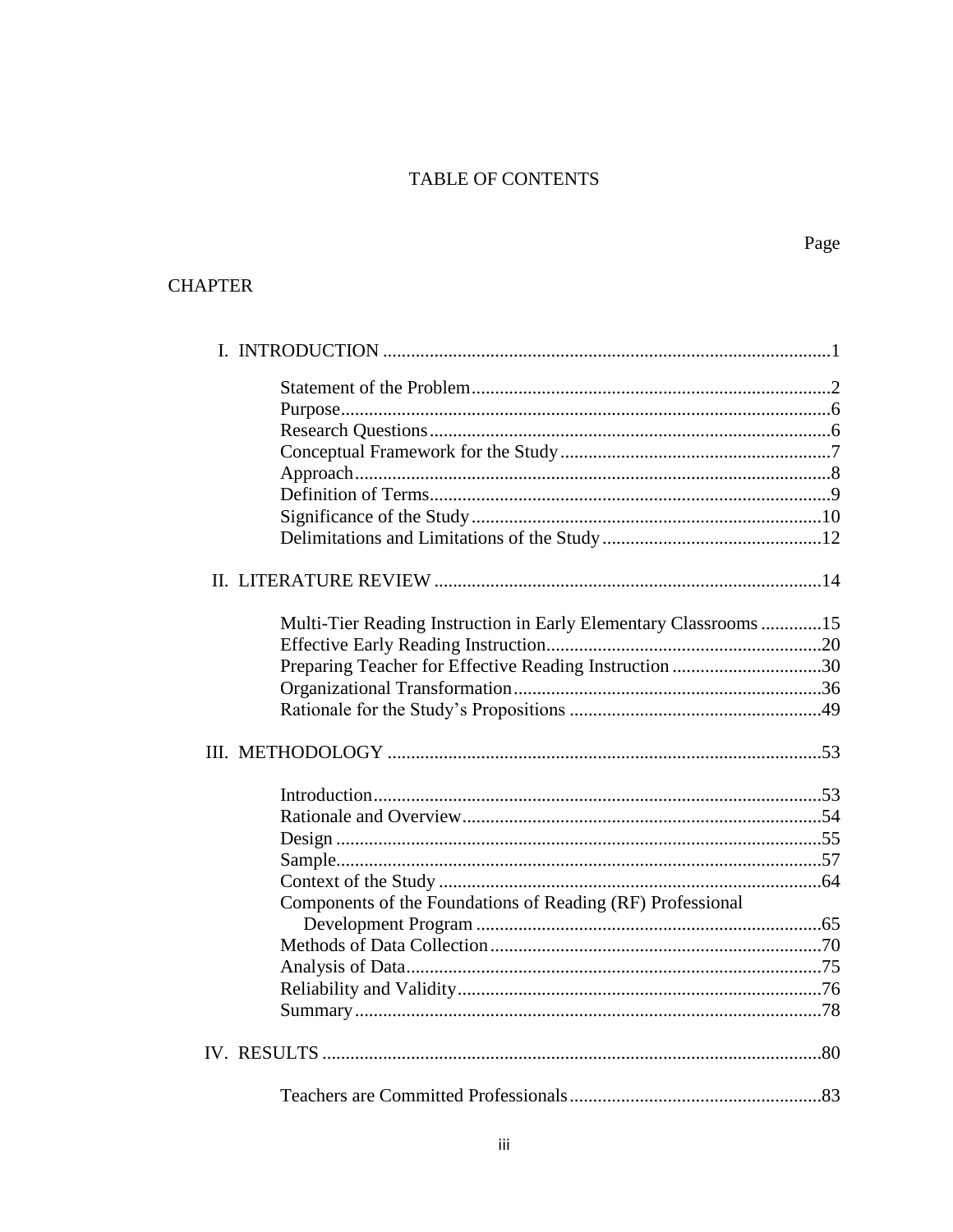# TABLE OF CONTENTS

Page

CHAPTER

I. INTRODUCTION ...............................................................................................1

- Statement of the Problem............................................................................2
- Purpose........................................................................................................6
- Research Questions.....................................................................................6
- Conceptual Framework for the Study..........................................................7
- Approach.....................................................................................................8
- Definition of Terms.....................................................................................9
- Significance of the Study..........................................................................10
- Delimitations and Limitations of the Study..............................................12

II. LITERATURE REVIEW ..................................................................................14

- Multi-Tier Reading Instruction in Early Elementary Classrooms .............15
- Effective Early Reading Instruction..........................................................20
- Preparing Teacher for Effective Reading Instruction ................................30
- Organizational Transformation.................................................................36
- Rationale for the Study's Propositions .....................................................49

III. METHODOLOGY ............................................................................................53

- Introduction...............................................................................................53
- Rationale and Overview............................................................................54
- Design .......................................................................................................55
- Sample.......................................................................................................57
- Context of the Study .................................................................................64
- Components of the Foundations of Reading (RF) Professional Development Program ..........................................................................65
- Methods of Data Collection......................................................................70
- Analysis of Data........................................................................................75
- Reliability and Validity.............................................................................76
- Summary...................................................................................................78

IV. RESULTS ..........................................................................................................80

- Teachers are Committed Professionals.....................................................83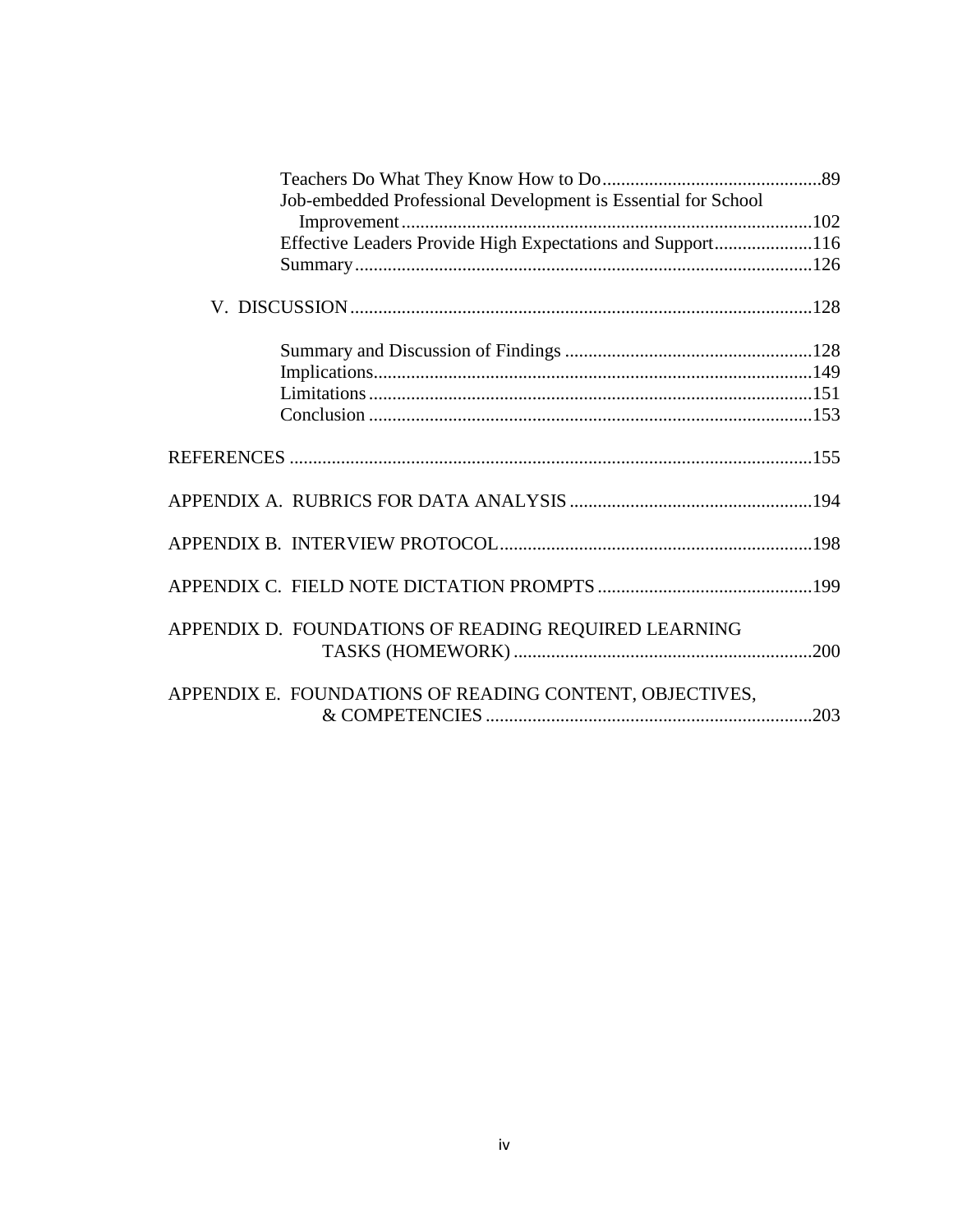Teachers Do What They Know How to Do ..... 89
Job-embedded Professional Development is Essential for School Improvement ..... 102
Effective Leaders Provide High Expectations and Support ..... 116
Summary ..... 126

V. DISCUSSION ..... 128

Summary and Discussion of Findings ..... 128
Implications ..... 149
Limitations ..... 151
Conclusion ..... 153

REFERENCES ..... 155

APPENDIX A. RUBRICS FOR DATA ANALYSIS ..... 194

APPENDIX B. INTERVIEW PROTOCOL ..... 198

APPENDIX C. FIELD NOTE DICTATION PROMPTS ..... 199

APPENDIX D. FOUNDATIONS OF READING REQUIRED LEARNING TASKS (HOMEWORK) ..... 200

APPENDIX E. FOUNDATIONS OF READING CONTENT, OBJECTIVES, & COMPETENCIES ..... 203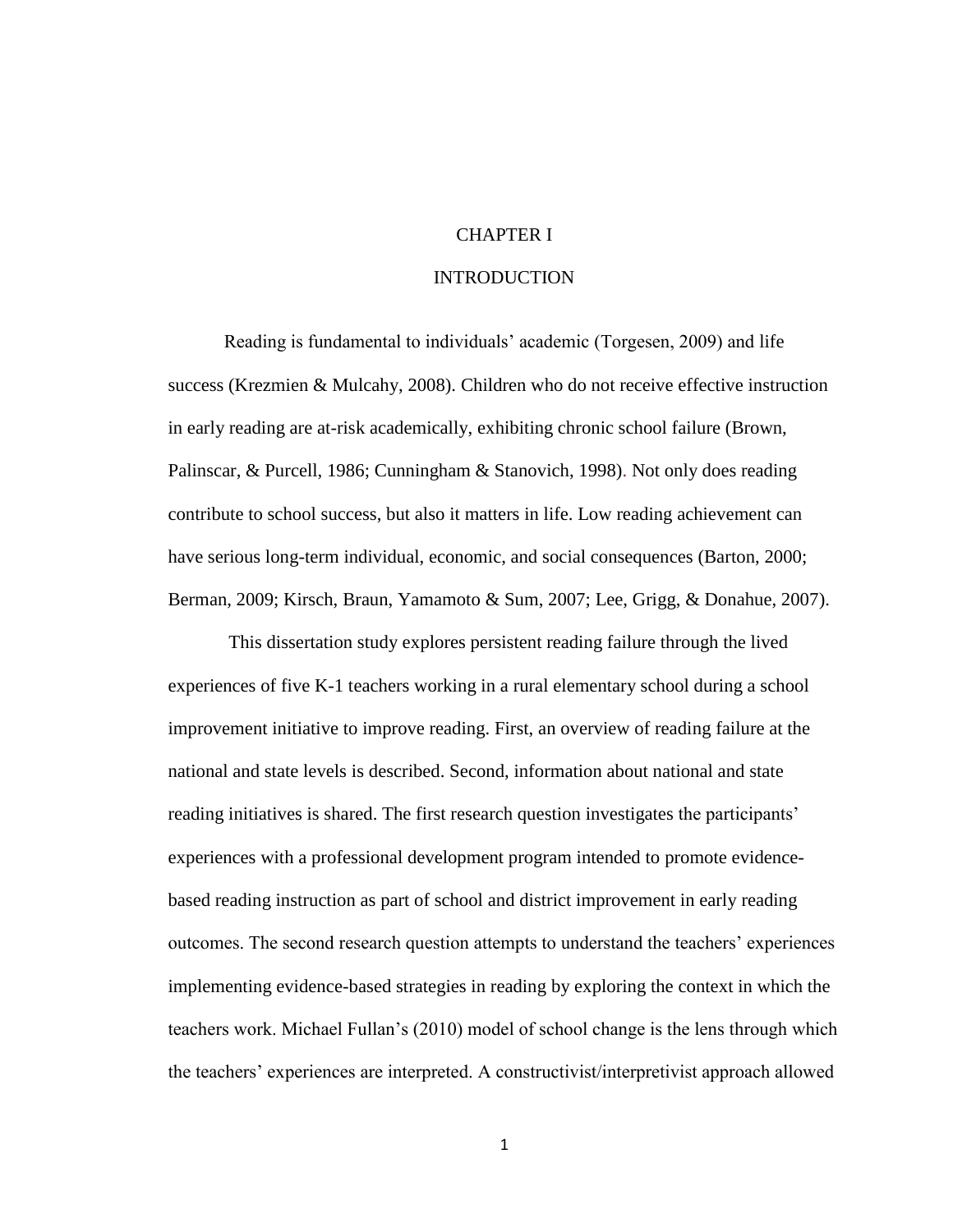# CHAPTER I

# INTRODUCTION

Reading is fundamental to individuals' academic (Torgesen, 2009) and life success (Krezmien & Mulcahy, 2008). Children who do not receive effective instruction in early reading are at-risk academically, exhibiting chronic school failure (Brown, Palinscar, & Purcell, 1986; Cunningham & Stanovich, 1998). Not only does reading contribute to school success, but also it matters in life. Low reading achievement can have serious long-term individual, economic, and social consequences (Barton, 2000; Berman, 2009; Kirsch, Braun, Yamamoto & Sum, 2007; Lee, Grigg, & Donahue, 2007).

This dissertation study explores persistent reading failure through the lived experiences of five K-1 teachers working in a rural elementary school during a school improvement initiative to improve reading. First, an overview of reading failure at the national and state levels is described. Second, information about national and state reading initiatives is shared. The first research question investigates the participants' experiences with a professional development program intended to promote evidence-based reading instruction as part of school and district improvement in early reading outcomes. The second research question attempts to understand the teachers' experiences implementing evidence-based strategies in reading by exploring the context in which the teachers work. Michael Fullan's (2010) model of school change is the lens through which the teachers' experiences are interpreted. A constructivist/interpretivist approach allowed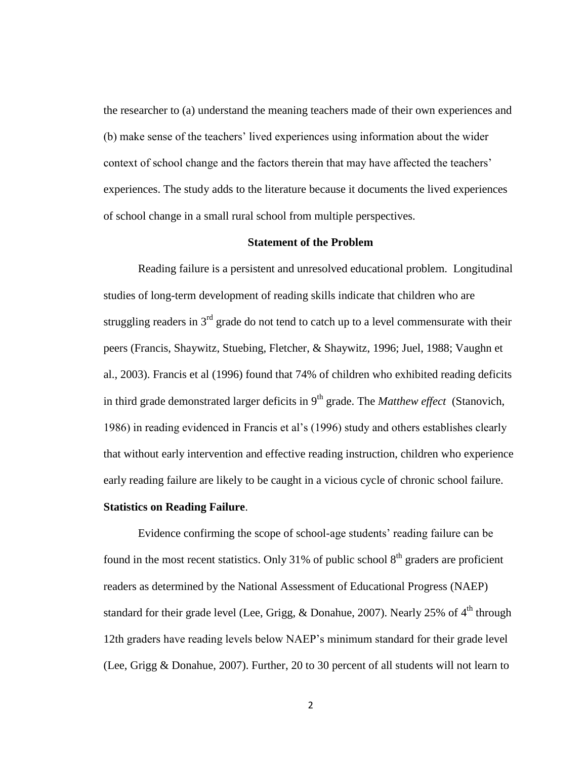the researcher to (a) understand the meaning teachers made of their own experiences and (b) make sense of the teachers' lived experiences using information about the wider context of school change and the factors therein that may have affected the teachers' experiences. The study adds to the literature because it documents the lived experiences of school change in a small rural school from multiple perspectives.

## Statement of the Problem

Reading failure is a persistent and unresolved educational problem. Longitudinal studies of long-term development of reading skills indicate that children who are struggling readers in 3rd grade do not tend to catch up to a level commensurate with their peers (Francis, Shaywitz, Stuebing, Fletcher, & Shaywitz, 1996; Juel, 1988; Vaughn et al., 2003). Francis et al (1996) found that 74% of children who exhibited reading deficits in third grade demonstrated larger deficits in 9th grade. The *Matthew effect* (Stanovich, 1986) in reading evidenced in Francis et al's (1996) study and others establishes clearly that without early intervention and effective reading instruction, children who experience early reading failure are likely to be caught in a vicious cycle of chronic school failure.

### Statistics on Reading Failure.

Evidence confirming the scope of school-age students' reading failure can be found in the most recent statistics. Only 31% of public school 8th graders are proficient readers as determined by the National Assessment of Educational Progress (NAEP) standard for their grade level (Lee, Grigg, & Donahue, 2007). Nearly 25% of 4th through 12th graders have reading levels below NAEP's minimum standard for their grade level (Lee, Grigg & Donahue, 2007). Further, 20 to 30 percent of all students will not learn to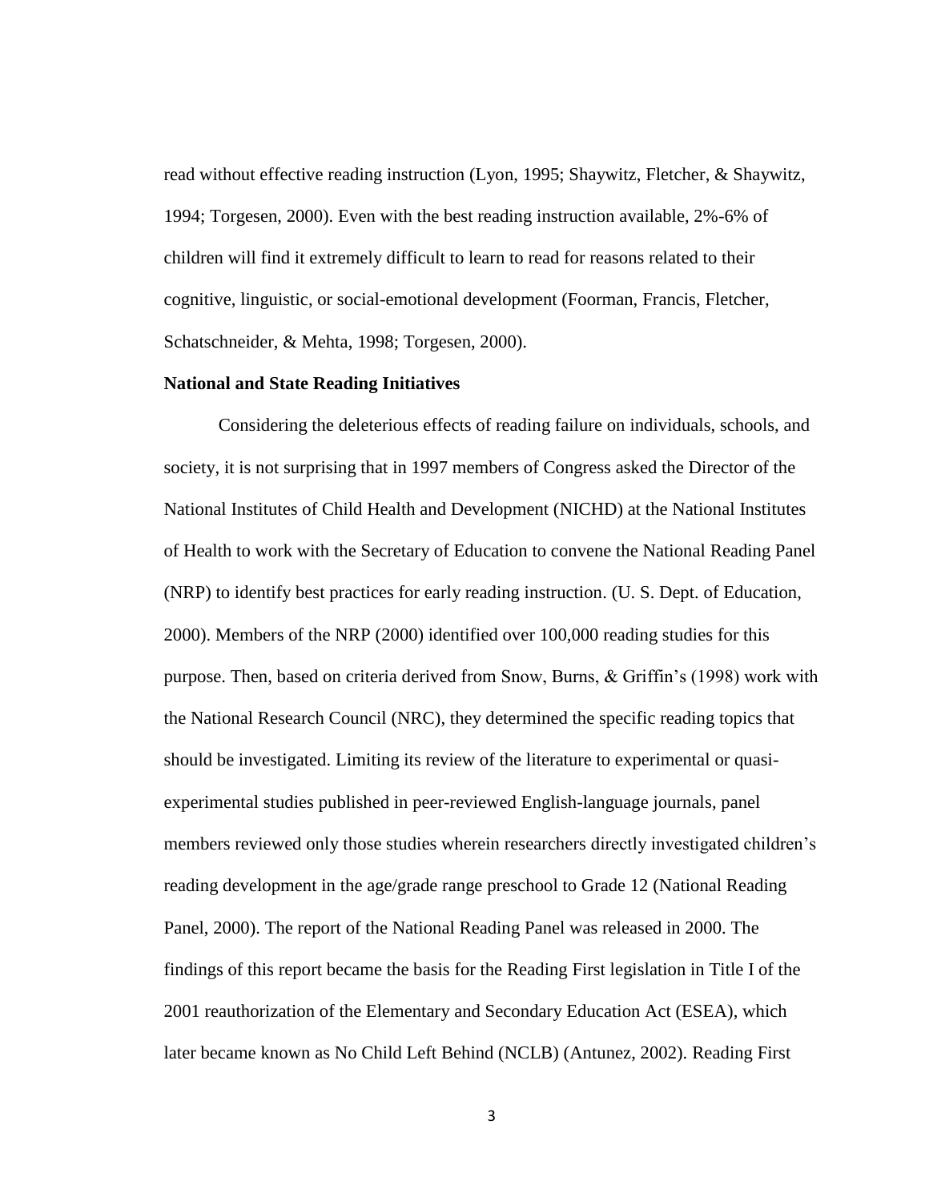read without effective reading instruction (Lyon, 1995; Shaywitz, Fletcher, & Shaywitz, 1994; Torgesen, 2000). Even with the best reading instruction available, 2%-6% of children will find it extremely difficult to learn to read for reasons related to their cognitive, linguistic, or social-emotional development (Foorman, Francis, Fletcher, Schatschneider, & Mehta, 1998; Torgesen, 2000).

**National and State Reading Initiatives**

Considering the deleterious effects of reading failure on individuals, schools, and society, it is not surprising that in 1997 members of Congress asked the Director of the National Institutes of Child Health and Development (NICHD) at the National Institutes of Health to work with the Secretary of Education to convene the National Reading Panel (NRP) to identify best practices for early reading instruction. (U. S. Dept. of Education, 2000). Members of the NRP (2000) identified over 100,000 reading studies for this purpose. Then, based on criteria derived from Snow, Burns, & Griffin's (1998) work with the National Research Council (NRC), they determined the specific reading topics that should be investigated. Limiting its review of the literature to experimental or quasi-experimental studies published in peer-reviewed English-language journals, panel members reviewed only those studies wherein researchers directly investigated children's reading development in the age/grade range preschool to Grade 12 (National Reading Panel, 2000). The report of the National Reading Panel was released in 2000. The findings of this report became the basis for the Reading First legislation in Title I of the 2001 reauthorization of the Elementary and Secondary Education Act (ESEA), which later became known as No Child Left Behind (NCLB) (Antunez, 2002). Reading First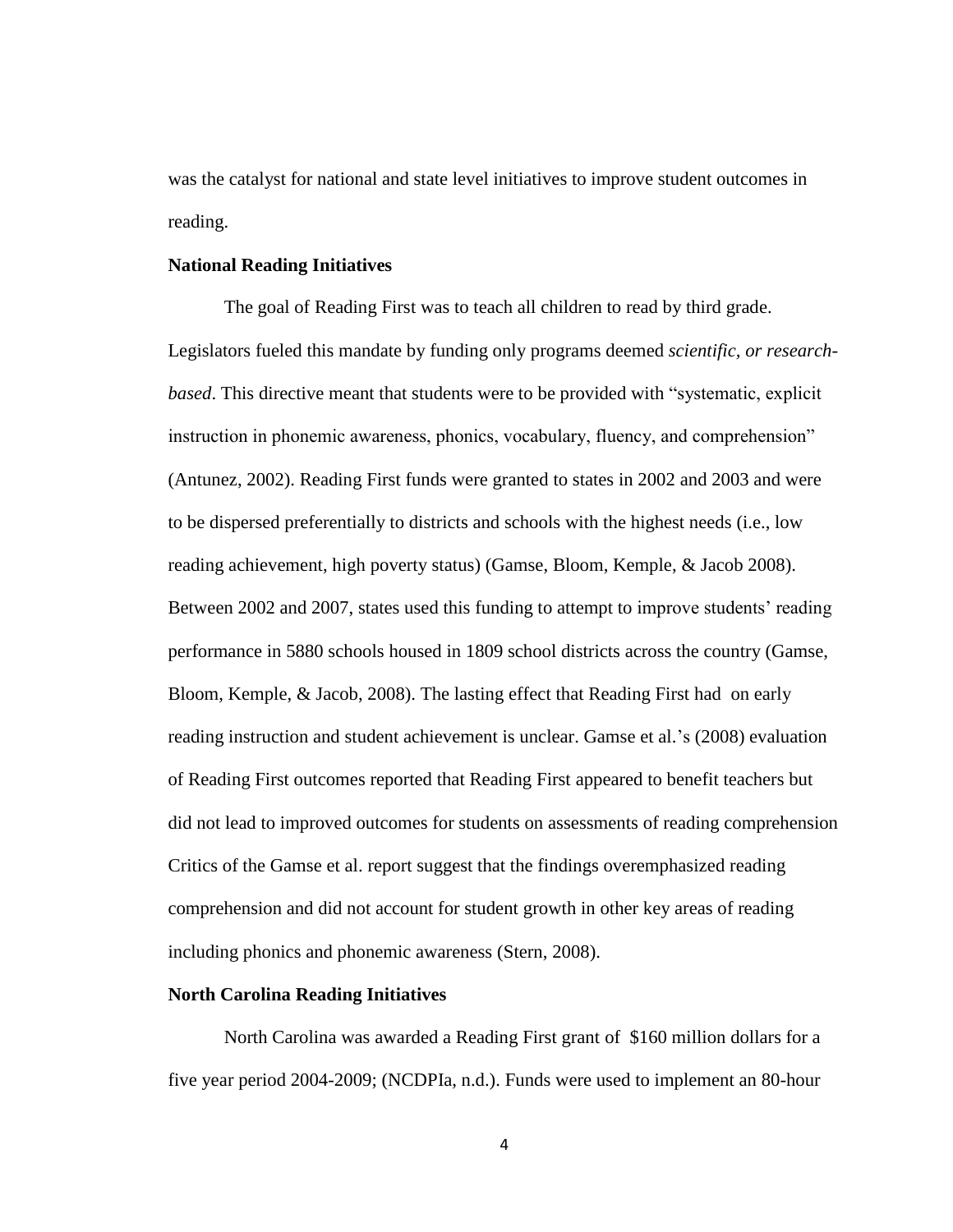was the catalyst for national and state level initiatives to improve student outcomes in reading.

**National Reading Initiatives**

The goal of Reading First was to teach all children to read by third grade. Legislators fueled this mandate by funding only programs deemed *scientific, or research-based*. This directive meant that students were to be provided with "systematic, explicit instruction in phonemic awareness, phonics, vocabulary, fluency, and comprehension" (Antunez, 2002). Reading First funds were granted to states in 2002 and 2003 and were to be dispersed preferentially to districts and schools with the highest needs (i.e., low reading achievement, high poverty status) (Gamse, Bloom, Kemple, & Jacob 2008). Between 2002 and 2007, states used this funding to attempt to improve students' reading performance in 5880 schools housed in 1809 school districts across the country (Gamse, Bloom, Kemple, & Jacob, 2008). The lasting effect that Reading First had on early reading instruction and student achievement is unclear. Gamse et al.'s (2008) evaluation of Reading First outcomes reported that Reading First appeared to benefit teachers but did not lead to improved outcomes for students on assessments of reading comprehension Critics of the Gamse et al. report suggest that the findings overemphasized reading comprehension and did not account for student growth in other key areas of reading including phonics and phonemic awareness (Stern, 2008).

**North Carolina Reading Initiatives**

North Carolina was awarded a Reading First grant of $160 million dollars for a five year period 2004-2009; (NCDPIa, n.d.). Funds were used to implement an 80-hour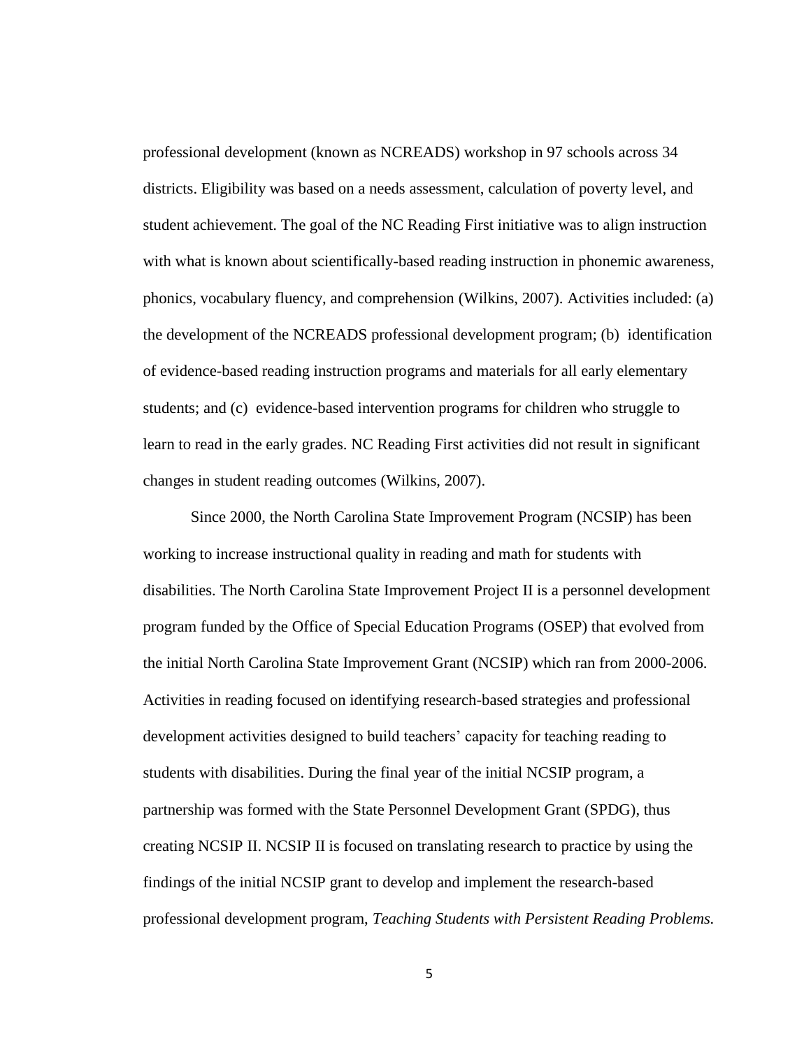professional development (known as NCREADS) workshop in 97 schools across 34 districts. Eligibility was based on a needs assessment, calculation of poverty level, and student achievement. The goal of the NC Reading First initiative was to align instruction with what is known about scientifically-based reading instruction in phonemic awareness, phonics, vocabulary fluency, and comprehension (Wilkins, 2007). Activities included: (a) the development of the NCREADS professional development program; (b) identification of evidence-based reading instruction programs and materials for all early elementary students; and (c) evidence-based intervention programs for children who struggle to learn to read in the early grades. NC Reading First activities did not result in significant changes in student reading outcomes (Wilkins, 2007).

Since 2000, the North Carolina State Improvement Program (NCSIP) has been working to increase instructional quality in reading and math for students with disabilities. The North Carolina State Improvement Project II is a personnel development program funded by the Office of Special Education Programs (OSEP) that evolved from the initial North Carolina State Improvement Grant (NCSIP) which ran from 2000-2006. Activities in reading focused on identifying research-based strategies and professional development activities designed to build teachers' capacity for teaching reading to students with disabilities. During the final year of the initial NCSIP program, a partnership was formed with the State Personnel Development Grant (SPDG), thus creating NCSIP II. NCSIP II is focused on translating research to practice by using the findings of the initial NCSIP grant to develop and implement the research-based professional development program, *Teaching Students with Persistent Reading Problems.*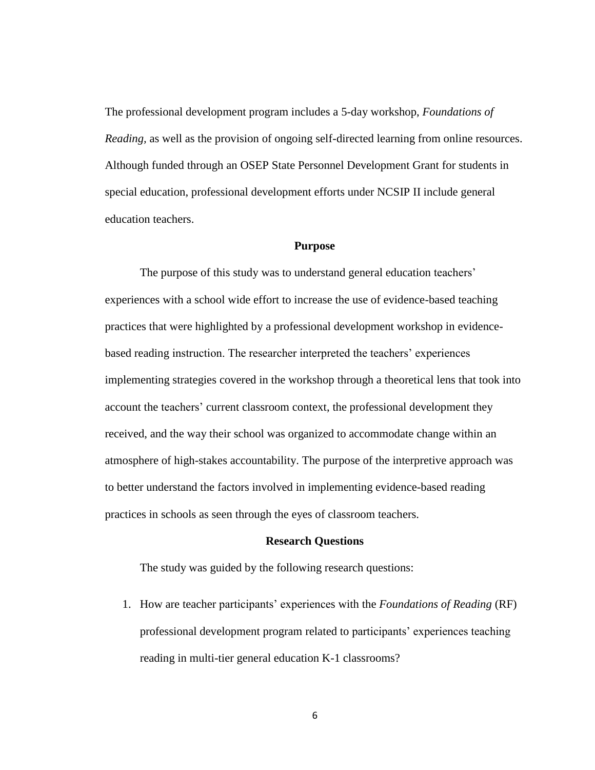The professional development program includes a 5-day workshop, *Foundations of Reading*, as well as the provision of ongoing self-directed learning from online resources. Although funded through an OSEP State Personnel Development Grant for students in special education, professional development efforts under NCSIP II include general education teachers.

## Purpose

The purpose of this study was to understand general education teachers' experiences with a school wide effort to increase the use of evidence-based teaching practices that were highlighted by a professional development workshop in evidence-based reading instruction. The researcher interpreted the teachers' experiences implementing strategies covered in the workshop through a theoretical lens that took into account the teachers' current classroom context, the professional development they received, and the way their school was organized to accommodate change within an atmosphere of high-stakes accountability. The purpose of the interpretive approach was to better understand the factors involved in implementing evidence-based reading practices in schools as seen through the eyes of classroom teachers.

## Research Questions

The study was guided by the following research questions:

1. How are teacher participants' experiences with the *Foundations of Reading* (RF) professional development program related to participants' experiences teaching reading in multi-tier general education K-1 classrooms?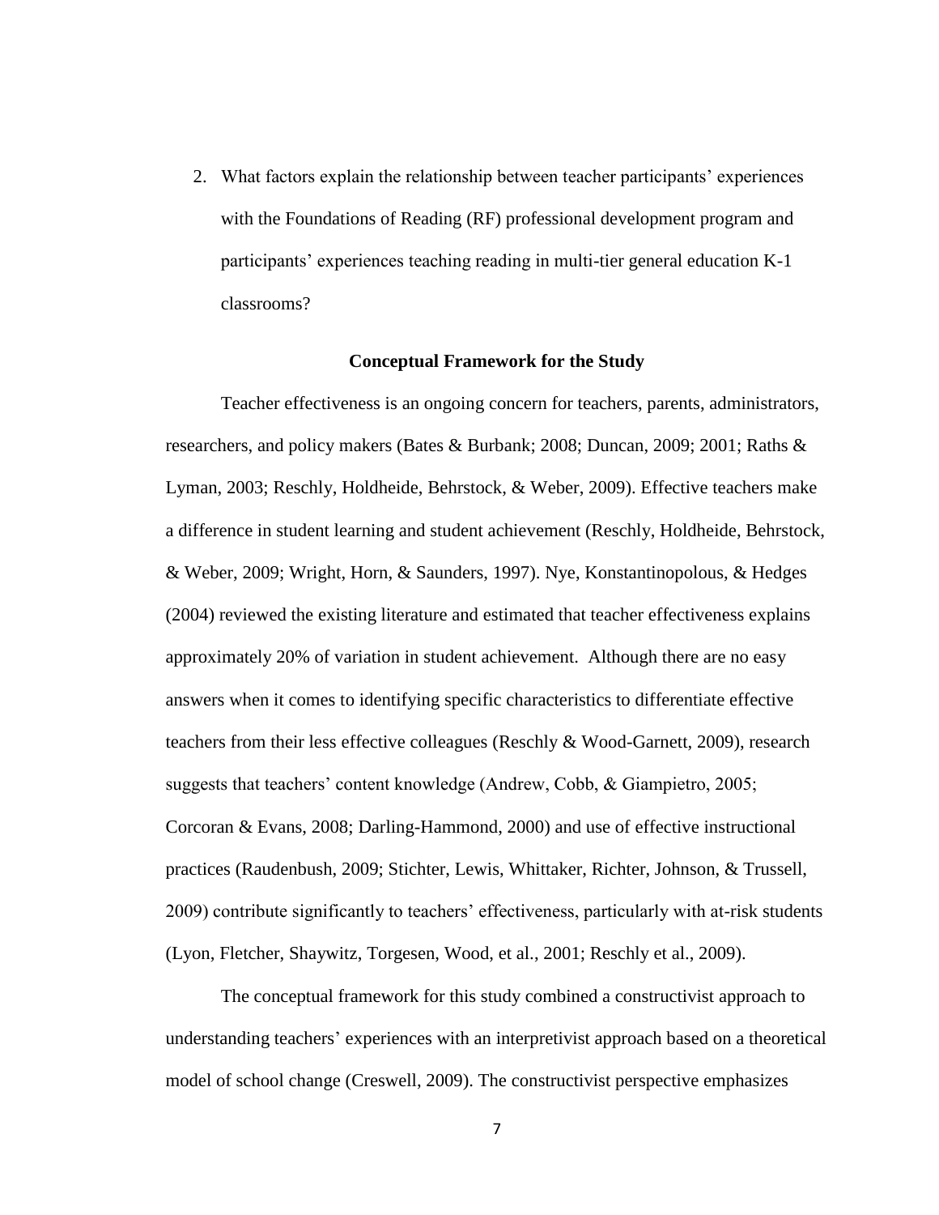2. What factors explain the relationship between teacher participants' experiences with the Foundations of Reading (RF) professional development program and participants' experiences teaching reading in multi-tier general education K-1 classrooms?

## Conceptual Framework for the Study

Teacher effectiveness is an ongoing concern for teachers, parents, administrators, researchers, and policy makers (Bates & Burbank; 2008; Duncan, 2009; 2001; Raths & Lyman, 2003; Reschly, Holdheide, Behrstock, & Weber, 2009). Effective teachers make a difference in student learning and student achievement (Reschly, Holdheide, Behrstock, & Weber, 2009; Wright, Horn, & Saunders, 1997). Nye, Konstantinopolous, & Hedges (2004) reviewed the existing literature and estimated that teacher effectiveness explains approximately 20% of variation in student achievement. Although there are no easy answers when it comes to identifying specific characteristics to differentiate effective teachers from their less effective colleagues (Reschly & Wood-Garnett, 2009), research suggests that teachers' content knowledge (Andrew, Cobb, & Giampietro, 2005; Corcoran & Evans, 2008; Darling-Hammond, 2000) and use of effective instructional practices (Raudenbush, 2009; Stichter, Lewis, Whittaker, Richter, Johnson, & Trussell, 2009) contribute significantly to teachers' effectiveness, particularly with at-risk students (Lyon, Fletcher, Shaywitz, Torgesen, Wood, et al., 2001; Reschly et al., 2009).

The conceptual framework for this study combined a constructivist approach to understanding teachers' experiences with an interpretivist approach based on a theoretical model of school change (Creswell, 2009). The constructivist perspective emphasizes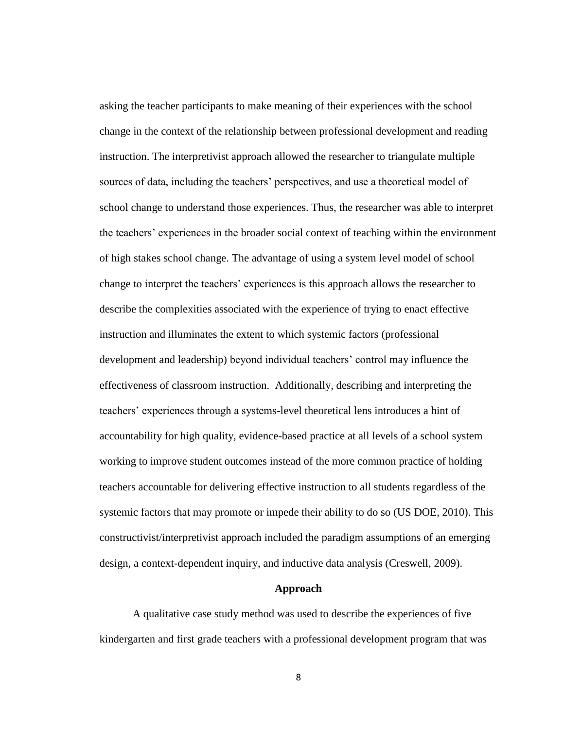asking the teacher participants to make meaning of their experiences with the school change in the context of the relationship between professional development and reading instruction. The interpretivist approach allowed the researcher to triangulate multiple sources of data, including the teachers' perspectives, and use a theoretical model of school change to understand those experiences. Thus, the researcher was able to interpret the teachers' experiences in the broader social context of teaching within the environment of high stakes school change. The advantage of using a system level model of school change to interpret the teachers' experiences is this approach allows the researcher to describe the complexities associated with the experience of trying to enact effective instruction and illuminates the extent to which systemic factors (professional development and leadership) beyond individual teachers' control may influence the effectiveness of classroom instruction. Additionally, describing and interpreting the teachers' experiences through a systems-level theoretical lens introduces a hint of accountability for high quality, evidence-based practice at all levels of a school system working to improve student outcomes instead of the more common practice of holding teachers accountable for delivering effective instruction to all students regardless of the systemic factors that may promote or impede their ability to do so (US DOE, 2010). This constructivist/interpretivist approach included the paradigm assumptions of an emerging design, a context-dependent inquiry, and inductive data analysis (Creswell, 2009).

## Approach

A qualitative case study method was used to describe the experiences of five kindergarten and first grade teachers with a professional development program that was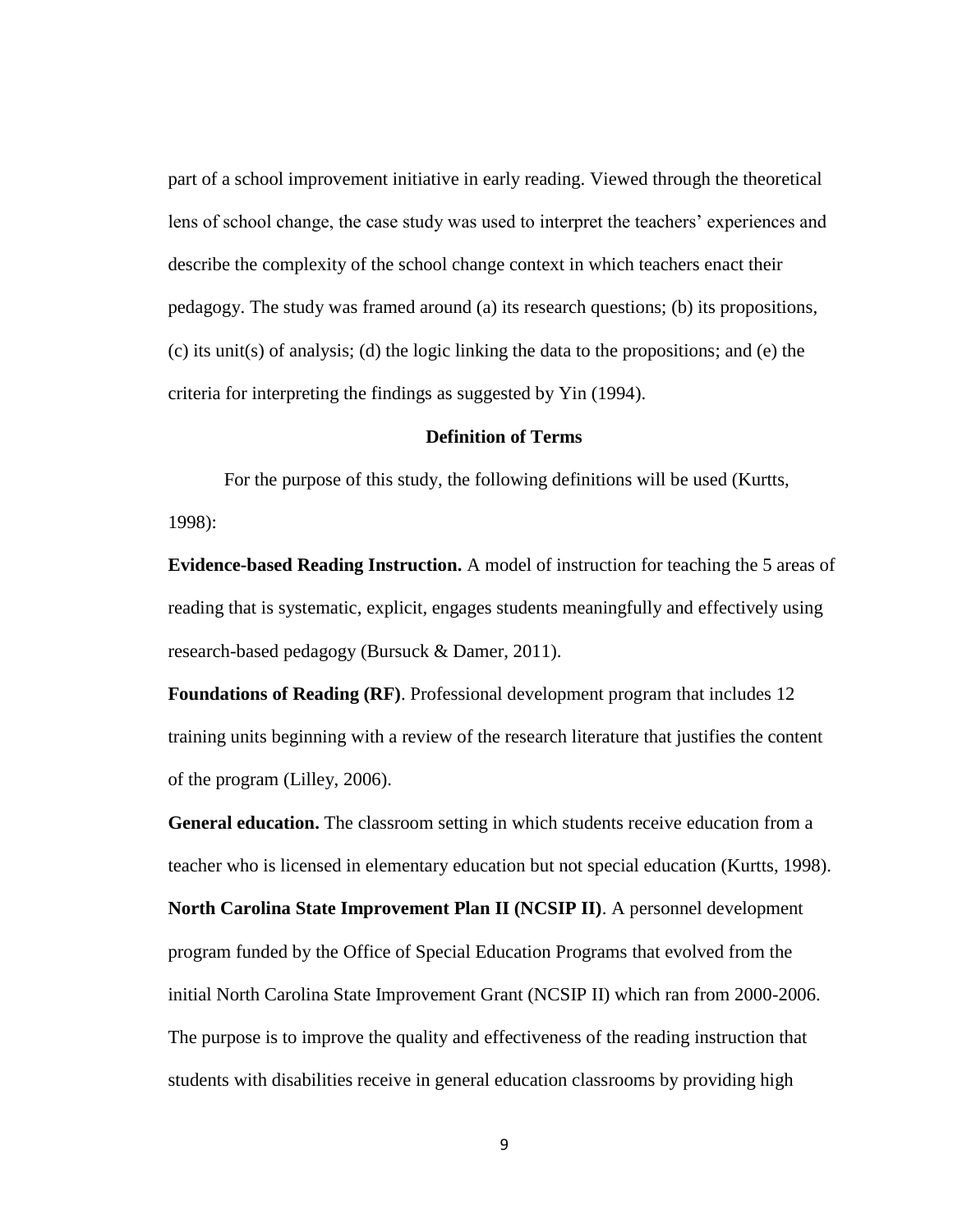part of a school improvement initiative in early reading. Viewed through the theoretical lens of school change, the case study was used to interpret the teachers' experiences and describe the complexity of the school change context in which teachers enact their pedagogy. The study was framed around (a) its research questions; (b) its propositions, (c) its unit(s) of analysis; (d) the logic linking the data to the propositions; and (e) the criteria for interpreting the findings as suggested by Yin (1994).

## Definition of Terms

For the purpose of this study, the following definitions will be used (Kurtts, 1998):

**Evidence-based Reading Instruction.** A model of instruction for teaching the 5 areas of reading that is systematic, explicit, engages students meaningfully and effectively using research-based pedagogy (Bursuck & Damer, 2011).

**Foundations of Reading (RF)**. Professional development program that includes 12 training units beginning with a review of the research literature that justifies the content of the program (Lilley, 2006).

**General education.** The classroom setting in which students receive education from a teacher who is licensed in elementary education but not special education (Kurtts, 1998).

**North Carolina State Improvement Plan II (NCSIP II)**. A personnel development program funded by the Office of Special Education Programs that evolved from the initial North Carolina State Improvement Grant (NCSIP II) which ran from 2000-2006. The purpose is to improve the quality and effectiveness of the reading instruction that students with disabilities receive in general education classrooms by providing high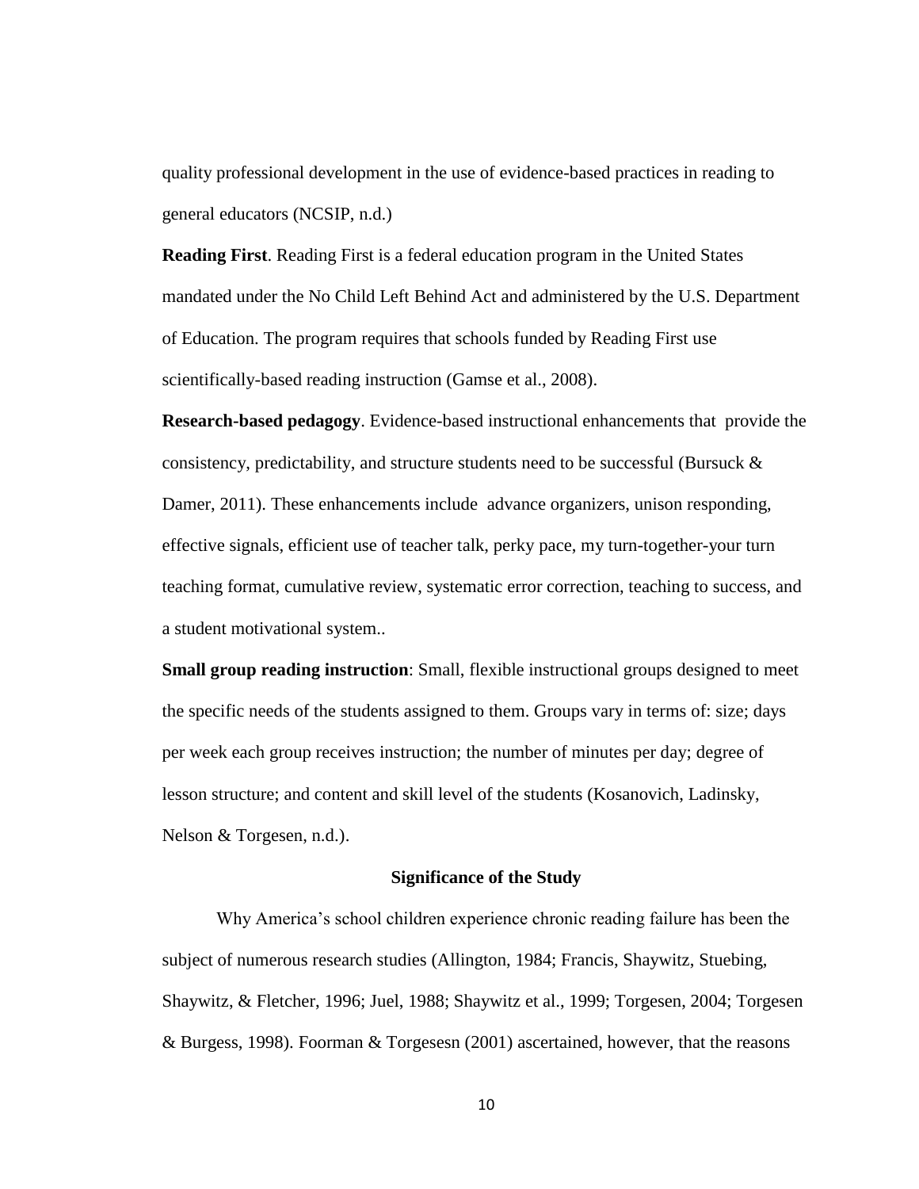quality professional development in the use of evidence-based practices in reading to general educators (NCSIP, n.d.)

**Reading First**. Reading First is a federal education program in the United States mandated under the No Child Left Behind Act and administered by the U.S. Department of Education. The program requires that schools funded by Reading First use scientifically-based reading instruction (Gamse et al., 2008).

**Research-based pedagogy**. Evidence-based instructional enhancements that provide the consistency, predictability, and structure students need to be successful (Bursuck & Damer, 2011). These enhancements include advance organizers, unison responding, effective signals, efficient use of teacher talk, perky pace, my turn-together-your turn teaching format, cumulative review, systematic error correction, teaching to success, and a student motivational system..

**Small group reading instruction**: Small, flexible instructional groups designed to meet the specific needs of the students assigned to them. Groups vary in terms of: size; days per week each group receives instruction; the number of minutes per day; degree of lesson structure; and content and skill level of the students (Kosanovich, Ladinsky, Nelson & Torgesen, n.d.).

## Significance of the Study

Why America's school children experience chronic reading failure has been the subject of numerous research studies (Allington, 1984; Francis, Shaywitz, Stuebing, Shaywitz, & Fletcher, 1996; Juel, 1988; Shaywitz et al., 1999; Torgesen, 2004; Torgesen & Burgess, 1998). Foorman & Torgesesn (2001) ascertained, however, that the reasons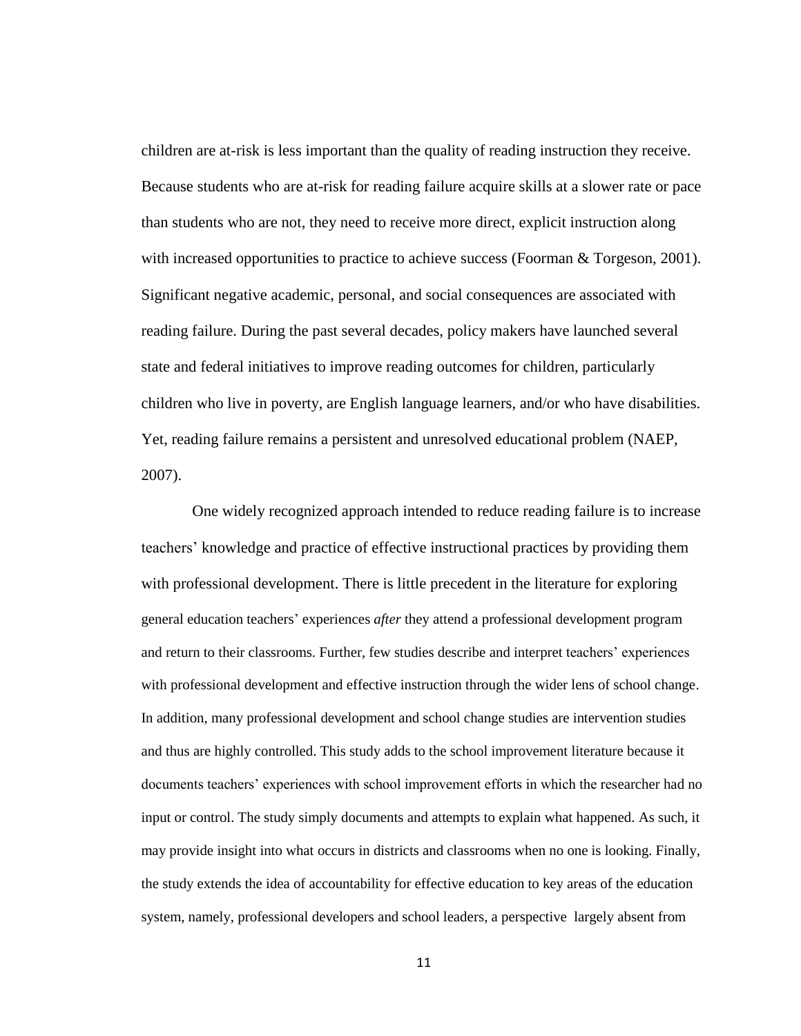children are at-risk is less important than the quality of reading instruction they receive. Because students who are at-risk for reading failure acquire skills at a slower rate or pace than students who are not, they need to receive more direct, explicit instruction along with increased opportunities to practice to achieve success (Foorman & Torgeson, 2001). Significant negative academic, personal, and social consequences are associated with reading failure. During the past several decades, policy makers have launched several state and federal initiatives to improve reading outcomes for children, particularly children who live in poverty, are English language learners, and/or who have disabilities. Yet, reading failure remains a persistent and unresolved educational problem (NAEP, 2007).

One widely recognized approach intended to reduce reading failure is to increase teachers' knowledge and practice of effective instructional practices by providing them with professional development. There is little precedent in the literature for exploring general education teachers' experiences *after* they attend a professional development program and return to their classrooms. Further, few studies describe and interpret teachers' experiences with professional development and effective instruction through the wider lens of school change. In addition, many professional development and school change studies are intervention studies and thus are highly controlled. This study adds to the school improvement literature because it documents teachers' experiences with school improvement efforts in which the researcher had no input or control. The study simply documents and attempts to explain what happened. As such, it may provide insight into what occurs in districts and classrooms when no one is looking. Finally, the study extends the idea of accountability for effective education to key areas of the education system, namely, professional developers and school leaders, a perspective largely absent from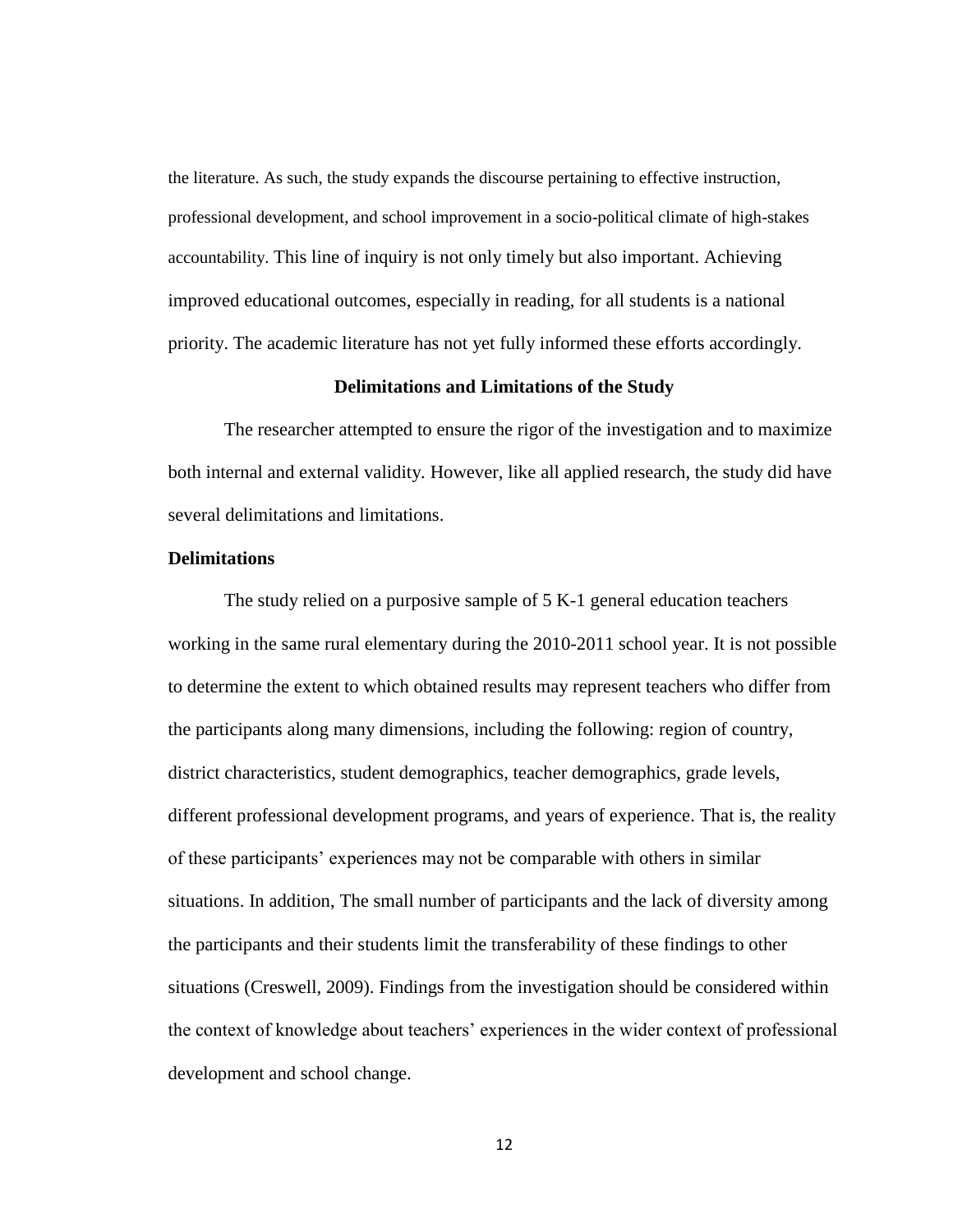the literature. As such, the study expands the discourse pertaining to effective instruction, professional development, and school improvement in a socio-political climate of high-stakes accountability. This line of inquiry is not only timely but also important. Achieving improved educational outcomes, especially in reading, for all students is a national priority. The academic literature has not yet fully informed these efforts accordingly.

## Delimitations and Limitations of the Study

The researcher attempted to ensure the rigor of the investigation and to maximize both internal and external validity. However, like all applied research, the study did have several delimitations and limitations.

### Delimitations

The study relied on a purposive sample of 5 K-1 general education teachers working in the same rural elementary during the 2010-2011 school year. It is not possible to determine the extent to which obtained results may represent teachers who differ from the participants along many dimensions, including the following: region of country, district characteristics, student demographics, teacher demographics, grade levels, different professional development programs, and years of experience. That is, the reality of these participants' experiences may not be comparable with others in similar situations. In addition, The small number of participants and the lack of diversity among the participants and their students limit the transferability of these findings to other situations (Creswell, 2009). Findings from the investigation should be considered within the context of knowledge about teachers' experiences in the wider context of professional development and school change.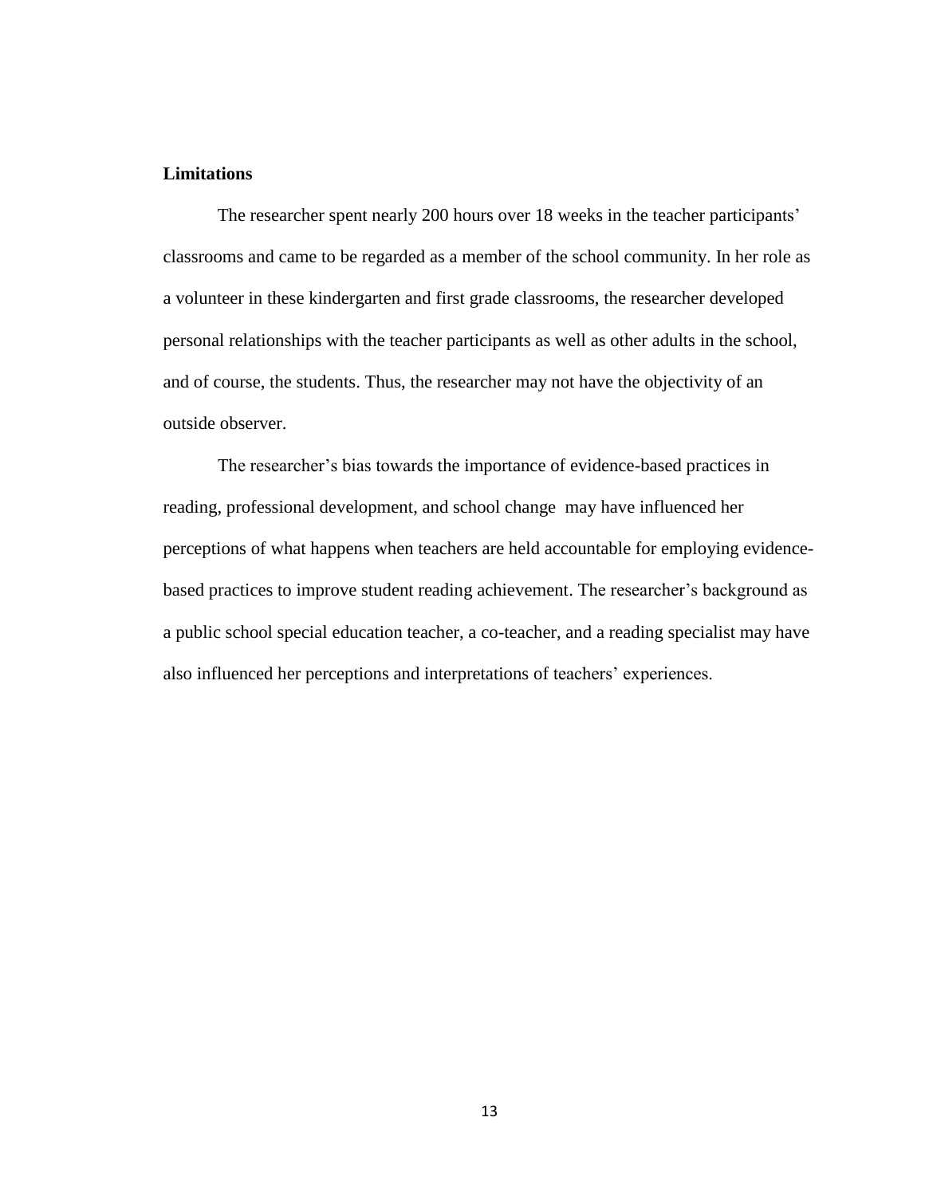**Limitations**

The researcher spent nearly 200 hours over 18 weeks in the teacher participants' classrooms and came to be regarded as a member of the school community. In her role as a volunteer in these kindergarten and first grade classrooms, the researcher developed personal relationships with the teacher participants as well as other adults in the school, and of course, the students. Thus, the researcher may not have the objectivity of an outside observer.

The researcher's bias towards the importance of evidence-based practices in reading, professional development, and school change may have influenced her perceptions of what happens when teachers are held accountable for employing evidence-based practices to improve student reading achievement. The researcher's background as a public school special education teacher, a co-teacher, and a reading specialist may have also influenced her perceptions and interpretations of teachers' experiences.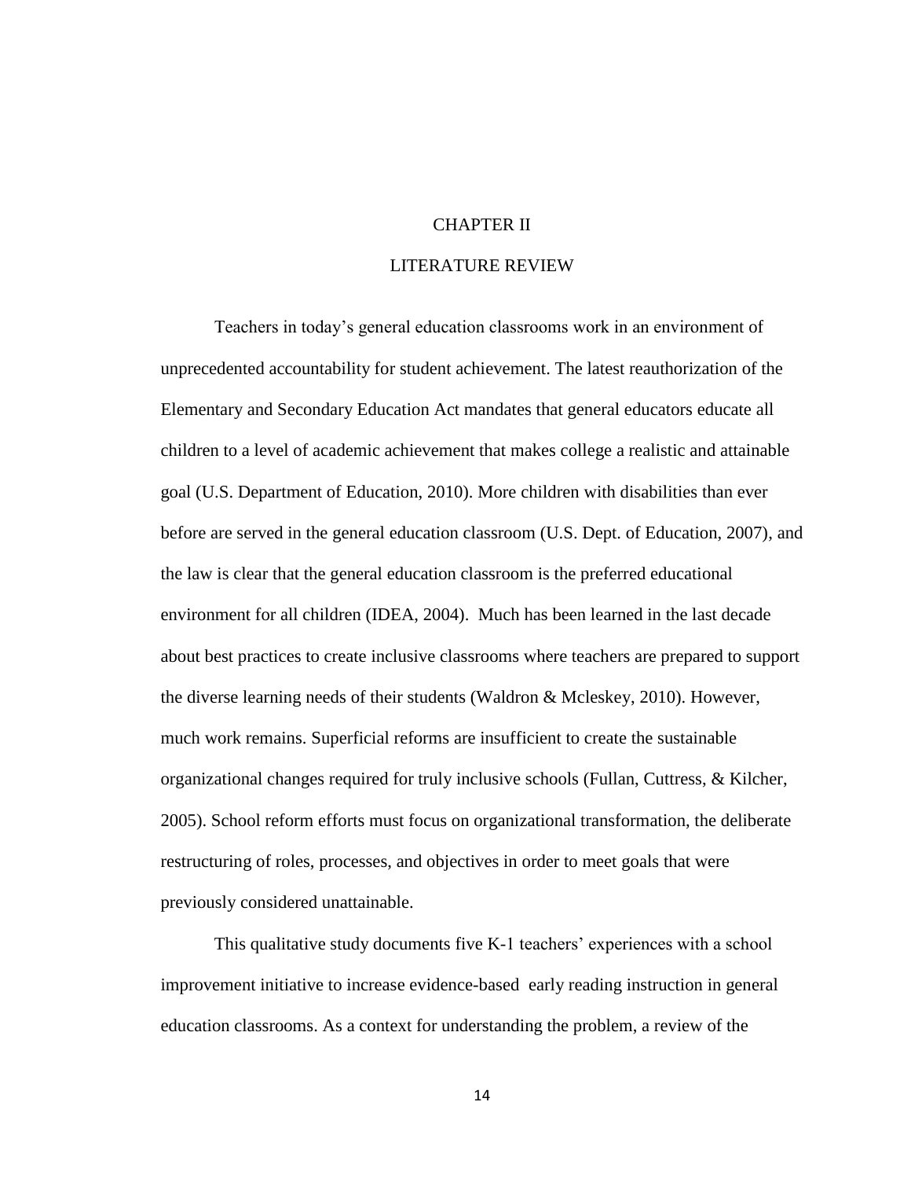# CHAPTER II

# LITERATURE REVIEW

Teachers in today's general education classrooms work in an environment of unprecedented accountability for student achievement. The latest reauthorization of the Elementary and Secondary Education Act mandates that general educators educate all children to a level of academic achievement that makes college a realistic and attainable goal (U.S. Department of Education, 2010). More children with disabilities than ever before are served in the general education classroom (U.S. Dept. of Education, 2007), and the law is clear that the general education classroom is the preferred educational environment for all children (IDEA, 2004). Much has been learned in the last decade about best practices to create inclusive classrooms where teachers are prepared to support the diverse learning needs of their students (Waldron & Mcleskey, 2010). However, much work remains. Superficial reforms are insufficient to create the sustainable organizational changes required for truly inclusive schools (Fullan, Cuttress, & Kilcher, 2005). School reform efforts must focus on organizational transformation, the deliberate restructuring of roles, processes, and objectives in order to meet goals that were previously considered unattainable.

This qualitative study documents five K-1 teachers' experiences with a school improvement initiative to increase evidence-based early reading instruction in general education classrooms. As a context for understanding the problem, a review of the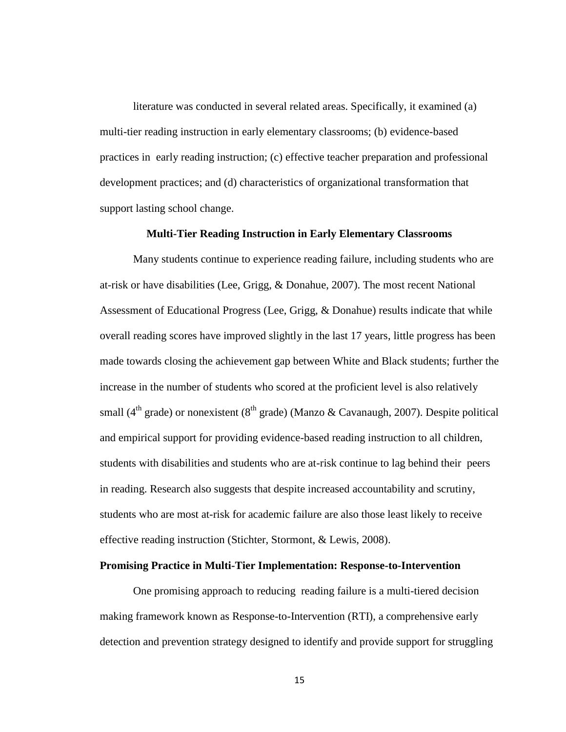literature was conducted in several related areas. Specifically, it examined (a) multi-tier reading instruction in early elementary classrooms; (b) evidence-based practices in early reading instruction; (c) effective teacher preparation and professional development practices; and (d) characteristics of organizational transformation that support lasting school change.

## Multi-Tier Reading Instruction in Early Elementary Classrooms

Many students continue to experience reading failure, including students who are at-risk or have disabilities (Lee, Grigg, & Donahue, 2007). The most recent National Assessment of Educational Progress (Lee, Grigg, & Donahue) results indicate that while overall reading scores have improved slightly in the last 17 years, little progress has been made towards closing the achievement gap between White and Black students; further the increase in the number of students who scored at the proficient level is also relatively small (4th grade) or nonexistent (8th grade) (Manzo & Cavanaugh, 2007). Despite political and empirical support for providing evidence-based reading instruction to all children, students with disabilities and students who are at-risk continue to lag behind their peers in reading. Research also suggests that despite increased accountability and scrutiny, students who are most at-risk for academic failure are also those least likely to receive effective reading instruction (Stichter, Stormont, & Lewis, 2008).

### Promising Practice in Multi-Tier Implementation: Response-to-Intervention

One promising approach to reducing reading failure is a multi-tiered decision making framework known as Response-to-Intervention (RTI), a comprehensive early detection and prevention strategy designed to identify and provide support for struggling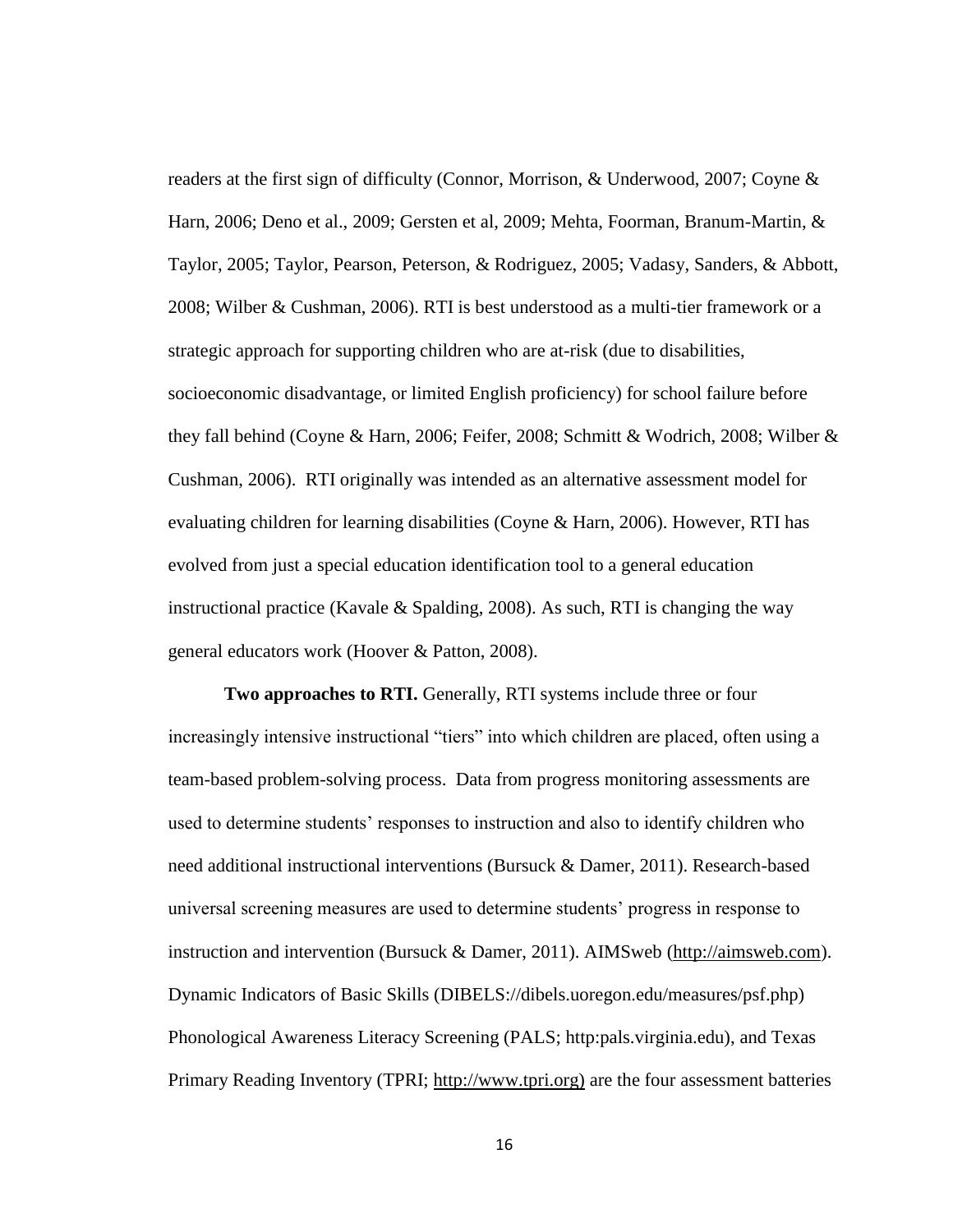readers at the first sign of difficulty (Connor, Morrison, & Underwood, 2007; Coyne & Harn, 2006; Deno et al., 2009; Gersten et al, 2009; Mehta, Foorman, Branum-Martin, & Taylor, 2005; Taylor, Pearson, Peterson, & Rodriguez, 2005; Vadasy, Sanders, & Abbott, 2008; Wilber & Cushman, 2006). RTI is best understood as a multi-tier framework or a strategic approach for supporting children who are at-risk (due to disabilities, socioeconomic disadvantage, or limited English proficiency) for school failure before they fall behind (Coyne & Harn, 2006; Feifer, 2008; Schmitt & Wodrich, 2008; Wilber & Cushman, 2006). RTI originally was intended as an alternative assessment model for evaluating children for learning disabilities (Coyne & Harn, 2006). However, RTI has evolved from just a special education identification tool to a general education instructional practice (Kavale & Spalding, 2008). As such, RTI is changing the way general educators work (Hoover & Patton, 2008).

**Two approaches to RTI.** Generally, RTI systems include three or four increasingly intensive instructional "tiers" into which children are placed, often using a team-based problem-solving process. Data from progress monitoring assessments are used to determine students' responses to instruction and also to identify children who need additional instructional interventions (Bursuck & Damer, 2011). Research-based universal screening measures are used to determine students' progress in response to instruction and intervention (Bursuck & Damer, 2011). AIMSweb (http://aimsweb.com). Dynamic Indicators of Basic Skills (DIBELS://dibels.uoregon.edu/measures/psf.php) Phonological Awareness Literacy Screening (PALS; http:pals.virginia.edu), and Texas Primary Reading Inventory (TPRI; http://www.tpri.org) are the four assessment batteries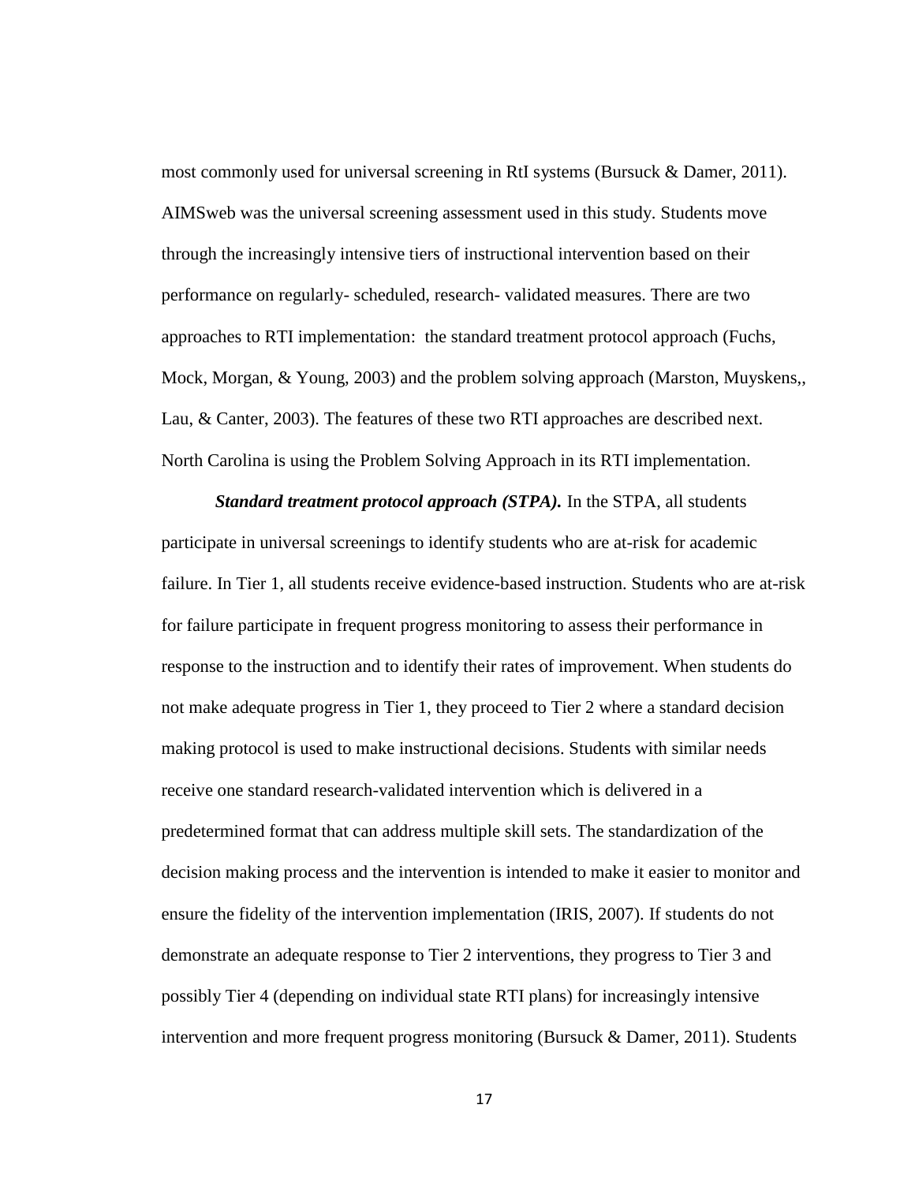most commonly used for universal screening in RtI systems (Bursuck & Damer, 2011). AIMSweb was the universal screening assessment used in this study. Students move through the increasingly intensive tiers of instructional intervention based on their performance on regularly- scheduled, research- validated measures. There are two approaches to RTI implementation: the standard treatment protocol approach (Fuchs, Mock, Morgan, & Young, 2003) and the problem solving approach (Marston, Muyskens,, Lau, & Canter, 2003). The features of these two RTI approaches are described next. North Carolina is using the Problem Solving Approach in its RTI implementation.

***Standard treatment protocol approach (STPA).*** In the STPA, all students participate in universal screenings to identify students who are at-risk for academic failure. In Tier 1, all students receive evidence-based instruction. Students who are at-risk for failure participate in frequent progress monitoring to assess their performance in response to the instruction and to identify their rates of improvement. When students do not make adequate progress in Tier 1, they proceed to Tier 2 where a standard decision making protocol is used to make instructional decisions. Students with similar needs receive one standard research-validated intervention which is delivered in a predetermined format that can address multiple skill sets. The standardization of the decision making process and the intervention is intended to make it easier to monitor and ensure the fidelity of the intervention implementation (IRIS, 2007). If students do not demonstrate an adequate response to Tier 2 interventions, they progress to Tier 3 and possibly Tier 4 (depending on individual state RTI plans) for increasingly intensive intervention and more frequent progress monitoring (Bursuck & Damer, 2011). Students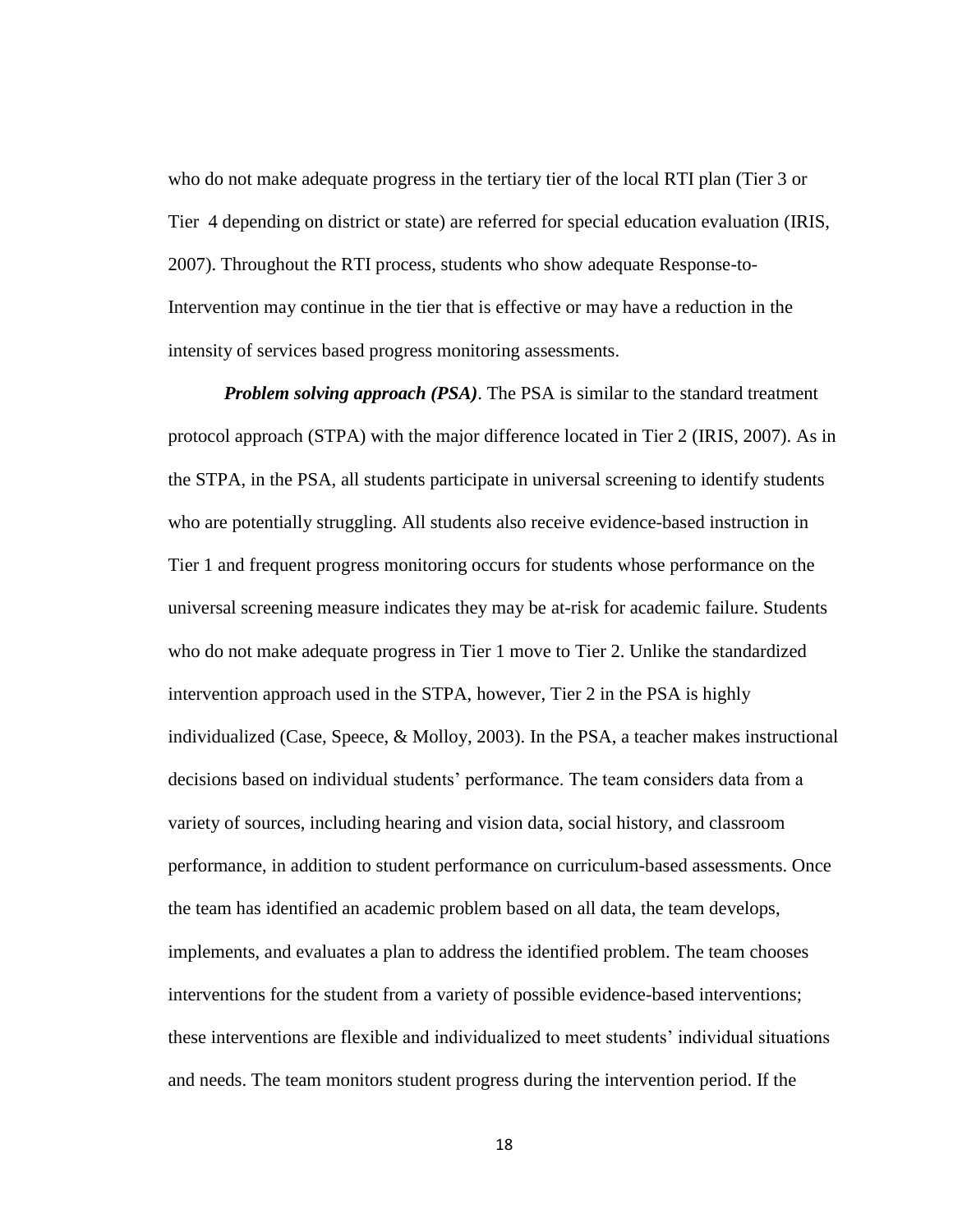who do not make adequate progress in the tertiary tier of the local RTI plan (Tier 3 or Tier 4 depending on district or state) are referred for special education evaluation (IRIS, 2007). Throughout the RTI process, students who show adequate Response-to-Intervention may continue in the tier that is effective or may have a reduction in the intensity of services based progress monitoring assessments.

***Problem solving approach (PSA)***. The PSA is similar to the standard treatment protocol approach (STPA) with the major difference located in Tier 2 (IRIS, 2007). As in the STPA, in the PSA, all students participate in universal screening to identify students who are potentially struggling. All students also receive evidence-based instruction in Tier 1 and frequent progress monitoring occurs for students whose performance on the universal screening measure indicates they may be at-risk for academic failure. Students who do not make adequate progress in Tier 1 move to Tier 2. Unlike the standardized intervention approach used in the STPA, however, Tier 2 in the PSA is highly individualized (Case, Speece, & Molloy, 2003). In the PSA, a teacher makes instructional decisions based on individual students' performance. The team considers data from a variety of sources, including hearing and vision data, social history, and classroom performance, in addition to student performance on curriculum-based assessments. Once the team has identified an academic problem based on all data, the team develops, implements, and evaluates a plan to address the identified problem. The team chooses interventions for the student from a variety of possible evidence-based interventions; these interventions are flexible and individualized to meet students' individual situations and needs. The team monitors student progress during the intervention period. If the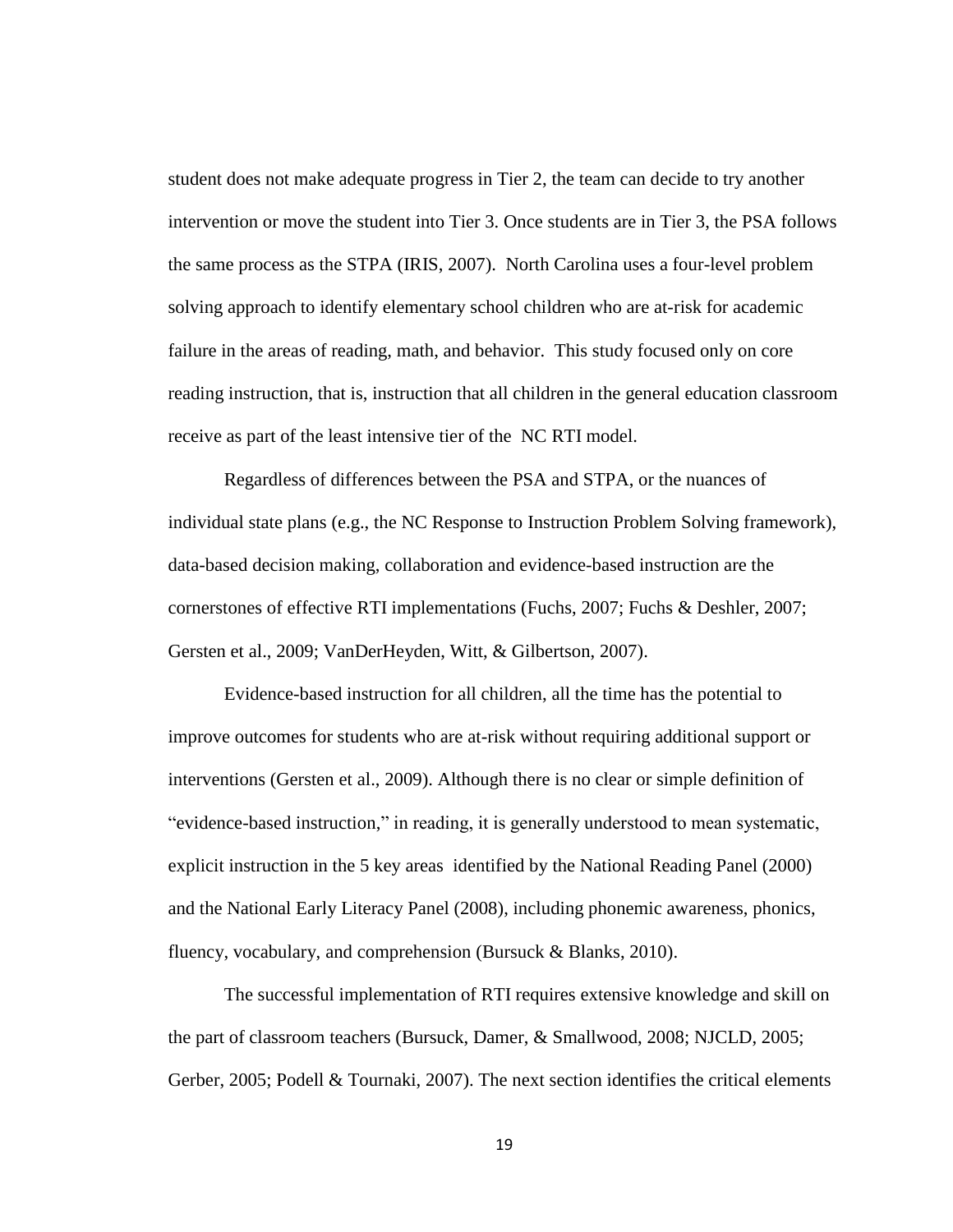student does not make adequate progress in Tier 2, the team can decide to try another intervention or move the student into Tier 3. Once students are in Tier 3, the PSA follows the same process as the STPA (IRIS, 2007). North Carolina uses a four-level problem solving approach to identify elementary school children who are at-risk for academic failure in the areas of reading, math, and behavior. This study focused only on core reading instruction, that is, instruction that all children in the general education classroom receive as part of the least intensive tier of the NC RTI model.

Regardless of differences between the PSA and STPA, or the nuances of individual state plans (e.g., the NC Response to Instruction Problem Solving framework), data-based decision making, collaboration and evidence-based instruction are the cornerstones of effective RTI implementations (Fuchs, 2007; Fuchs & Deshler, 2007; Gersten et al., 2009; VanDerHeyden, Witt, & Gilbertson, 2007).

Evidence-based instruction for all children, all the time has the potential to improve outcomes for students who are at-risk without requiring additional support or interventions (Gersten et al., 2009). Although there is no clear or simple definition of "evidence-based instruction," in reading, it is generally understood to mean systematic, explicit instruction in the 5 key areas identified by the National Reading Panel (2000) and the National Early Literacy Panel (2008), including phonemic awareness, phonics, fluency, vocabulary, and comprehension (Bursuck & Blanks, 2010).

The successful implementation of RTI requires extensive knowledge and skill on the part of classroom teachers (Bursuck, Damer, & Smallwood, 2008; NJCLD, 2005; Gerber, 2005; Podell & Tournaki, 2007). The next section identifies the critical elements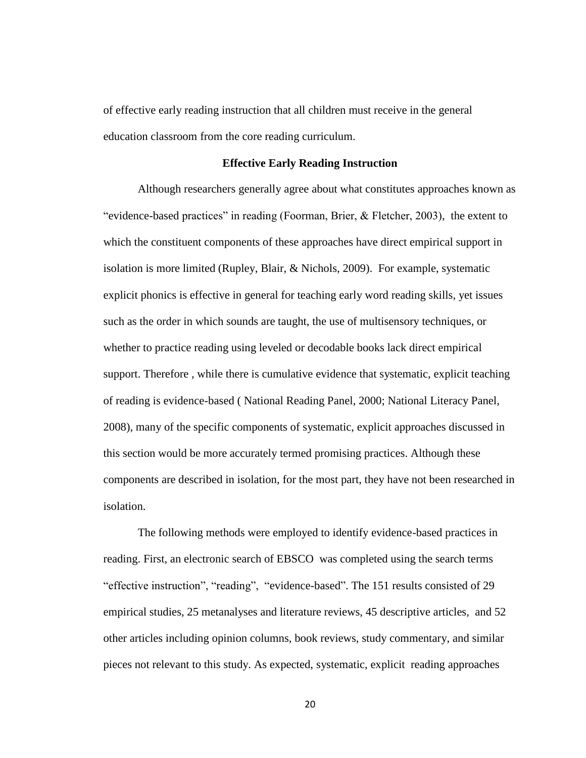of effective early reading instruction that all children must receive in the general education classroom from the core reading curriculum.

## Effective Early Reading Instruction

Although researchers generally agree about what constitutes approaches known as "evidence-based practices" in reading (Foorman, Brier, & Fletcher, 2003), the extent to which the constituent components of these approaches have direct empirical support in isolation is more limited (Rupley, Blair, & Nichols, 2009). For example, systematic explicit phonics is effective in general for teaching early word reading skills, yet issues such as the order in which sounds are taught, the use of multisensory techniques, or whether to practice reading using leveled or decodable books lack direct empirical support. Therefore , while there is cumulative evidence that systematic, explicit teaching of reading is evidence-based ( National Reading Panel, 2000; National Literacy Panel, 2008), many of the specific components of systematic, explicit approaches discussed in this section would be more accurately termed promising practices. Although these components are described in isolation, for the most part, they have not been researched in isolation.

The following methods were employed to identify evidence-based practices in reading. First, an electronic search of EBSCO was completed using the search terms "effective instruction", "reading", "evidence-based". The 151 results consisted of 29 empirical studies, 25 metanalyses and literature reviews, 45 descriptive articles, and 52 other articles including opinion columns, book reviews, study commentary, and similar pieces not relevant to this study. As expected, systematic, explicit reading approaches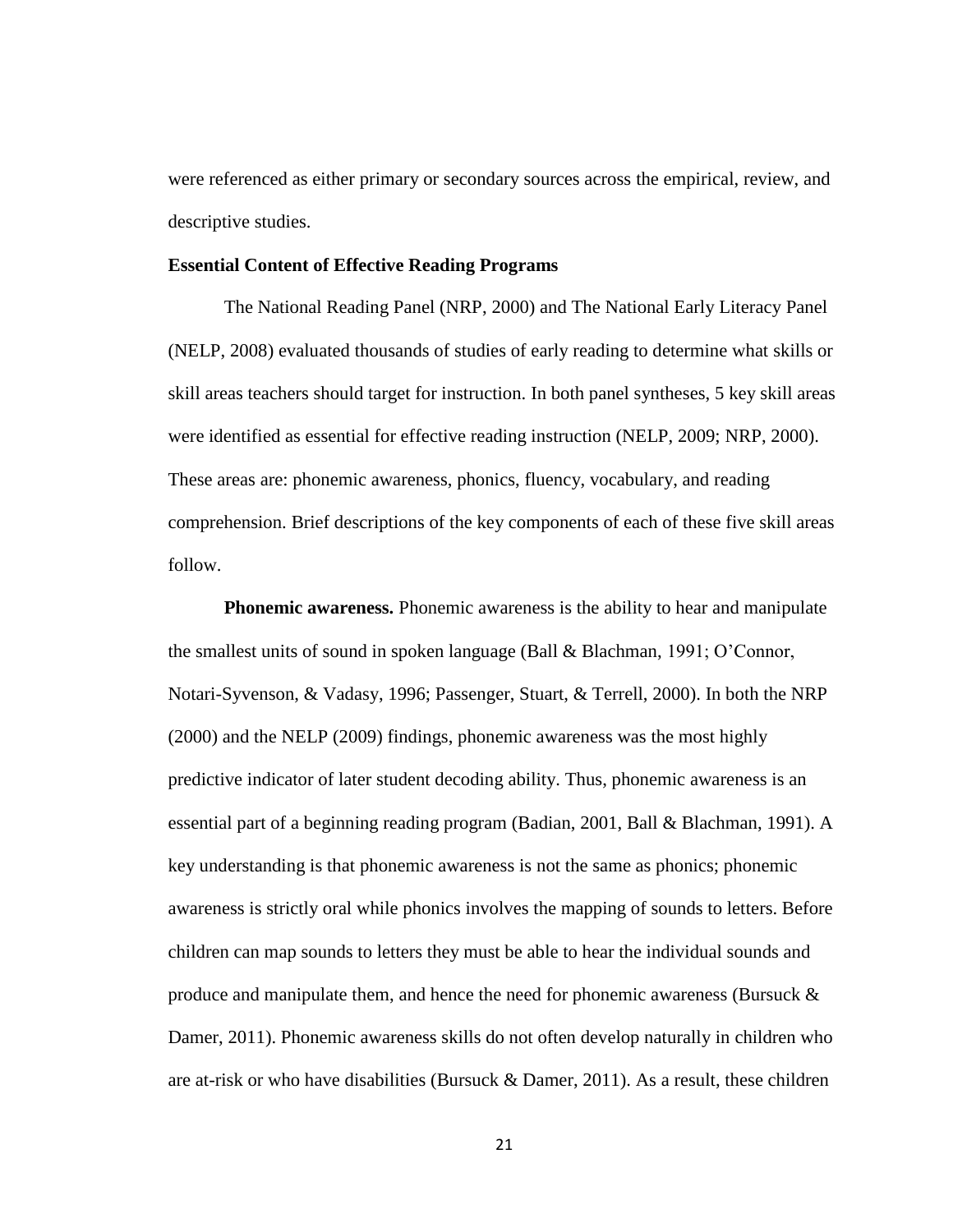were referenced as either primary or secondary sources across the empirical, review, and descriptive studies.

## Essential Content of Effective Reading Programs

The National Reading Panel (NRP, 2000) and The National Early Literacy Panel (NELP, 2008) evaluated thousands of studies of early reading to determine what skills or skill areas teachers should target for instruction. In both panel syntheses, 5 key skill areas were identified as essential for effective reading instruction (NELP, 2009; NRP, 2000). These areas are: phonemic awareness, phonics, fluency, vocabulary, and reading comprehension. Brief descriptions of the key components of each of these five skill areas follow.

**Phonemic awareness.** Phonemic awareness is the ability to hear and manipulate the smallest units of sound in spoken language (Ball & Blachman, 1991; O'Connor, Notari-Syvenson, & Vadasy, 1996; Passenger, Stuart, & Terrell, 2000). In both the NRP (2000) and the NELP (2009) findings, phonemic awareness was the most highly predictive indicator of later student decoding ability. Thus, phonemic awareness is an essential part of a beginning reading program (Badian, 2001, Ball & Blachman, 1991). A key understanding is that phonemic awareness is not the same as phonics; phonemic awareness is strictly oral while phonics involves the mapping of sounds to letters. Before children can map sounds to letters they must be able to hear the individual sounds and produce and manipulate them, and hence the need for phonemic awareness (Bursuck & Damer, 2011). Phonemic awareness skills do not often develop naturally in children who are at-risk or who have disabilities (Bursuck & Damer, 2011). As a result, these children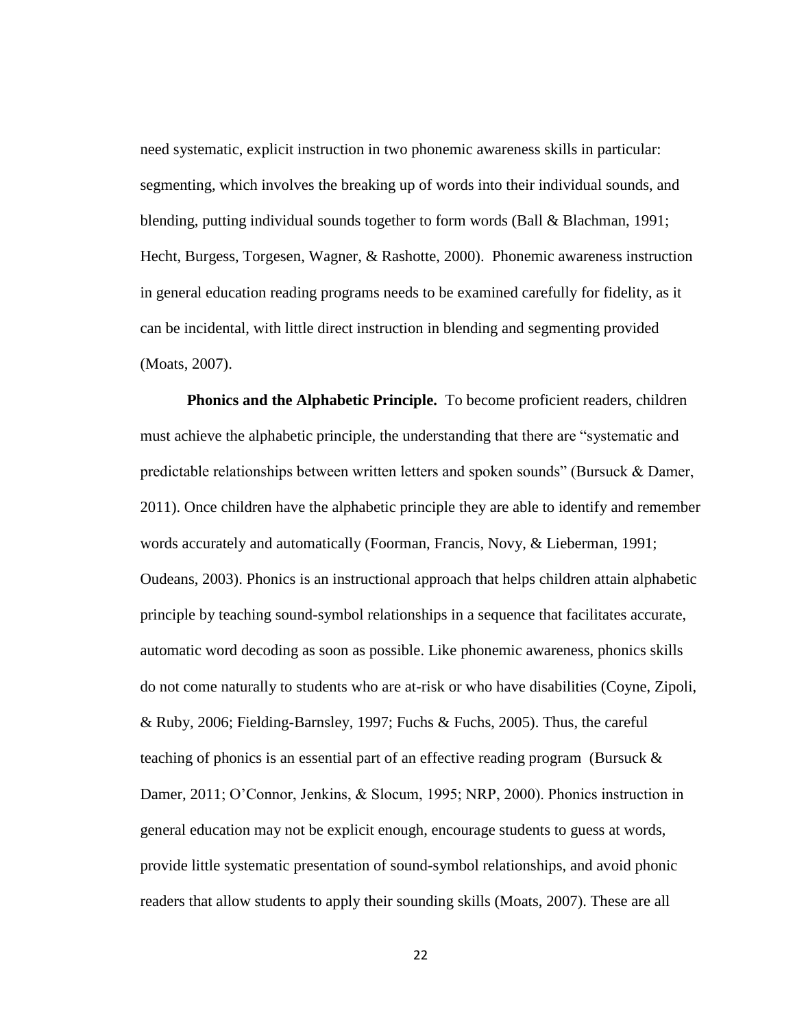need systematic, explicit instruction in two phonemic awareness skills in particular: segmenting, which involves the breaking up of words into their individual sounds, and blending, putting individual sounds together to form words (Ball & Blachman, 1991; Hecht, Burgess, Torgesen, Wagner, & Rashotte, 2000). Phonemic awareness instruction in general education reading programs needs to be examined carefully for fidelity, as it can be incidental, with little direct instruction in blending and segmenting provided (Moats, 2007).

**Phonics and the Alphabetic Principle.** To become proficient readers, children must achieve the alphabetic principle, the understanding that there are "systematic and predictable relationships between written letters and spoken sounds" (Bursuck & Damer, 2011). Once children have the alphabetic principle they are able to identify and remember words accurately and automatically (Foorman, Francis, Novy, & Lieberman, 1991; Oudeans, 2003). Phonics is an instructional approach that helps children attain alphabetic principle by teaching sound-symbol relationships in a sequence that facilitates accurate, automatic word decoding as soon as possible. Like phonemic awareness, phonics skills do not come naturally to students who are at-risk or who have disabilities (Coyne, Zipoli, & Ruby, 2006; Fielding-Barnsley, 1997; Fuchs & Fuchs, 2005). Thus, the careful teaching of phonics is an essential part of an effective reading program (Bursuck & Damer, 2011; O'Connor, Jenkins, & Slocum, 1995; NRP, 2000). Phonics instruction in general education may not be explicit enough, encourage students to guess at words, provide little systematic presentation of sound-symbol relationships, and avoid phonic readers that allow students to apply their sounding skills (Moats, 2007). These are all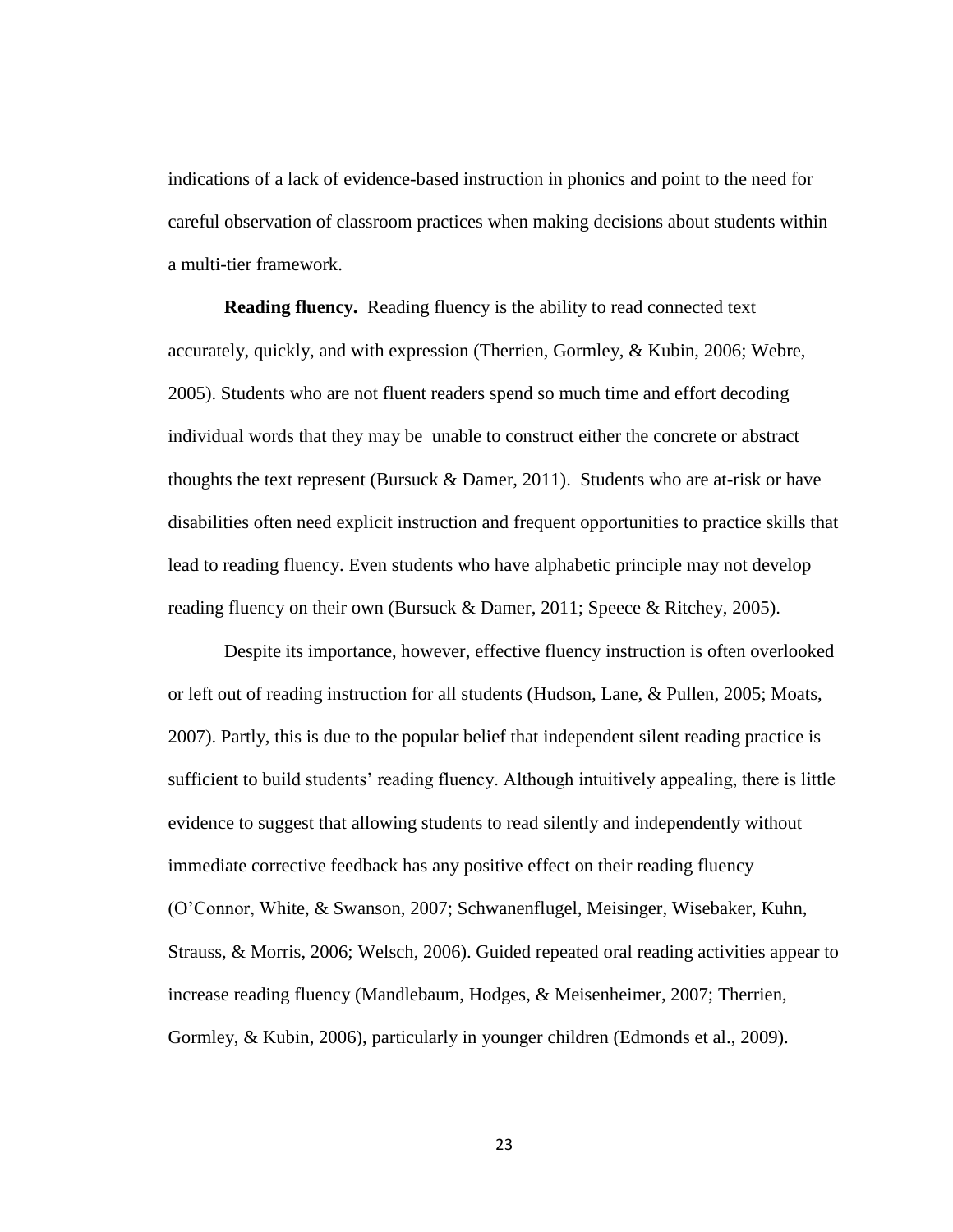indications of a lack of evidence-based instruction in phonics and point to the need for careful observation of classroom practices when making decisions about students within a multi-tier framework.

**Reading fluency.** Reading fluency is the ability to read connected text accurately, quickly, and with expression (Therrien, Gormley, & Kubin, 2006; Webre, 2005). Students who are not fluent readers spend so much time and effort decoding individual words that they may be unable to construct either the concrete or abstract thoughts the text represent (Bursuck & Damer, 2011). Students who are at-risk or have disabilities often need explicit instruction and frequent opportunities to practice skills that lead to reading fluency. Even students who have alphabetic principle may not develop reading fluency on their own (Bursuck & Damer, 2011; Speece & Ritchey, 2005).

Despite its importance, however, effective fluency instruction is often overlooked or left out of reading instruction for all students (Hudson, Lane, & Pullen, 2005; Moats, 2007). Partly, this is due to the popular belief that independent silent reading practice is sufficient to build students' reading fluency. Although intuitively appealing, there is little evidence to suggest that allowing students to read silently and independently without immediate corrective feedback has any positive effect on their reading fluency (O'Connor, White, & Swanson, 2007; Schwanenflugel, Meisinger, Wisebaker, Kuhn, Strauss, & Morris, 2006; Welsch, 2006). Guided repeated oral reading activities appear to increase reading fluency (Mandlebaum, Hodges, & Meisenheimer, 2007; Therrien, Gormley, & Kubin, 2006), particularly in younger children (Edmonds et al., 2009).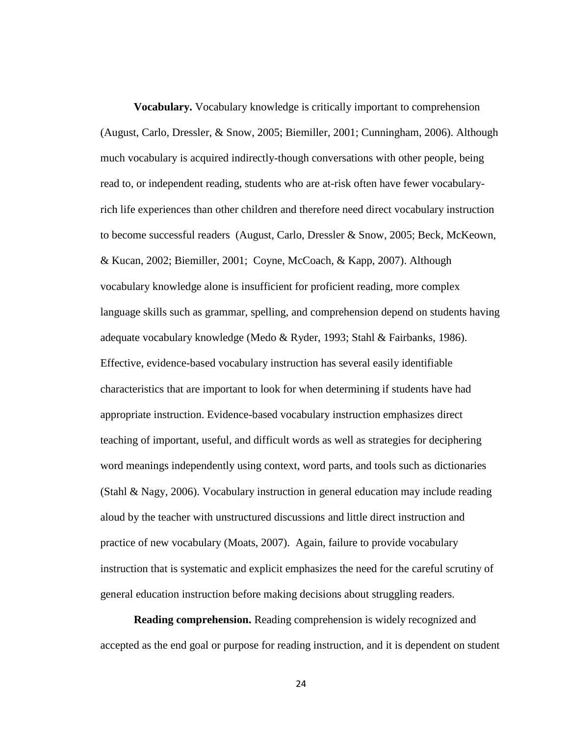**Vocabulary.** Vocabulary knowledge is critically important to comprehension (August, Carlo, Dressler, & Snow, 2005; Biemiller, 2001; Cunningham, 2006). Although much vocabulary is acquired indirectly-though conversations with other people, being read to, or independent reading, students who are at-risk often have fewer vocabulary-rich life experiences than other children and therefore need direct vocabulary instruction to become successful readers (August, Carlo, Dressler & Snow, 2005; Beck, McKeown, & Kucan, 2002; Biemiller, 2001; Coyne, McCoach, & Kapp, 2007). Although vocabulary knowledge alone is insufficient for proficient reading, more complex language skills such as grammar, spelling, and comprehension depend on students having adequate vocabulary knowledge (Medo & Ryder, 1993; Stahl & Fairbanks, 1986). Effective, evidence-based vocabulary instruction has several easily identifiable characteristics that are important to look for when determining if students have had appropriate instruction. Evidence-based vocabulary instruction emphasizes direct teaching of important, useful, and difficult words as well as strategies for deciphering word meanings independently using context, word parts, and tools such as dictionaries (Stahl & Nagy, 2006). Vocabulary instruction in general education may include reading aloud by the teacher with unstructured discussions and little direct instruction and practice of new vocabulary (Moats, 2007). Again, failure to provide vocabulary instruction that is systematic and explicit emphasizes the need for the careful scrutiny of general education instruction before making decisions about struggling readers.

**Reading comprehension.** Reading comprehension is widely recognized and accepted as the end goal or purpose for reading instruction, and it is dependent on student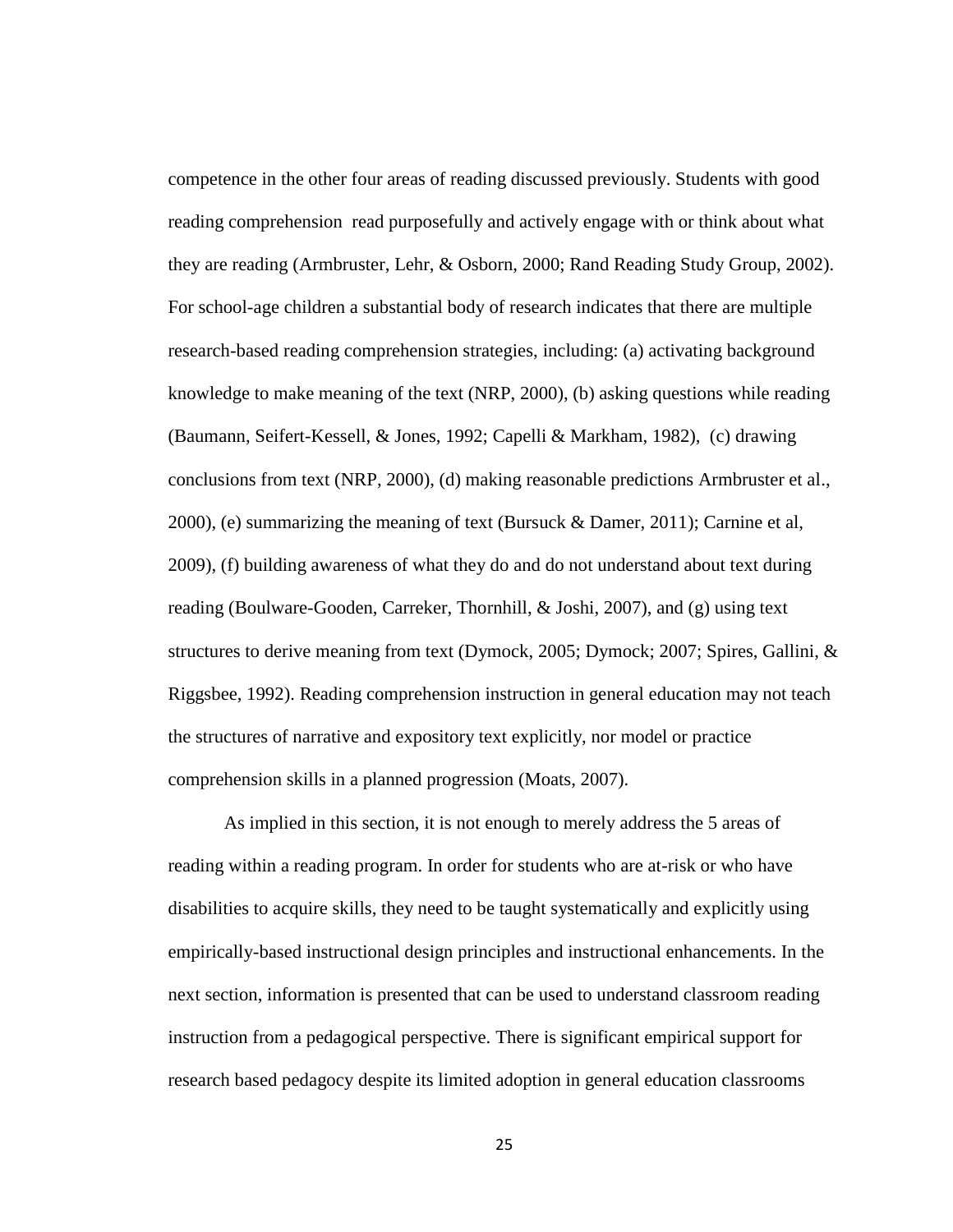competence in the other four areas of reading discussed previously. Students with good reading comprehension read purposefully and actively engage with or think about what they are reading (Armbruster, Lehr, & Osborn, 2000; Rand Reading Study Group, 2002). For school-age children a substantial body of research indicates that there are multiple research-based reading comprehension strategies, including: (a) activating background knowledge to make meaning of the text (NRP, 2000), (b) asking questions while reading (Baumann, Seifert-Kessell, & Jones, 1992; Capelli & Markham, 1982), (c) drawing conclusions from text (NRP, 2000), (d) making reasonable predictions Armbruster et al., 2000), (e) summarizing the meaning of text (Bursuck & Damer, 2011); Carnine et al, 2009), (f) building awareness of what they do and do not understand about text during reading (Boulware-Gooden, Carreker, Thornhill, & Joshi, 2007), and (g) using text structures to derive meaning from text (Dymock, 2005; Dymock; 2007; Spires, Gallini, & Riggsbee, 1992). Reading comprehension instruction in general education may not teach the structures of narrative and expository text explicitly, nor model or practice comprehension skills in a planned progression (Moats, 2007).

As implied in this section, it is not enough to merely address the 5 areas of reading within a reading program. In order for students who are at-risk or who have disabilities to acquire skills, they need to be taught systematically and explicitly using empirically-based instructional design principles and instructional enhancements. In the next section, information is presented that can be used to understand classroom reading instruction from a pedagogical perspective. There is significant empirical support for research based pedagocy despite its limited adoption in general education classrooms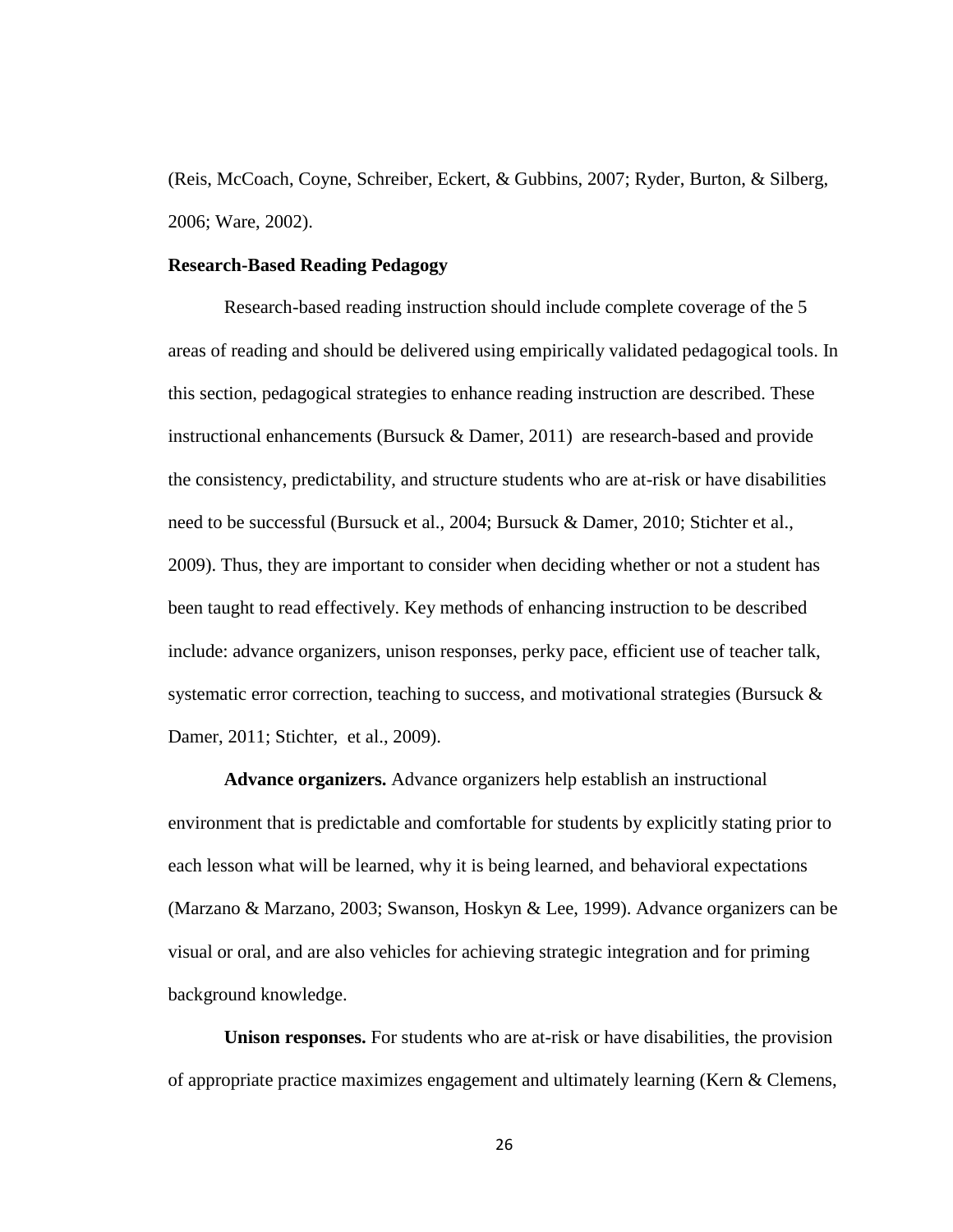(Reis, McCoach, Coyne, Schreiber, Eckert, & Gubbins, 2007; Ryder, Burton, & Silberg, 2006; Ware, 2002).

### Research-Based Reading Pedagogy

Research-based reading instruction should include complete coverage of the 5 areas of reading and should be delivered using empirically validated pedagogical tools. In this section, pedagogical strategies to enhance reading instruction are described. These instructional enhancements (Bursuck & Damer, 2011) are research-based and provide the consistency, predictability, and structure students who are at-risk or have disabilities need to be successful (Bursuck et al., 2004; Bursuck & Damer, 2010; Stichter et al., 2009). Thus, they are important to consider when deciding whether or not a student has been taught to read effectively. Key methods of enhancing instruction to be described include: advance organizers, unison responses, perky pace, efficient use of teacher talk, systematic error correction, teaching to success, and motivational strategies (Bursuck & Damer, 2011; Stichter, et al., 2009).

**Advance organizers.** Advance organizers help establish an instructional environment that is predictable and comfortable for students by explicitly stating prior to each lesson what will be learned, why it is being learned, and behavioral expectations (Marzano & Marzano, 2003; Swanson, Hoskyn & Lee, 1999). Advance organizers can be visual or oral, and are also vehicles for achieving strategic integration and for priming background knowledge.

**Unison responses.** For students who are at-risk or have disabilities, the provision of appropriate practice maximizes engagement and ultimately learning (Kern & Clemens,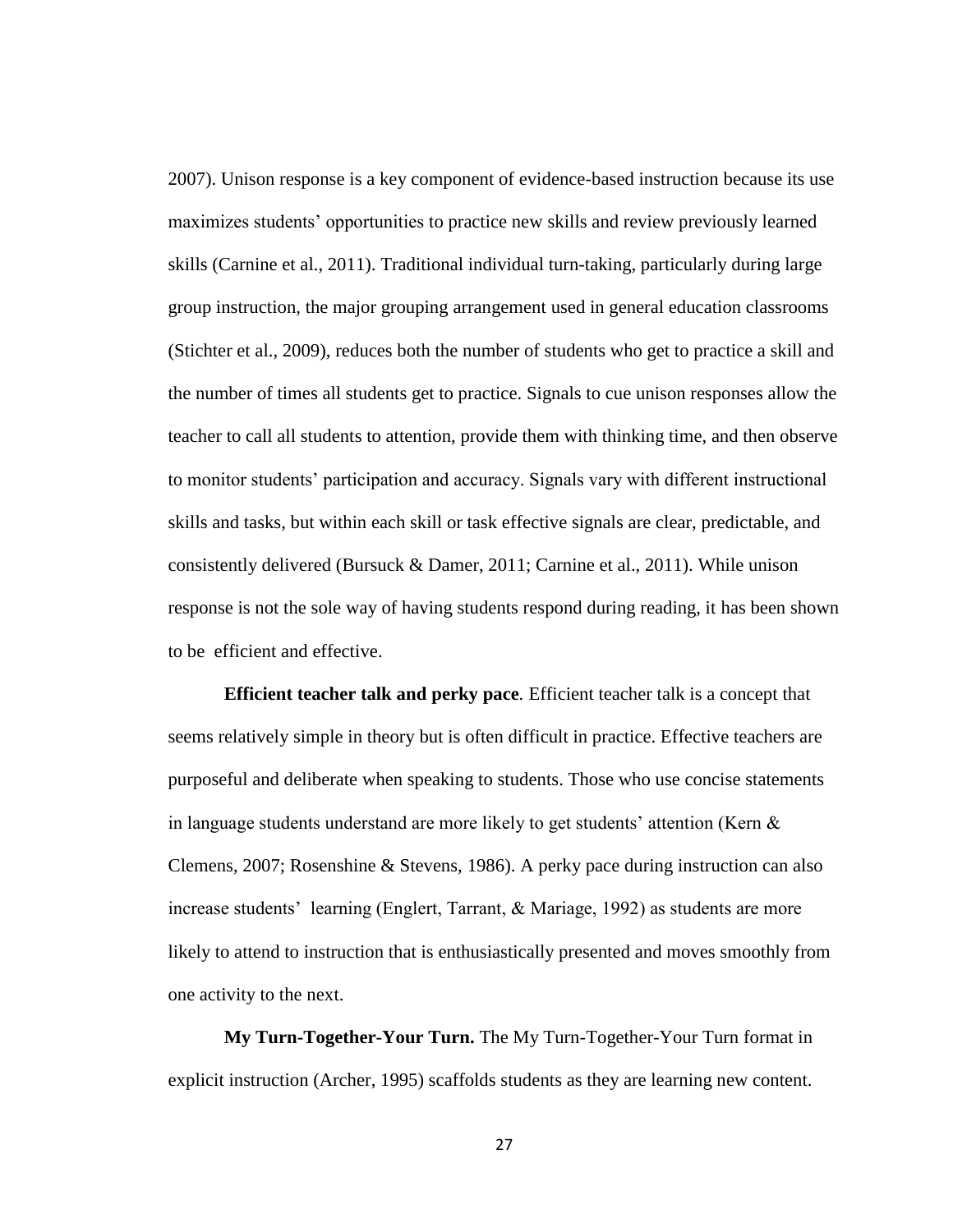2007). Unison response is a key component of evidence-based instruction because its use maximizes students' opportunities to practice new skills and review previously learned skills (Carnine et al., 2011). Traditional individual turn-taking, particularly during large group instruction, the major grouping arrangement used in general education classrooms (Stichter et al., 2009), reduces both the number of students who get to practice a skill and the number of times all students get to practice. Signals to cue unison responses allow the teacher to call all students to attention, provide them with thinking time, and then observe to monitor students' participation and accuracy. Signals vary with different instructional skills and tasks, but within each skill or task effective signals are clear, predictable, and consistently delivered (Bursuck & Damer, 2011; Carnine et al., 2011). While unison response is not the sole way of having students respond during reading, it has been shown to be efficient and effective.

**Efficient teacher talk and perky pace***.* Efficient teacher talk is a concept that seems relatively simple in theory but is often difficult in practice. Effective teachers are purposeful and deliberate when speaking to students. Those who use concise statements in language students understand are more likely to get students' attention (Kern & Clemens, 2007; Rosenshine & Stevens, 1986). A perky pace during instruction can also increase students' learning (Englert, Tarrant, & Mariage, 1992) as students are more likely to attend to instruction that is enthusiastically presented and moves smoothly from one activity to the next.

**My Turn-Together-Your Turn.** The My Turn-Together-Your Turn format in explicit instruction (Archer, 1995) scaffolds students as they are learning new content.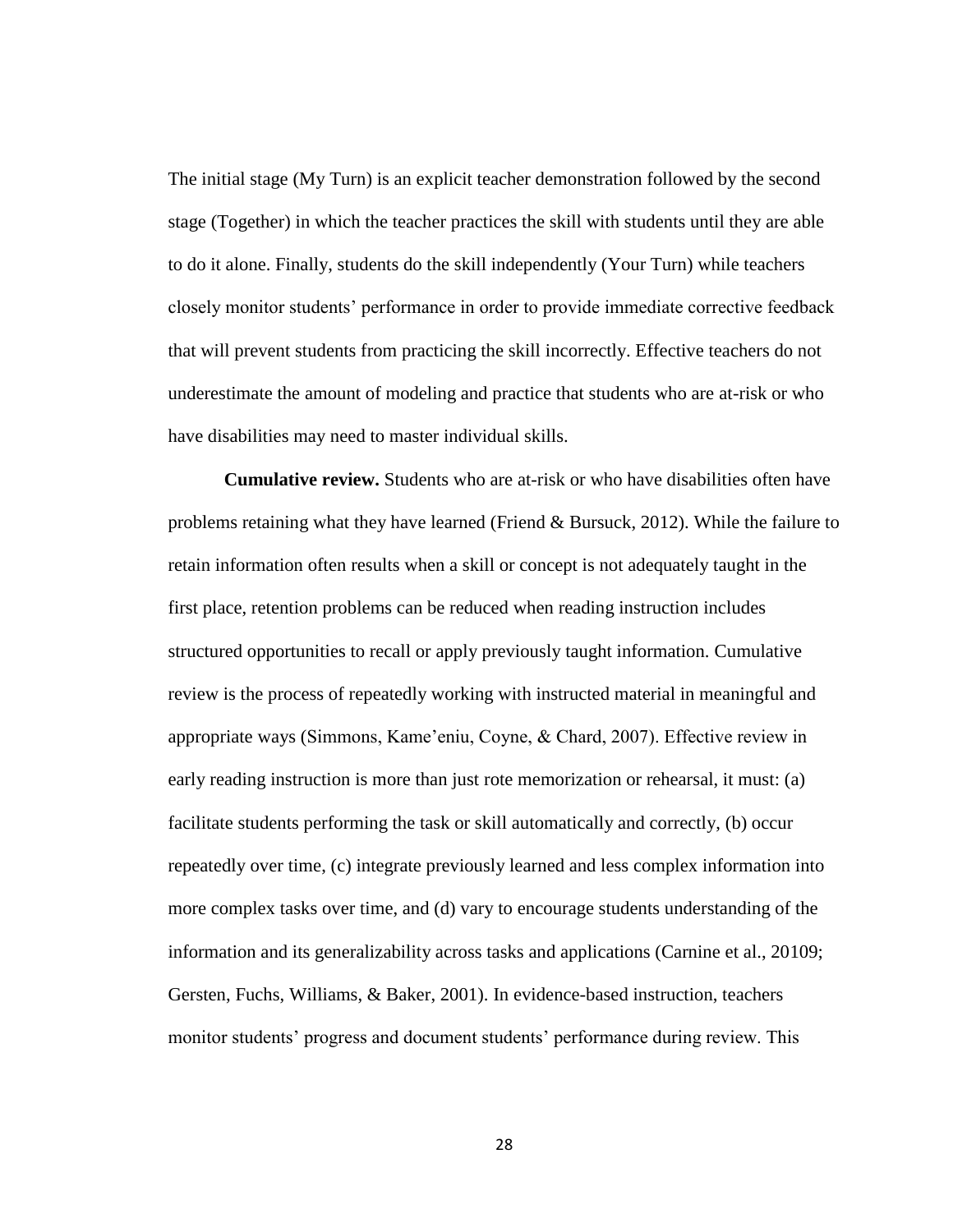The initial stage (My Turn) is an explicit teacher demonstration followed by the second stage (Together) in which the teacher practices the skill with students until they are able to do it alone. Finally, students do the skill independently (Your Turn) while teachers closely monitor students' performance in order to provide immediate corrective feedback that will prevent students from practicing the skill incorrectly. Effective teachers do not underestimate the amount of modeling and practice that students who are at-risk or who have disabilities may need to master individual skills.

**Cumulative review.** Students who are at-risk or who have disabilities often have problems retaining what they have learned (Friend & Bursuck, 2012). While the failure to retain information often results when a skill or concept is not adequately taught in the first place, retention problems can be reduced when reading instruction includes structured opportunities to recall or apply previously taught information. Cumulative review is the process of repeatedly working with instructed material in meaningful and appropriate ways (Simmons, Kame'eniu, Coyne, & Chard, 2007). Effective review in early reading instruction is more than just rote memorization or rehearsal, it must: (a) facilitate students performing the task or skill automatically and correctly, (b) occur repeatedly over time, (c) integrate previously learned and less complex information into more complex tasks over time, and (d) vary to encourage students understanding of the information and its generalizability across tasks and applications (Carnine et al., 20109; Gersten, Fuchs, Williams, & Baker, 2001). In evidence-based instruction, teachers monitor students' progress and document students' performance during review. This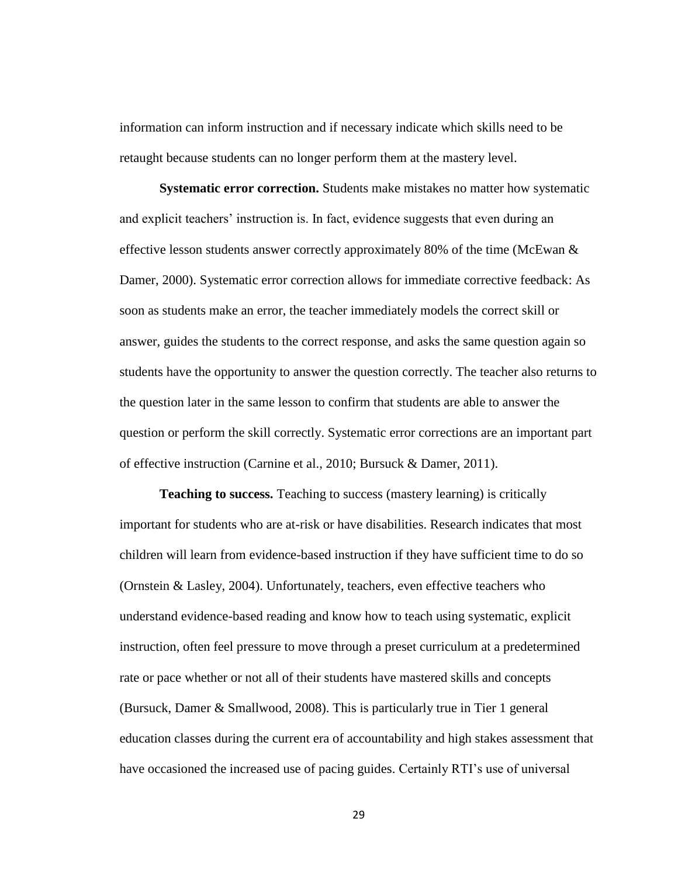information can inform instruction and if necessary indicate which skills need to be retaught because students can no longer perform them at the mastery level.

**Systematic error correction.** Students make mistakes no matter how systematic and explicit teachers' instruction is. In fact, evidence suggests that even during an effective lesson students answer correctly approximately 80% of the time (McEwan & Damer, 2000). Systematic error correction allows for immediate corrective feedback: As soon as students make an error, the teacher immediately models the correct skill or answer, guides the students to the correct response, and asks the same question again so students have the opportunity to answer the question correctly. The teacher also returns to the question later in the same lesson to confirm that students are able to answer the question or perform the skill correctly. Systematic error corrections are an important part of effective instruction (Carnine et al., 2010; Bursuck & Damer, 2011).

**Teaching to success.** Teaching to success (mastery learning) is critically important for students who are at-risk or have disabilities. Research indicates that most children will learn from evidence-based instruction if they have sufficient time to do so (Ornstein & Lasley, 2004). Unfortunately, teachers, even effective teachers who understand evidence-based reading and know how to teach using systematic, explicit instruction, often feel pressure to move through a preset curriculum at a predetermined rate or pace whether or not all of their students have mastered skills and concepts (Bursuck, Damer & Smallwood, 2008). This is particularly true in Tier 1 general education classes during the current era of accountability and high stakes assessment that have occasioned the increased use of pacing guides. Certainly RTI's use of universal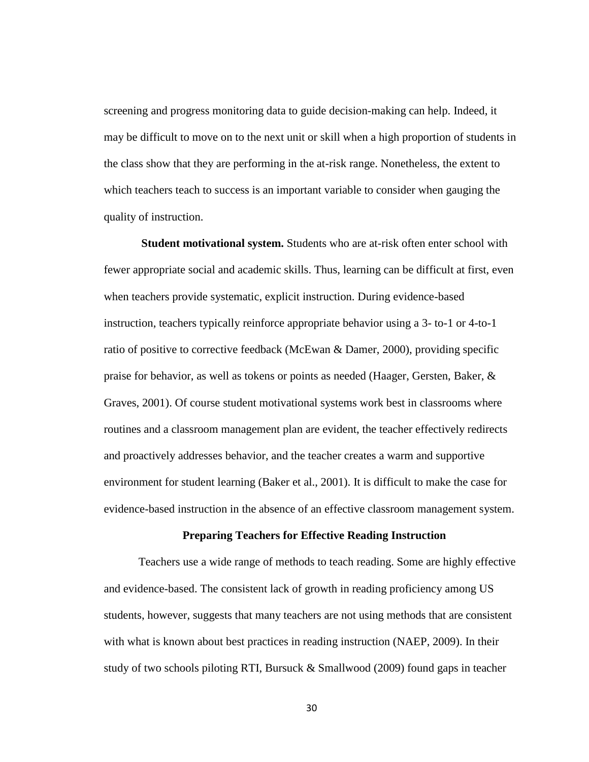screening and progress monitoring data to guide decision-making can help. Indeed, it may be difficult to move on to the next unit or skill when a high proportion of students in the class show that they are performing in the at-risk range. Nonetheless, the extent to which teachers teach to success is an important variable to consider when gauging the quality of instruction.

**Student motivational system.** Students who are at-risk often enter school with fewer appropriate social and academic skills. Thus, learning can be difficult at first, even when teachers provide systematic, explicit instruction. During evidence-based instruction, teachers typically reinforce appropriate behavior using a 3- to-1 or 4-to-1 ratio of positive to corrective feedback (McEwan & Damer, 2000), providing specific praise for behavior, as well as tokens or points as needed (Haager, Gersten, Baker, & Graves, 2001). Of course student motivational systems work best in classrooms where routines and a classroom management plan are evident, the teacher effectively redirects and proactively addresses behavior, and the teacher creates a warm and supportive environment for student learning (Baker et al., 2001). It is difficult to make the case for evidence-based instruction in the absence of an effective classroom management system.

## Preparing Teachers for Effective Reading Instruction

Teachers use a wide range of methods to teach reading. Some are highly effective and evidence-based. The consistent lack of growth in reading proficiency among US students, however, suggests that many teachers are not using methods that are consistent with what is known about best practices in reading instruction (NAEP, 2009). In their study of two schools piloting RTI, Bursuck & Smallwood (2009) found gaps in teacher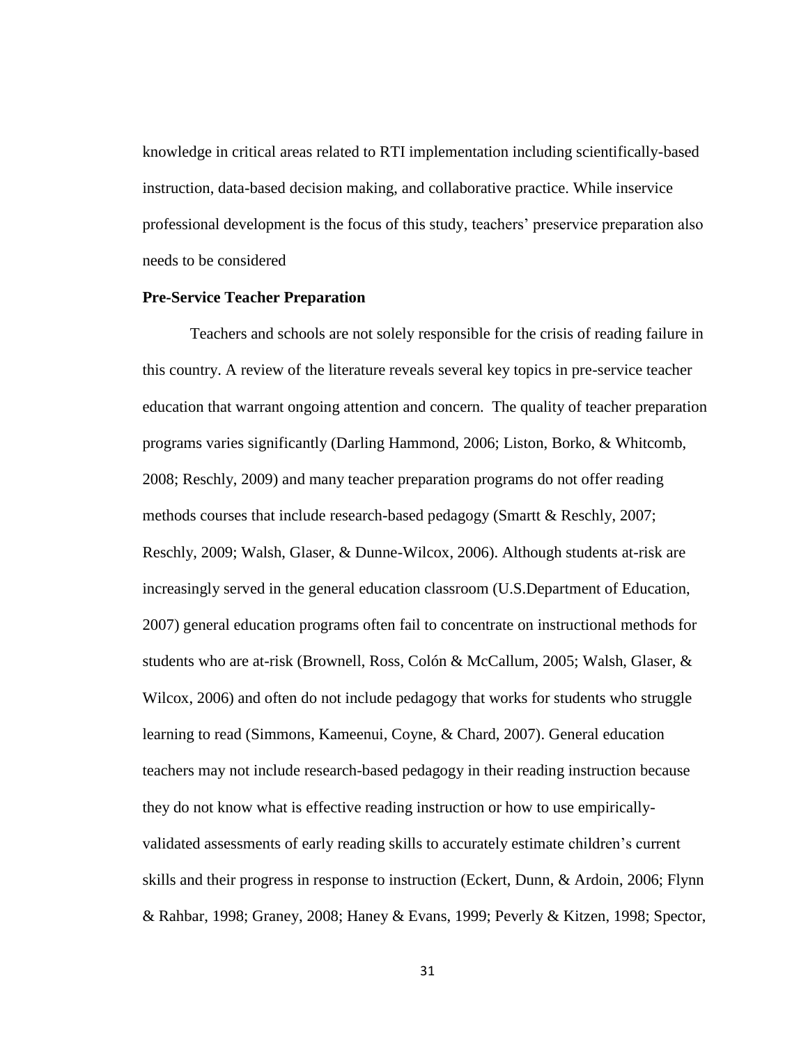knowledge in critical areas related to RTI implementation including scientifically-based instruction, data-based decision making, and collaborative practice. While inservice professional development is the focus of this study, teachers' preservice preparation also needs to be considered

**Pre-Service Teacher Preparation**

Teachers and schools are not solely responsible for the crisis of reading failure in this country. A review of the literature reveals several key topics in pre-service teacher education that warrant ongoing attention and concern. The quality of teacher preparation programs varies significantly (Darling Hammond, 2006; Liston, Borko, & Whitcomb, 2008; Reschly, 2009) and many teacher preparation programs do not offer reading methods courses that include research-based pedagogy (Smartt & Reschly, 2007; Reschly, 2009; Walsh, Glaser, & Dunne-Wilcox, 2006). Although students at-risk are increasingly served in the general education classroom (U.S.Department of Education, 2007) general education programs often fail to concentrate on instructional methods for students who are at-risk (Brownell, Ross, Colón & McCallum, 2005; Walsh, Glaser, & Wilcox, 2006) and often do not include pedagogy that works for students who struggle learning to read (Simmons, Kameenui, Coyne, & Chard, 2007). General education teachers may not include research-based pedagogy in their reading instruction because they do not know what is effective reading instruction or how to use empirically-validated assessments of early reading skills to accurately estimate children's current skills and their progress in response to instruction (Eckert, Dunn, & Ardoin, 2006; Flynn & Rahbar, 1998; Graney, 2008; Haney & Evans, 1999; Peverly & Kitzen, 1998; Spector,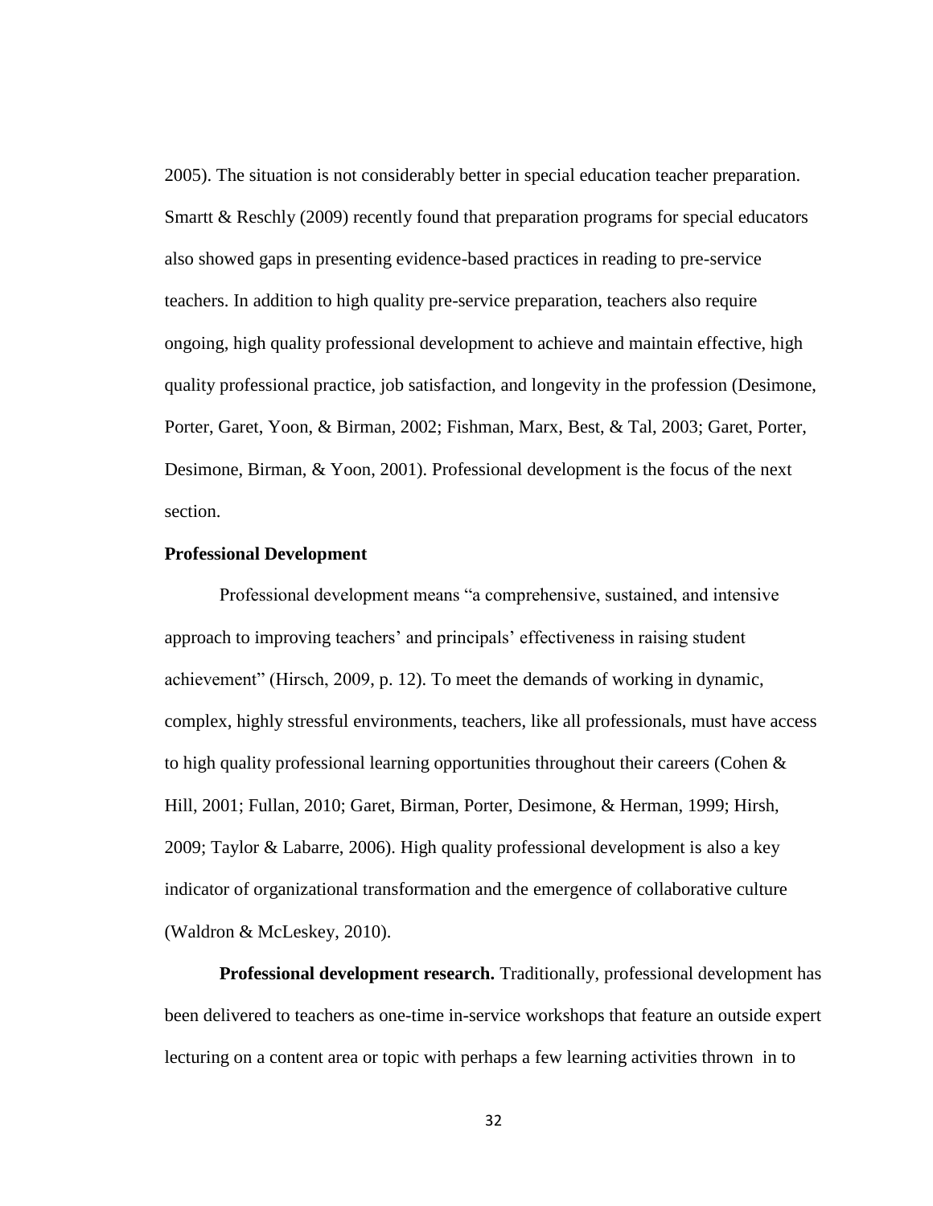2005). The situation is not considerably better in special education teacher preparation. Smartt & Reschly (2009) recently found that preparation programs for special educators also showed gaps in presenting evidence-based practices in reading to pre-service teachers. In addition to high quality pre-service preparation, teachers also require ongoing, high quality professional development to achieve and maintain effective, high quality professional practice, job satisfaction, and longevity in the profession (Desimone, Porter, Garet, Yoon, & Birman, 2002; Fishman, Marx, Best, & Tal, 2003; Garet, Porter, Desimone, Birman, & Yoon, 2001). Professional development is the focus of the next section.

**Professional Development**

Professional development means "a comprehensive, sustained, and intensive approach to improving teachers' and principals' effectiveness in raising student achievement" (Hirsch, 2009, p. 12). To meet the demands of working in dynamic, complex, highly stressful environments, teachers, like all professionals, must have access to high quality professional learning opportunities throughout their careers (Cohen & Hill, 2001; Fullan, 2010; Garet, Birman, Porter, Desimone, & Herman, 1999; Hirsh, 2009; Taylor & Labarre, 2006). High quality professional development is also a key indicator of organizational transformation and the emergence of collaborative culture (Waldron & McLeskey, 2010).

**Professional development research.** Traditionally, professional development has been delivered to teachers as one-time in-service workshops that feature an outside expert lecturing on a content area or topic with perhaps a few learning activities thrown in to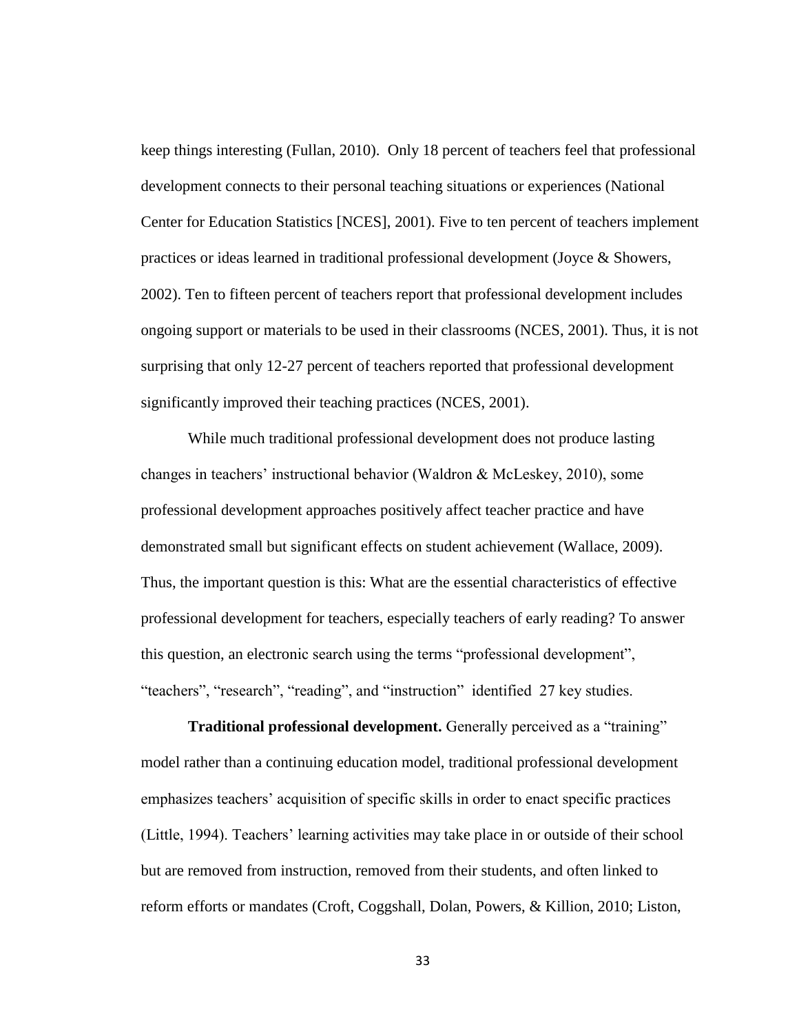keep things interesting (Fullan, 2010). Only 18 percent of teachers feel that professional development connects to their personal teaching situations or experiences (National Center for Education Statistics [NCES], 2001). Five to ten percent of teachers implement practices or ideas learned in traditional professional development (Joyce & Showers, 2002). Ten to fifteen percent of teachers report that professional development includes ongoing support or materials to be used in their classrooms (NCES, 2001). Thus, it is not surprising that only 12-27 percent of teachers reported that professional development significantly improved their teaching practices (NCES, 2001).

While much traditional professional development does not produce lasting changes in teachers' instructional behavior (Waldron & McLeskey, 2010), some professional development approaches positively affect teacher practice and have demonstrated small but significant effects on student achievement (Wallace, 2009). Thus, the important question is this: What are the essential characteristics of effective professional development for teachers, especially teachers of early reading? To answer this question, an electronic search using the terms "professional development", "teachers", "research", "reading", and "instruction" identified 27 key studies.

**Traditional professional development.** Generally perceived as a "training" model rather than a continuing education model, traditional professional development emphasizes teachers' acquisition of specific skills in order to enact specific practices (Little, 1994). Teachers' learning activities may take place in or outside of their school but are removed from instruction, removed from their students, and often linked to reform efforts or mandates (Croft, Coggshall, Dolan, Powers, & Killion, 2010; Liston,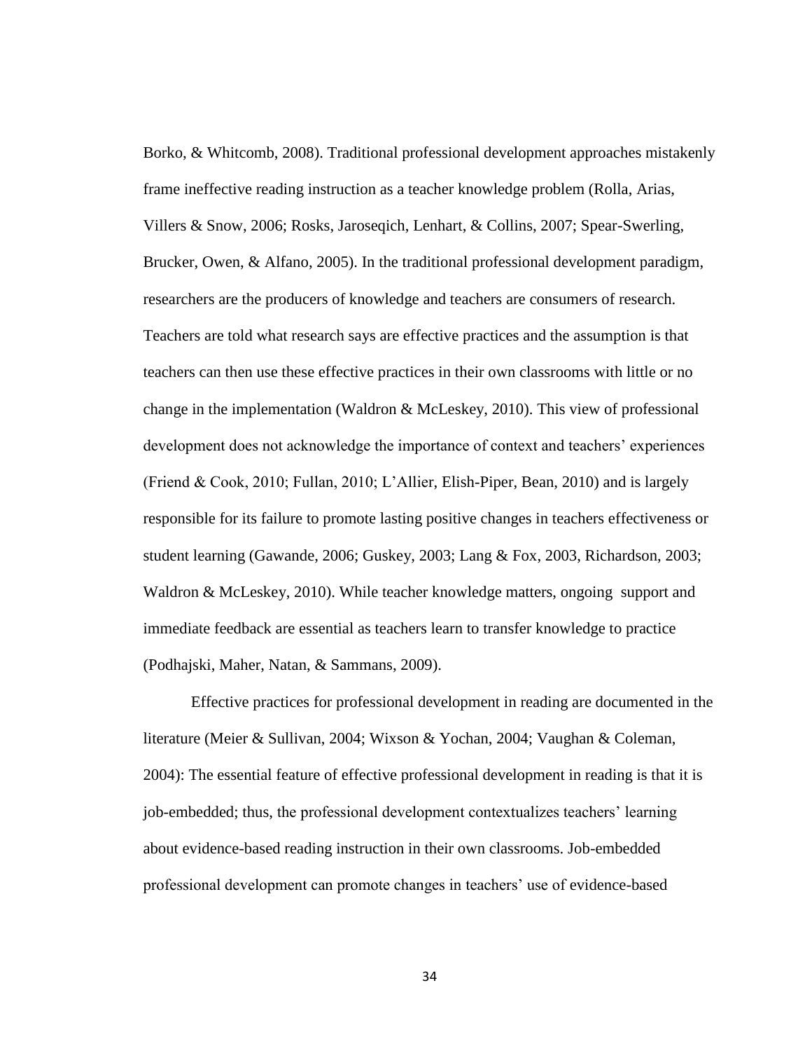Borko, & Whitcomb, 2008). Traditional professional development approaches mistakenly frame ineffective reading instruction as a teacher knowledge problem (Rolla, Arias, Villers & Snow, 2006; Rosks, Jaroseqich, Lenhart, & Collins, 2007; Spear-Swerling, Brucker, Owen, & Alfano, 2005). In the traditional professional development paradigm, researchers are the producers of knowledge and teachers are consumers of research. Teachers are told what research says are effective practices and the assumption is that teachers can then use these effective practices in their own classrooms with little or no change in the implementation (Waldron & McLeskey, 2010). This view of professional development does not acknowledge the importance of context and teachers' experiences (Friend & Cook, 2010; Fullan, 2010; L'Allier, Elish-Piper, Bean, 2010) and is largely responsible for its failure to promote lasting positive changes in teachers effectiveness or student learning (Gawande, 2006; Guskey, 2003; Lang & Fox, 2003, Richardson, 2003; Waldron & McLeskey, 2010). While teacher knowledge matters, ongoing support and immediate feedback are essential as teachers learn to transfer knowledge to practice (Podhajski, Maher, Natan, & Sammans, 2009).

Effective practices for professional development in reading are documented in the literature (Meier & Sullivan, 2004; Wixson & Yochan, 2004; Vaughan & Coleman, 2004): The essential feature of effective professional development in reading is that it is job-embedded; thus, the professional development contextualizes teachers' learning about evidence-based reading instruction in their own classrooms. Job-embedded professional development can promote changes in teachers' use of evidence-based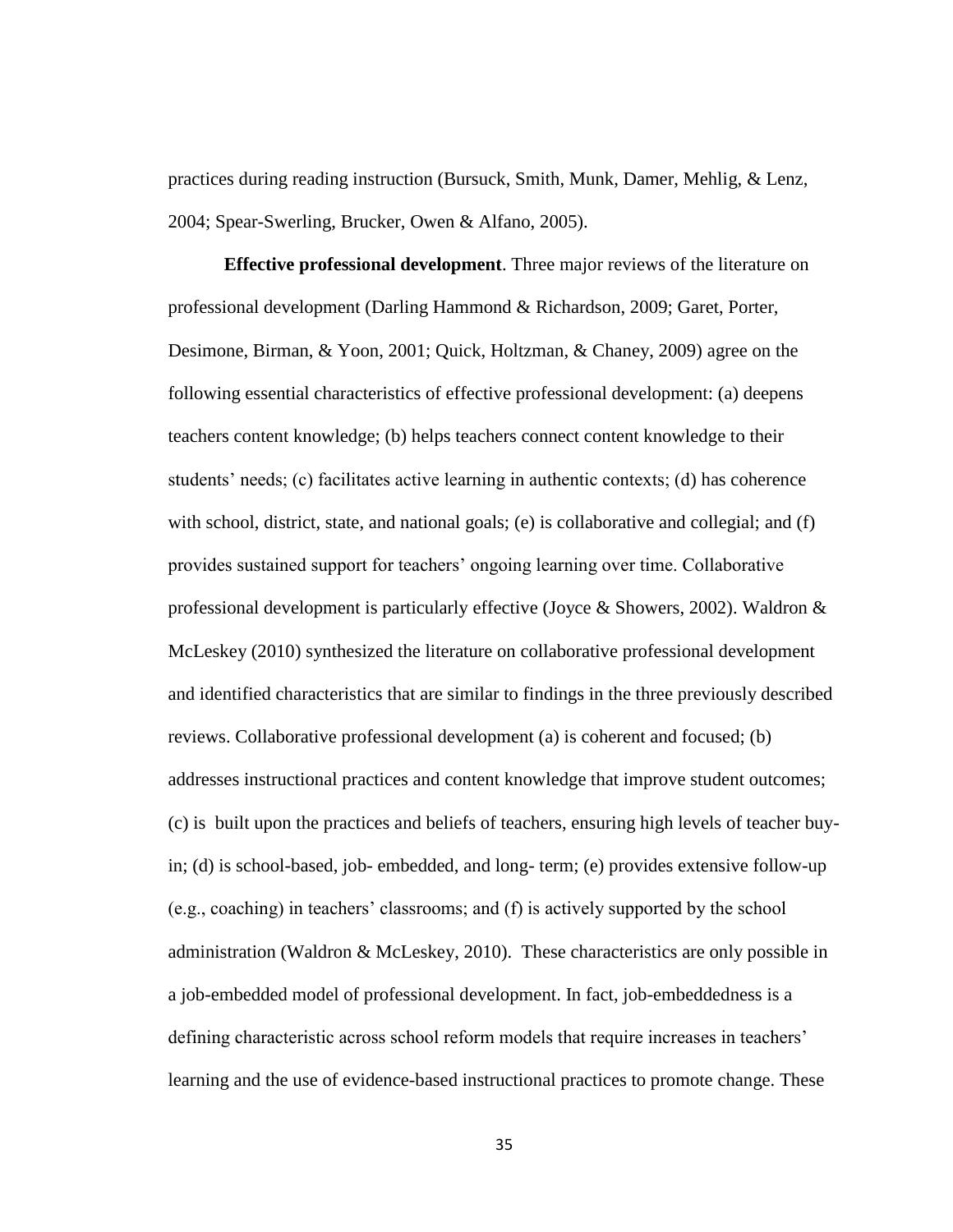practices during reading instruction (Bursuck, Smith, Munk, Damer, Mehlig, & Lenz, 2004; Spear-Swerling, Brucker, Owen & Alfano, 2005).

**Effective professional development**. Three major reviews of the literature on professional development (Darling Hammond & Richardson, 2009; Garet, Porter, Desimone, Birman, & Yoon, 2001; Quick, Holtzman, & Chaney, 2009) agree on the following essential characteristics of effective professional development: (a) deepens teachers content knowledge; (b) helps teachers connect content knowledge to their students' needs; (c) facilitates active learning in authentic contexts; (d) has coherence with school, district, state, and national goals; (e) is collaborative and collegial; and (f) provides sustained support for teachers' ongoing learning over time. Collaborative professional development is particularly effective (Joyce & Showers, 2002). Waldron & McLeskey (2010) synthesized the literature on collaborative professional development and identified characteristics that are similar to findings in the three previously described reviews. Collaborative professional development (a) is coherent and focused; (b) addresses instructional practices and content knowledge that improve student outcomes; (c) is built upon the practices and beliefs of teachers, ensuring high levels of teacher buy-in; (d) is school-based, job- embedded, and long- term; (e) provides extensive follow-up (e.g., coaching) in teachers' classrooms; and (f) is actively supported by the school administration (Waldron & McLeskey, 2010). These characteristics are only possible in a job-embedded model of professional development. In fact, job-embeddedness is a defining characteristic across school reform models that require increases in teachers' learning and the use of evidence-based instructional practices to promote change. These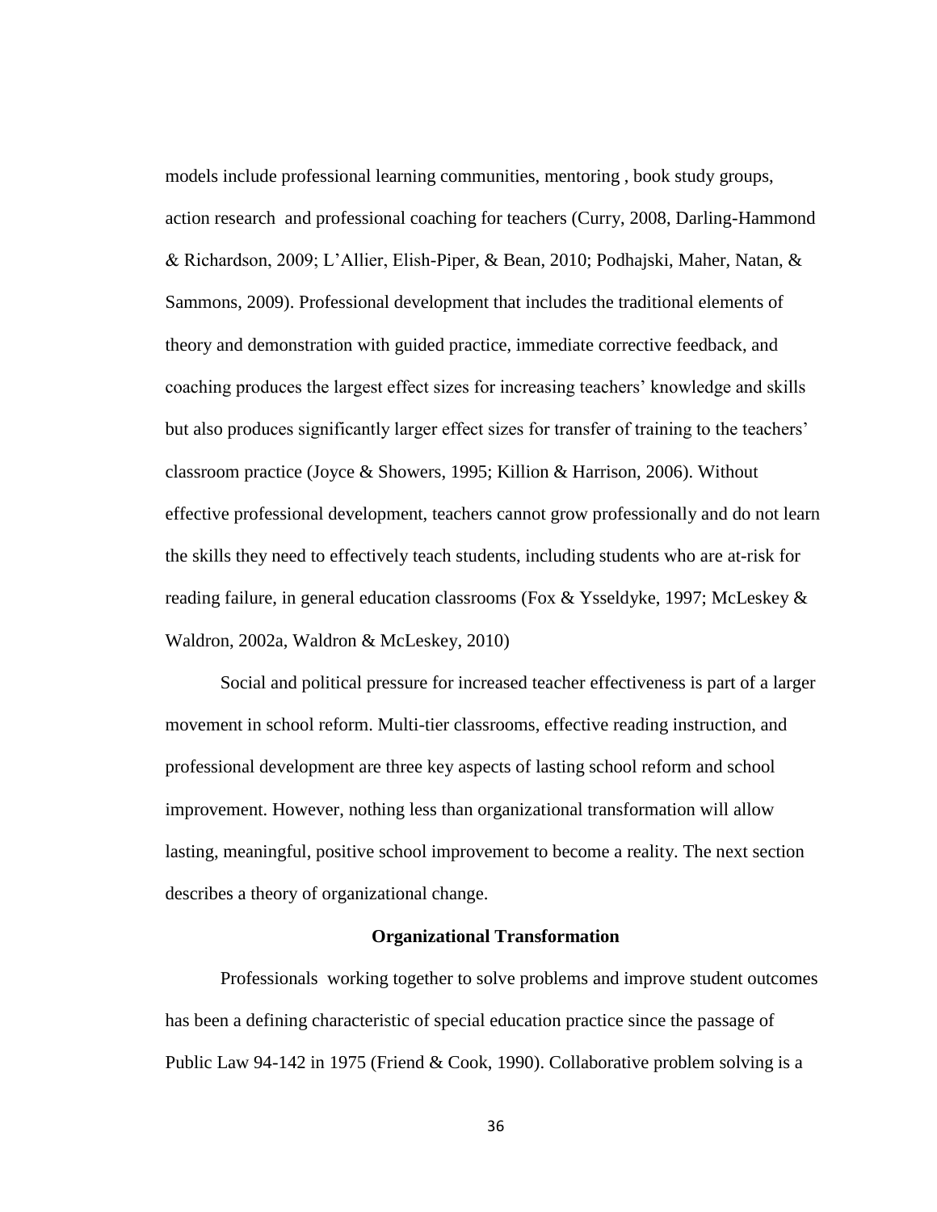models include professional learning communities, mentoring , book study groups, action research and professional coaching for teachers (Curry, 2008, Darling-Hammond & Richardson, 2009; L'Allier, Elish-Piper, & Bean, 2010; Podhajski, Maher, Natan, & Sammons, 2009). Professional development that includes the traditional elements of theory and demonstration with guided practice, immediate corrective feedback, and coaching produces the largest effect sizes for increasing teachers' knowledge and skills but also produces significantly larger effect sizes for transfer of training to the teachers' classroom practice (Joyce & Showers, 1995; Killion & Harrison, 2006). Without effective professional development, teachers cannot grow professionally and do not learn the skills they need to effectively teach students, including students who are at-risk for reading failure, in general education classrooms (Fox & Ysseldyke, 1997; McLeskey & Waldron, 2002a, Waldron & McLeskey, 2010)

Social and political pressure for increased teacher effectiveness is part of a larger movement in school reform. Multi-tier classrooms, effective reading instruction, and professional development are three key aspects of lasting school reform and school improvement. However, nothing less than organizational transformation will allow lasting, meaningful, positive school improvement to become a reality. The next section describes a theory of organizational change.

## Organizational Transformation

Professionals working together to solve problems and improve student outcomes has been a defining characteristic of special education practice since the passage of Public Law 94-142 in 1975 (Friend & Cook, 1990). Collaborative problem solving is a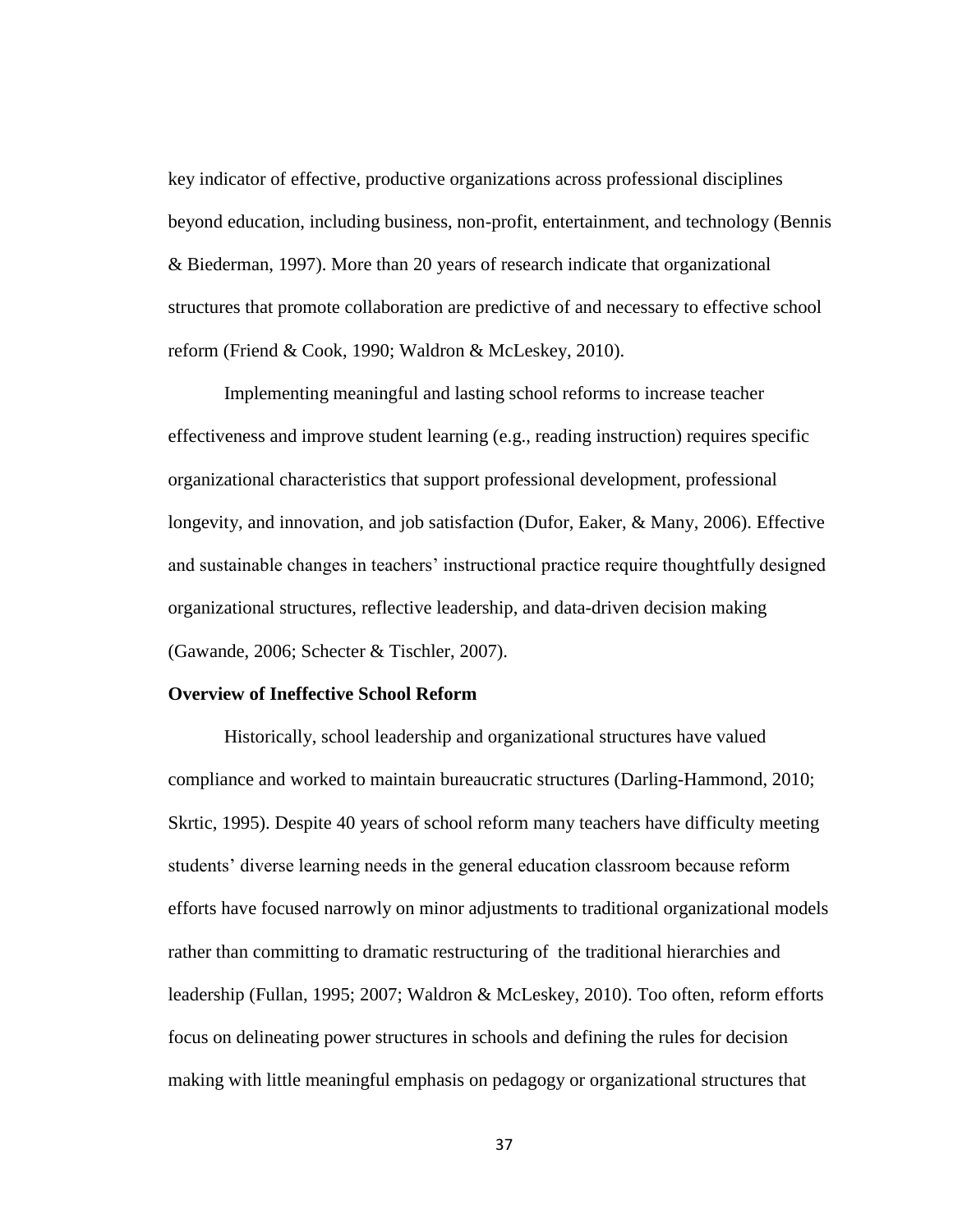key indicator of effective, productive organizations across professional disciplines beyond education, including business, non-profit, entertainment, and technology (Bennis & Biederman, 1997). More than 20 years of research indicate that organizational structures that promote collaboration are predictive of and necessary to effective school reform (Friend & Cook, 1990; Waldron & McLeskey, 2010).

Implementing meaningful and lasting school reforms to increase teacher effectiveness and improve student learning (e.g., reading instruction) requires specific organizational characteristics that support professional development, professional longevity, and innovation, and job satisfaction (Dufor, Eaker, & Many, 2006). Effective and sustainable changes in teachers' instructional practice require thoughtfully designed organizational structures, reflective leadership, and data-driven decision making (Gawande, 2006; Schecter & Tischler, 2007).

**Overview of Ineffective School Reform**

Historically, school leadership and organizational structures have valued compliance and worked to maintain bureaucratic structures (Darling-Hammond, 2010; Skrtic, 1995). Despite 40 years of school reform many teachers have difficulty meeting students' diverse learning needs in the general education classroom because reform efforts have focused narrowly on minor adjustments to traditional organizational models rather than committing to dramatic restructuring of the traditional hierarchies and leadership (Fullan, 1995; 2007; Waldron & McLeskey, 2010). Too often, reform efforts focus on delineating power structures in schools and defining the rules for decision making with little meaningful emphasis on pedagogy or organizational structures that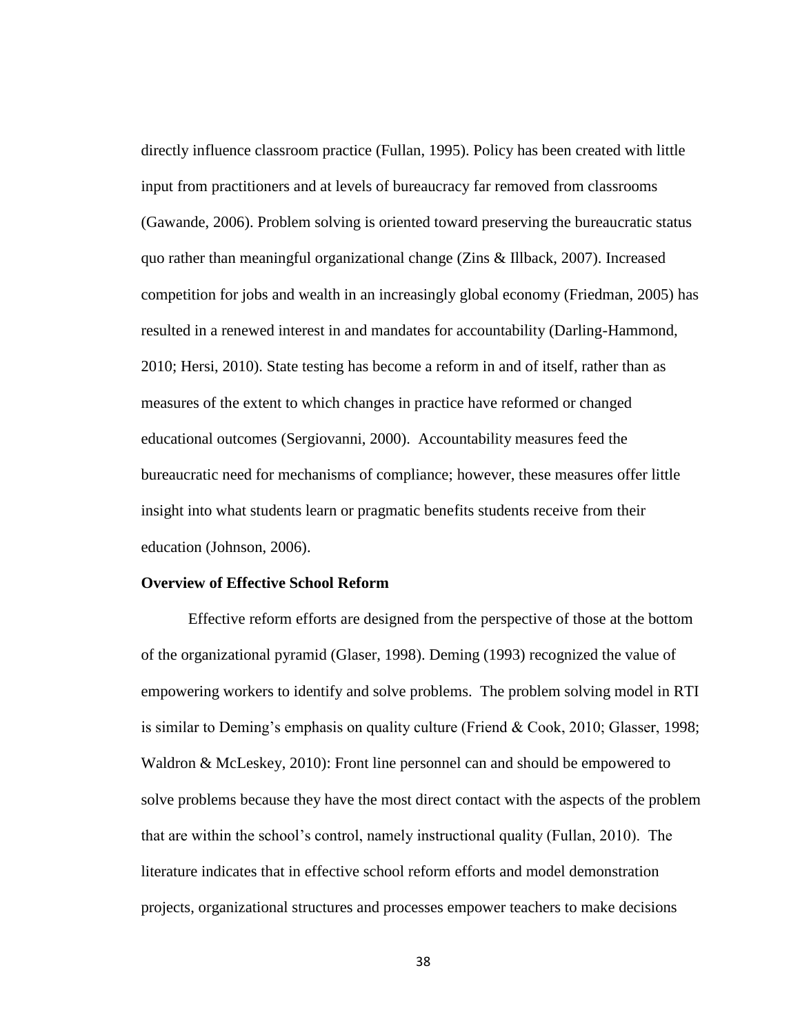directly influence classroom practice (Fullan, 1995). Policy has been created with little input from practitioners and at levels of bureaucracy far removed from classrooms (Gawande, 2006). Problem solving is oriented toward preserving the bureaucratic status quo rather than meaningful organizational change (Zins & Illback, 2007). Increased competition for jobs and wealth in an increasingly global economy (Friedman, 2005) has resulted in a renewed interest in and mandates for accountability (Darling-Hammond, 2010; Hersi, 2010). State testing has become a reform in and of itself, rather than as measures of the extent to which changes in practice have reformed or changed educational outcomes (Sergiovanni, 2000). Accountability measures feed the bureaucratic need for mechanisms of compliance; however, these measures offer little insight into what students learn or pragmatic benefits students receive from their education (Johnson, 2006).

**Overview of Effective School Reform**

Effective reform efforts are designed from the perspective of those at the bottom of the organizational pyramid (Glaser, 1998). Deming (1993) recognized the value of empowering workers to identify and solve problems. The problem solving model in RTI is similar to Deming's emphasis on quality culture (Friend & Cook, 2010; Glasser, 1998; Waldron & McLeskey, 2010): Front line personnel can and should be empowered to solve problems because they have the most direct contact with the aspects of the problem that are within the school's control, namely instructional quality (Fullan, 2010). The literature indicates that in effective school reform efforts and model demonstration projects, organizational structures and processes empower teachers to make decisions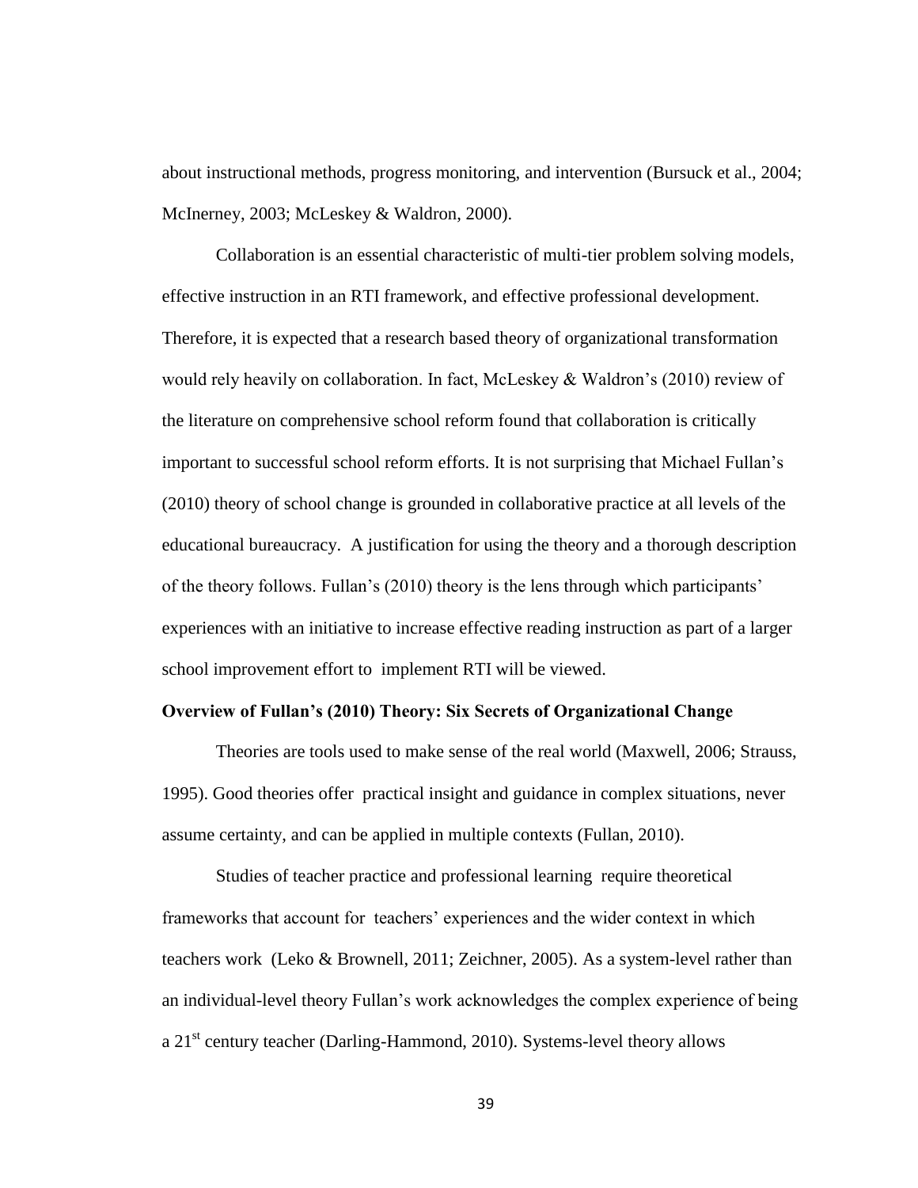about instructional methods, progress monitoring, and intervention (Bursuck et al., 2004; McInerney, 2003; McLeskey & Waldron, 2000).

Collaboration is an essential characteristic of multi-tier problem solving models, effective instruction in an RTI framework, and effective professional development. Therefore, it is expected that a research based theory of organizational transformation would rely heavily on collaboration. In fact, McLeskey & Waldron's (2010) review of the literature on comprehensive school reform found that collaboration is critically important to successful school reform efforts. It is not surprising that Michael Fullan's (2010) theory of school change is grounded in collaborative practice at all levels of the educational bureaucracy. A justification for using the theory and a thorough description of the theory follows. Fullan's (2010) theory is the lens through which participants' experiences with an initiative to increase effective reading instruction as part of a larger school improvement effort to implement RTI will be viewed.

**Overview of Fullan's (2010) Theory: Six Secrets of Organizational Change**

Theories are tools used to make sense of the real world (Maxwell, 2006; Strauss, 1995). Good theories offer practical insight and guidance in complex situations, never assume certainty, and can be applied in multiple contexts (Fullan, 2010).

Studies of teacher practice and professional learning require theoretical frameworks that account for teachers' experiences and the wider context in which teachers work (Leko & Brownell, 2011; Zeichner, 2005). As a system-level rather than an individual-level theory Fullan's work acknowledges the complex experience of being a 21st century teacher (Darling-Hammond, 2010). Systems-level theory allows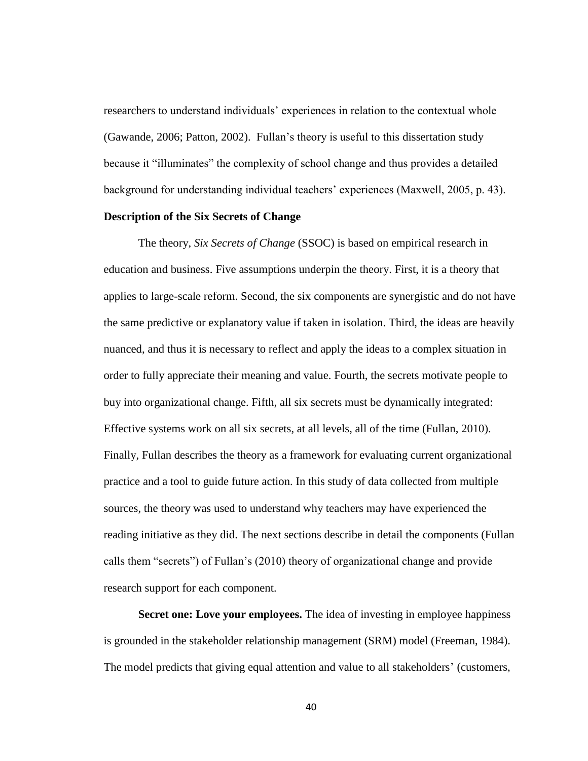researchers to understand individuals' experiences in relation to the contextual whole (Gawande, 2006; Patton, 2002). Fullan's theory is useful to this dissertation study because it "illuminates" the complexity of school change and thus provides a detailed background for understanding individual teachers' experiences (Maxwell, 2005, p. 43).

**Description of the Six Secrets of Change**

The theory, *Six Secrets of Change* (SSOC) is based on empirical research in education and business. Five assumptions underpin the theory. First, it is a theory that applies to large-scale reform. Second, the six components are synergistic and do not have the same predictive or explanatory value if taken in isolation. Third, the ideas are heavily nuanced, and thus it is necessary to reflect and apply the ideas to a complex situation in order to fully appreciate their meaning and value. Fourth, the secrets motivate people to buy into organizational change. Fifth, all six secrets must be dynamically integrated: Effective systems work on all six secrets, at all levels, all of the time (Fullan, 2010). Finally, Fullan describes the theory as a framework for evaluating current organizational practice and a tool to guide future action. In this study of data collected from multiple sources, the theory was used to understand why teachers may have experienced the reading initiative as they did. The next sections describe in detail the components (Fullan calls them "secrets") of Fullan's (2010) theory of organizational change and provide research support for each component.

**Secret one: Love your employees.** The idea of investing in employee happiness is grounded in the stakeholder relationship management (SRM) model (Freeman, 1984). The model predicts that giving equal attention and value to all stakeholders' (customers,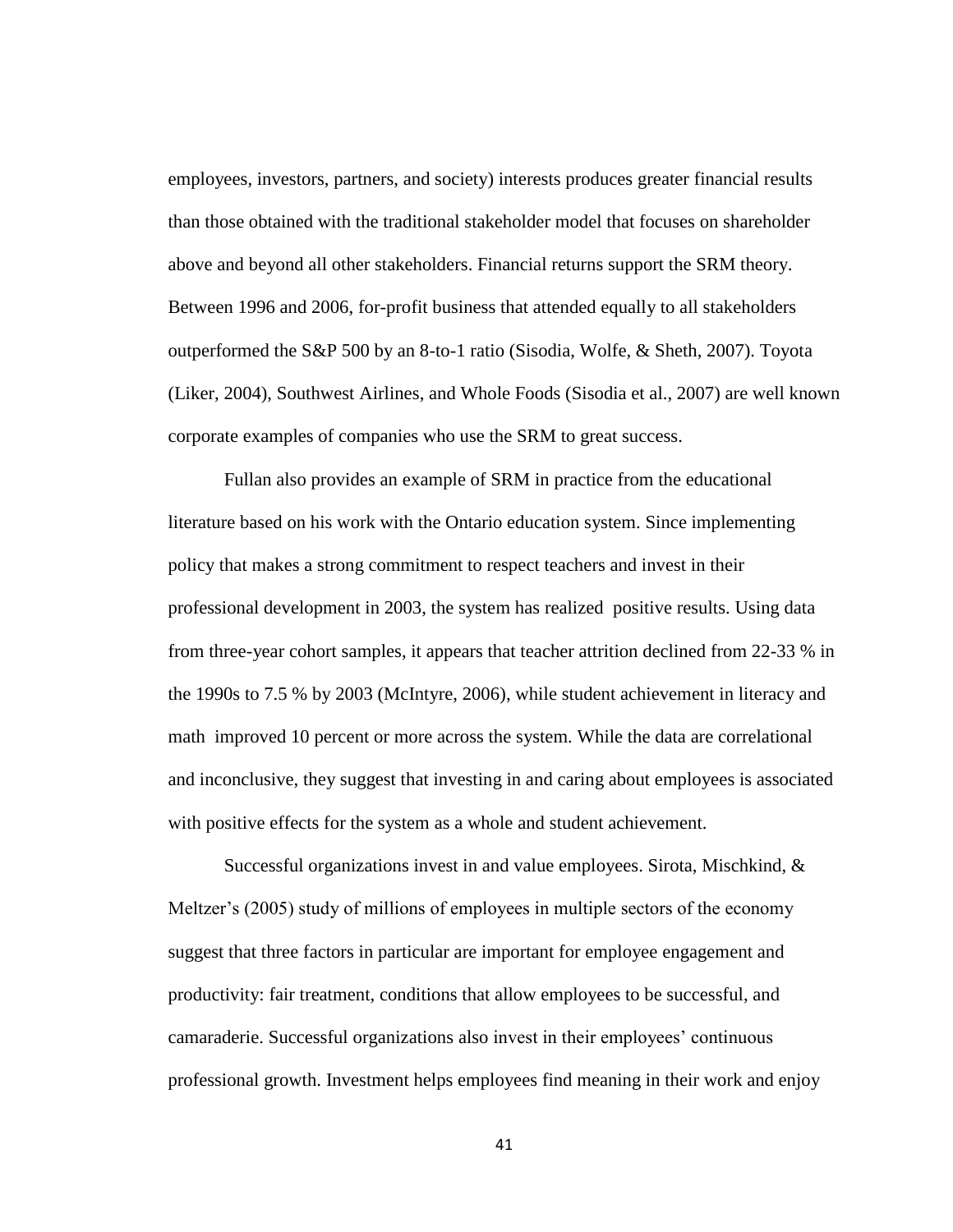employees, investors, partners, and society) interests produces greater financial results than those obtained with the traditional stakeholder model that focuses on shareholder above and beyond all other stakeholders. Financial returns support the SRM theory. Between 1996 and 2006, for-profit business that attended equally to all stakeholders outperformed the S&P 500 by an 8-to-1 ratio (Sisodia, Wolfe, & Sheth, 2007). Toyota (Liker, 2004), Southwest Airlines, and Whole Foods (Sisodia et al., 2007) are well known corporate examples of companies who use the SRM to great success.

Fullan also provides an example of SRM in practice from the educational literature based on his work with the Ontario education system. Since implementing policy that makes a strong commitment to respect teachers and invest in their professional development in 2003, the system has realized positive results. Using data from three-year cohort samples, it appears that teacher attrition declined from 22-33 % in the 1990s to 7.5 % by 2003 (McIntyre, 2006), while student achievement in literacy and math improved 10 percent or more across the system. While the data are correlational and inconclusive, they suggest that investing in and caring about employees is associated with positive effects for the system as a whole and student achievement.

Successful organizations invest in and value employees. Sirota, Mischkind, & Meltzer's (2005) study of millions of employees in multiple sectors of the economy suggest that three factors in particular are important for employee engagement and productivity: fair treatment, conditions that allow employees to be successful, and camaraderie. Successful organizations also invest in their employees' continuous professional growth. Investment helps employees find meaning in their work and enjoy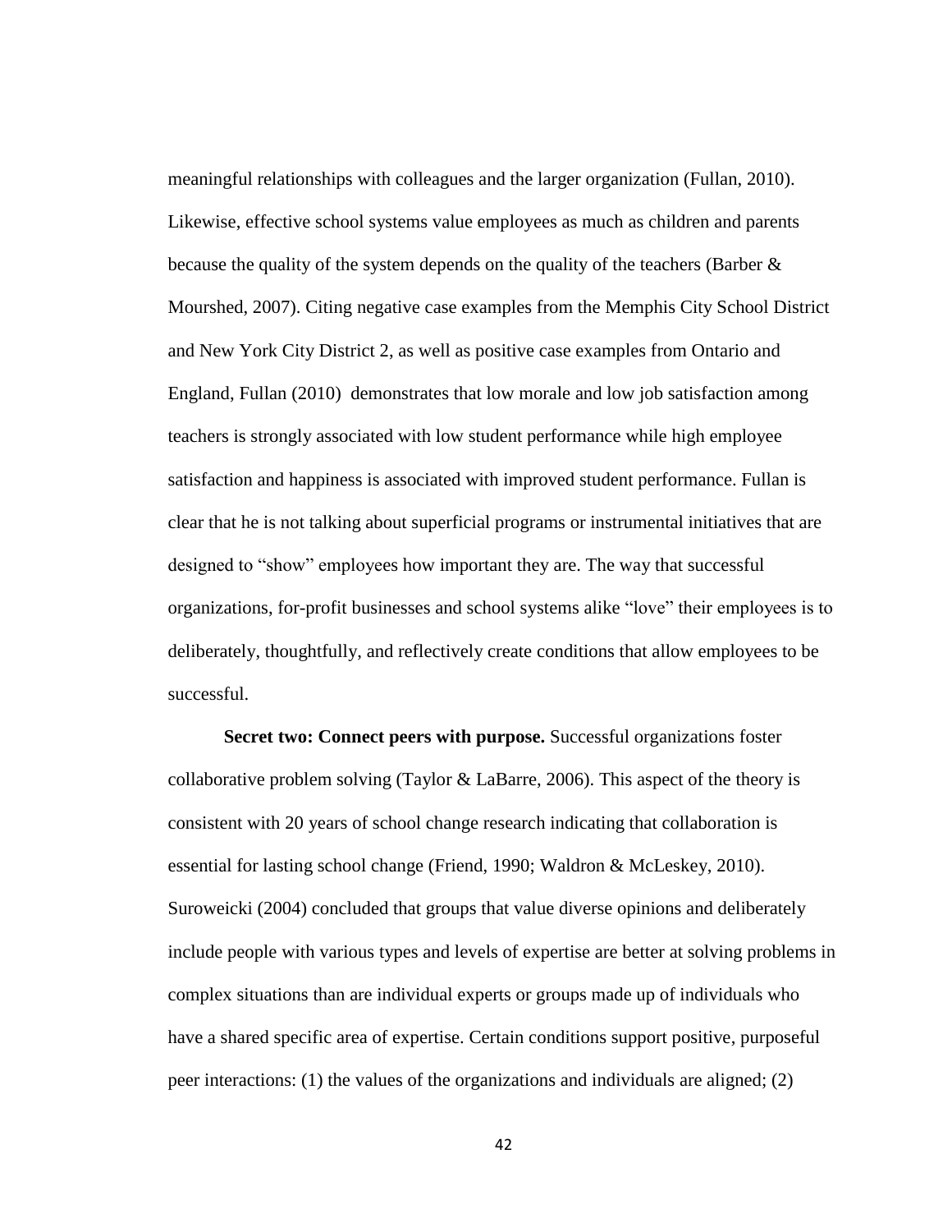meaningful relationships with colleagues and the larger organization (Fullan, 2010). Likewise, effective school systems value employees as much as children and parents because the quality of the system depends on the quality of the teachers (Barber & Mourshed, 2007). Citing negative case examples from the Memphis City School District and New York City District 2, as well as positive case examples from Ontario and England, Fullan (2010) demonstrates that low morale and low job satisfaction among teachers is strongly associated with low student performance while high employee satisfaction and happiness is associated with improved student performance. Fullan is clear that he is not talking about superficial programs or instrumental initiatives that are designed to "show" employees how important they are. The way that successful organizations, for-profit businesses and school systems alike "love" their employees is to deliberately, thoughtfully, and reflectively create conditions that allow employees to be successful.

**Secret two: Connect peers with purpose.** Successful organizations foster collaborative problem solving (Taylor & LaBarre, 2006). This aspect of the theory is consistent with 20 years of school change research indicating that collaboration is essential for lasting school change (Friend, 1990; Waldron & McLeskey, 2010). Suroweicki (2004) concluded that groups that value diverse opinions and deliberately include people with various types and levels of expertise are better at solving problems in complex situations than are individual experts or groups made up of individuals who have a shared specific area of expertise. Certain conditions support positive, purposeful peer interactions: (1) the values of the organizations and individuals are aligned; (2)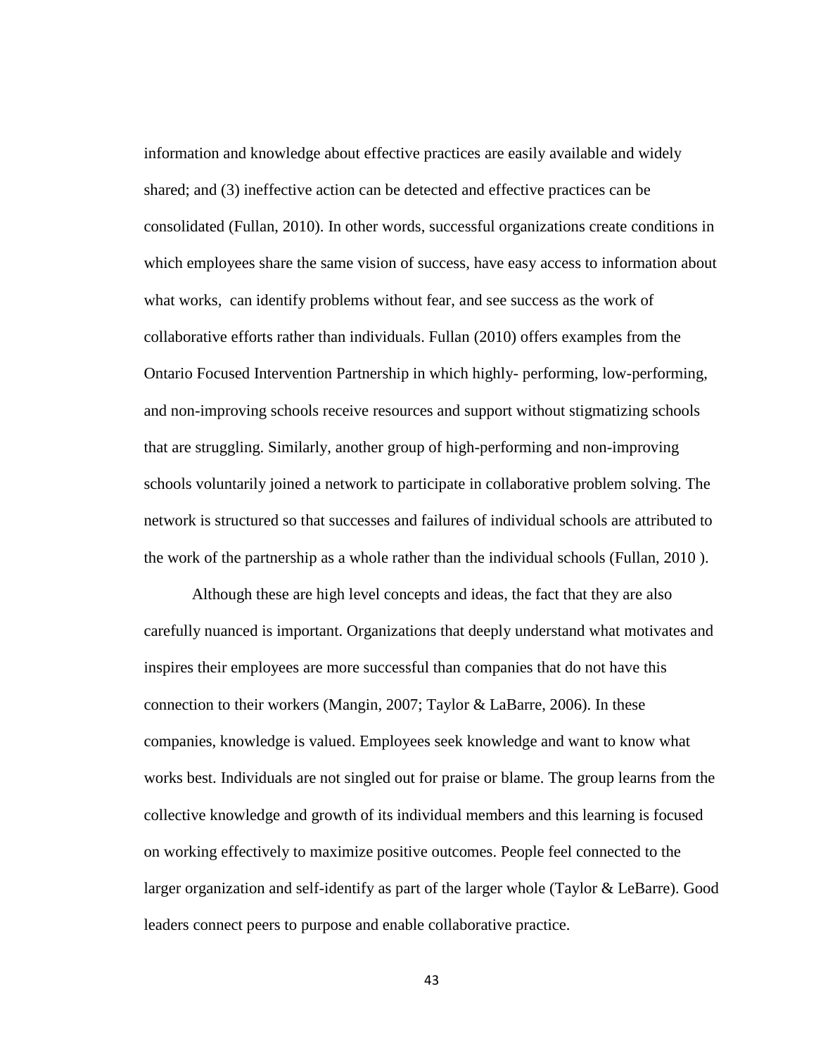information and knowledge about effective practices are easily available and widely shared; and (3) ineffective action can be detected and effective practices can be consolidated (Fullan, 2010). In other words, successful organizations create conditions in which employees share the same vision of success, have easy access to information about what works, can identify problems without fear, and see success as the work of collaborative efforts rather than individuals. Fullan (2010) offers examples from the Ontario Focused Intervention Partnership in which highly- performing, low-performing, and non-improving schools receive resources and support without stigmatizing schools that are struggling. Similarly, another group of high-performing and non-improving schools voluntarily joined a network to participate in collaborative problem solving. The network is structured so that successes and failures of individual schools are attributed to the work of the partnership as a whole rather than the individual schools (Fullan, 2010 ).

Although these are high level concepts and ideas, the fact that they are also carefully nuanced is important. Organizations that deeply understand what motivates and inspires their employees are more successful than companies that do not have this connection to their workers (Mangin, 2007; Taylor & LaBarre, 2006). In these companies, knowledge is valued. Employees seek knowledge and want to know what works best. Individuals are not singled out for praise or blame. The group learns from the collective knowledge and growth of its individual members and this learning is focused on working effectively to maximize positive outcomes. People feel connected to the larger organization and self-identify as part of the larger whole (Taylor & LeBarre). Good leaders connect peers to purpose and enable collaborative practice.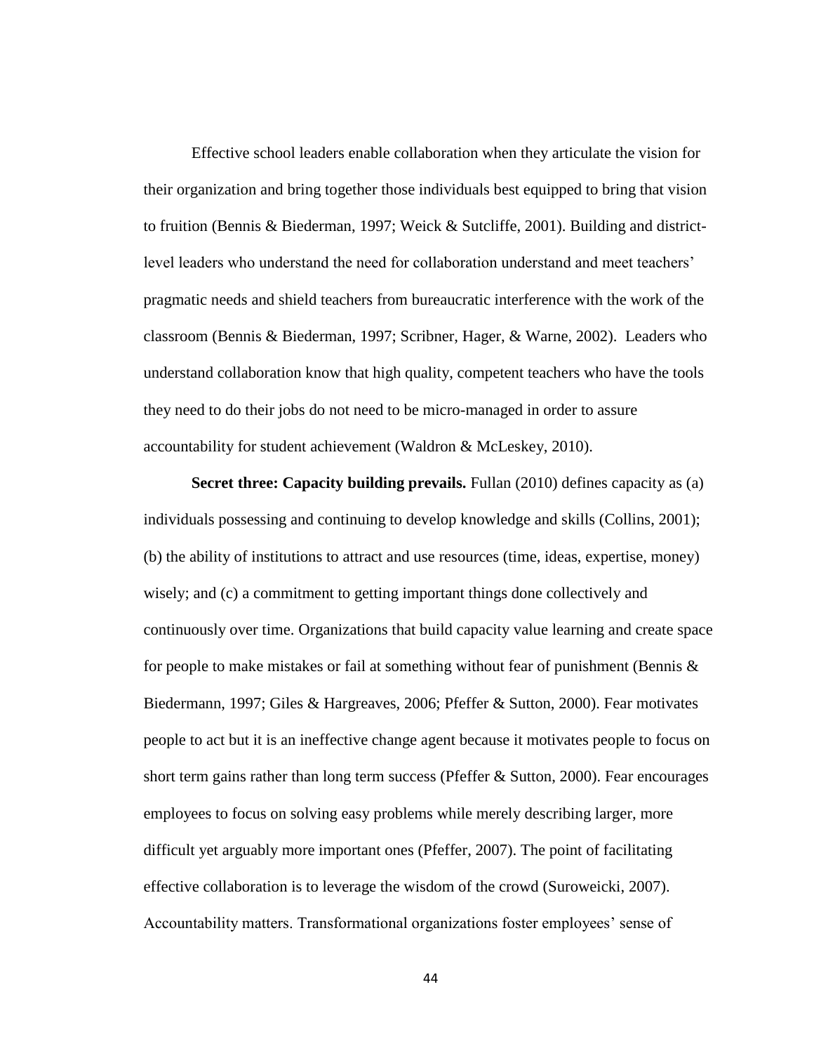Effective school leaders enable collaboration when they articulate the vision for their organization and bring together those individuals best equipped to bring that vision to fruition (Bennis & Biederman, 1997; Weick & Sutcliffe, 2001). Building and district-level leaders who understand the need for collaboration understand and meet teachers' pragmatic needs and shield teachers from bureaucratic interference with the work of the classroom (Bennis & Biederman, 1997; Scribner, Hager, & Warne, 2002). Leaders who understand collaboration know that high quality, competent teachers who have the tools they need to do their jobs do not need to be micro-managed in order to assure accountability for student achievement (Waldron & McLeskey, 2010).

**Secret three: Capacity building prevails.** Fullan (2010) defines capacity as (a) individuals possessing and continuing to develop knowledge and skills (Collins, 2001); (b) the ability of institutions to attract and use resources (time, ideas, expertise, money) wisely; and (c) a commitment to getting important things done collectively and continuously over time. Organizations that build capacity value learning and create space for people to make mistakes or fail at something without fear of punishment (Bennis & Biedermann, 1997; Giles & Hargreaves, 2006; Pfeffer & Sutton, 2000). Fear motivates people to act but it is an ineffective change agent because it motivates people to focus on short term gains rather than long term success (Pfeffer & Sutton, 2000). Fear encourages employees to focus on solving easy problems while merely describing larger, more difficult yet arguably more important ones (Pfeffer, 2007). The point of facilitating effective collaboration is to leverage the wisdom of the crowd (Suroweicki, 2007). Accountability matters. Transformational organizations foster employees' sense of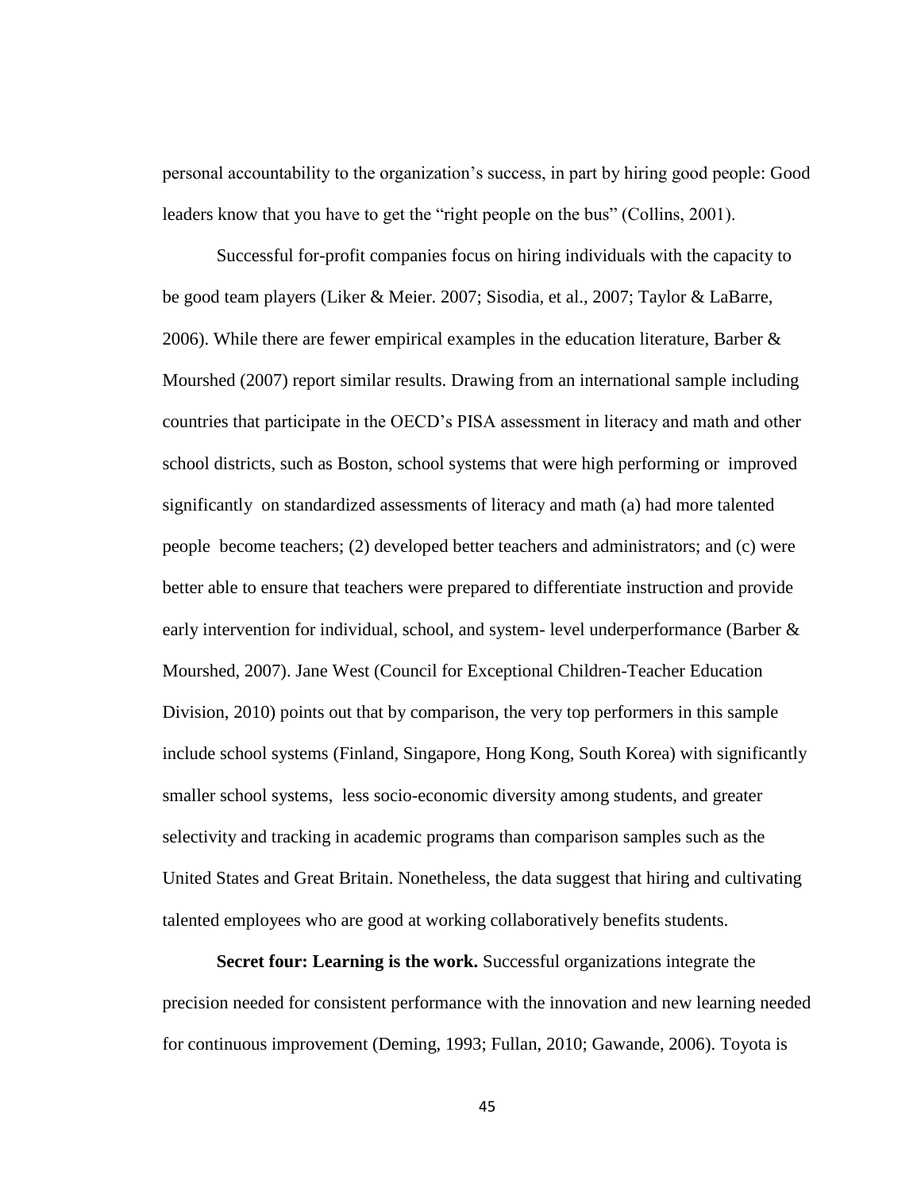personal accountability to the organization's success, in part by hiring good people: Good leaders know that you have to get the "right people on the bus" (Collins, 2001).

Successful for-profit companies focus on hiring individuals with the capacity to be good team players (Liker & Meier. 2007; Sisodia, et al., 2007; Taylor & LaBarre, 2006). While there are fewer empirical examples in the education literature, Barber & Mourshed (2007) report similar results. Drawing from an international sample including countries that participate in the OECD's PISA assessment in literacy and math and other school districts, such as Boston, school systems that were high performing or improved significantly on standardized assessments of literacy and math (a) had more talented people become teachers; (2) developed better teachers and administrators; and (c) were better able to ensure that teachers were prepared to differentiate instruction and provide early intervention for individual, school, and system- level underperformance (Barber & Mourshed, 2007). Jane West (Council for Exceptional Children-Teacher Education Division, 2010) points out that by comparison, the very top performers in this sample include school systems (Finland, Singapore, Hong Kong, South Korea) with significantly smaller school systems, less socio-economic diversity among students, and greater selectivity and tracking in academic programs than comparison samples such as the United States and Great Britain. Nonetheless, the data suggest that hiring and cultivating talented employees who are good at working collaboratively benefits students.

**Secret four: Learning is the work.** Successful organizations integrate the precision needed for consistent performance with the innovation and new learning needed for continuous improvement (Deming, 1993; Fullan, 2010; Gawande, 2006). Toyota is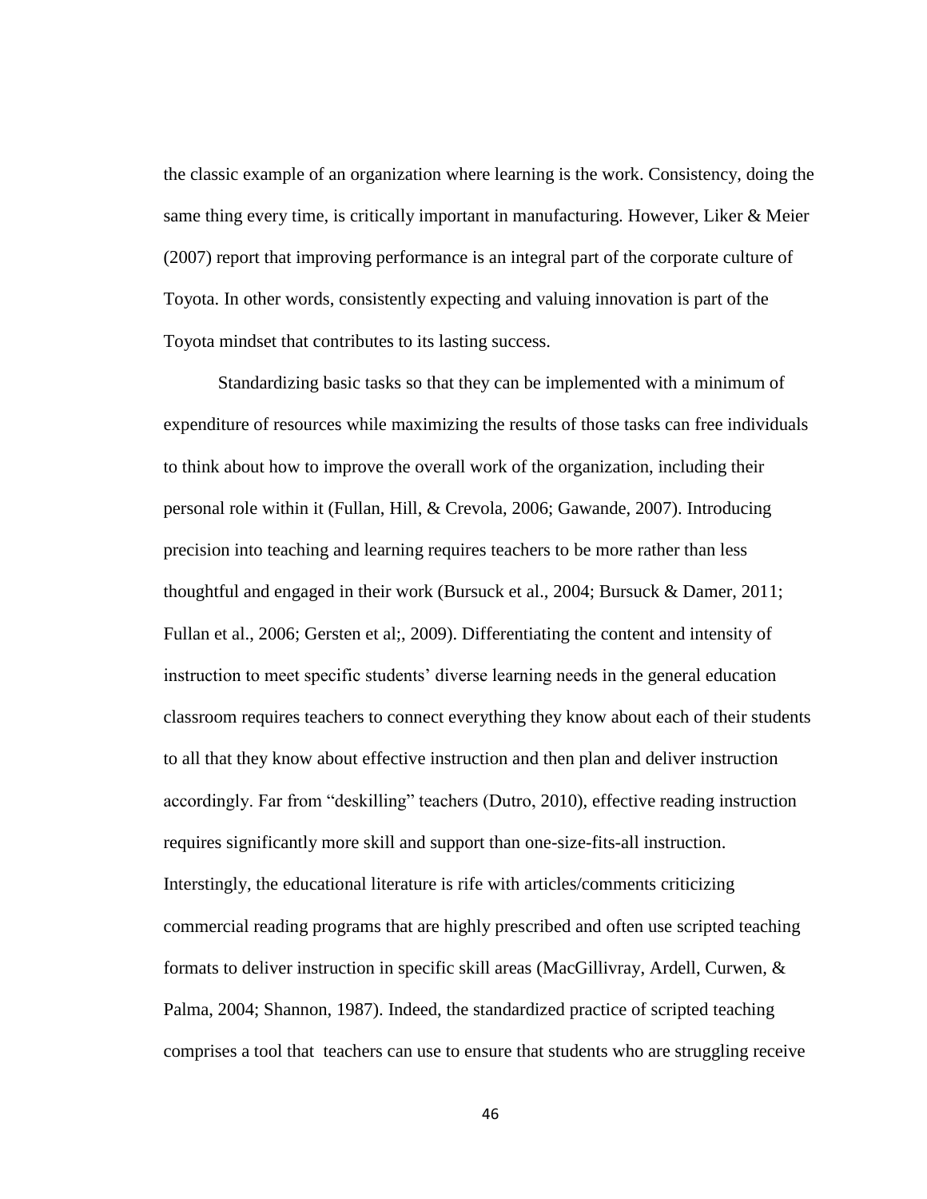the classic example of an organization where learning is the work. Consistency, doing the same thing every time, is critically important in manufacturing. However, Liker & Meier (2007) report that improving performance is an integral part of the corporate culture of Toyota. In other words, consistently expecting and valuing innovation is part of the Toyota mindset that contributes to its lasting success.

Standardizing basic tasks so that they can be implemented with a minimum of expenditure of resources while maximizing the results of those tasks can free individuals to think about how to improve the overall work of the organization, including their personal role within it (Fullan, Hill, & Crevola, 2006; Gawande, 2007). Introducing precision into teaching and learning requires teachers to be more rather than less thoughtful and engaged in their work (Bursuck et al., 2004; Bursuck & Damer, 2011; Fullan et al., 2006; Gersten et al;, 2009). Differentiating the content and intensity of instruction to meet specific students' diverse learning needs in the general education classroom requires teachers to connect everything they know about each of their students to all that they know about effective instruction and then plan and deliver instruction accordingly. Far from "deskilling" teachers (Dutro, 2010), effective reading instruction requires significantly more skill and support than one-size-fits-all instruction. Interstingly, the educational literature is rife with articles/comments criticizing commercial reading programs that are highly prescribed and often use scripted teaching formats to deliver instruction in specific skill areas (MacGillivray, Ardell, Curwen, & Palma, 2004; Shannon, 1987). Indeed, the standardized practice of scripted teaching comprises a tool that teachers can use to ensure that students who are struggling receive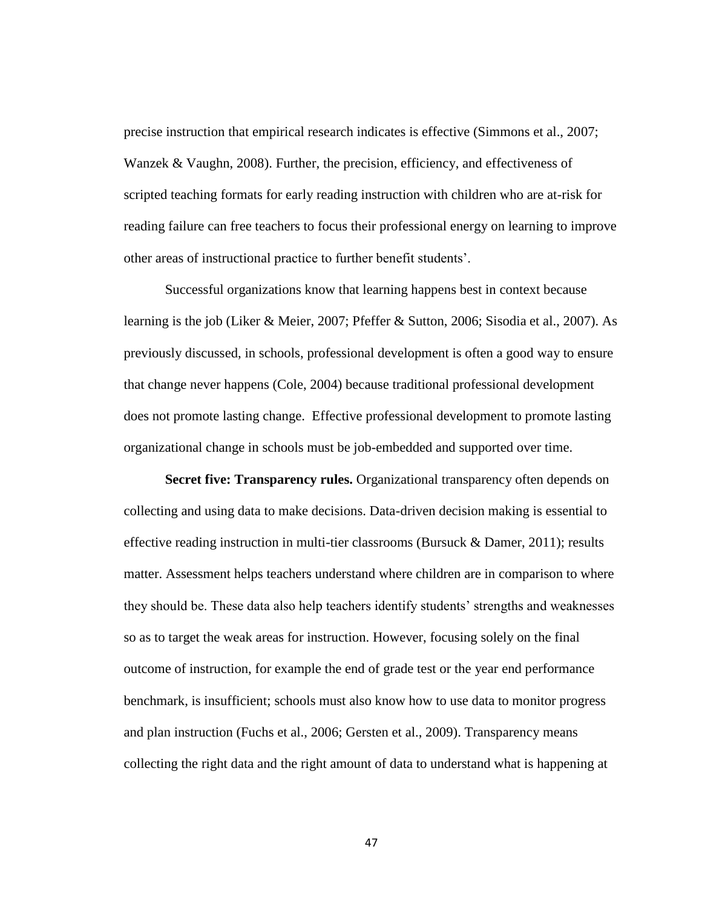precise instruction that empirical research indicates is effective (Simmons et al., 2007; Wanzek & Vaughn, 2008). Further, the precision, efficiency, and effectiveness of scripted teaching formats for early reading instruction with children who are at-risk for reading failure can free teachers to focus their professional energy on learning to improve other areas of instructional practice to further benefit students'.

Successful organizations know that learning happens best in context because learning is the job (Liker & Meier, 2007; Pfeffer & Sutton, 2006; Sisodia et al., 2007). As previously discussed, in schools, professional development is often a good way to ensure that change never happens (Cole, 2004) because traditional professional development does not promote lasting change. Effective professional development to promote lasting organizational change in schools must be job-embedded and supported over time.

**Secret five: Transparency rules.** Organizational transparency often depends on collecting and using data to make decisions. Data-driven decision making is essential to effective reading instruction in multi-tier classrooms (Bursuck & Damer, 2011); results matter. Assessment helps teachers understand where children are in comparison to where they should be. These data also help teachers identify students' strengths and weaknesses so as to target the weak areas for instruction. However, focusing solely on the final outcome of instruction, for example the end of grade test or the year end performance benchmark, is insufficient; schools must also know how to use data to monitor progress and plan instruction (Fuchs et al., 2006; Gersten et al., 2009). Transparency means collecting the right data and the right amount of data to understand what is happening at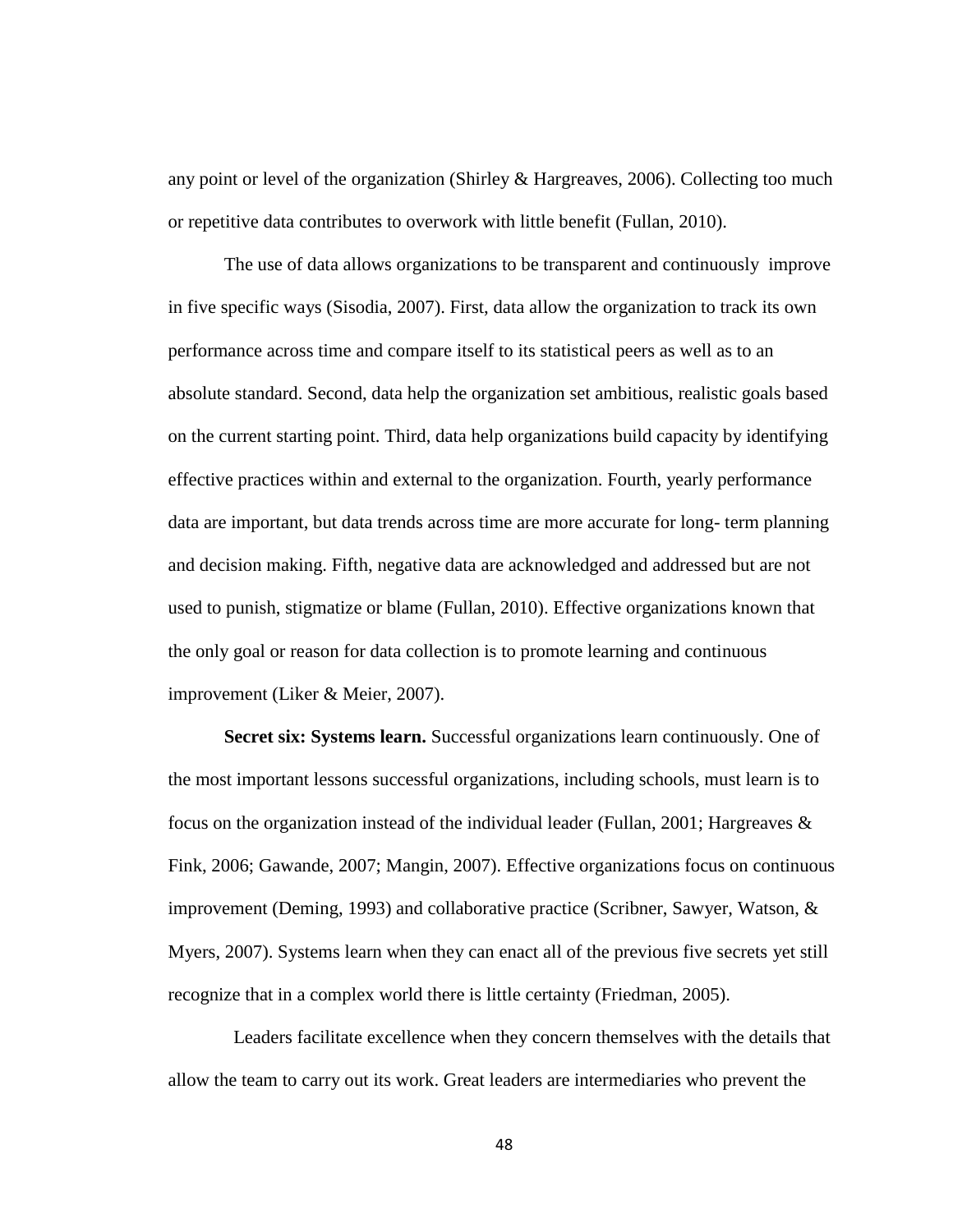any point or level of the organization (Shirley & Hargreaves, 2006). Collecting too much or repetitive data contributes to overwork with little benefit (Fullan, 2010).

The use of data allows organizations to be transparent and continuously improve in five specific ways (Sisodia, 2007). First, data allow the organization to track its own performance across time and compare itself to its statistical peers as well as to an absolute standard. Second, data help the organization set ambitious, realistic goals based on the current starting point. Third, data help organizations build capacity by identifying effective practices within and external to the organization. Fourth, yearly performance data are important, but data trends across time are more accurate for long- term planning and decision making. Fifth, negative data are acknowledged and addressed but are not used to punish, stigmatize or blame (Fullan, 2010). Effective organizations known that the only goal or reason for data collection is to promote learning and continuous improvement (Liker & Meier, 2007).

**Secret six: Systems learn.** Successful organizations learn continuously. One of the most important lessons successful organizations, including schools, must learn is to focus on the organization instead of the individual leader (Fullan, 2001; Hargreaves & Fink, 2006; Gawande, 2007; Mangin, 2007). Effective organizations focus on continuous improvement (Deming, 1993) and collaborative practice (Scribner, Sawyer, Watson, & Myers, 2007). Systems learn when they can enact all of the previous five secrets yet still recognize that in a complex world there is little certainty (Friedman, 2005).

Leaders facilitate excellence when they concern themselves with the details that allow the team to carry out its work. Great leaders are intermediaries who prevent the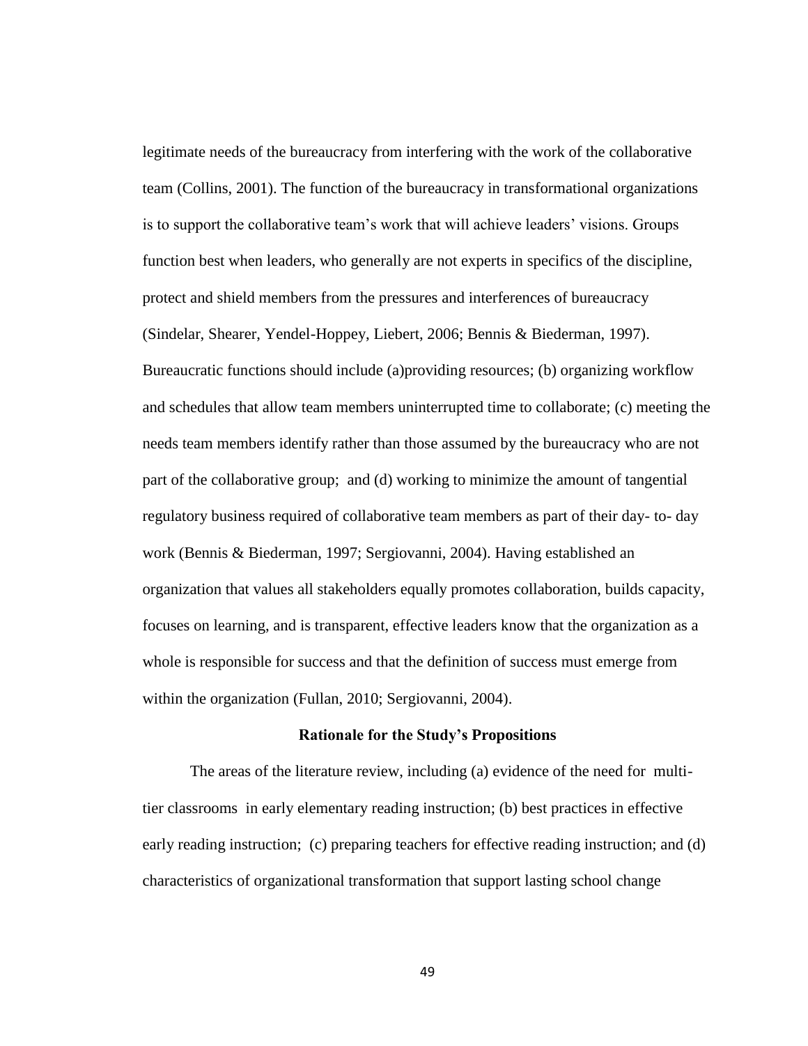legitimate needs of the bureaucracy from interfering with the work of the collaborative team (Collins, 2001). The function of the bureaucracy in transformational organizations is to support the collaborative team's work that will achieve leaders' visions. Groups function best when leaders, who generally are not experts in specifics of the discipline, protect and shield members from the pressures and interferences of bureaucracy (Sindelar, Shearer, Yendel-Hoppey, Liebert, 2006; Bennis & Biederman, 1997). Bureaucratic functions should include (a)providing resources; (b) organizing workflow and schedules that allow team members uninterrupted time to collaborate; (c) meeting the needs team members identify rather than those assumed by the bureaucracy who are not part of the collaborative group; and (d) working to minimize the amount of tangential regulatory business required of collaborative team members as part of their day- to- day work (Bennis & Biederman, 1997; Sergiovanni, 2004). Having established an organization that values all stakeholders equally promotes collaboration, builds capacity, focuses on learning, and is transparent, effective leaders know that the organization as a whole is responsible for success and that the definition of success must emerge from within the organization (Fullan, 2010; Sergiovanni, 2004).

## Rationale for the Study's Propositions

The areas of the literature review, including (a) evidence of the need for multi-tier classrooms in early elementary reading instruction; (b) best practices in effective early reading instruction; (c) preparing teachers for effective reading instruction; and (d) characteristics of organizational transformation that support lasting school change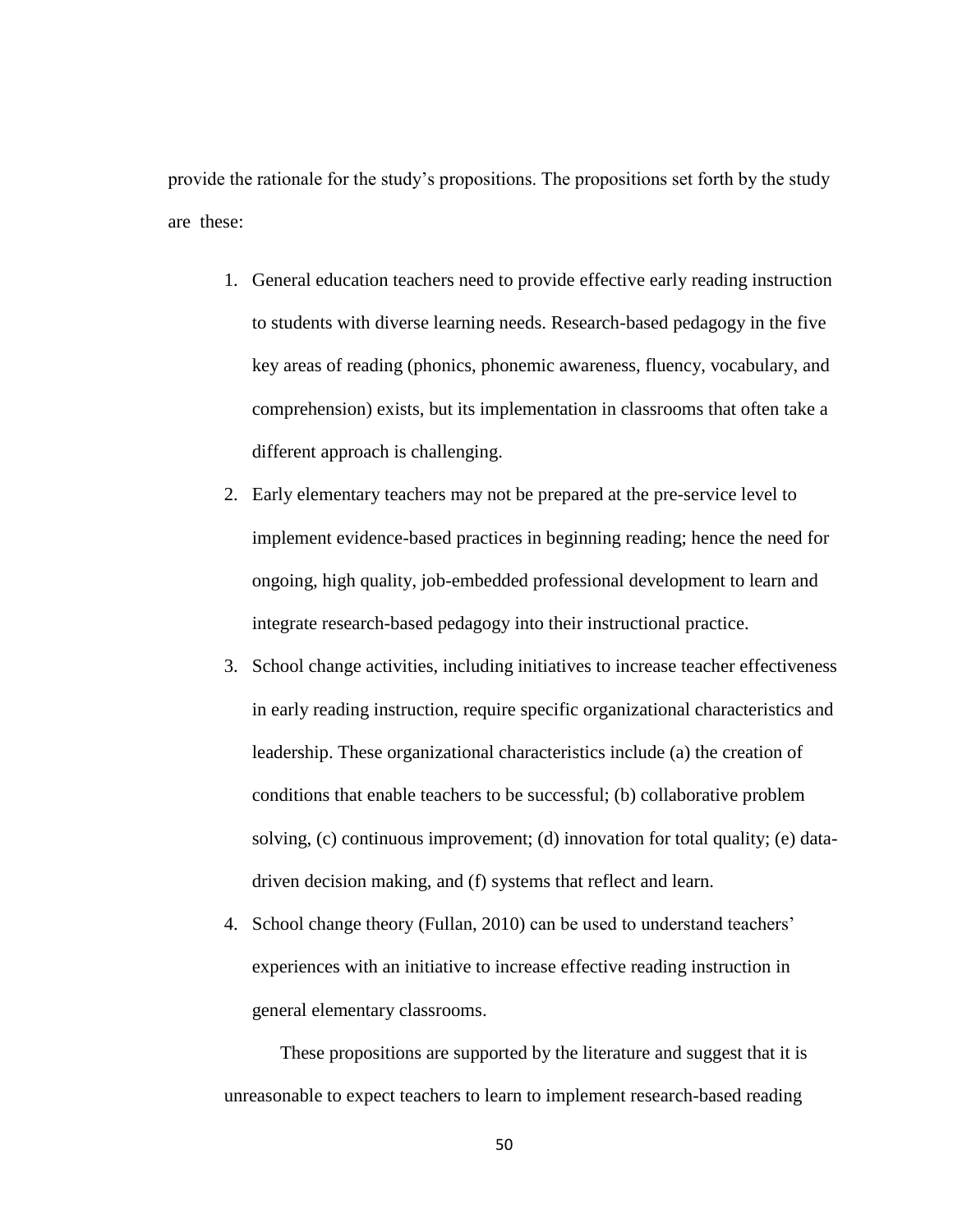provide the rationale for the study's propositions. The propositions set forth by the study are these:

1. General education teachers need to provide effective early reading instruction to students with diverse learning needs. Research-based pedagogy in the five key areas of reading (phonics, phonemic awareness, fluency, vocabulary, and comprehension) exists, but its implementation in classrooms that often take a different approach is challenging.
2. Early elementary teachers may not be prepared at the pre-service level to implement evidence-based practices in beginning reading; hence the need for ongoing, high quality, job-embedded professional development to learn and integrate research-based pedagogy into their instructional practice.
3. School change activities, including initiatives to increase teacher effectiveness in early reading instruction, require specific organizational characteristics and leadership. These organizational characteristics include (a) the creation of conditions that enable teachers to be successful; (b) collaborative problem solving, (c) continuous improvement; (d) innovation for total quality; (e) data-driven decision making, and (f) systems that reflect and learn.
4. School change theory (Fullan, 2010) can be used to understand teachers' experiences with an initiative to increase effective reading instruction in general elementary classrooms.

These propositions are supported by the literature and suggest that it is unreasonable to expect teachers to learn to implement research-based reading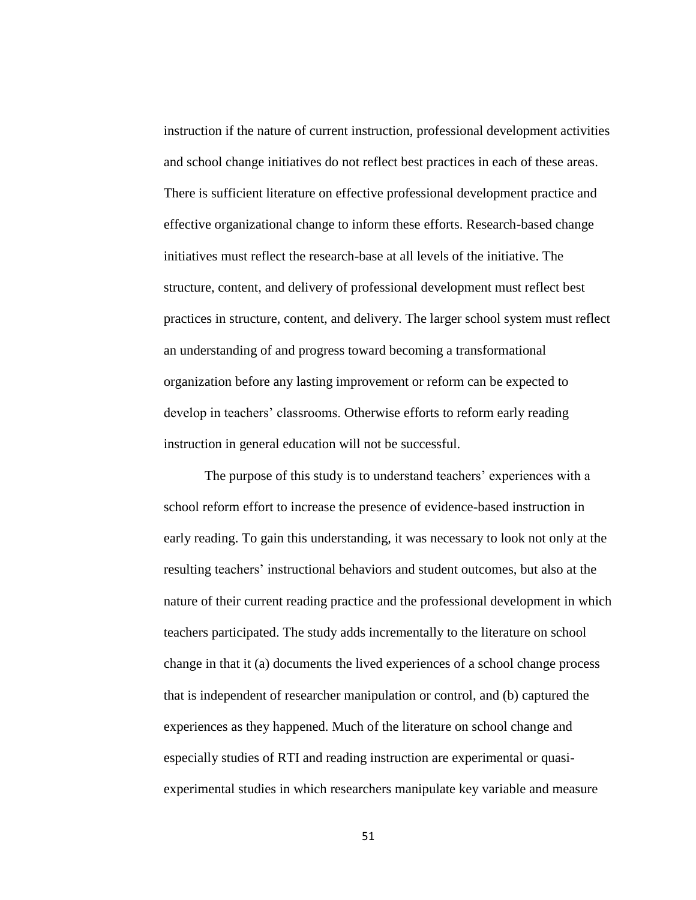instruction if the nature of current instruction, professional development activities and school change initiatives do not reflect best practices in each of these areas. There is sufficient literature on effective professional development practice and effective organizational change to inform these efforts. Research-based change initiatives must reflect the research-base at all levels of the initiative. The structure, content, and delivery of professional development must reflect best practices in structure, content, and delivery. The larger school system must reflect an understanding of and progress toward becoming a transformational organization before any lasting improvement or reform can be expected to develop in teachers' classrooms. Otherwise efforts to reform early reading instruction in general education will not be successful.

The purpose of this study is to understand teachers' experiences with a school reform effort to increase the presence of evidence-based instruction in early reading. To gain this understanding, it was necessary to look not only at the resulting teachers' instructional behaviors and student outcomes, but also at the nature of their current reading practice and the professional development in which teachers participated. The study adds incrementally to the literature on school change in that it (a) documents the lived experiences of a school change process that is independent of researcher manipulation or control, and (b) captured the experiences as they happened. Much of the literature on school change and especially studies of RTI and reading instruction are experimental or quasi-experimental studies in which researchers manipulate key variable and measure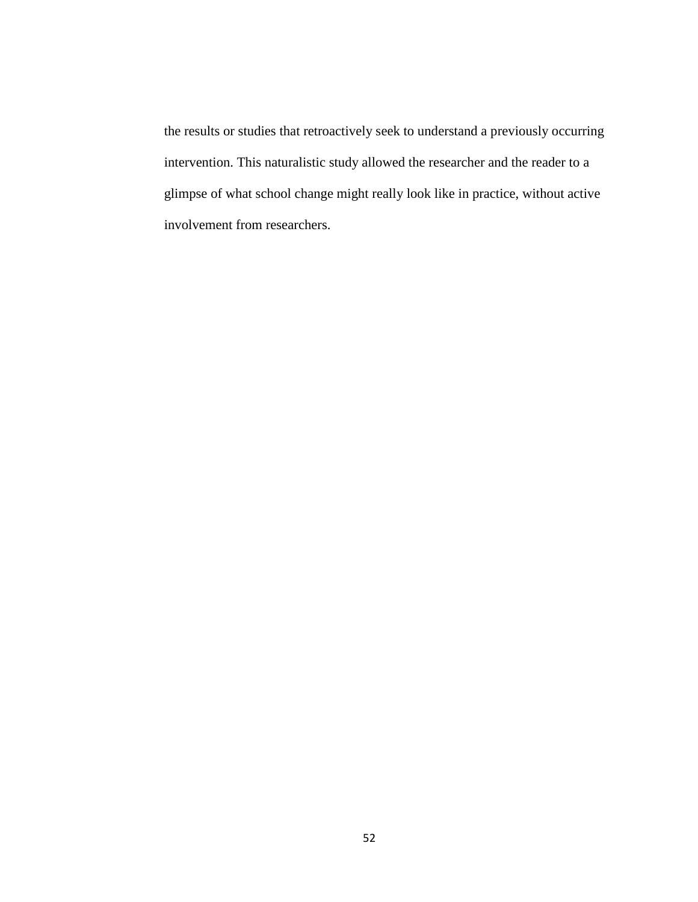the results or studies that retroactively seek to understand a previously occurring intervention. This naturalistic study allowed the researcher and the reader to a glimpse of what school change might really look like in practice, without active involvement from researchers.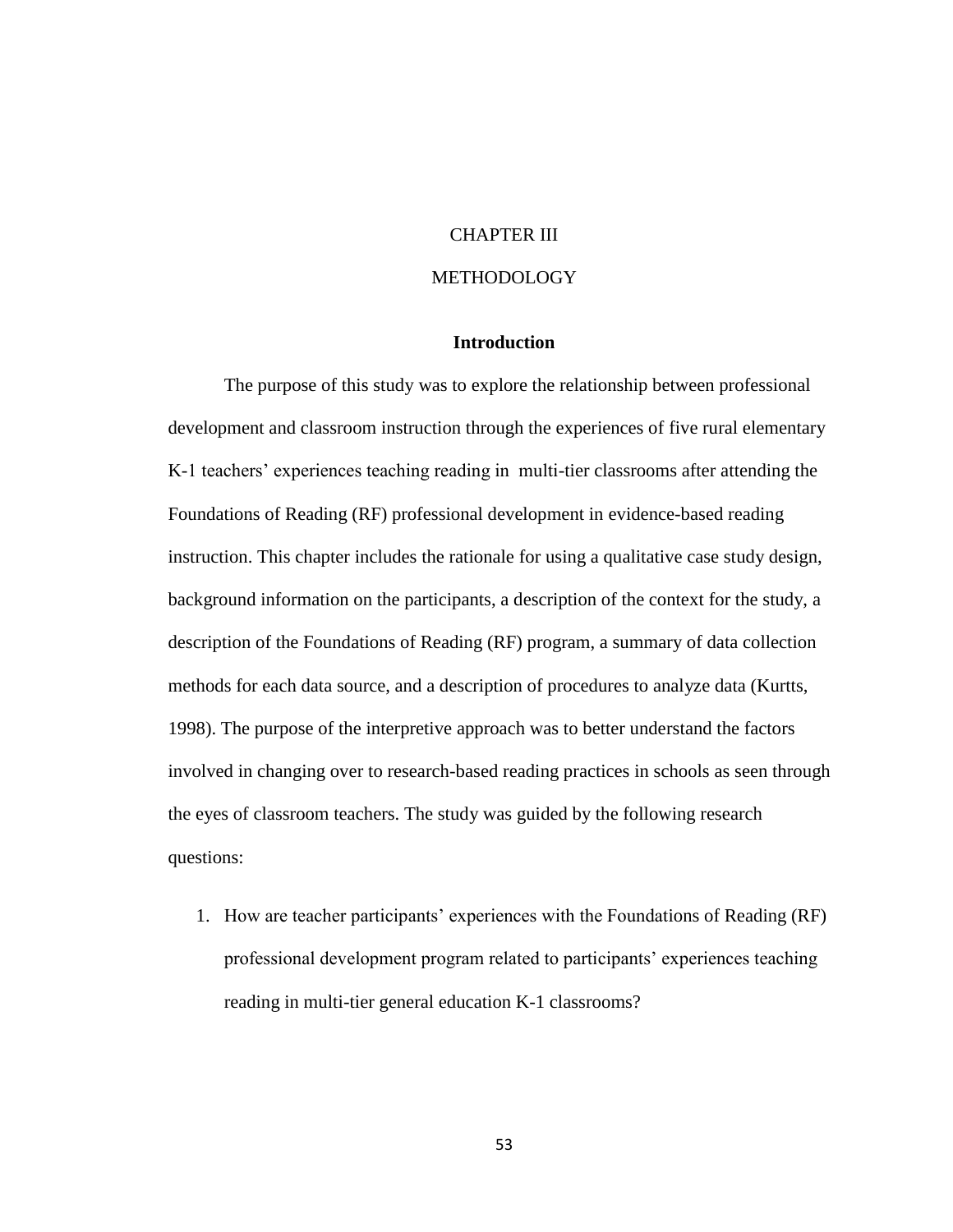# CHAPTER III

# METHODOLOGY

## Introduction

The purpose of this study was to explore the relationship between professional development and classroom instruction through the experiences of five rural elementary K-1 teachers' experiences teaching reading in multi-tier classrooms after attending the Foundations of Reading (RF) professional development in evidence-based reading instruction. This chapter includes the rationale for using a qualitative case study design, background information on the participants, a description of the context for the study, a description of the Foundations of Reading (RF) program, a summary of data collection methods for each data source, and a description of procedures to analyze data (Kurtts, 1998). The purpose of the interpretive approach was to better understand the factors involved in changing over to research-based reading practices in schools as seen through the eyes of classroom teachers. The study was guided by the following research questions:

1. How are teacher participants' experiences with the Foundations of Reading (RF) professional development program related to participants' experiences teaching reading in multi-tier general education K-1 classrooms?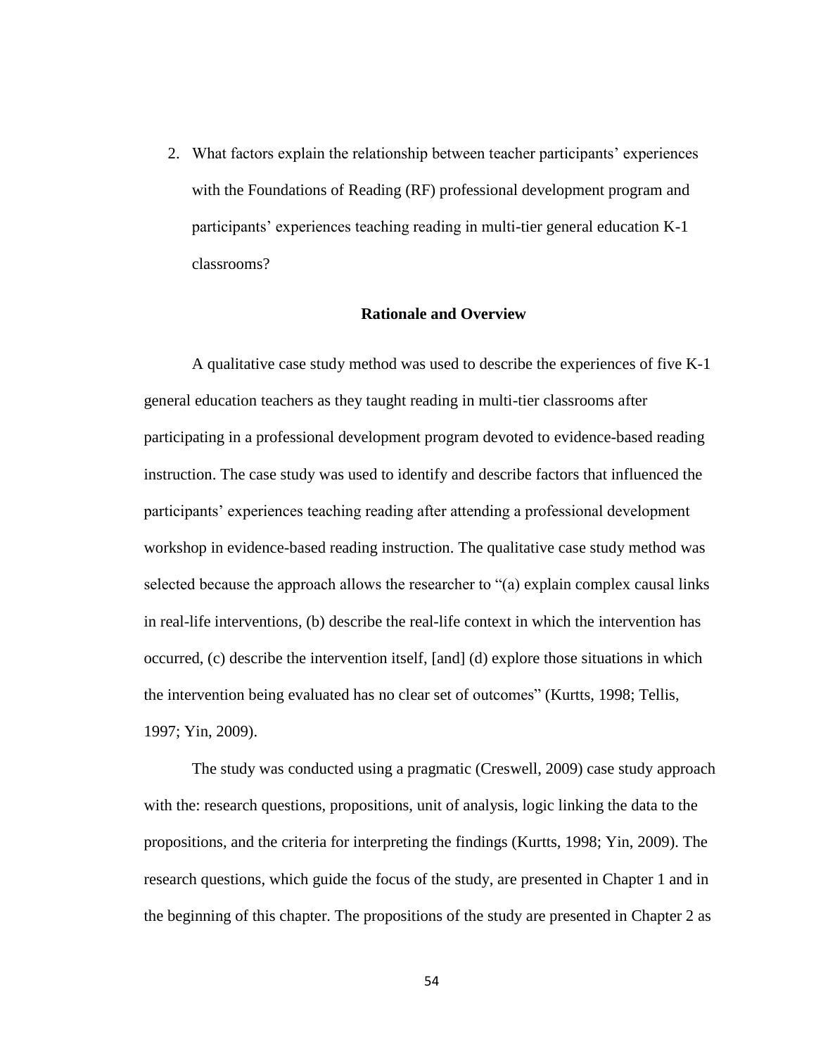2. What factors explain the relationship between teacher participants' experiences with the Foundations of Reading (RF) professional development program and participants' experiences teaching reading in multi-tier general education K-1 classrooms?

## Rationale and Overview

A qualitative case study method was used to describe the experiences of five K-1 general education teachers as they taught reading in multi-tier classrooms after participating in a professional development program devoted to evidence-based reading instruction. The case study was used to identify and describe factors that influenced the participants' experiences teaching reading after attending a professional development workshop in evidence-based reading instruction. The qualitative case study method was selected because the approach allows the researcher to "(a) explain complex causal links in real-life interventions, (b) describe the real-life context in which the intervention has occurred, (c) describe the intervention itself, [and] (d) explore those situations in which the intervention being evaluated has no clear set of outcomes" (Kurtts, 1998; Tellis, 1997; Yin, 2009).

The study was conducted using a pragmatic (Creswell, 2009) case study approach with the: research questions, propositions, unit of analysis, logic linking the data to the propositions, and the criteria for interpreting the findings (Kurtts, 1998; Yin, 2009). The research questions, which guide the focus of the study, are presented in Chapter 1 and in the beginning of this chapter. The propositions of the study are presented in Chapter 2 as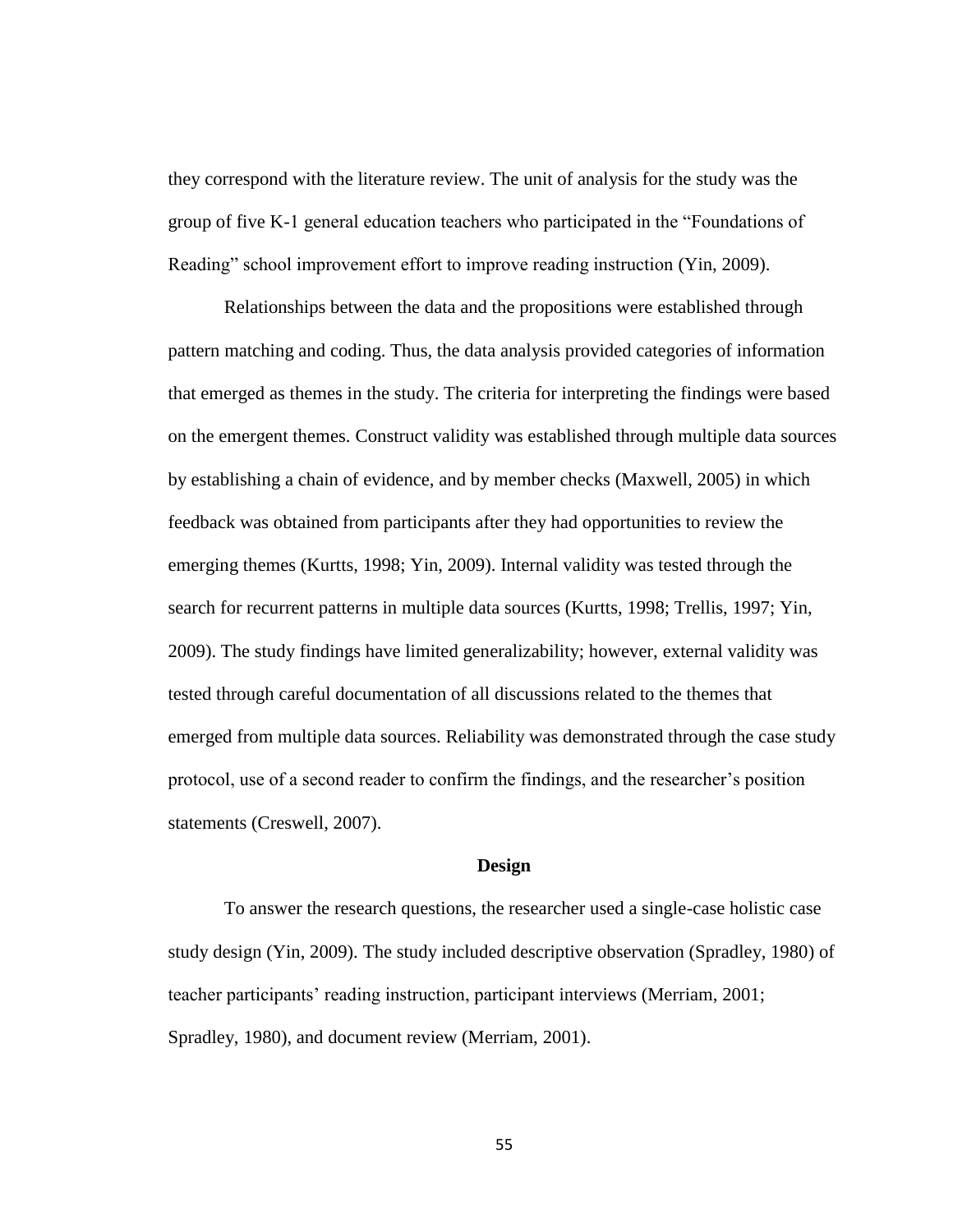they correspond with the literature review. The unit of analysis for the study was the group of five K-1 general education teachers who participated in the "Foundations of Reading" school improvement effort to improve reading instruction (Yin, 2009).

Relationships between the data and the propositions were established through pattern matching and coding. Thus, the data analysis provided categories of information that emerged as themes in the study. The criteria for interpreting the findings were based on the emergent themes. Construct validity was established through multiple data sources by establishing a chain of evidence, and by member checks (Maxwell, 2005) in which feedback was obtained from participants after they had opportunities to review the emerging themes (Kurtts, 1998; Yin, 2009). Internal validity was tested through the search for recurrent patterns in multiple data sources (Kurtts, 1998; Trellis, 1997; Yin, 2009). The study findings have limited generalizability; however, external validity was tested through careful documentation of all discussions related to the themes that emerged from multiple data sources. Reliability was demonstrated through the case study protocol, use of a second reader to confirm the findings, and the researcher's position statements (Creswell, 2007).

## Design

To answer the research questions, the researcher used a single-case holistic case study design (Yin, 2009). The study included descriptive observation (Spradley, 1980) of teacher participants' reading instruction, participant interviews (Merriam, 2001; Spradley, 1980), and document review (Merriam, 2001).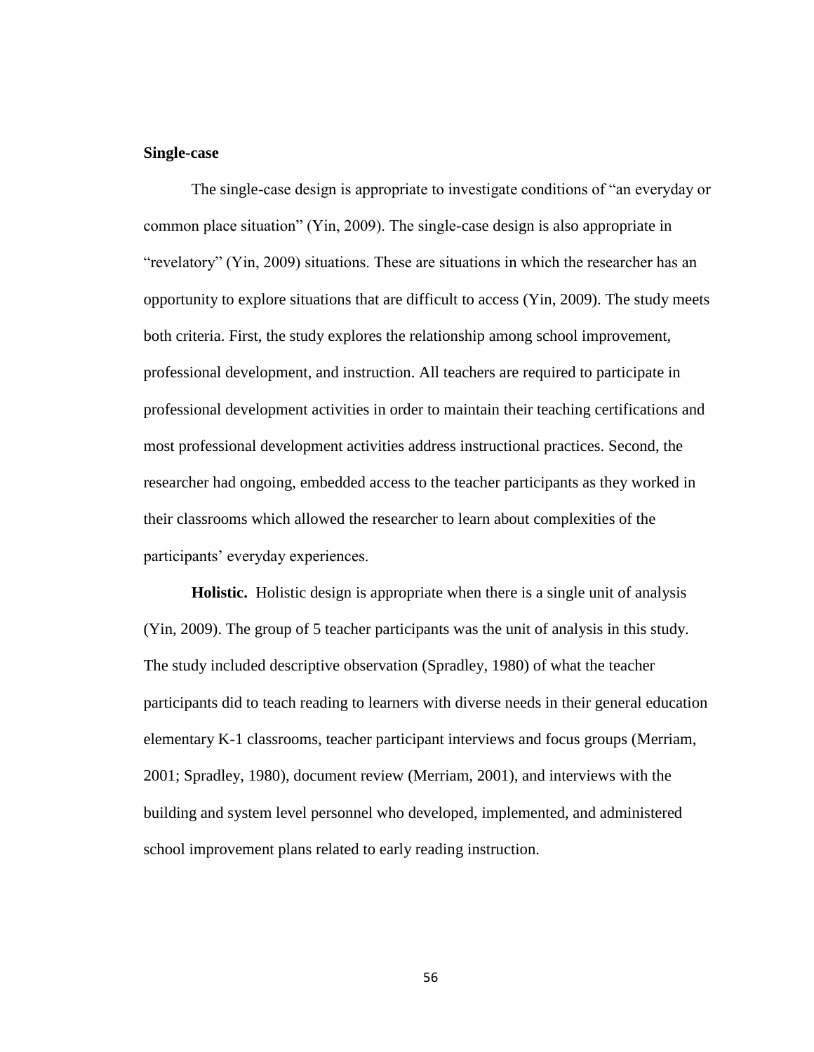### Single-case

The single-case design is appropriate to investigate conditions of "an everyday or common place situation" (Yin, 2009). The single-case design is also appropriate in "revelatory" (Yin, 2009) situations. These are situations in which the researcher has an opportunity to explore situations that are difficult to access (Yin, 2009). The study meets both criteria. First, the study explores the relationship among school improvement, professional development, and instruction. All teachers are required to participate in professional development activities in order to maintain their teaching certifications and most professional development activities address instructional practices. Second, the researcher had ongoing, embedded access to the teacher participants as they worked in their classrooms which allowed the researcher to learn about complexities of the participants' everyday experiences.

**Holistic.** Holistic design is appropriate when there is a single unit of analysis (Yin, 2009). The group of 5 teacher participants was the unit of analysis in this study. The study included descriptive observation (Spradley, 1980) of what the teacher participants did to teach reading to learners with diverse needs in their general education elementary K-1 classrooms, teacher participant interviews and focus groups (Merriam, 2001; Spradley, 1980), document review (Merriam, 2001), and interviews with the building and system level personnel who developed, implemented, and administered school improvement plans related to early reading instruction.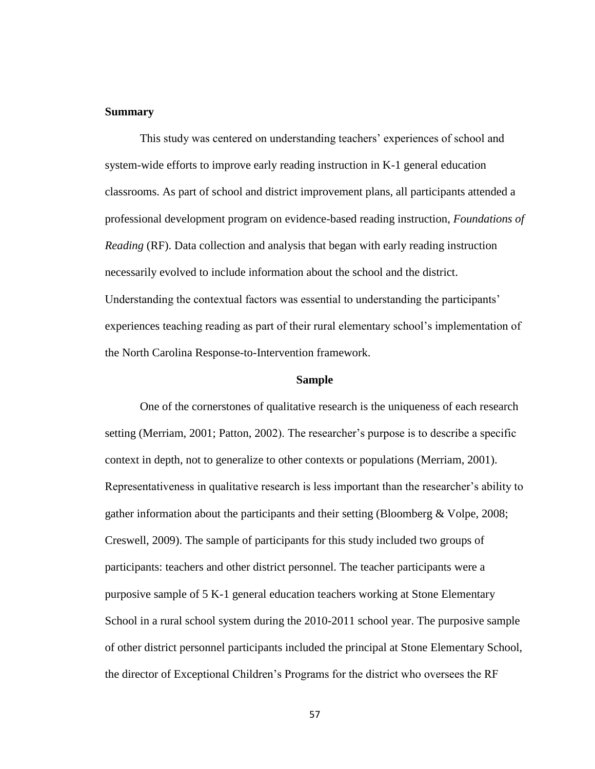**Summary**

This study was centered on understanding teachers' experiences of school and system-wide efforts to improve early reading instruction in K-1 general education classrooms. As part of school and district improvement plans, all participants attended a professional development program on evidence-based reading instruction, *Foundations of Reading* (RF). Data collection and analysis that began with early reading instruction necessarily evolved to include information about the school and the district. Understanding the contextual factors was essential to understanding the participants' experiences teaching reading as part of their rural elementary school's implementation of the North Carolina Response-to-Intervention framework.

## Sample

One of the cornerstones of qualitative research is the uniqueness of each research setting (Merriam, 2001; Patton, 2002). The researcher's purpose is to describe a specific context in depth, not to generalize to other contexts or populations (Merriam, 2001). Representativeness in qualitative research is less important than the researcher's ability to gather information about the participants and their setting (Bloomberg & Volpe, 2008; Creswell, 2009). The sample of participants for this study included two groups of participants: teachers and other district personnel. The teacher participants were a purposive sample of 5 K-1 general education teachers working at Stone Elementary School in a rural school system during the 2010-2011 school year. The purposive sample of other district personnel participants included the principal at Stone Elementary School, the director of Exceptional Children's Programs for the district who oversees the RF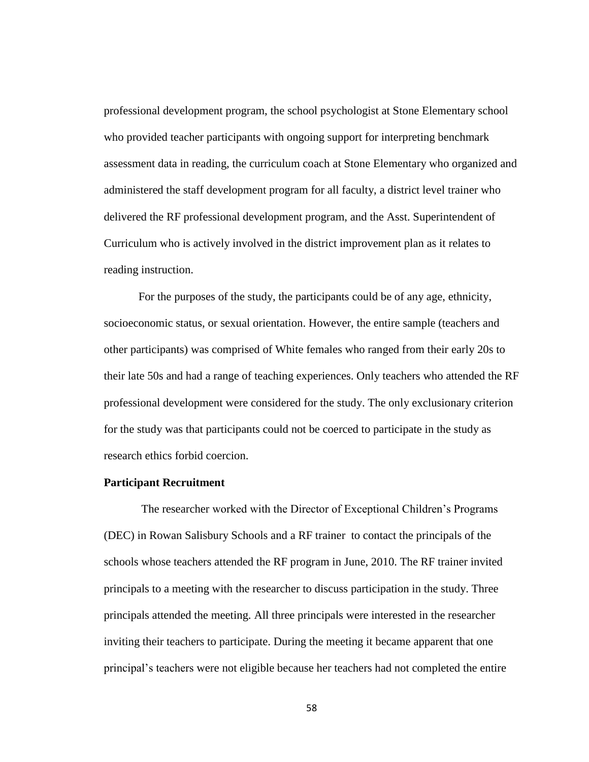professional development program, the school psychologist at Stone Elementary school who provided teacher participants with ongoing support for interpreting benchmark assessment data in reading, the curriculum coach at Stone Elementary who organized and administered the staff development program for all faculty, a district level trainer who delivered the RF professional development program, and the Asst. Superintendent of Curriculum who is actively involved in the district improvement plan as it relates to reading instruction.

For the purposes of the study, the participants could be of any age, ethnicity, socioeconomic status, or sexual orientation. However, the entire sample (teachers and other participants) was comprised of White females who ranged from their early 20s to their late 50s and had a range of teaching experiences. Only teachers who attended the RF professional development were considered for the study. The only exclusionary criterion for the study was that participants could not be coerced to participate in the study as research ethics forbid coercion.

**Participant Recruitment**

The researcher worked with the Director of Exceptional Children's Programs (DEC) in Rowan Salisbury Schools and a RF trainer to contact the principals of the schools whose teachers attended the RF program in June, 2010. The RF trainer invited principals to a meeting with the researcher to discuss participation in the study. Three principals attended the meeting. All three principals were interested in the researcher inviting their teachers to participate. During the meeting it became apparent that one principal's teachers were not eligible because her teachers had not completed the entire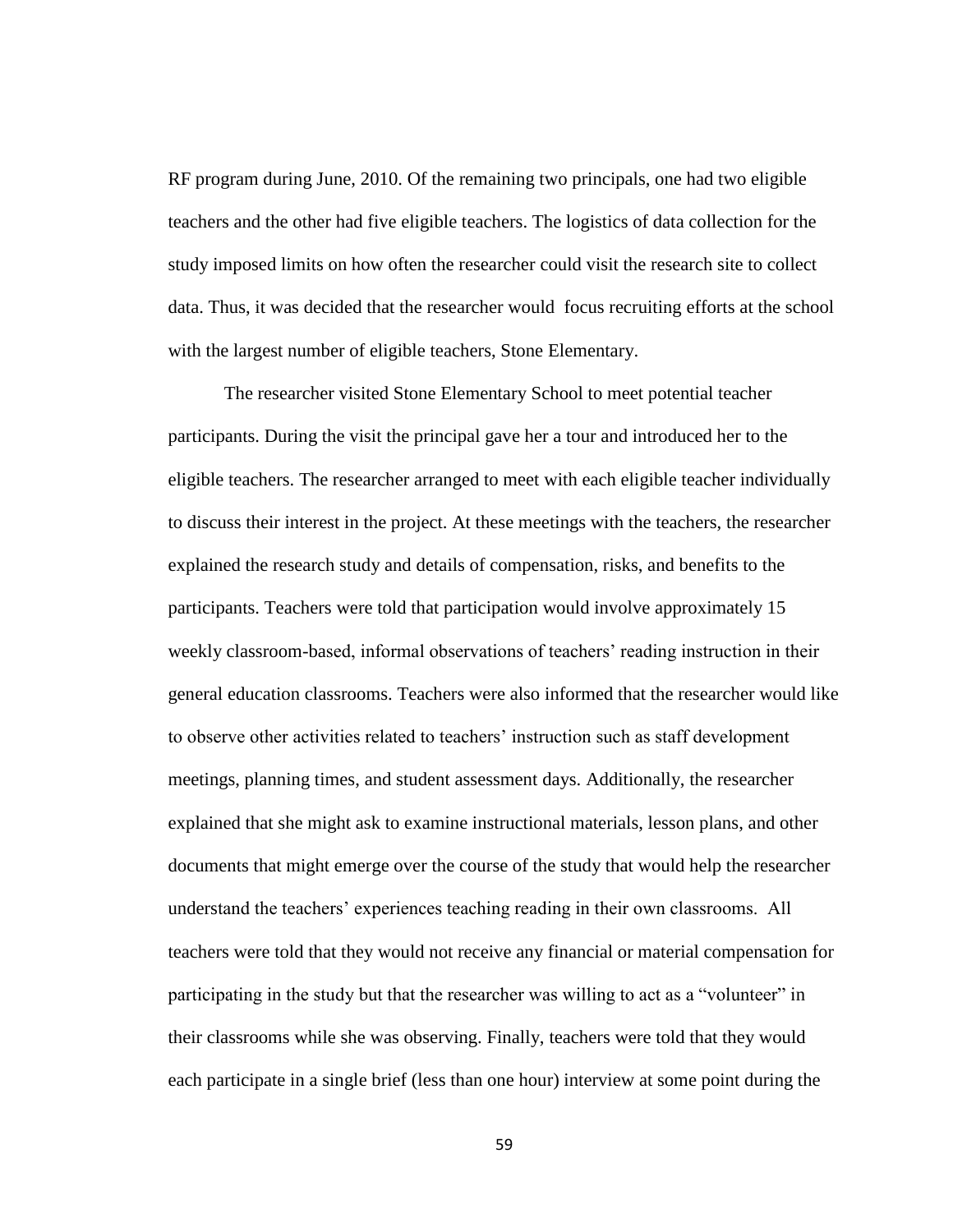RF program during June, 2010. Of the remaining two principals, one had two eligible teachers and the other had five eligible teachers. The logistics of data collection for the study imposed limits on how often the researcher could visit the research site to collect data. Thus, it was decided that the researcher would focus recruiting efforts at the school with the largest number of eligible teachers, Stone Elementary.

The researcher visited Stone Elementary School to meet potential teacher participants. During the visit the principal gave her a tour and introduced her to the eligible teachers. The researcher arranged to meet with each eligible teacher individually to discuss their interest in the project. At these meetings with the teachers, the researcher explained the research study and details of compensation, risks, and benefits to the participants. Teachers were told that participation would involve approximately 15 weekly classroom-based, informal observations of teachers' reading instruction in their general education classrooms. Teachers were also informed that the researcher would like to observe other activities related to teachers' instruction such as staff development meetings, planning times, and student assessment days. Additionally, the researcher explained that she might ask to examine instructional materials, lesson plans, and other documents that might emerge over the course of the study that would help the researcher understand the teachers' experiences teaching reading in their own classrooms. All teachers were told that they would not receive any financial or material compensation for participating in the study but that the researcher was willing to act as a "volunteer" in their classrooms while she was observing. Finally, teachers were told that they would each participate in a single brief (less than one hour) interview at some point during the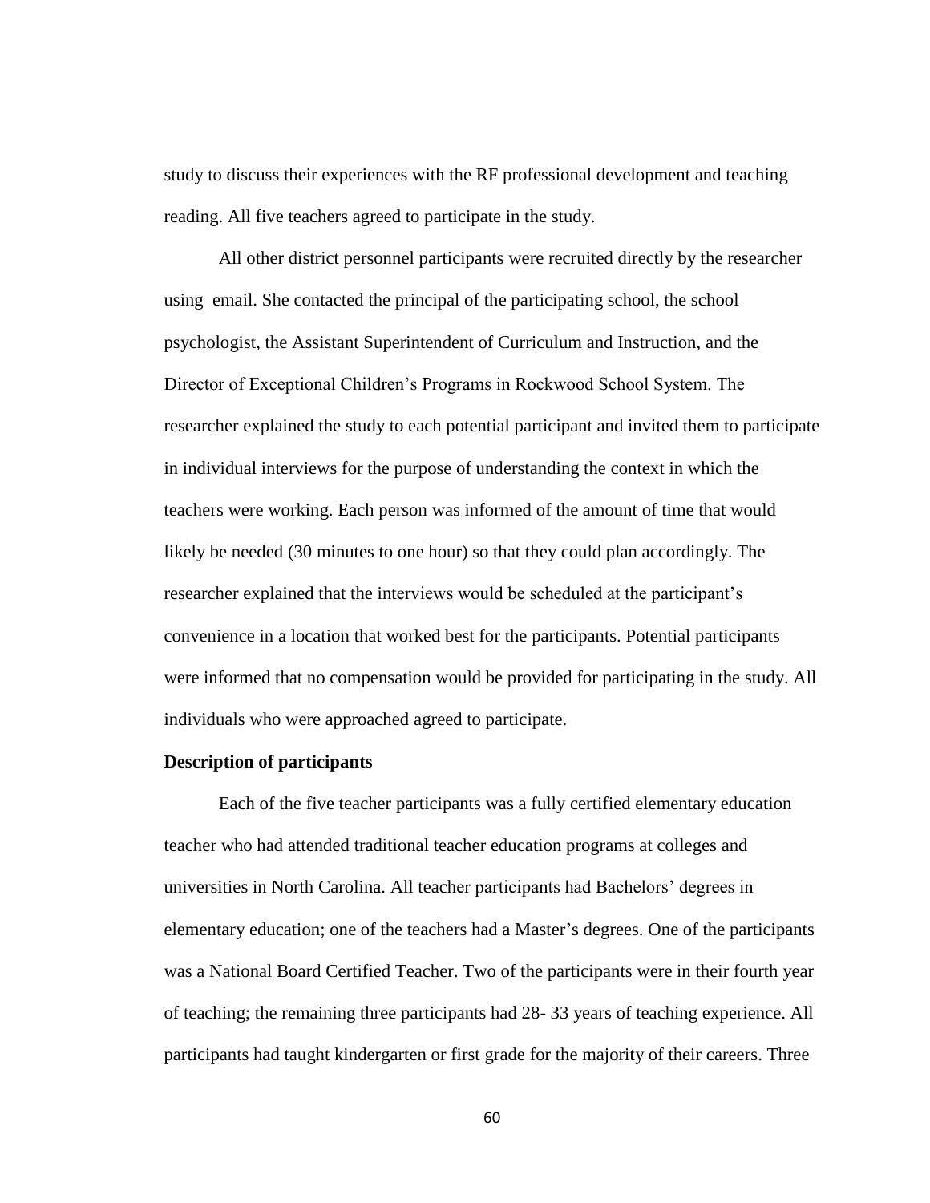study to discuss their experiences with the RF professional development and teaching reading. All five teachers agreed to participate in the study.

All other district personnel participants were recruited directly by the researcher using email. She contacted the principal of the participating school, the school psychologist, the Assistant Superintendent of Curriculum and Instruction, and the Director of Exceptional Children's Programs in Rockwood School System. The researcher explained the study to each potential participant and invited them to participate in individual interviews for the purpose of understanding the context in which the teachers were working. Each person was informed of the amount of time that would likely be needed (30 minutes to one hour) so that they could plan accordingly. The researcher explained that the interviews would be scheduled at the participant's convenience in a location that worked best for the participants. Potential participants were informed that no compensation would be provided for participating in the study. All individuals who were approached agreed to participate.

**Description of participants**

Each of the five teacher participants was a fully certified elementary education teacher who had attended traditional teacher education programs at colleges and universities in North Carolina. All teacher participants had Bachelors' degrees in elementary education; one of the teachers had a Master's degrees. One of the participants was a National Board Certified Teacher. Two of the participants were in their fourth year of teaching; the remaining three participants had 28- 33 years of teaching experience. All participants had taught kindergarten or first grade for the majority of their careers. Three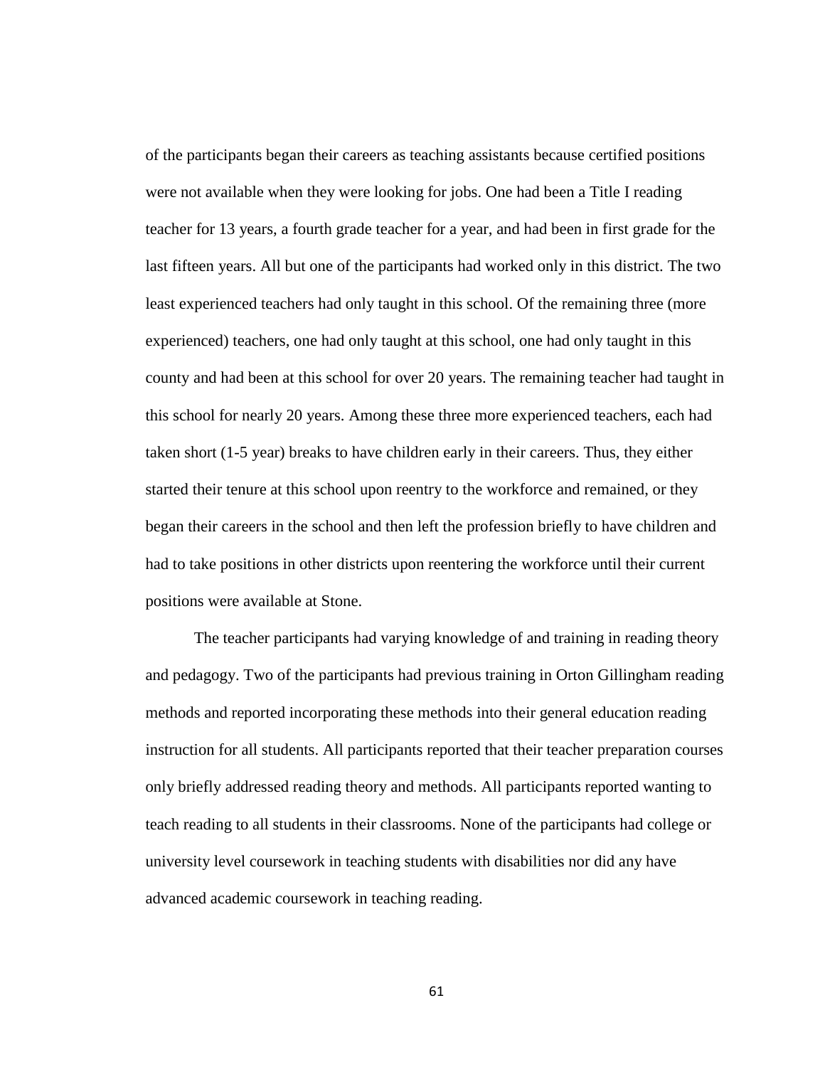of the participants began their careers as teaching assistants because certified positions were not available when they were looking for jobs. One had been a Title I reading teacher for 13 years, a fourth grade teacher for a year, and had been in first grade for the last fifteen years. All but one of the participants had worked only in this district. The two least experienced teachers had only taught in this school. Of the remaining three (more experienced) teachers, one had only taught at this school, one had only taught in this county and had been at this school for over 20 years. The remaining teacher had taught in this school for nearly 20 years. Among these three more experienced teachers, each had taken short (1-5 year) breaks to have children early in their careers. Thus, they either started their tenure at this school upon reentry to the workforce and remained, or they began their careers in the school and then left the profession briefly to have children and had to take positions in other districts upon reentering the workforce until their current positions were available at Stone.

The teacher participants had varying knowledge of and training in reading theory and pedagogy. Two of the participants had previous training in Orton Gillingham reading methods and reported incorporating these methods into their general education reading instruction for all students. All participants reported that their teacher preparation courses only briefly addressed reading theory and methods. All participants reported wanting to teach reading to all students in their classrooms. None of the participants had college or university level coursework in teaching students with disabilities nor did any have advanced academic coursework in teaching reading.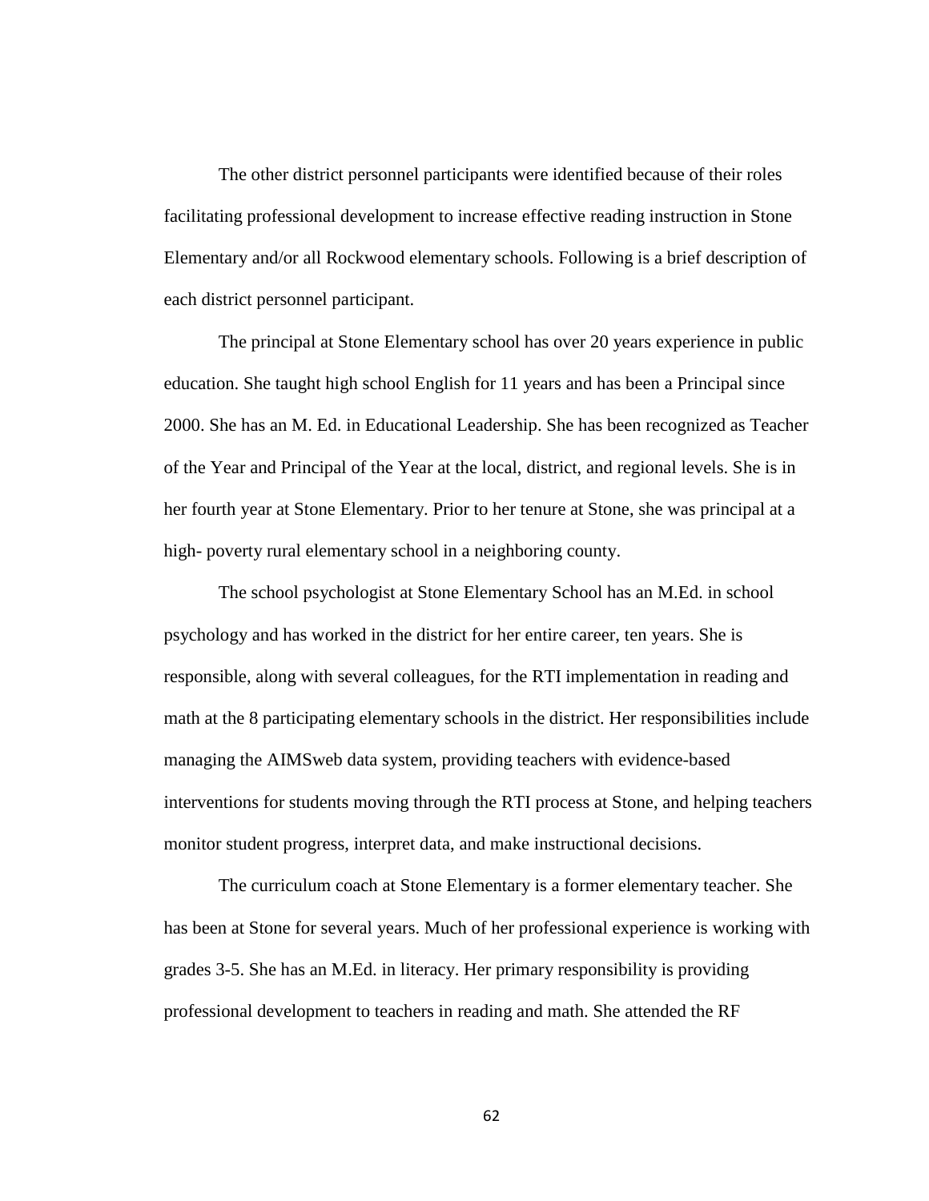The other district personnel participants were identified because of their roles facilitating professional development to increase effective reading instruction in Stone Elementary and/or all Rockwood elementary schools. Following is a brief description of each district personnel participant.

The principal at Stone Elementary school has over 20 years experience in public education. She taught high school English for 11 years and has been a Principal since 2000. She has an M. Ed. in Educational Leadership. She has been recognized as Teacher of the Year and Principal of the Year at the local, district, and regional levels. She is in her fourth year at Stone Elementary. Prior to her tenure at Stone, she was principal at a high- poverty rural elementary school in a neighboring county.

The school psychologist at Stone Elementary School has an M.Ed. in school psychology and has worked in the district for her entire career, ten years. She is responsible, along with several colleagues, for the RTI implementation in reading and math at the 8 participating elementary schools in the district. Her responsibilities include managing the AIMSweb data system, providing teachers with evidence-based interventions for students moving through the RTI process at Stone, and helping teachers monitor student progress, interpret data, and make instructional decisions.

The curriculum coach at Stone Elementary is a former elementary teacher. She has been at Stone for several years. Much of her professional experience is working with grades 3-5. She has an M.Ed. in literacy. Her primary responsibility is providing professional development to teachers in reading and math. She attended the RF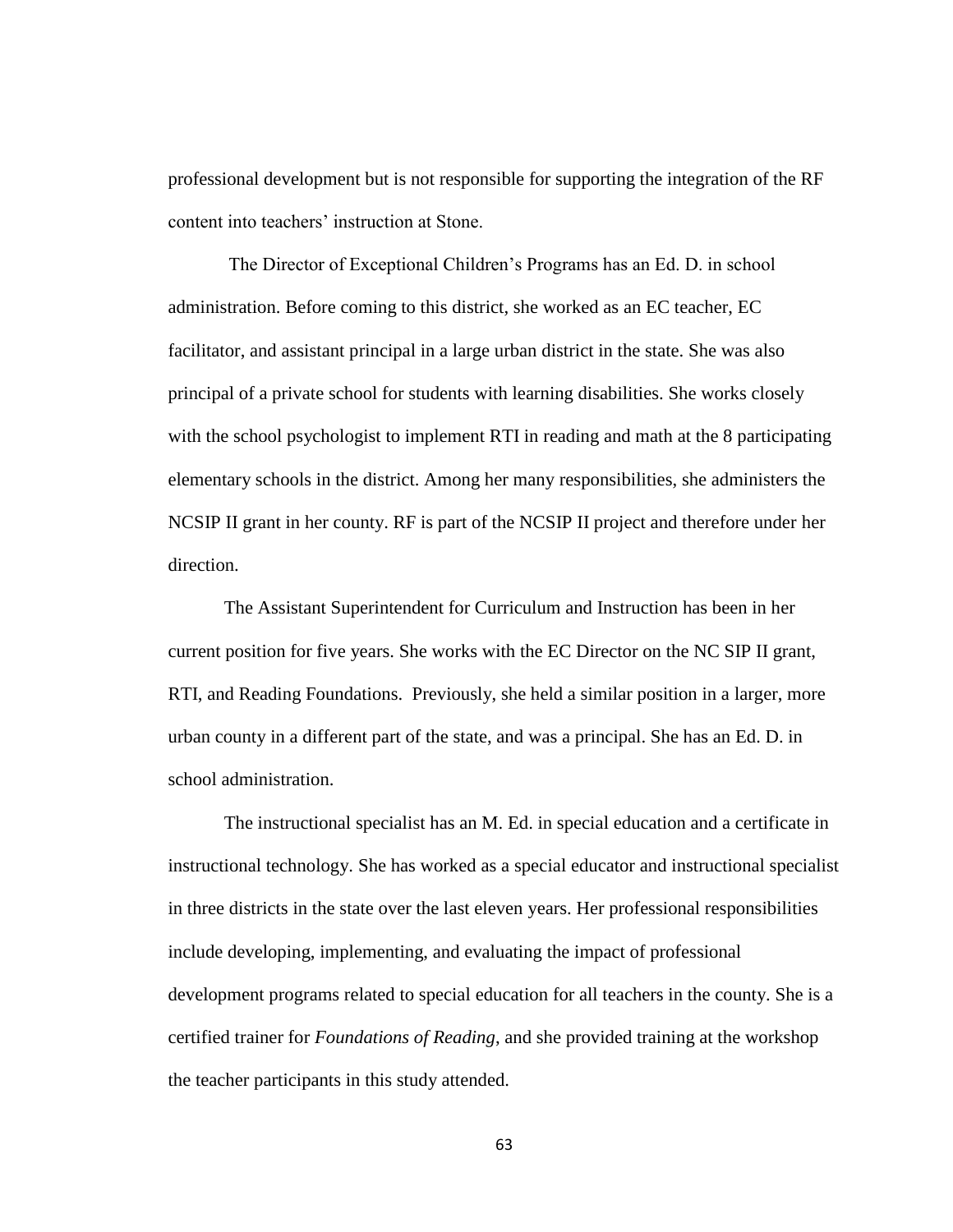professional development but is not responsible for supporting the integration of the RF content into teachers' instruction at Stone.

The Director of Exceptional Children's Programs has an Ed. D. in school administration. Before coming to this district, she worked as an EC teacher, EC facilitator, and assistant principal in a large urban district in the state. She was also principal of a private school for students with learning disabilities. She works closely with the school psychologist to implement RTI in reading and math at the 8 participating elementary schools in the district. Among her many responsibilities, she administers the NCSIP II grant in her county. RF is part of the NCSIP II project and therefore under her direction.

The Assistant Superintendent for Curriculum and Instruction has been in her current position for five years. She works with the EC Director on the NC SIP II grant, RTI, and Reading Foundations. Previously, she held a similar position in a larger, more urban county in a different part of the state, and was a principal. She has an Ed. D. in school administration.

The instructional specialist has an M. Ed. in special education and a certificate in instructional technology. She has worked as a special educator and instructional specialist in three districts in the state over the last eleven years. Her professional responsibilities include developing, implementing, and evaluating the impact of professional development programs related to special education for all teachers in the county. She is a certified trainer for *Foundations of Reading*, and she provided training at the workshop the teacher participants in this study attended.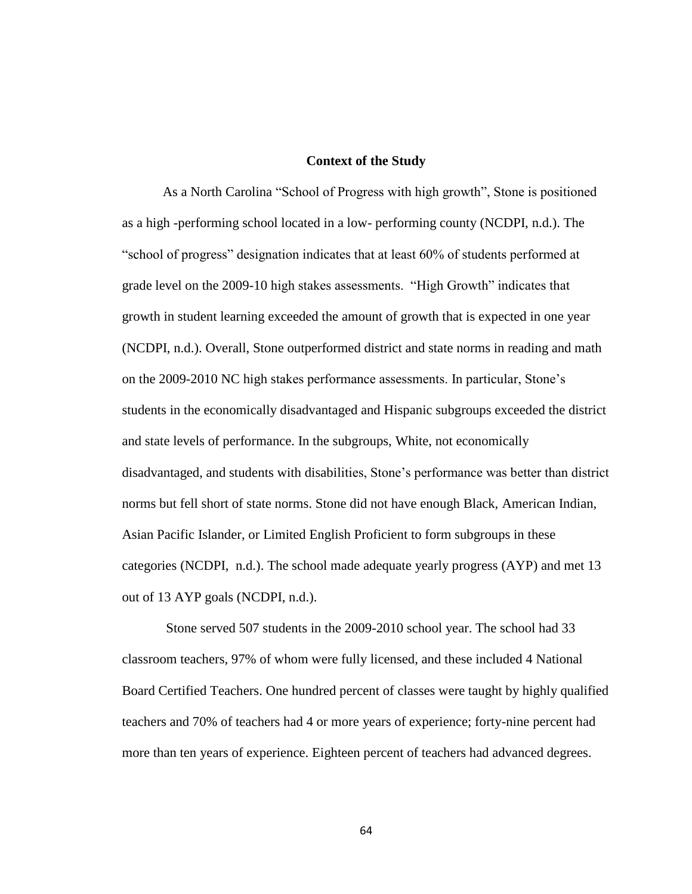## Context of the Study

As a North Carolina "School of Progress with high growth", Stone is positioned as a high -performing school located in a low- performing county (NCDPI, n.d.). The "school of progress" designation indicates that at least 60% of students performed at grade level on the 2009-10 high stakes assessments. "High Growth" indicates that growth in student learning exceeded the amount of growth that is expected in one year (NCDPI, n.d.). Overall, Stone outperformed district and state norms in reading and math on the 2009-2010 NC high stakes performance assessments. In particular, Stone's students in the economically disadvantaged and Hispanic subgroups exceeded the district and state levels of performance. In the subgroups, White, not economically disadvantaged, and students with disabilities, Stone's performance was better than district norms but fell short of state norms. Stone did not have enough Black, American Indian, Asian Pacific Islander, or Limited English Proficient to form subgroups in these categories (NCDPI, n.d.). The school made adequate yearly progress (AYP) and met 13 out of 13 AYP goals (NCDPI, n.d.).

Stone served 507 students in the 2009-2010 school year. The school had 33 classroom teachers, 97% of whom were fully licensed, and these included 4 National Board Certified Teachers. One hundred percent of classes were taught by highly qualified teachers and 70% of teachers had 4 or more years of experience; forty-nine percent had more than ten years of experience. Eighteen percent of teachers had advanced degrees.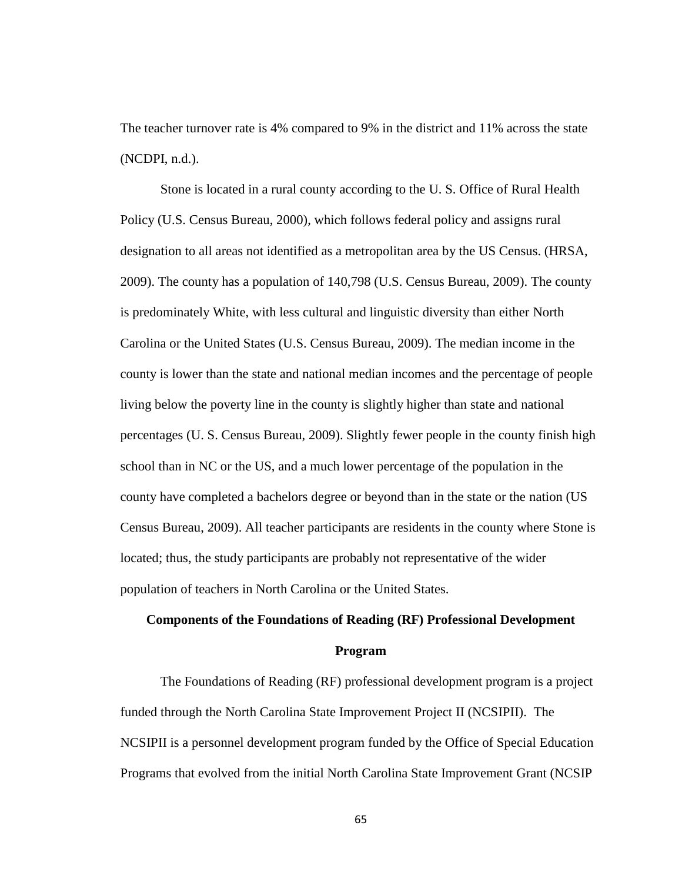The teacher turnover rate is 4% compared to 9% in the district and 11% across the state (NCDPI, n.d.).

Stone is located in a rural county according to the U. S. Office of Rural Health Policy (U.S. Census Bureau, 2000), which follows federal policy and assigns rural designation to all areas not identified as a metropolitan area by the US Census. (HRSA, 2009). The county has a population of 140,798 (U.S. Census Bureau, 2009). The county is predominately White, with less cultural and linguistic diversity than either North Carolina or the United States (U.S. Census Bureau, 2009). The median income in the county is lower than the state and national median incomes and the percentage of people living below the poverty line in the county is slightly higher than state and national percentages (U. S. Census Bureau, 2009). Slightly fewer people in the county finish high school than in NC or the US, and a much lower percentage of the population in the county have completed a bachelors degree or beyond than in the state or the nation (US Census Bureau, 2009). All teacher participants are residents in the county where Stone is located; thus, the study participants are probably not representative of the wider population of teachers in North Carolina or the United States.

## Components of the Foundations of Reading (RF) Professional Development Program

The Foundations of Reading (RF) professional development program is a project funded through the North Carolina State Improvement Project II (NCSIPII). The NCSIPII is a personnel development program funded by the Office of Special Education Programs that evolved from the initial North Carolina State Improvement Grant (NCSIP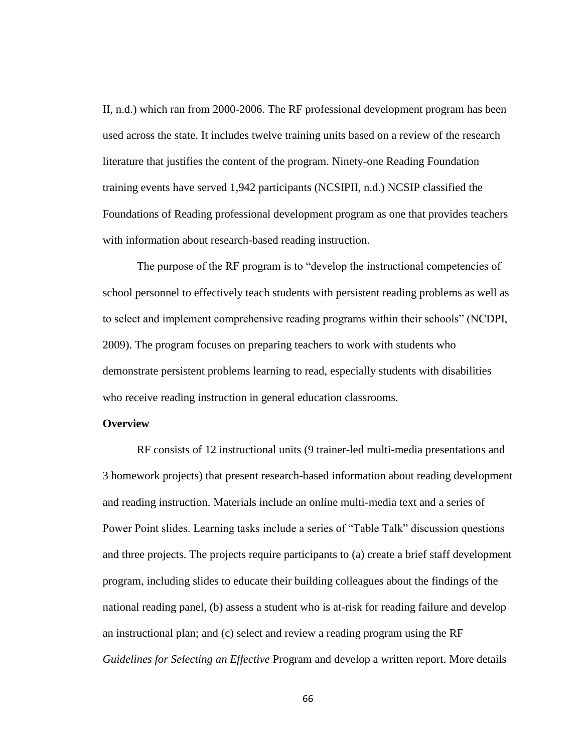II, n.d.) which ran from 2000-2006. The RF professional development program has been used across the state. It includes twelve training units based on a review of the research literature that justifies the content of the program. Ninety-one Reading Foundation training events have served 1,942 participants (NCSIPII, n.d.) NCSIP classified the Foundations of Reading professional development program as one that provides teachers with information about research-based reading instruction.

The purpose of the RF program is to "develop the instructional competencies of school personnel to effectively teach students with persistent reading problems as well as to select and implement comprehensive reading programs within their schools" (NCDPI, 2009). The program focuses on preparing teachers to work with students who demonstrate persistent problems learning to read, especially students with disabilities who receive reading instruction in general education classrooms.

**Overview**

RF consists of 12 instructional units (9 trainer-led multi-media presentations and 3 homework projects) that present research-based information about reading development and reading instruction. Materials include an online multi-media text and a series of Power Point slides. Learning tasks include a series of "Table Talk" discussion questions and three projects. The projects require participants to (a) create a brief staff development program, including slides to educate their building colleagues about the findings of the national reading panel, (b) assess a student who is at-risk for reading failure and develop an instructional plan; and (c) select and review a reading program using the RF *Guidelines for Selecting an Effective* Program and develop a written report. More details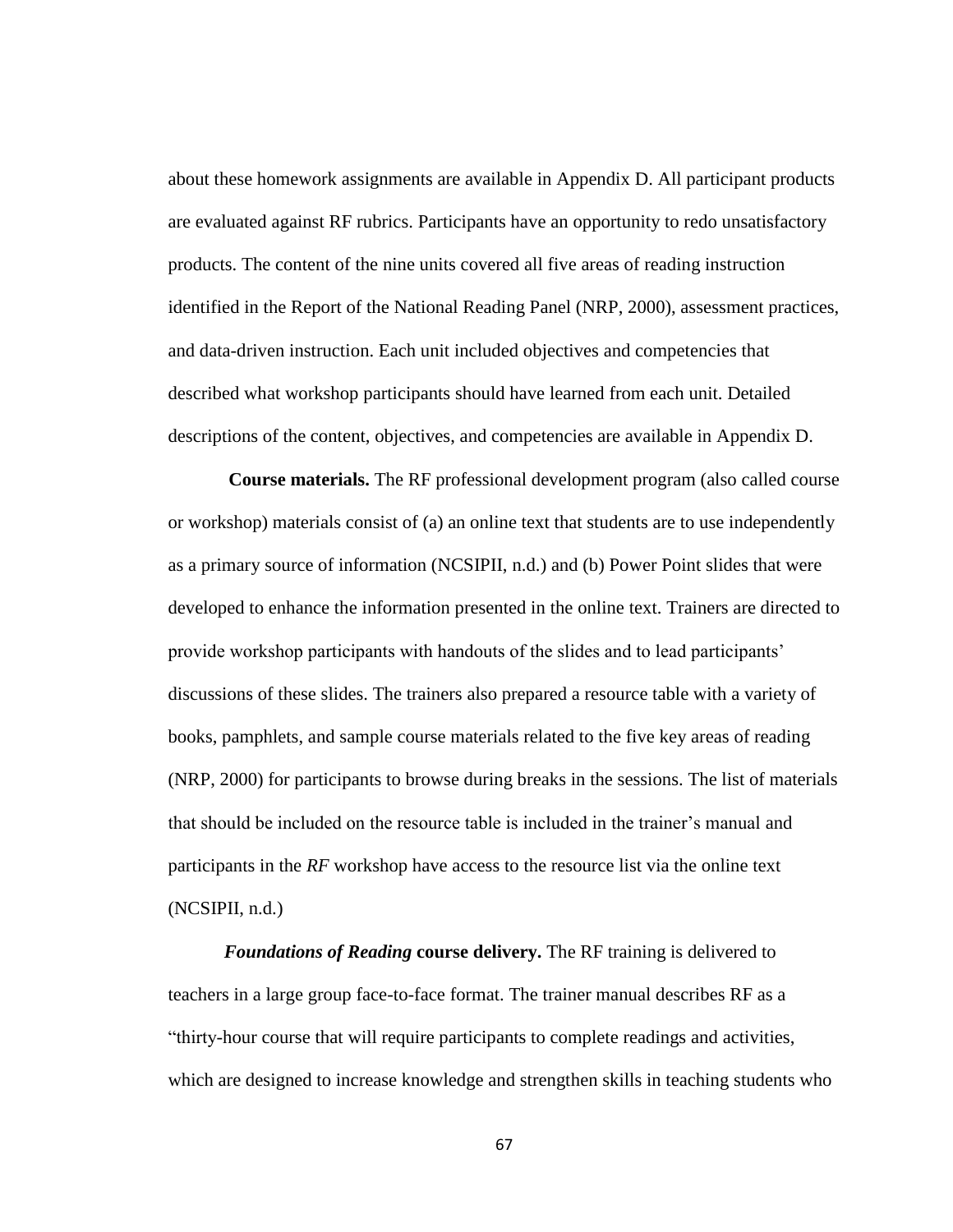about these homework assignments are available in Appendix D. All participant products are evaluated against RF rubrics. Participants have an opportunity to redo unsatisfactory products. The content of the nine units covered all five areas of reading instruction identified in the Report of the National Reading Panel (NRP, 2000), assessment practices, and data-driven instruction. Each unit included objectives and competencies that described what workshop participants should have learned from each unit. Detailed descriptions of the content, objectives, and competencies are available in Appendix D.

**Course materials.** The RF professional development program (also called course or workshop) materials consist of (a) an online text that students are to use independently as a primary source of information (NCSIPII, n.d.) and (b) Power Point slides that were developed to enhance the information presented in the online text. Trainers are directed to provide workshop participants with handouts of the slides and to lead participants' discussions of these slides. The trainers also prepared a resource table with a variety of books, pamphlets, and sample course materials related to the five key areas of reading (NRP, 2000) for participants to browse during breaks in the sessions. The list of materials that should be included on the resource table is included in the trainer's manual and participants in the *RF* workshop have access to the resource list via the online text (NCSIPII, n.d.)

***Foundations of Reading* course delivery.** The RF training is delivered to teachers in a large group face-to-face format. The trainer manual describes RF as a "thirty-hour course that will require participants to complete readings and activities, which are designed to increase knowledge and strengthen skills in teaching students who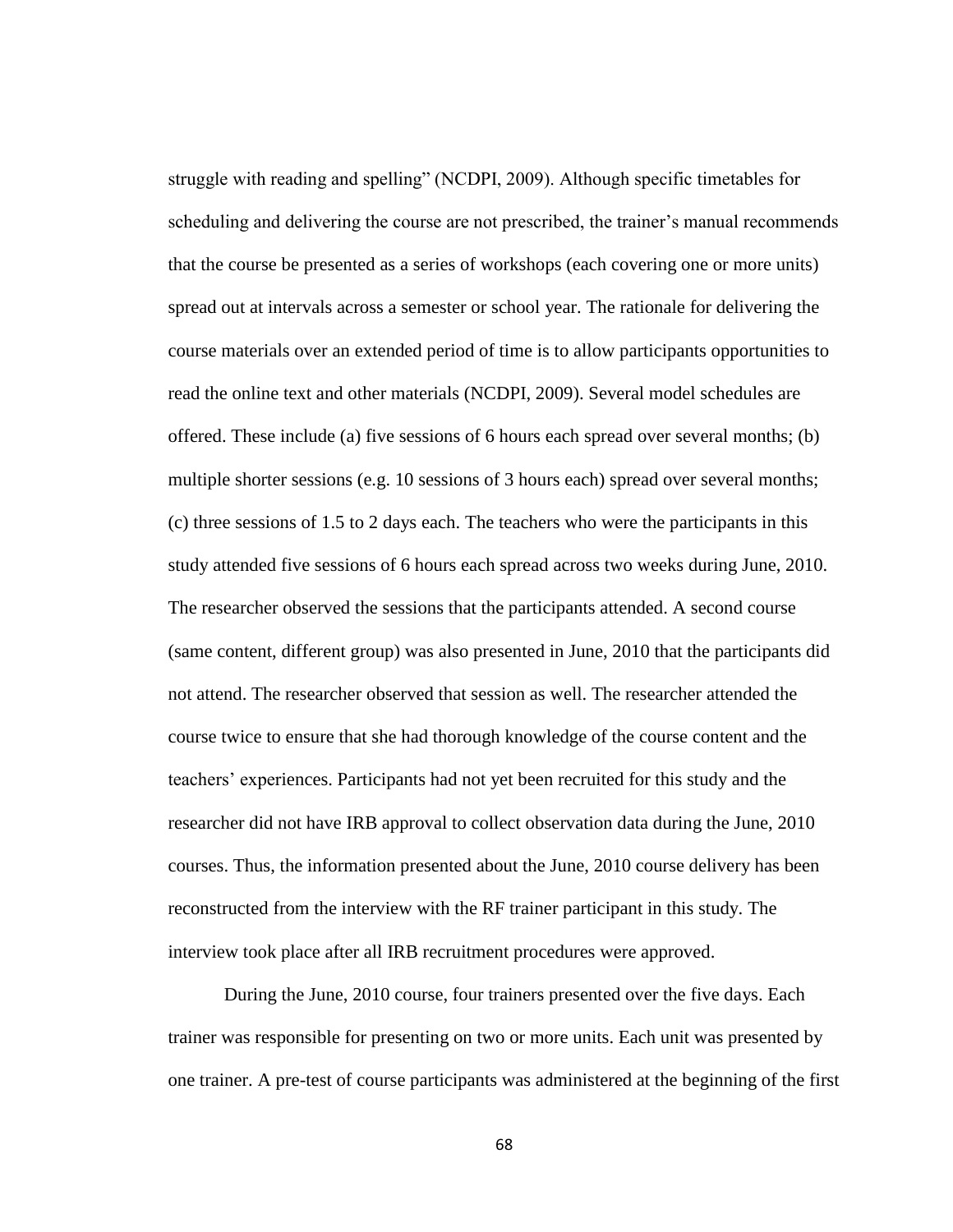struggle with reading and spelling" (NCDPI, 2009). Although specific timetables for scheduling and delivering the course are not prescribed, the trainer's manual recommends that the course be presented as a series of workshops (each covering one or more units) spread out at intervals across a semester or school year. The rationale for delivering the course materials over an extended period of time is to allow participants opportunities to read the online text and other materials (NCDPI, 2009). Several model schedules are offered. These include (a) five sessions of 6 hours each spread over several months; (b) multiple shorter sessions (e.g. 10 sessions of 3 hours each) spread over several months; (c) three sessions of 1.5 to 2 days each. The teachers who were the participants in this study attended five sessions of 6 hours each spread across two weeks during June, 2010. The researcher observed the sessions that the participants attended. A second course (same content, different group) was also presented in June, 2010 that the participants did not attend. The researcher observed that session as well. The researcher attended the course twice to ensure that she had thorough knowledge of the course content and the teachers' experiences. Participants had not yet been recruited for this study and the researcher did not have IRB approval to collect observation data during the June, 2010 courses. Thus, the information presented about the June, 2010 course delivery has been reconstructed from the interview with the RF trainer participant in this study. The interview took place after all IRB recruitment procedures were approved.

During the June, 2010 course, four trainers presented over the five days. Each trainer was responsible for presenting on two or more units. Each unit was presented by one trainer. A pre-test of course participants was administered at the beginning of the first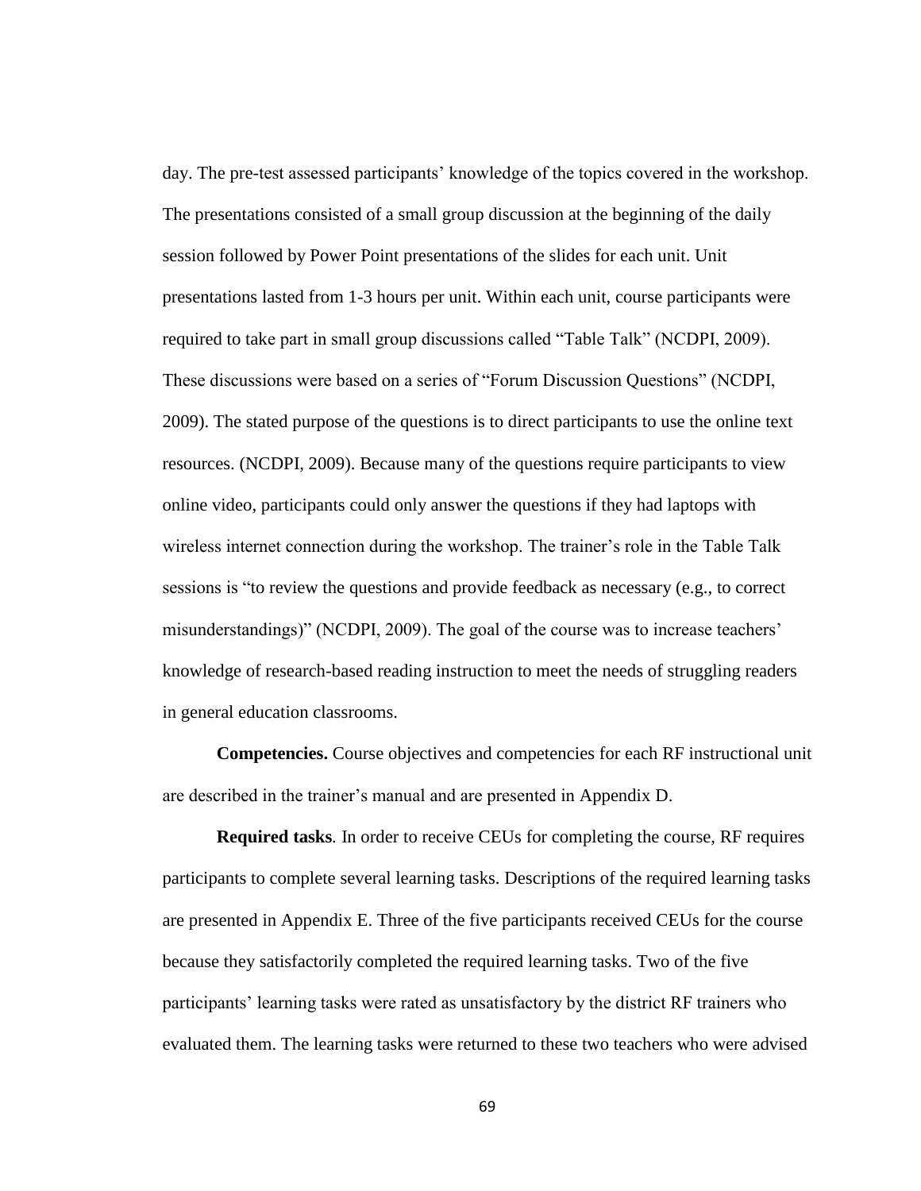day. The pre-test assessed participants' knowledge of the topics covered in the workshop. The presentations consisted of a small group discussion at the beginning of the daily session followed by Power Point presentations of the slides for each unit. Unit presentations lasted from 1-3 hours per unit. Within each unit, course participants were required to take part in small group discussions called "Table Talk" (NCDPI, 2009). These discussions were based on a series of "Forum Discussion Questions" (NCDPI, 2009). The stated purpose of the questions is to direct participants to use the online text resources. (NCDPI, 2009). Because many of the questions require participants to view online video, participants could only answer the questions if they had laptops with wireless internet connection during the workshop. The trainer's role in the Table Talk sessions is "to review the questions and provide feedback as necessary (e.g., to correct misunderstandings)" (NCDPI, 2009). The goal of the course was to increase teachers' knowledge of research-based reading instruction to meet the needs of struggling readers in general education classrooms.

**Competencies.** Course objectives and competencies for each RF instructional unit are described in the trainer's manual and are presented in Appendix D.

**Required tasks***.* In order to receive CEUs for completing the course, RF requires participants to complete several learning tasks. Descriptions of the required learning tasks are presented in Appendix E. Three of the five participants received CEUs for the course because they satisfactorily completed the required learning tasks. Two of the five participants' learning tasks were rated as unsatisfactory by the district RF trainers who evaluated them. The learning tasks were returned to these two teachers who were advised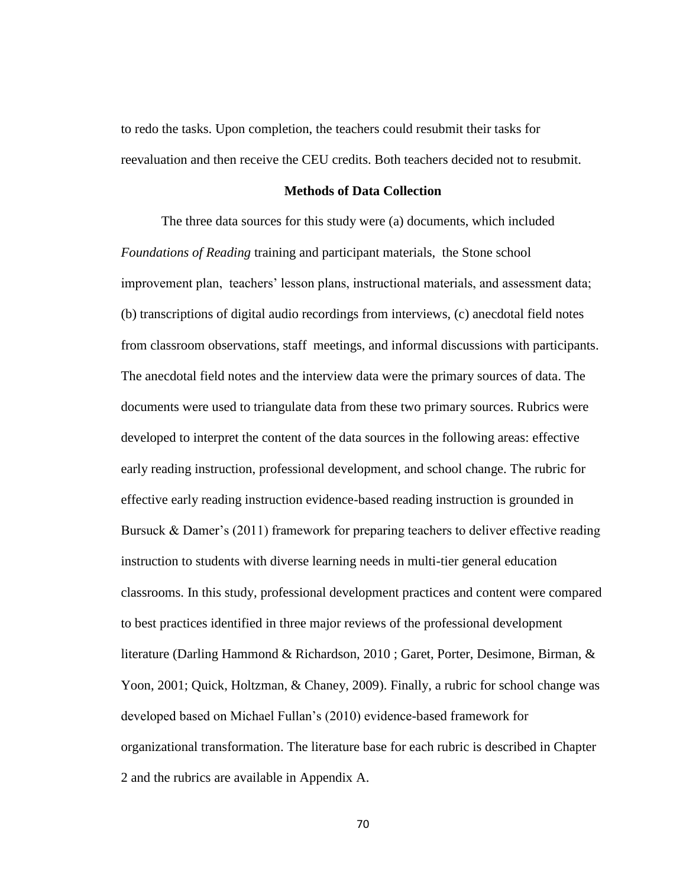to redo the tasks. Upon completion, the teachers could resubmit their tasks for reevaluation and then receive the CEU credits. Both teachers decided not to resubmit.

### Methods of Data Collection

The three data sources for this study were (a) documents, which included *Foundations of Reading* training and participant materials, the Stone school improvement plan, teachers' lesson plans, instructional materials, and assessment data; (b) transcriptions of digital audio recordings from interviews, (c) anecdotal field notes from classroom observations, staff meetings, and informal discussions with participants. The anecdotal field notes and the interview data were the primary sources of data. The documents were used to triangulate data from these two primary sources. Rubrics were developed to interpret the content of the data sources in the following areas: effective early reading instruction, professional development, and school change. The rubric for effective early reading instruction evidence-based reading instruction is grounded in Bursuck & Damer's (2011) framework for preparing teachers to deliver effective reading instruction to students with diverse learning needs in multi-tier general education classrooms. In this study, professional development practices and content were compared to best practices identified in three major reviews of the professional development literature (Darling Hammond & Richardson, 2010 ; Garet, Porter, Desimone, Birman, & Yoon, 2001; Quick, Holtzman, & Chaney, 2009). Finally, a rubric for school change was developed based on Michael Fullan's (2010) evidence-based framework for organizational transformation. The literature base for each rubric is described in Chapter 2 and the rubrics are available in Appendix A.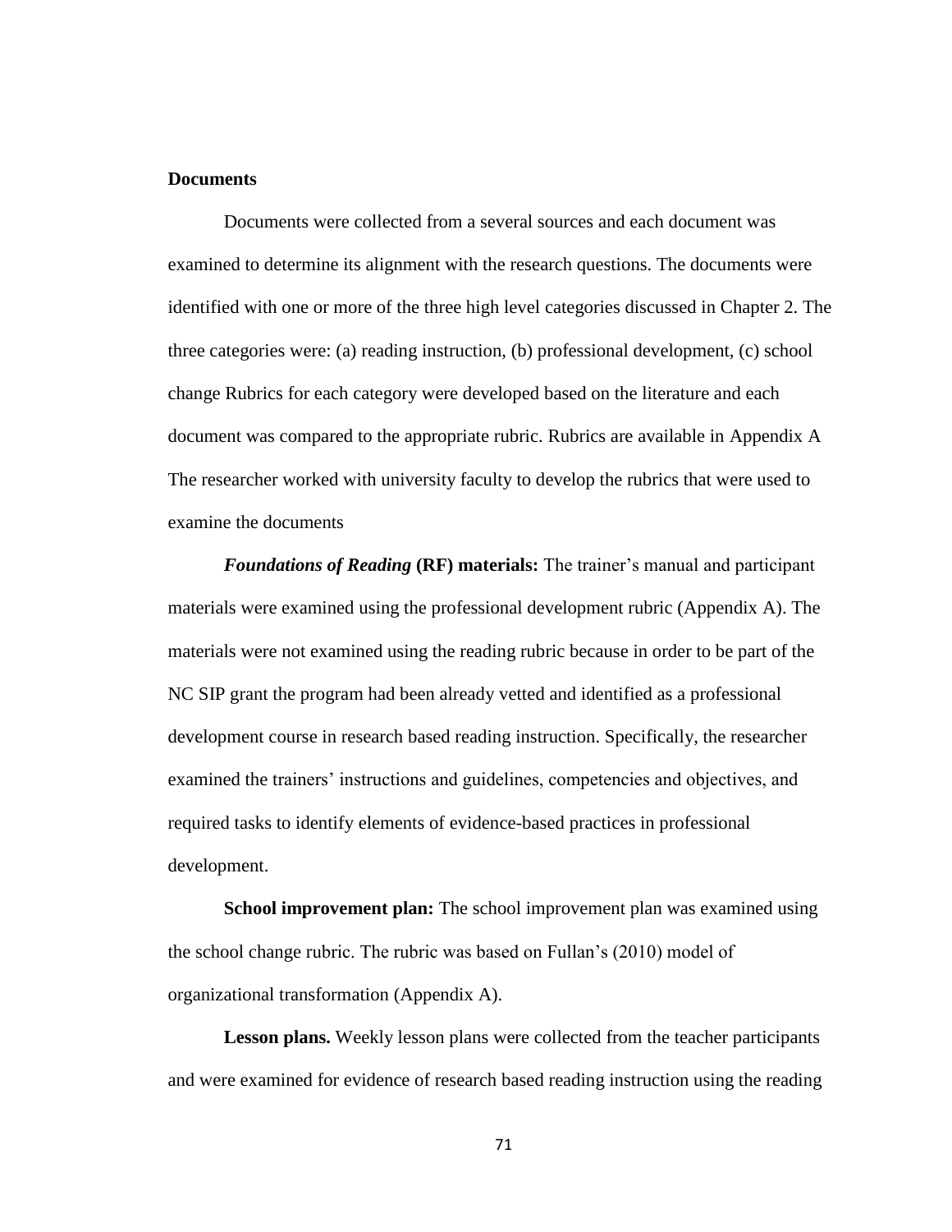**Documents**

Documents were collected from a several sources and each document was examined to determine its alignment with the research questions. The documents were identified with one or more of the three high level categories discussed in Chapter 2. The three categories were: (a) reading instruction, (b) professional development, (c) school change Rubrics for each category were developed based on the literature and each document was compared to the appropriate rubric. Rubrics are available in Appendix A The researcher worked with university faculty to develop the rubrics that were used to examine the documents

***Foundations of Reading* (RF) materials:** The trainer's manual and participant materials were examined using the professional development rubric (Appendix A). The materials were not examined using the reading rubric because in order to be part of the NC SIP grant the program had been already vetted and identified as a professional development course in research based reading instruction. Specifically, the researcher examined the trainers' instructions and guidelines, competencies and objectives, and required tasks to identify elements of evidence-based practices in professional development.

**School improvement plan:** The school improvement plan was examined using the school change rubric. The rubric was based on Fullan's (2010) model of organizational transformation (Appendix A).

**Lesson plans.** Weekly lesson plans were collected from the teacher participants and were examined for evidence of research based reading instruction using the reading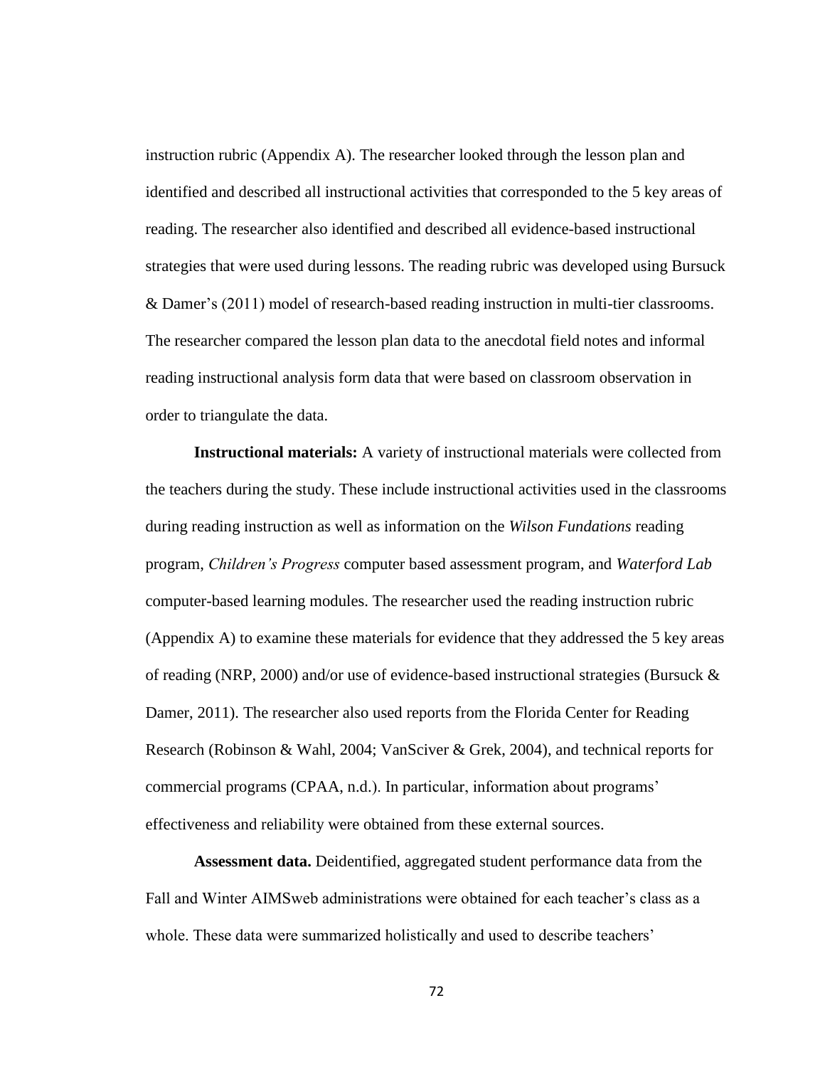instruction rubric (Appendix A). The researcher looked through the lesson plan and identified and described all instructional activities that corresponded to the 5 key areas of reading. The researcher also identified and described all evidence-based instructional strategies that were used during lessons. The reading rubric was developed using Bursuck & Damer's (2011) model of research-based reading instruction in multi-tier classrooms. The researcher compared the lesson plan data to the anecdotal field notes and informal reading instructional analysis form data that were based on classroom observation in order to triangulate the data.

**Instructional materials:** A variety of instructional materials were collected from the teachers during the study. These include instructional activities used in the classrooms during reading instruction as well as information on the *Wilson Fundations* reading program, *Children's Progress* computer based assessment program, and *Waterford Lab* computer-based learning modules. The researcher used the reading instruction rubric (Appendix A) to examine these materials for evidence that they addressed the 5 key areas of reading (NRP, 2000) and/or use of evidence-based instructional strategies (Bursuck & Damer, 2011). The researcher also used reports from the Florida Center for Reading Research (Robinson & Wahl, 2004; VanSciver & Grek, 2004), and technical reports for commercial programs (CPAA, n.d.). In particular, information about programs' effectiveness and reliability were obtained from these external sources.

**Assessment data.** Deidentified, aggregated student performance data from the Fall and Winter AIMSweb administrations were obtained for each teacher's class as a whole. These data were summarized holistically and used to describe teachers'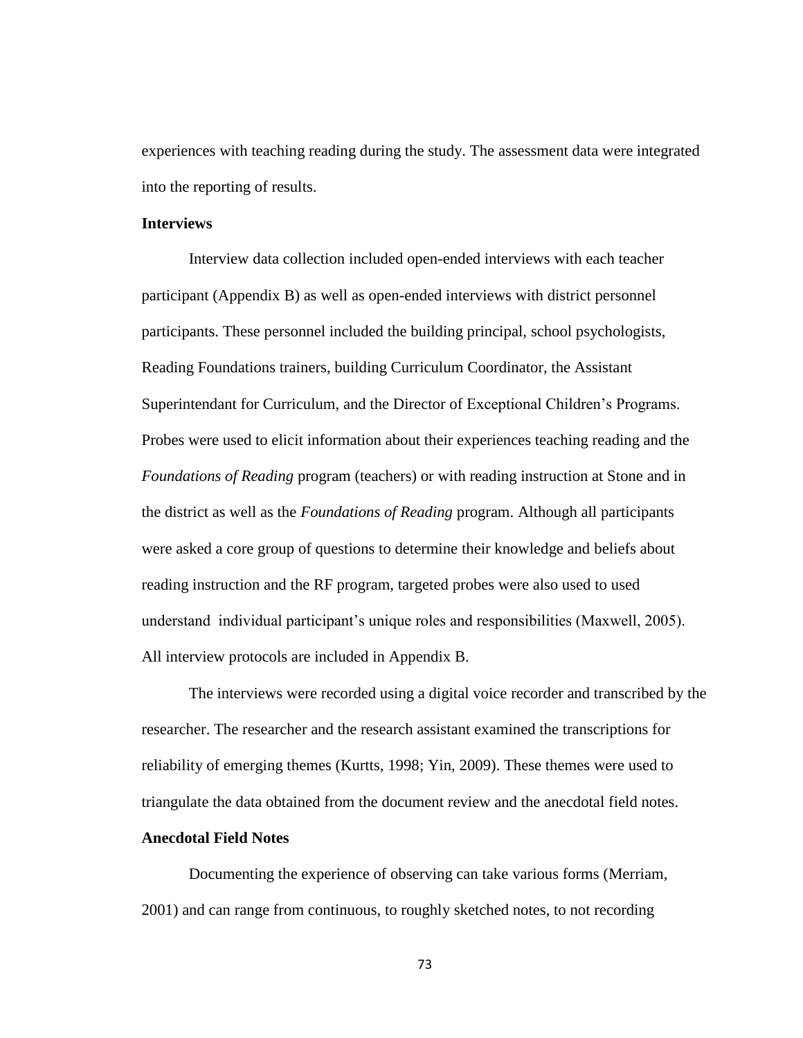experiences with teaching reading during the study. The assessment data were integrated into the reporting of results.

**Interviews**

Interview data collection included open-ended interviews with each teacher participant (Appendix B) as well as open-ended interviews with district personnel participants. These personnel included the building principal, school psychologists, Reading Foundations trainers, building Curriculum Coordinator, the Assistant Superintendant for Curriculum, and the Director of Exceptional Children's Programs. Probes were used to elicit information about their experiences teaching reading and the *Foundations of Reading* program (teachers) or with reading instruction at Stone and in the district as well as the *Foundations of Reading* program. Although all participants were asked a core group of questions to determine their knowledge and beliefs about reading instruction and the RF program, targeted probes were also used to used understand individual participant's unique roles and responsibilities (Maxwell, 2005). All interview protocols are included in Appendix B.

The interviews were recorded using a digital voice recorder and transcribed by the researcher. The researcher and the research assistant examined the transcriptions for reliability of emerging themes (Kurtts, 1998; Yin, 2009). These themes were used to triangulate the data obtained from the document review and the anecdotal field notes.

**Anecdotal Field Notes**

Documenting the experience of observing can take various forms (Merriam, 2001) and can range from continuous, to roughly sketched notes, to not recording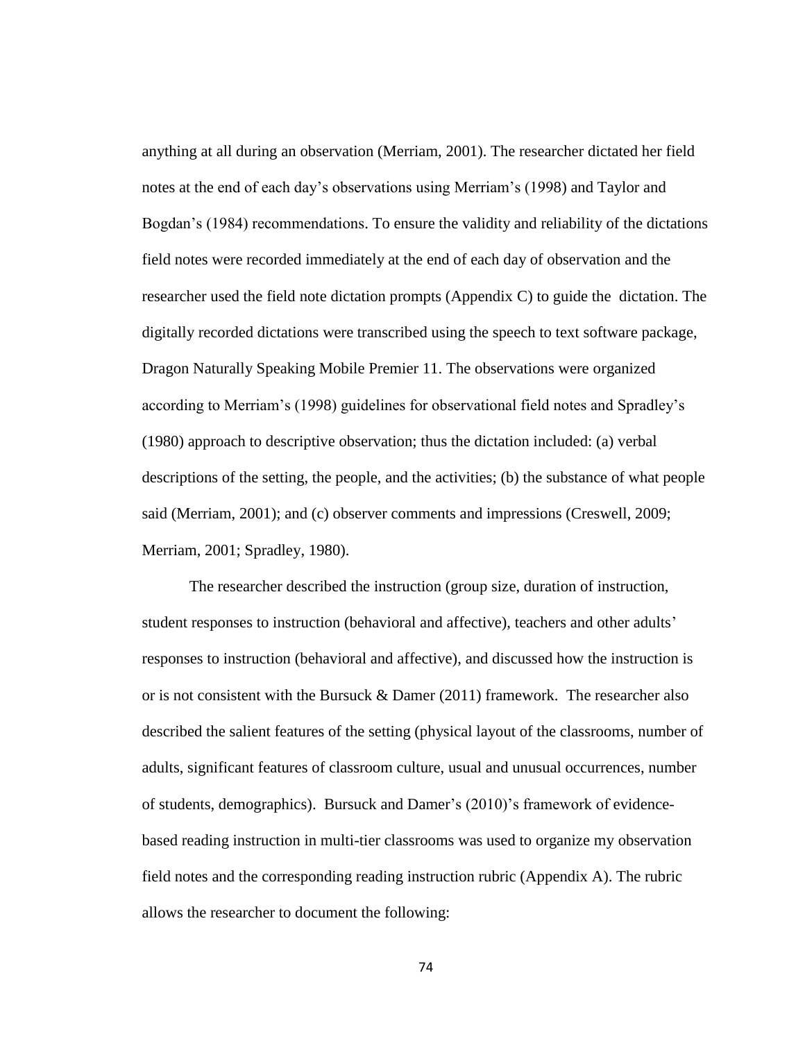anything at all during an observation (Merriam, 2001). The researcher dictated her field notes at the end of each day's observations using Merriam's (1998) and Taylor and Bogdan's (1984) recommendations. To ensure the validity and reliability of the dictations field notes were recorded immediately at the end of each day of observation and the researcher used the field note dictation prompts (Appendix C) to guide the dictation. The digitally recorded dictations were transcribed using the speech to text software package, Dragon Naturally Speaking Mobile Premier 11. The observations were organized according to Merriam's (1998) guidelines for observational field notes and Spradley's (1980) approach to descriptive observation; thus the dictation included: (a) verbal descriptions of the setting, the people, and the activities; (b) the substance of what people said (Merriam, 2001); and (c) observer comments and impressions (Creswell, 2009; Merriam, 2001; Spradley, 1980).

The researcher described the instruction (group size, duration of instruction, student responses to instruction (behavioral and affective), teachers and other adults' responses to instruction (behavioral and affective), and discussed how the instruction is or is not consistent with the Bursuck & Damer (2011) framework. The researcher also described the salient features of the setting (physical layout of the classrooms, number of adults, significant features of classroom culture, usual and unusual occurrences, number of students, demographics). Bursuck and Damer's (2010)'s framework of evidence-based reading instruction in multi-tier classrooms was used to organize my observation field notes and the corresponding reading instruction rubric (Appendix A). The rubric allows the researcher to document the following: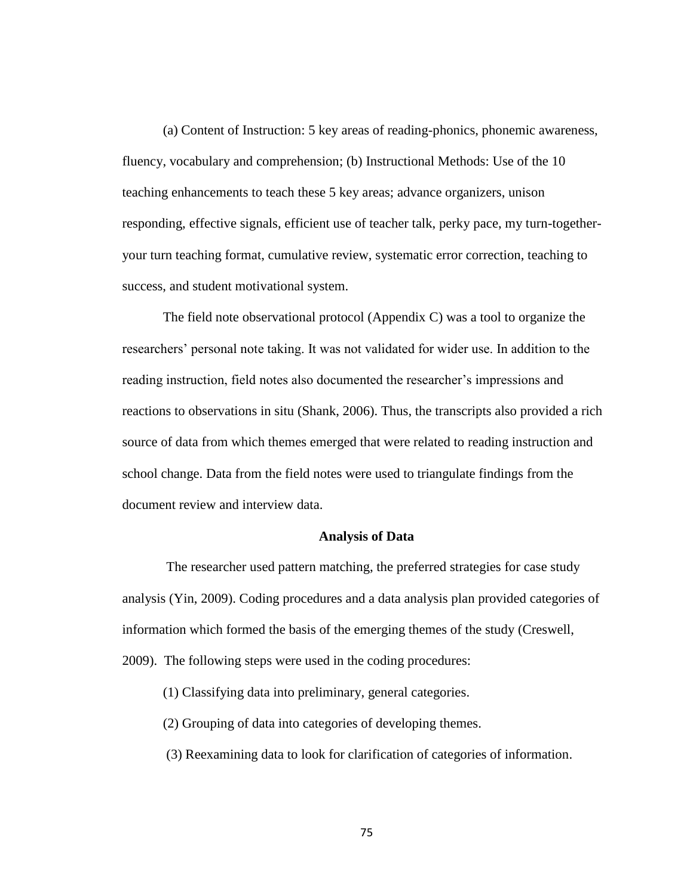(a) Content of Instruction: 5 key areas of reading-phonics, phonemic awareness, fluency, vocabulary and comprehension; (b) Instructional Methods: Use of the 10 teaching enhancements to teach these 5 key areas; advance organizers, unison responding, effective signals, efficient use of teacher talk, perky pace, my turn-together-your turn teaching format, cumulative review, systematic error correction, teaching to success, and student motivational system.

The field note observational protocol (Appendix C) was a tool to organize the researchers' personal note taking. It was not validated for wider use. In addition to the reading instruction, field notes also documented the researcher's impressions and reactions to observations in situ (Shank, 2006). Thus, the transcripts also provided a rich source of data from which themes emerged that were related to reading instruction and school change. Data from the field notes were used to triangulate findings from the document review and interview data.

### Analysis of Data

The researcher used pattern matching, the preferred strategies for case study analysis (Yin, 2009). Coding procedures and a data analysis plan provided categories of information which formed the basis of the emerging themes of the study (Creswell, 2009). The following steps were used in the coding procedures:

(1) Classifying data into preliminary, general categories.

(2) Grouping of data into categories of developing themes.

(3) Reexamining data to look for clarification of categories of information.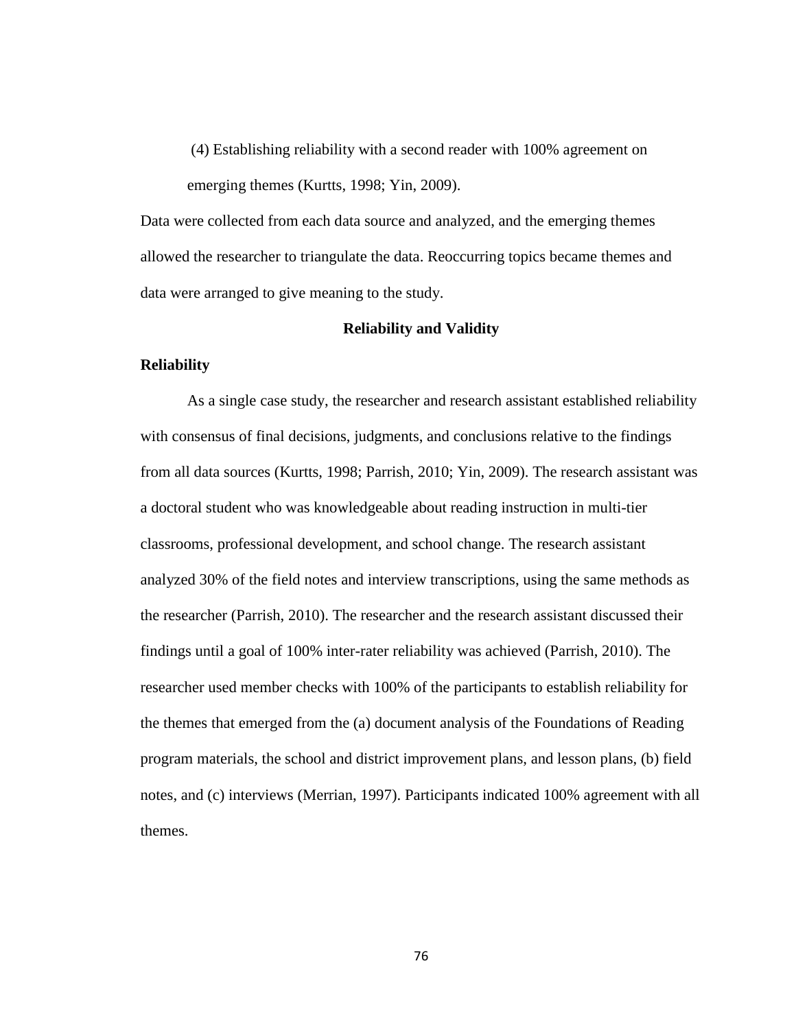(4) Establishing reliability with a second reader with 100% agreement on emerging themes (Kurtts, 1998; Yin, 2009).

Data were collected from each data source and analyzed, and the emerging themes allowed the researcher to triangulate the data. Reoccurring topics became themes and data were arranged to give meaning to the study.

## Reliability and Validity

### Reliability

As a single case study, the researcher and research assistant established reliability with consensus of final decisions, judgments, and conclusions relative to the findings from all data sources (Kurtts, 1998; Parrish, 2010; Yin, 2009). The research assistant was a doctoral student who was knowledgeable about reading instruction in multi-tier classrooms, professional development, and school change. The research assistant analyzed 30% of the field notes and interview transcriptions, using the same methods as the researcher (Parrish, 2010). The researcher and the research assistant discussed their findings until a goal of 100% inter-rater reliability was achieved (Parrish, 2010). The researcher used member checks with 100% of the participants to establish reliability for the themes that emerged from the (a) document analysis of the Foundations of Reading program materials, the school and district improvement plans, and lesson plans, (b) field notes, and (c) interviews (Merrian, 1997). Participants indicated 100% agreement with all themes.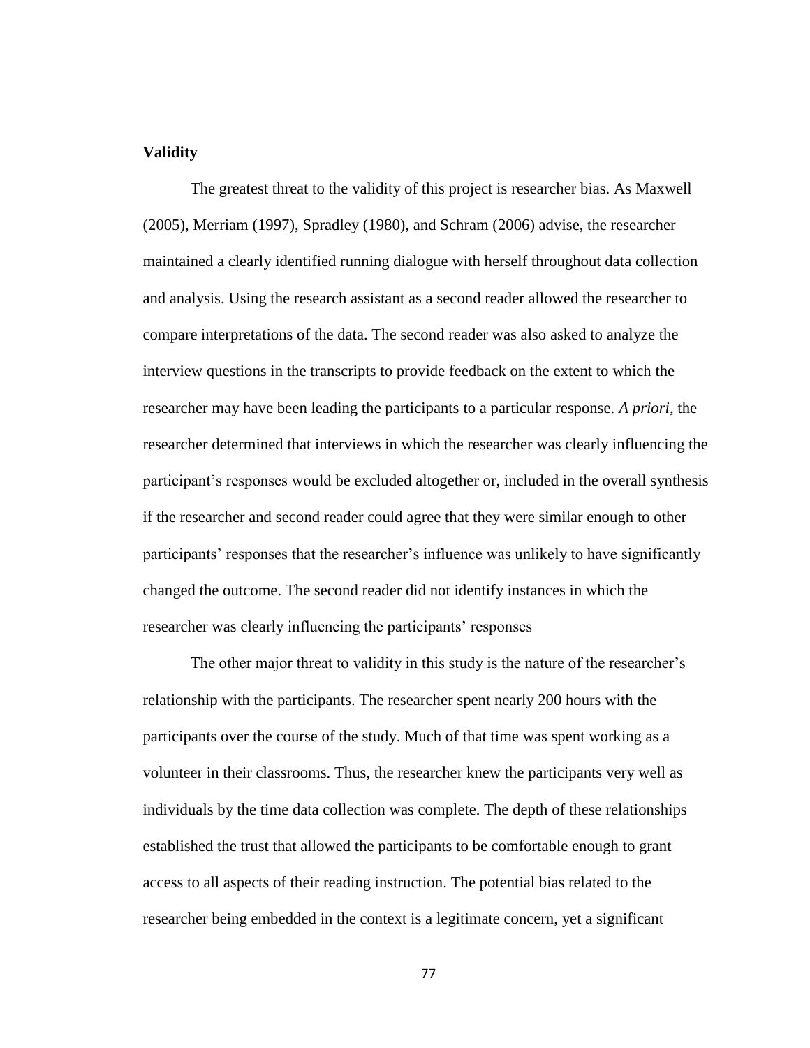**Validity**

The greatest threat to the validity of this project is researcher bias. As Maxwell (2005), Merriam (1997), Spradley (1980), and Schram (2006) advise, the researcher maintained a clearly identified running dialogue with herself throughout data collection and analysis. Using the research assistant as a second reader allowed the researcher to compare interpretations of the data. The second reader was also asked to analyze the interview questions in the transcripts to provide feedback on the extent to which the researcher may have been leading the participants to a particular response. *A priori*, the researcher determined that interviews in which the researcher was clearly influencing the participant's responses would be excluded altogether or, included in the overall synthesis if the researcher and second reader could agree that they were similar enough to other participants' responses that the researcher's influence was unlikely to have significantly changed the outcome. The second reader did not identify instances in which the researcher was clearly influencing the participants' responses

The other major threat to validity in this study is the nature of the researcher's relationship with the participants. The researcher spent nearly 200 hours with the participants over the course of the study. Much of that time was spent working as a volunteer in their classrooms. Thus, the researcher knew the participants very well as individuals by the time data collection was complete. The depth of these relationships established the trust that allowed the participants to be comfortable enough to grant access to all aspects of their reading instruction. The potential bias related to the researcher being embedded in the context is a legitimate concern, yet a significant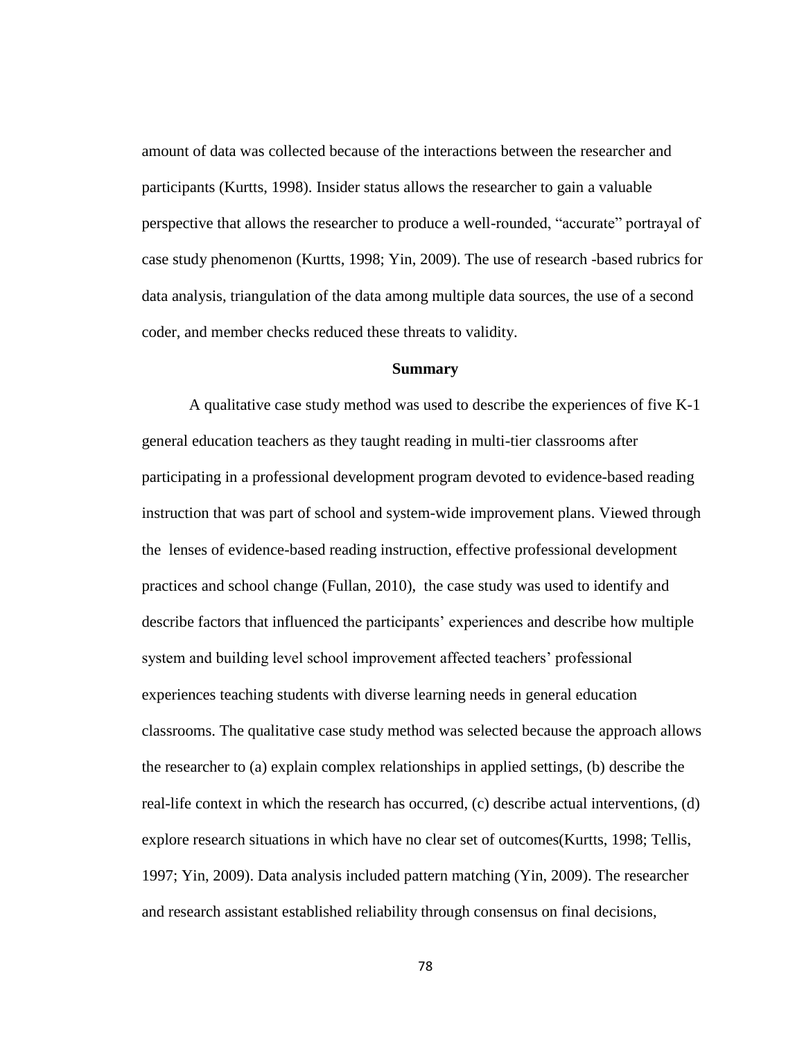amount of data was collected because of the interactions between the researcher and participants (Kurtts, 1998). Insider status allows the researcher to gain a valuable perspective that allows the researcher to produce a well-rounded, "accurate" portrayal of case study phenomenon (Kurtts, 1998; Yin, 2009). The use of research -based rubrics for data analysis, triangulation of the data among multiple data sources, the use of a second coder, and member checks reduced these threats to validity.

## Summary

A qualitative case study method was used to describe the experiences of five K-1 general education teachers as they taught reading in multi-tier classrooms after participating in a professional development program devoted to evidence-based reading instruction that was part of school and system-wide improvement plans. Viewed through the lenses of evidence-based reading instruction, effective professional development practices and school change (Fullan, 2010), the case study was used to identify and describe factors that influenced the participants' experiences and describe how multiple system and building level school improvement affected teachers' professional experiences teaching students with diverse learning needs in general education classrooms. The qualitative case study method was selected because the approach allows the researcher to (a) explain complex relationships in applied settings, (b) describe the real-life context in which the research has occurred, (c) describe actual interventions, (d) explore research situations in which have no clear set of outcomes(Kurtts, 1998; Tellis, 1997; Yin, 2009). Data analysis included pattern matching (Yin, 2009). The researcher and research assistant established reliability through consensus on final decisions,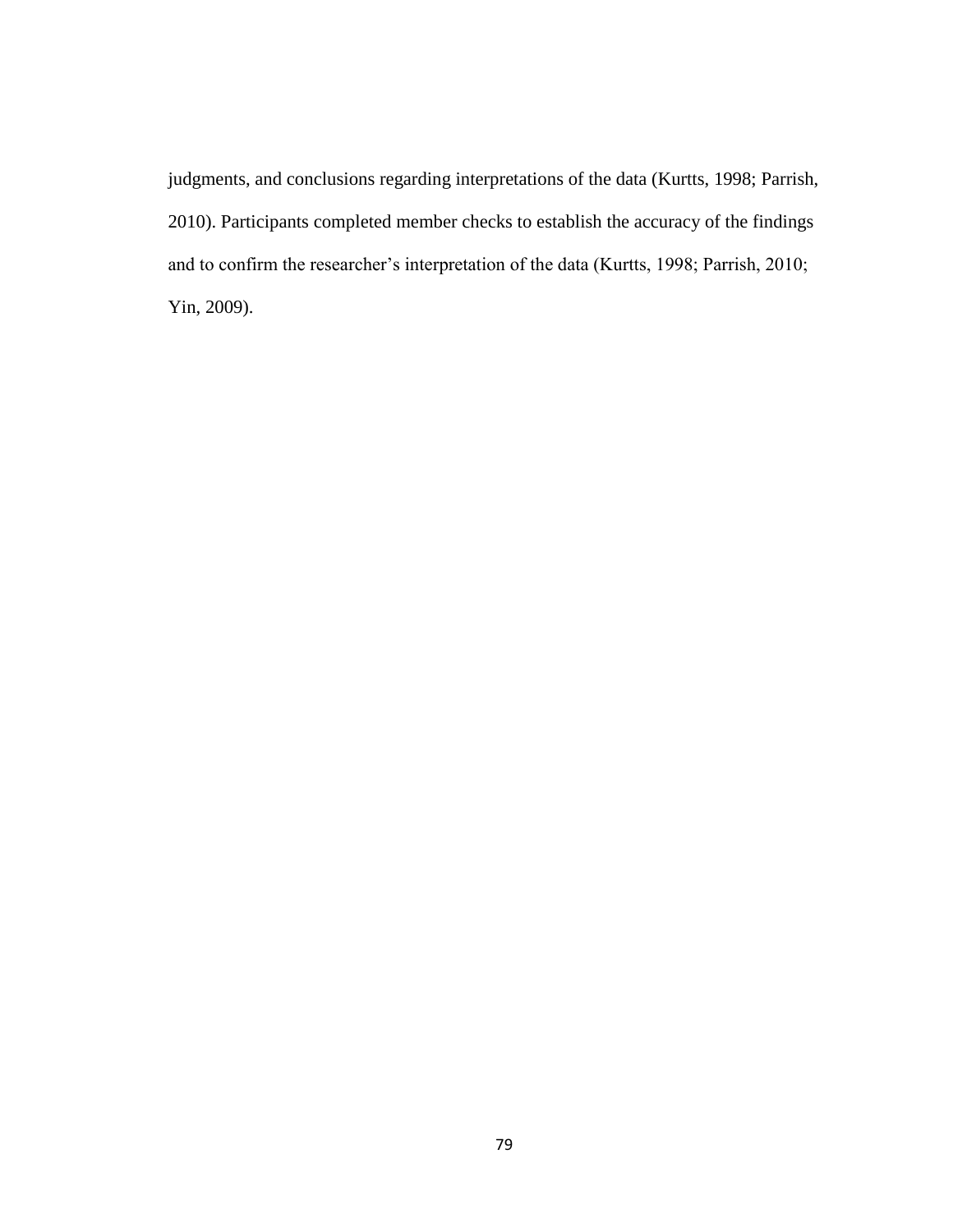judgments, and conclusions regarding interpretations of the data (Kurtts, 1998; Parrish, 2010). Participants completed member checks to establish the accuracy of the findings and to confirm the researcher's interpretation of the data (Kurtts, 1998; Parrish, 2010; Yin, 2009).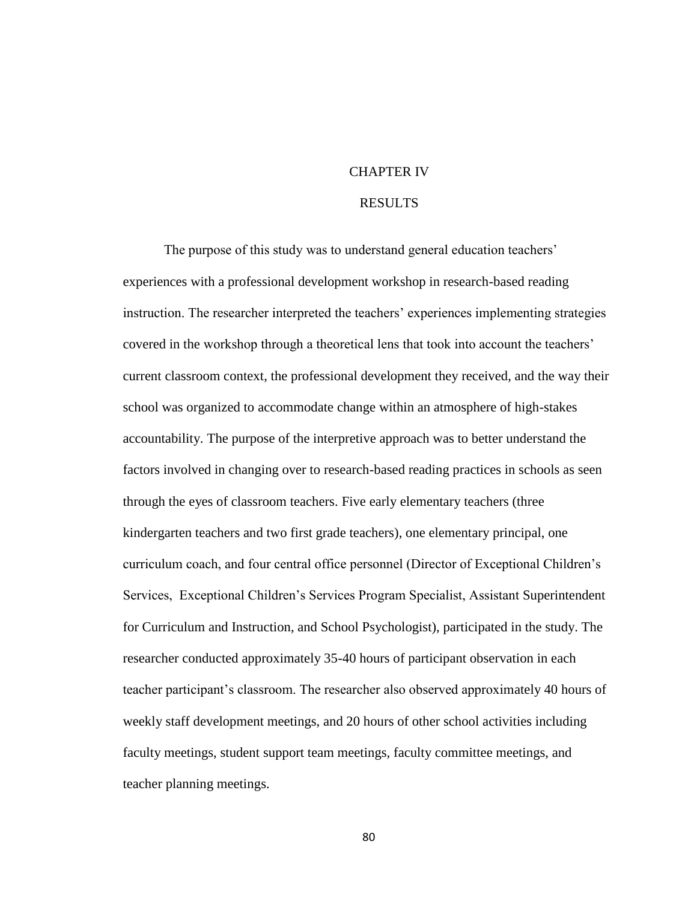# CHAPTER IV

# RESULTS

The purpose of this study was to understand general education teachers' experiences with a professional development workshop in research-based reading instruction. The researcher interpreted the teachers' experiences implementing strategies covered in the workshop through a theoretical lens that took into account the teachers' current classroom context, the professional development they received, and the way their school was organized to accommodate change within an atmosphere of high-stakes accountability. The purpose of the interpretive approach was to better understand the factors involved in changing over to research-based reading practices in schools as seen through the eyes of classroom teachers. Five early elementary teachers (three kindergarten teachers and two first grade teachers), one elementary principal, one curriculum coach, and four central office personnel (Director of Exceptional Children's Services, Exceptional Children's Services Program Specialist, Assistant Superintendent for Curriculum and Instruction, and School Psychologist), participated in the study. The researcher conducted approximately 35-40 hours of participant observation in each teacher participant's classroom. The researcher also observed approximately 40 hours of weekly staff development meetings, and 20 hours of other school activities including faculty meetings, student support team meetings, faculty committee meetings, and teacher planning meetings.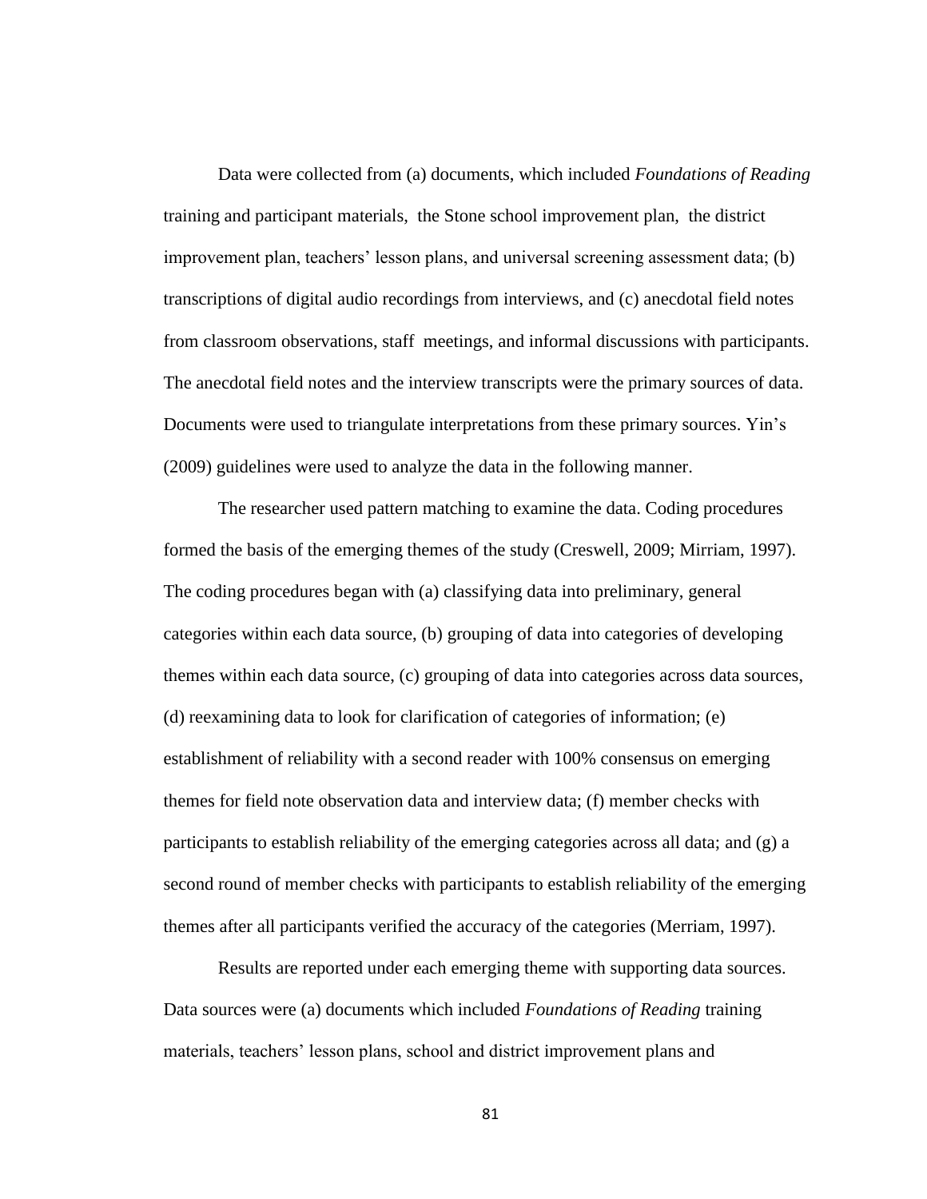Data were collected from (a) documents, which included *Foundations of Reading* training and participant materials, the Stone school improvement plan, the district improvement plan, teachers' lesson plans, and universal screening assessment data; (b) transcriptions of digital audio recordings from interviews, and (c) anecdotal field notes from classroom observations, staff meetings, and informal discussions with participants. The anecdotal field notes and the interview transcripts were the primary sources of data. Documents were used to triangulate interpretations from these primary sources. Yin's (2009) guidelines were used to analyze the data in the following manner.

The researcher used pattern matching to examine the data. Coding procedures formed the basis of the emerging themes of the study (Creswell, 2009; Mirriam, 1997). The coding procedures began with (a) classifying data into preliminary, general categories within each data source, (b) grouping of data into categories of developing themes within each data source, (c) grouping of data into categories across data sources, (d) reexamining data to look for clarification of categories of information; (e) establishment of reliability with a second reader with 100% consensus on emerging themes for field note observation data and interview data; (f) member checks with participants to establish reliability of the emerging categories across all data; and (g) a second round of member checks with participants to establish reliability of the emerging themes after all participants verified the accuracy of the categories (Merriam, 1997).

Results are reported under each emerging theme with supporting data sources. Data sources were (a) documents which included *Foundations of Reading* training materials, teachers' lesson plans, school and district improvement plans and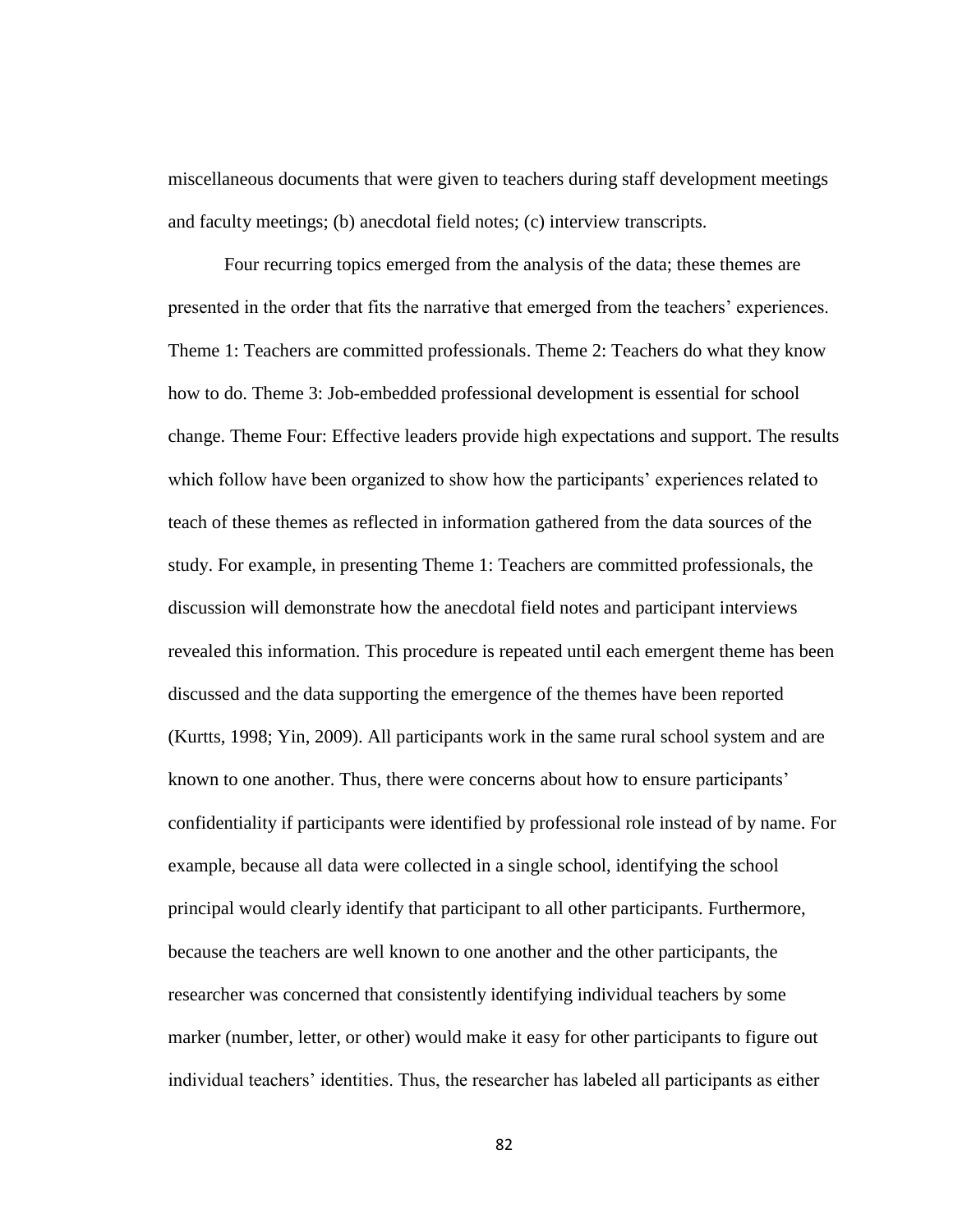miscellaneous documents that were given to teachers during staff development meetings and faculty meetings; (b) anecdotal field notes; (c) interview transcripts.

Four recurring topics emerged from the analysis of the data; these themes are presented in the order that fits the narrative that emerged from the teachers' experiences. Theme 1: Teachers are committed professionals. Theme 2: Teachers do what they know how to do. Theme 3: Job-embedded professional development is essential for school change. Theme Four: Effective leaders provide high expectations and support. The results which follow have been organized to show how the participants' experiences related to teach of these themes as reflected in information gathered from the data sources of the study. For example, in presenting Theme 1: Teachers are committed professionals, the discussion will demonstrate how the anecdotal field notes and participant interviews revealed this information. This procedure is repeated until each emergent theme has been discussed and the data supporting the emergence of the themes have been reported (Kurtts, 1998; Yin, 2009). All participants work in the same rural school system and are known to one another. Thus, there were concerns about how to ensure participants' confidentiality if participants were identified by professional role instead of by name. For example, because all data were collected in a single school, identifying the school principal would clearly identify that participant to all other participants. Furthermore, because the teachers are well known to one another and the other participants, the researcher was concerned that consistently identifying individual teachers by some marker (number, letter, or other) would make it easy for other participants to figure out individual teachers' identities. Thus, the researcher has labeled all participants as either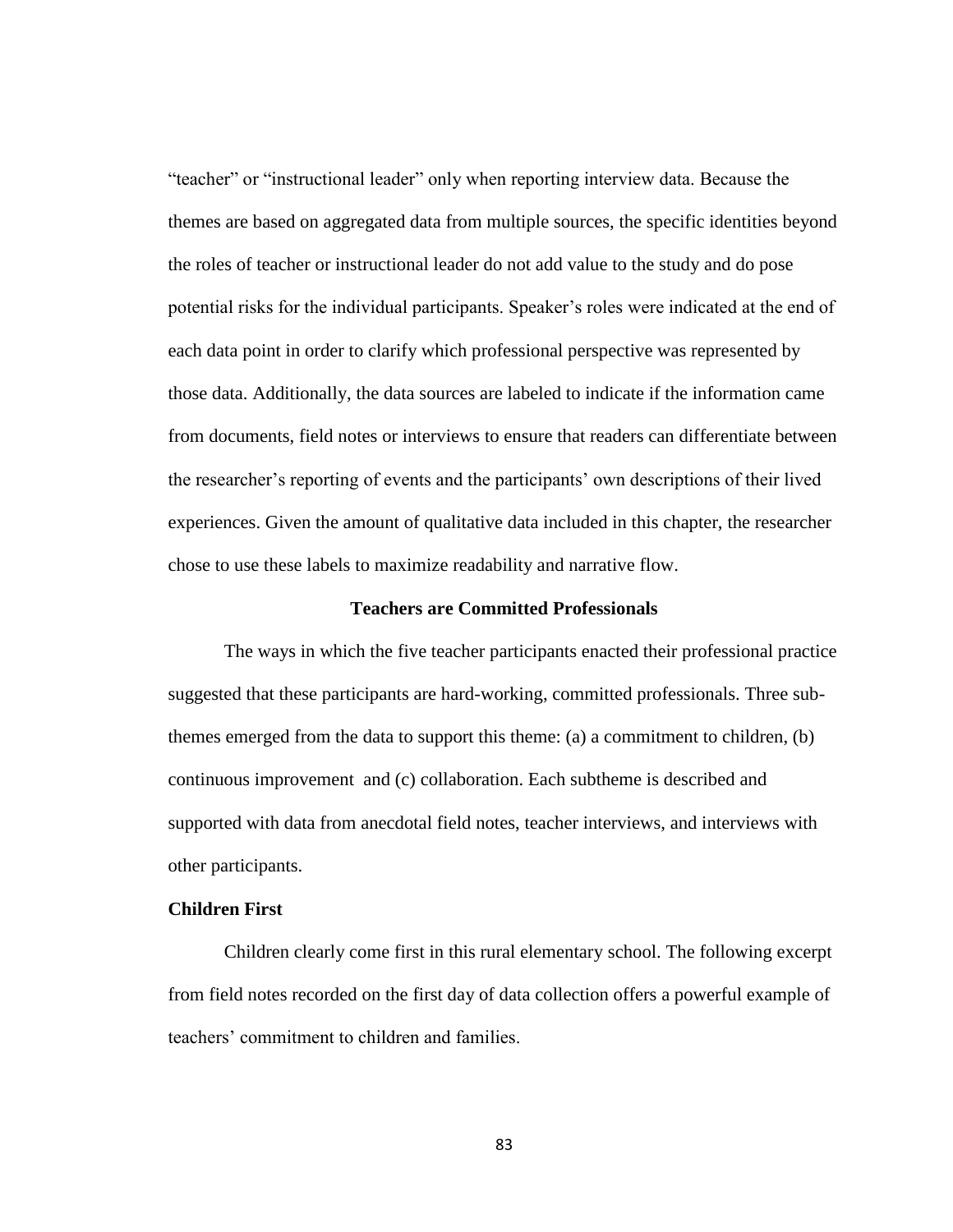"teacher" or "instructional leader" only when reporting interview data. Because the themes are based on aggregated data from multiple sources, the specific identities beyond the roles of teacher or instructional leader do not add value to the study and do pose potential risks for the individual participants. Speaker's roles were indicated at the end of each data point in order to clarify which professional perspective was represented by those data. Additionally, the data sources are labeled to indicate if the information came from documents, field notes or interviews to ensure that readers can differentiate between the researcher's reporting of events and the participants' own descriptions of their lived experiences. Given the amount of qualitative data included in this chapter, the researcher chose to use these labels to maximize readability and narrative flow.

## Teachers are Committed Professionals

The ways in which the five teacher participants enacted their professional practice suggested that these participants are hard-working, committed professionals. Three sub-themes emerged from the data to support this theme: (a) a commitment to children, (b) continuous improvement and (c) collaboration. Each subtheme is described and supported with data from anecdotal field notes, teacher interviews, and interviews with other participants.

### Children First

Children clearly come first in this rural elementary school. The following excerpt from field notes recorded on the first day of data collection offers a powerful example of teachers' commitment to children and families.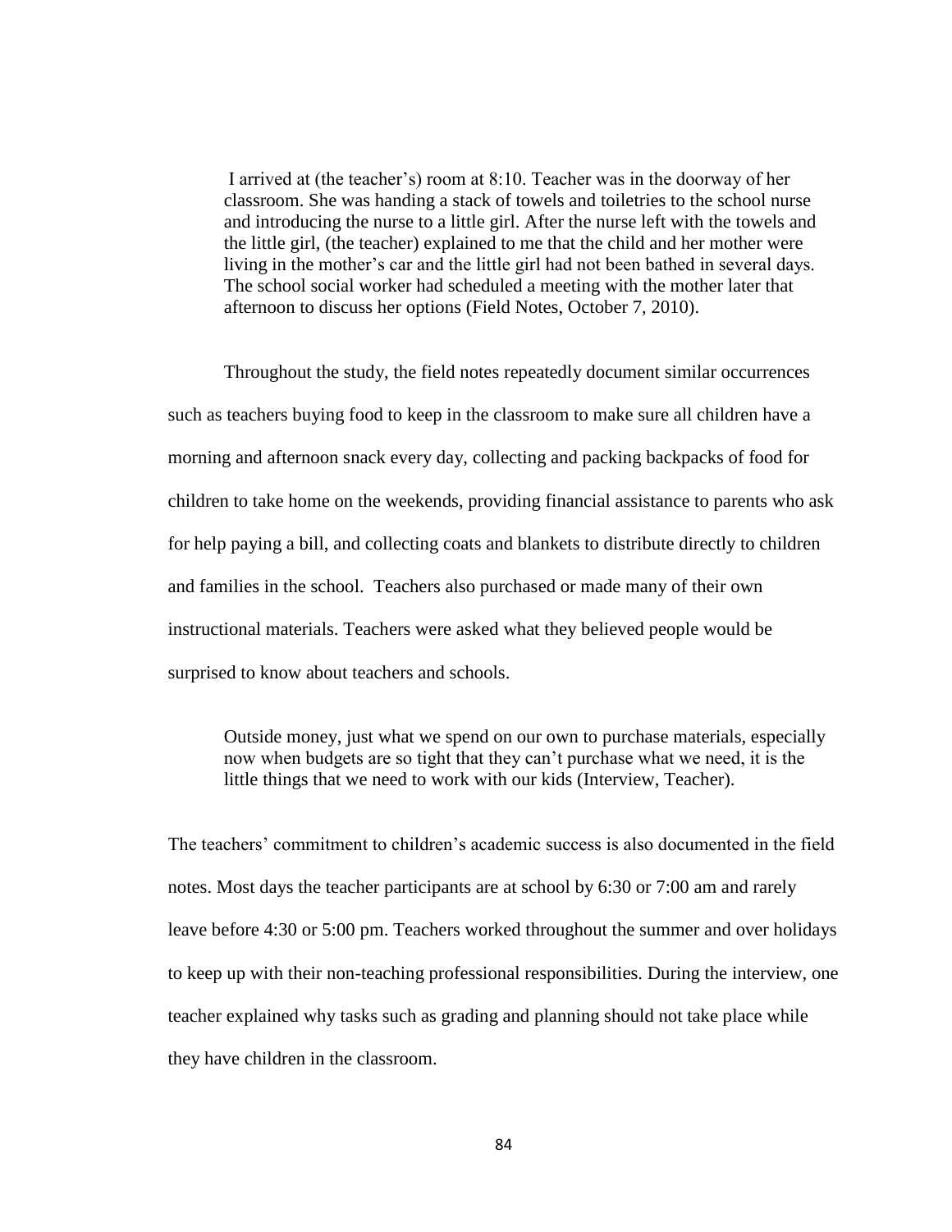> I arrived at (the teacher's) room at 8:10. Teacher was in the doorway of her classroom. She was handing a stack of towels and toiletries to the school nurse and introducing the nurse to a little girl. After the nurse left with the towels and the little girl, (the teacher) explained to me that the child and her mother were living in the mother's car and the little girl had not been bathed in several days. The school social worker had scheduled a meeting with the mother later that afternoon to discuss her options (Field Notes, October 7, 2010).

Throughout the study, the field notes repeatedly document similar occurrences such as teachers buying food to keep in the classroom to make sure all children have a morning and afternoon snack every day, collecting and packing backpacks of food for children to take home on the weekends, providing financial assistance to parents who ask for help paying a bill, and collecting coats and blankets to distribute directly to children and families in the school. Teachers also purchased or made many of their own instructional materials. Teachers were asked what they believed people would be surprised to know about teachers and schools.

> Outside money, just what we spend on our own to purchase materials, especially now when budgets are so tight that they can't purchase what we need, it is the little things that we need to work with our kids (Interview, Teacher).

The teachers' commitment to children's academic success is also documented in the field notes. Most days the teacher participants are at school by 6:30 or 7:00 am and rarely leave before 4:30 or 5:00 pm. Teachers worked throughout the summer and over holidays to keep up with their non-teaching professional responsibilities. During the interview, one teacher explained why tasks such as grading and planning should not take place while they have children in the classroom.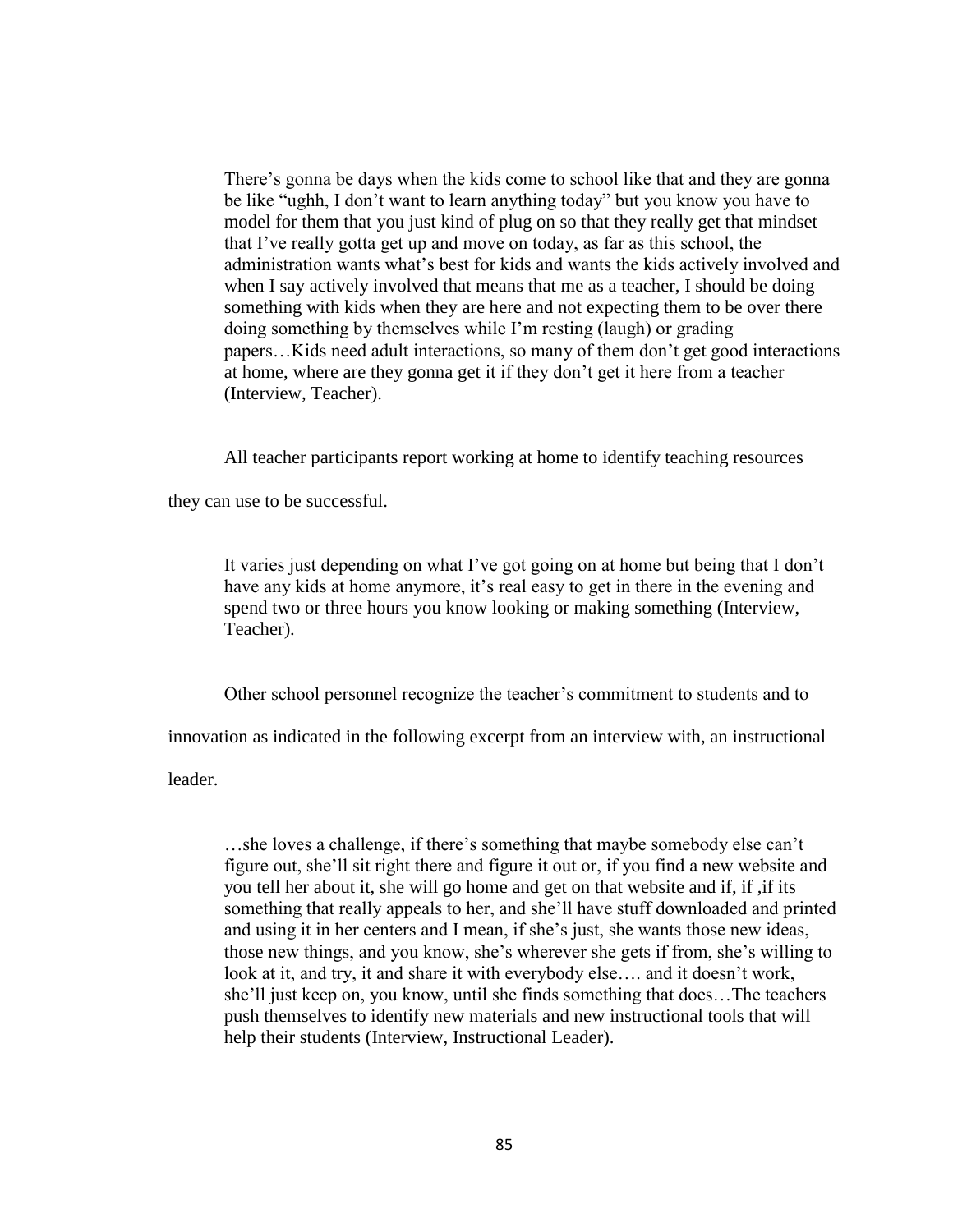> There's gonna be days when the kids come to school like that and they are gonna be like "ughh, I don't want to learn anything today" but you know you have to model for them that you just kind of plug on so that they really get that mindset that I've really gotta get up and move on today, as far as this school, the administration wants what's best for kids and wants the kids actively involved and when I say actively involved that means that me as a teacher, I should be doing something with kids when they are here and not expecting them to be over there doing something by themselves while I'm resting (laugh) or grading papers…Kids need adult interactions, so many of them don't get good interactions at home, where are they gonna get it if they don't get it here from a teacher (Interview, Teacher).

All teacher participants report working at home to identify teaching resources they can use to be successful.

> It varies just depending on what I've got going on at home but being that I don't have any kids at home anymore, it's real easy to get in there in the evening and spend two or three hours you know looking or making something (Interview, Teacher).

Other school personnel recognize the teacher's commitment to students and to innovation as indicated in the following excerpt from an interview with, an instructional leader.

> …she loves a challenge, if there's something that maybe somebody else can't figure out, she'll sit right there and figure it out or, if you find a new website and you tell her about it, she will go home and get on that website and if, if ,if its something that really appeals to her, and she'll have stuff downloaded and printed and using it in her centers and I mean, if she's just, she wants those new ideas, those new things, and you know, she's wherever she gets if from, she's willing to look at it, and try, it and share it with everybody else…. and it doesn't work, she'll just keep on, you know, until she finds something that does…The teachers push themselves to identify new materials and new instructional tools that will help their students (Interview, Instructional Leader).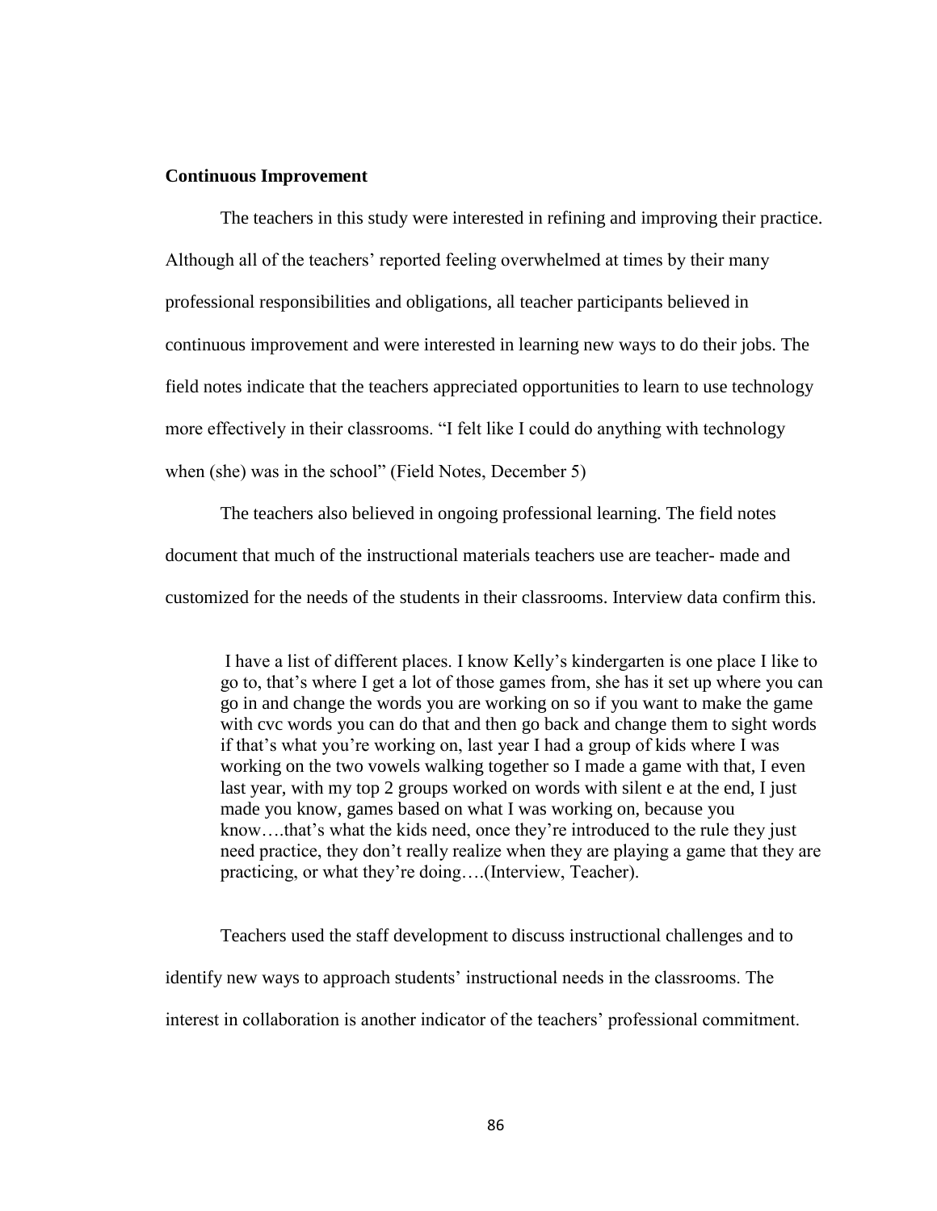**Continuous Improvement**

The teachers in this study were interested in refining and improving their practice. Although all of the teachers' reported feeling overwhelmed at times by their many professional responsibilities and obligations, all teacher participants believed in continuous improvement and were interested in learning new ways to do their jobs. The field notes indicate that the teachers appreciated opportunities to learn to use technology more effectively in their classrooms. "I felt like I could do anything with technology when (she) was in the school" (Field Notes, December 5)

The teachers also believed in ongoing professional learning. The field notes document that much of the instructional materials teachers use are teacher- made and customized for the needs of the students in their classrooms. Interview data confirm this.

> I have a list of different places. I know Kelly's kindergarten is one place I like to go to, that's where I get a lot of those games from, she has it set up where you can go in and change the words you are working on so if you want to make the game with cvc words you can do that and then go back and change them to sight words if that's what you're working on, last year I had a group of kids where I was working on the two vowels walking together so I made a game with that, I even last year, with my top 2 groups worked on words with silent e at the end, I just made you know, games based on what I was working on, because you know….that's what the kids need, once they're introduced to the rule they just need practice, they don't really realize when they are playing a game that they are practicing, or what they're doing….(Interview, Teacher).

Teachers used the staff development to discuss instructional challenges and to identify new ways to approach students' instructional needs in the classrooms. The interest in collaboration is another indicator of the teachers' professional commitment.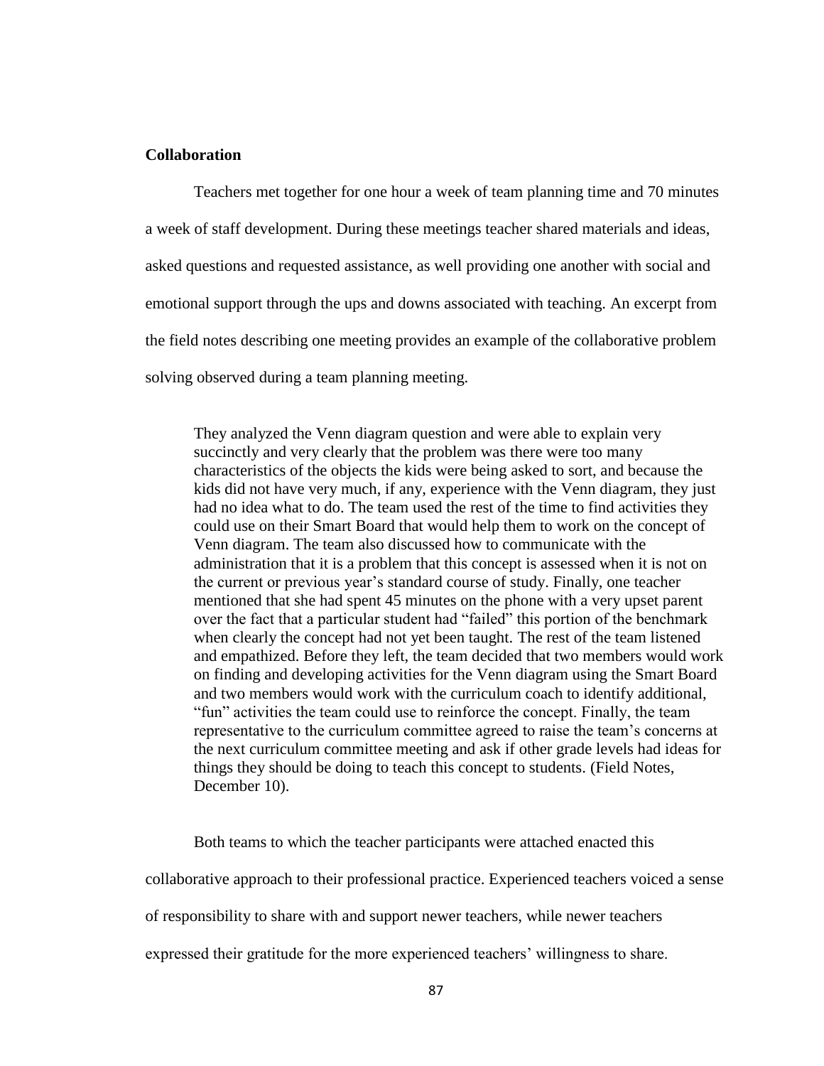**Collaboration**

Teachers met together for one hour a week of team planning time and 70 minutes a week of staff development. During these meetings teacher shared materials and ideas, asked questions and requested assistance, as well providing one another with social and emotional support through the ups and downs associated with teaching. An excerpt from the field notes describing one meeting provides an example of the collaborative problem solving observed during a team planning meeting.

> They analyzed the Venn diagram question and were able to explain very succinctly and very clearly that the problem was there were too many characteristics of the objects the kids were being asked to sort, and because the kids did not have very much, if any, experience with the Venn diagram, they just had no idea what to do. The team used the rest of the time to find activities they could use on their Smart Board that would help them to work on the concept of Venn diagram. The team also discussed how to communicate with the administration that it is a problem that this concept is assessed when it is not on the current or previous year's standard course of study. Finally, one teacher mentioned that she had spent 45 minutes on the phone with a very upset parent over the fact that a particular student had "failed" this portion of the benchmark when clearly the concept had not yet been taught. The rest of the team listened and empathized. Before they left, the team decided that two members would work on finding and developing activities for the Venn diagram using the Smart Board and two members would work with the curriculum coach to identify additional, "fun" activities the team could use to reinforce the concept. Finally, the team representative to the curriculum committee agreed to raise the team's concerns at the next curriculum committee meeting and ask if other grade levels had ideas for things they should be doing to teach this concept to students. (Field Notes, December 10).

Both teams to which the teacher participants were attached enacted this collaborative approach to their professional practice. Experienced teachers voiced a sense of responsibility to share with and support newer teachers, while newer teachers expressed their gratitude for the more experienced teachers' willingness to share.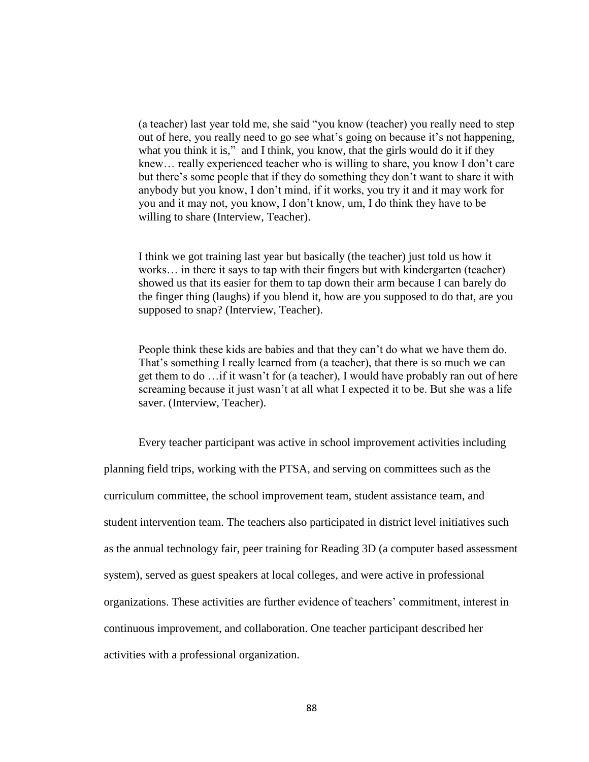> (a teacher) last year told me, she said "you know (teacher) you really need to step out of here, you really need to go see what's going on because it's not happening, what you think it is," and I think, you know, that the girls would do it if they knew… really experienced teacher who is willing to share, you know I don't care but there's some people that if they do something they don't want to share it with anybody but you know, I don't mind, if it works, you try it and it may work for you and it may not, you know, I don't know, um, I do think they have to be willing to share (Interview, Teacher).

> I think we got training last year but basically (the teacher) just told us how it works… in there it says to tap with their fingers but with kindergarten (teacher) showed us that its easier for them to tap down their arm because I can barely do the finger thing (laughs) if you blend it, how are you supposed to do that, are you supposed to snap? (Interview, Teacher).

> People think these kids are babies and that they can't do what we have them do. That's something I really learned from (a teacher), that there is so much we can get them to do …if it wasn't for (a teacher), I would have probably ran out of here screaming because it just wasn't at all what I expected it to be. But she was a life saver. (Interview, Teacher).

Every teacher participant was active in school improvement activities including planning field trips, working with the PTSA, and serving on committees such as the curriculum committee, the school improvement team, student assistance team, and student intervention team. The teachers also participated in district level initiatives such as the annual technology fair, peer training for Reading 3D (a computer based assessment system), served as guest speakers at local colleges, and were active in professional organizations. These activities are further evidence of teachers' commitment, interest in continuous improvement, and collaboration. One teacher participant described her activities with a professional organization.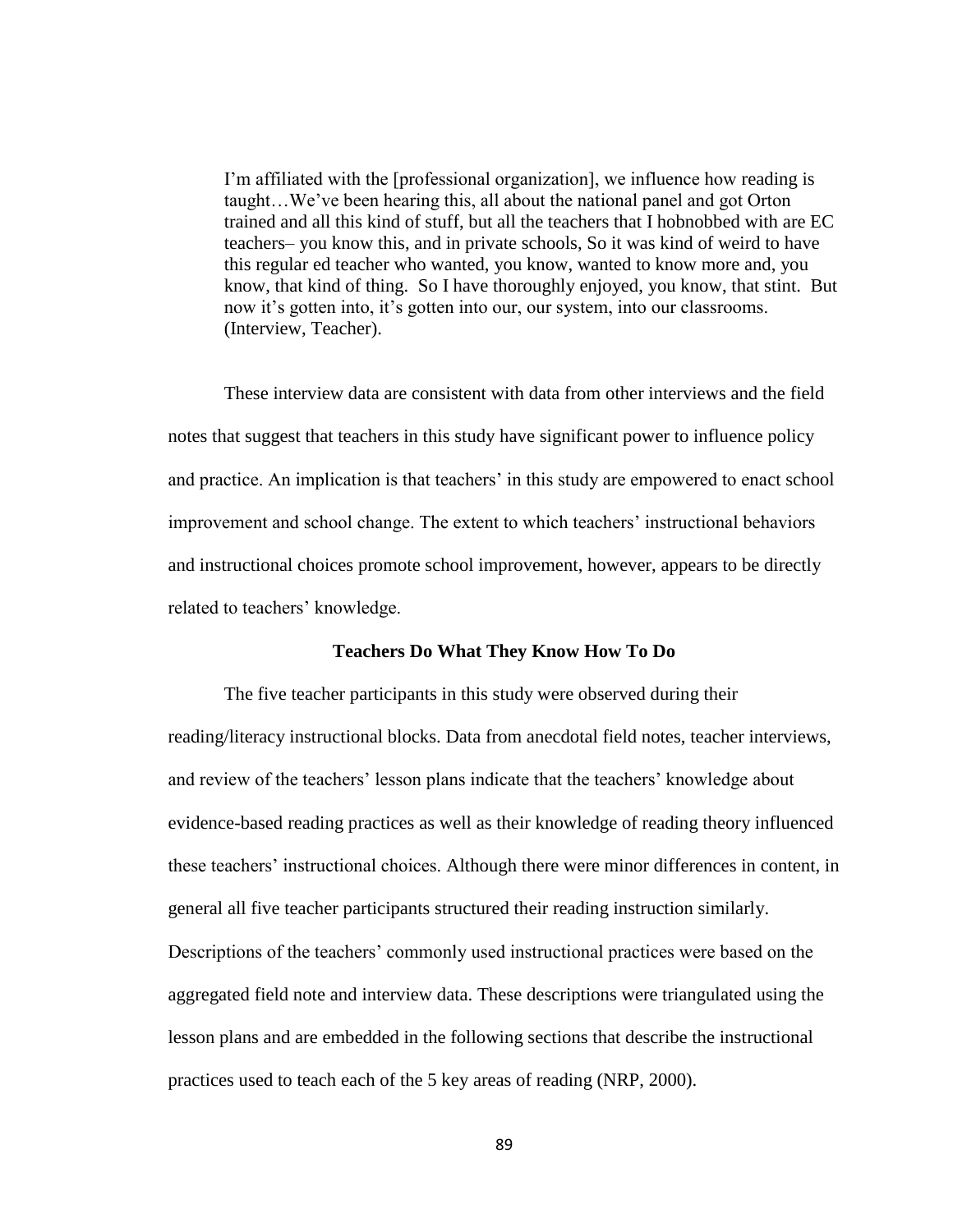> I'm affiliated with the [professional organization], we influence how reading is taught…We've been hearing this, all about the national panel and got Orton trained and all this kind of stuff, but all the teachers that I hobnobbed with are EC teachers– you know this, and in private schools, So it was kind of weird to have this regular ed teacher who wanted, you know, wanted to know more and, you know, that kind of thing. So I have thoroughly enjoyed, you know, that stint. But now it's gotten into, it's gotten into our, our system, into our classrooms. (Interview, Teacher).

These interview data are consistent with data from other interviews and the field notes that suggest that teachers in this study have significant power to influence policy and practice. An implication is that teachers' in this study are empowered to enact school improvement and school change. The extent to which teachers' instructional behaviors and instructional choices promote school improvement, however, appears to be directly related to teachers' knowledge.

### Teachers Do What They Know How To Do

The five teacher participants in this study were observed during their reading/literacy instructional blocks. Data from anecdotal field notes, teacher interviews, and review of the teachers' lesson plans indicate that the teachers' knowledge about evidence-based reading practices as well as their knowledge of reading theory influenced these teachers' instructional choices. Although there were minor differences in content, in general all five teacher participants structured their reading instruction similarly. Descriptions of the teachers' commonly used instructional practices were based on the aggregated field note and interview data. These descriptions were triangulated using the lesson plans and are embedded in the following sections that describe the instructional practices used to teach each of the 5 key areas of reading (NRP, 2000).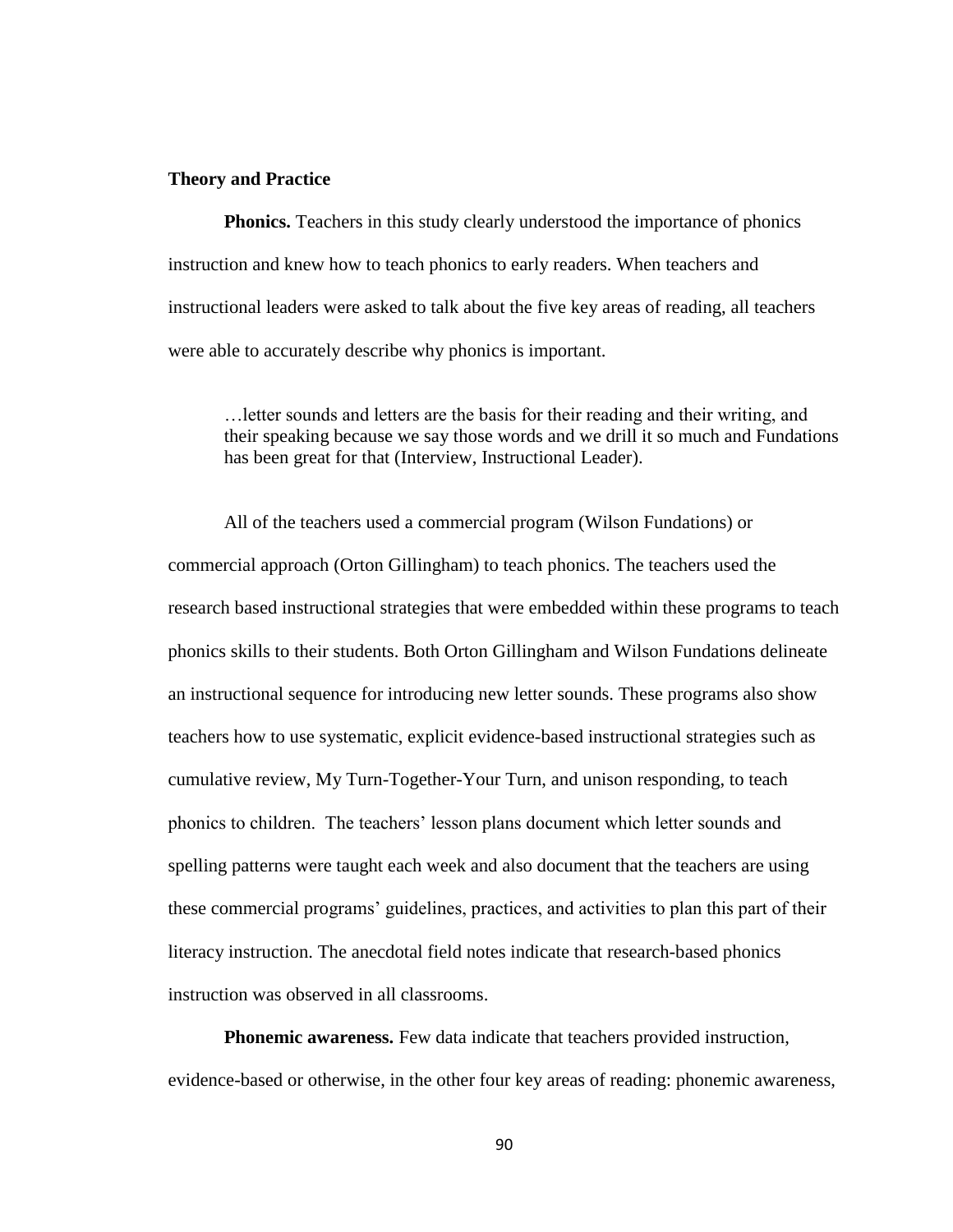## Theory and Practice

**Phonics.** Teachers in this study clearly understood the importance of phonics instruction and knew how to teach phonics to early readers. When teachers and instructional leaders were asked to talk about the five key areas of reading, all teachers were able to accurately describe why phonics is important.

> …letter sounds and letters are the basis for their reading and their writing, and their speaking because we say those words and we drill it so much and Fundations has been great for that (Interview, Instructional Leader).

All of the teachers used a commercial program (Wilson Fundations) or commercial approach (Orton Gillingham) to teach phonics. The teachers used the research based instructional strategies that were embedded within these programs to teach phonics skills to their students. Both Orton Gillingham and Wilson Fundations delineate an instructional sequence for introducing new letter sounds. These programs also show teachers how to use systematic, explicit evidence-based instructional strategies such as cumulative review, My Turn-Together-Your Turn, and unison responding, to teach phonics to children. The teachers' lesson plans document which letter sounds and spelling patterns were taught each week and also document that the teachers are using these commercial programs' guidelines, practices, and activities to plan this part of their literacy instruction. The anecdotal field notes indicate that research-based phonics instruction was observed in all classrooms.

**Phonemic awareness.** Few data indicate that teachers provided instruction, evidence-based or otherwise, in the other four key areas of reading: phonemic awareness,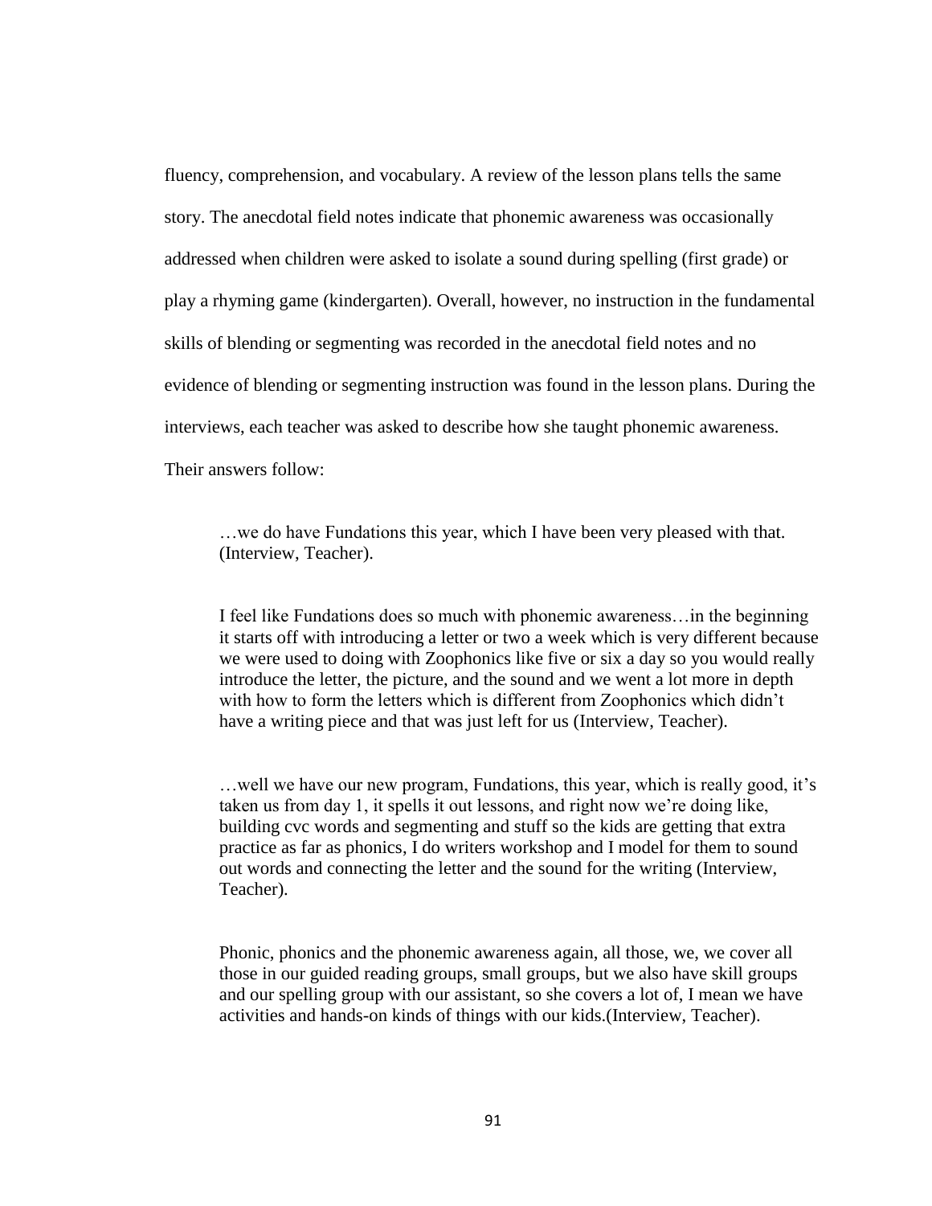fluency, comprehension, and vocabulary. A review of the lesson plans tells the same story. The anecdotal field notes indicate that phonemic awareness was occasionally addressed when children were asked to isolate a sound during spelling (first grade) or play a rhyming game (kindergarten). Overall, however, no instruction in the fundamental skills of blending or segmenting was recorded in the anecdotal field notes and no evidence of blending or segmenting instruction was found in the lesson plans. During the interviews, each teacher was asked to describe how she taught phonemic awareness. Their answers follow:

> …we do have Fundations this year, which I have been very pleased with that. (Interview, Teacher).

> I feel like Fundations does so much with phonemic awareness…in the beginning it starts off with introducing a letter or two a week which is very different because we were used to doing with Zoophonics like five or six a day so you would really introduce the letter, the picture, and the sound and we went a lot more in depth with how to form the letters which is different from Zoophonics which didn't have a writing piece and that was just left for us (Interview, Teacher).

> …well we have our new program, Fundations, this year, which is really good, it's taken us from day 1, it spells it out lessons, and right now we're doing like, building cvc words and segmenting and stuff so the kids are getting that extra practice as far as phonics, I do writers workshop and I model for them to sound out words and connecting the letter and the sound for the writing (Interview, Teacher).

> Phonic, phonics and the phonemic awareness again, all those, we, we cover all those in our guided reading groups, small groups, but we also have skill groups and our spelling group with our assistant, so she covers a lot of, I mean we have activities and hands-on kinds of things with our kids.(Interview, Teacher).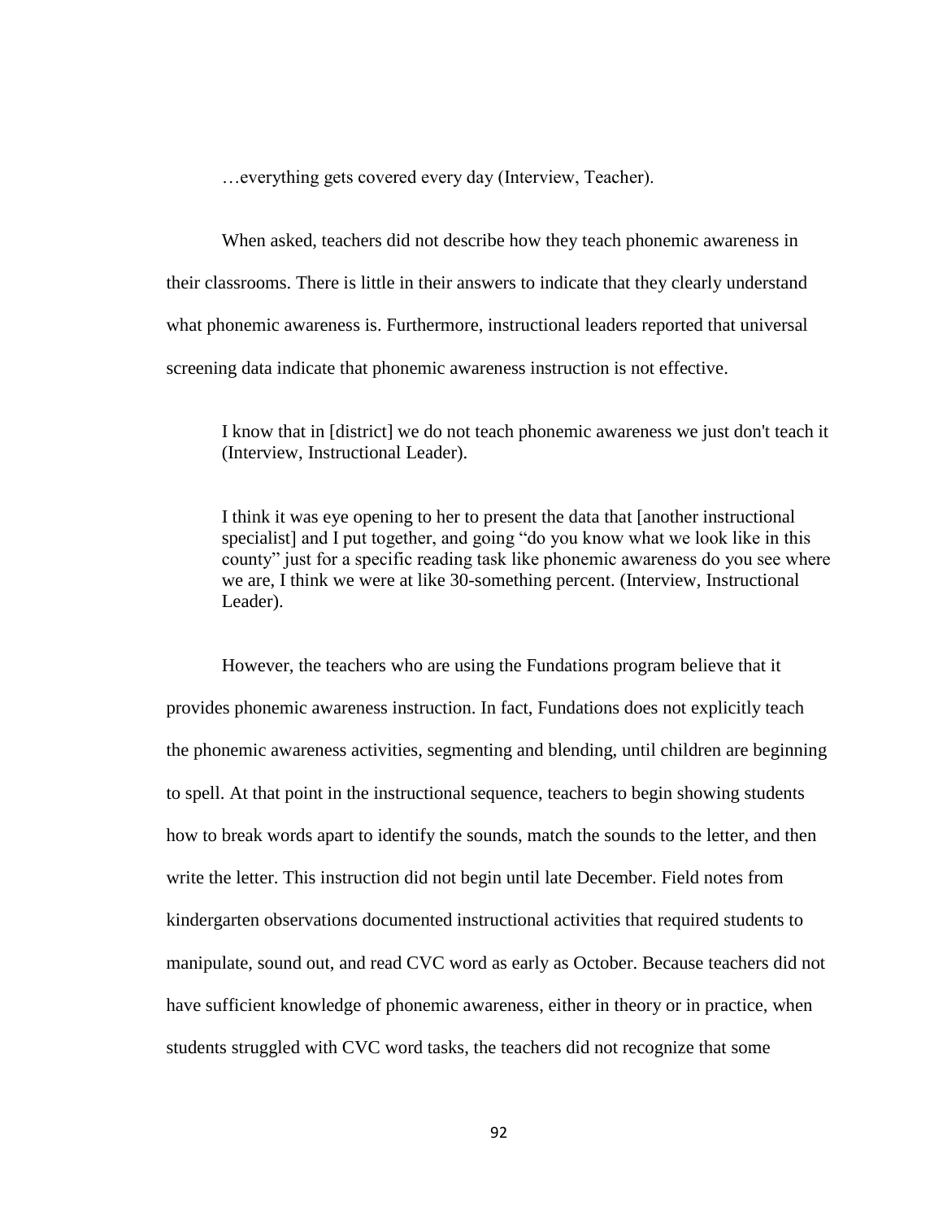…everything gets covered every day (Interview, Teacher).

When asked, teachers did not describe how they teach phonemic awareness in their classrooms. There is little in their answers to indicate that they clearly understand what phonemic awareness is. Furthermore, instructional leaders reported that universal screening data indicate that phonemic awareness instruction is not effective.

> I know that in [district] we do not teach phonemic awareness we just don't teach it (Interview, Instructional Leader).

> I think it was eye opening to her to present the data that [another instructional specialist] and I put together, and going "do you know what we look like in this county" just for a specific reading task like phonemic awareness do you see where we are, I think we were at like 30-something percent. (Interview, Instructional Leader).

However, the teachers who are using the Fundations program believe that it provides phonemic awareness instruction. In fact, Fundations does not explicitly teach the phonemic awareness activities, segmenting and blending, until children are beginning to spell. At that point in the instructional sequence, teachers to begin showing students how to break words apart to identify the sounds, match the sounds to the letter, and then write the letter. This instruction did not begin until late December. Field notes from kindergarten observations documented instructional activities that required students to manipulate, sound out, and read CVC word as early as October. Because teachers did not have sufficient knowledge of phonemic awareness, either in theory or in practice, when students struggled with CVC word tasks, the teachers did not recognize that some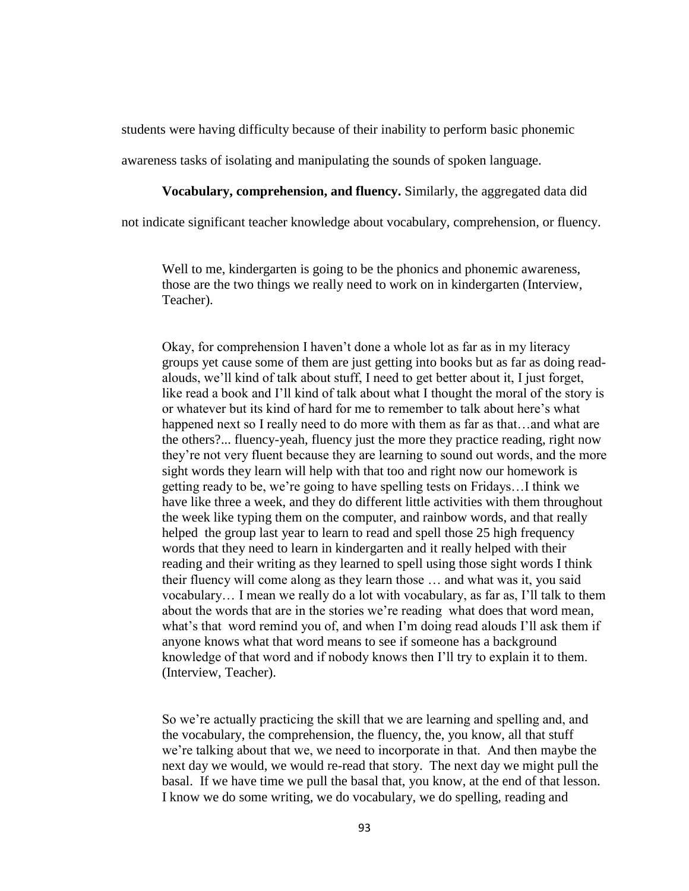students were having difficulty because of their inability to perform basic phonemic awareness tasks of isolating and manipulating the sounds of spoken language.

**Vocabulary, comprehension, and fluency.** Similarly, the aggregated data did not indicate significant teacher knowledge about vocabulary, comprehension, or fluency.

> Well to me, kindergarten is going to be the phonics and phonemic awareness, those are the two things we really need to work on in kindergarten (Interview, Teacher).

> Okay, for comprehension I haven't done a whole lot as far as in my literacy groups yet cause some of them are just getting into books but as far as doing read-alouds, we'll kind of talk about stuff, I need to get better about it, I just forget, like read a book and I'll kind of talk about what I thought the moral of the story is or whatever but its kind of hard for me to remember to talk about here's what happened next so I really need to do more with them as far as that…and what are the others?... fluency-yeah, fluency just the more they practice reading, right now they're not very fluent because they are learning to sound out words, and the more sight words they learn will help with that too and right now our homework is getting ready to be, we're going to have spelling tests on Fridays…I think we have like three a week, and they do different little activities with them throughout the week like typing them on the computer, and rainbow words, and that really helped the group last year to learn to read and spell those 25 high frequency words that they need to learn in kindergarten and it really helped with their reading and their writing as they learned to spell using those sight words I think their fluency will come along as they learn those … and what was it, you said vocabulary… I mean we really do a lot with vocabulary, as far as, I'll talk to them about the words that are in the stories we're reading what does that word mean, what's that word remind you of, and when I'm doing read alouds I'll ask them if anyone knows what that word means to see if someone has a background knowledge of that word and if nobody knows then I'll try to explain it to them. (Interview, Teacher).

> So we're actually practicing the skill that we are learning and spelling and, and the vocabulary, the comprehension, the fluency, the, you know, all that stuff we're talking about that we, we need to incorporate in that. And then maybe the next day we would, we would re-read that story. The next day we might pull the basal. If we have time we pull the basal that, you know, at the end of that lesson. I know we do some writing, we do vocabulary, we do spelling, reading and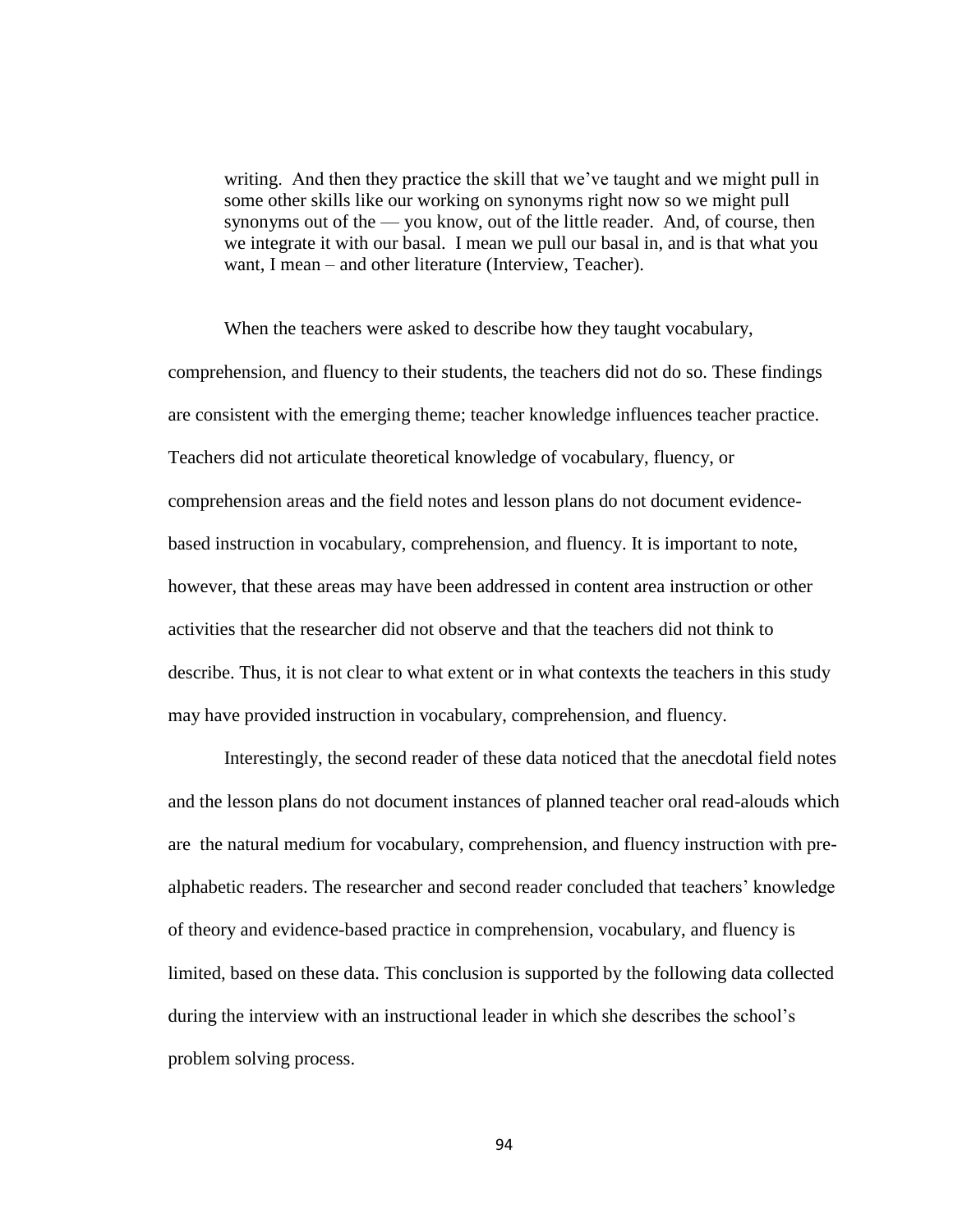> writing. And then they practice the skill that we've taught and we might pull in some other skills like our working on synonyms right now so we might pull synonyms out of the — you know, out of the little reader. And, of course, then we integrate it with our basal. I mean we pull our basal in, and is that what you want, I mean – and other literature (Interview, Teacher).

When the teachers were asked to describe how they taught vocabulary, comprehension, and fluency to their students, the teachers did not do so. These findings are consistent with the emerging theme; teacher knowledge influences teacher practice. Teachers did not articulate theoretical knowledge of vocabulary, fluency, or comprehension areas and the field notes and lesson plans do not document evidence-based instruction in vocabulary, comprehension, and fluency. It is important to note, however, that these areas may have been addressed in content area instruction or other activities that the researcher did not observe and that the teachers did not think to describe. Thus, it is not clear to what extent or in what contexts the teachers in this study may have provided instruction in vocabulary, comprehension, and fluency.

Interestingly, the second reader of these data noticed that the anecdotal field notes and the lesson plans do not document instances of planned teacher oral read-alouds which are the natural medium for vocabulary, comprehension, and fluency instruction with pre-alphabetic readers. The researcher and second reader concluded that teachers' knowledge of theory and evidence-based practice in comprehension, vocabulary, and fluency is limited, based on these data. This conclusion is supported by the following data collected during the interview with an instructional leader in which she describes the school's problem solving process.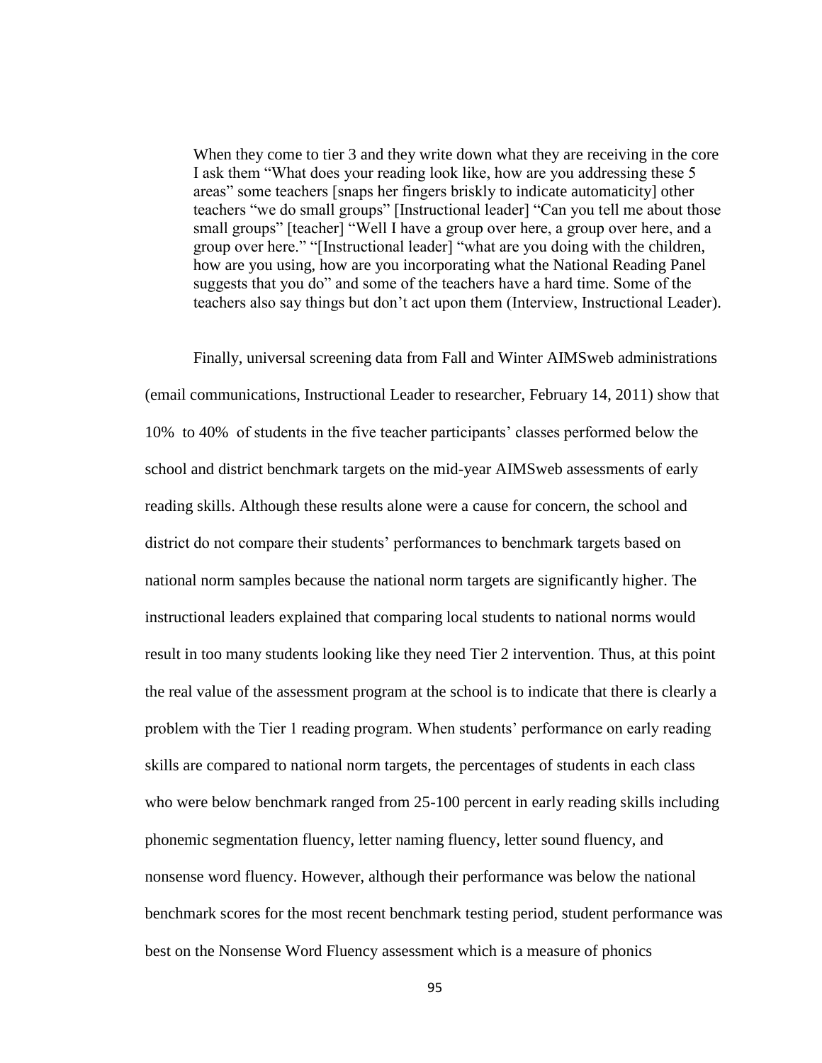> When they come to tier 3 and they write down what they are receiving in the core I ask them "What does your reading look like, how are you addressing these 5 areas" some teachers [snaps her fingers briskly to indicate automaticity] other teachers "we do small groups" [Instructional leader] "Can you tell me about those small groups" [teacher] "Well I have a group over here, a group over here, and a group over here." "[Instructional leader] "what are you doing with the children, how are you using, how are you incorporating what the National Reading Panel suggests that you do" and some of the teachers have a hard time. Some of the teachers also say things but don't act upon them (Interview, Instructional Leader).

Finally, universal screening data from Fall and Winter AIMSweb administrations (email communications, Instructional Leader to researcher, February 14, 2011) show that 10% to 40% of students in the five teacher participants' classes performed below the school and district benchmark targets on the mid-year AIMSweb assessments of early reading skills. Although these results alone were a cause for concern, the school and district do not compare their students' performances to benchmark targets based on national norm samples because the national norm targets are significantly higher. The instructional leaders explained that comparing local students to national norms would result in too many students looking like they need Tier 2 intervention. Thus, at this point the real value of the assessment program at the school is to indicate that there is clearly a problem with the Tier 1 reading program. When students' performance on early reading skills are compared to national norm targets, the percentages of students in each class who were below benchmark ranged from 25-100 percent in early reading skills including phonemic segmentation fluency, letter naming fluency, letter sound fluency, and nonsense word fluency. However, although their performance was below the national benchmark scores for the most recent benchmark testing period, student performance was best on the Nonsense Word Fluency assessment which is a measure of phonics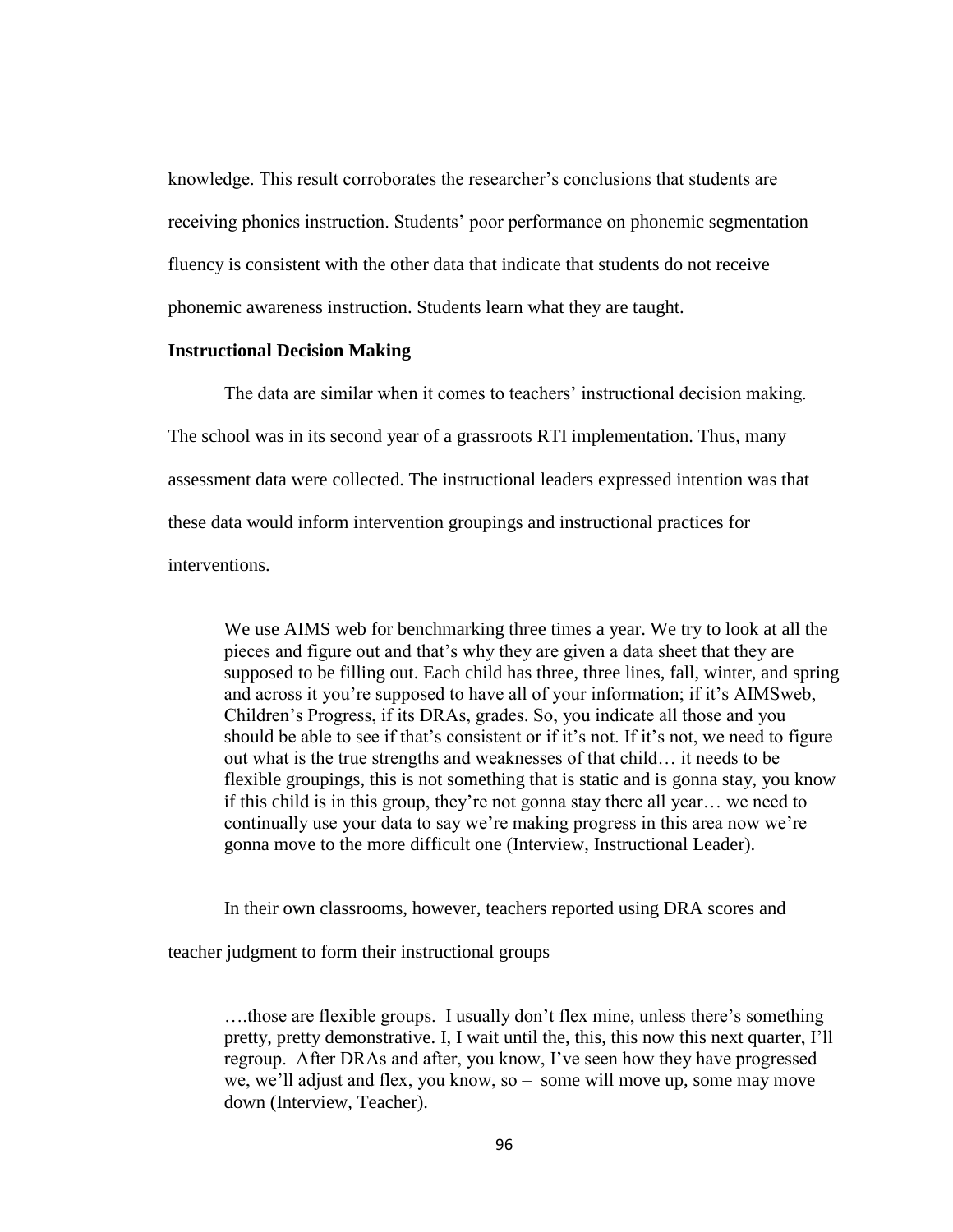knowledge. This result corroborates the researcher's conclusions that students are receiving phonics instruction. Students' poor performance on phonemic segmentation fluency is consistent with the other data that indicate that students do not receive phonemic awareness instruction. Students learn what they are taught.

### Instructional Decision Making

The data are similar when it comes to teachers' instructional decision making. The school was in its second year of a grassroots RTI implementation. Thus, many assessment data were collected. The instructional leaders expressed intention was that these data would inform intervention groupings and instructional practices for interventions.

> We use AIMS web for benchmarking three times a year. We try to look at all the pieces and figure out and that's why they are given a data sheet that they are supposed to be filling out. Each child has three, three lines, fall, winter, and spring and across it you're supposed to have all of your information; if it's AIMSweb, Children's Progress, if its DRAs, grades. So, you indicate all those and you should be able to see if that's consistent or if it's not. If it's not, we need to figure out what is the true strengths and weaknesses of that child… it needs to be flexible groupings, this is not something that is static and is gonna stay, you know if this child is in this group, they're not gonna stay there all year… we need to continually use your data to say we're making progress in this area now we're gonna move to the more difficult one (Interview, Instructional Leader).

In their own classrooms, however, teachers reported using DRA scores and teacher judgment to form their instructional groups

> ….those are flexible groups. I usually don't flex mine, unless there's something pretty, pretty demonstrative. I, I wait until the, this, this now this next quarter, I'll regroup. After DRAs and after, you know, I've seen how they have progressed we, we'll adjust and flex, you know, so – some will move up, some may move down (Interview, Teacher).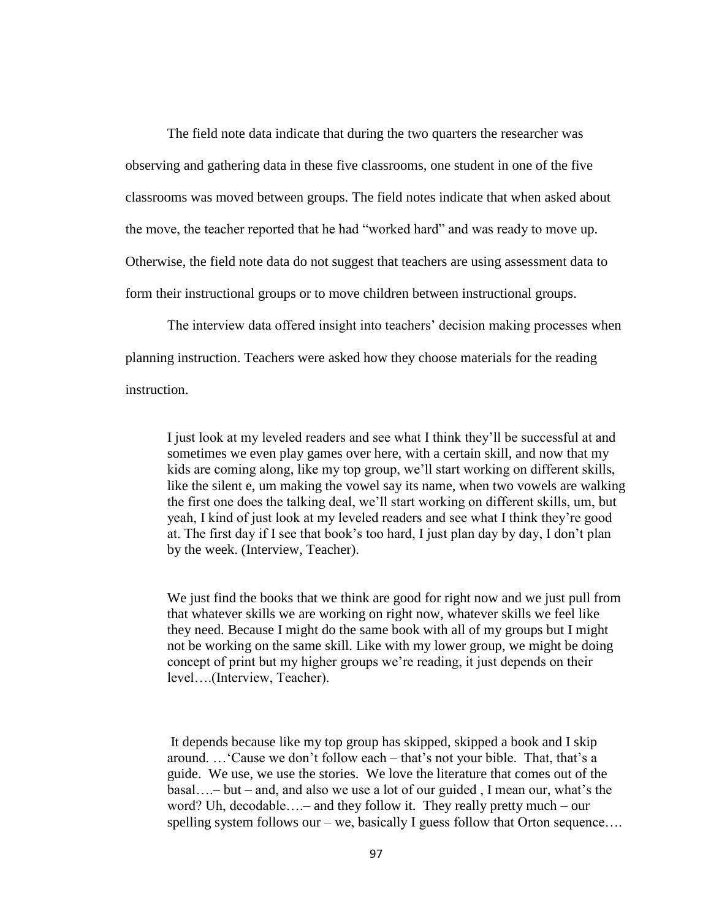The field note data indicate that during the two quarters the researcher was observing and gathering data in these five classrooms, one student in one of the five classrooms was moved between groups. The field notes indicate that when asked about the move, the teacher reported that he had "worked hard" and was ready to move up. Otherwise, the field note data do not suggest that teachers are using assessment data to form their instructional groups or to move children between instructional groups.

The interview data offered insight into teachers' decision making processes when planning instruction. Teachers were asked how they choose materials for the reading instruction.

> I just look at my leveled readers and see what I think they'll be successful at and sometimes we even play games over here, with a certain skill, and now that my kids are coming along, like my top group, we'll start working on different skills, like the silent e, um making the vowel say its name, when two vowels are walking the first one does the talking deal, we'll start working on different skills, um, but yeah, I kind of just look at my leveled readers and see what I think they're good at. The first day if I see that book's too hard, I just plan day by day, I don't plan by the week. (Interview, Teacher).

> We just find the books that we think are good for right now and we just pull from that whatever skills we are working on right now, whatever skills we feel like they need. Because I might do the same book with all of my groups but I might not be working on the same skill. Like with my lower group, we might be doing concept of print but my higher groups we're reading, it just depends on their level….(Interview, Teacher).

> It depends because like my top group has skipped, skipped a book and I skip around. …'Cause we don't follow each – that's not your bible. That, that's a guide. We use, we use the stories. We love the literature that comes out of the basal….– but – and, and also we use a lot of our guided , I mean our, what's the word? Uh, decodable….– and they follow it. They really pretty much – our spelling system follows our – we, basically I guess follow that Orton sequence….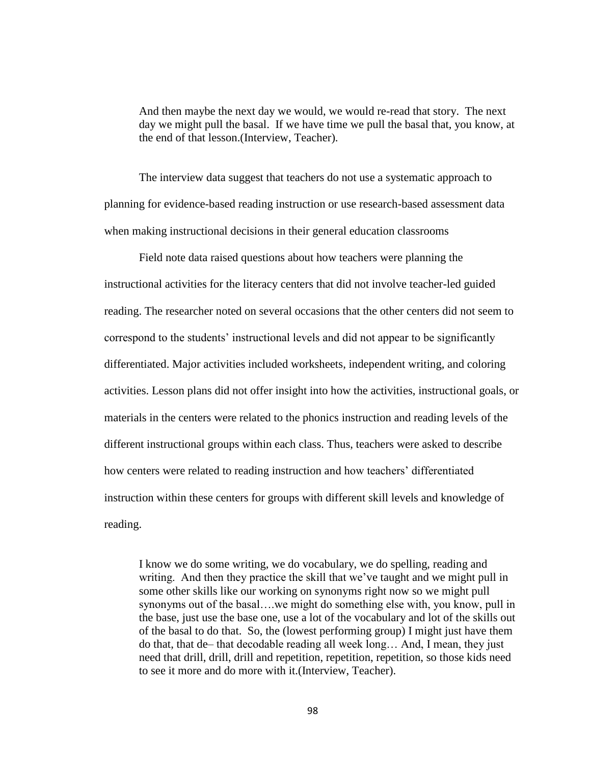> And then maybe the next day we would, we would re-read that story. The next day we might pull the basal. If we have time we pull the basal that, you know, at the end of that lesson.(Interview, Teacher).

The interview data suggest that teachers do not use a systematic approach to planning for evidence-based reading instruction or use research-based assessment data when making instructional decisions in their general education classrooms

Field note data raised questions about how teachers were planning the instructional activities for the literacy centers that did not involve teacher-led guided reading. The researcher noted on several occasions that the other centers did not seem to correspond to the students' instructional levels and did not appear to be significantly differentiated. Major activities included worksheets, independent writing, and coloring activities. Lesson plans did not offer insight into how the activities, instructional goals, or materials in the centers were related to the phonics instruction and reading levels of the different instructional groups within each class. Thus, teachers were asked to describe how centers were related to reading instruction and how teachers' differentiated instruction within these centers for groups with different skill levels and knowledge of reading.

> I know we do some writing, we do vocabulary, we do spelling, reading and writing. And then they practice the skill that we've taught and we might pull in some other skills like our working on synonyms right now so we might pull synonyms out of the basal….we might do something else with, you know, pull in the base, just use the base one, use a lot of the vocabulary and lot of the skills out of the basal to do that. So, the (lowest performing group) I might just have them do that, that de– that decodable reading all week long… And, I mean, they just need that drill, drill, drill and repetition, repetition, repetition, so those kids need to see it more and do more with it.(Interview, Teacher).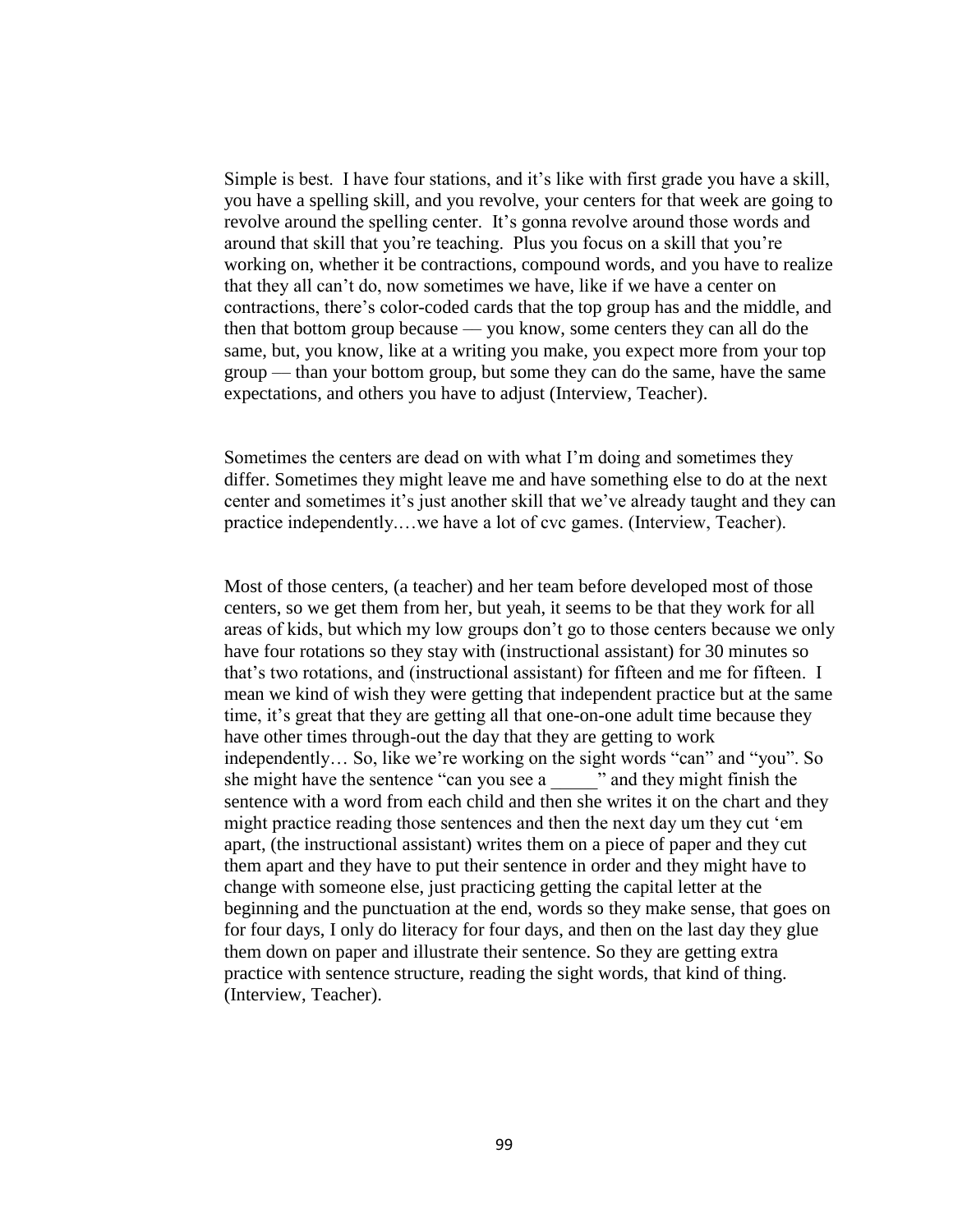Simple is best. I have four stations, and it's like with first grade you have a skill, you have a spelling skill, and you revolve, your centers for that week are going to revolve around the spelling center. It's gonna revolve around those words and around that skill that you're teaching. Plus you focus on a skill that you're working on, whether it be contractions, compound words, and you have to realize that they all can't do, now sometimes we have, like if we have a center on contractions, there's color-coded cards that the top group has and the middle, and then that bottom group because — you know, some centers they can all do the same, but, you know, like at a writing you make, you expect more from your top group — than your bottom group, but some they can do the same, have the same expectations, and others you have to adjust (Interview, Teacher).

Sometimes the centers are dead on with what I'm doing and sometimes they differ. Sometimes they might leave me and have something else to do at the next center and sometimes it's just another skill that we've already taught and they can practice independently.…we have a lot of cvc games. (Interview, Teacher).

Most of those centers, (a teacher) and her team before developed most of those centers, so we get them from her, but yeah, it seems to be that they work for all areas of kids, but which my low groups don't go to those centers because we only have four rotations so they stay with (instructional assistant) for 30 minutes so that's two rotations, and (instructional assistant) for fifteen and me for fifteen. I mean we kind of wish they were getting that independent practice but at the same time, it's great that they are getting all that one-on-one adult time because they have other times through-out the day that they are getting to work independently… So, like we're working on the sight words "can" and "you". So she might have the sentence "can you see a _____" and they might finish the sentence with a word from each child and then she writes it on the chart and they might practice reading those sentences and then the next day um they cut 'em apart, (the instructional assistant) writes them on a piece of paper and they cut them apart and they have to put their sentence in order and they might have to change with someone else, just practicing getting the capital letter at the beginning and the punctuation at the end, words so they make sense, that goes on for four days, I only do literacy for four days, and then on the last day they glue them down on paper and illustrate their sentence. So they are getting extra practice with sentence structure, reading the sight words, that kind of thing. (Interview, Teacher).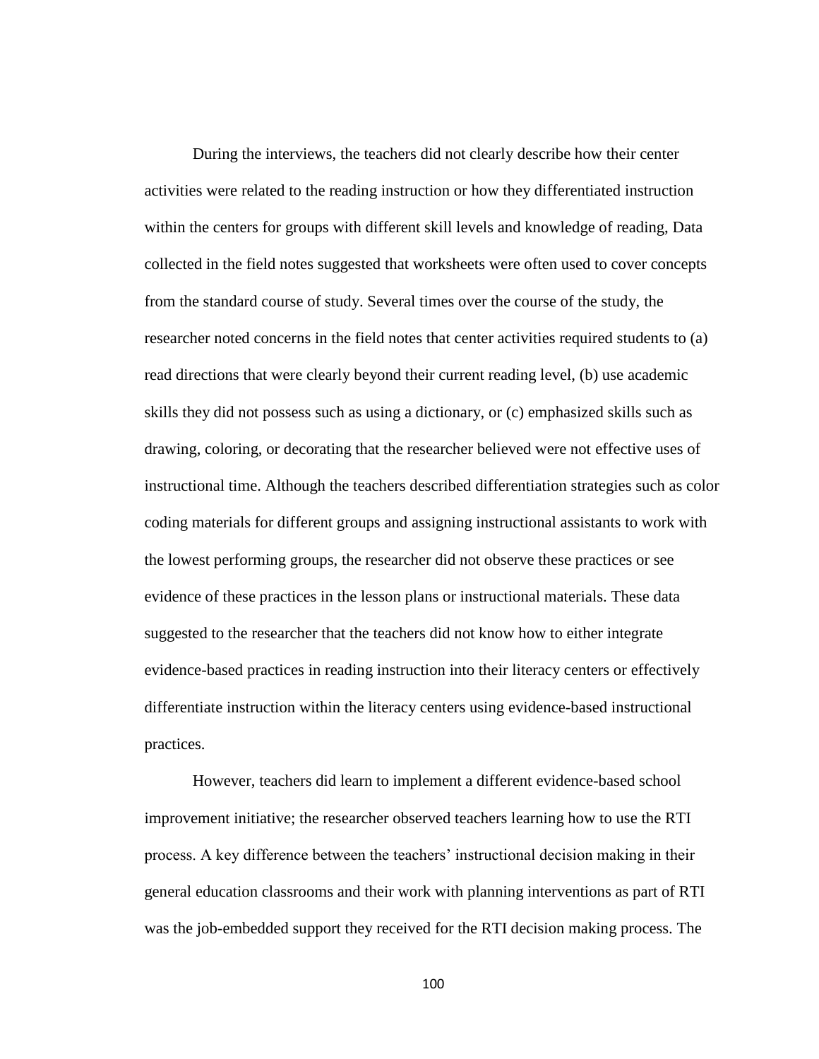During the interviews, the teachers did not clearly describe how their center activities were related to the reading instruction or how they differentiated instruction within the centers for groups with different skill levels and knowledge of reading, Data collected in the field notes suggested that worksheets were often used to cover concepts from the standard course of study. Several times over the course of the study, the researcher noted concerns in the field notes that center activities required students to (a) read directions that were clearly beyond their current reading level, (b) use academic skills they did not possess such as using a dictionary, or (c) emphasized skills such as drawing, coloring, or decorating that the researcher believed were not effective uses of instructional time. Although the teachers described differentiation strategies such as color coding materials for different groups and assigning instructional assistants to work with the lowest performing groups, the researcher did not observe these practices or see evidence of these practices in the lesson plans or instructional materials. These data suggested to the researcher that the teachers did not know how to either integrate evidence-based practices in reading instruction into their literacy centers or effectively differentiate instruction within the literacy centers using evidence-based instructional practices.

However, teachers did learn to implement a different evidence-based school improvement initiative; the researcher observed teachers learning how to use the RTI process. A key difference between the teachers' instructional decision making in their general education classrooms and their work with planning interventions as part of RTI was the job-embedded support they received for the RTI decision making process. The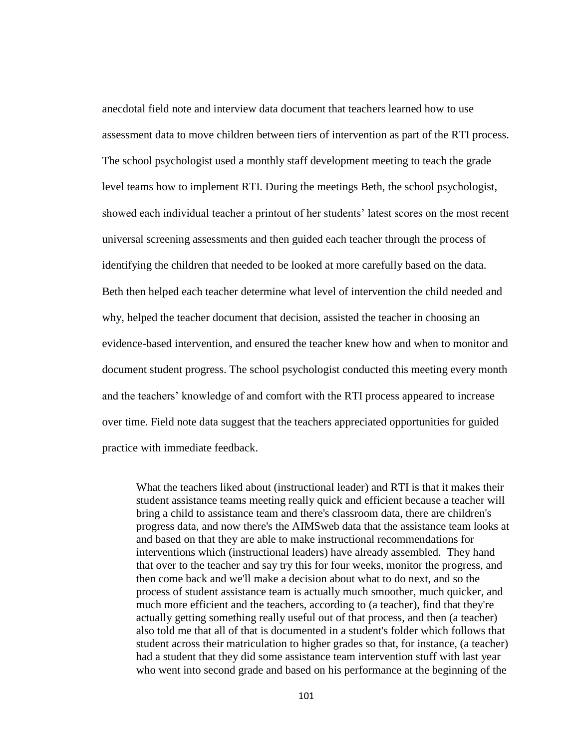anecdotal field note and interview data document that teachers learned how to use assessment data to move children between tiers of intervention as part of the RTI process. The school psychologist used a monthly staff development meeting to teach the grade level teams how to implement RTI. During the meetings Beth, the school psychologist, showed each individual teacher a printout of her students' latest scores on the most recent universal screening assessments and then guided each teacher through the process of identifying the children that needed to be looked at more carefully based on the data. Beth then helped each teacher determine what level of intervention the child needed and why, helped the teacher document that decision, assisted the teacher in choosing an evidence-based intervention, and ensured the teacher knew how and when to monitor and document student progress. The school psychologist conducted this meeting every month and the teachers' knowledge of and comfort with the RTI process appeared to increase over time. Field note data suggest that the teachers appreciated opportunities for guided practice with immediate feedback.

> What the teachers liked about (instructional leader) and RTI is that it makes their student assistance teams meeting really quick and efficient because a teacher will bring a child to assistance team and there's classroom data, there are children's progress data, and now there's the AIMSweb data that the assistance team looks at and based on that they are able to make instructional recommendations for interventions which (instructional leaders) have already assembled. They hand that over to the teacher and say try this for four weeks, monitor the progress, and then come back and we'll make a decision about what to do next, and so the process of student assistance team is actually much smoother, much quicker, and much more efficient and the teachers, according to (a teacher), find that they're actually getting something really useful out of that process, and then (a teacher) also told me that all of that is documented in a student's folder which follows that student across their matriculation to higher grades so that, for instance, (a teacher) had a student that they did some assistance team intervention stuff with last year who went into second grade and based on his performance at the beginning of the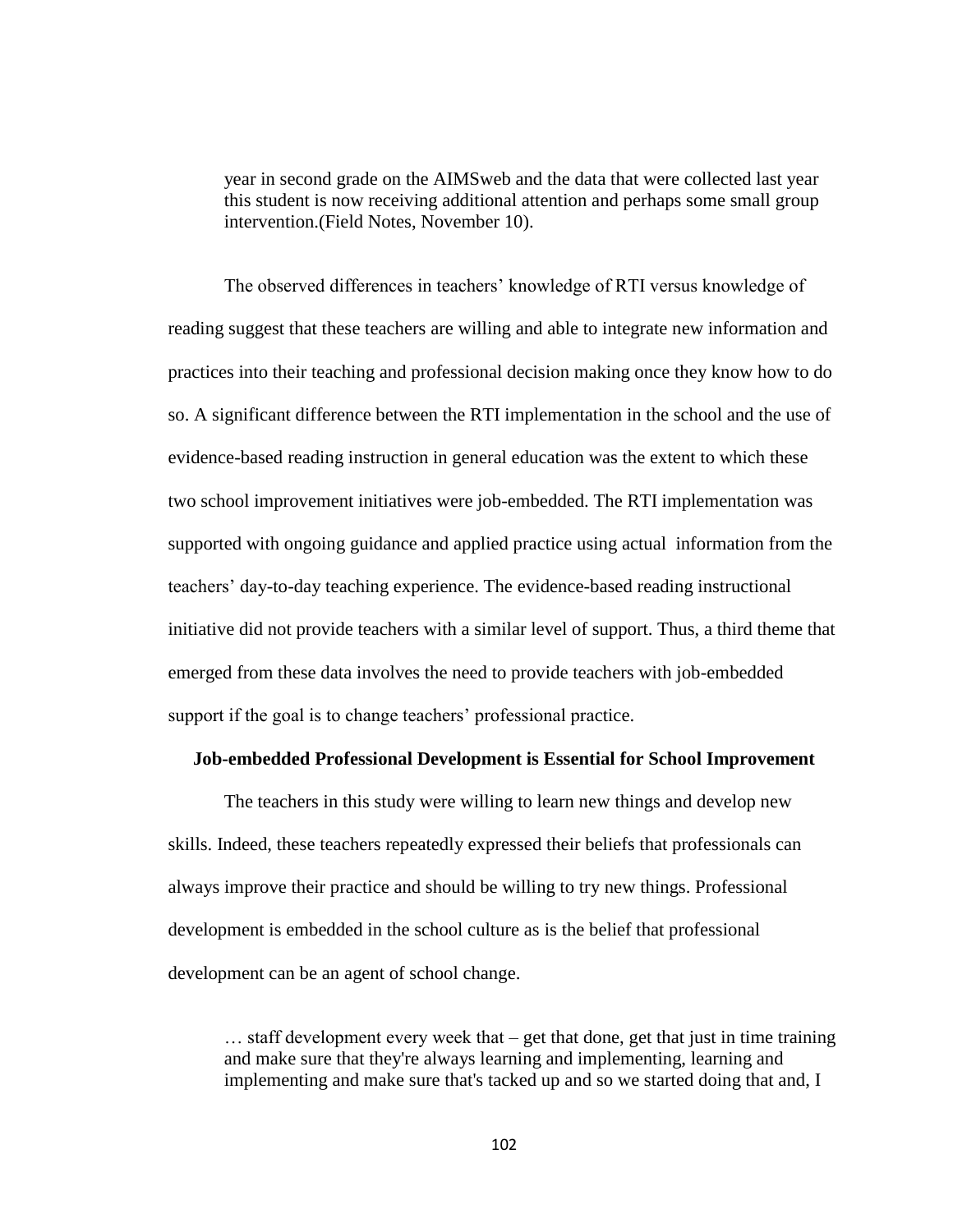> year in second grade on the AIMSweb and the data that were collected last year this student is now receiving additional attention and perhaps some small group intervention.(Field Notes, November 10).

The observed differences in teachers' knowledge of RTI versus knowledge of reading suggest that these teachers are willing and able to integrate new information and practices into their teaching and professional decision making once they know how to do so. A significant difference between the RTI implementation in the school and the use of evidence-based reading instruction in general education was the extent to which these two school improvement initiatives were job-embedded. The RTI implementation was supported with ongoing guidance and applied practice using actual information from the teachers' day-to-day teaching experience. The evidence-based reading instructional initiative did not provide teachers with a similar level of support. Thus, a third theme that emerged from these data involves the need to provide teachers with job-embedded support if the goal is to change teachers' professional practice.

**Job-embedded Professional Development is Essential for School Improvement**

The teachers in this study were willing to learn new things and develop new skills. Indeed, these teachers repeatedly expressed their beliefs that professionals can always improve their practice and should be willing to try new things. Professional development is embedded in the school culture as is the belief that professional development can be an agent of school change.

> … staff development every week that – get that done, get that just in time training and make sure that they're always learning and implementing, learning and implementing and make sure that's tacked up and so we started doing that and, I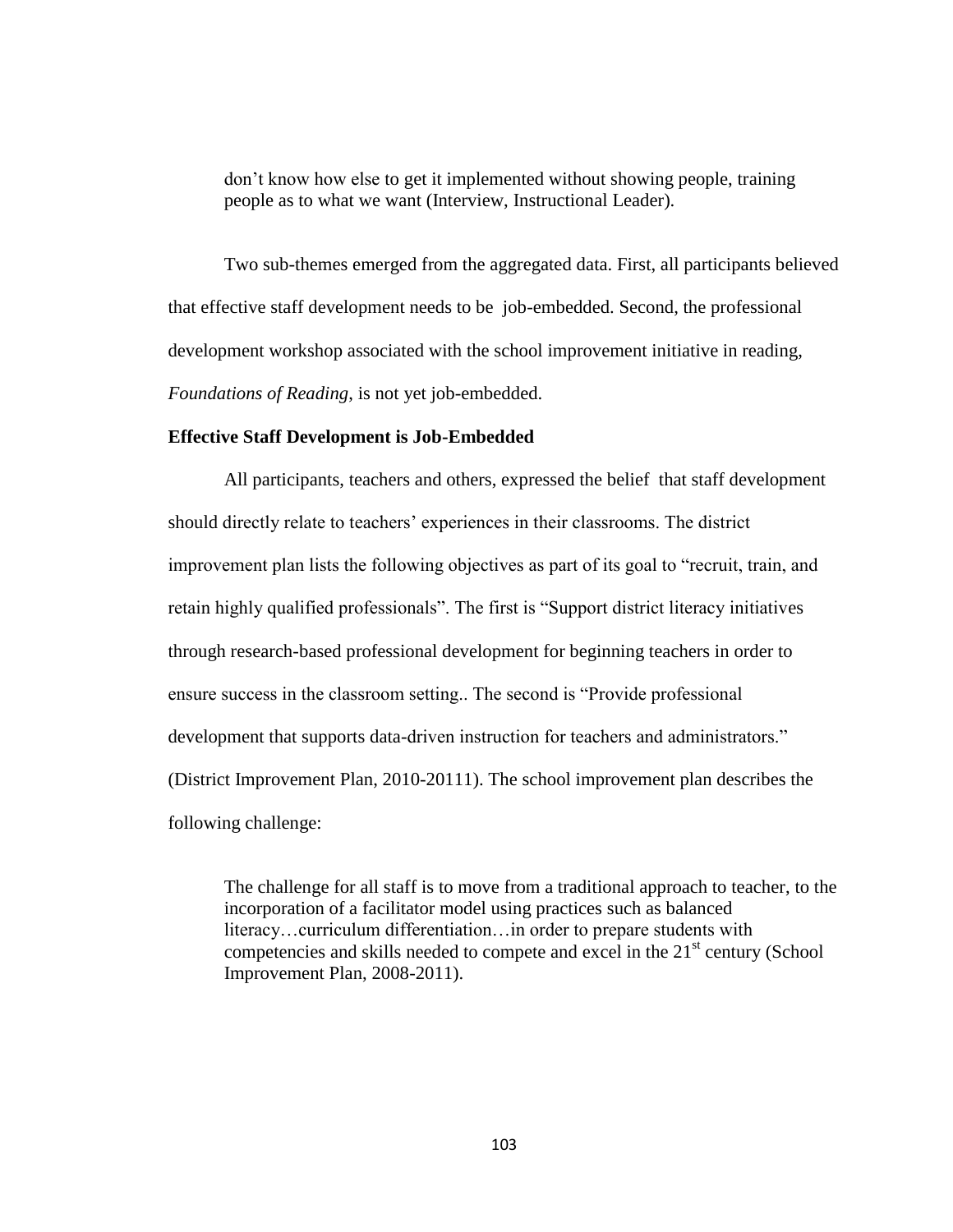> don't know how else to get it implemented without showing people, training people as to what we want (Interview, Instructional Leader).

Two sub-themes emerged from the aggregated data. First, all participants believed that effective staff development needs to be job-embedded. Second, the professional development workshop associated with the school improvement initiative in reading, *Foundations of Reading*, is not yet job-embedded.

**Effective Staff Development is Job-Embedded**

All participants, teachers and others, expressed the belief that staff development should directly relate to teachers' experiences in their classrooms. The district improvement plan lists the following objectives as part of its goal to "recruit, train, and retain highly qualified professionals". The first is "Support district literacy initiatives through research-based professional development for beginning teachers in order to ensure success in the classroom setting.. The second is "Provide professional development that supports data-driven instruction for teachers and administrators." (District Improvement Plan, 2010-20111). The school improvement plan describes the following challenge:

> The challenge for all staff is to move from a traditional approach to teacher, to the incorporation of a facilitator model using practices such as balanced literacy…curriculum differentiation…in order to prepare students with competencies and skills needed to compete and excel in the 21st century (School Improvement Plan, 2008-2011).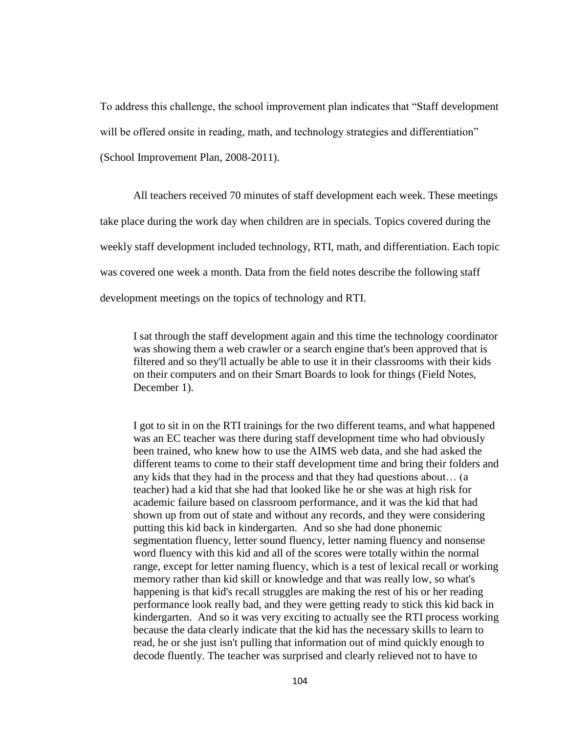To address this challenge, the school improvement plan indicates that "Staff development will be offered onsite in reading, math, and technology strategies and differentiation" (School Improvement Plan, 2008-2011).

All teachers received 70 minutes of staff development each week. These meetings take place during the work day when children are in specials. Topics covered during the weekly staff development included technology, RTI, math, and differentiation. Each topic was covered one week a month. Data from the field notes describe the following staff development meetings on the topics of technology and RTI.

> I sat through the staff development again and this time the technology coordinator was showing them a web crawler or a search engine that's been approved that is filtered and so they'll actually be able to use it in their classrooms with their kids on their computers and on their Smart Boards to look for things (Field Notes, December 1).

> I got to sit in on the RTI trainings for the two different teams, and what happened was an EC teacher was there during staff development time who had obviously been trained, who knew how to use the AIMS web data, and she had asked the different teams to come to their staff development time and bring their folders and any kids that they had in the process and that they had questions about… (a teacher) had a kid that she had that looked like he or she was at high risk for academic failure based on classroom performance, and it was the kid that had shown up from out of state and without any records, and they were considering putting this kid back in kindergarten. And so she had done phonemic segmentation fluency, letter sound fluency, letter naming fluency and nonsense word fluency with this kid and all of the scores were totally within the normal range, except for letter naming fluency, which is a test of lexical recall or working memory rather than kid skill or knowledge and that was really low, so what's happening is that kid's recall struggles are making the rest of his or her reading performance look really bad, and they were getting ready to stick this kid back in kindergarten. And so it was very exciting to actually see the RTI process working because the data clearly indicate that the kid has the necessary skills to learn to read, he or she just isn't pulling that information out of mind quickly enough to decode fluently. The teacher was surprised and clearly relieved not to have to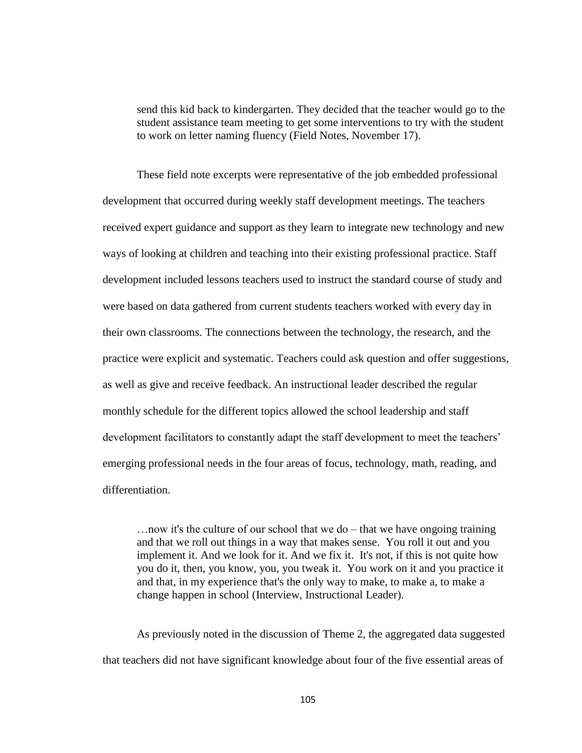> send this kid back to kindergarten. They decided that the teacher would go to the student assistance team meeting to get some interventions to try with the student to work on letter naming fluency (Field Notes, November 17).

These field note excerpts were representative of the job embedded professional development that occurred during weekly staff development meetings. The teachers received expert guidance and support as they learn to integrate new technology and new ways of looking at children and teaching into their existing professional practice. Staff development included lessons teachers used to instruct the standard course of study and were based on data gathered from current students teachers worked with every day in their own classrooms. The connections between the technology, the research, and the practice were explicit and systematic. Teachers could ask question and offer suggestions, as well as give and receive feedback. An instructional leader described the regular monthly schedule for the different topics allowed the school leadership and staff development facilitators to constantly adapt the staff development to meet the teachers' emerging professional needs in the four areas of focus, technology, math, reading, and differentiation.

> …now it's the culture of our school that we do – that we have ongoing training and that we roll out things in a way that makes sense. You roll it out and you implement it. And we look for it. And we fix it. It's not, if this is not quite how you do it, then, you know, you, you tweak it. You work on it and you practice it and that, in my experience that's the only way to make, to make a, to make a change happen in school (Interview, Instructional Leader).

As previously noted in the discussion of Theme 2, the aggregated data suggested that teachers did not have significant knowledge about four of the five essential areas of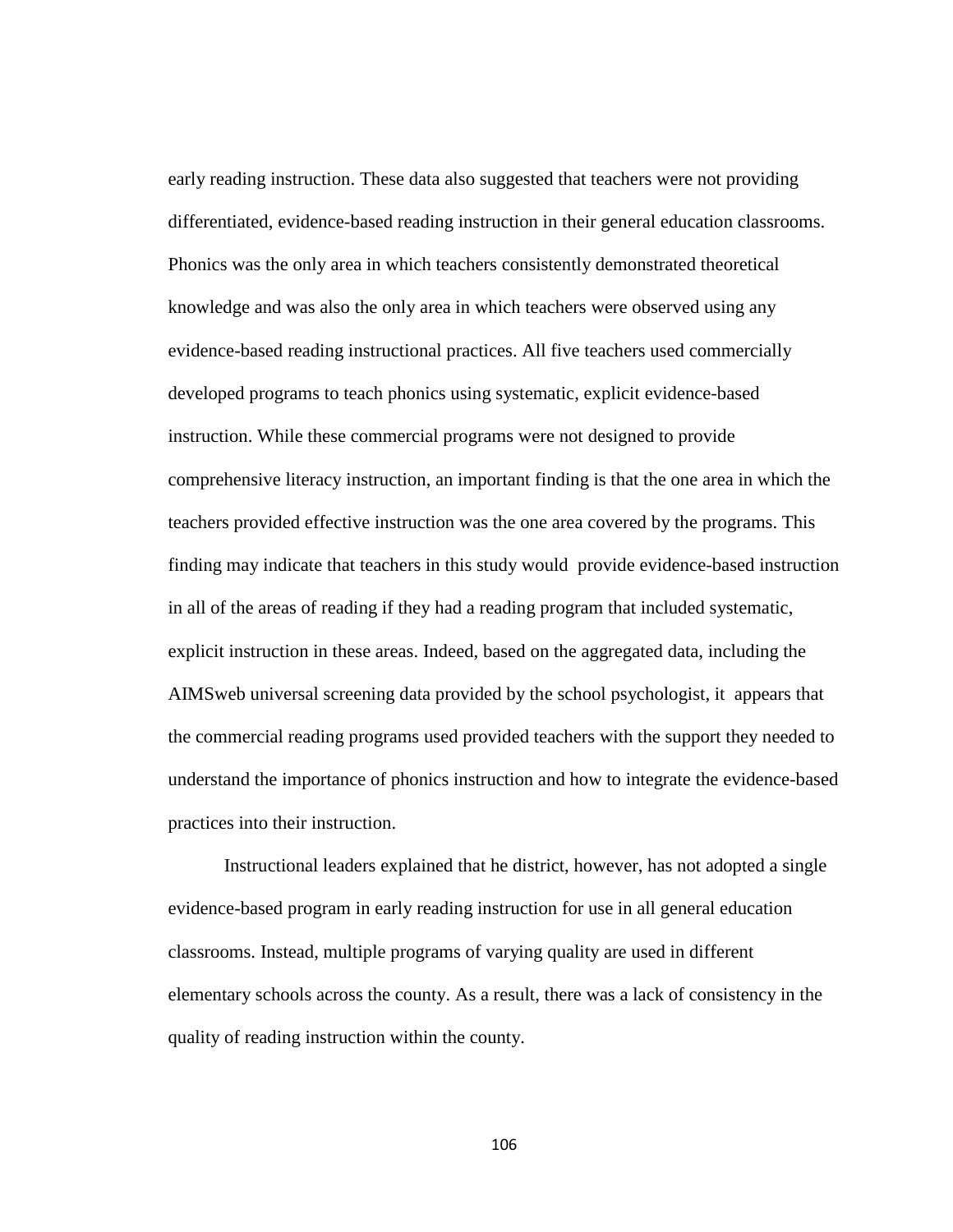early reading instruction. These data also suggested that teachers were not providing differentiated, evidence-based reading instruction in their general education classrooms. Phonics was the only area in which teachers consistently demonstrated theoretical knowledge and was also the only area in which teachers were observed using any evidence-based reading instructional practices. All five teachers used commercially developed programs to teach phonics using systematic, explicit evidence-based instruction. While these commercial programs were not designed to provide comprehensive literacy instruction, an important finding is that the one area in which the teachers provided effective instruction was the one area covered by the programs. This finding may indicate that teachers in this study would provide evidence-based instruction in all of the areas of reading if they had a reading program that included systematic, explicit instruction in these areas. Indeed, based on the aggregated data, including the AIMSweb universal screening data provided by the school psychologist, it appears that the commercial reading programs used provided teachers with the support they needed to understand the importance of phonics instruction and how to integrate the evidence-based practices into their instruction.

Instructional leaders explained that he district, however, has not adopted a single evidence-based program in early reading instruction for use in all general education classrooms. Instead, multiple programs of varying quality are used in different elementary schools across the county. As a result, there was a lack of consistency in the quality of reading instruction within the county.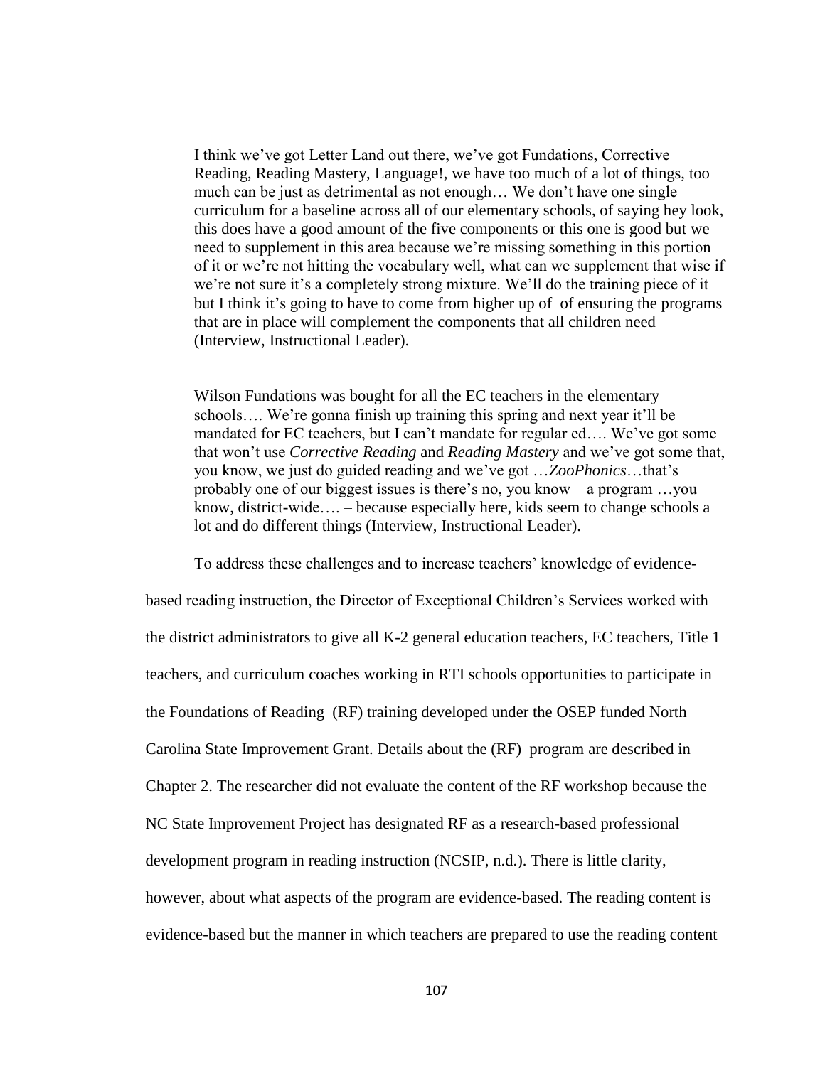> I think we've got Letter Land out there, we've got Fundations, Corrective Reading, Reading Mastery, Language!, we have too much of a lot of things, too much can be just as detrimental as not enough… We don't have one single curriculum for a baseline across all of our elementary schools, of saying hey look, this does have a good amount of the five components or this one is good but we need to supplement in this area because we're missing something in this portion of it or we're not hitting the vocabulary well, what can we supplement that wise if we're not sure it's a completely strong mixture. We'll do the training piece of it but I think it's going to have to come from higher up of of ensuring the programs that are in place will complement the components that all children need (Interview, Instructional Leader).

> Wilson Fundations was bought for all the EC teachers in the elementary schools…. We're gonna finish up training this spring and next year it'll be mandated for EC teachers, but I can't mandate for regular ed…. We've got some that won't use *Corrective Reading* and *Reading Mastery* and we've got some that, you know, we just do guided reading and we've got …*ZooPhonics*…that's probably one of our biggest issues is there's no, you know – a program …you know, district-wide…. – because especially here, kids seem to change schools a lot and do different things (Interview, Instructional Leader).

To address these challenges and to increase teachers' knowledge of evidence-based reading instruction, the Director of Exceptional Children's Services worked with the district administrators to give all K-2 general education teachers, EC teachers, Title 1 teachers, and curriculum coaches working in RTI schools opportunities to participate in the Foundations of Reading (RF) training developed under the OSEP funded North Carolina State Improvement Grant. Details about the (RF) program are described in Chapter 2. The researcher did not evaluate the content of the RF workshop because the NC State Improvement Project has designated RF as a research-based professional development program in reading instruction (NCSIP, n.d.). There is little clarity, however, about what aspects of the program are evidence-based. The reading content is evidence-based but the manner in which teachers are prepared to use the reading content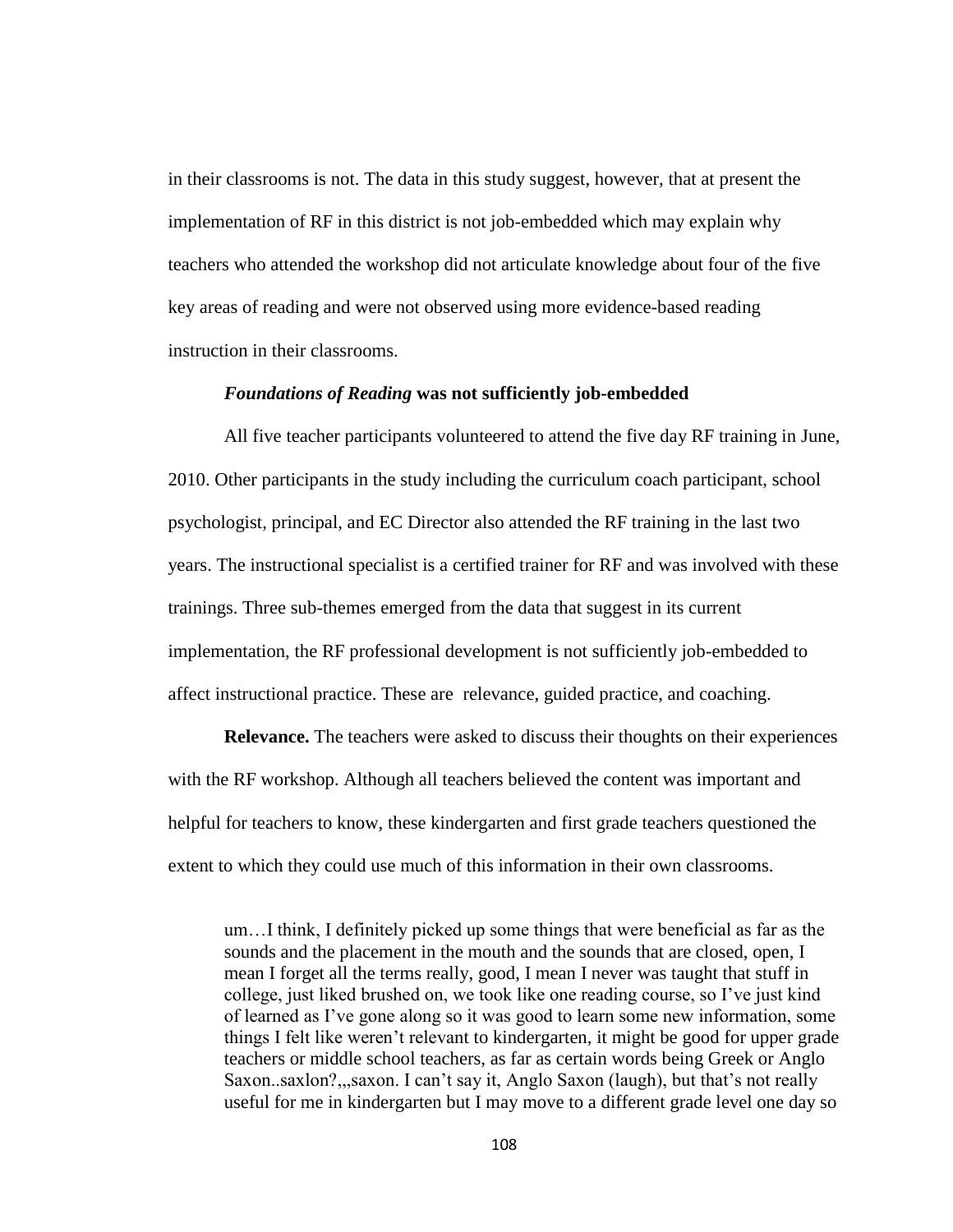in their classrooms is not. The data in this study suggest, however, that at present the implementation of RF in this district is not job-embedded which may explain why teachers who attended the workshop did not articulate knowledge about four of the five key areas of reading and were not observed using more evidence-based reading instruction in their classrooms.

### *Foundations of Reading* was not sufficiently job-embedded

All five teacher participants volunteered to attend the five day RF training in June, 2010. Other participants in the study including the curriculum coach participant, school psychologist, principal, and EC Director also attended the RF training in the last two years. The instructional specialist is a certified trainer for RF and was involved with these trainings. Three sub-themes emerged from the data that suggest in its current implementation, the RF professional development is not sufficiently job-embedded to affect instructional practice. These are  relevance, guided practice, and coaching.

**Relevance.** The teachers were asked to discuss their thoughts on their experiences with the RF workshop. Although all teachers believed the content was important and helpful for teachers to know, these kindergarten and first grade teachers questioned the extent to which they could use much of this information in their own classrooms.

> um…I think, I definitely picked up some things that were beneficial as far as the sounds and the placement in the mouth and the sounds that are closed, open, I mean I forget all the terms really, good, I mean I never was taught that stuff in college, just liked brushed on, we took like one reading course, so I've just kind of learned as I've gone along so it was good to learn some new information, some things I felt like weren't relevant to kindergarten, it might be good for upper grade teachers or middle school teachers, as far as certain words being Greek or Anglo Saxon..saxlon?,,,saxon. I can't say it, Anglo Saxon (laugh), but that's not really useful for me in kindergarten but I may move to a different grade level one day so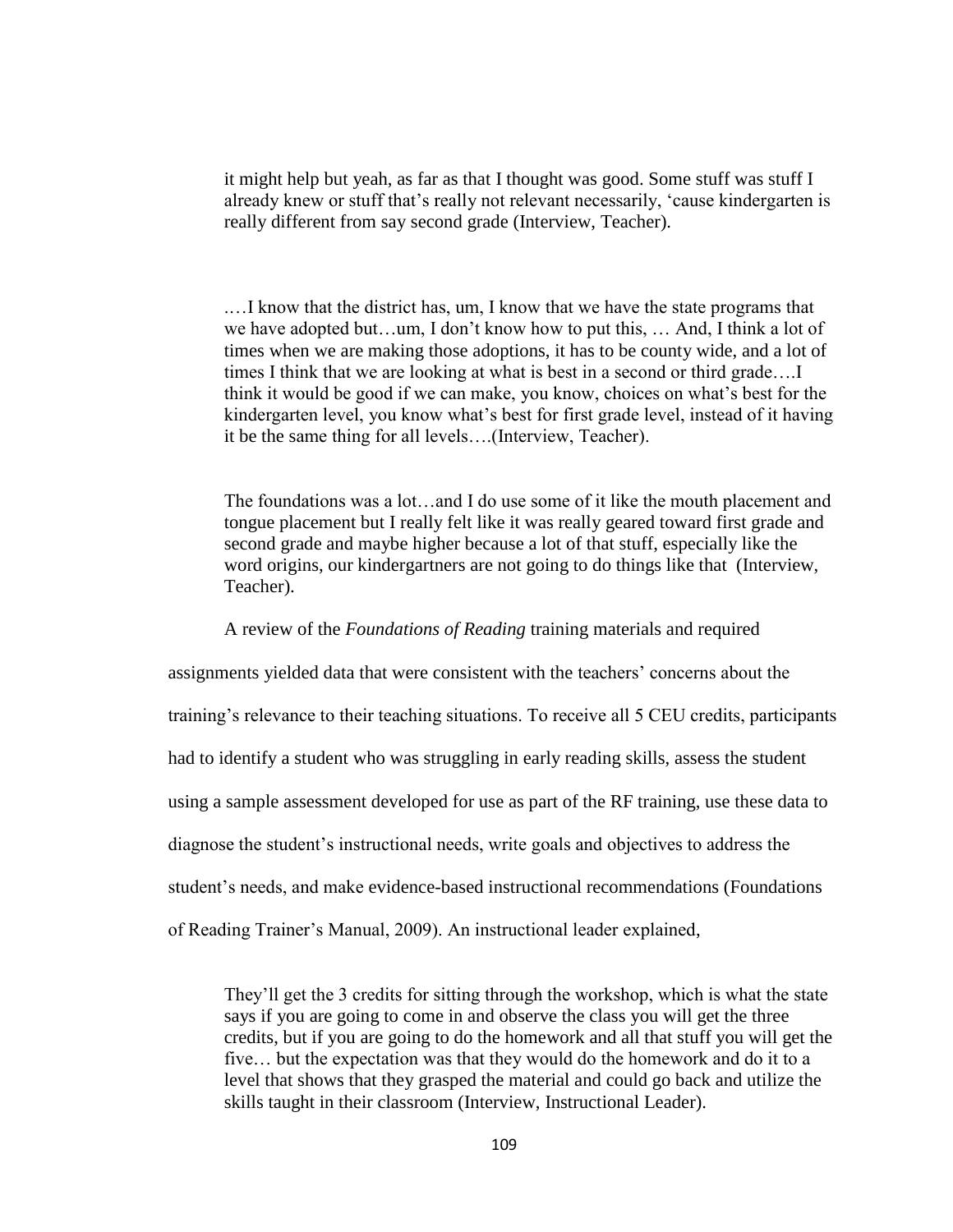> it might help but yeah, as far as that I thought was good. Some stuff was stuff I already knew or stuff that's really not relevant necessarily, 'cause kindergarten is really different from say second grade (Interview, Teacher).

> .…I know that the district has, um, I know that we have the state programs that we have adopted but…um, I don't know how to put this, … And, I think a lot of times when we are making those adoptions, it has to be county wide, and a lot of times I think that we are looking at what is best in a second or third grade….I think it would be good if we can make, you know, choices on what's best for the kindergarten level, you know what's best for first grade level, instead of it having it be the same thing for all levels….(Interview, Teacher).

> The foundations was a lot…and I do use some of it like the mouth placement and tongue placement but I really felt like it was really geared toward first grade and second grade and maybe higher because a lot of that stuff, especially like the word origins, our kindergartners are not going to do things like that (Interview, Teacher).

A review of the *Foundations of Reading* training materials and required assignments yielded data that were consistent with the teachers' concerns about the training's relevance to their teaching situations. To receive all 5 CEU credits, participants had to identify a student who was struggling in early reading skills, assess the student using a sample assessment developed for use as part of the RF training, use these data to diagnose the student's instructional needs, write goals and objectives to address the student's needs, and make evidence-based instructional recommendations (Foundations of Reading Trainer's Manual, 2009). An instructional leader explained,

> They'll get the 3 credits for sitting through the workshop, which is what the state says if you are going to come in and observe the class you will get the three credits, but if you are going to do the homework and all that stuff you will get the five… but the expectation was that they would do the homework and do it to a level that shows that they grasped the material and could go back and utilize the skills taught in their classroom (Interview, Instructional Leader).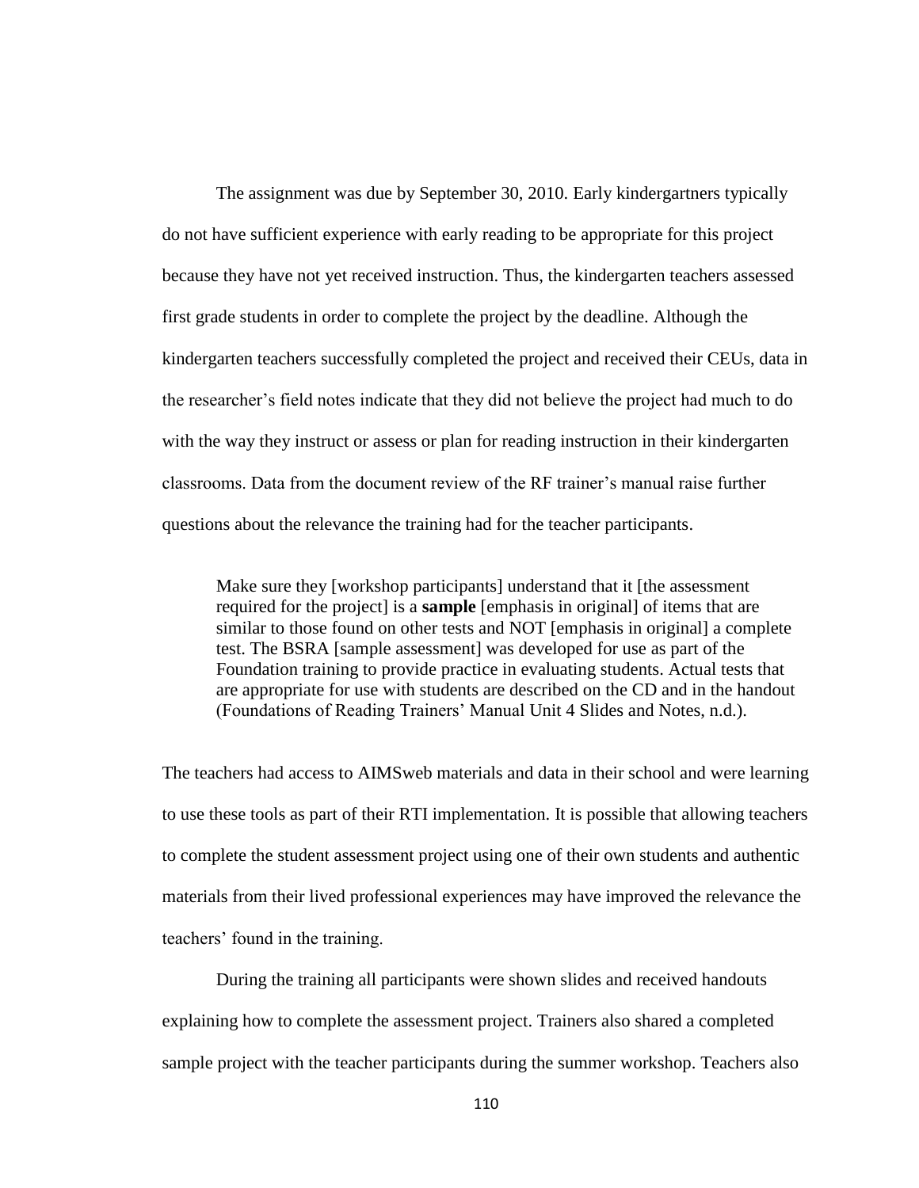The assignment was due by September 30, 2010. Early kindergartners typically do not have sufficient experience with early reading to be appropriate for this project because they have not yet received instruction. Thus, the kindergarten teachers assessed first grade students in order to complete the project by the deadline. Although the kindergarten teachers successfully completed the project and received their CEUs, data in the researcher's field notes indicate that they did not believe the project had much to do with the way they instruct or assess or plan for reading instruction in their kindergarten classrooms. Data from the document review of the RF trainer's manual raise further questions about the relevance the training had for the teacher participants.

> Make sure they [workshop participants] understand that it [the assessment required for the project] is a **sample** [emphasis in original] of items that are similar to those found on other tests and NOT [emphasis in original] a complete test. The BSRA [sample assessment] was developed for use as part of the Foundation training to provide practice in evaluating students. Actual tests that are appropriate for use with students are described on the CD and in the handout (Foundations of Reading Trainers' Manual Unit 4 Slides and Notes, n.d.).

The teachers had access to AIMSweb materials and data in their school and were learning to use these tools as part of their RTI implementation. It is possible that allowing teachers to complete the student assessment project using one of their own students and authentic materials from their lived professional experiences may have improved the relevance the teachers' found in the training.

During the training all participants were shown slides and received handouts explaining how to complete the assessment project. Trainers also shared a completed sample project with the teacher participants during the summer workshop. Teachers also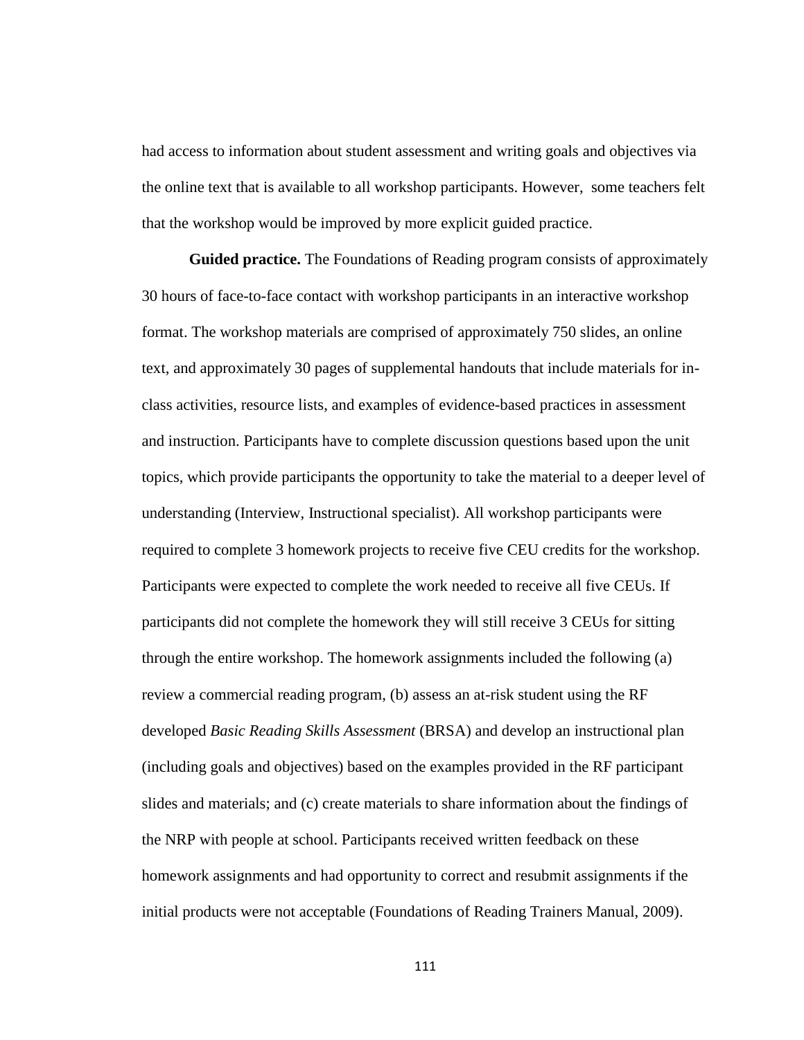had access to information about student assessment and writing goals and objectives via the online text that is available to all workshop participants. However, some teachers felt that the workshop would be improved by more explicit guided practice.

**Guided practice.** The Foundations of Reading program consists of approximately 30 hours of face-to-face contact with workshop participants in an interactive workshop format. The workshop materials are comprised of approximately 750 slides, an online text, and approximately 30 pages of supplemental handouts that include materials for in-class activities, resource lists, and examples of evidence-based practices in assessment and instruction. Participants have to complete discussion questions based upon the unit topics, which provide participants the opportunity to take the material to a deeper level of understanding (Interview, Instructional specialist). All workshop participants were required to complete 3 homework projects to receive five CEU credits for the workshop. Participants were expected to complete the work needed to receive all five CEUs. If participants did not complete the homework they will still receive 3 CEUs for sitting through the entire workshop. The homework assignments included the following (a) review a commercial reading program, (b) assess an at-risk student using the RF developed *Basic Reading Skills Assessment* (BRSA) and develop an instructional plan (including goals and objectives) based on the examples provided in the RF participant slides and materials; and (c) create materials to share information about the findings of the NRP with people at school. Participants received written feedback on these homework assignments and had opportunity to correct and resubmit assignments if the initial products were not acceptable (Foundations of Reading Trainers Manual, 2009).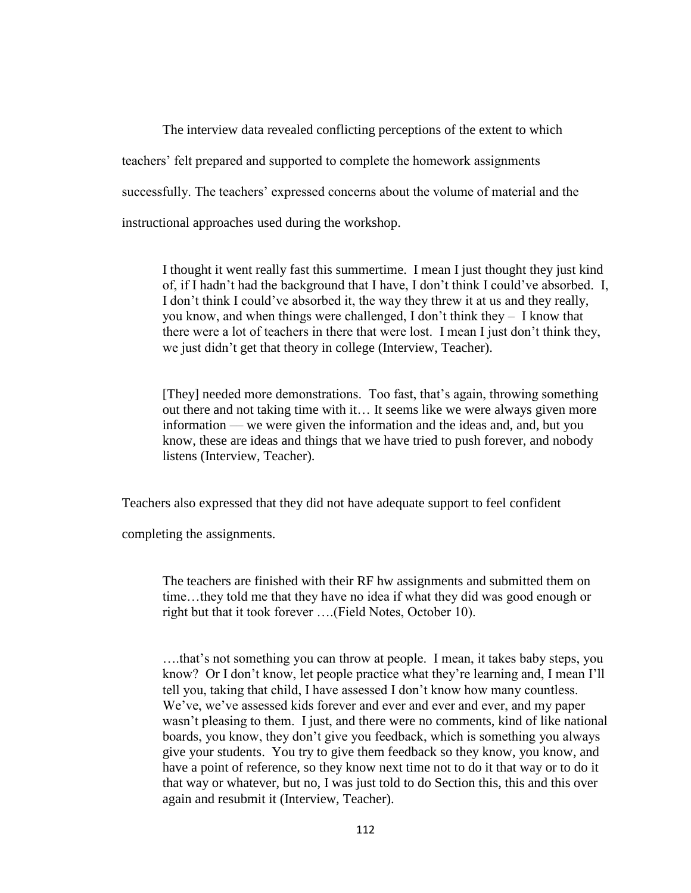The interview data revealed conflicting perceptions of the extent to which teachers' felt prepared and supported to complete the homework assignments successfully. The teachers' expressed concerns about the volume of material and the instructional approaches used during the workshop.

> I thought it went really fast this summertime. I mean I just thought they just kind of, if I hadn't had the background that I have, I don't think I could've absorbed. I, I don't think I could've absorbed it, the way they threw it at us and they really, you know, and when things were challenged, I don't think they – I know that there were a lot of teachers in there that were lost. I mean I just don't think they, we just didn't get that theory in college (Interview, Teacher).

> [They] needed more demonstrations. Too fast, that's again, throwing something out there and not taking time with it… It seems like we were always given more information — we were given the information and the ideas and, and, but you know, these are ideas and things that we have tried to push forever, and nobody listens (Interview, Teacher).

Teachers also expressed that they did not have adequate support to feel confident completing the assignments.

> The teachers are finished with their RF hw assignments and submitted them on time…they told me that they have no idea if what they did was good enough or right but that it took forever ….(Field Notes, October 10).

> ….that's not something you can throw at people. I mean, it takes baby steps, you know? Or I don't know, let people practice what they're learning and, I mean I'll tell you, taking that child, I have assessed I don't know how many countless. We've, we've assessed kids forever and ever and ever and ever, and my paper wasn't pleasing to them. I just, and there were no comments, kind of like national boards, you know, they don't give you feedback, which is something you always give your students. You try to give them feedback so they know, you know, and have a point of reference, so they know next time not to do it that way or to do it that way or whatever, but no, I was just told to do Section this, this and this over again and resubmit it (Interview, Teacher).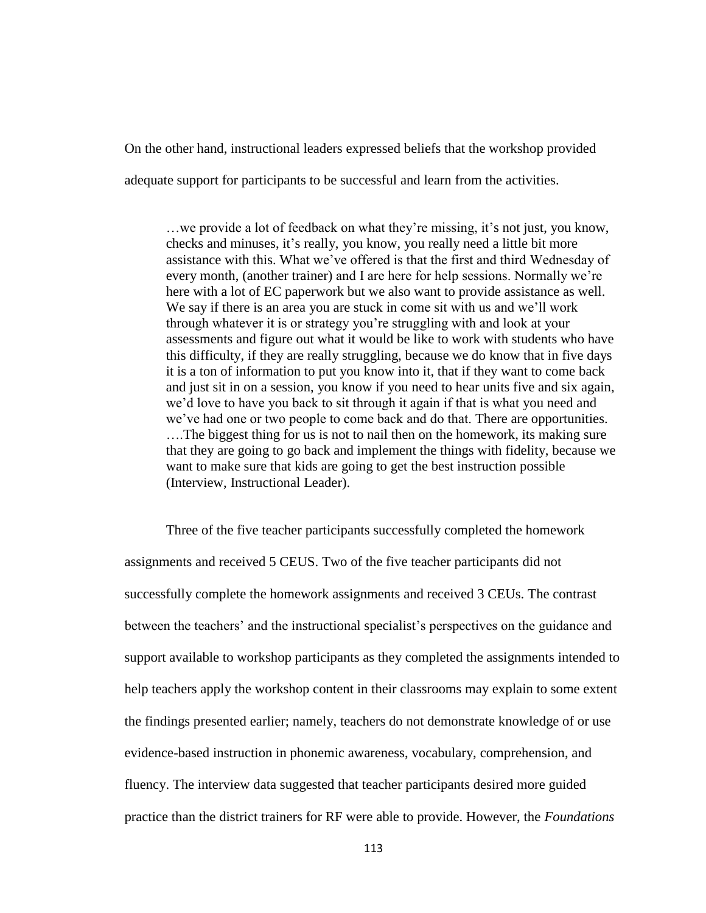On the other hand, instructional leaders expressed beliefs that the workshop provided adequate support for participants to be successful and learn from the activities.

> …we provide a lot of feedback on what they're missing, it's not just, you know, checks and minuses, it's really, you know, you really need a little bit more assistance with this. What we've offered is that the first and third Wednesday of every month, (another trainer) and I are here for help sessions. Normally we're here with a lot of EC paperwork but we also want to provide assistance as well. We say if there is an area you are stuck in come sit with us and we'll work through whatever it is or strategy you're struggling with and look at your assessments and figure out what it would be like to work with students who have this difficulty, if they are really struggling, because we do know that in five days it is a ton of information to put you know into it, that if they want to come back and just sit in on a session, you know if you need to hear units five and six again, we'd love to have you back to sit through it again if that is what you need and we've had one or two people to come back and do that. There are opportunities. ….The biggest thing for us is not to nail then on the homework, its making sure that they are going to go back and implement the things with fidelity, because we want to make sure that kids are going to get the best instruction possible (Interview, Instructional Leader).

Three of the five teacher participants successfully completed the homework assignments and received 5 CEUS. Two of the five teacher participants did not successfully complete the homework assignments and received 3 CEUs. The contrast between the teachers' and the instructional specialist's perspectives on the guidance and support available to workshop participants as they completed the assignments intended to help teachers apply the workshop content in their classrooms may explain to some extent the findings presented earlier; namely, teachers do not demonstrate knowledge of or use evidence-based instruction in phonemic awareness, vocabulary, comprehension, and fluency. The interview data suggested that teacher participants desired more guided practice than the district trainers for RF were able to provide. However, the *Foundations*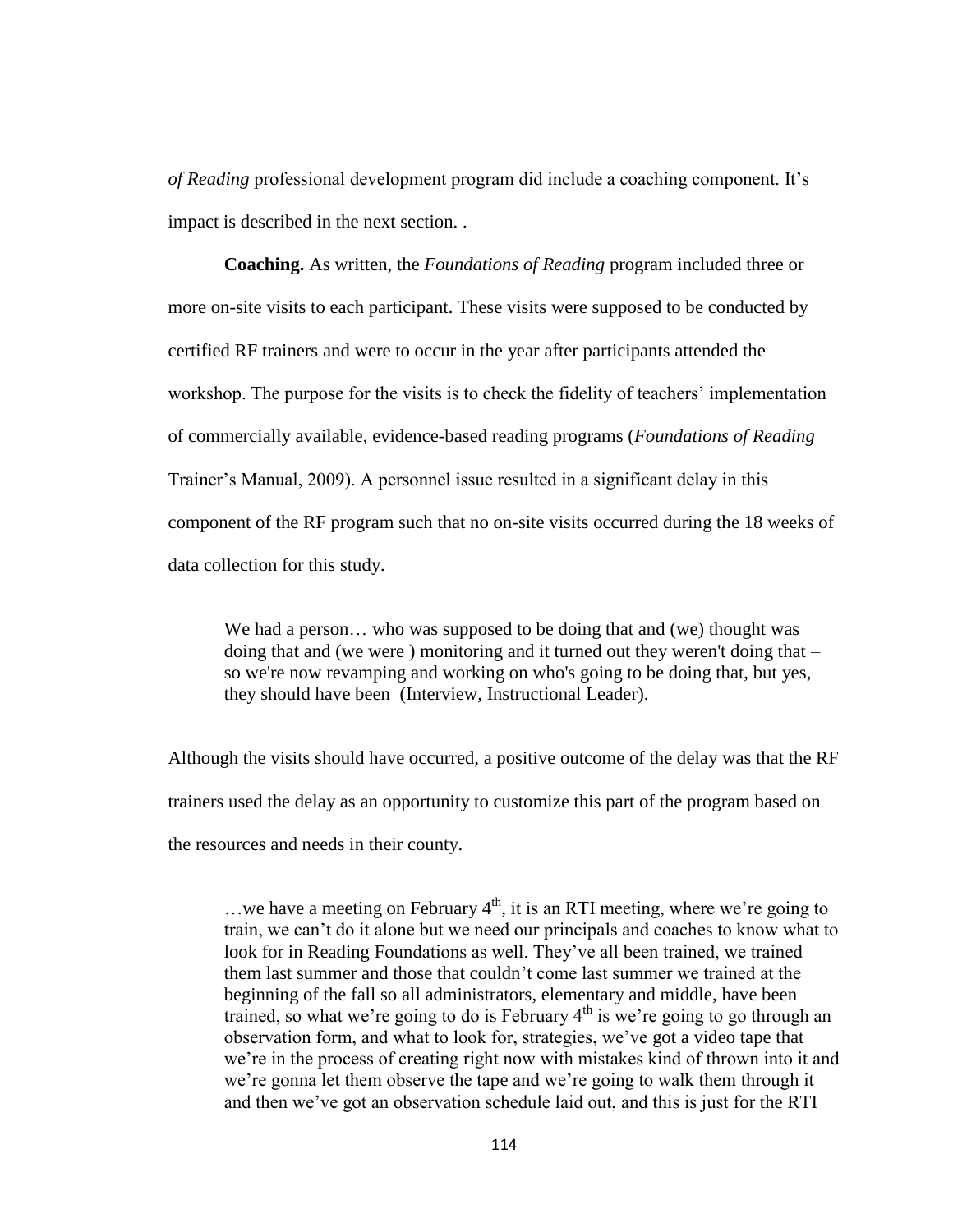*of Reading* professional development program did include a coaching component. It's impact is described in the next section. .

**Coaching.** As written, the *Foundations of Reading* program included three or more on-site visits to each participant. These visits were supposed to be conducted by certified RF trainers and were to occur in the year after participants attended the workshop. The purpose for the visits is to check the fidelity of teachers' implementation of commercially available, evidence-based reading programs (*Foundations of Reading* Trainer's Manual, 2009). A personnel issue resulted in a significant delay in this component of the RF program such that no on-site visits occurred during the 18 weeks of data collection for this study.

> We had a person… who was supposed to be doing that and (we) thought was doing that and (we were ) monitoring and it turned out they weren't doing that – so we're now revamping and working on who's going to be doing that, but yes, they should have been (Interview, Instructional Leader).

Although the visits should have occurred, a positive outcome of the delay was that the RF trainers used the delay as an opportunity to customize this part of the program based on the resources and needs in their county.

> …we have a meeting on February 4th, it is an RTI meeting, where we're going to train, we can't do it alone but we need our principals and coaches to know what to look for in Reading Foundations as well. They've all been trained, we trained them last summer and those that couldn't come last summer we trained at the beginning of the fall so all administrators, elementary and middle, have been trained, so what we're going to do is February 4th is we're going to go through an observation form, and what to look for, strategies, we've got a video tape that we're in the process of creating right now with mistakes kind of thrown into it and we're gonna let them observe the tape and we're going to walk them through it and then we've got an observation schedule laid out, and this is just for the RTI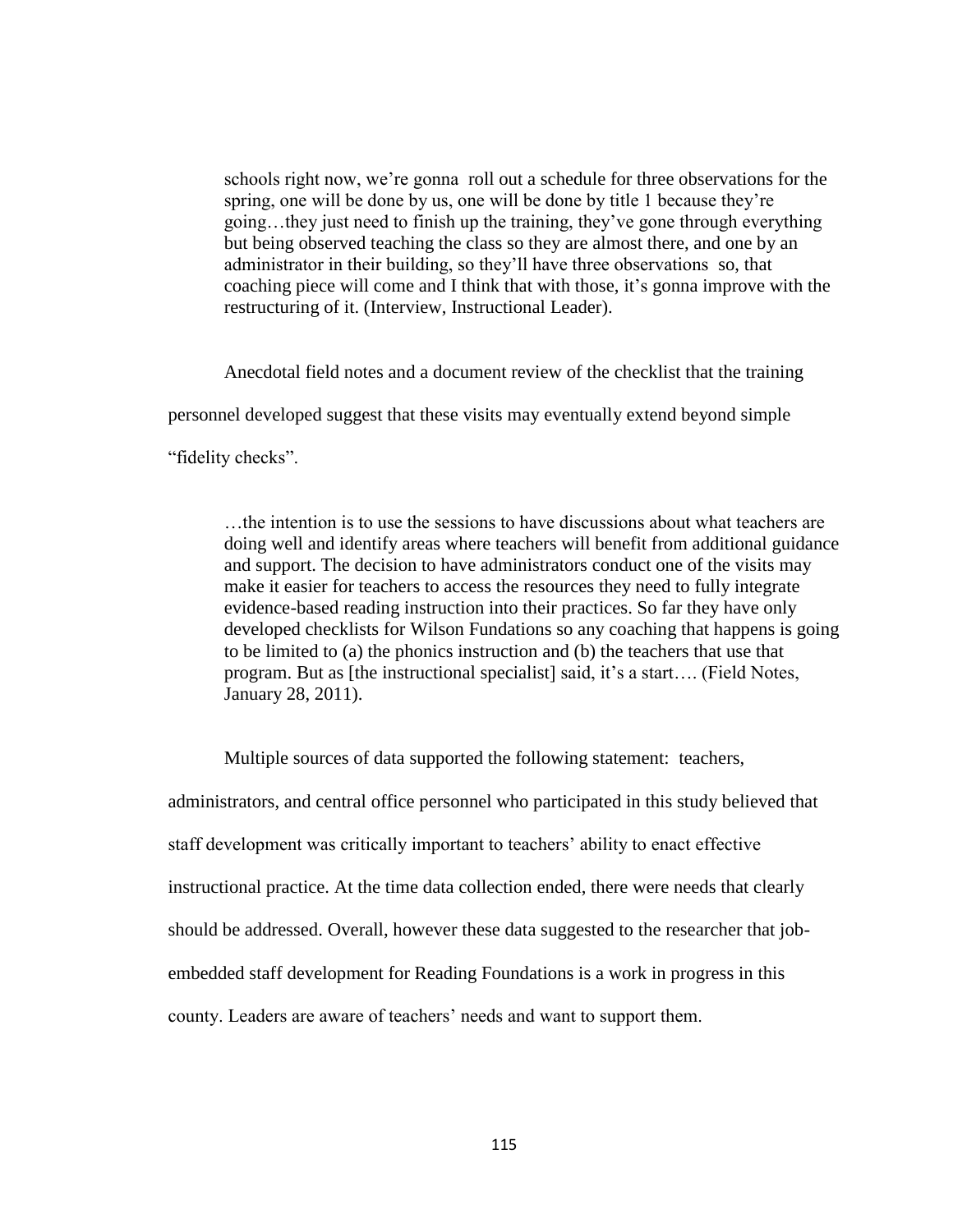> schools right now, we're gonna roll out a schedule for three observations for the spring, one will be done by us, one will be done by title 1 because they're going…they just need to finish up the training, they've gone through everything but being observed teaching the class so they are almost there, and one by an administrator in their building, so they'll have three observations so, that coaching piece will come and I think that with those, it's gonna improve with the restructuring of it. (Interview, Instructional Leader).

Anecdotal field notes and a document review of the checklist that the training personnel developed suggest that these visits may eventually extend beyond simple "fidelity checks".

> …the intention is to use the sessions to have discussions about what teachers are doing well and identify areas where teachers will benefit from additional guidance and support. The decision to have administrators conduct one of the visits may make it easier for teachers to access the resources they need to fully integrate evidence-based reading instruction into their practices. So far they have only developed checklists for Wilson Fundations so any coaching that happens is going to be limited to (a) the phonics instruction and (b) the teachers that use that program. But as [the instructional specialist] said, it's a start…. (Field Notes, January 28, 2011).

Multiple sources of data supported the following statement: teachers, administrators, and central office personnel who participated in this study believed that staff development was critically important to teachers' ability to enact effective instructional practice. At the time data collection ended, there were needs that clearly should be addressed. Overall, however these data suggested to the researcher that job-embedded staff development for Reading Foundations is a work in progress in this county. Leaders are aware of teachers' needs and want to support them.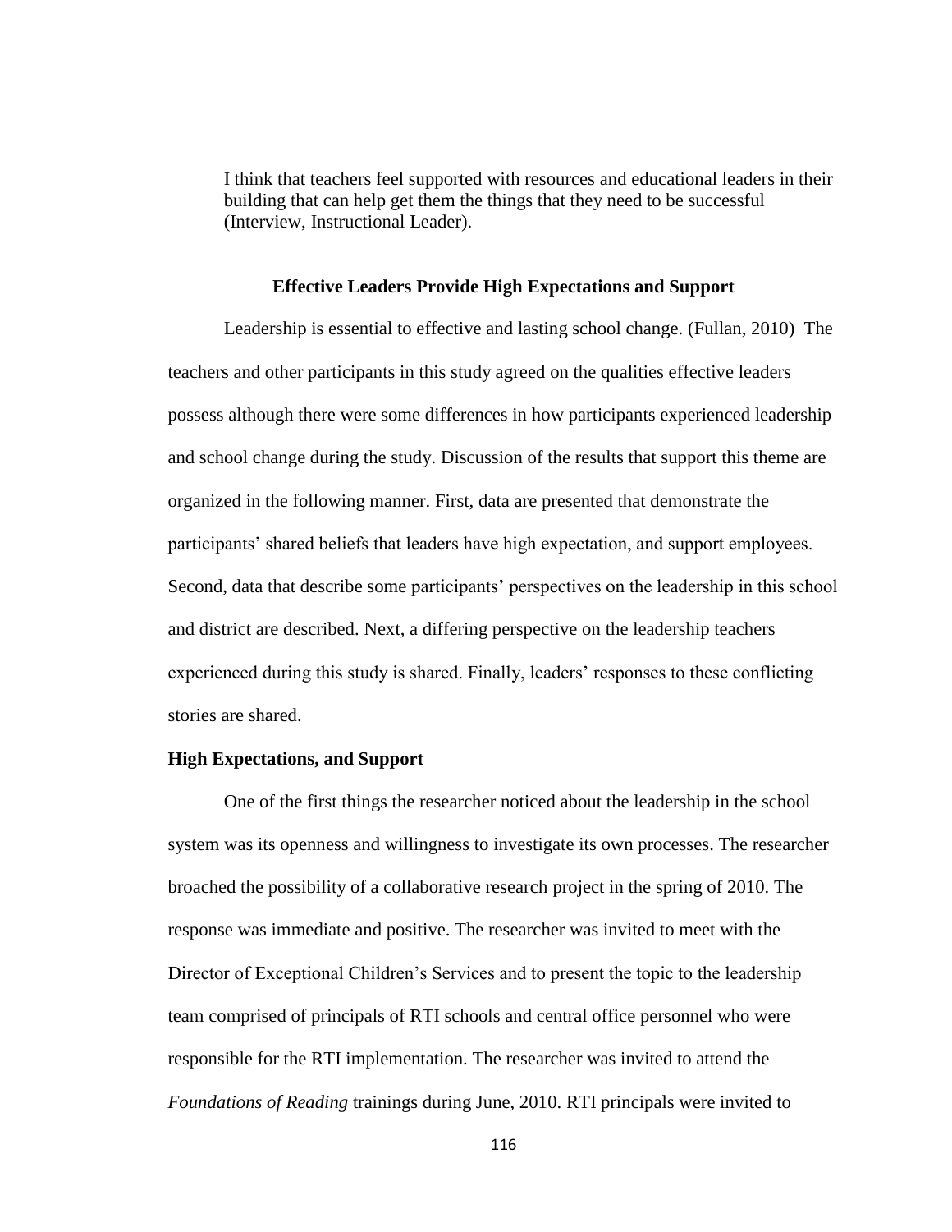> I think that teachers feel supported with resources and educational leaders in their building that can help get them the things that they need to be successful (Interview, Instructional Leader).

### Effective Leaders Provide High Expectations and Support

Leadership is essential to effective and lasting school change. (Fullan, 2010) The teachers and other participants in this study agreed on the qualities effective leaders possess although there were some differences in how participants experienced leadership and school change during the study. Discussion of the results that support this theme are organized in the following manner. First, data are presented that demonstrate the participants' shared beliefs that leaders have high expectation, and support employees. Second, data that describe some participants' perspectives on the leadership in this school and district are described. Next, a differing perspective on the leadership teachers experienced during this study is shared. Finally, leaders' responses to these conflicting stories are shared.

#### High Expectations, and Support

One of the first things the researcher noticed about the leadership in the school system was its openness and willingness to investigate its own processes. The researcher broached the possibility of a collaborative research project in the spring of 2010. The response was immediate and positive. The researcher was invited to meet with the Director of Exceptional Children's Services and to present the topic to the leadership team comprised of principals of RTI schools and central office personnel who were responsible for the RTI implementation. The researcher was invited to attend the *Foundations of Reading* trainings during June, 2010. RTI principals were invited to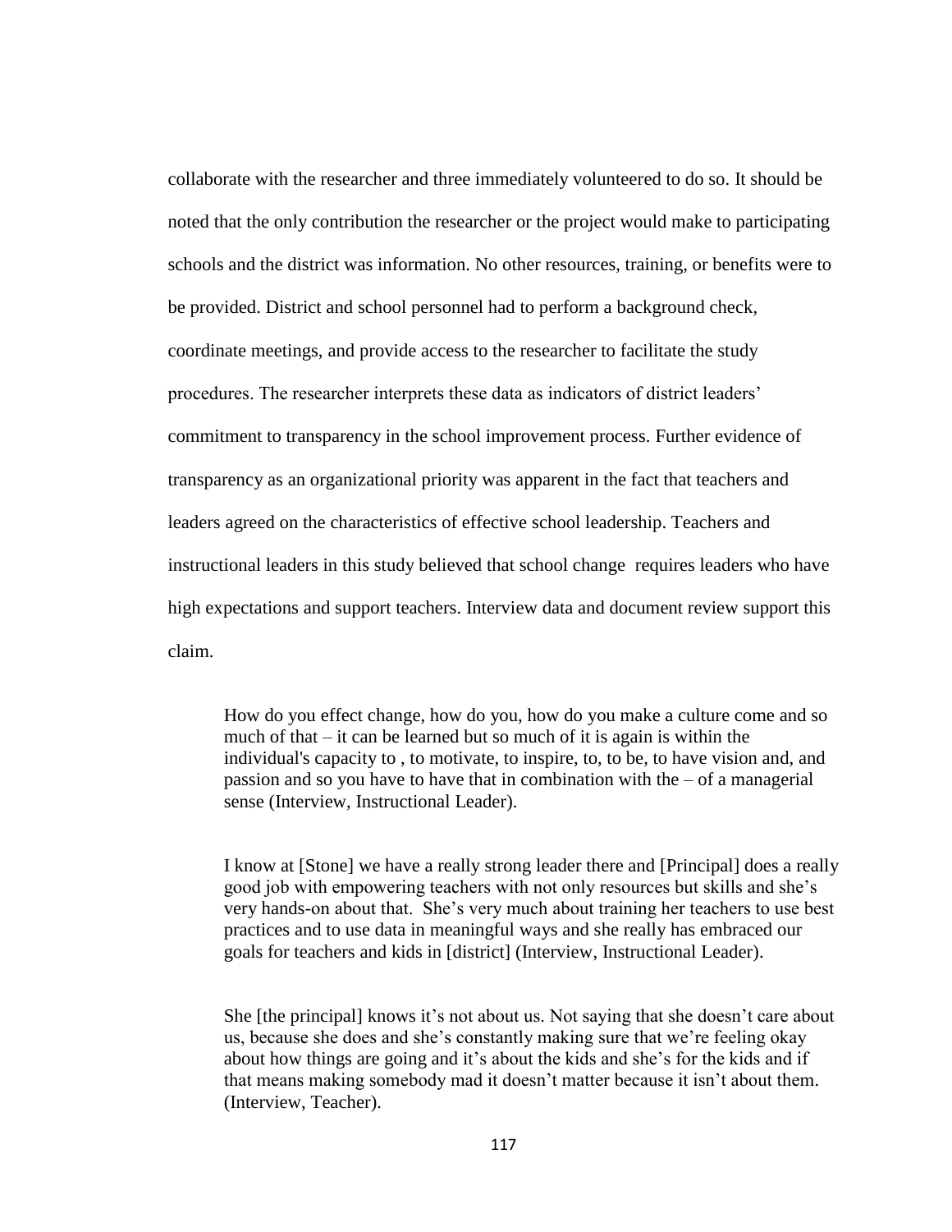collaborate with the researcher and three immediately volunteered to do so. It should be noted that the only contribution the researcher or the project would make to participating schools and the district was information. No other resources, training, or benefits were to be provided. District and school personnel had to perform a background check, coordinate meetings, and provide access to the researcher to facilitate the study procedures. The researcher interprets these data as indicators of district leaders' commitment to transparency in the school improvement process. Further evidence of transparency as an organizational priority was apparent in the fact that teachers and leaders agreed on the characteristics of effective school leadership. Teachers and instructional leaders in this study believed that school change requires leaders who have high expectations and support teachers. Interview data and document review support this claim.

> How do you effect change, how do you, how do you make a culture come and so much of that – it can be learned but so much of it is again is within the individual's capacity to , to motivate, to inspire, to, to be, to have vision and, and passion and so you have to have that in combination with the – of a managerial sense (Interview, Instructional Leader).

> I know at [Stone] we have a really strong leader there and [Principal] does a really good job with empowering teachers with not only resources but skills and she's very hands-on about that. She's very much about training her teachers to use best practices and to use data in meaningful ways and she really has embraced our goals for teachers and kids in [district] (Interview, Instructional Leader).

> She [the principal] knows it's not about us. Not saying that she doesn't care about us, because she does and she's constantly making sure that we're feeling okay about how things are going and it's about the kids and she's for the kids and if that means making somebody mad it doesn't matter because it isn't about them. (Interview, Teacher).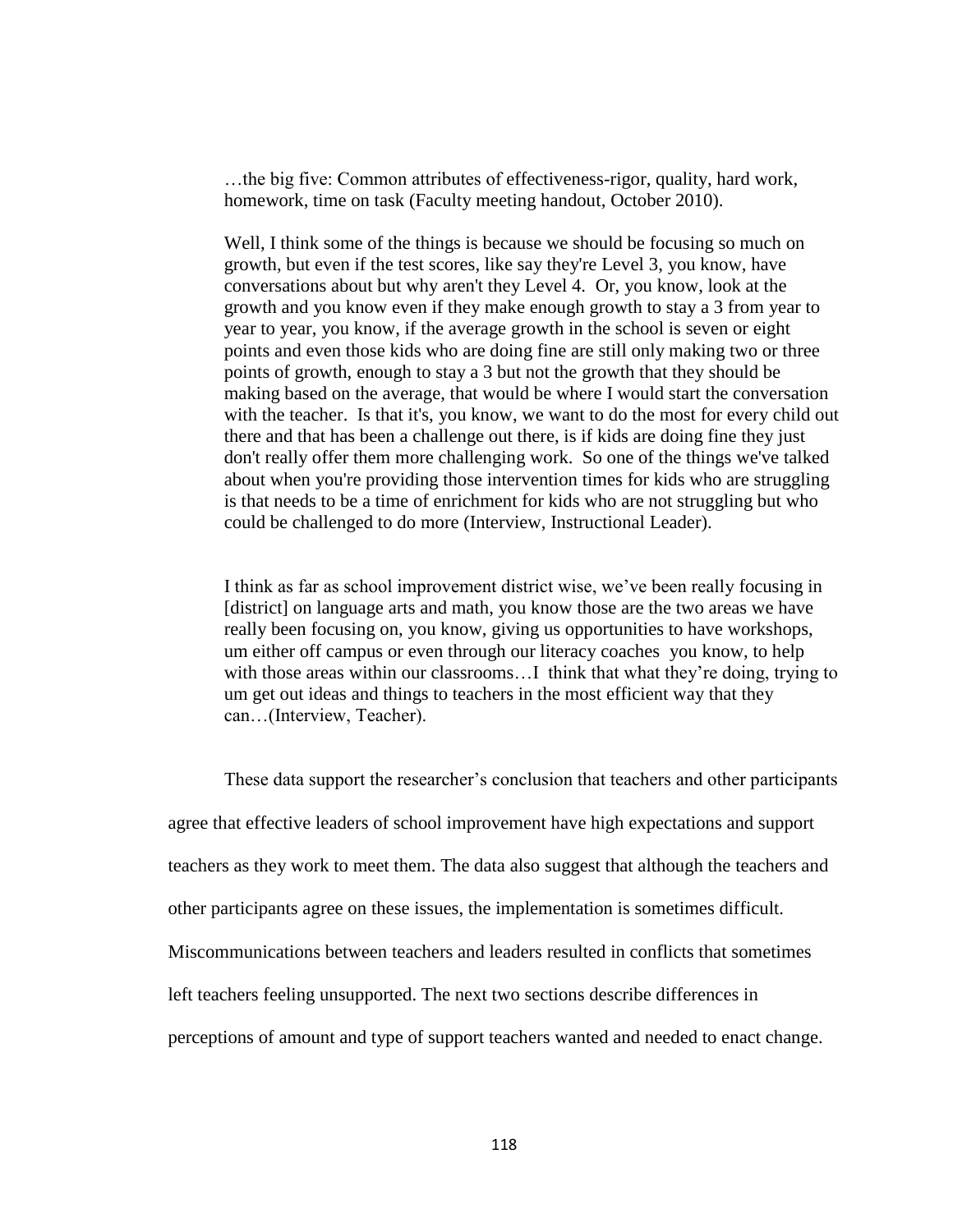> …the big five: Common attributes of effectiveness-rigor, quality, hard work, homework, time on task (Faculty meeting handout, October 2010).

> Well, I think some of the things is because we should be focusing so much on growth, but even if the test scores, like say they're Level 3, you know, have conversations about but why aren't they Level 4. Or, you know, look at the growth and you know even if they make enough growth to stay a 3 from year to year to year, you know, if the average growth in the school is seven or eight points and even those kids who are doing fine are still only making two or three points of growth, enough to stay a 3 but not the growth that they should be making based on the average, that would be where I would start the conversation with the teacher. Is that it's, you know, we want to do the most for every child out there and that has been a challenge out there, is if kids are doing fine they just don't really offer them more challenging work. So one of the things we've talked about when you're providing those intervention times for kids who are struggling is that needs to be a time of enrichment for kids who are not struggling but who could be challenged to do more (Interview, Instructional Leader).

> I think as far as school improvement district wise, we've been really focusing in [district] on language arts and math, you know those are the two areas we have really been focusing on, you know, giving us opportunities to have workshops, um either off campus or even through our literacy coaches you know, to help with those areas within our classrooms…I think that what they're doing, trying to um get out ideas and things to teachers in the most efficient way that they can…(Interview, Teacher).

These data support the researcher's conclusion that teachers and other participants agree that effective leaders of school improvement have high expectations and support teachers as they work to meet them. The data also suggest that although the teachers and other participants agree on these issues, the implementation is sometimes difficult. Miscommunications between teachers and leaders resulted in conflicts that sometimes left teachers feeling unsupported. The next two sections describe differences in perceptions of amount and type of support teachers wanted and needed to enact change.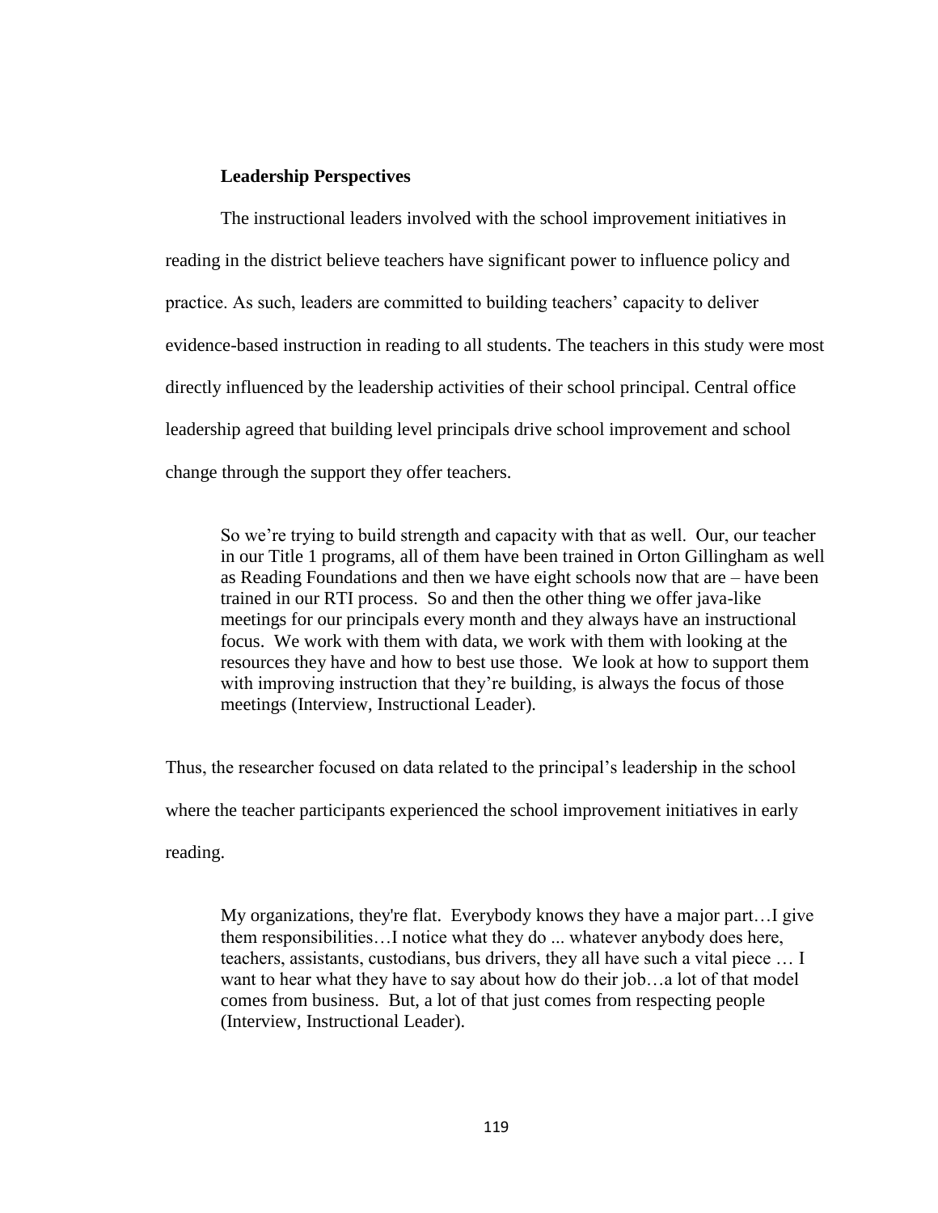### Leadership Perspectives

The instructional leaders involved with the school improvement initiatives in reading in the district believe teachers have significant power to influence policy and practice. As such, leaders are committed to building teachers' capacity to deliver evidence-based instruction in reading to all students. The teachers in this study were most directly influenced by the leadership activities of their school principal. Central office leadership agreed that building level principals drive school improvement and school change through the support they offer teachers.

> So we're trying to build strength and capacity with that as well. Our, our teacher in our Title 1 programs, all of them have been trained in Orton Gillingham as well as Reading Foundations and then we have eight schools now that are – have been trained in our RTI process. So and then the other thing we offer java-like meetings for our principals every month and they always have an instructional focus. We work with them with data, we work with them with looking at the resources they have and how to best use those. We look at how to support them with improving instruction that they're building, is always the focus of those meetings (Interview, Instructional Leader).

Thus, the researcher focused on data related to the principal's leadership in the school where the teacher participants experienced the school improvement initiatives in early reading.

> My organizations, they're flat. Everybody knows they have a major part…I give them responsibilities…I notice what they do ... whatever anybody does here, teachers, assistants, custodians, bus drivers, they all have such a vital piece … I want to hear what they have to say about how do their job…a lot of that model comes from business. But, a lot of that just comes from respecting people (Interview, Instructional Leader).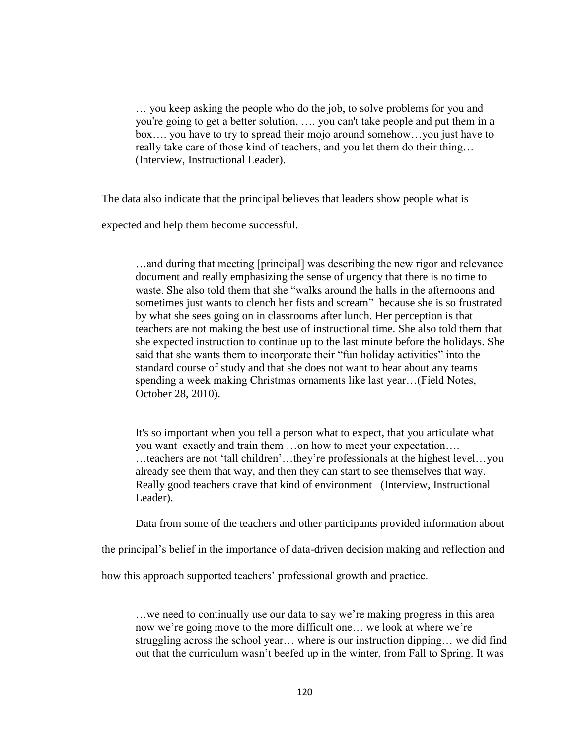> … you keep asking the people who do the job, to solve problems for you and you're going to get a better solution, …. you can't take people and put them in a box…. you have to try to spread their mojo around somehow…you just have to really take care of those kind of teachers, and you let them do their thing… (Interview, Instructional Leader).

The data also indicate that the principal believes that leaders show people what is expected and help them become successful.

> …and during that meeting [principal] was describing the new rigor and relevance document and really emphasizing the sense of urgency that there is no time to waste. She also told them that she "walks around the halls in the afternoons and sometimes just wants to clench her fists and scream" because she is so frustrated by what she sees going on in classrooms after lunch. Her perception is that teachers are not making the best use of instructional time. She also told them that she expected instruction to continue up to the last minute before the holidays. She said that she wants them to incorporate their "fun holiday activities" into the standard course of study and that she does not want to hear about any teams spending a week making Christmas ornaments like last year…(Field Notes, October 28, 2010).

> It's so important when you tell a person what to expect, that you articulate what you want exactly and train them …on how to meet your expectation…. …teachers are not 'tall children'…they're professionals at the highest level…you already see them that way, and then they can start to see themselves that way. Really good teachers crave that kind of environment (Interview, Instructional Leader).

Data from some of the teachers and other participants provided information about the principal's belief in the importance of data-driven decision making and reflection and how this approach supported teachers' professional growth and practice.

> …we need to continually use our data to say we're making progress in this area now we're going move to the more difficult one… we look at where we're struggling across the school year… where is our instruction dipping… we did find out that the curriculum wasn't beefed up in the winter, from Fall to Spring. It was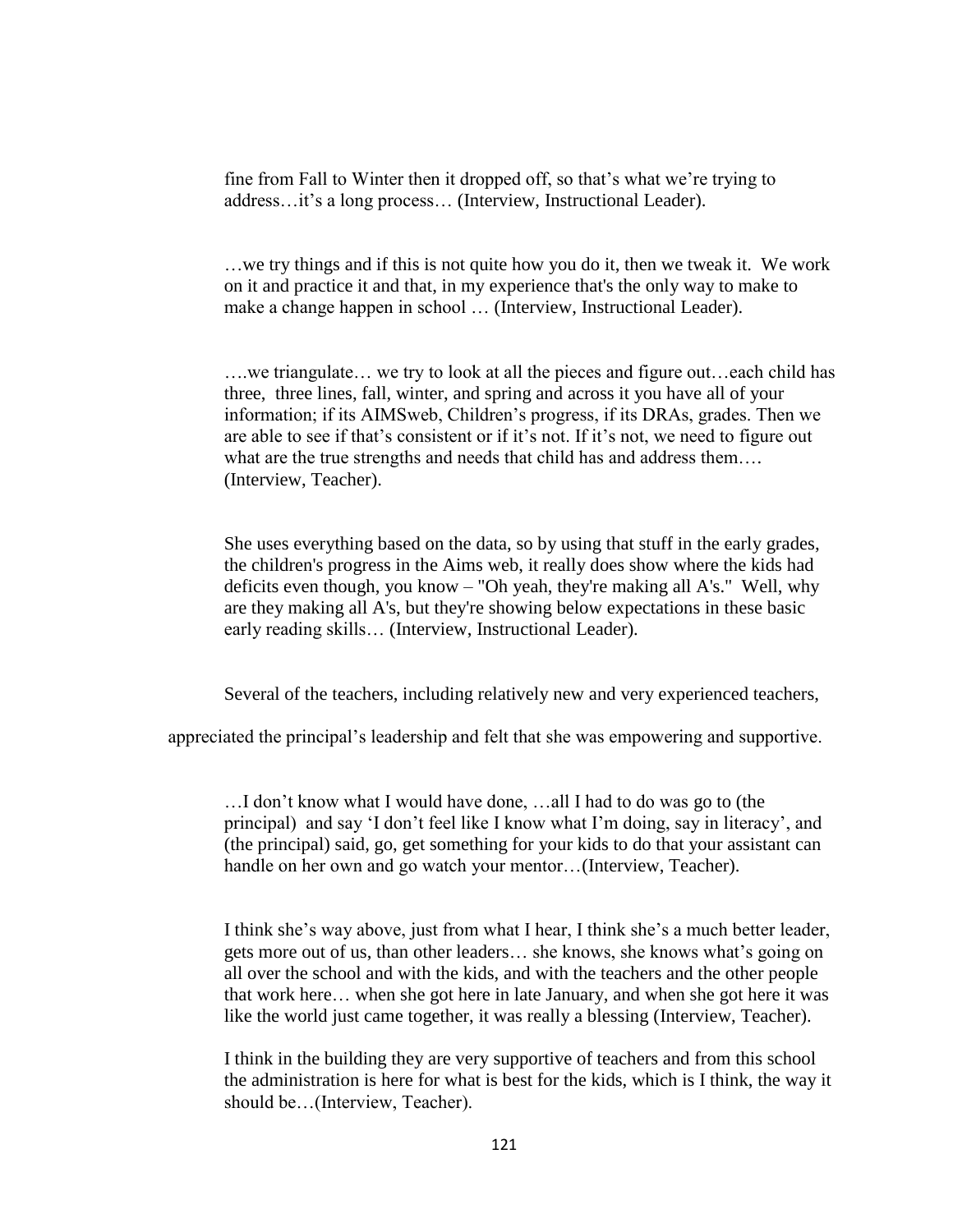> fine from Fall to Winter then it dropped off, so that's what we're trying to address…it's a long process… (Interview, Instructional Leader).

> …we try things and if this is not quite how you do it, then we tweak it. We work on it and practice it and that, in my experience that's the only way to make to make a change happen in school … (Interview, Instructional Leader).

> ….we triangulate… we try to look at all the pieces and figure out…each child has three, three lines, fall, winter, and spring and across it you have all of your information; if its AIMSweb, Children's progress, if its DRAs, grades. Then we are able to see if that's consistent or if it's not. If it's not, we need to figure out what are the true strengths and needs that child has and address them…. (Interview, Teacher).

> She uses everything based on the data, so by using that stuff in the early grades, the children's progress in the Aims web, it really does show where the kids had deficits even though, you know – "Oh yeah, they're making all A's." Well, why are they making all A's, but they're showing below expectations in these basic early reading skills… (Interview, Instructional Leader).

Several of the teachers, including relatively new and very experienced teachers, appreciated the principal's leadership and felt that she was empowering and supportive.

> …I don't know what I would have done, …all I had to do was go to (the principal) and say 'I don't feel like I know what I'm doing, say in literacy', and (the principal) said, go, get something for your kids to do that your assistant can handle on her own and go watch your mentor…(Interview, Teacher).

> I think she's way above, just from what I hear, I think she's a much better leader, gets more out of us, than other leaders… she knows, she knows what's going on all over the school and with the kids, and with the teachers and the other people that work here… when she got here in late January, and when she got here it was like the world just came together, it was really a blessing (Interview, Teacher).

> I think in the building they are very supportive of teachers and from this school the administration is here for what is best for the kids, which is I think, the way it should be…(Interview, Teacher).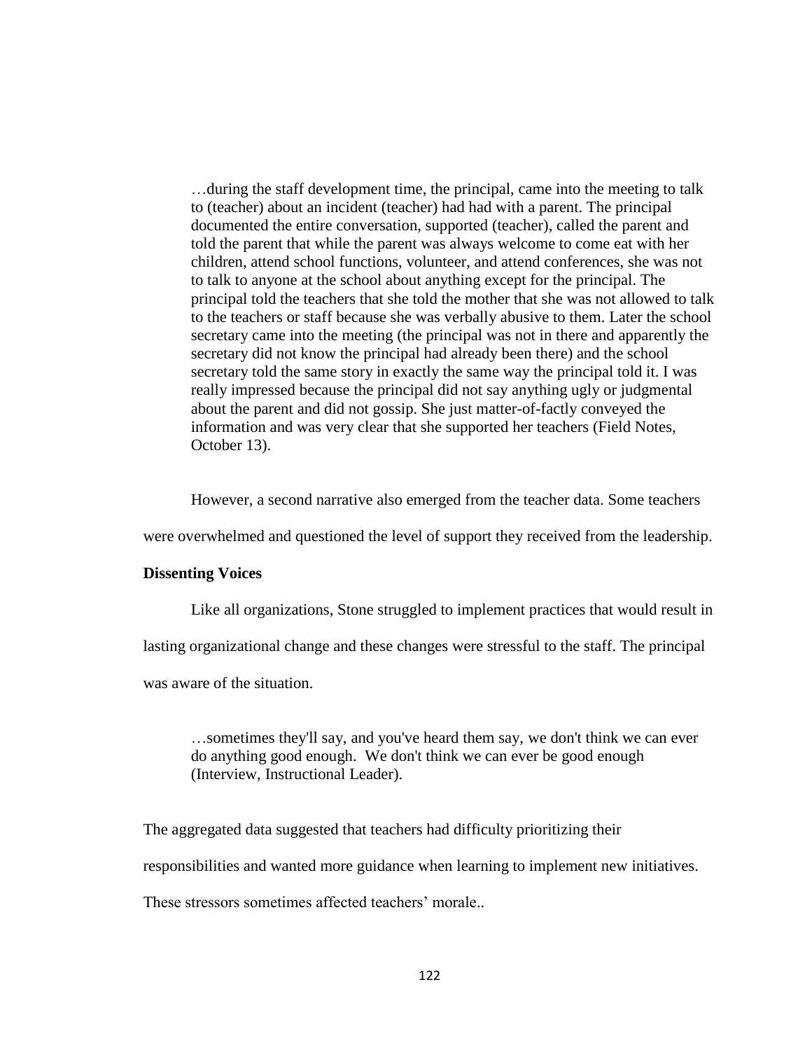> …during the staff development time, the principal, came into the meeting to talk to (teacher) about an incident (teacher) had had with a parent. The principal documented the entire conversation, supported (teacher), called the parent and told the parent that while the parent was always welcome to come eat with her children, attend school functions, volunteer, and attend conferences, she was not to talk to anyone at the school about anything except for the principal. The principal told the teachers that she told the mother that she was not allowed to talk to the teachers or staff because she was verbally abusive to them. Later the school secretary came into the meeting (the principal was not in there and apparently the secretary did not know the principal had already been there) and the school secretary told the same story in exactly the same way the principal told it. I was really impressed because the principal did not say anything ugly or judgmental about the parent and did not gossip. She just matter-of-factly conveyed the information and was very clear that she supported her teachers (Field Notes, October 13).

However, a second narrative also emerged from the teacher data. Some teachers were overwhelmed and questioned the level of support they received from the leadership.

**Dissenting Voices**

Like all organizations, Stone struggled to implement practices that would result in lasting organizational change and these changes were stressful to the staff. The principal was aware of the situation.

> …sometimes they'll say, and you've heard them say, we don't think we can ever do anything good enough. We don't think we can ever be good enough (Interview, Instructional Leader).

The aggregated data suggested that teachers had difficulty prioritizing their responsibilities and wanted more guidance when learning to implement new initiatives. These stressors sometimes affected teachers' morale..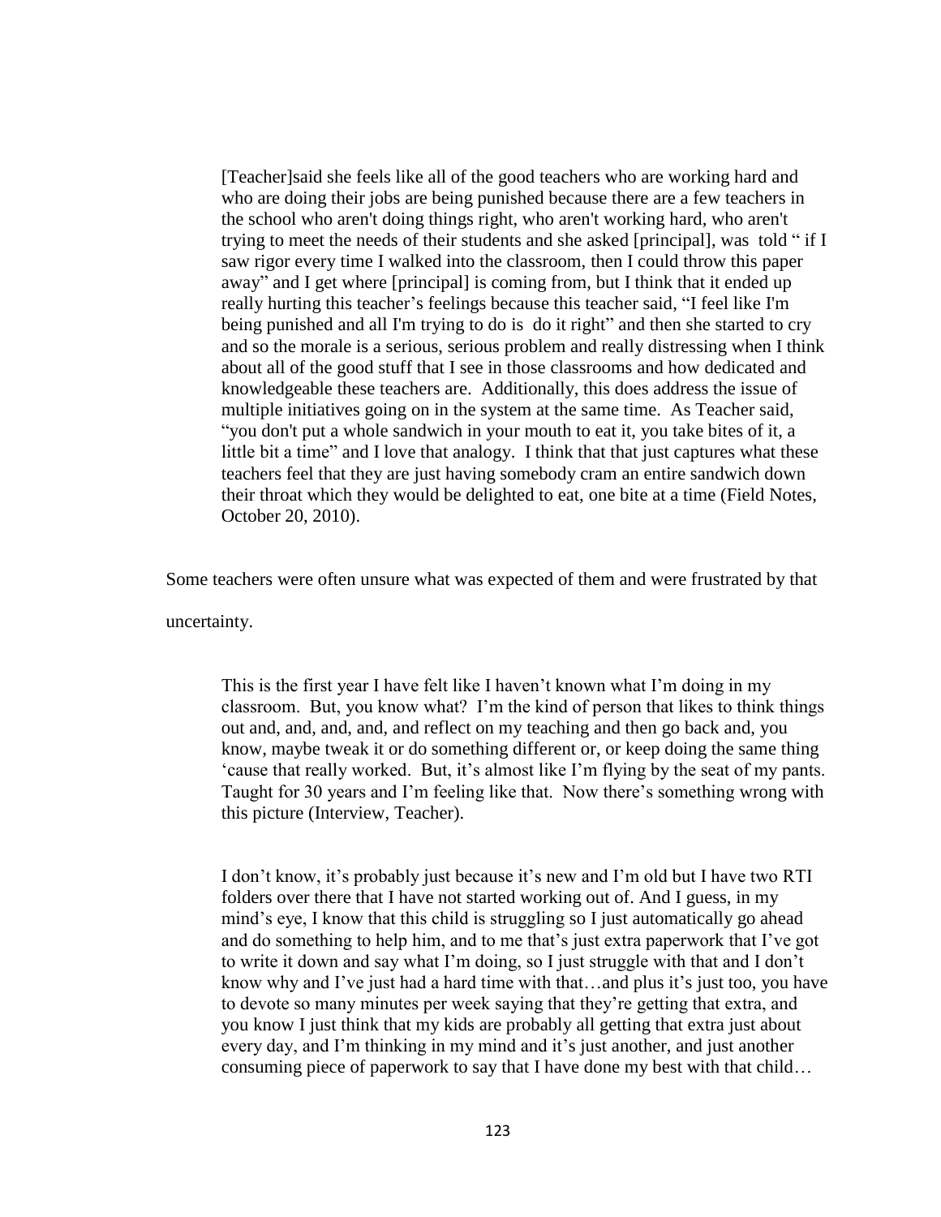> [Teacher]said she feels like all of the good teachers who are working hard and who are doing their jobs are being punished because there are a few teachers in the school who aren't doing things right, who aren't working hard, who aren't trying to meet the needs of their students and she asked [principal], was told " if I saw rigor every time I walked into the classroom, then I could throw this paper away" and I get where [principal] is coming from, but I think that it ended up really hurting this teacher's feelings because this teacher said, "I feel like I'm being punished and all I'm trying to do is do it right" and then she started to cry and so the morale is a serious, serious problem and really distressing when I think about all of the good stuff that I see in those classrooms and how dedicated and knowledgeable these teachers are. Additionally, this does address the issue of multiple initiatives going on in the system at the same time. As Teacher said, "you don't put a whole sandwich in your mouth to eat it, you take bites of it, a little bit a time" and I love that analogy. I think that that just captures what these teachers feel that they are just having somebody cram an entire sandwich down their throat which they would be delighted to eat, one bite at a time (Field Notes, October 20, 2010).

Some teachers were often unsure what was expected of them and were frustrated by that uncertainty.

> This is the first year I have felt like I haven't known what I'm doing in my classroom. But, you know what? I'm the kind of person that likes to think things out and, and, and, and, and reflect on my teaching and then go back and, you know, maybe tweak it or do something different or, or keep doing the same thing 'cause that really worked. But, it's almost like I'm flying by the seat of my pants. Taught for 30 years and I'm feeling like that. Now there's something wrong with this picture (Interview, Teacher).

> I don't know, it's probably just because it's new and I'm old but I have two RTI folders over there that I have not started working out of. And I guess, in my mind's eye, I know that this child is struggling so I just automatically go ahead and do something to help him, and to me that's just extra paperwork that I've got to write it down and say what I'm doing, so I just struggle with that and I don't know why and I've just had a hard time with that…and plus it's just too, you have to devote so many minutes per week saying that they're getting that extra, and you know I just think that my kids are probably all getting that extra just about every day, and I'm thinking in my mind and it's just another, and just another consuming piece of paperwork to say that I have done my best with that child…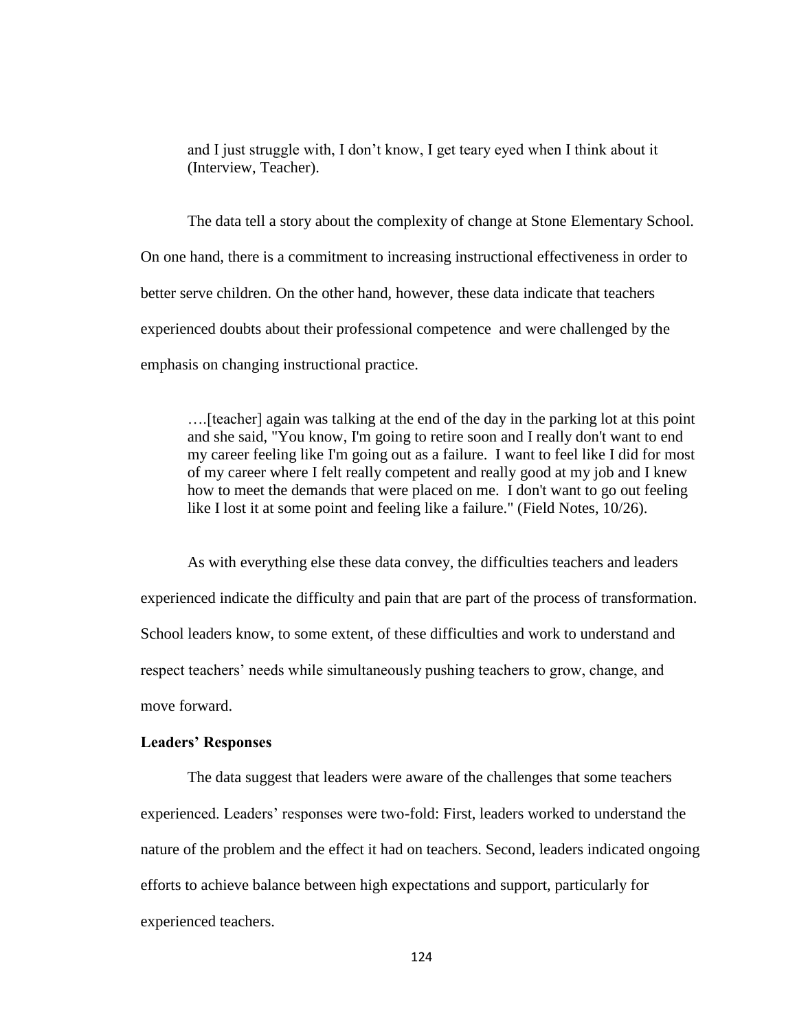> and I just struggle with, I don't know, I get teary eyed when I think about it (Interview, Teacher).

The data tell a story about the complexity of change at Stone Elementary School. On one hand, there is a commitment to increasing instructional effectiveness in order to better serve children. On the other hand, however, these data indicate that teachers experienced doubts about their professional competence and were challenged by the emphasis on changing instructional practice.

> ….[teacher] again was talking at the end of the day in the parking lot at this point and she said, "You know, I'm going to retire soon and I really don't want to end my career feeling like I'm going out as a failure. I want to feel like I did for most of my career where I felt really competent and really good at my job and I knew how to meet the demands that were placed on me. I don't want to go out feeling like I lost it at some point and feeling like a failure." (Field Notes, 10/26).

As with everything else these data convey, the difficulties teachers and leaders experienced indicate the difficulty and pain that are part of the process of transformation. School leaders know, to some extent, of these difficulties and work to understand and respect teachers' needs while simultaneously pushing teachers to grow, change, and move forward.

**Leaders' Responses**

The data suggest that leaders were aware of the challenges that some teachers experienced. Leaders' responses were two-fold: First, leaders worked to understand the nature of the problem and the effect it had on teachers. Second, leaders indicated ongoing efforts to achieve balance between high expectations and support, particularly for experienced teachers.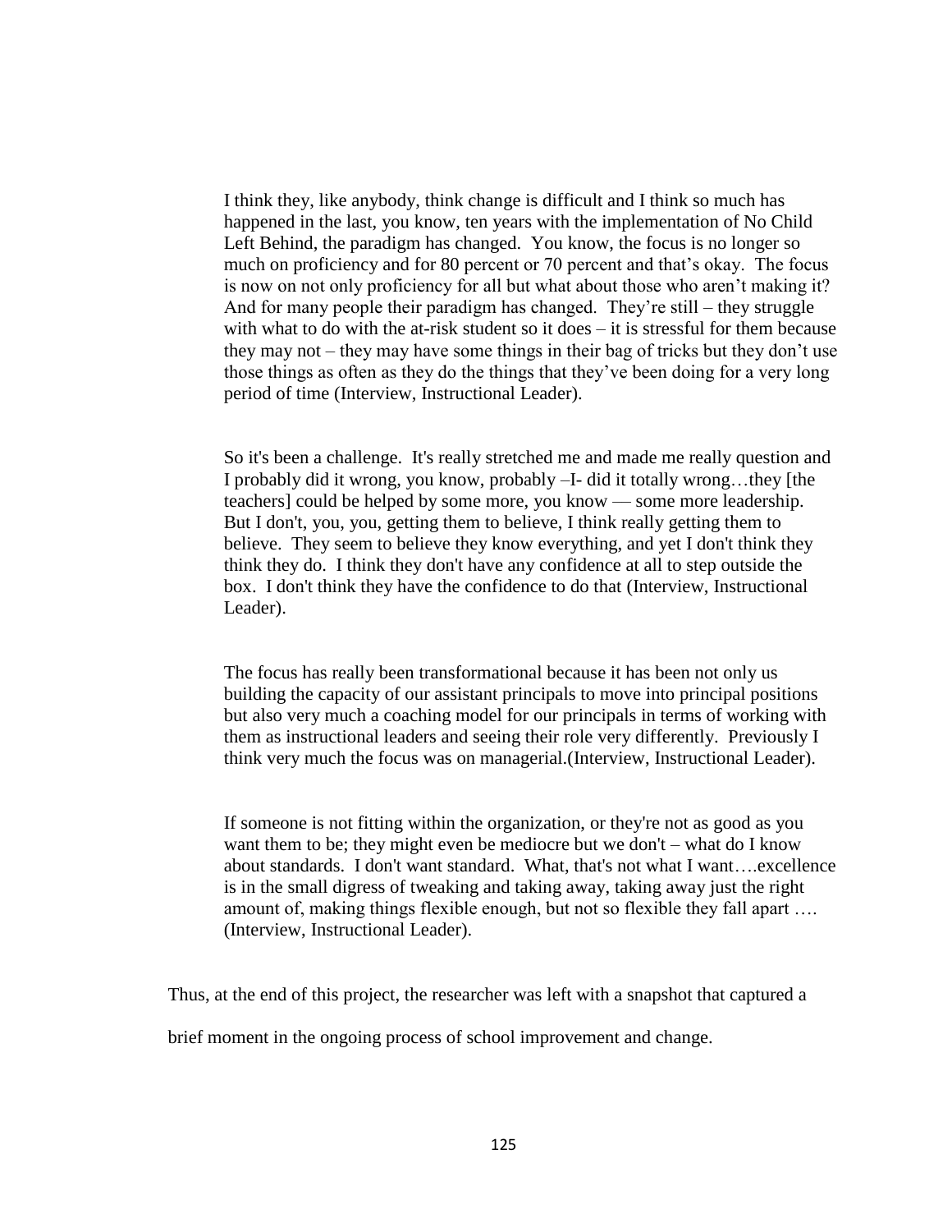> I think they, like anybody, think change is difficult and I think so much has happened in the last, you know, ten years with the implementation of No Child Left Behind, the paradigm has changed. You know, the focus is no longer so much on proficiency and for 80 percent or 70 percent and that's okay. The focus is now on not only proficiency for all but what about those who aren't making it? And for many people their paradigm has changed. They're still – they struggle with what to do with the at-risk student so it does – it is stressful for them because they may not – they may have some things in their bag of tricks but they don't use those things as often as they do the things that they've been doing for a very long period of time (Interview, Instructional Leader).

> So it's been a challenge. It's really stretched me and made me really question and I probably did it wrong, you know, probably –I- did it totally wrong…they [the teachers] could be helped by some more, you know — some more leadership. But I don't, you, you, getting them to believe, I think really getting them to believe. They seem to believe they know everything, and yet I don't think they think they do. I think they don't have any confidence at all to step outside the box. I don't think they have the confidence to do that (Interview, Instructional Leader).

> The focus has really been transformational because it has been not only us building the capacity of our assistant principals to move into principal positions but also very much a coaching model for our principals in terms of working with them as instructional leaders and seeing their role very differently. Previously I think very much the focus was on managerial.(Interview, Instructional Leader).

> If someone is not fitting within the organization, or they're not as good as you want them to be; they might even be mediocre but we don't – what do I know about standards. I don't want standard. What, that's not what I want….excellence is in the small digress of tweaking and taking away, taking away just the right amount of, making things flexible enough, but not so flexible they fall apart …. (Interview, Instructional Leader).

Thus, at the end of this project, the researcher was left with a snapshot that captured a brief moment in the ongoing process of school improvement and change.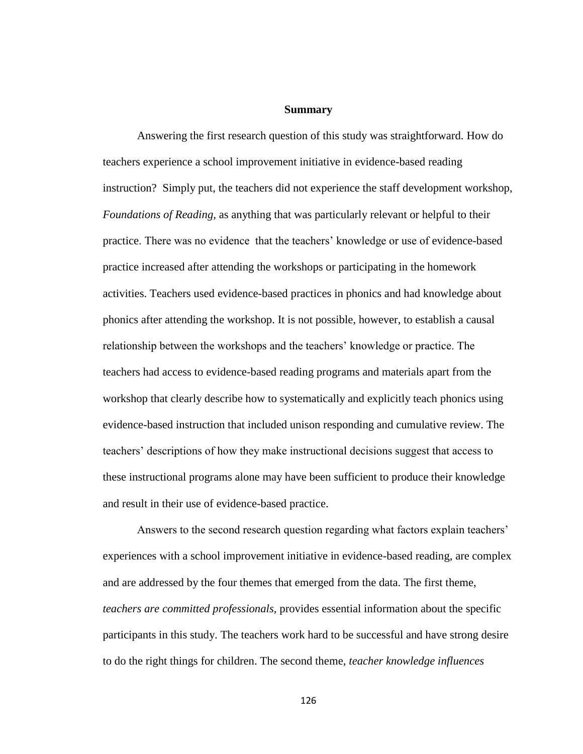## Summary

Answering the first research question of this study was straightforward. How do teachers experience a school improvement initiative in evidence-based reading instruction? Simply put, the teachers did not experience the staff development workshop, *Foundations of Reading,* as anything that was particularly relevant or helpful to their practice. There was no evidence that the teachers' knowledge or use of evidence-based practice increased after attending the workshops or participating in the homework activities. Teachers used evidence-based practices in phonics and had knowledge about phonics after attending the workshop. It is not possible, however, to establish a causal relationship between the workshops and the teachers' knowledge or practice. The teachers had access to evidence-based reading programs and materials apart from the workshop that clearly describe how to systematically and explicitly teach phonics using evidence-based instruction that included unison responding and cumulative review. The teachers' descriptions of how they make instructional decisions suggest that access to these instructional programs alone may have been sufficient to produce their knowledge and result in their use of evidence-based practice.

Answers to the second research question regarding what factors explain teachers' experiences with a school improvement initiative in evidence-based reading, are complex and are addressed by the four themes that emerged from the data. The first theme, *teachers are committed professionals,* provides essential information about the specific participants in this study. The teachers work hard to be successful and have strong desire to do the right things for children. The second theme, *teacher knowledge influences*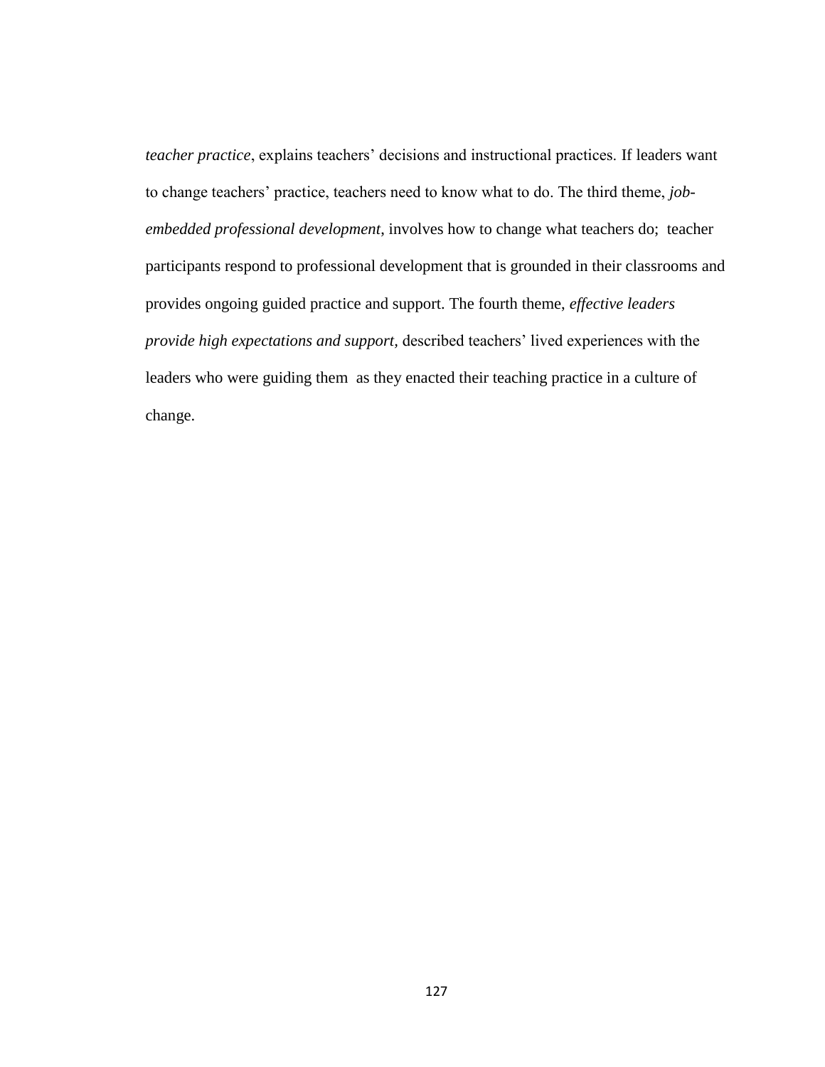*teacher practice*, explains teachers' decisions and instructional practices. If leaders want to change teachers' practice, teachers need to know what to do. The third theme, *job-embedded professional development*, involves how to change what teachers do; teacher participants respond to professional development that is grounded in their classrooms and provides ongoing guided practice and support. The fourth theme, *effective leaders provide high expectations and support,* described teachers' lived experiences with the leaders who were guiding them as they enacted their teaching practice in a culture of change.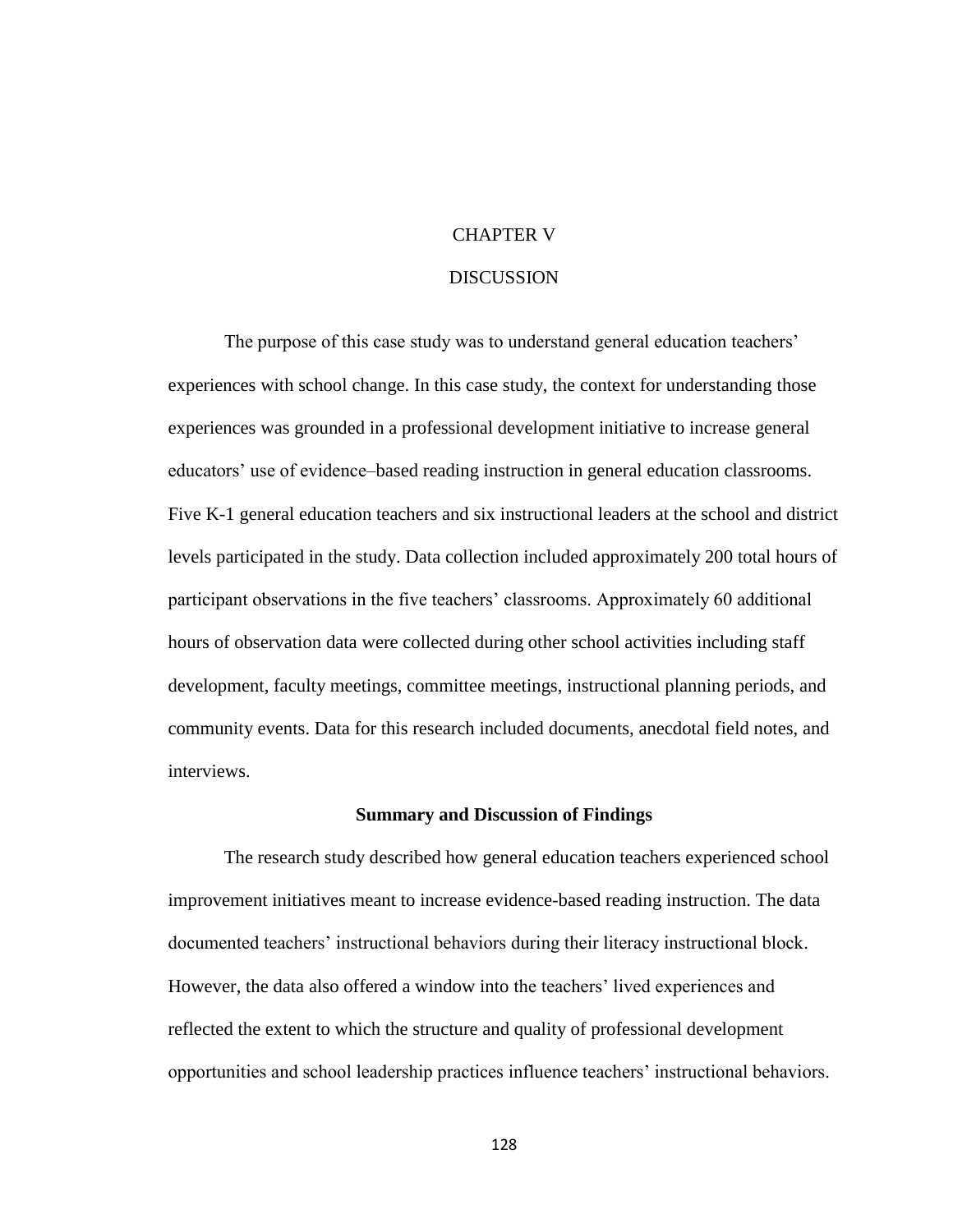# CHAPTER V

# DISCUSSION

The purpose of this case study was to understand general education teachers' experiences with school change. In this case study, the context for understanding those experiences was grounded in a professional development initiative to increase general educators' use of evidence–based reading instruction in general education classrooms. Five K-1 general education teachers and six instructional leaders at the school and district levels participated in the study. Data collection included approximately 200 total hours of participant observations in the five teachers' classrooms. Approximately 60 additional hours of observation data were collected during other school activities including staff development, faculty meetings, committee meetings, instructional planning periods, and community events. Data for this research included documents, anecdotal field notes, and interviews.

## Summary and Discussion of Findings

The research study described how general education teachers experienced school improvement initiatives meant to increase evidence-based reading instruction. The data documented teachers' instructional behaviors during their literacy instructional block. However, the data also offered a window into the teachers' lived experiences and reflected the extent to which the structure and quality of professional development opportunities and school leadership practices influence teachers' instructional behaviors.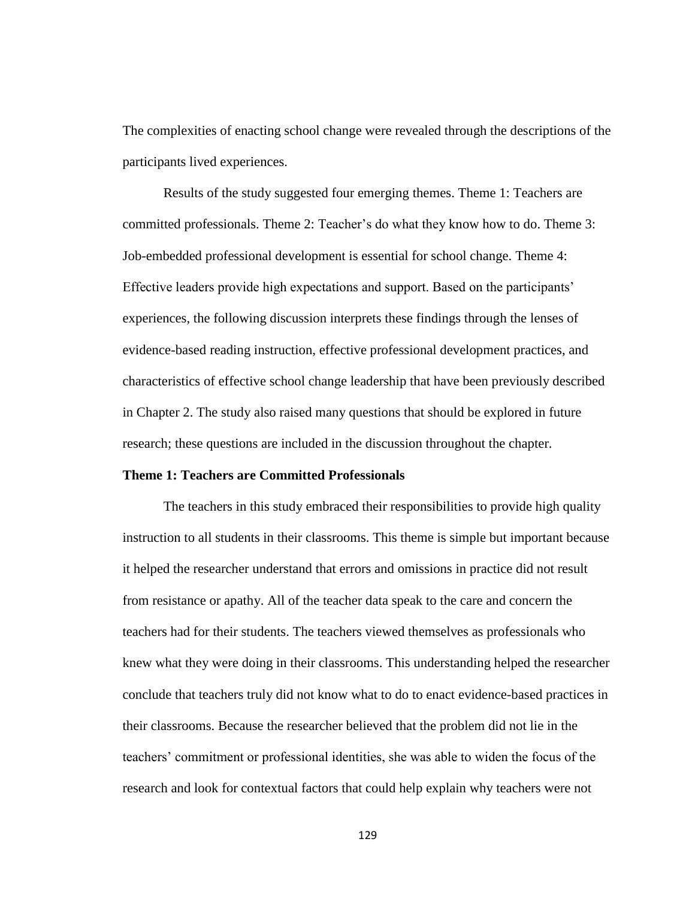The complexities of enacting school change were revealed through the descriptions of the participants lived experiences.

Results of the study suggested four emerging themes. Theme 1: Teachers are committed professionals. Theme 2: Teacher's do what they know how to do. Theme 3: Job-embedded professional development is essential for school change. Theme 4: Effective leaders provide high expectations and support. Based on the participants' experiences, the following discussion interprets these findings through the lenses of evidence-based reading instruction, effective professional development practices, and characteristics of effective school change leadership that have been previously described in Chapter 2. The study also raised many questions that should be explored in future research; these questions are included in the discussion throughout the chapter.

**Theme 1: Teachers are Committed Professionals**

The teachers in this study embraced their responsibilities to provide high quality instruction to all students in their classrooms. This theme is simple but important because it helped the researcher understand that errors and omissions in practice did not result from resistance or apathy. All of the teacher data speak to the care and concern the teachers had for their students. The teachers viewed themselves as professionals who knew what they were doing in their classrooms. This understanding helped the researcher conclude that teachers truly did not know what to do to enact evidence-based practices in their classrooms. Because the researcher believed that the problem did not lie in the teachers' commitment or professional identities, she was able to widen the focus of the research and look for contextual factors that could help explain why teachers were not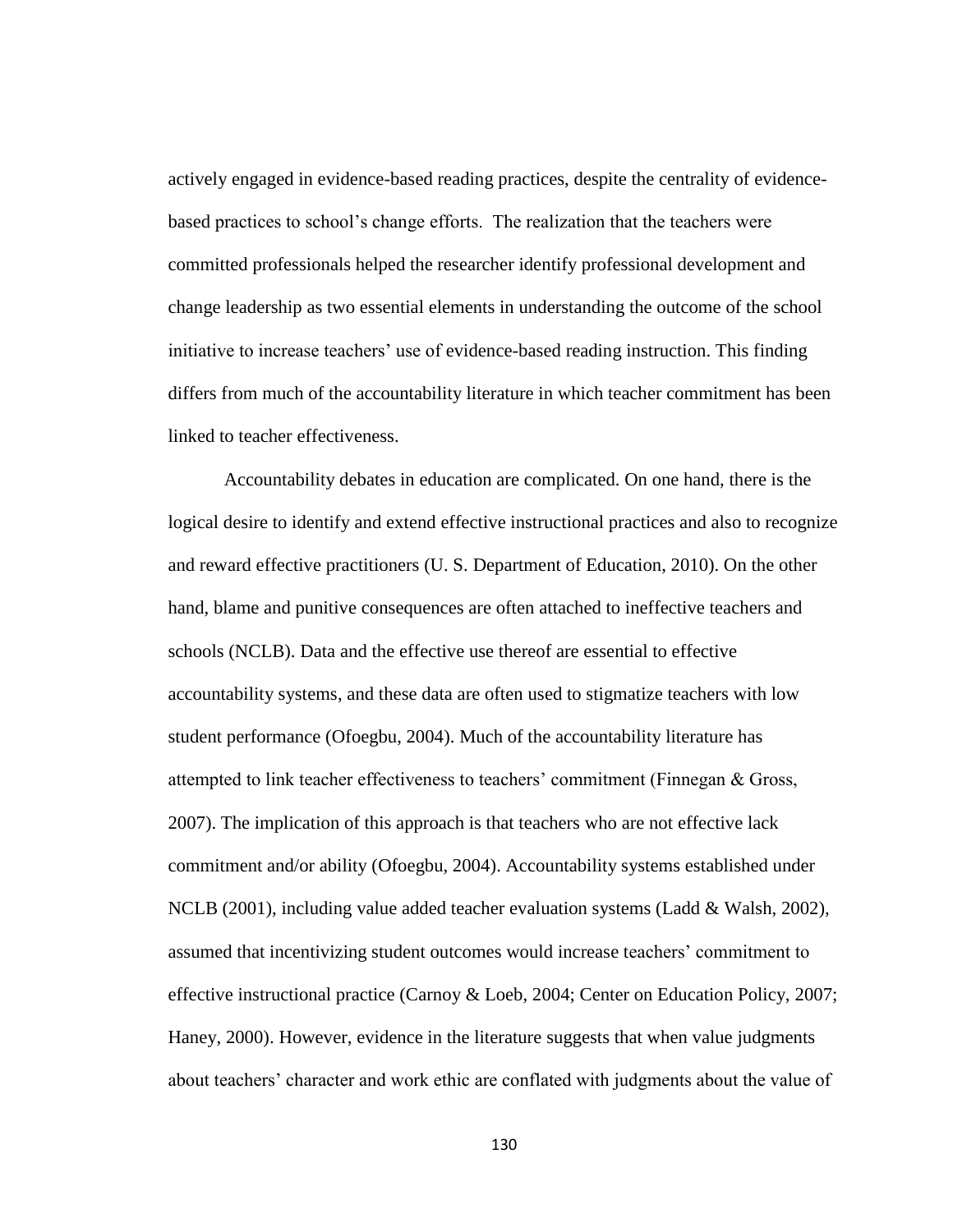actively engaged in evidence-based reading practices, despite the centrality of evidence-based practices to school's change efforts. The realization that the teachers were committed professionals helped the researcher identify professional development and change leadership as two essential elements in understanding the outcome of the school initiative to increase teachers' use of evidence-based reading instruction. This finding differs from much of the accountability literature in which teacher commitment has been linked to teacher effectiveness.

Accountability debates in education are complicated. On one hand, there is the logical desire to identify and extend effective instructional practices and also to recognize and reward effective practitioners (U. S. Department of Education, 2010). On the other hand, blame and punitive consequences are often attached to ineffective teachers and schools (NCLB). Data and the effective use thereof are essential to effective accountability systems, and these data are often used to stigmatize teachers with low student performance (Ofoegbu, 2004). Much of the accountability literature has attempted to link teacher effectiveness to teachers' commitment (Finnegan & Gross, 2007). The implication of this approach is that teachers who are not effective lack commitment and/or ability (Ofoegbu, 2004). Accountability systems established under NCLB (2001), including value added teacher evaluation systems (Ladd & Walsh, 2002), assumed that incentivizing student outcomes would increase teachers' commitment to effective instructional practice (Carnoy & Loeb, 2004; Center on Education Policy, 2007; Haney, 2000). However, evidence in the literature suggests that when value judgments about teachers' character and work ethic are conflated with judgments about the value of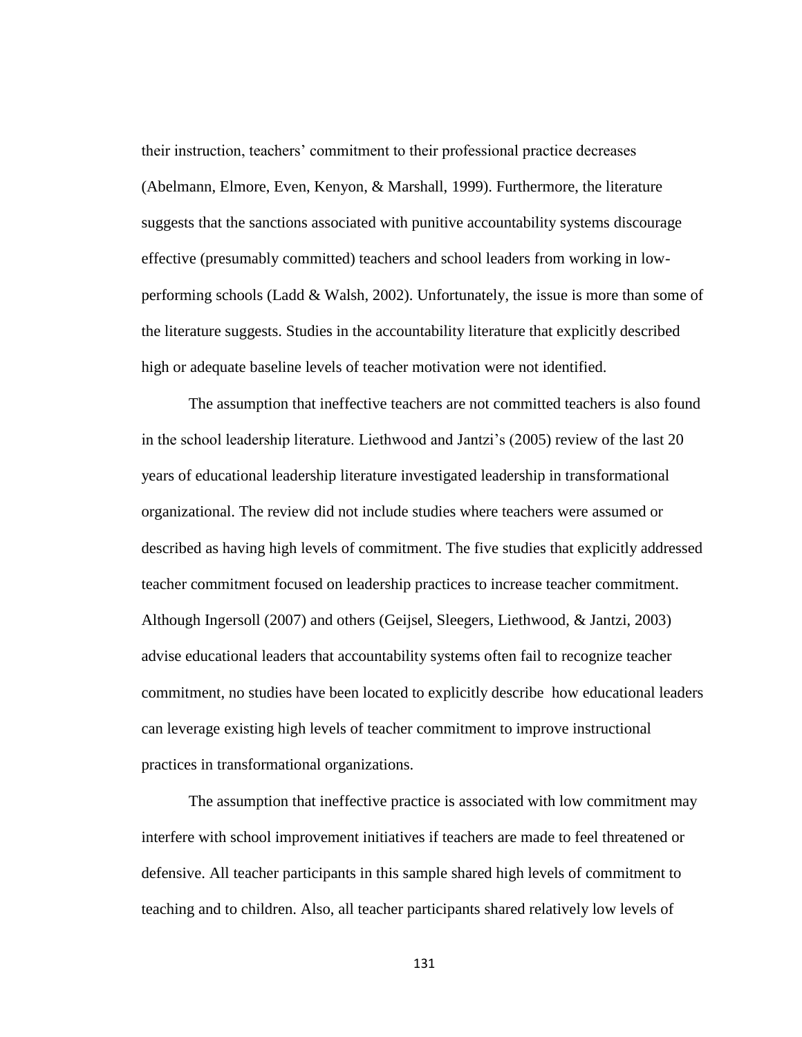their instruction, teachers' commitment to their professional practice decreases (Abelmann, Elmore, Even, Kenyon, & Marshall, 1999). Furthermore, the literature suggests that the sanctions associated with punitive accountability systems discourage effective (presumably committed) teachers and school leaders from working in low-performing schools (Ladd & Walsh, 2002). Unfortunately, the issue is more than some of the literature suggests. Studies in the accountability literature that explicitly described high or adequate baseline levels of teacher motivation were not identified.

The assumption that ineffective teachers are not committed teachers is also found in the school leadership literature. Liethwood and Jantzi's (2005) review of the last 20 years of educational leadership literature investigated leadership in transformational organizational. The review did not include studies where teachers were assumed or described as having high levels of commitment. The five studies that explicitly addressed teacher commitment focused on leadership practices to increase teacher commitment. Although Ingersoll (2007) and others (Geijsel, Sleegers, Liethwood, & Jantzi, 2003) advise educational leaders that accountability systems often fail to recognize teacher commitment, no studies have been located to explicitly describe how educational leaders can leverage existing high levels of teacher commitment to improve instructional practices in transformational organizations.

The assumption that ineffective practice is associated with low commitment may interfere with school improvement initiatives if teachers are made to feel threatened or defensive. All teacher participants in this sample shared high levels of commitment to teaching and to children. Also, all teacher participants shared relatively low levels of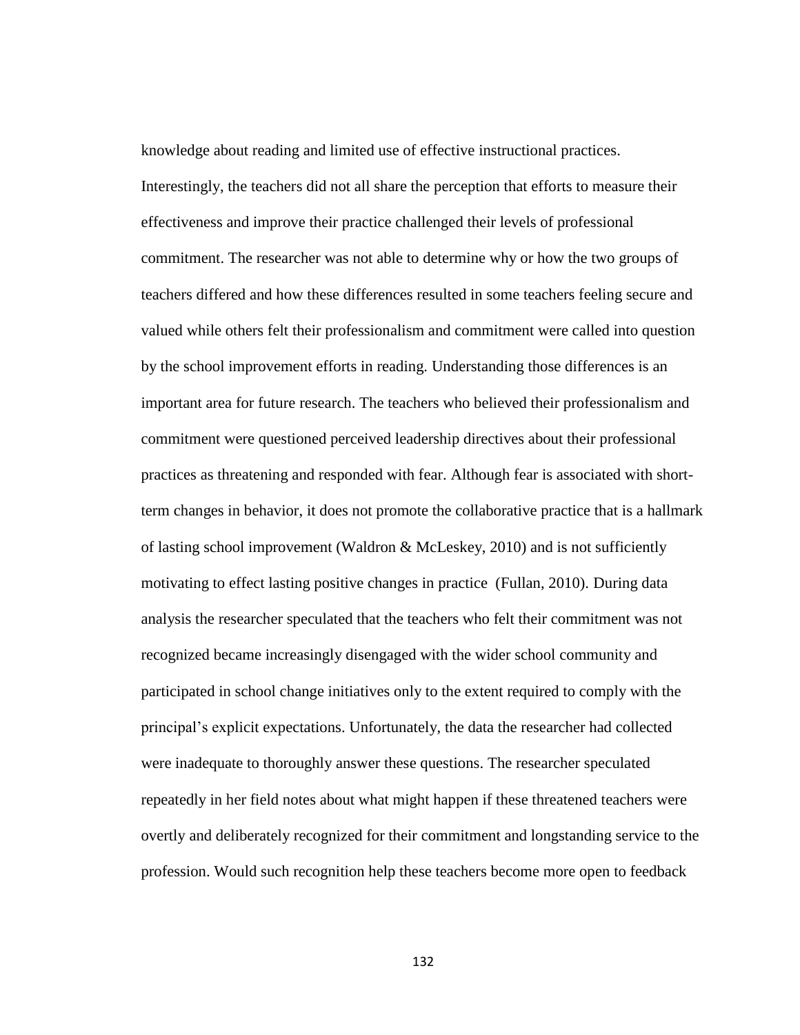knowledge about reading and limited use of effective instructional practices. Interestingly, the teachers did not all share the perception that efforts to measure their effectiveness and improve their practice challenged their levels of professional commitment. The researcher was not able to determine why or how the two groups of teachers differed and how these differences resulted in some teachers feeling secure and valued while others felt their professionalism and commitment were called into question by the school improvement efforts in reading. Understanding those differences is an important area for future research. The teachers who believed their professionalism and commitment were questioned perceived leadership directives about their professional practices as threatening and responded with fear. Although fear is associated with short-term changes in behavior, it does not promote the collaborative practice that is a hallmark of lasting school improvement (Waldron & McLeskey, 2010) and is not sufficiently motivating to effect lasting positive changes in practice (Fullan, 2010). During data analysis the researcher speculated that the teachers who felt their commitment was not recognized became increasingly disengaged with the wider school community and participated in school change initiatives only to the extent required to comply with the principal's explicit expectations. Unfortunately, the data the researcher had collected were inadequate to thoroughly answer these questions. The researcher speculated repeatedly in her field notes about what might happen if these threatened teachers were overtly and deliberately recognized for their commitment and longstanding service to the profession. Would such recognition help these teachers become more open to feedback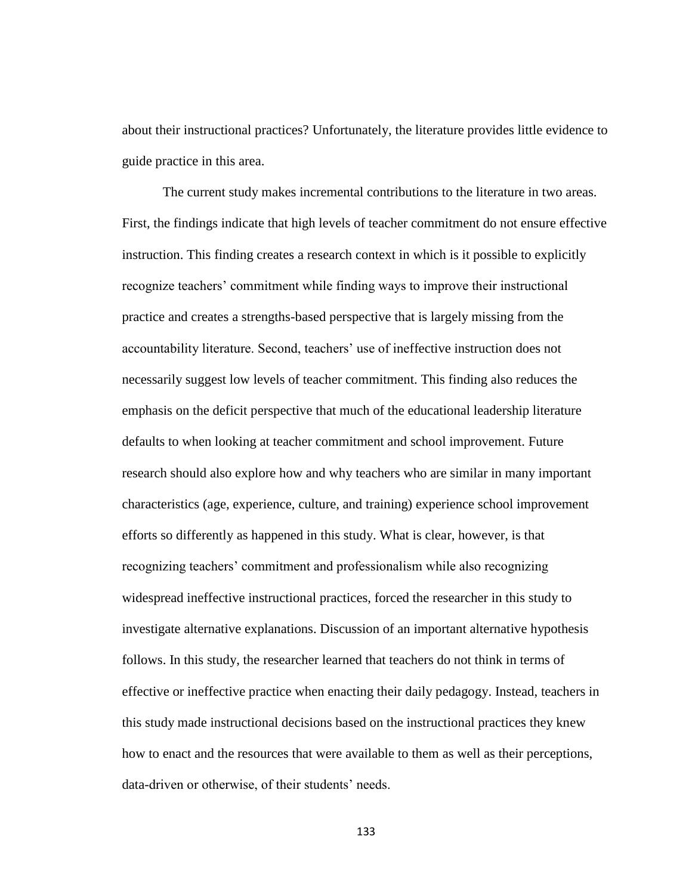about their instructional practices? Unfortunately, the literature provides little evidence to guide practice in this area.

The current study makes incremental contributions to the literature in two areas. First, the findings indicate that high levels of teacher commitment do not ensure effective instruction. This finding creates a research context in which is it possible to explicitly recognize teachers' commitment while finding ways to improve their instructional practice and creates a strengths-based perspective that is largely missing from the accountability literature. Second, teachers' use of ineffective instruction does not necessarily suggest low levels of teacher commitment. This finding also reduces the emphasis on the deficit perspective that much of the educational leadership literature defaults to when looking at teacher commitment and school improvement. Future research should also explore how and why teachers who are similar in many important characteristics (age, experience, culture, and training) experience school improvement efforts so differently as happened in this study. What is clear, however, is that recognizing teachers' commitment and professionalism while also recognizing widespread ineffective instructional practices, forced the researcher in this study to investigate alternative explanations. Discussion of an important alternative hypothesis follows. In this study, the researcher learned that teachers do not think in terms of effective or ineffective practice when enacting their daily pedagogy. Instead, teachers in this study made instructional decisions based on the instructional practices they knew how to enact and the resources that were available to them as well as their perceptions, data-driven or otherwise, of their students' needs.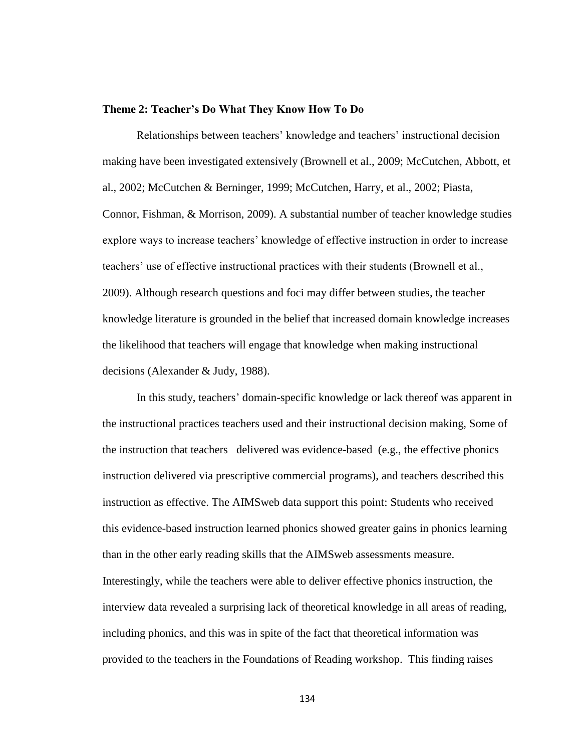**Theme 2: Teacher's Do What They Know How To Do**

Relationships between teachers' knowledge and teachers' instructional decision making have been investigated extensively (Brownell et al., 2009; McCutchen, Abbott, et al., 2002; McCutchen & Berninger, 1999; McCutchen, Harry, et al., 2002; Piasta, Connor, Fishman, & Morrison, 2009). A substantial number of teacher knowledge studies explore ways to increase teachers' knowledge of effective instruction in order to increase teachers' use of effective instructional practices with their students (Brownell et al., 2009). Although research questions and foci may differ between studies, the teacher knowledge literature is grounded in the belief that increased domain knowledge increases the likelihood that teachers will engage that knowledge when making instructional decisions (Alexander & Judy, 1988).

In this study, teachers' domain-specific knowledge or lack thereof was apparent in the instructional practices teachers used and their instructional decision making, Some of the instruction that teachers delivered was evidence-based (e.g., the effective phonics instruction delivered via prescriptive commercial programs), and teachers described this instruction as effective. The AIMSweb data support this point: Students who received this evidence-based instruction learned phonics showed greater gains in phonics learning than in the other early reading skills that the AIMSweb assessments measure. Interestingly, while the teachers were able to deliver effective phonics instruction, the interview data revealed a surprising lack of theoretical knowledge in all areas of reading, including phonics, and this was in spite of the fact that theoretical information was provided to the teachers in the Foundations of Reading workshop. This finding raises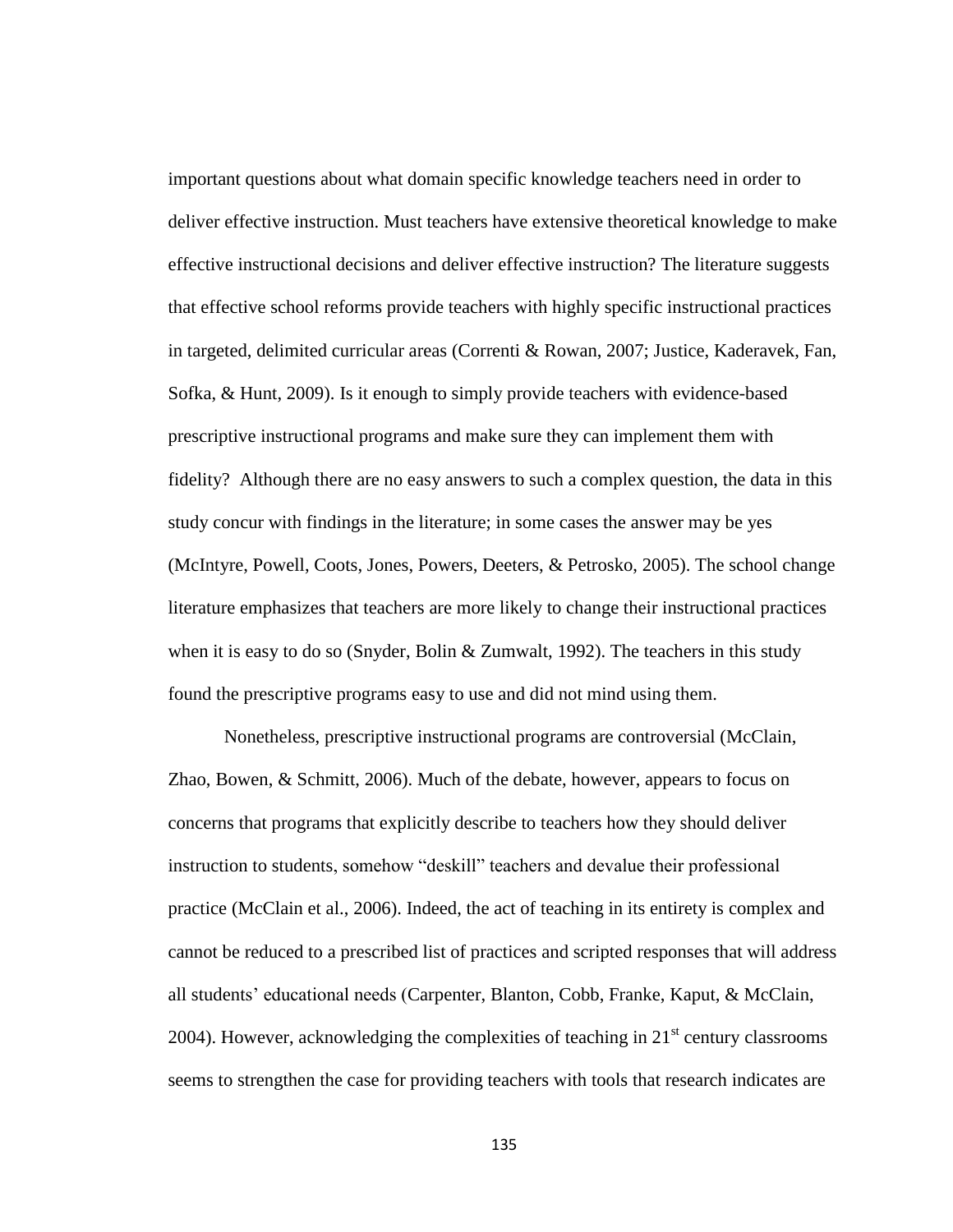important questions about what domain specific knowledge teachers need in order to deliver effective instruction. Must teachers have extensive theoretical knowledge to make effective instructional decisions and deliver effective instruction? The literature suggests that effective school reforms provide teachers with highly specific instructional practices in targeted, delimited curricular areas (Correnti & Rowan, 2007; Justice, Kaderavek, Fan, Sofka, & Hunt, 2009). Is it enough to simply provide teachers with evidence-based prescriptive instructional programs and make sure they can implement them with fidelity? Although there are no easy answers to such a complex question, the data in this study concur with findings in the literature; in some cases the answer may be yes (McIntyre, Powell, Coots, Jones, Powers, Deeters, & Petrosko, 2005). The school change literature emphasizes that teachers are more likely to change their instructional practices when it is easy to do so (Snyder, Bolin & Zumwalt, 1992). The teachers in this study found the prescriptive programs easy to use and did not mind using them.

Nonetheless, prescriptive instructional programs are controversial (McClain, Zhao, Bowen, & Schmitt, 2006). Much of the debate, however, appears to focus on concerns that programs that explicitly describe to teachers how they should deliver instruction to students, somehow "deskill" teachers and devalue their professional practice (McClain et al., 2006). Indeed, the act of teaching in its entirety is complex and cannot be reduced to a prescribed list of practices and scripted responses that will address all students' educational needs (Carpenter, Blanton, Cobb, Franke, Kaput, & McClain, 2004). However, acknowledging the complexities of teaching in 21st century classrooms seems to strengthen the case for providing teachers with tools that research indicates are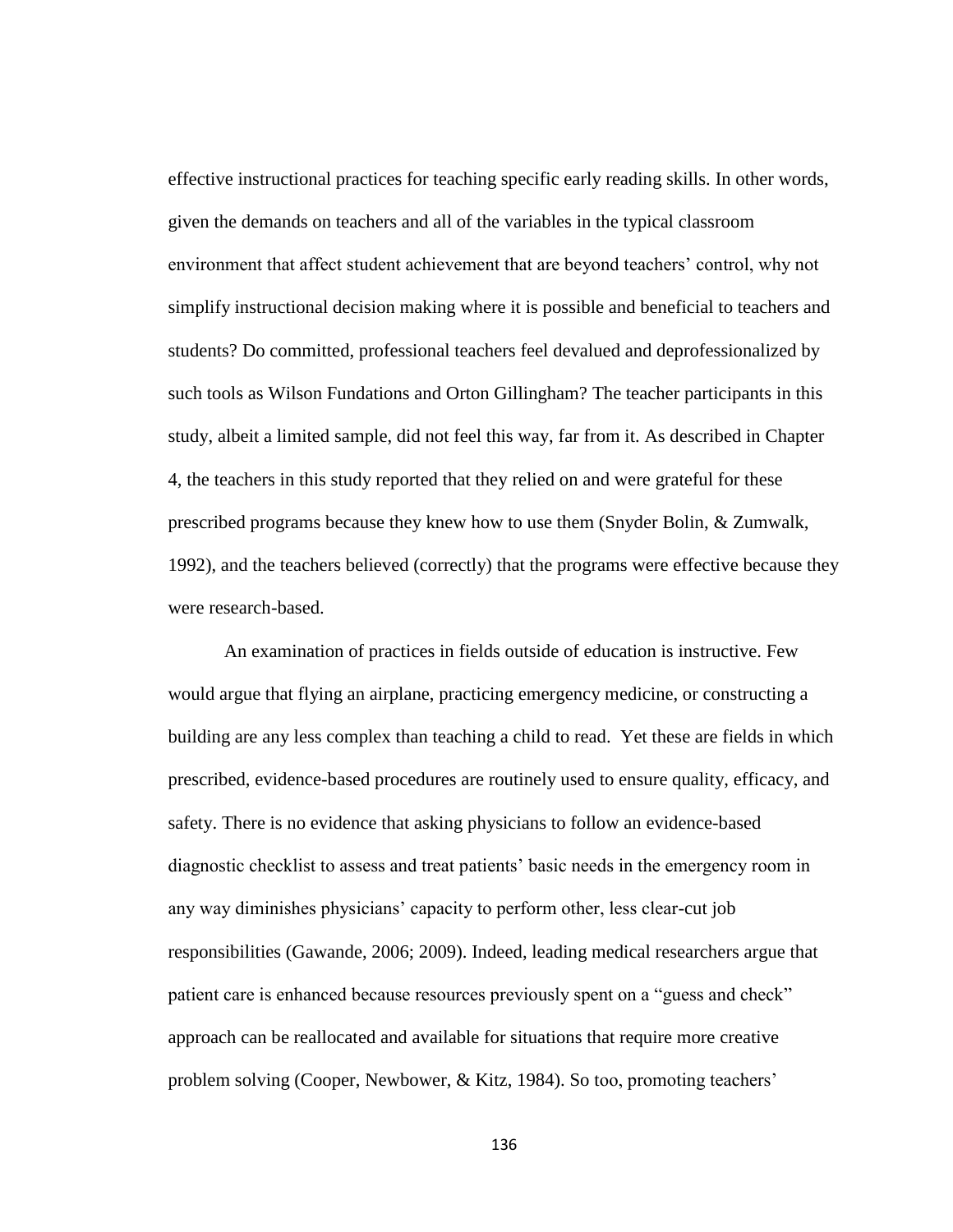effective instructional practices for teaching specific early reading skills. In other words, given the demands on teachers and all of the variables in the typical classroom environment that affect student achievement that are beyond teachers' control, why not simplify instructional decision making where it is possible and beneficial to teachers and students? Do committed, professional teachers feel devalued and deprofessionalized by such tools as Wilson Fundations and Orton Gillingham? The teacher participants in this study, albeit a limited sample, did not feel this way, far from it. As described in Chapter 4, the teachers in this study reported that they relied on and were grateful for these prescribed programs because they knew how to use them (Snyder Bolin, & Zumwalk, 1992), and the teachers believed (correctly) that the programs were effective because they were research-based.

An examination of practices in fields outside of education is instructive. Few would argue that flying an airplane, practicing emergency medicine, or constructing a building are any less complex than teaching a child to read. Yet these are fields in which prescribed, evidence-based procedures are routinely used to ensure quality, efficacy, and safety. There is no evidence that asking physicians to follow an evidence-based diagnostic checklist to assess and treat patients' basic needs in the emergency room in any way diminishes physicians' capacity to perform other, less clear-cut job responsibilities (Gawande, 2006; 2009). Indeed, leading medical researchers argue that patient care is enhanced because resources previously spent on a "guess and check" approach can be reallocated and available for situations that require more creative problem solving (Cooper, Newbower, & Kitz, 1984). So too, promoting teachers'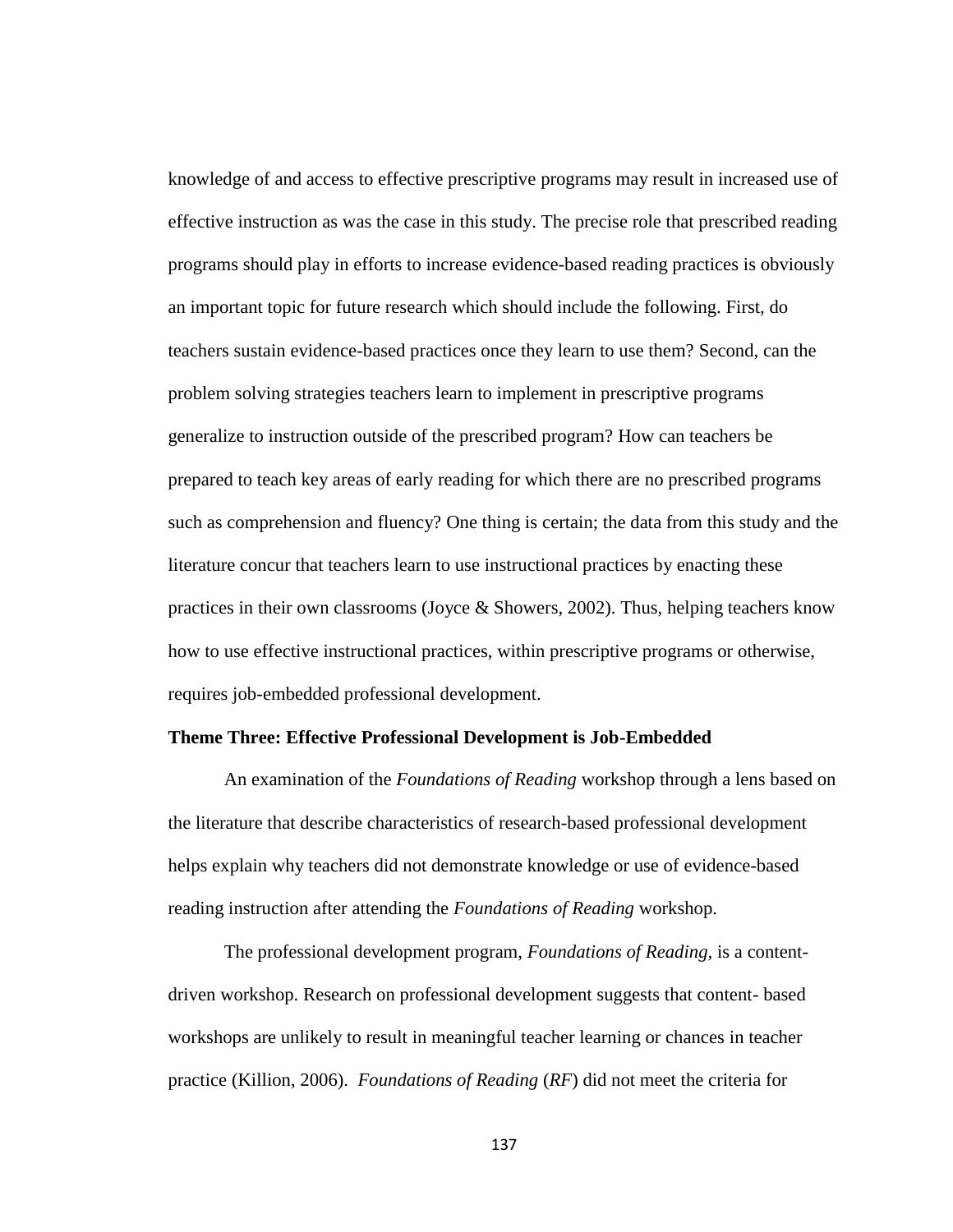knowledge of and access to effective prescriptive programs may result in increased use of effective instruction as was the case in this study. The precise role that prescribed reading programs should play in efforts to increase evidence-based reading practices is obviously an important topic for future research which should include the following. First, do teachers sustain evidence-based practices once they learn to use them? Second, can the problem solving strategies teachers learn to implement in prescriptive programs generalize to instruction outside of the prescribed program? How can teachers be prepared to teach key areas of early reading for which there are no prescribed programs such as comprehension and fluency? One thing is certain; the data from this study and the literature concur that teachers learn to use instructional practices by enacting these practices in their own classrooms (Joyce & Showers, 2002). Thus, helping teachers know how to use effective instructional practices, within prescriptive programs or otherwise, requires job-embedded professional development.

**Theme Three: Effective Professional Development is Job-Embedded**

An examination of the *Foundations of Reading* workshop through a lens based on the literature that describe characteristics of research-based professional development helps explain why teachers did not demonstrate knowledge or use of evidence-based reading instruction after attending the *Foundations of Reading* workshop.

The professional development program, *Foundations of Reading,* is a content-driven workshop. Research on professional development suggests that content- based workshops are unlikely to result in meaningful teacher learning or chances in teacher practice (Killion, 2006). *Foundations of Reading* (*RF*) did not meet the criteria for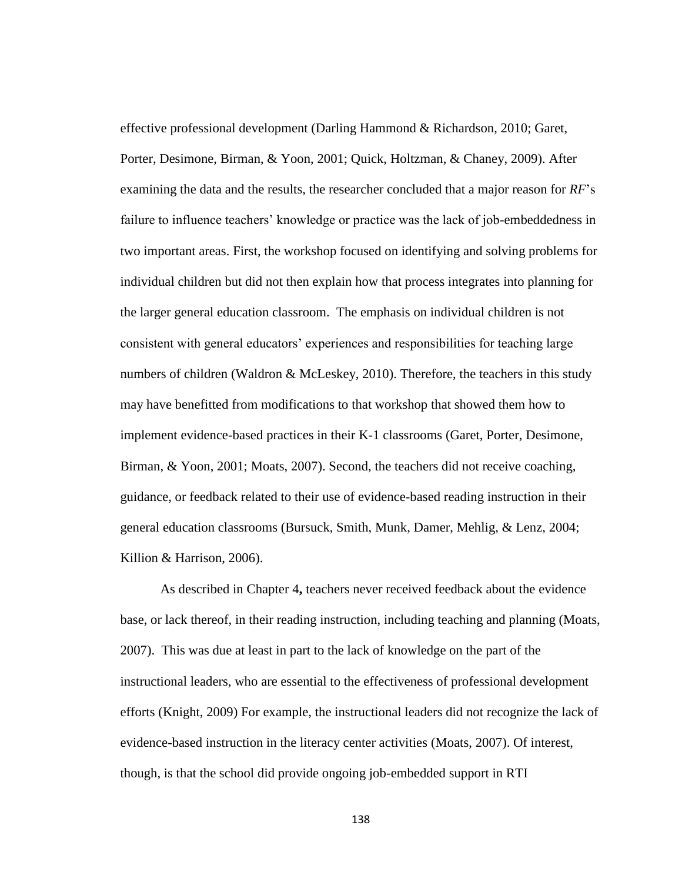effective professional development (Darling Hammond & Richardson, 2010; Garet, Porter, Desimone, Birman, & Yoon, 2001; Quick, Holtzman, & Chaney, 2009). After examining the data and the results, the researcher concluded that a major reason for *RF*'s failure to influence teachers' knowledge or practice was the lack of job-embeddedness in two important areas. First, the workshop focused on identifying and solving problems for individual children but did not then explain how that process integrates into planning for the larger general education classroom. The emphasis on individual children is not consistent with general educators' experiences and responsibilities for teaching large numbers of children (Waldron & McLeskey, 2010). Therefore, the teachers in this study may have benefitted from modifications to that workshop that showed them how to implement evidence-based practices in their K-1 classrooms (Garet, Porter, Desimone, Birman, & Yoon, 2001; Moats, 2007). Second, the teachers did not receive coaching, guidance, or feedback related to their use of evidence-based reading instruction in their general education classrooms (Bursuck, Smith, Munk, Damer, Mehlig, & Lenz, 2004; Killion & Harrison, 2006).

As described in Chapter 4**,** teachers never received feedback about the evidence base, or lack thereof, in their reading instruction, including teaching and planning (Moats, 2007). This was due at least in part to the lack of knowledge on the part of the instructional leaders, who are essential to the effectiveness of professional development efforts (Knight, 2009) For example, the instructional leaders did not recognize the lack of evidence-based instruction in the literacy center activities (Moats, 2007). Of interest, though, is that the school did provide ongoing job-embedded support in RTI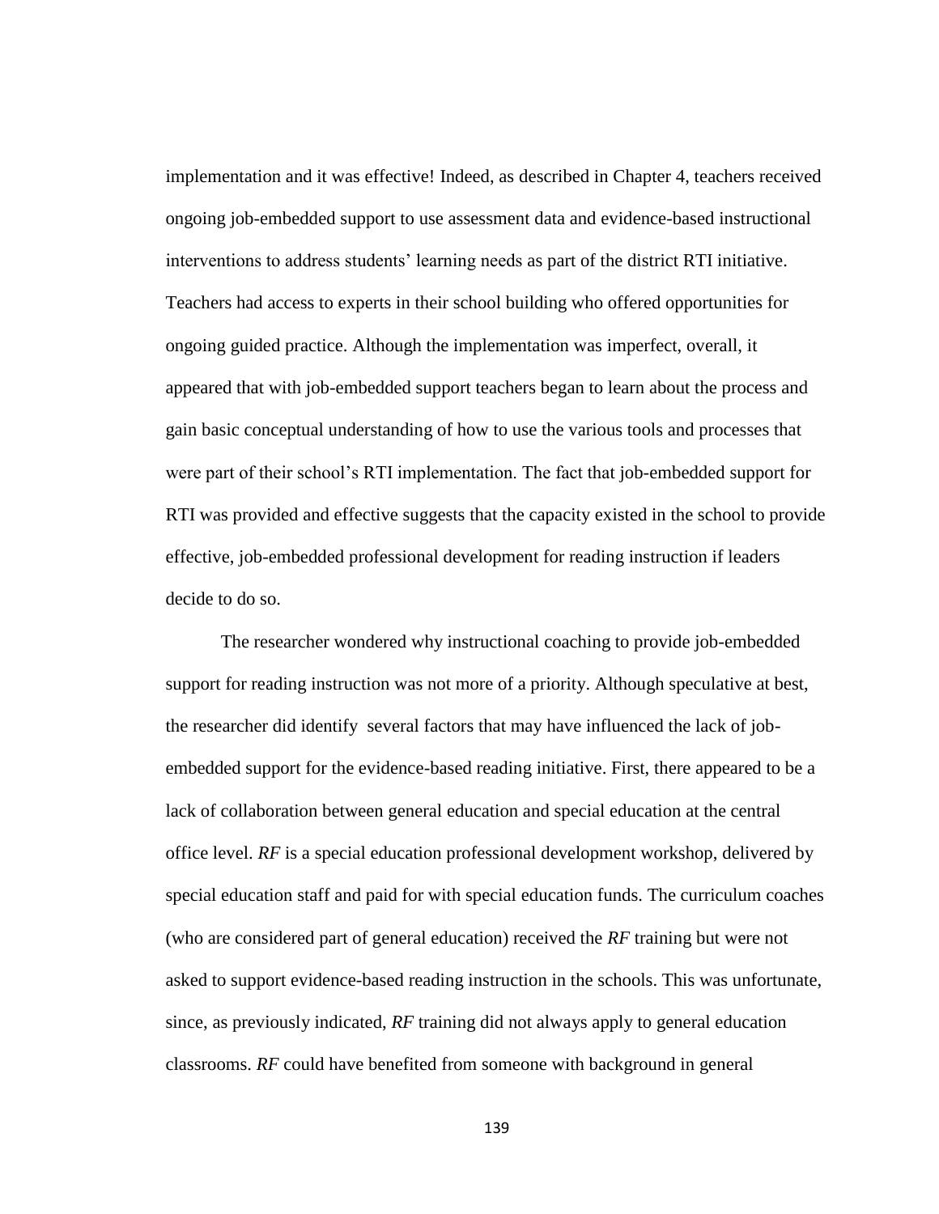implementation and it was effective! Indeed, as described in Chapter 4, teachers received ongoing job-embedded support to use assessment data and evidence-based instructional interventions to address students' learning needs as part of the district RTI initiative. Teachers had access to experts in their school building who offered opportunities for ongoing guided practice. Although the implementation was imperfect, overall, it appeared that with job-embedded support teachers began to learn about the process and gain basic conceptual understanding of how to use the various tools and processes that were part of their school's RTI implementation. The fact that job-embedded support for RTI was provided and effective suggests that the capacity existed in the school to provide effective, job-embedded professional development for reading instruction if leaders decide to do so.

The researcher wondered why instructional coaching to provide job-embedded support for reading instruction was not more of a priority. Although speculative at best, the researcher did identify several factors that may have influenced the lack of job-embedded support for the evidence-based reading initiative. First, there appeared to be a lack of collaboration between general education and special education at the central office level. *RF* is a special education professional development workshop, delivered by special education staff and paid for with special education funds. The curriculum coaches (who are considered part of general education) received the *RF* training but were not asked to support evidence-based reading instruction in the schools. This was unfortunate, since, as previously indicated, *RF* training did not always apply to general education classrooms. *RF* could have benefited from someone with background in general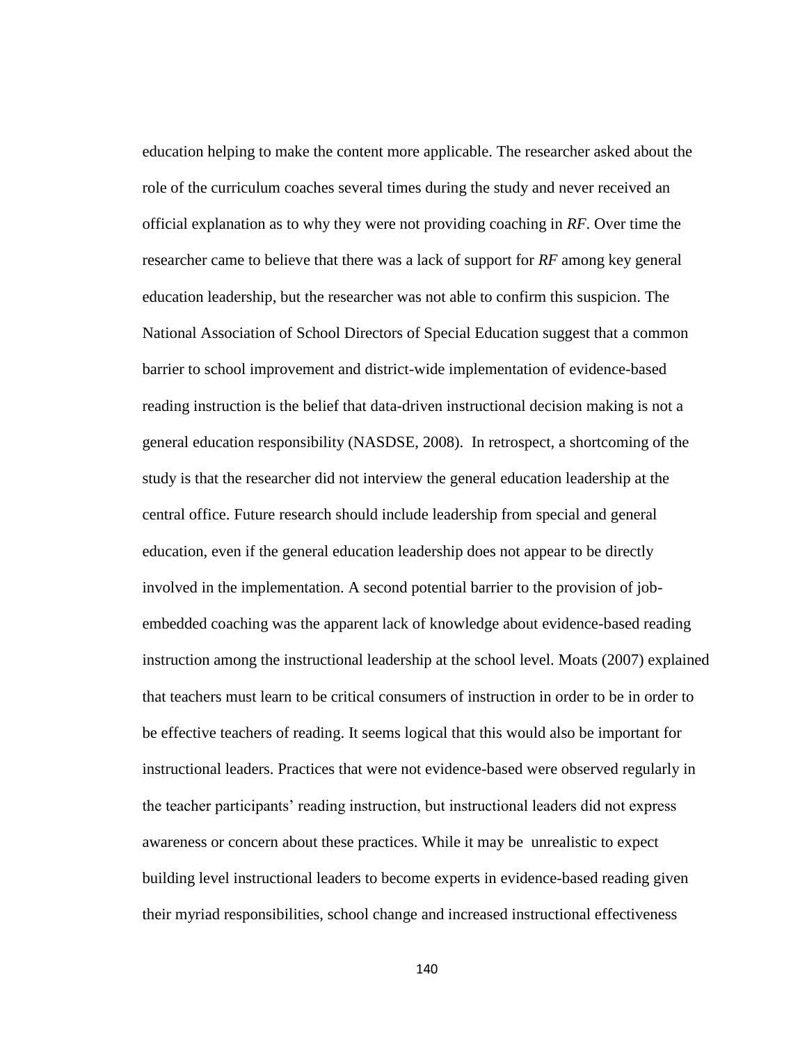education helping to make the content more applicable. The researcher asked about the role of the curriculum coaches several times during the study and never received an official explanation as to why they were not providing coaching in *RF*. Over time the researcher came to believe that there was a lack of support for *RF* among key general education leadership, but the researcher was not able to confirm this suspicion. The National Association of School Directors of Special Education suggest that a common barrier to school improvement and district-wide implementation of evidence-based reading instruction is the belief that data-driven instructional decision making is not a general education responsibility (NASDSE, 2008). In retrospect, a shortcoming of the study is that the researcher did not interview the general education leadership at the central office. Future research should include leadership from special and general education, even if the general education leadership does not appear to be directly involved in the implementation. A second potential barrier to the provision of job-embedded coaching was the apparent lack of knowledge about evidence-based reading instruction among the instructional leadership at the school level. Moats (2007) explained that teachers must learn to be critical consumers of instruction in order to be in order to be effective teachers of reading. It seems logical that this would also be important for instructional leaders. Practices that were not evidence-based were observed regularly in the teacher participants' reading instruction, but instructional leaders did not express awareness or concern about these practices. While it may be unrealistic to expect building level instructional leaders to become experts in evidence-based reading given their myriad responsibilities, school change and increased instructional effectiveness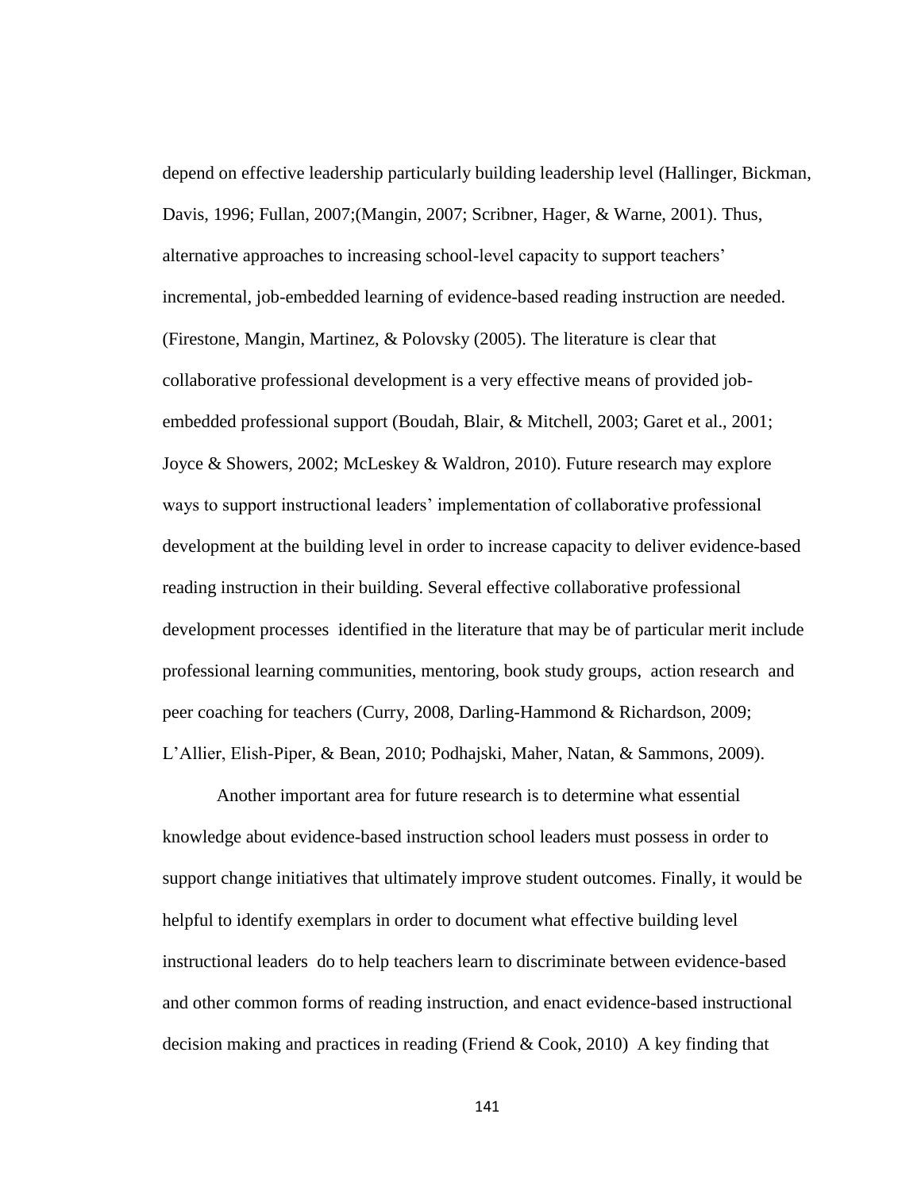depend on effective leadership particularly building leadership level (Hallinger, Bickman, Davis, 1996; Fullan, 2007;(Mangin, 2007; Scribner, Hager, & Warne, 2001). Thus, alternative approaches to increasing school-level capacity to support teachers' incremental, job-embedded learning of evidence-based reading instruction are needed. (Firestone, Mangin, Martinez, & Polovsky (2005). The literature is clear that collaborative professional development is a very effective means of provided job-embedded professional support (Boudah, Blair, & Mitchell, 2003; Garet et al., 2001; Joyce & Showers, 2002; McLeskey & Waldron, 2010). Future research may explore ways to support instructional leaders' implementation of collaborative professional development at the building level in order to increase capacity to deliver evidence-based reading instruction in their building. Several effective collaborative professional development processes identified in the literature that may be of particular merit include professional learning communities, mentoring, book study groups, action research and peer coaching for teachers (Curry, 2008, Darling-Hammond & Richardson, 2009; L'Allier, Elish-Piper, & Bean, 2010; Podhajski, Maher, Natan, & Sammons, 2009).

Another important area for future research is to determine what essential knowledge about evidence-based instruction school leaders must possess in order to support change initiatives that ultimately improve student outcomes. Finally, it would be helpful to identify exemplars in order to document what effective building level instructional leaders do to help teachers learn to discriminate between evidence-based and other common forms of reading instruction, and enact evidence-based instructional decision making and practices in reading (Friend & Cook, 2010) A key finding that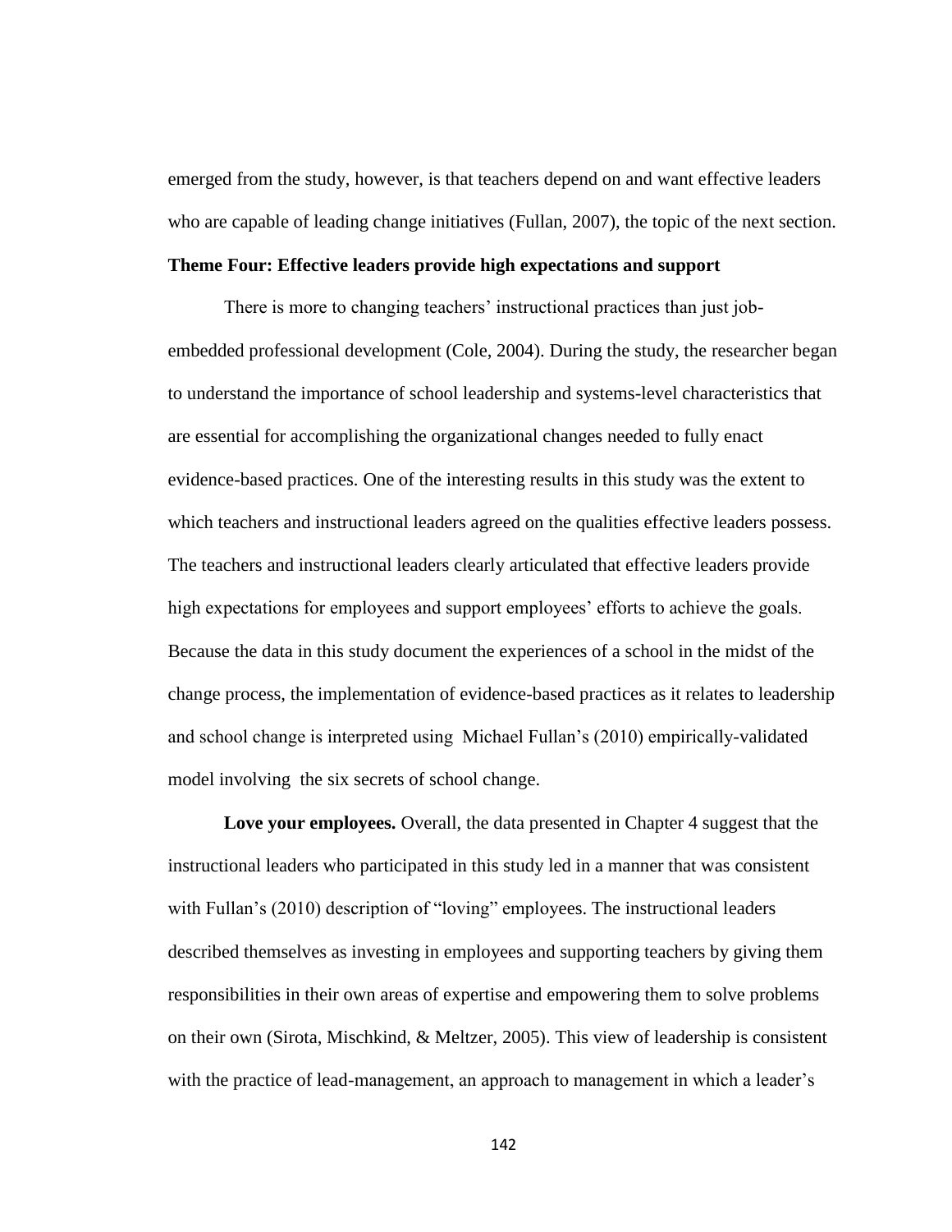emerged from the study, however, is that teachers depend on and want effective leaders who are capable of leading change initiatives (Fullan, 2007), the topic of the next section.

### Theme Four: Effective leaders provide high expectations and support

There is more to changing teachers' instructional practices than just job-embedded professional development (Cole, 2004). During the study, the researcher began to understand the importance of school leadership and systems-level characteristics that are essential for accomplishing the organizational changes needed to fully enact evidence-based practices. One of the interesting results in this study was the extent to which teachers and instructional leaders agreed on the qualities effective leaders possess. The teachers and instructional leaders clearly articulated that effective leaders provide high expectations for employees and support employees' efforts to achieve the goals. Because the data in this study document the experiences of a school in the midst of the change process, the implementation of evidence-based practices as it relates to leadership and school change is interpreted using Michael Fullan's (2010) empirically-validated model involving the six secrets of school change.

**Love your employees.** Overall, the data presented in Chapter 4 suggest that the instructional leaders who participated in this study led in a manner that was consistent with Fullan's (2010) description of "loving" employees. The instructional leaders described themselves as investing in employees and supporting teachers by giving them responsibilities in their own areas of expertise and empowering them to solve problems on their own (Sirota, Mischkind, & Meltzer, 2005). This view of leadership is consistent with the practice of lead-management, an approach to management in which a leader's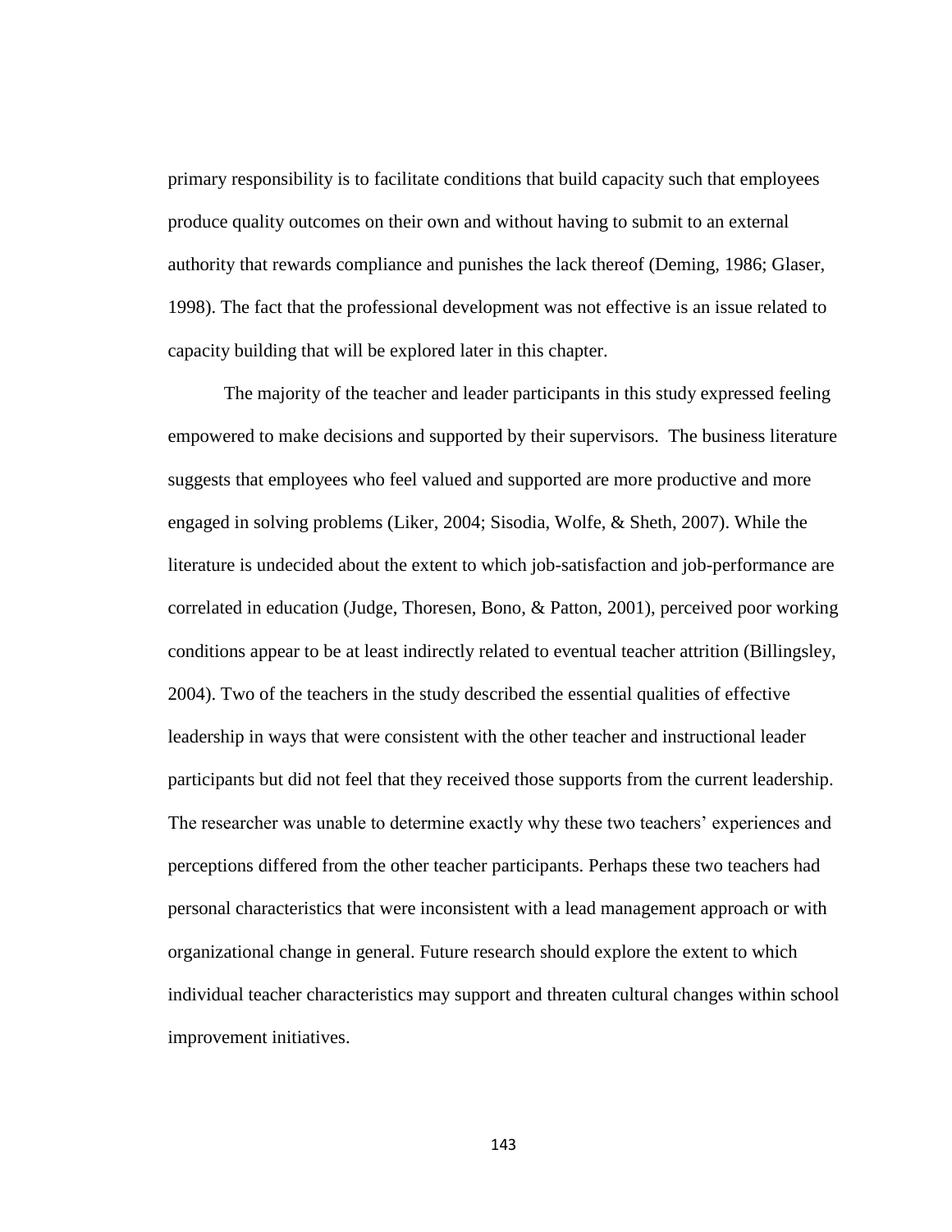primary responsibility is to facilitate conditions that build capacity such that employees produce quality outcomes on their own and without having to submit to an external authority that rewards compliance and punishes the lack thereof (Deming, 1986; Glaser, 1998). The fact that the professional development was not effective is an issue related to capacity building that will be explored later in this chapter.

The majority of the teacher and leader participants in this study expressed feeling empowered to make decisions and supported by their supervisors. The business literature suggests that employees who feel valued and supported are more productive and more engaged in solving problems (Liker, 2004; Sisodia, Wolfe, & Sheth, 2007). While the literature is undecided about the extent to which job-satisfaction and job-performance are correlated in education (Judge, Thoresen, Bono, & Patton, 2001), perceived poor working conditions appear to be at least indirectly related to eventual teacher attrition (Billingsley, 2004). Two of the teachers in the study described the essential qualities of effective leadership in ways that were consistent with the other teacher and instructional leader participants but did not feel that they received those supports from the current leadership. The researcher was unable to determine exactly why these two teachers' experiences and perceptions differed from the other teacher participants. Perhaps these two teachers had personal characteristics that were inconsistent with a lead management approach or with organizational change in general. Future research should explore the extent to which individual teacher characteristics may support and threaten cultural changes within school improvement initiatives.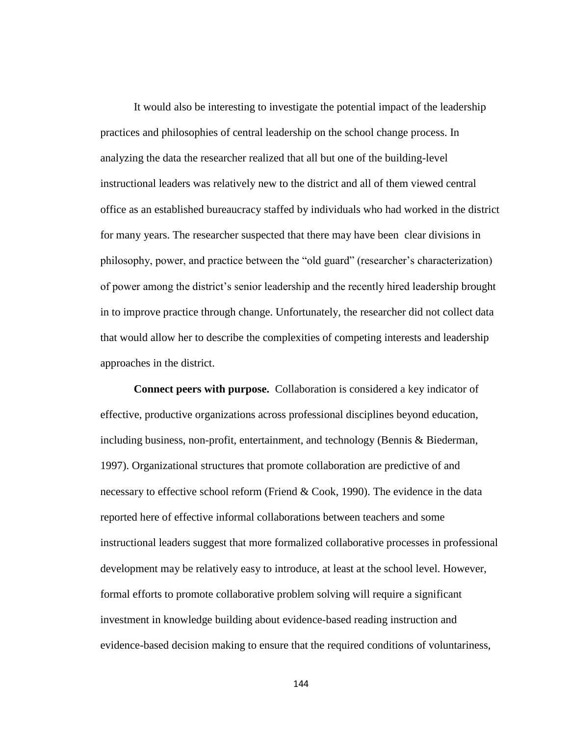It would also be interesting to investigate the potential impact of the leadership practices and philosophies of central leadership on the school change process. In analyzing the data the researcher realized that all but one of the building-level instructional leaders was relatively new to the district and all of them viewed central office as an established bureaucracy staffed by individuals who had worked in the district for many years. The researcher suspected that there may have been clear divisions in philosophy, power, and practice between the "old guard" (researcher's characterization) of power among the district's senior leadership and the recently hired leadership brought in to improve practice through change. Unfortunately, the researcher did not collect data that would allow her to describe the complexities of competing interests and leadership approaches in the district.

**Connect peers with purpose.** Collaboration is considered a key indicator of effective, productive organizations across professional disciplines beyond education, including business, non-profit, entertainment, and technology (Bennis & Biederman, 1997). Organizational structures that promote collaboration are predictive of and necessary to effective school reform (Friend & Cook, 1990). The evidence in the data reported here of effective informal collaborations between teachers and some instructional leaders suggest that more formalized collaborative processes in professional development may be relatively easy to introduce, at least at the school level. However, formal efforts to promote collaborative problem solving will require a significant investment in knowledge building about evidence-based reading instruction and evidence-based decision making to ensure that the required conditions of voluntariness,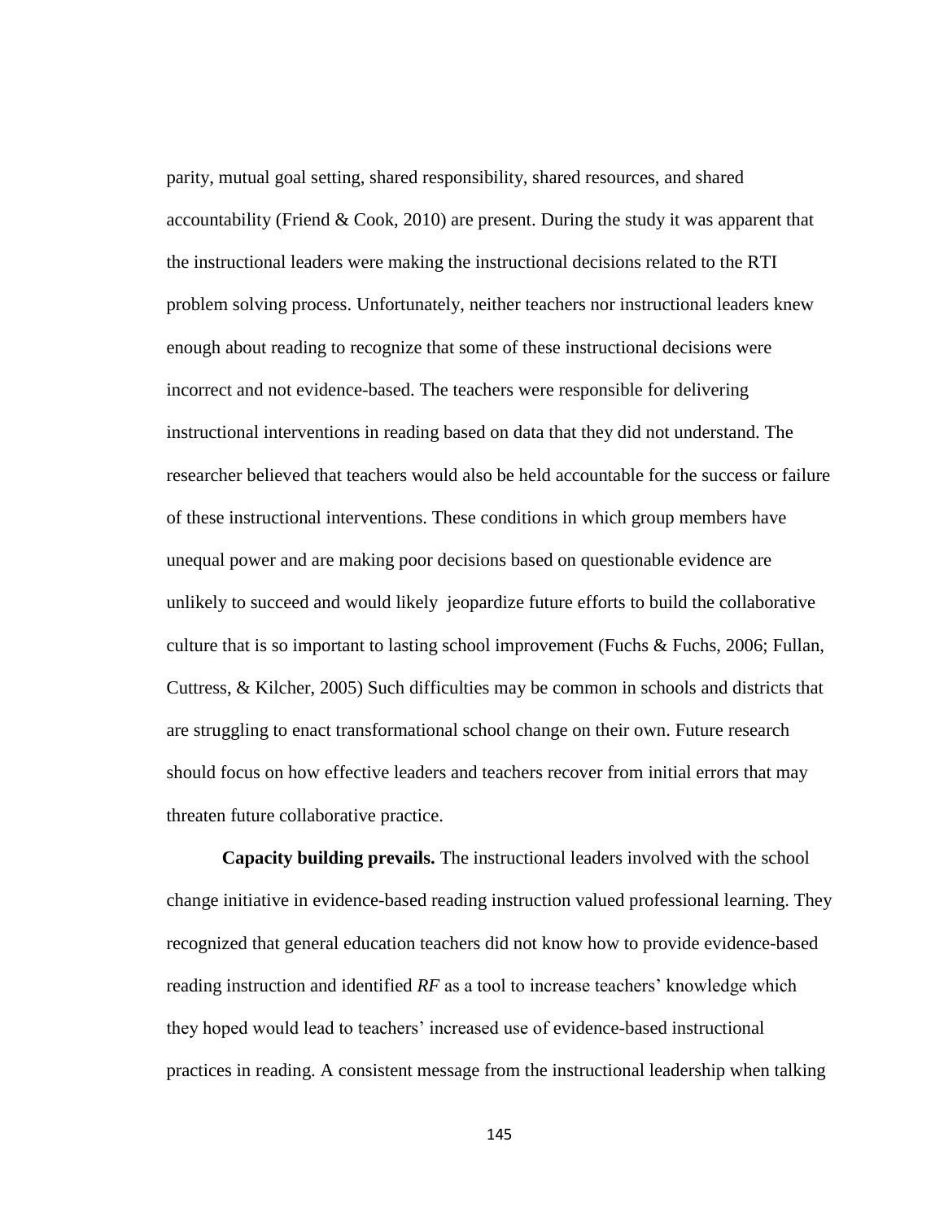parity, mutual goal setting, shared responsibility, shared resources, and shared accountability (Friend & Cook, 2010) are present. During the study it was apparent that the instructional leaders were making the instructional decisions related to the RTI problem solving process. Unfortunately, neither teachers nor instructional leaders knew enough about reading to recognize that some of these instructional decisions were incorrect and not evidence-based. The teachers were responsible for delivering instructional interventions in reading based on data that they did not understand. The researcher believed that teachers would also be held accountable for the success or failure of these instructional interventions. These conditions in which group members have unequal power and are making poor decisions based on questionable evidence are unlikely to succeed and would likely jeopardize future efforts to build the collaborative culture that is so important to lasting school improvement (Fuchs & Fuchs, 2006; Fullan, Cuttress, & Kilcher, 2005) Such difficulties may be common in schools and districts that are struggling to enact transformational school change on their own. Future research should focus on how effective leaders and teachers recover from initial errors that may threaten future collaborative practice.

**Capacity building prevails.** The instructional leaders involved with the school change initiative in evidence-based reading instruction valued professional learning. They recognized that general education teachers did not know how to provide evidence-based reading instruction and identified *RF* as a tool to increase teachers' knowledge which they hoped would lead to teachers' increased use of evidence-based instructional practices in reading. A consistent message from the instructional leadership when talking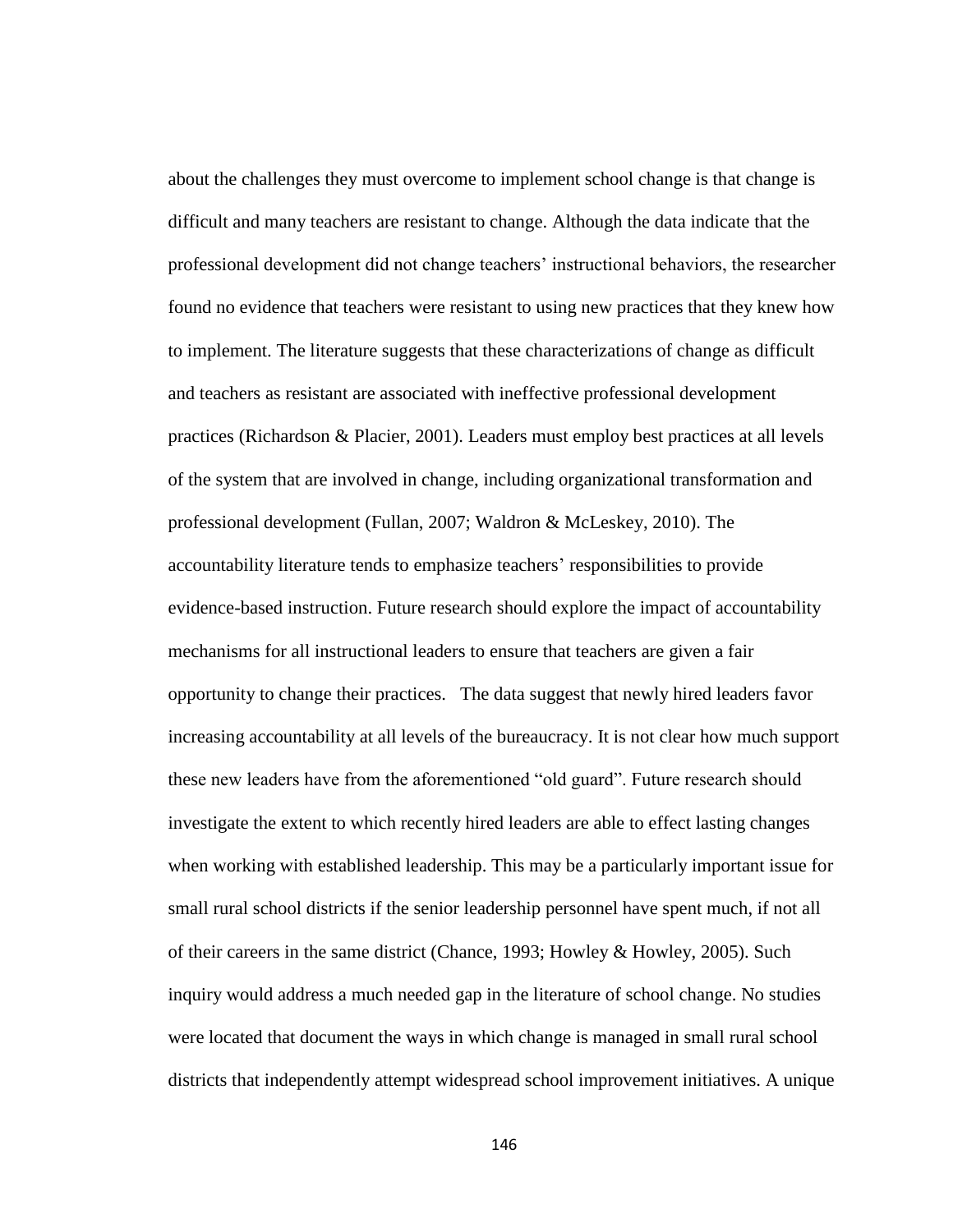about the challenges they must overcome to implement school change is that change is difficult and many teachers are resistant to change. Although the data indicate that the professional development did not change teachers' instructional behaviors, the researcher found no evidence that teachers were resistant to using new practices that they knew how to implement. The literature suggests that these characterizations of change as difficult and teachers as resistant are associated with ineffective professional development practices (Richardson & Placier, 2001). Leaders must employ best practices at all levels of the system that are involved in change, including organizational transformation and professional development (Fullan, 2007; Waldron & McLeskey, 2010). The accountability literature tends to emphasize teachers' responsibilities to provide evidence-based instruction. Future research should explore the impact of accountability mechanisms for all instructional leaders to ensure that teachers are given a fair opportunity to change their practices. The data suggest that newly hired leaders favor increasing accountability at all levels of the bureaucracy. It is not clear how much support these new leaders have from the aforementioned "old guard". Future research should investigate the extent to which recently hired leaders are able to effect lasting changes when working with established leadership. This may be a particularly important issue for small rural school districts if the senior leadership personnel have spent much, if not all of their careers in the same district (Chance, 1993; Howley & Howley, 2005). Such inquiry would address a much needed gap in the literature of school change. No studies were located that document the ways in which change is managed in small rural school districts that independently attempt widespread school improvement initiatives. A unique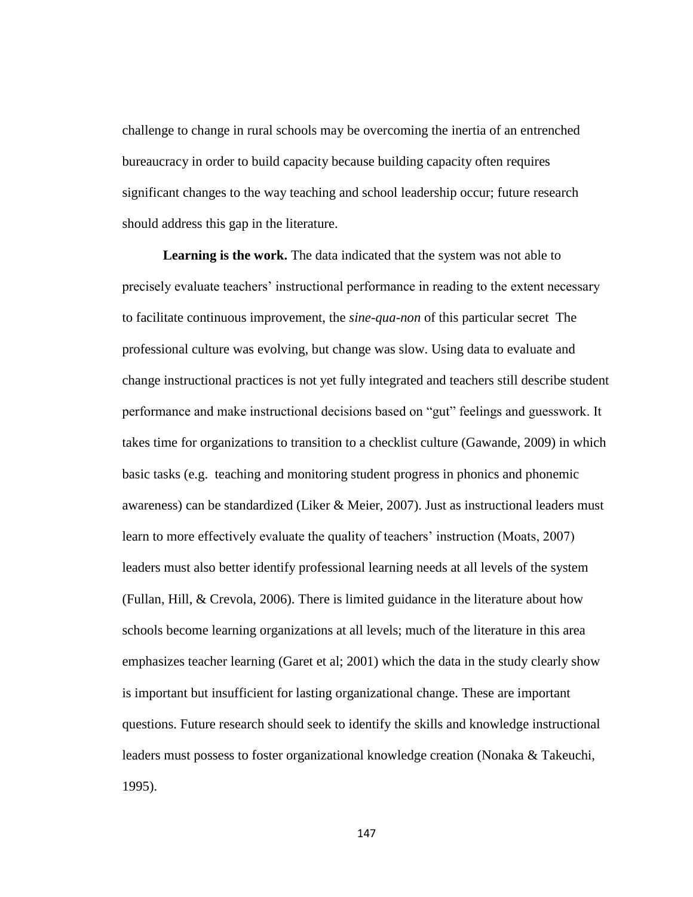challenge to change in rural schools may be overcoming the inertia of an entrenched bureaucracy in order to build capacity because building capacity often requires significant changes to the way teaching and school leadership occur; future research should address this gap in the literature.

**Learning is the work.** The data indicated that the system was not able to precisely evaluate teachers' instructional performance in reading to the extent necessary to facilitate continuous improvement, the *sine-qua-non* of this particular secret The professional culture was evolving, but change was slow. Using data to evaluate and change instructional practices is not yet fully integrated and teachers still describe student performance and make instructional decisions based on "gut" feelings and guesswork. It takes time for organizations to transition to a checklist culture (Gawande, 2009) in which basic tasks (e.g. teaching and monitoring student progress in phonics and phonemic awareness) can be standardized (Liker & Meier, 2007). Just as instructional leaders must learn to more effectively evaluate the quality of teachers' instruction (Moats, 2007) leaders must also better identify professional learning needs at all levels of the system (Fullan, Hill, & Crevola, 2006). There is limited guidance in the literature about how schools become learning organizations at all levels; much of the literature in this area emphasizes teacher learning (Garet et al; 2001) which the data in the study clearly show is important but insufficient for lasting organizational change. These are important questions. Future research should seek to identify the skills and knowledge instructional leaders must possess to foster organizational knowledge creation (Nonaka & Takeuchi, 1995).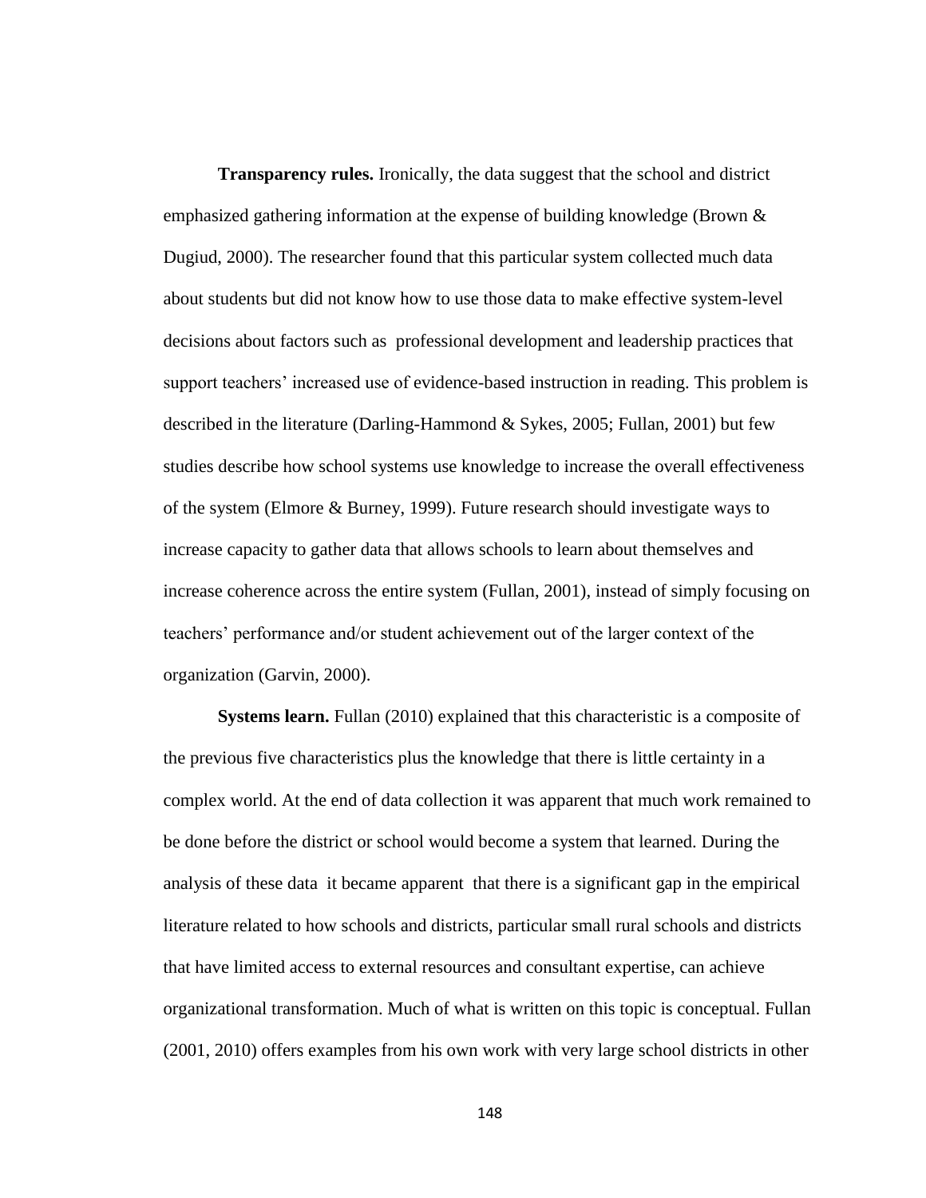**Transparency rules.** Ironically, the data suggest that the school and district emphasized gathering information at the expense of building knowledge (Brown & Dugiud, 2000). The researcher found that this particular system collected much data about students but did not know how to use those data to make effective system-level decisions about factors such as professional development and leadership practices that support teachers' increased use of evidence-based instruction in reading. This problem is described in the literature (Darling-Hammond & Sykes, 2005; Fullan, 2001) but few studies describe how school systems use knowledge to increase the overall effectiveness of the system (Elmore & Burney, 1999). Future research should investigate ways to increase capacity to gather data that allows schools to learn about themselves and increase coherence across the entire system (Fullan, 2001), instead of simply focusing on teachers' performance and/or student achievement out of the larger context of the organization (Garvin, 2000).

**Systems learn.** Fullan (2010) explained that this characteristic is a composite of the previous five characteristics plus the knowledge that there is little certainty in a complex world. At the end of data collection it was apparent that much work remained to be done before the district or school would become a system that learned. During the analysis of these data it became apparent that there is a significant gap in the empirical literature related to how schools and districts, particular small rural schools and districts that have limited access to external resources and consultant expertise, can achieve organizational transformation. Much of what is written on this topic is conceptual. Fullan (2001, 2010) offers examples from his own work with very large school districts in other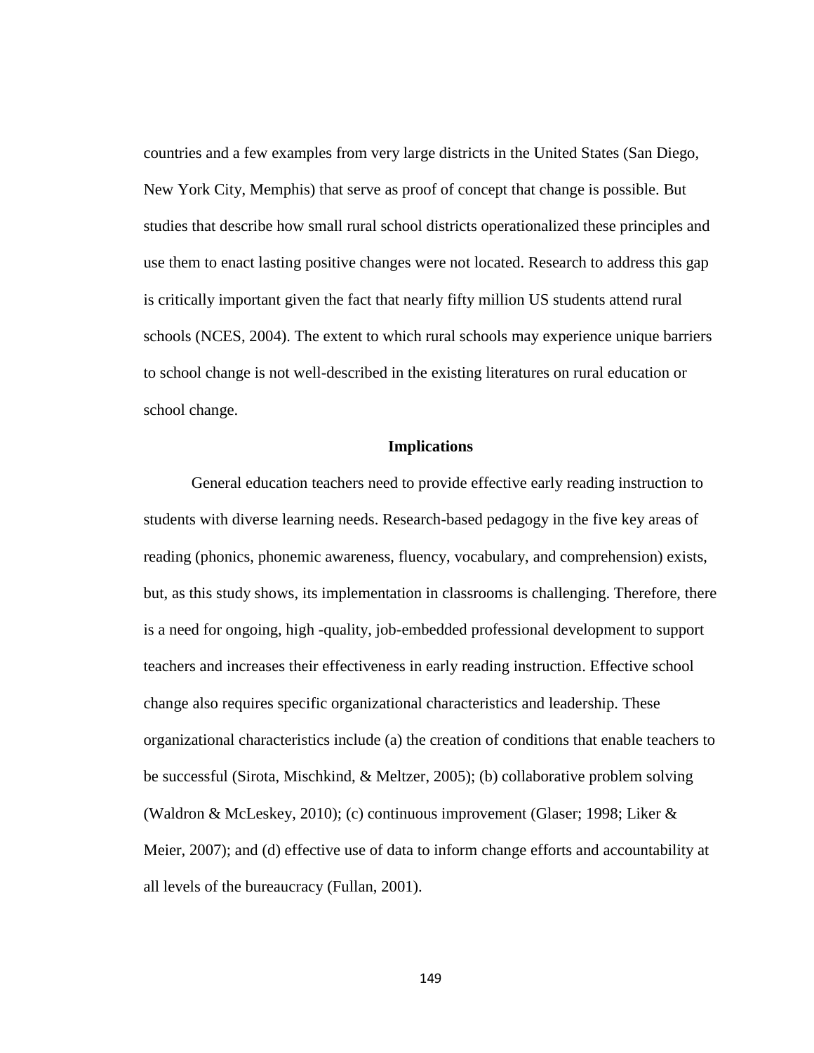countries and a few examples from very large districts in the United States (San Diego, New York City, Memphis) that serve as proof of concept that change is possible. But studies that describe how small rural school districts operationalized these principles and use them to enact lasting positive changes were not located. Research to address this gap is critically important given the fact that nearly fifty million US students attend rural schools (NCES, 2004). The extent to which rural schools may experience unique barriers to school change is not well-described in the existing literatures on rural education or school change.

## Implications

General education teachers need to provide effective early reading instruction to students with diverse learning needs. Research-based pedagogy in the five key areas of reading (phonics, phonemic awareness, fluency, vocabulary, and comprehension) exists, but, as this study shows, its implementation in classrooms is challenging. Therefore, there is a need for ongoing, high -quality, job-embedded professional development to support teachers and increases their effectiveness in early reading instruction. Effective school change also requires specific organizational characteristics and leadership. These organizational characteristics include (a) the creation of conditions that enable teachers to be successful (Sirota, Mischkind, & Meltzer, 2005); (b) collaborative problem solving (Waldron & McLeskey, 2010); (c) continuous improvement (Glaser; 1998; Liker & Meier, 2007); and (d) effective use of data to inform change efforts and accountability at all levels of the bureaucracy (Fullan, 2001).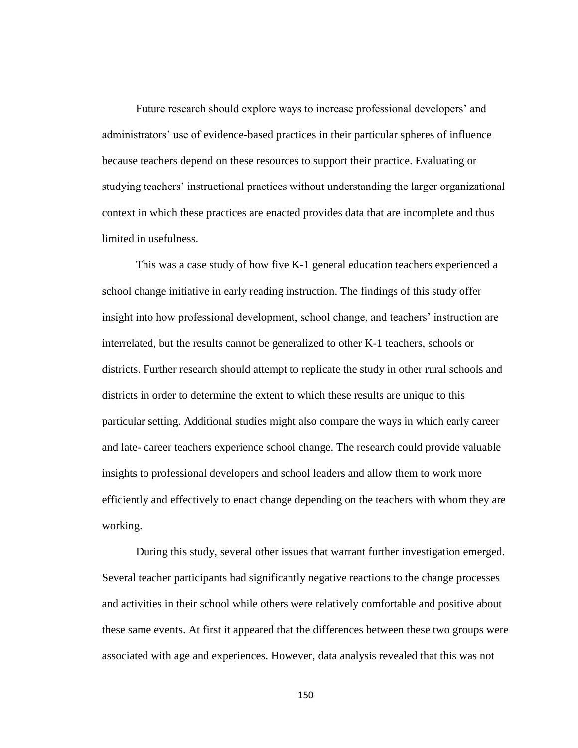Future research should explore ways to increase professional developers' and administrators' use of evidence-based practices in their particular spheres of influence because teachers depend on these resources to support their practice. Evaluating or studying teachers' instructional practices without understanding the larger organizational context in which these practices are enacted provides data that are incomplete and thus limited in usefulness.

This was a case study of how five K-1 general education teachers experienced a school change initiative in early reading instruction. The findings of this study offer insight into how professional development, school change, and teachers' instruction are interrelated, but the results cannot be generalized to other K-1 teachers, schools or districts. Further research should attempt to replicate the study in other rural schools and districts in order to determine the extent to which these results are unique to this particular setting. Additional studies might also compare the ways in which early career and late- career teachers experience school change. The research could provide valuable insights to professional developers and school leaders and allow them to work more efficiently and effectively to enact change depending on the teachers with whom they are working.

During this study, several other issues that warrant further investigation emerged. Several teacher participants had significantly negative reactions to the change processes and activities in their school while others were relatively comfortable and positive about these same events. At first it appeared that the differences between these two groups were associated with age and experiences. However, data analysis revealed that this was not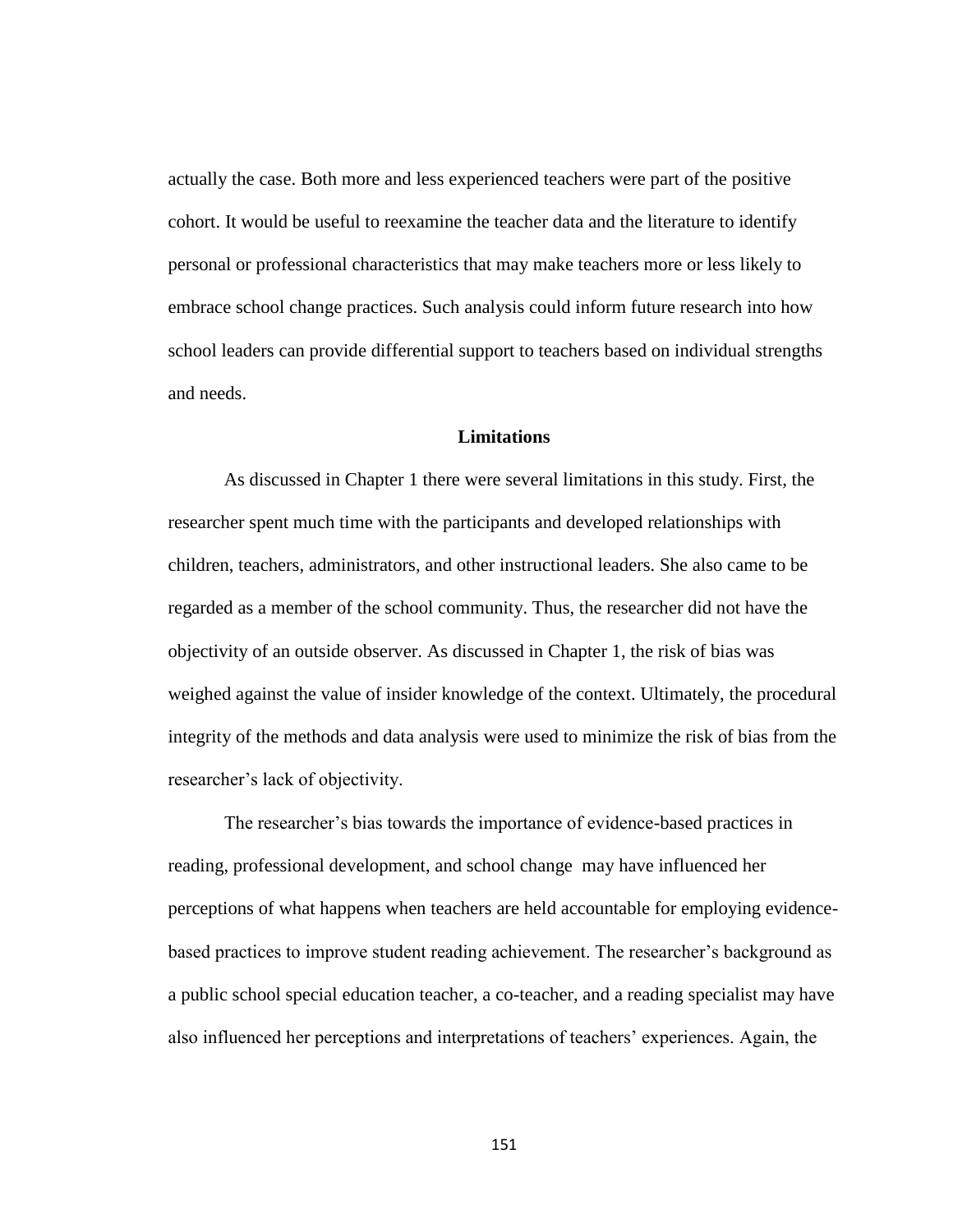actually the case. Both more and less experienced teachers were part of the positive cohort. It would be useful to reexamine the teacher data and the literature to identify personal or professional characteristics that may make teachers more or less likely to embrace school change practices. Such analysis could inform future research into how school leaders can provide differential support to teachers based on individual strengths and needs.

## Limitations

As discussed in Chapter 1 there were several limitations in this study. First, the researcher spent much time with the participants and developed relationships with children, teachers, administrators, and other instructional leaders. She also came to be regarded as a member of the school community. Thus, the researcher did not have the objectivity of an outside observer. As discussed in Chapter 1, the risk of bias was weighed against the value of insider knowledge of the context. Ultimately, the procedural integrity of the methods and data analysis were used to minimize the risk of bias from the researcher's lack of objectivity.

The researcher's bias towards the importance of evidence-based practices in reading, professional development, and school change may have influenced her perceptions of what happens when teachers are held accountable for employing evidence-based practices to improve student reading achievement. The researcher's background as a public school special education teacher, a co-teacher, and a reading specialist may have also influenced her perceptions and interpretations of teachers' experiences. Again, the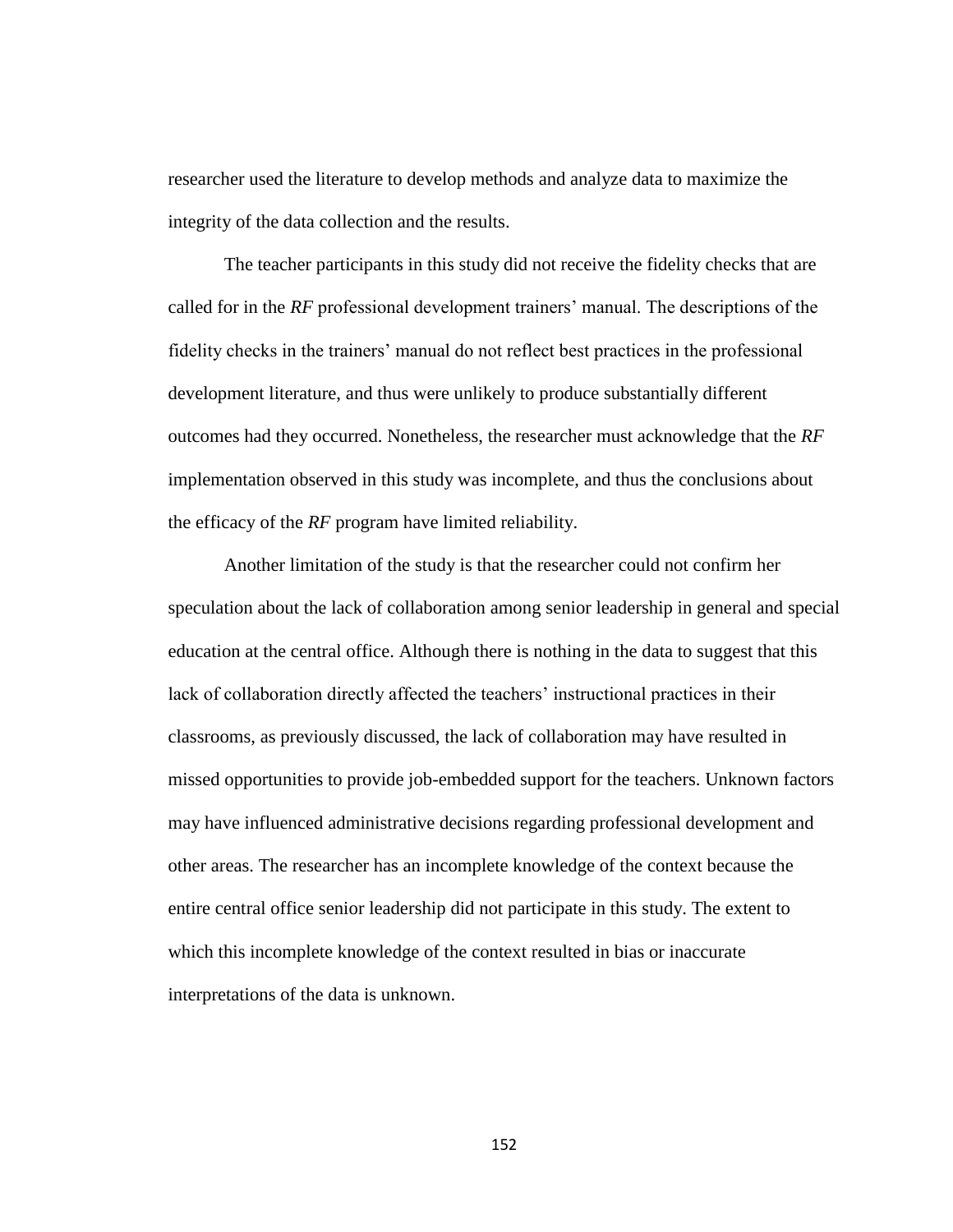researcher used the literature to develop methods and analyze data to maximize the integrity of the data collection and the results.

The teacher participants in this study did not receive the fidelity checks that are called for in the *RF* professional development trainers' manual. The descriptions of the fidelity checks in the trainers' manual do not reflect best practices in the professional development literature, and thus were unlikely to produce substantially different outcomes had they occurred. Nonetheless, the researcher must acknowledge that the *RF* implementation observed in this study was incomplete, and thus the conclusions about the efficacy of the *RF* program have limited reliability.

Another limitation of the study is that the researcher could not confirm her speculation about the lack of collaboration among senior leadership in general and special education at the central office. Although there is nothing in the data to suggest that this lack of collaboration directly affected the teachers' instructional practices in their classrooms, as previously discussed, the lack of collaboration may have resulted in missed opportunities to provide job-embedded support for the teachers. Unknown factors may have influenced administrative decisions regarding professional development and other areas. The researcher has an incomplete knowledge of the context because the entire central office senior leadership did not participate in this study. The extent to which this incomplete knowledge of the context resulted in bias or inaccurate interpretations of the data is unknown.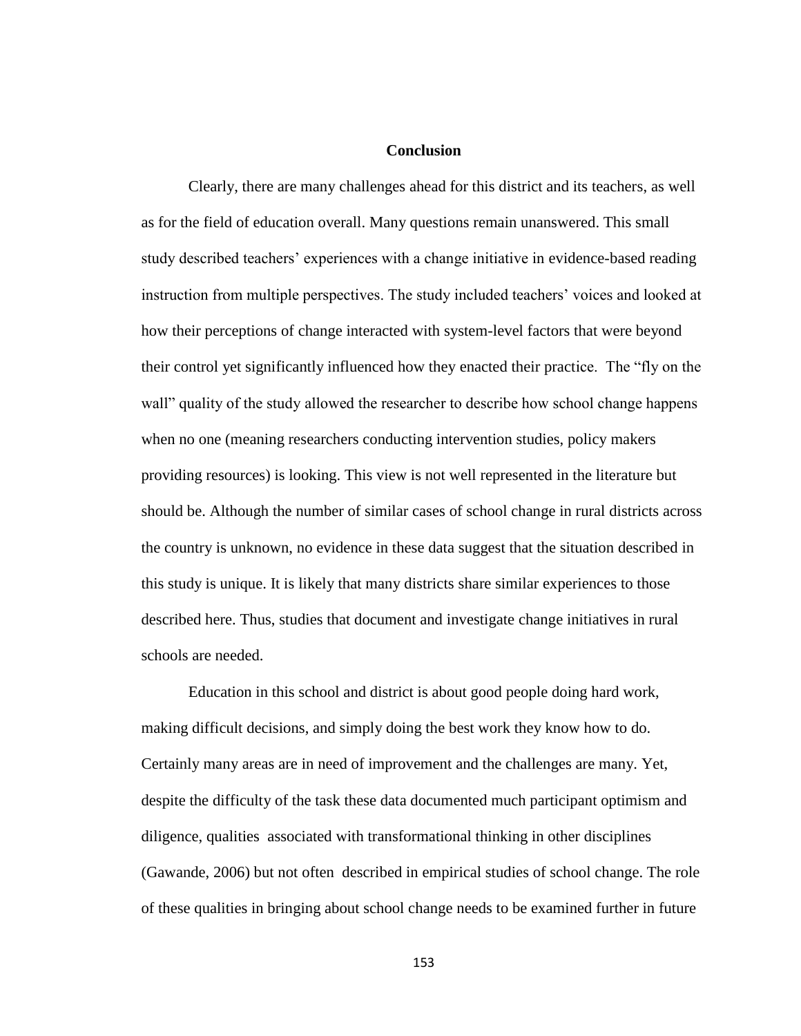## Conclusion

Clearly, there are many challenges ahead for this district and its teachers, as well as for the field of education overall. Many questions remain unanswered. This small study described teachers' experiences with a change initiative in evidence-based reading instruction from multiple perspectives. The study included teachers' voices and looked at how their perceptions of change interacted with system-level factors that were beyond their control yet significantly influenced how they enacted their practice. The "fly on the wall" quality of the study allowed the researcher to describe how school change happens when no one (meaning researchers conducting intervention studies, policy makers providing resources) is looking. This view is not well represented in the literature but should be. Although the number of similar cases of school change in rural districts across the country is unknown, no evidence in these data suggest that the situation described in this study is unique. It is likely that many districts share similar experiences to those described here. Thus, studies that document and investigate change initiatives in rural schools are needed.

Education in this school and district is about good people doing hard work, making difficult decisions, and simply doing the best work they know how to do. Certainly many areas are in need of improvement and the challenges are many. Yet, despite the difficulty of the task these data documented much participant optimism and diligence, qualities associated with transformational thinking in other disciplines (Gawande, 2006) but not often described in empirical studies of school change. The role of these qualities in bringing about school change needs to be examined further in future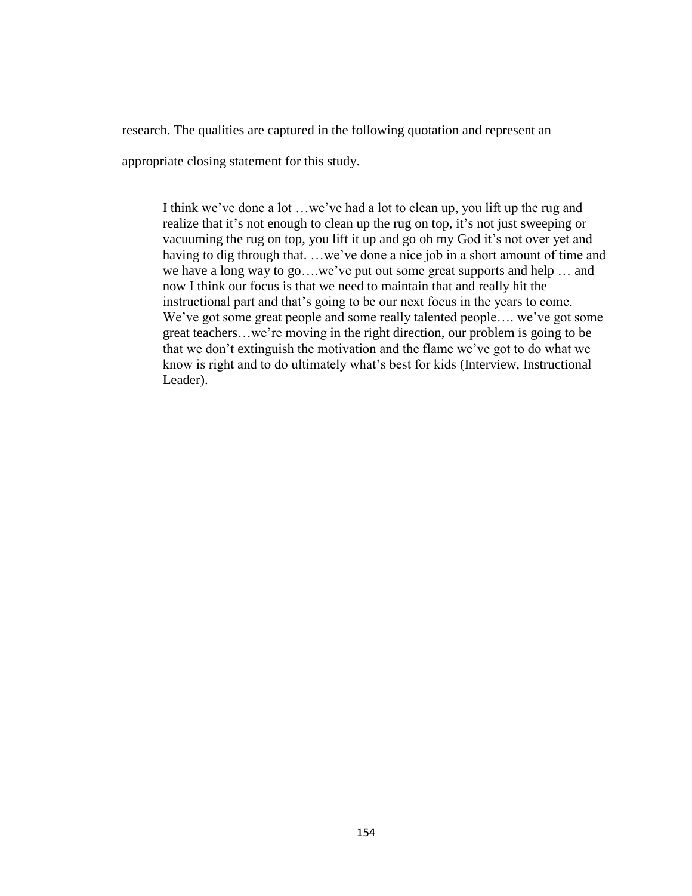research. The qualities are captured in the following quotation and represent an appropriate closing statement for this study.

> I think we've done a lot …we've had a lot to clean up, you lift up the rug and realize that it's not enough to clean up the rug on top, it's not just sweeping or vacuuming the rug on top, you lift it up and go oh my God it's not over yet and having to dig through that. …we've done a nice job in a short amount of time and we have a long way to go….we've put out some great supports and help … and now I think our focus is that we need to maintain that and really hit the instructional part and that's going to be our next focus in the years to come. We've got some great people and some really talented people…. we've got some great teachers…we're moving in the right direction, our problem is going to be that we don't extinguish the motivation and the flame we've got to do what we know is right and to do ultimately what's best for kids (Interview, Instructional Leader).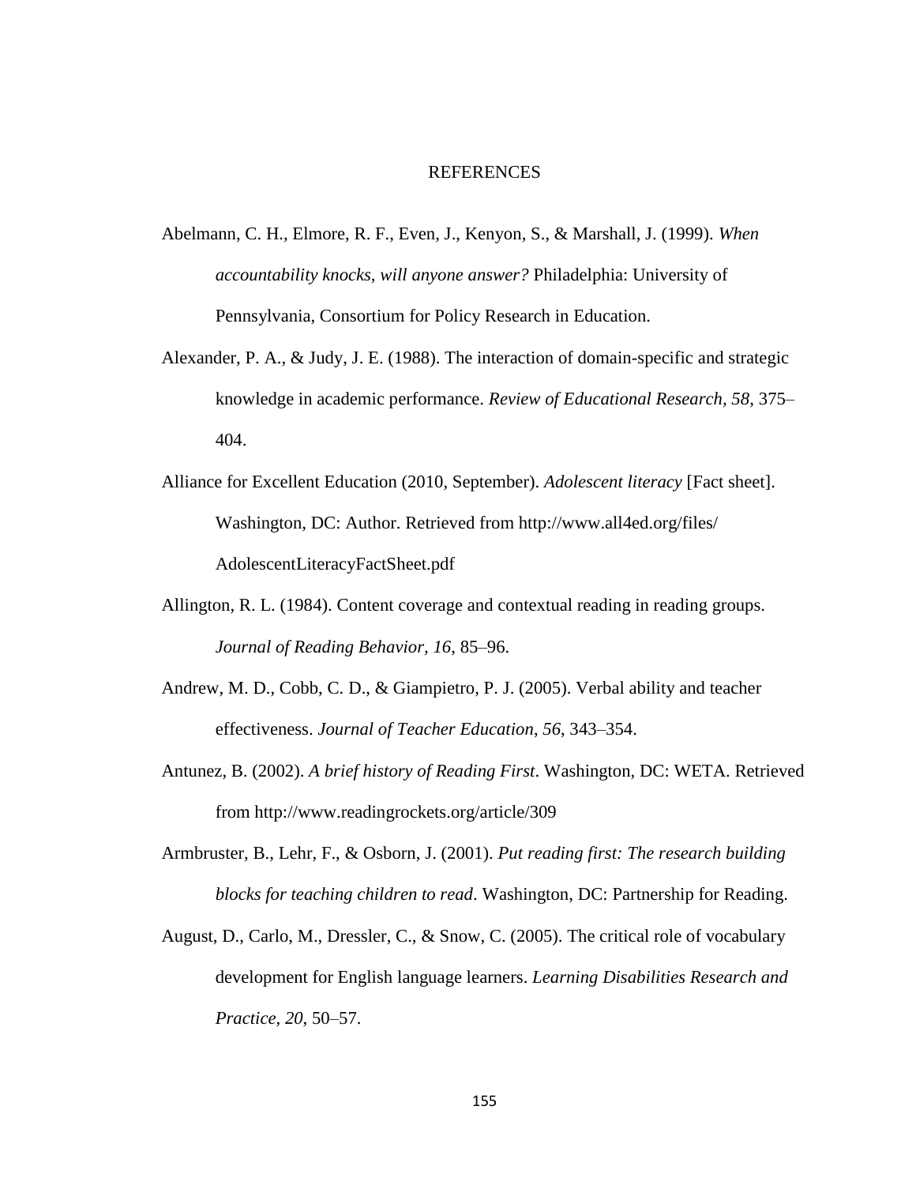# REFERENCES

Abelmann, C. H., Elmore, R. F., Even, J., Kenyon, S., & Marshall, J. (1999). *When accountability knocks, will anyone answer?* Philadelphia: University of Pennsylvania, Consortium for Policy Research in Education.

Alexander, P. A., & Judy, J. E. (1988). The interaction of domain-specific and strategic knowledge in academic performance. *Review of Educational Research, 58*, 375–404.

Alliance for Excellent Education (2010, September). *Adolescent literacy* [Fact sheet]. Washington, DC: Author. Retrieved from http://www.all4ed.org/files/AdolescentLiteracyFactSheet.pdf

Allington, R. L. (1984). Content coverage and contextual reading in reading groups. *Journal of Reading Behavior, 16*, 85–96.

Andrew, M. D., Cobb, C. D., & Giampietro, P. J. (2005). Verbal ability and teacher effectiveness. *Journal of Teacher Education, 56*, 343–354.

Antunez, B. (2002). *A brief history of Reading First*. Washington, DC: WETA. Retrieved from http://www.readingrockets.org/article/309

Armbruster, B., Lehr, F., & Osborn, J. (2001). *Put reading first: The research building blocks for teaching children to read*. Washington, DC: Partnership for Reading.

August, D., Carlo, M., Dressler, C., & Snow, C. (2005). The critical role of vocabulary development for English language learners. *Learning Disabilities Research and Practice, 20*, 50–57.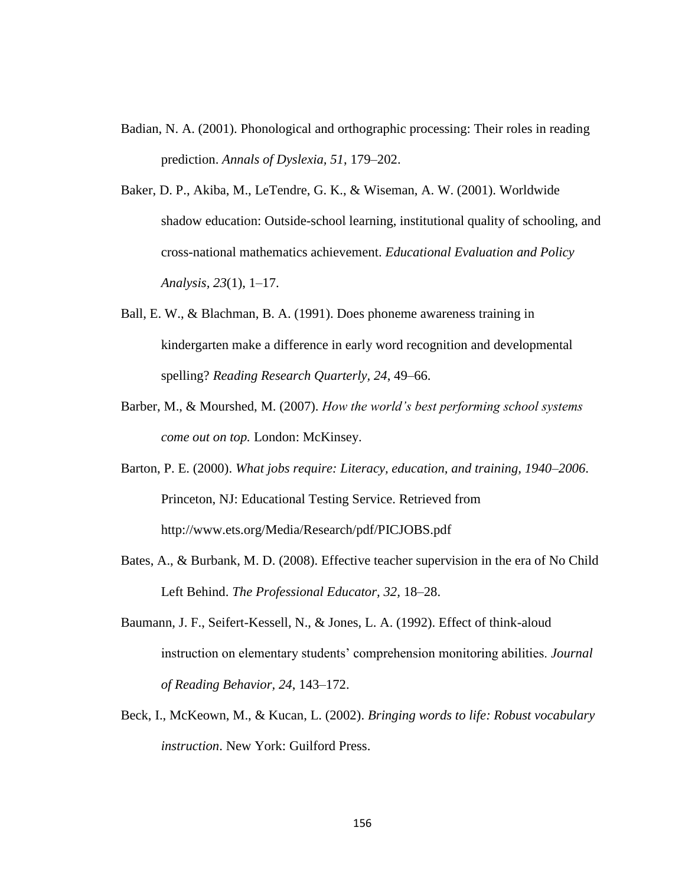Badian, N. A. (2001). Phonological and orthographic processing: Their roles in reading prediction. *Annals of Dyslexia, 51*, 179–202.

Baker, D. P., Akiba, M., LeTendre, G. K., & Wiseman, A. W. (2001). Worldwide shadow education: Outside-school learning, institutional quality of schooling, and cross-national mathematics achievement. *Educational Evaluation and Policy Analysis*, *23*(1), 1–17.

Ball, E. W., & Blachman, B. A. (1991). Does phoneme awareness training in kindergarten make a difference in early word recognition and developmental spelling? *Reading Research Quarterly, 24*, 49–66.

Barber, M., & Mourshed, M. (2007). *How the world's best performing school systems come out on top.* London: McKinsey.

Barton, P. E. (2000). *What jobs require: Literacy, education, and training, 1940–2006*. Princeton, NJ: Educational Testing Service. Retrieved from http://www.ets.org/Media/Research/pdf/PICJOBS.pdf

Bates, A., & Burbank, M. D. (2008). Effective teacher supervision in the era of No Child Left Behind. *The Professional Educator, 32*, 18–28.

Baumann, J. F., Seifert-Kessell, N., & Jones, L. A. (1992). Effect of think-aloud instruction on elementary students' comprehension monitoring abilities. *Journal of Reading Behavior, 24*, 143–172.

Beck, I., McKeown, M., & Kucan, L. (2002). *Bringing words to life: Robust vocabulary instruction*. New York: Guilford Press.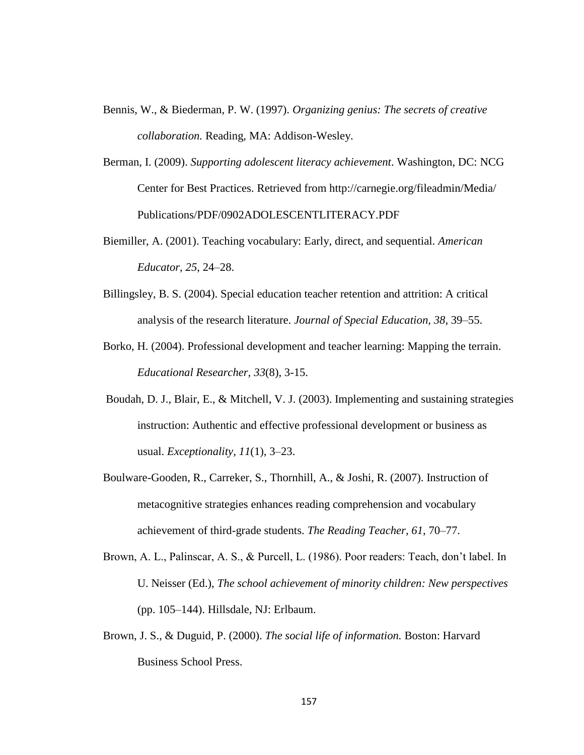Bennis, W., & Biederman, P. W. (1997). *Organizing genius: The secrets of creative collaboration.* Reading, MA: Addison-Wesley.

Berman, I. (2009). *Supporting adolescent literacy achievement*. Washington, DC: NCG Center for Best Practices. Retrieved from http://carnegie.org/fileadmin/Media/Publications/PDF/0902ADOLESCENTLITERACY.PDF

Biemiller, A. (2001). Teaching vocabulary: Early, direct, and sequential. *American Educator, 25*, 24–28.

Billingsley, B. S. (2004). Special education teacher retention and attrition: A critical analysis of the research literature. *Journal of Special Education, 38*, 39–55.

Borko, H. (2004). Professional development and teacher learning: Mapping the terrain. *Educational Researcher, 33*(8), 3-15.

Boudah, D. J., Blair, E., & Mitchell, V. J. (2003). Implementing and sustaining strategies instruction: Authentic and effective professional development or business as usual. *Exceptionality, 11*(1), 3–23.

Boulware-Gooden, R., Carreker, S., Thornhill, A., & Joshi, R. (2007). Instruction of metacognitive strategies enhances reading comprehension and vocabulary achievement of third-grade students. *The Reading Teacher, 61*, 70–77.

Brown, A. L., Palinscar, A. S., & Purcell, L. (1986). Poor readers: Teach, don't label. In U. Neisser (Ed.), *The school achievement of minority children: New perspectives* (pp. 105–144). Hillsdale, NJ: Erlbaum.

Brown, J. S., & Duguid, P. (2000). *The social life of information.* Boston: Harvard Business School Press.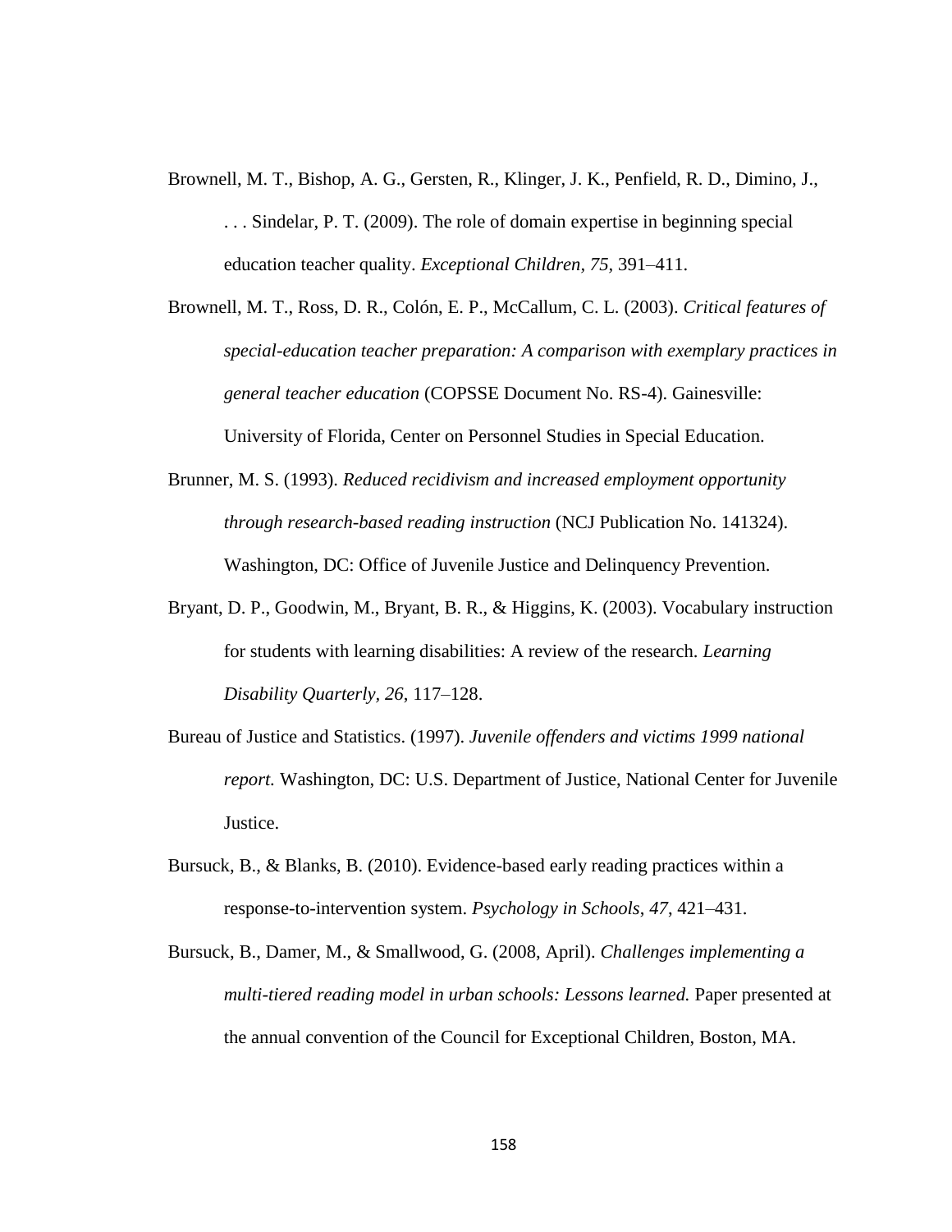Brownell, M. T., Bishop, A. G., Gersten, R., Klinger, J. K., Penfield, R. D., Dimino, J., . . . Sindelar, P. T. (2009). The role of domain expertise in beginning special education teacher quality. *Exceptional Children, 75,* 391–411.

Brownell, M. T., Ross, D. R., Colón, E. P., McCallum, C. L. (2003). *Critical features of special-education teacher preparation: A comparison with exemplary practices in general teacher education* (COPSSE Document No. RS-4). Gainesville: University of Florida, Center on Personnel Studies in Special Education.

Brunner, M. S. (1993). *Reduced recidivism and increased employment opportunity through research-based reading instruction* (NCJ Publication No. 141324). Washington, DC: Office of Juvenile Justice and Delinquency Prevention.

Bryant, D. P., Goodwin, M., Bryant, B. R., & Higgins, K. (2003). Vocabulary instruction for students with learning disabilities: A review of the research. *Learning Disability Quarterly*, *26*, 117–128.

Bureau of Justice and Statistics. (1997). *Juvenile offenders and victims 1999 national report.* Washington, DC: U.S. Department of Justice, National Center for Juvenile Justice.

Bursuck, B., & Blanks, B. (2010). Evidence-based early reading practices within a response-to-intervention system. *Psychology in Schools*, *47*, 421–431.

Bursuck, B., Damer, M., & Smallwood, G. (2008, April). *Challenges implementing a multi-tiered reading model in urban schools: Lessons learned.* Paper presented at the annual convention of the Council for Exceptional Children, Boston, MA.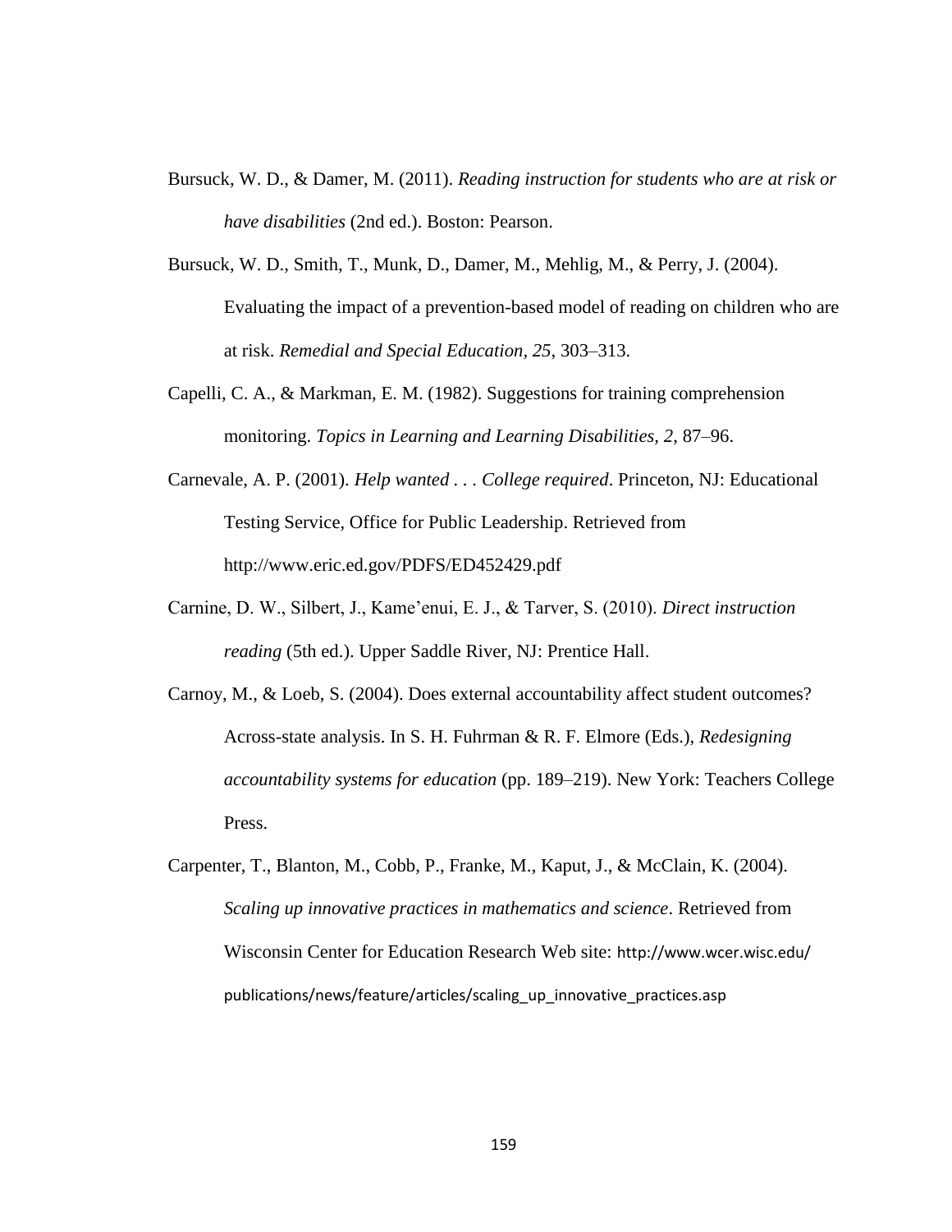Bursuck, W. D., & Damer, M. (2011). *Reading instruction for students who are at risk or have disabilities* (2nd ed.). Boston: Pearson.

Bursuck, W. D., Smith, T., Munk, D., Damer, M., Mehlig, M., & Perry, J. (2004). Evaluating the impact of a prevention-based model of reading on children who are at risk. *Remedial and Special Education, 25*, 303–313.

Capelli, C. A., & Markman, E. M. (1982). Suggestions for training comprehension monitoring. *Topics in Learning and Learning Disabilities, 2*, 87–96.

Carnevale, A. P. (2001). *Help wanted . . . College required*. Princeton, NJ: Educational Testing Service, Office for Public Leadership. Retrieved from http://www.eric.ed.gov/PDFS/ED452429.pdf

Carnine, D. W., Silbert, J., Kame'enui, E. J., & Tarver, S. (2010). *Direct instruction reading* (5th ed.). Upper Saddle River, NJ: Prentice Hall.

Carnoy, M., & Loeb, S. (2004). Does external accountability affect student outcomes? Across-state analysis. In S. H. Fuhrman & R. F. Elmore (Eds.), *Redesigning accountability systems for education* (pp. 189–219). New York: Teachers College Press.

Carpenter, T., Blanton, M., Cobb, P., Franke, M., Kaput, J., & McClain, K. (2004). *Scaling up innovative practices in mathematics and science*. Retrieved from Wisconsin Center for Education Research Web site: http://www.wcer.wisc.edu/publications/news/feature/articles/scaling_up_innovative_practices.asp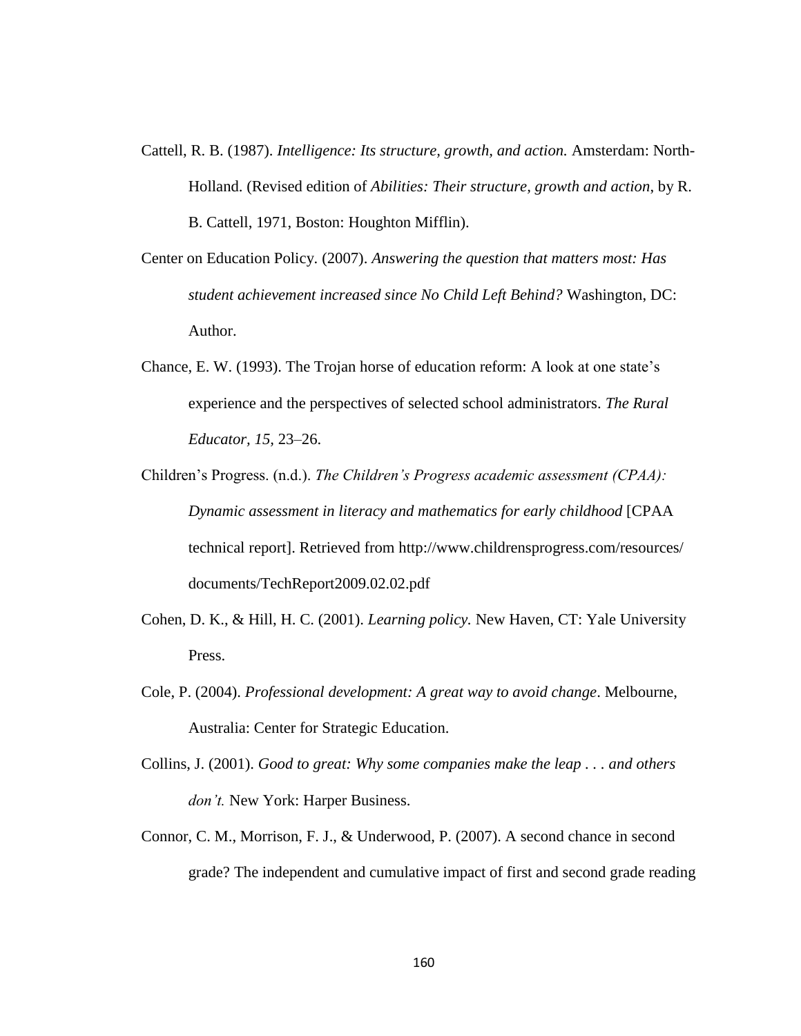Cattell, R. B. (1987). *Intelligence: Its structure, growth, and action.* Amsterdam: North-Holland. (Revised edition of *Abilities: Their structure, growth and action*, by R. B. Cattell, 1971, Boston: Houghton Mifflin).

Center on Education Policy. (2007). *Answering the question that matters most: Has student achievement increased since No Child Left Behind?* Washington, DC: Author.

Chance, E. W. (1993). The Trojan horse of education reform: A look at one state's experience and the perspectives of selected school administrators. *The Rural Educator, 15*, 23–26.

Children's Progress. (n.d.). *The Children's Progress academic assessment (CPAA): Dynamic assessment in literacy and mathematics for early childhood* [CPAA technical report]. Retrieved from http://www.childrensprogress.com/resources/documents/TechReport2009.02.02.pdf

Cohen, D. K., & Hill, H. C. (2001). *Learning policy.* New Haven, CT: Yale University Press.

Cole, P. (2004). *Professional development: A great way to avoid change*. Melbourne, Australia: Center for Strategic Education.

Collins, J. (2001). *Good to great: Why some companies make the leap . . . and others don't.* New York: Harper Business.

Connor, C. M., Morrison, F. J., & Underwood, P. (2007). A second chance in second grade? The independent and cumulative impact of first and second grade reading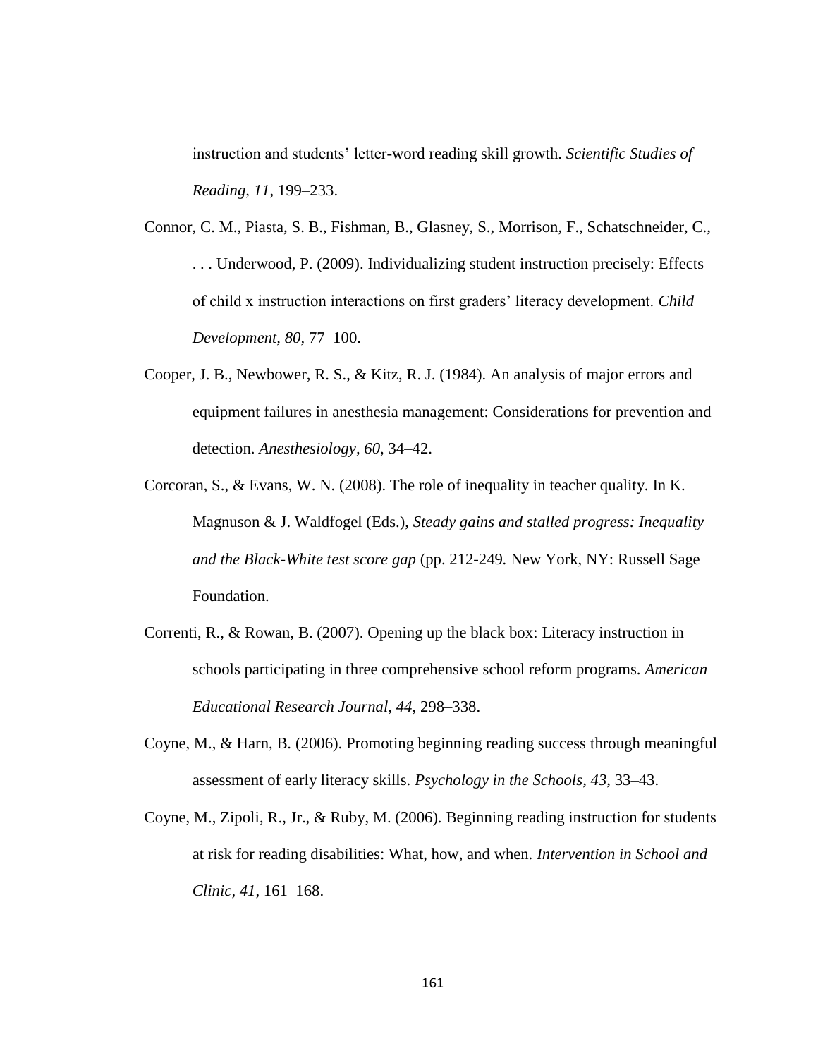instruction and students' letter-word reading skill growth. *Scientific Studies of Reading, 11*, 199–233.

Connor, C. M., Piasta, S. B., Fishman, B., Glasney, S., Morrison, F., Schatschneider, C., . . . Underwood, P. (2009). Individualizing student instruction precisely: Effects of child x instruction interactions on first graders' literacy development. *Child Development, 80*, 77–100.

Cooper, J. B., Newbower, R. S., & Kitz, R. J. (1984). An analysis of major errors and equipment failures in anesthesia management: Considerations for prevention and detection. *Anesthesiology, 60*, 34–42.

Corcoran, S., & Evans, W. N. (2008). The role of inequality in teacher quality. In K. Magnuson & J. Waldfogel (Eds.), *Steady gains and stalled progress: Inequality and the Black-White test score gap* (pp. 212-249. New York, NY: Russell Sage Foundation.

Correnti, R., & Rowan, B. (2007). Opening up the black box: Literacy instruction in schools participating in three comprehensive school reform programs. *American Educational Research Journal, 44*, 298–338.

Coyne, M., & Harn, B. (2006). Promoting beginning reading success through meaningful assessment of early literacy skills. *Psychology in the Schools, 43*, 33–43.

Coyne, M., Zipoli, R., Jr., & Ruby, M. (2006). Beginning reading instruction for students at risk for reading disabilities: What, how, and when. *Intervention in School and Clinic, 41*, 161–168.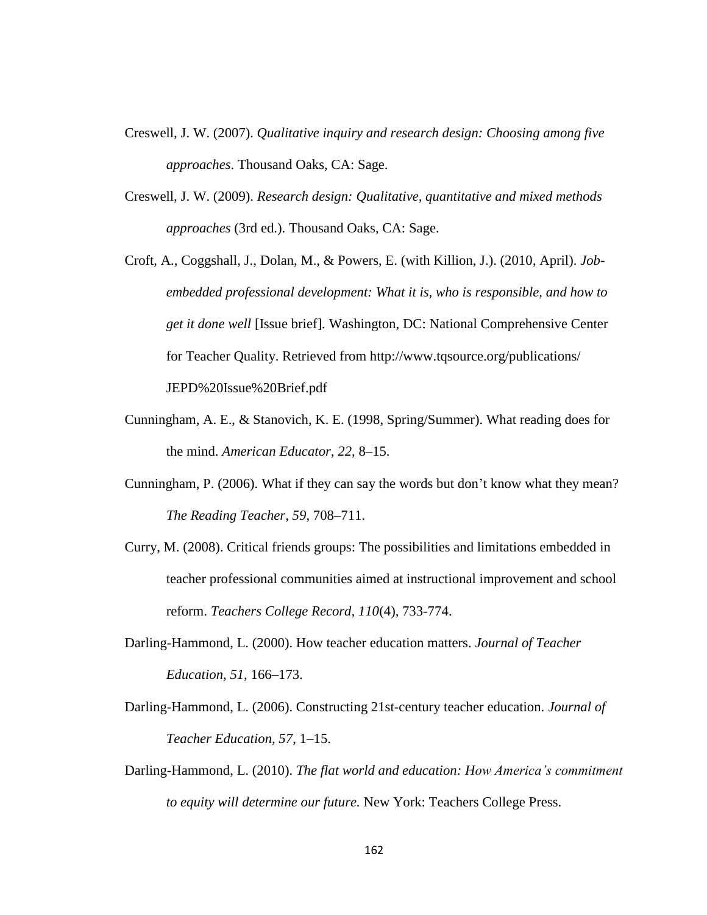Creswell, J. W. (2007). *Qualitative inquiry and research design: Choosing among five approaches*. Thousand Oaks, CA: Sage.

Creswell, J. W. (2009). *Research design: Qualitative, quantitative and mixed methods approaches* (3rd ed.). Thousand Oaks, CA: Sage.

Croft, A., Coggshall, J., Dolan, M., & Powers, E. (with Killion, J.). (2010, April). *Job-embedded professional development: What it is, who is responsible, and how to get it done well* [Issue brief]. Washington, DC: National Comprehensive Center for Teacher Quality. Retrieved from http://www.tqsource.org/publications/JEPD%20Issue%20Brief.pdf

Cunningham, A. E., & Stanovich, K. E. (1998, Spring/Summer). What reading does for the mind. *American Educator, 22*, 8–15.

Cunningham, P. (2006). What if they can say the words but don't know what they mean? *The Reading Teacher, 59*, 708–711.

Curry, M. (2008). Critical friends groups: The possibilities and limitations embedded in teacher professional communities aimed at instructional improvement and school reform. *Teachers College Record, 110*(4), 733-774.

Darling-Hammond, L. (2000). How teacher education matters. *Journal of Teacher Education, 51*, 166–173.

Darling-Hammond, L. (2006). Constructing 21st-century teacher education. *Journal of Teacher Education, 57*, 1–15.

Darling-Hammond, L. (2010). *The flat world and education: How America's commitment to equity will determine our future*. New York: Teachers College Press.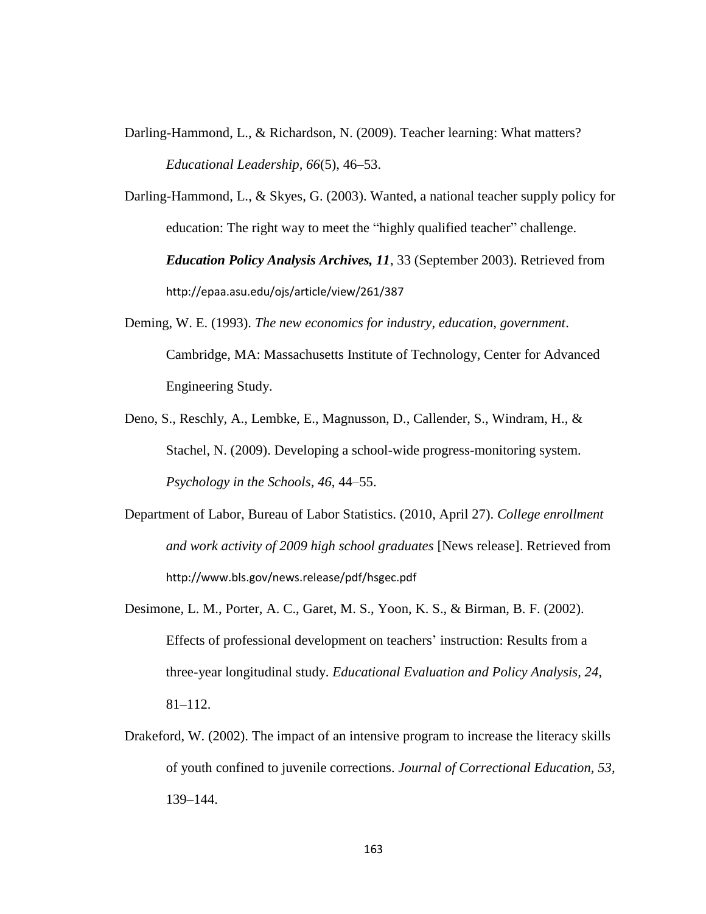Darling-Hammond, L., & Richardson, N. (2009). Teacher learning: What matters? *Educational Leadership*, *66*(5), 46–53.

Darling-Hammond, L., & Skyes, G. (2003). Wanted, a national teacher supply policy for education: The right way to meet the "highly qualified teacher" challenge. ***Education Policy Analysis Archives, 11***, 33 (September 2003). Retrieved from http://epaa.asu.edu/ojs/article/view/261/387

Deming, W. E. (1993). *The new economics for industry, education, government*. Cambridge, MA: Massachusetts Institute of Technology, Center for Advanced Engineering Study.

Deno, S., Reschly, A., Lembke, E., Magnusson, D., Callender, S., Windram, H., & Stachel, N. (2009). Developing a school-wide progress-monitoring system. *Psychology in the Schools, 46*, 44–55.

Department of Labor, Bureau of Labor Statistics. (2010, April 27). *College enrollment and work activity of 2009 high school graduates* [News release]. Retrieved from http://www.bls.gov/news.release/pdf/hsgec.pdf

Desimone, L. M., Porter, A. C., Garet, M. S., Yoon, K. S., & Birman, B. F. (2002). Effects of professional development on teachers' instruction: Results from a three-year longitudinal study. *Educational Evaluation and Policy Analysis, 24*, 81–112.

Drakeford, W. (2002). The impact of an intensive program to increase the literacy skills of youth confined to juvenile corrections. *Journal of Correctional Education, 53,* 139–144.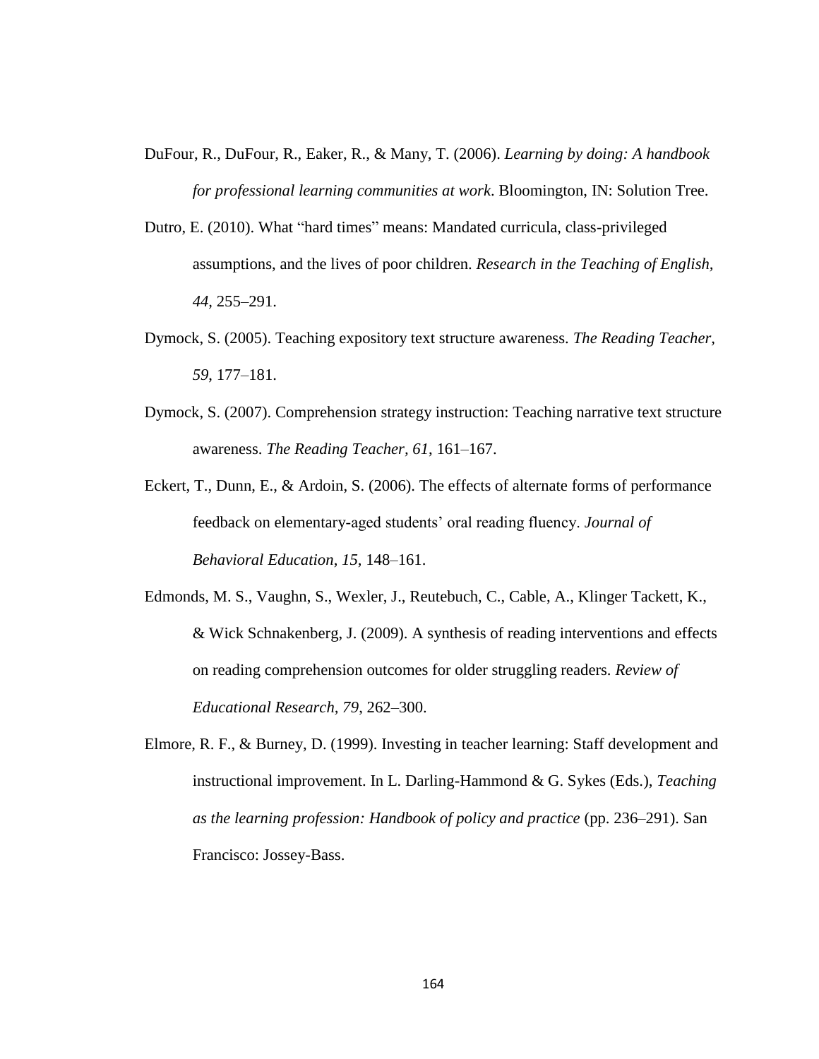DuFour, R., DuFour, R., Eaker, R., & Many, T. (2006). *Learning by doing: A handbook for professional learning communities at work*. Bloomington, IN: Solution Tree.

Dutro, E. (2010). What "hard times" means: Mandated curricula, class-privileged assumptions, and the lives of poor children. *Research in the Teaching of English, 44*, 255–291.

Dymock, S. (2005). Teaching expository text structure awareness. *The Reading Teacher, 59*, 177–181.

Dymock, S. (2007). Comprehension strategy instruction: Teaching narrative text structure awareness. *The Reading Teacher, 61*, 161–167.

Eckert, T., Dunn, E., & Ardoin, S. (2006). The effects of alternate forms of performance feedback on elementary-aged students' oral reading fluency. *Journal of Behavioral Education*, *15*, 148–161.

Edmonds, M. S., Vaughn, S., Wexler, J., Reutebuch, C., Cable, A., Klinger Tackett, K., & Wick Schnakenberg, J. (2009). A synthesis of reading interventions and effects on reading comprehension outcomes for older struggling readers. *Review of Educational Research, 79*, 262–300.

Elmore, R. F., & Burney, D. (1999). Investing in teacher learning: Staff development and instructional improvement. In L. Darling-Hammond & G. Sykes (Eds.), *Teaching as the learning profession: Handbook of policy and practice* (pp. 236–291). San Francisco: Jossey-Bass.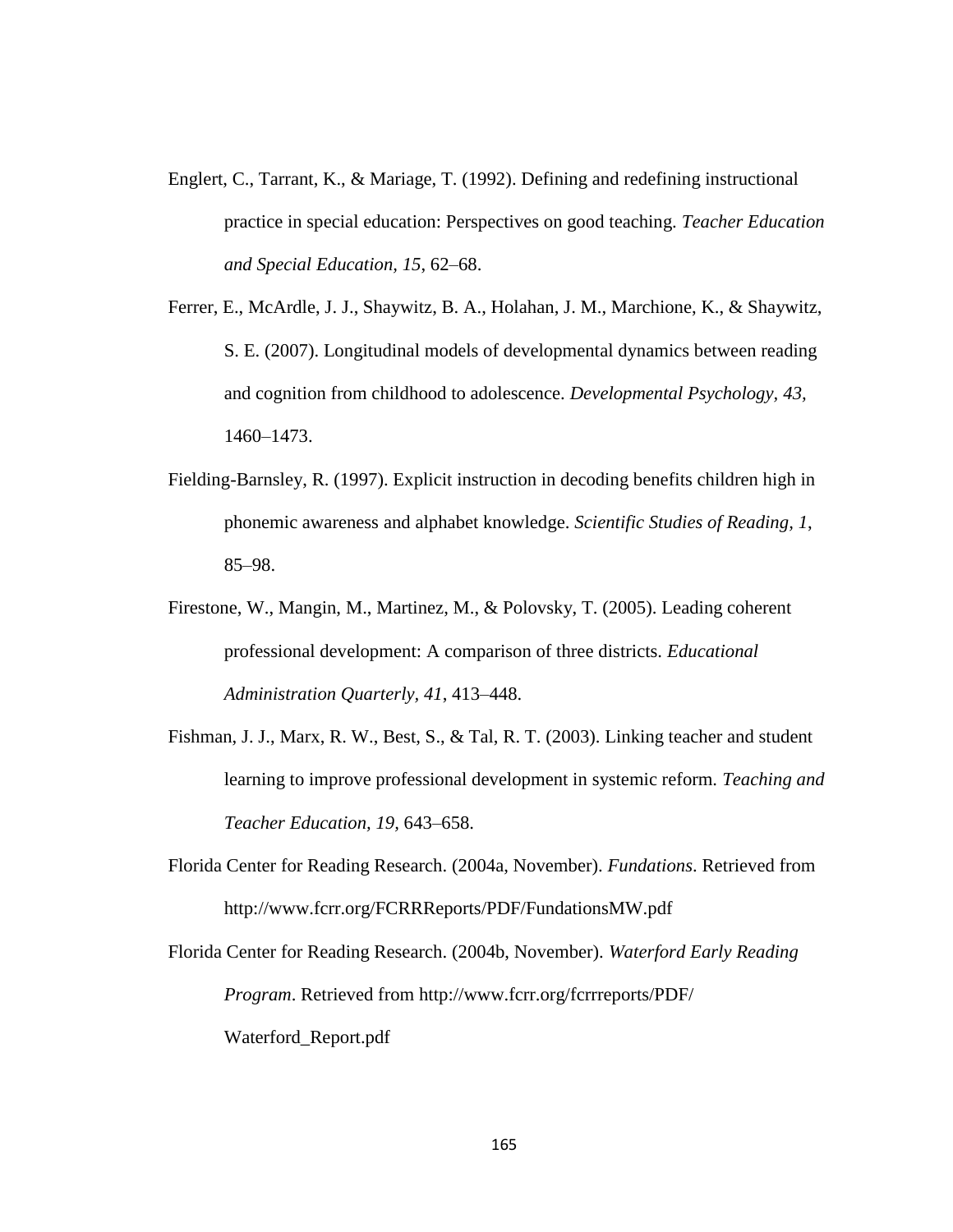Englert, C., Tarrant, K., & Mariage, T. (1992). Defining and redefining instructional practice in special education: Perspectives on good teaching. *Teacher Education and Special Education, 15*, 62–68.

Ferrer, E., McArdle, J. J., Shaywitz, B. A., Holahan, J. M., Marchione, K., & Shaywitz, S. E. (2007). Longitudinal models of developmental dynamics between reading and cognition from childhood to adolescence. *Developmental Psychology, 43*, 1460–1473.

Fielding-Barnsley, R. (1997). Explicit instruction in decoding benefits children high in phonemic awareness and alphabet knowledge. *Scientific Studies of Reading, 1*, 85–98.

Firestone, W., Mangin, M., Martinez, M., & Polovsky, T. (2005). Leading coherent professional development: A comparison of three districts. *Educational Administration Quarterly, 41*, 413–448.

Fishman, J. J., Marx, R. W., Best, S., & Tal, R. T. (2003). Linking teacher and student learning to improve professional development in systemic reform. *Teaching and Teacher Education, 19,* 643–658.

Florida Center for Reading Research. (2004a, November). *Fundations*. Retrieved from http://www.fcrr.org/FCRRReports/PDF/FundationsMW.pdf

Florida Center for Reading Research. (2004b, November). *Waterford Early Reading Program*. Retrieved from http://www.fcrr.org/fcrrreports/PDF/Waterford_Report.pdf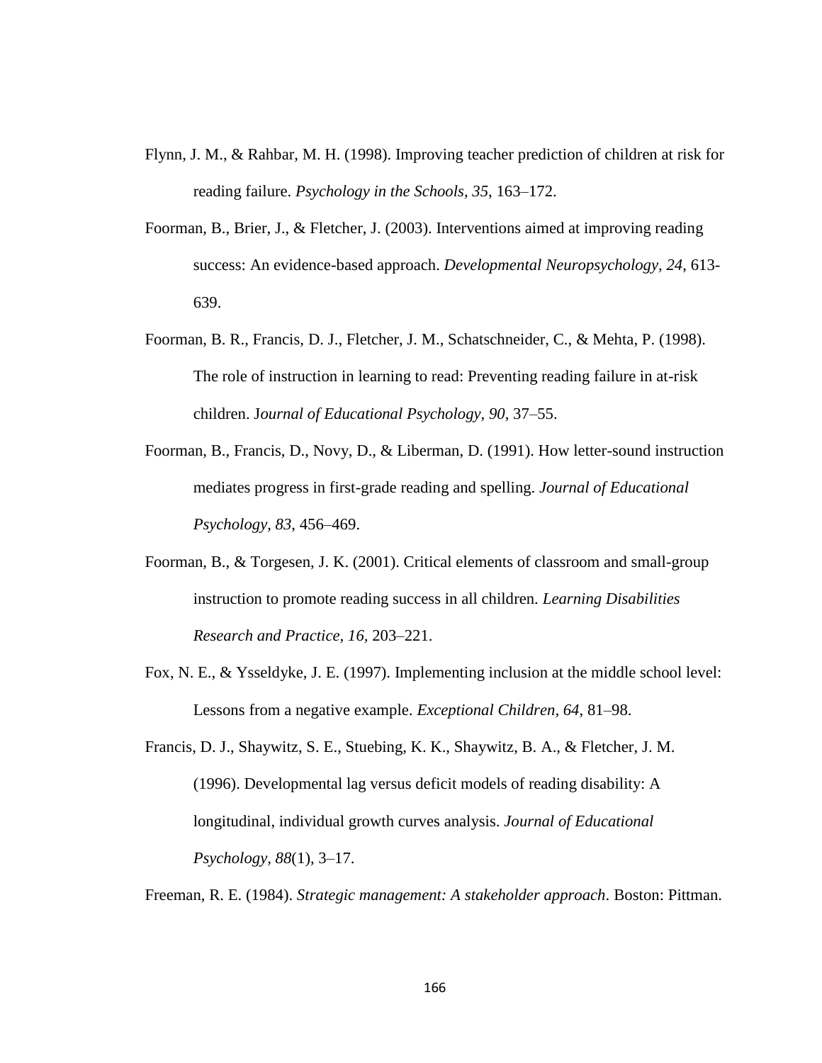Flynn, J. M., & Rahbar, M. H. (1998). Improving teacher prediction of children at risk for reading failure. *Psychology in the Schools, 35*, 163–172.

Foorman, B., Brier, J., & Fletcher, J. (2003). Interventions aimed at improving reading success: An evidence-based approach. *Developmental Neuropsychology, 24*, 613-639.

Foorman, B. R., Francis, D. J., Fletcher, J. M., Schatschneider, C., & Mehta, P. (1998). The role of instruction in learning to read: Preventing reading failure in at-risk children. J*ournal of Educational Psychology, 90*, 37–55.

Foorman, B., Francis, D., Novy, D., & Liberman, D. (1991). How letter-sound instruction mediates progress in first-grade reading and spelling. *Journal of Educational Psychology, 83*, 456–469.

Foorman, B., & Torgesen, J. K. (2001). Critical elements of classroom and small-group instruction to promote reading success in all children. *Learning Disabilities Research and Practice, 16*, 203–221.

Fox, N. E., & Ysseldyke, J. E. (1997). Implementing inclusion at the middle school level: Lessons from a negative example. *Exceptional Children, 64*, 81–98.

Francis, D. J., Shaywitz, S. E., Stuebing, K. K., Shaywitz, B. A., & Fletcher, J. M. (1996). Developmental lag versus deficit models of reading disability: A longitudinal, individual growth curves analysis. *Journal of Educational Psychology, 88*(1), 3–17.

Freeman, R. E. (1984). *Strategic management: A stakeholder approach*. Boston: Pittman.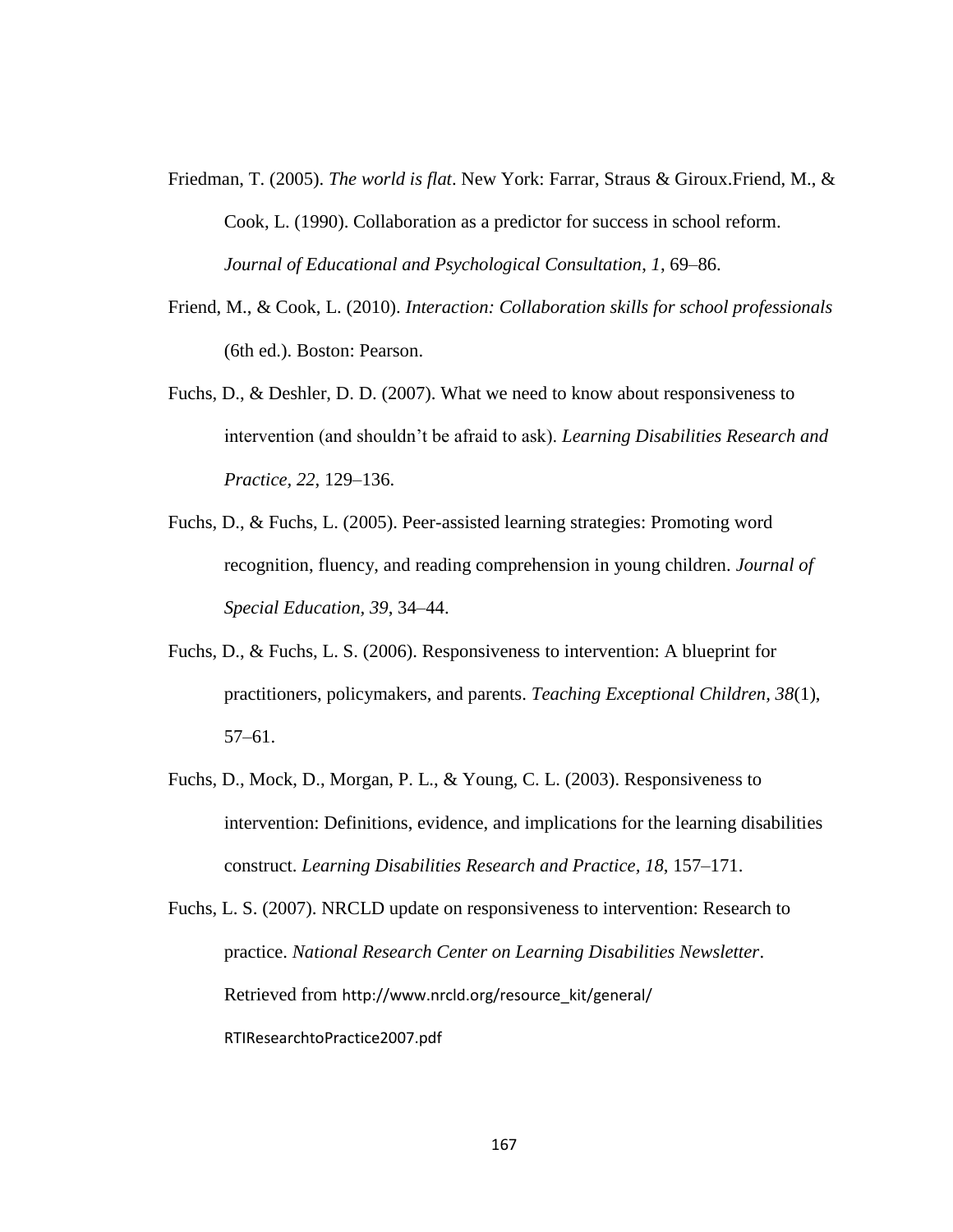Friedman, T. (2005). *The world is flat*. New York: Farrar, Straus & Giroux.Friend, M., & Cook, L. (1990). Collaboration as a predictor for success in school reform. *Journal of Educational and Psychological Consultation*, *1*, 69–86.

Friend, M., & Cook, L. (2010). *Interaction: Collaboration skills for school professionals* (6th ed.). Boston: Pearson.

Fuchs, D., & Deshler, D. D. (2007). What we need to know about responsiveness to intervention (and shouldn't be afraid to ask). *Learning Disabilities Research and Practice*, *22*, 129–136.

Fuchs, D., & Fuchs, L. (2005). Peer-assisted learning strategies: Promoting word recognition, fluency, and reading comprehension in young children. *Journal of Special Education, 39*, 34–44.

Fuchs, D., & Fuchs, L. S. (2006). Responsiveness to intervention: A blueprint for practitioners, policymakers, and parents. *Teaching Exceptional Children, 38*(1), 57–61.

Fuchs, D., Mock, D., Morgan, P. L., & Young, C. L. (2003). Responsiveness to intervention: Definitions, evidence, and implications for the learning disabilities construct. *Learning Disabilities Research and Practice, 18*, 157–171.

Fuchs, L. S. (2007). NRCLD update on responsiveness to intervention: Research to practice. *National Research Center on Learning Disabilities Newsletter*. Retrieved from http://www.nrcld.org/resource_kit/general/RTIResearchtoPractice2007.pdf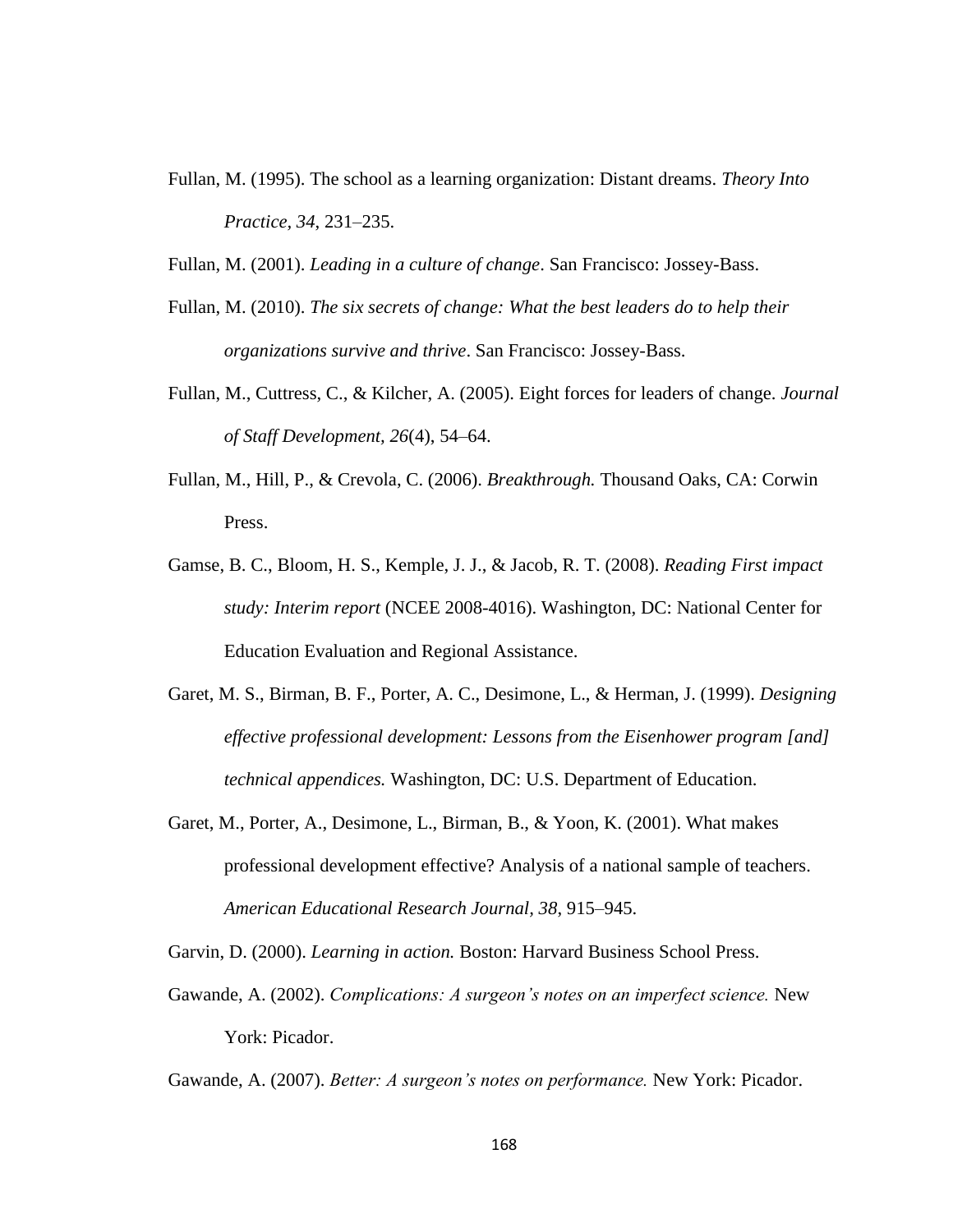Fullan, M. (1995). The school as a learning organization: Distant dreams. *Theory Into Practice*, *34*, 231–235.

Fullan, M. (2001). *Leading in a culture of change*. San Francisco: Jossey-Bass.

Fullan, M. (2010). *The six secrets of change: What the best leaders do to help their organizations survive and thrive*. San Francisco: Jossey-Bass.

Fullan, M., Cuttress, C., & Kilcher, A. (2005). Eight forces for leaders of change. *Journal of Staff Development, 26*(4), 54–64.

Fullan, M., Hill, P., & Crevola, C. (2006). *Breakthrough.* Thousand Oaks, CA: Corwin Press.

Gamse, B. C., Bloom, H. S., Kemple, J. J., & Jacob, R. T. (2008). *Reading First impact study: Interim report* (NCEE 2008-4016). Washington, DC: National Center for Education Evaluation and Regional Assistance.

Garet, M. S., Birman, B. F., Porter, A. C., Desimone, L., & Herman, J. (1999). *Designing effective professional development: Lessons from the Eisenhower program [and] technical appendices.* Washington, DC: U.S. Department of Education.

Garet, M., Porter, A., Desimone, L., Birman, B., & Yoon, K. (2001). What makes professional development effective? Analysis of a national sample of teachers. *American Educational Research Journal, 38*, 915–945.

Garvin, D. (2000). *Learning in action.* Boston: Harvard Business School Press.

Gawande, A. (2002). *Complications: A surgeon's notes on an imperfect science.* New York: Picador.

Gawande, A. (2007). *Better: A surgeon's notes on performance.* New York: Picador.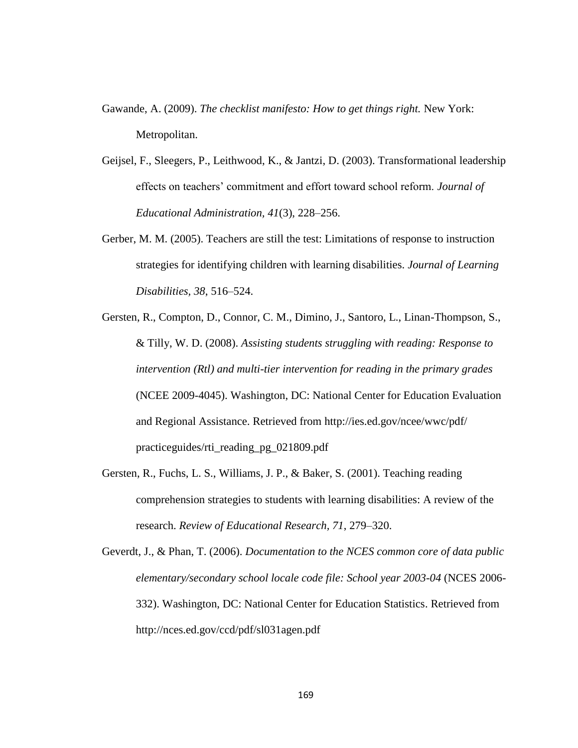Gawande, A. (2009). *The checklist manifesto: How to get things right.* New York: Metropolitan.

Geijsel, F., Sleegers, P., Leithwood, K., & Jantzi, D. (2003). Transformational leadership effects on teachers' commitment and effort toward school reform. *Journal of Educational Administration, 41*(3), 228–256.

Gerber, M. M. (2005). Teachers are still the test: Limitations of response to instruction strategies for identifying children with learning disabilities. *Journal of Learning Disabilities, 38*, 516–524.

Gersten, R., Compton, D., Connor, C. M., Dimino, J., Santoro, L., Linan-Thompson, S., & Tilly, W. D. (2008). *Assisting students struggling with reading: Response to intervention (Rtl) and multi-tier intervention for reading in the primary grades* (NCEE 2009-4045). Washington, DC: National Center for Education Evaluation and Regional Assistance. Retrieved from http://ies.ed.gov/ncee/wwc/pdf/practiceguides/rti_reading_pg_021809.pdf

Gersten, R., Fuchs, L. S., Williams, J. P., & Baker, S. (2001). Teaching reading comprehension strategies to students with learning disabilities: A review of the research. *Review of Educational Research, 71*, 279–320.

Geverdt, J., & Phan, T. (2006). *Documentation to the NCES common core of data public elementary/secondary school locale code file: School year 2003-04* (NCES 2006-332). Washington, DC: National Center for Education Statistics. Retrieved from http://nces.ed.gov/ccd/pdf/sl031agen.pdf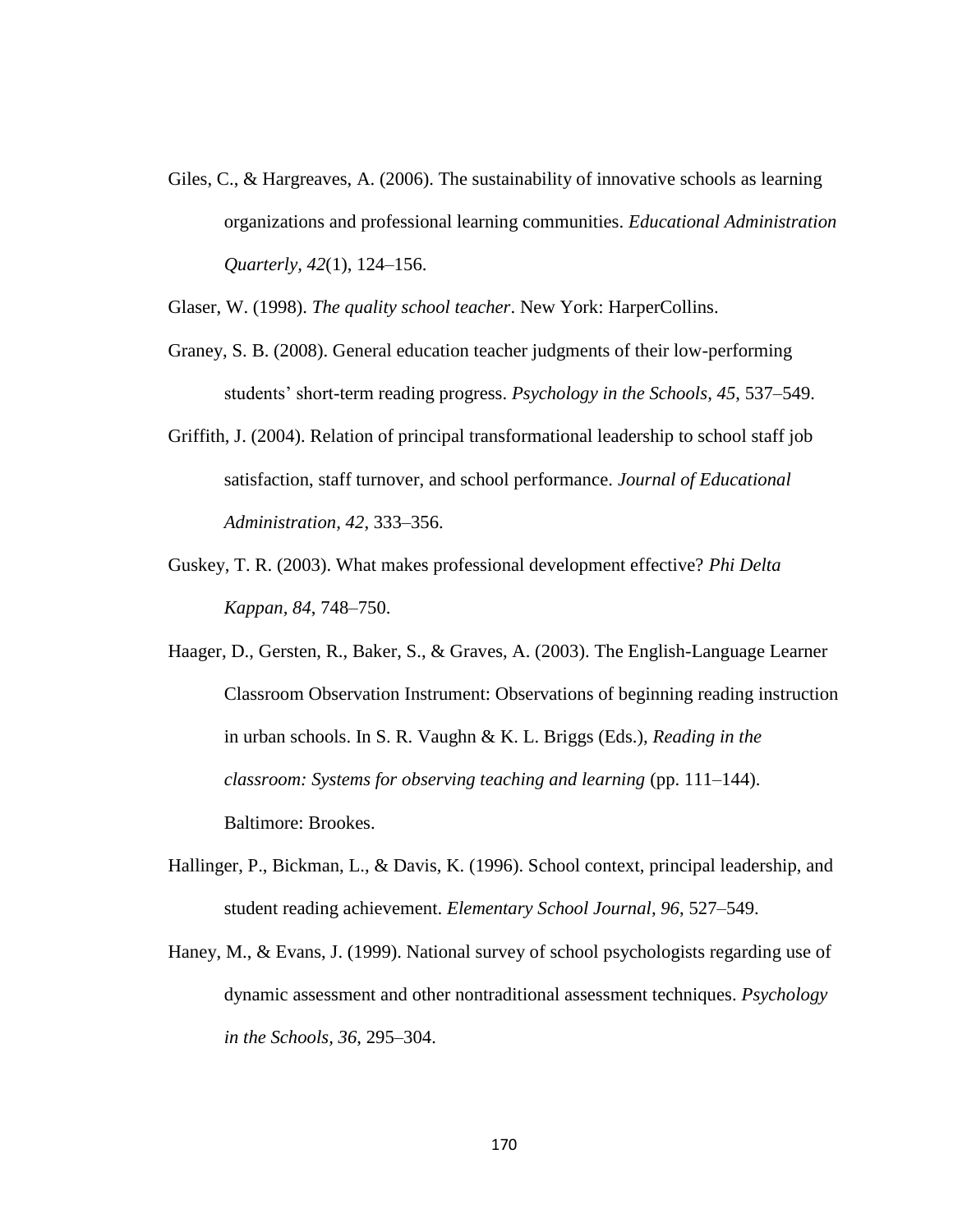Giles, C., & Hargreaves, A. (2006). The sustainability of innovative schools as learning organizations and professional learning communities. *Educational Administration Quarterly, 42*(1), 124–156.

Glaser, W. (1998). *The quality school teacher*. New York: HarperCollins.

Graney, S. B. (2008). General education teacher judgments of their low-performing students' short-term reading progress. *Psychology in the Schools, 45*, 537–549.

Griffith, J. (2004). Relation of principal transformational leadership to school staff job satisfaction, staff turnover, and school performance. *Journal of Educational Administration, 42*, 333–356.

Guskey, T. R. (2003). What makes professional development effective? *Phi Delta Kappan, 84*, 748–750.

Haager, D., Gersten, R., Baker, S., & Graves, A. (2003). The English-Language Learner Classroom Observation Instrument: Observations of beginning reading instruction in urban schools. In S. R. Vaughn & K. L. Briggs (Eds.), *Reading in the classroom: Systems for observing teaching and learning* (pp. 111–144). Baltimore: Brookes.

Hallinger, P., Bickman, L., & Davis, K. (1996). School context, principal leadership, and student reading achievement. *Elementary School Journal, 96*, 527–549.

Haney, M., & Evans, J. (1999). National survey of school psychologists regarding use of dynamic assessment and other nontraditional assessment techniques. *Psychology in the Schools, 36*, 295–304.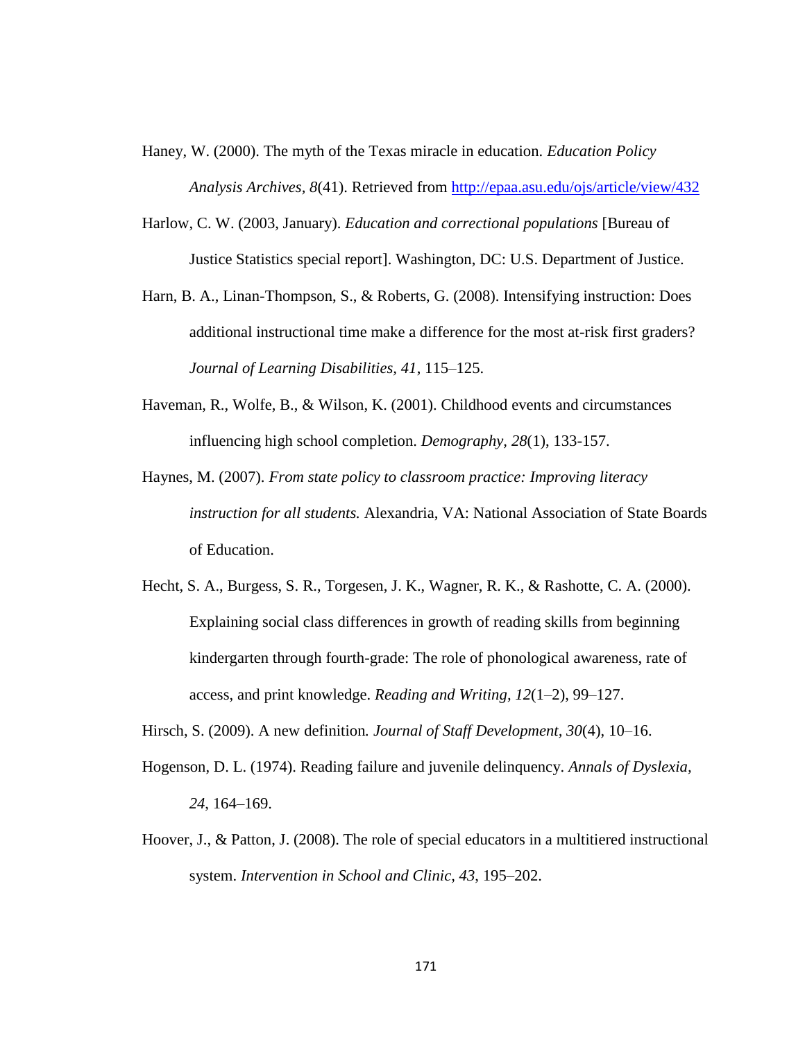Haney, W. (2000). The myth of the Texas miracle in education. *Education Policy Analysis Archives, 8*(41). Retrieved from http://epaa.asu.edu/ojs/article/view/432

Harlow, C. W. (2003, January). *Education and correctional populations* [Bureau of Justice Statistics special report]. Washington, DC: U.S. Department of Justice.

Harn, B. A., Linan-Thompson, S., & Roberts, G. (2008). Intensifying instruction: Does additional instructional time make a difference for the most at-risk first graders? *Journal of Learning Disabilities, 41*, 115–125.

Haveman, R., Wolfe, B., & Wilson, K. (2001). Childhood events and circumstances influencing high school completion. *Demography, 28*(1), 133-157.

Haynes, M. (2007). *From state policy to classroom practice: Improving literacy instruction for all students.* Alexandria, VA: National Association of State Boards of Education.

Hecht, S. A., Burgess, S. R., Torgesen, J. K., Wagner, R. K., & Rashotte, C. A. (2000). Explaining social class differences in growth of reading skills from beginning kindergarten through fourth-grade: The role of phonological awareness, rate of access, and print knowledge. *Reading and Writing, 12*(1–2), 99–127.

Hirsch, S. (2009). A new definition*. Journal of Staff Development, 30*(4), 10–16.

Hogenson, D. L. (1974). Reading failure and juvenile delinquency. *Annals of Dyslexia, 24*, 164–169.

Hoover, J., & Patton, J. (2008). The role of special educators in a multitiered instructional system. *Intervention in School and Clinic, 43*, 195–202.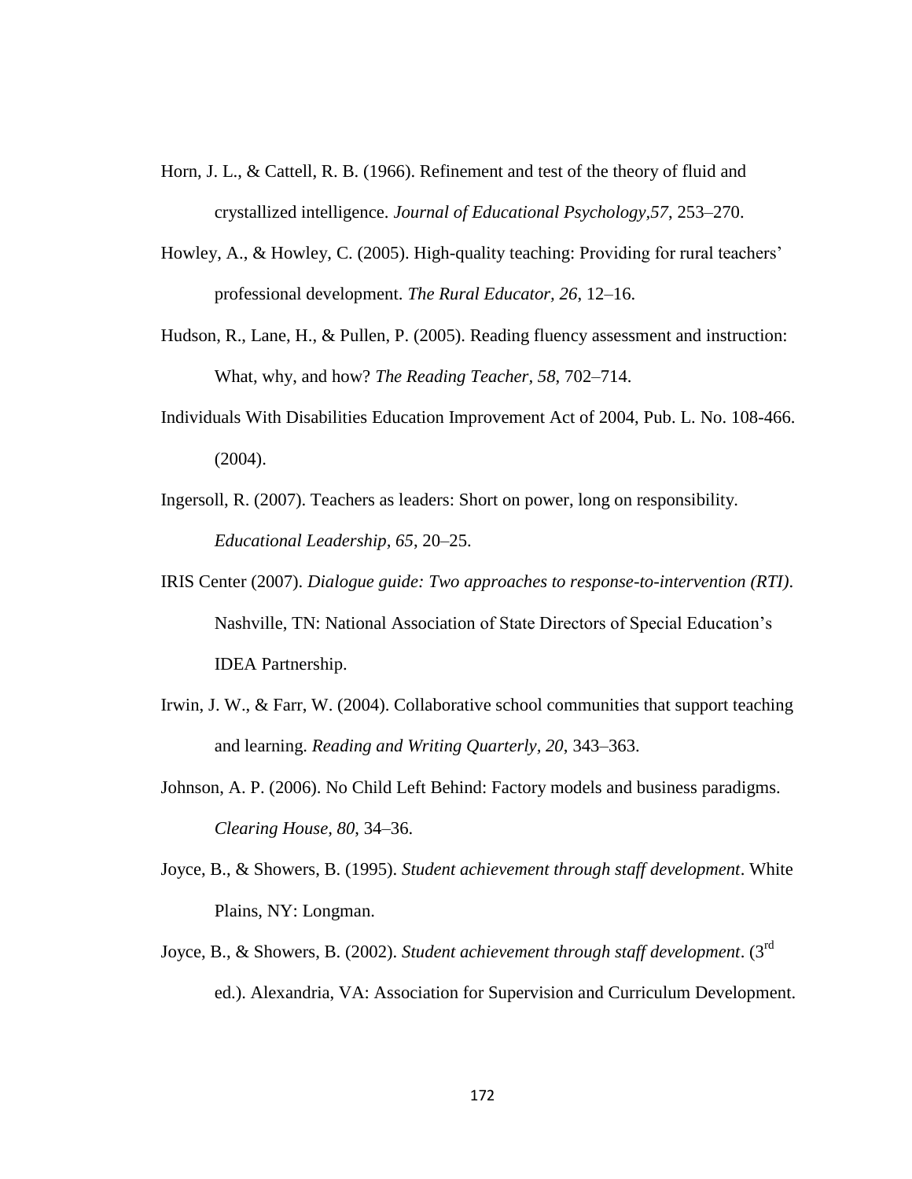Horn, J. L., & Cattell, R. B. (1966). Refinement and test of the theory of fluid and crystallized intelligence. *Journal of Educational Psychology,57*, 253–270.

Howley, A., & Howley, C. (2005). High-quality teaching: Providing for rural teachers' professional development. *The Rural Educator, 26*, 12–16.

Hudson, R., Lane, H., & Pullen, P. (2005). Reading fluency assessment and instruction: What, why, and how? *The Reading Teacher*, *58*, 702–714.

Individuals With Disabilities Education Improvement Act of 2004, Pub. L. No. 108-466. (2004).

Ingersoll, R. (2007). Teachers as leaders: Short on power, long on responsibility. *Educational Leadership*, *65*, 20–25.

IRIS Center (2007). *Dialogue guide: Two approaches to response-to-intervention (RTI)*. Nashville, TN: National Association of State Directors of Special Education's IDEA Partnership.

Irwin, J. W., & Farr, W. (2004). Collaborative school communities that support teaching and learning. *Reading and Writing Quarterly*, *20*, 343–363.

Johnson, A. P. (2006). No Child Left Behind: Factory models and business paradigms. *Clearing House, 80*, 34–36.

Joyce, B., & Showers, B. (1995). *Student achievement through staff development*. White Plains, NY: Longman.

Joyce, B., & Showers, B. (2002). *Student achievement through staff development*. (3rd ed.). Alexandria, VA: Association for Supervision and Curriculum Development.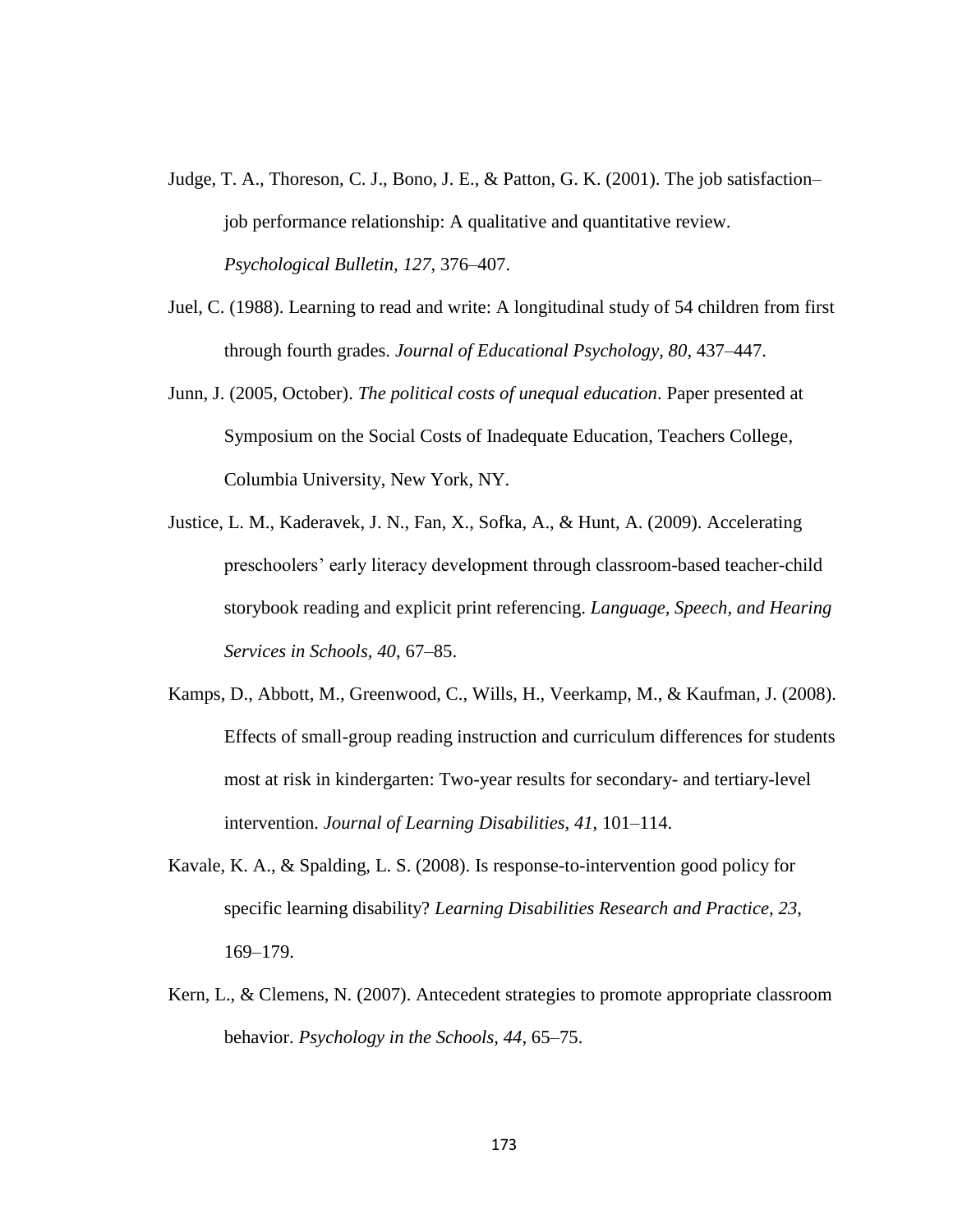Judge, T. A., Thoreson, C. J., Bono, J. E., & Patton, G. K. (2001). The job satisfaction–job performance relationship: A qualitative and quantitative review. *Psychological Bulletin, 127*, 376–407.

Juel, C. (1988). Learning to read and write: A longitudinal study of 54 children from first through fourth grades. *Journal of Educational Psychology, 80*, 437–447.

Junn, J. (2005, October). *The political costs of unequal education*. Paper presented at Symposium on the Social Costs of Inadequate Education, Teachers College, Columbia University, New York, NY.

Justice, L. M., Kaderavek, J. N., Fan, X., Sofka, A., & Hunt, A. (2009). Accelerating preschoolers' early literacy development through classroom-based teacher-child storybook reading and explicit print referencing. *Language, Speech, and Hearing Services in Schools, 40*, 67–85.

Kamps, D., Abbott, M., Greenwood, C., Wills, H., Veerkamp, M., & Kaufman, J. (2008). Effects of small-group reading instruction and curriculum differences for students most at risk in kindergarten: Two-year results for secondary- and tertiary-level intervention. *Journal of Learning Disabilities, 41*, 101–114.

Kavale, K. A., & Spalding, L. S. (2008). Is response-to-intervention good policy for specific learning disability? *Learning Disabilities Research and Practice, 23*, 169–179.

Kern, L., & Clemens, N. (2007). Antecedent strategies to promote appropriate classroom behavior. *Psychology in the Schools, 44*, 65–75.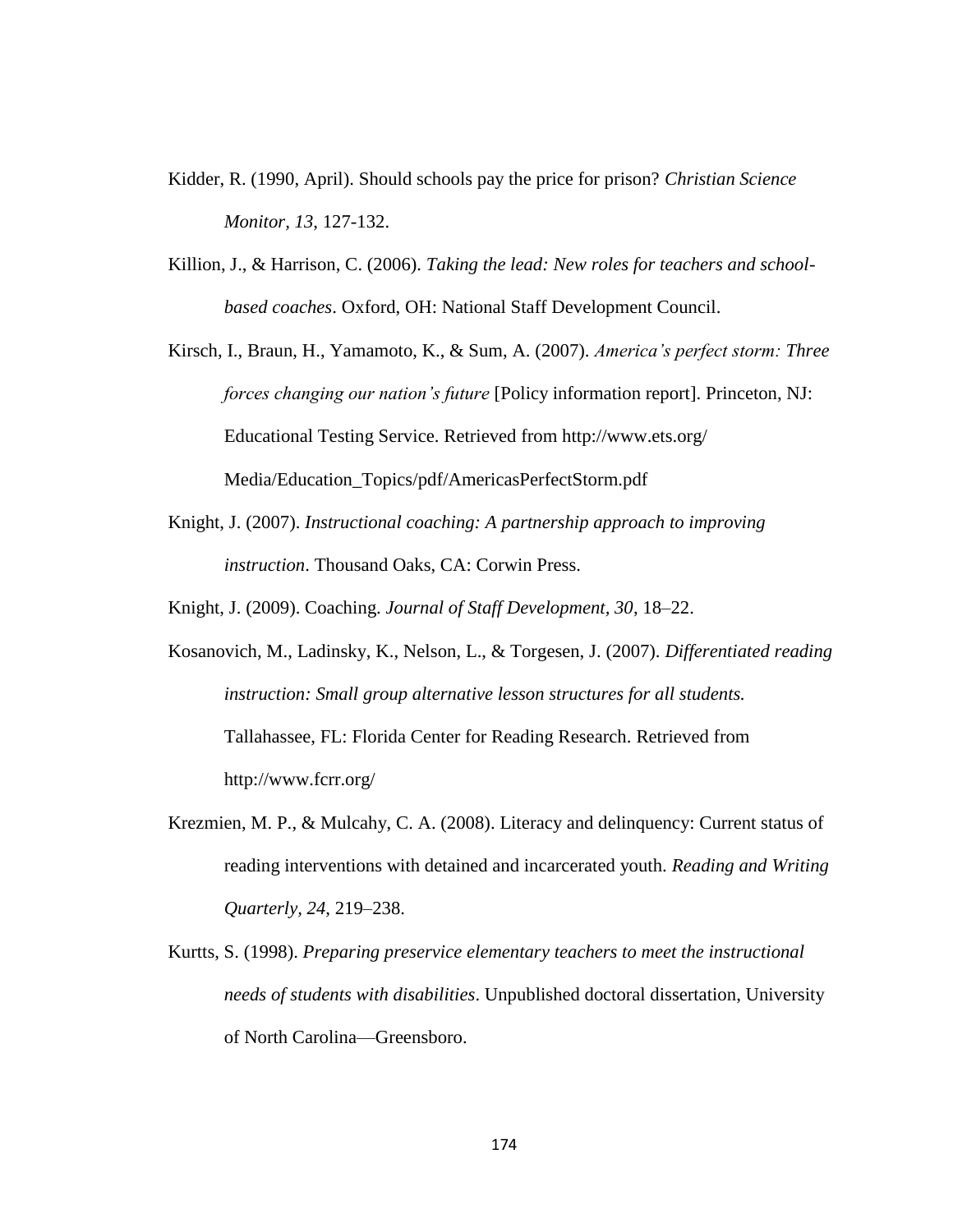Kidder, R. (1990, April). Should schools pay the price for prison? *Christian Science Monitor, 13*, 127-132.

Killion, J., & Harrison, C. (2006). *Taking the lead: New roles for teachers and school-based coaches*. Oxford, OH: National Staff Development Council.

Kirsch, I., Braun, H., Yamamoto, K., & Sum, A. (2007). *America's perfect storm: Three forces changing our nation's future* [Policy information report]. Princeton, NJ: Educational Testing Service. Retrieved from http://www.ets.org/ Media/Education_Topics/pdf/AmericasPerfectStorm.pdf

Knight, J. (2007). *Instructional coaching: A partnership approach to improving instruction*. Thousand Oaks, CA: Corwin Press.

Knight, J. (2009). Coaching. *Journal of Staff Development, 30*, 18–22.

Kosanovich, M., Ladinsky, K., Nelson, L., & Torgesen, J. (2007). *Differentiated reading instruction: Small group alternative lesson structures for all students.* Tallahassee, FL: Florida Center for Reading Research. Retrieved from http://www.fcrr.org/

Krezmien, M. P., & Mulcahy, C. A. (2008). Literacy and delinquency: Current status of reading interventions with detained and incarcerated youth. *Reading and Writing Quarterly, 24*, 219–238.

Kurtts, S. (1998). *Preparing preservice elementary teachers to meet the instructional needs of students with disabilities*. Unpublished doctoral dissertation, University of North Carolina—Greensboro.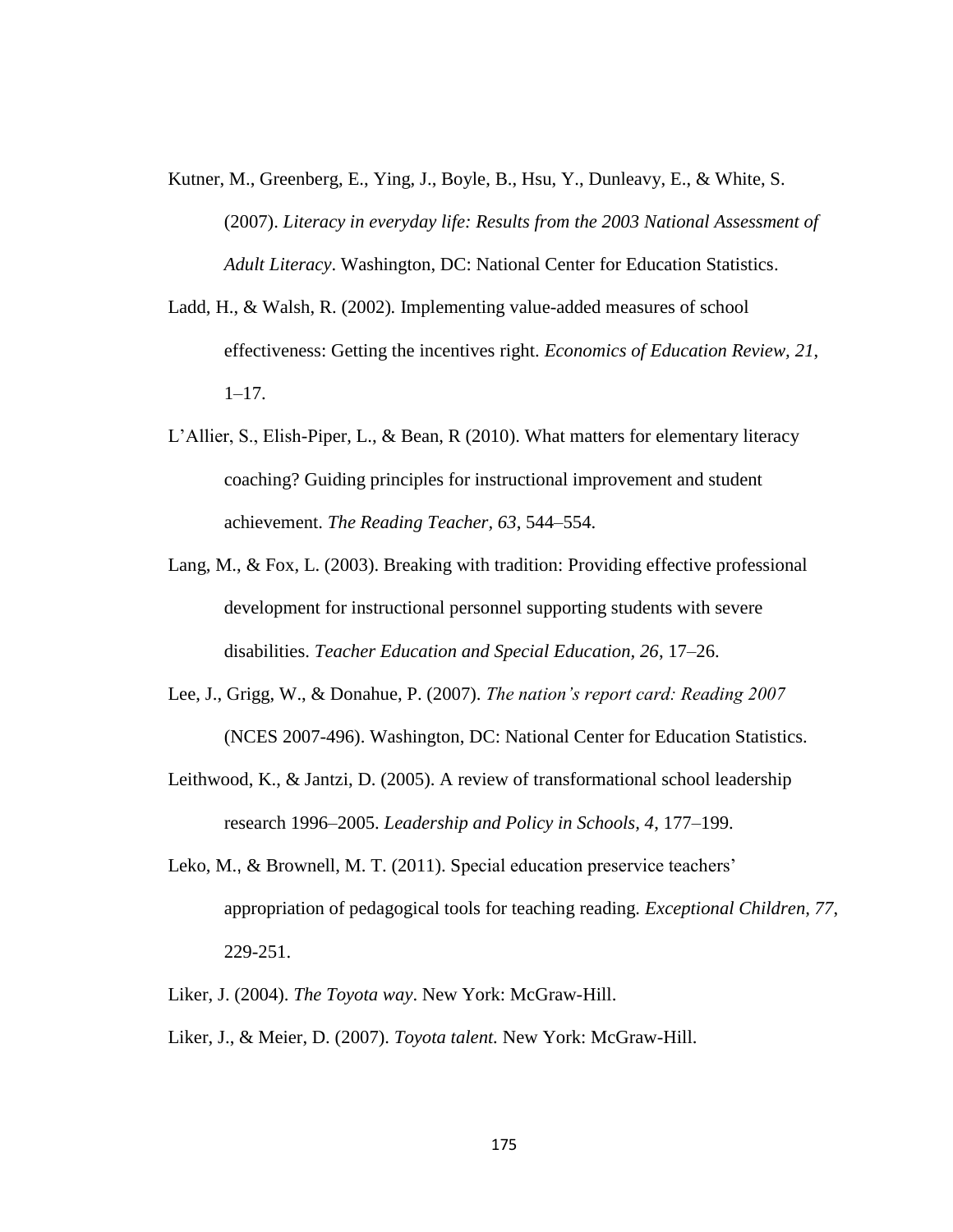Kutner, M., Greenberg, E., Ying, J., Boyle, B., Hsu, Y., Dunleavy, E., & White, S. (2007). *Literacy in everyday life: Results from the 2003 National Assessment of Adult Literacy*. Washington, DC: National Center for Education Statistics.

Ladd, H., & Walsh, R. (2002). Implementing value-added measures of school effectiveness: Getting the incentives right. *Economics of Education Review, 21*, 1–17.

L'Allier, S., Elish-Piper, L., & Bean, R (2010). What matters for elementary literacy coaching? Guiding principles for instructional improvement and student achievement. *The Reading Teacher, 63*, 544–554.

Lang, M., & Fox, L. (2003). Breaking with tradition: Providing effective professional development for instructional personnel supporting students with severe disabilities. *Teacher Education and Special Education, 26*, 17–26.

Lee, J., Grigg, W., & Donahue, P. (2007). *The nation's report card: Reading 2007* (NCES 2007-496). Washington, DC: National Center for Education Statistics.

Leithwood, K., & Jantzi, D. (2005). A review of transformational school leadership research 1996–2005. *Leadership and Policy in Schools, 4*, 177–199.

Leko, M., & Brownell, M. T. (2011). Special education preservice teachers' appropriation of pedagogical tools for teaching reading. *Exceptional Children, 77*, 229-251.

Liker, J. (2004). *The Toyota way*. New York: McGraw-Hill.

Liker, J., & Meier, D. (2007). *Toyota talent.* New York: McGraw-Hill.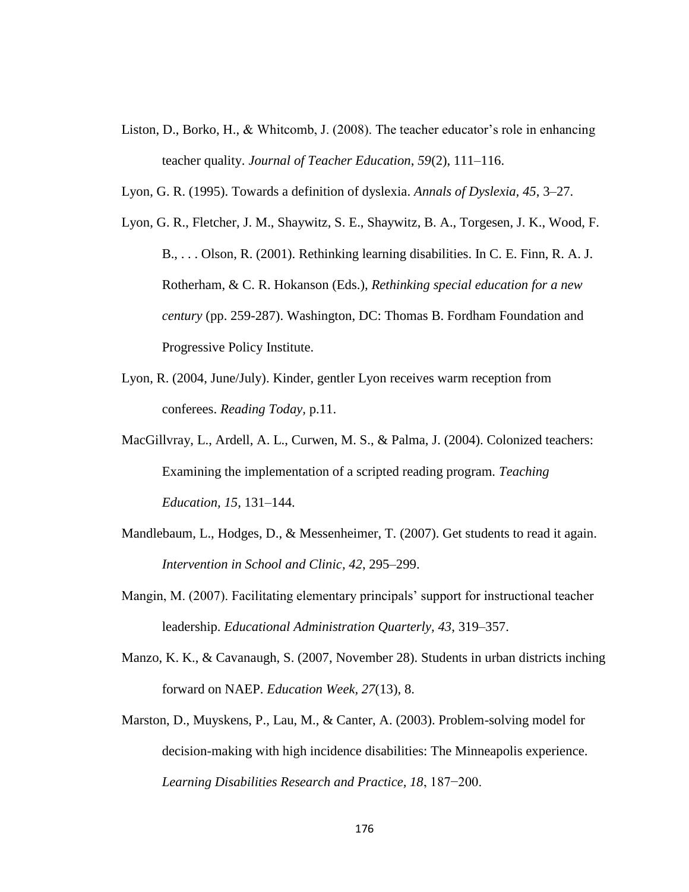Liston, D., Borko, H., & Whitcomb, J. (2008). The teacher educator's role in enhancing teacher quality. *Journal of Teacher Education*, *59*(2), 111–116.

Lyon, G. R. (1995). Towards a definition of dyslexia. *Annals of Dyslexia, 45*, 3–27.

Lyon, G. R., Fletcher, J. M., Shaywitz, S. E., Shaywitz, B. A., Torgesen, J. K., Wood, F. B., . . . Olson, R. (2001). Rethinking learning disabilities. In C. E. Finn, R. A. J. Rotherham, & C. R. Hokanson (Eds.), *Rethinking special education for a new century* (pp. 259-287). Washington, DC: Thomas B. Fordham Foundation and Progressive Policy Institute.

Lyon, R. (2004, June/July). Kinder, gentler Lyon receives warm reception from conferees. *Reading Today,* p.11.

MacGillvray, L., Ardell, A. L., Curwen, M. S., & Palma, J. (2004). Colonized teachers: Examining the implementation of a scripted reading program. *Teaching Education*, *15*, 131–144.

Mandlebaum, L., Hodges, D., & Messenheimer, T. (2007). Get students to read it again. *Intervention in School and Clinic*, *42*, 295–299.

Mangin, M. (2007). Facilitating elementary principals' support for instructional teacher leadership. *Educational Administration Quarterly, 43*, 319–357.

Manzo, K. K., & Cavanaugh, S. (2007, November 28). Students in urban districts inching forward on NAEP. *Education Week, 27*(13), 8.

Marston, D., Muyskens, P., Lau, M., & Canter, A. (2003). Problem-solving model for decision-making with high incidence disabilities: The Minneapolis experience. *Learning Disabilities Research and Practice, 18*, 187−200.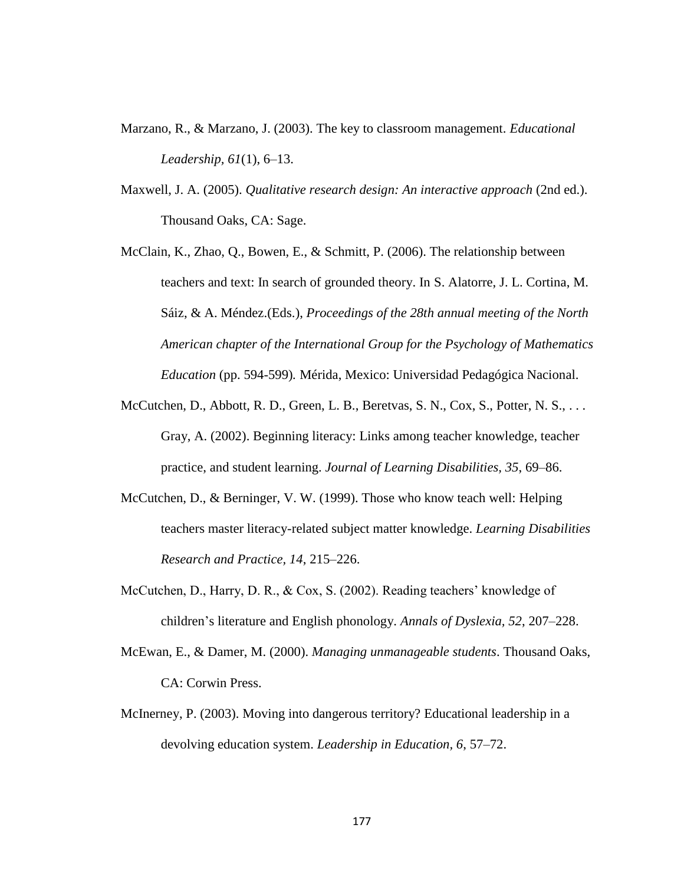Marzano, R., & Marzano, J. (2003). The key to classroom management. *Educational Leadership, 61*(1), 6–13.

Maxwell, J. A. (2005). *Qualitative research design: An interactive approach* (2nd ed.). Thousand Oaks, CA: Sage.

McClain, K., Zhao, Q., Bowen, E., & Schmitt, P. (2006). The relationship between teachers and text: In search of grounded theory. In S. Alatorre, J. L. Cortina, M. Sáiz, & A. Méndez.(Eds.), *Proceedings of the 28th annual meeting of the North American chapter of the International Group for the Psychology of Mathematics Education* (pp. 594-599)*.* Mérida, Mexico: Universidad Pedagógica Nacional.

McCutchen, D., Abbott, R. D., Green, L. B., Beretvas, S. N., Cox, S., Potter, N. S., . . . Gray, A. (2002). Beginning literacy: Links among teacher knowledge, teacher practice, and student learning. *Journal of Learning Disabilities, 35*, 69–86.

McCutchen, D., & Berninger, V. W. (1999). Those who know teach well: Helping teachers master literacy-related subject matter knowledge. *Learning Disabilities Research and Practice, 14*, 215–226.

McCutchen, D., Harry, D. R., & Cox, S. (2002). Reading teachers' knowledge of children's literature and English phonology. *Annals of Dyslexia, 52*, 207–228.

McEwan, E., & Damer, M. (2000). *Managing unmanageable students*. Thousand Oaks, CA: Corwin Press.

McInerney, P. (2003). Moving into dangerous territory? Educational leadership in a devolving education system. *Leadership in Education, 6*, 57–72.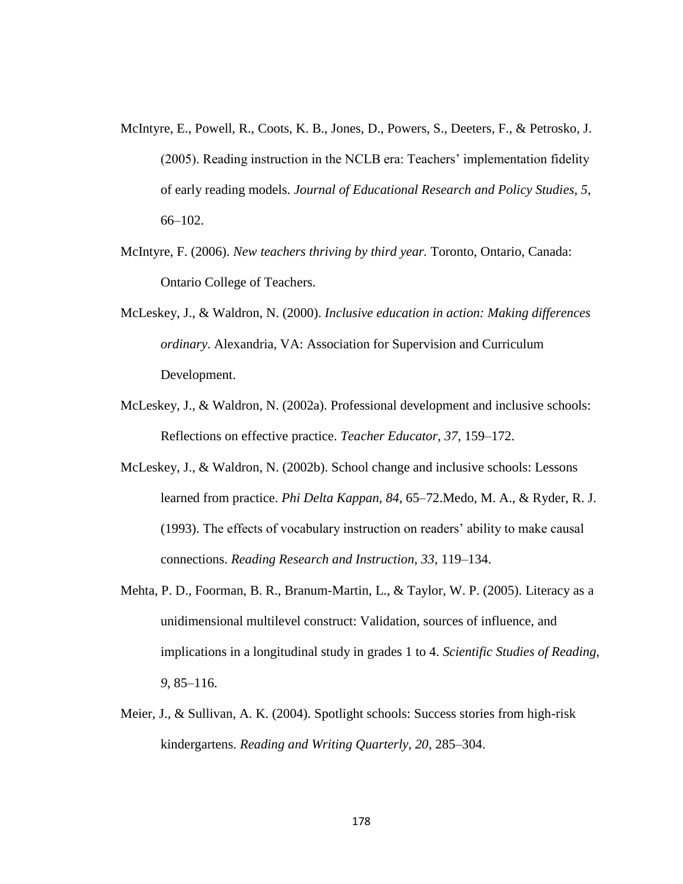McIntyre, E., Powell, R., Coots, K. B., Jones, D., Powers, S., Deeters, F., & Petrosko, J. (2005). Reading instruction in the NCLB era: Teachers' implementation fidelity of early reading models. *Journal of Educational Research and Policy Studies*, *5*, 66–102.

McIntyre, F. (2006). *New teachers thriving by third year.* Toronto, Ontario, Canada: Ontario College of Teachers.

McLeskey, J., & Waldron, N. (2000). *Inclusive education in action: Making differences ordinary*. Alexandria, VA: Association for Supervision and Curriculum Development.

McLeskey, J., & Waldron, N. (2002a). Professional development and inclusive schools: Reflections on effective practice. *Teacher Educator, 37*, 159–172.

McLeskey, J., & Waldron, N. (2002b). School change and inclusive schools: Lessons learned from practice. *Phi Delta Kappan, 84*, 65–72.Medo, M. A., & Ryder, R. J. (1993). The effects of vocabulary instruction on readers' ability to make causal connections. *Reading Research and Instruction*, *33*, 119–134.

Mehta, P. D., Foorman, B. R., Branum-Martin, L., & Taylor, W. P. (2005). Literacy as a unidimensional multilevel construct: Validation, sources of influence, and implications in a longitudinal study in grades 1 to 4. *Scientific Studies of Reading, 9*, 85–116.

Meier, J., & Sullivan, A. K. (2004). Spotlight schools: Success stories from high-risk kindergartens. *Reading and Writing Quarterly, 20*, 285–304.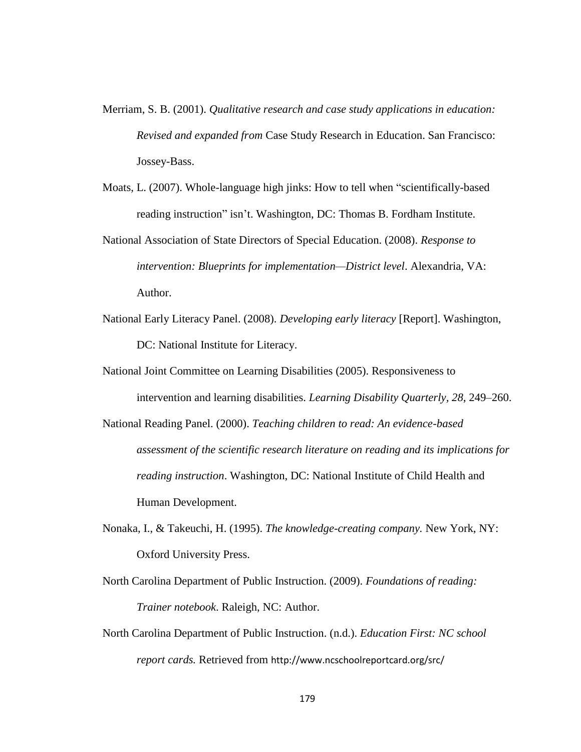Merriam, S. B. (2001). *Qualitative research and case study applications in education: Revised and expanded from* Case Study Research in Education. San Francisco: Jossey-Bass.

Moats, L. (2007). Whole-language high jinks: How to tell when "scientifically-based reading instruction" isn't. Washington, DC: Thomas B. Fordham Institute.

National Association of State Directors of Special Education. (2008). *Response to intervention: Blueprints for implementation—District level*. Alexandria, VA: Author.

National Early Literacy Panel. (2008). *Developing early literacy* [Report]. Washington, DC: National Institute for Literacy.

National Joint Committee on Learning Disabilities (2005). Responsiveness to intervention and learning disabilities. *Learning Disability Quarterly, 28*, 249–260.

National Reading Panel. (2000). *Teaching children to read: An evidence-based assessment of the scientific research literature on reading and its implications for reading instruction*. Washington, DC: National Institute of Child Health and Human Development.

Nonaka, I., & Takeuchi, H. (1995). *The knowledge-creating company.* New York, NY: Oxford University Press.

North Carolina Department of Public Instruction. (2009). *Foundations of reading: Trainer notebook*. Raleigh, NC: Author.

North Carolina Department of Public Instruction. (n.d.). *Education First: NC school report cards.* Retrieved from http://www.ncschoolreportcard.org/src/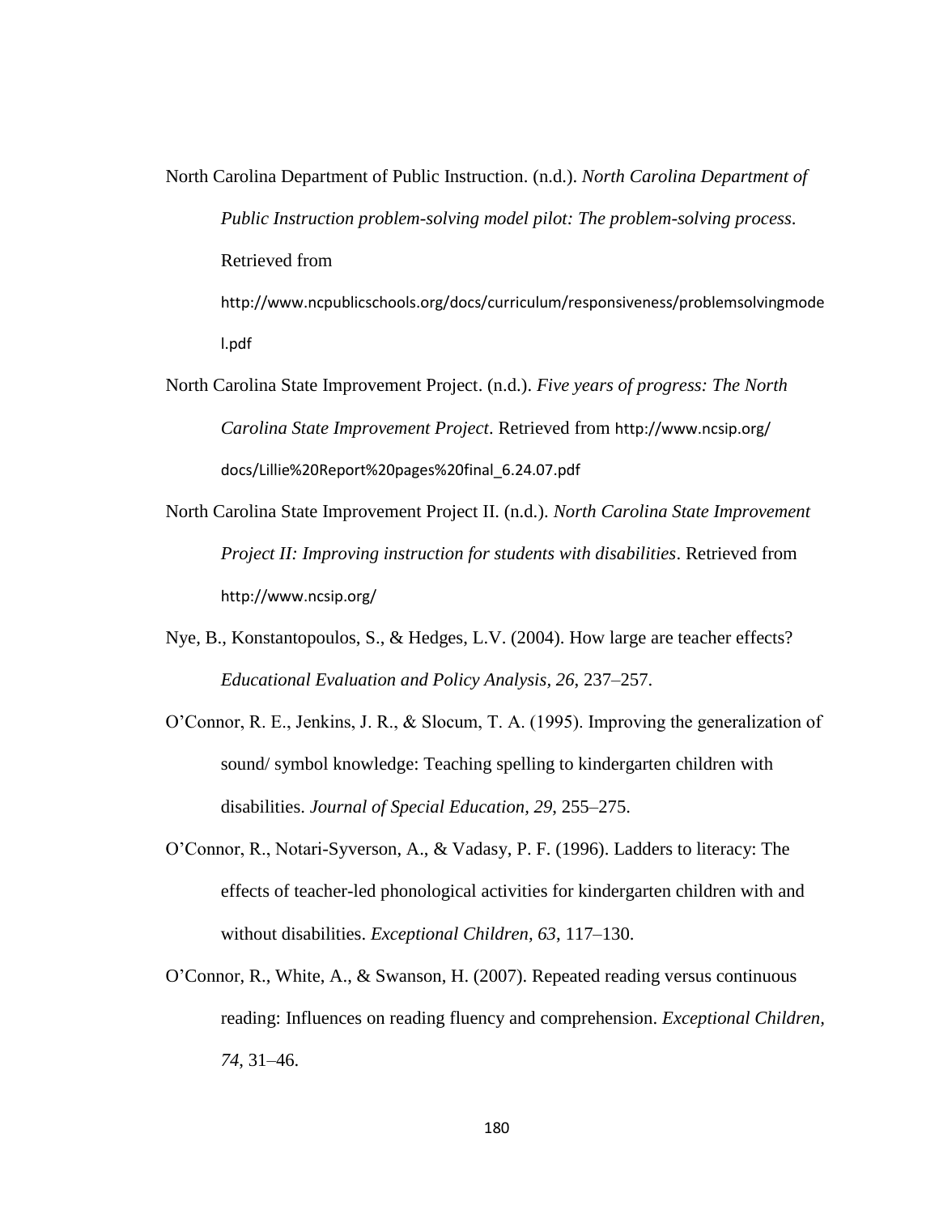North Carolina Department of Public Instruction. (n.d.). *North Carolina Department of Public Instruction problem-solving model pilot: The problem-solving process*. Retrieved from http://www.ncpublicschools.org/docs/curriculum/responsiveness/problemsolvingmodel.pdf

North Carolina State Improvement Project. (n.d.). *Five years of progress: The North Carolina State Improvement Project*. Retrieved from http://www.ncsip.org/docs/Lillie%20Report%20pages%20final_6.24.07.pdf

North Carolina State Improvement Project II. (n.d.). *North Carolina State Improvement Project II: Improving instruction for students with disabilities*. Retrieved from http://www.ncsip.org/

Nye, B., Konstantopoulos, S., & Hedges, L.V. (2004). How large are teacher effects? *Educational Evaluation and Policy Analysis, 26*, 237–257.

O'Connor, R. E., Jenkins, J. R., & Slocum, T. A. (1995). Improving the generalization of sound/ symbol knowledge: Teaching spelling to kindergarten children with disabilities. *Journal of Special Education, 29*, 255–275.

O'Connor, R., Notari-Syverson, A., & Vadasy, P. F. (1996). Ladders to literacy: The effects of teacher-led phonological activities for kindergarten children with and without disabilities. *Exceptional Children, 63*, 117–130.

O'Connor, R., White, A., & Swanson, H. (2007). Repeated reading versus continuous reading: Influences on reading fluency and comprehension. *Exceptional Children, 74*, 31–46.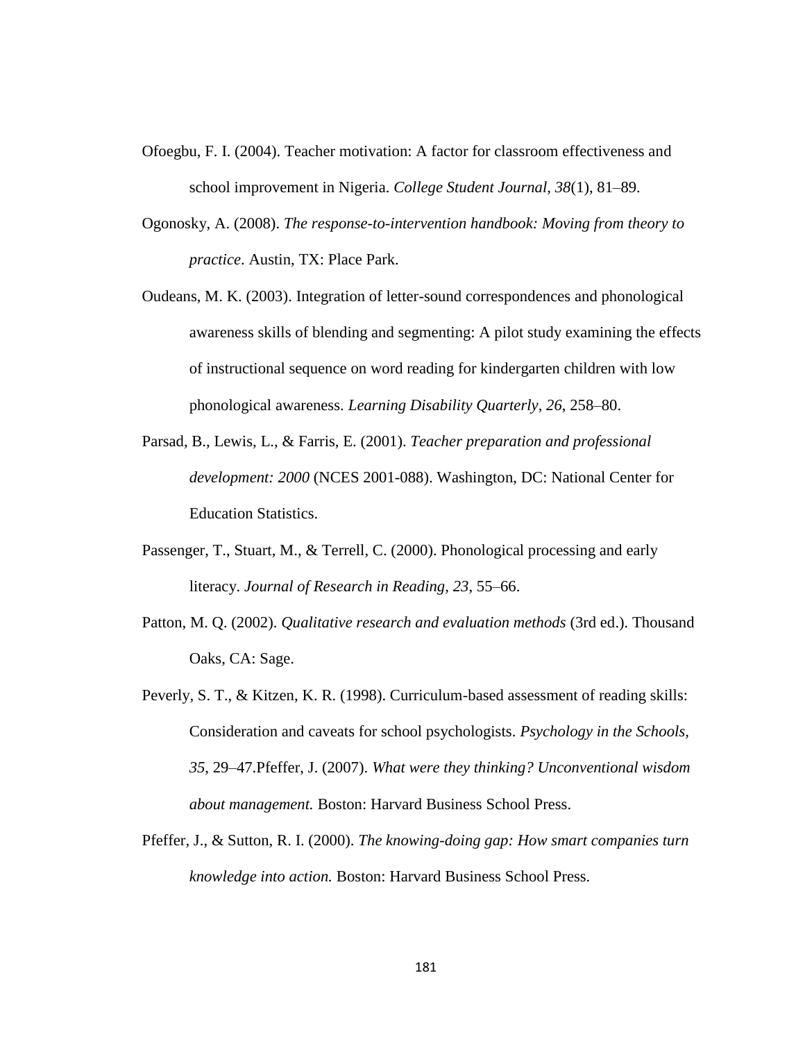Ofoegbu, F. I. (2004). Teacher motivation: A factor for classroom effectiveness and school improvement in Nigeria. *College Student Journal, 38*(1), 81–89.

Ogonosky, A. (2008). *The response-to-intervention handbook: Moving from theory to practice*. Austin, TX: Place Park.

Oudeans, M. K. (2003). Integration of letter-sound correspondences and phonological awareness skills of blending and segmenting: A pilot study examining the effects of instructional sequence on word reading for kindergarten children with low phonological awareness. *Learning Disability Quarterly*, *26*, 258–80.

Parsad, B., Lewis, L., & Farris, E. (2001). *Teacher preparation and professional development: 2000* (NCES 2001-088). Washington, DC: National Center for Education Statistics.

Passenger, T., Stuart, M., & Terrell, C. (2000). Phonological processing and early literacy. *Journal of Research in Reading*, *23*, 55–66.

Patton, M. Q. (2002). *Qualitative research and evaluation methods* (3rd ed.). Thousand Oaks, CA: Sage.

Peverly, S. T., & Kitzen, K. R. (1998). Curriculum-based assessment of reading skills: Consideration and caveats for school psychologists. *Psychology in the Schools*, *35*, 29–47.Pfeffer, J. (2007). *What were they thinking? Unconventional wisdom about management.* Boston: Harvard Business School Press.

Pfeffer, J., & Sutton, R. I. (2000). *The knowing-doing gap: How smart companies turn knowledge into action.* Boston: Harvard Business School Press.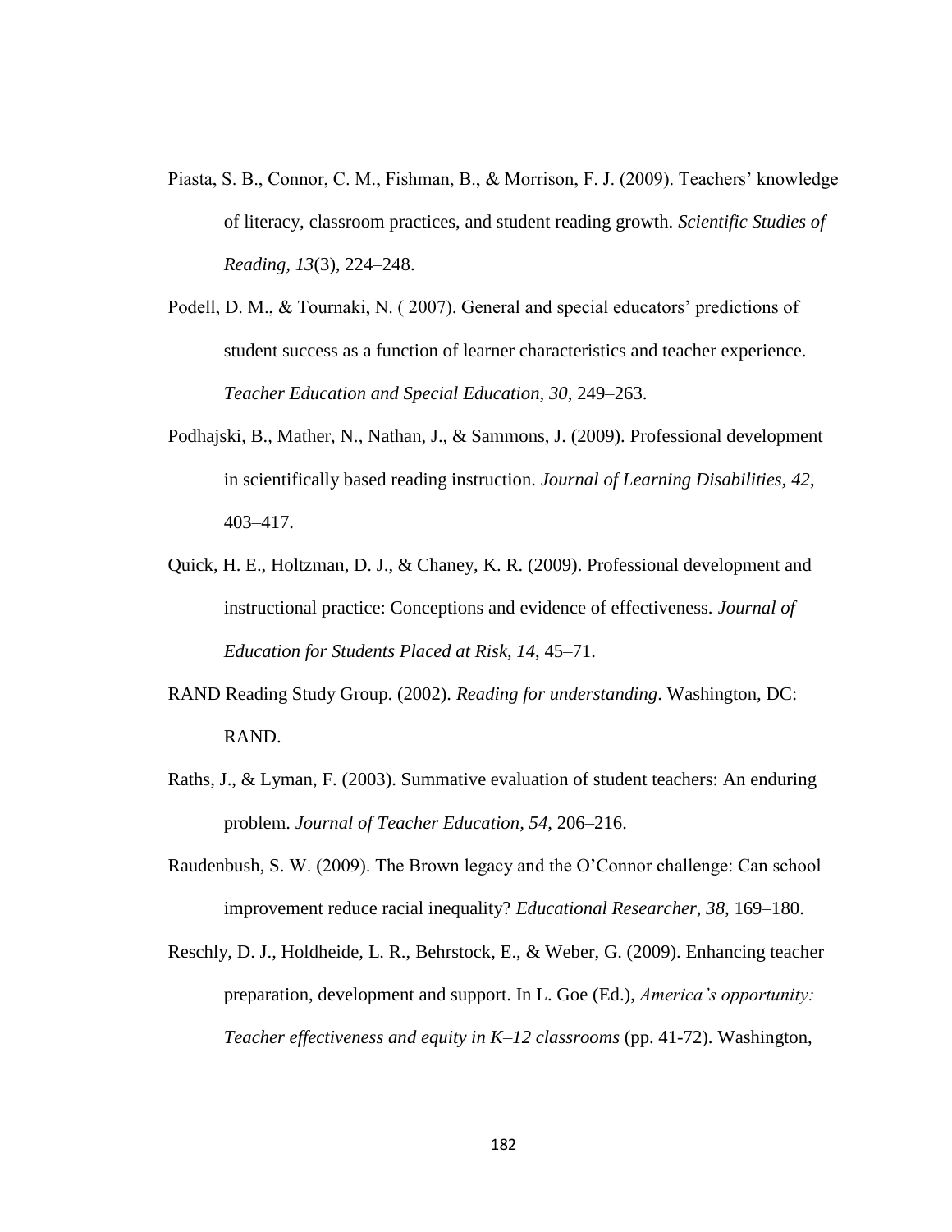Piasta, S. B., Connor, C. M., Fishman, B., & Morrison, F. J. (2009). Teachers' knowledge of literacy, classroom practices, and student reading growth. *Scientific Studies of Reading, 13*(3), 224–248.

Podell, D. M., & Tournaki, N. ( 2007). General and special educators' predictions of student success as a function of learner characteristics and teacher experience. *Teacher Education and Special Education, 30*, 249–263.

Podhajski, B., Mather, N., Nathan, J., & Sammons, J. (2009). Professional development in scientifically based reading instruction. *Journal of Learning Disabilities, 42*, 403–417.

Quick, H. E., Holtzman, D. J., & Chaney, K. R. (2009). Professional development and instructional practice: Conceptions and evidence of effectiveness. *Journal of Education for Students Placed at Risk, 14*, 45–71.

RAND Reading Study Group. (2002). *Reading for understanding*. Washington, DC: RAND.

Raths, J., & Lyman, F. (2003). Summative evaluation of student teachers: An enduring problem. *Journal of Teacher Education, 54*, 206–216.

Raudenbush, S. W. (2009). The Brown legacy and the O'Connor challenge: Can school improvement reduce racial inequality? *Educational Researcher, 38*, 169–180.

Reschly, D. J., Holdheide, L. R., Behrstock, E., & Weber, G. (2009). Enhancing teacher preparation, development and support. In L. Goe (Ed.), *America's opportunity: Teacher effectiveness and equity in K–12 classrooms* (pp. 41-72). Washington,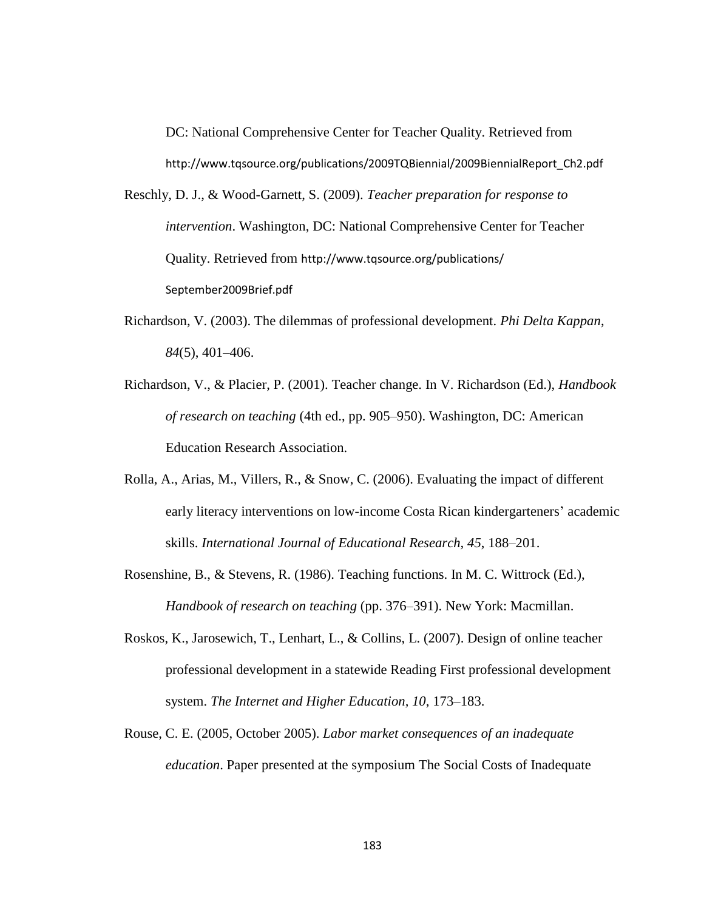DC: National Comprehensive Center for Teacher Quality. Retrieved from http://www.tqsource.org/publications/2009TQBiennial/2009BiennialReport_Ch2.pdf

Reschly, D. J., & Wood-Garnett, S. (2009). *Teacher preparation for response to intervention*. Washington, DC: National Comprehensive Center for Teacher Quality. Retrieved from http://www.tqsource.org/publications/September2009Brief.pdf

Richardson, V. (2003). The dilemmas of professional development. *Phi Delta Kappan, 84*(5), 401–406.

Richardson, V., & Placier, P. (2001). Teacher change. In V. Richardson (Ed.), *Handbook of research on teaching* (4th ed., pp. 905–950). Washington, DC: American Education Research Association.

Rolla, A., Arias, M., Villers, R., & Snow, C. (2006). Evaluating the impact of different early literacy interventions on low-income Costa Rican kindergarteners' academic skills. *International Journal of Educational Research, 45*, 188–201.

Rosenshine, B., & Stevens, R. (1986). Teaching functions. In M. C. Wittrock (Ed.), *Handbook of research on teaching* (pp. 376–391). New York: Macmillan.

Roskos, K., Jarosewich, T., Lenhart, L., & Collins, L. (2007). Design of online teacher professional development in a statewide Reading First professional development system. *The Internet and Higher Education, 10*, 173–183.

Rouse, C. E. (2005, October 2005). *Labor market consequences of an inadequate education*. Paper presented at the symposium The Social Costs of Inadequate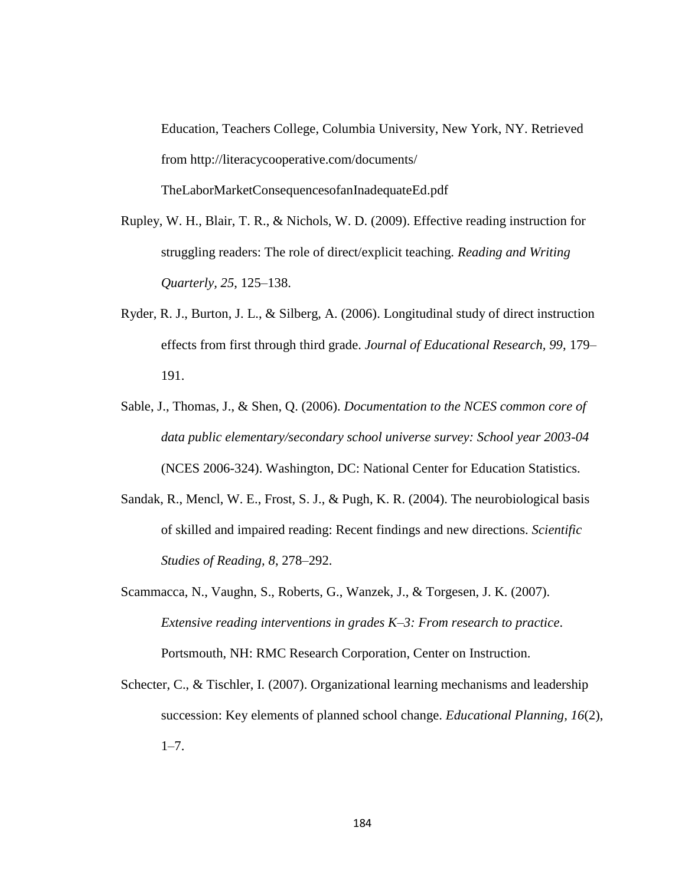Education, Teachers College, Columbia University, New York, NY. Retrieved from http://literacycooperative.com/documents/TheLaborMarketConsequencesofanInadequateEd.pdf

Rupley, W. H., Blair, T. R., & Nichols, W. D. (2009). Effective reading instruction for struggling readers: The role of direct/explicit teaching. *Reading and Writing Quarterly, 25*, 125–138.

Ryder, R. J., Burton, J. L., & Silberg, A. (2006). Longitudinal study of direct instruction effects from first through third grade. *Journal of Educational Research, 99*, 179–191.

Sable, J., Thomas, J., & Shen, Q. (2006). *Documentation to the NCES common core of data public elementary/secondary school universe survey: School year 2003-04* (NCES 2006-324). Washington, DC: National Center for Education Statistics.

Sandak, R., Mencl, W. E., Frost, S. J., & Pugh, K. R. (2004). The neurobiological basis of skilled and impaired reading: Recent findings and new directions. *Scientific Studies of Reading, 8*, 278–292.

Scammacca, N., Vaughn, S., Roberts, G., Wanzek, J., & Torgesen, J. K. (2007). *Extensive reading interventions in grades K–3: From research to practice*. Portsmouth, NH: RMC Research Corporation, Center on Instruction.

Schecter, C., & Tischler, I. (2007). Organizational learning mechanisms and leadership succession: Key elements of planned school change. *Educational Planning, 16*(2), 1–7.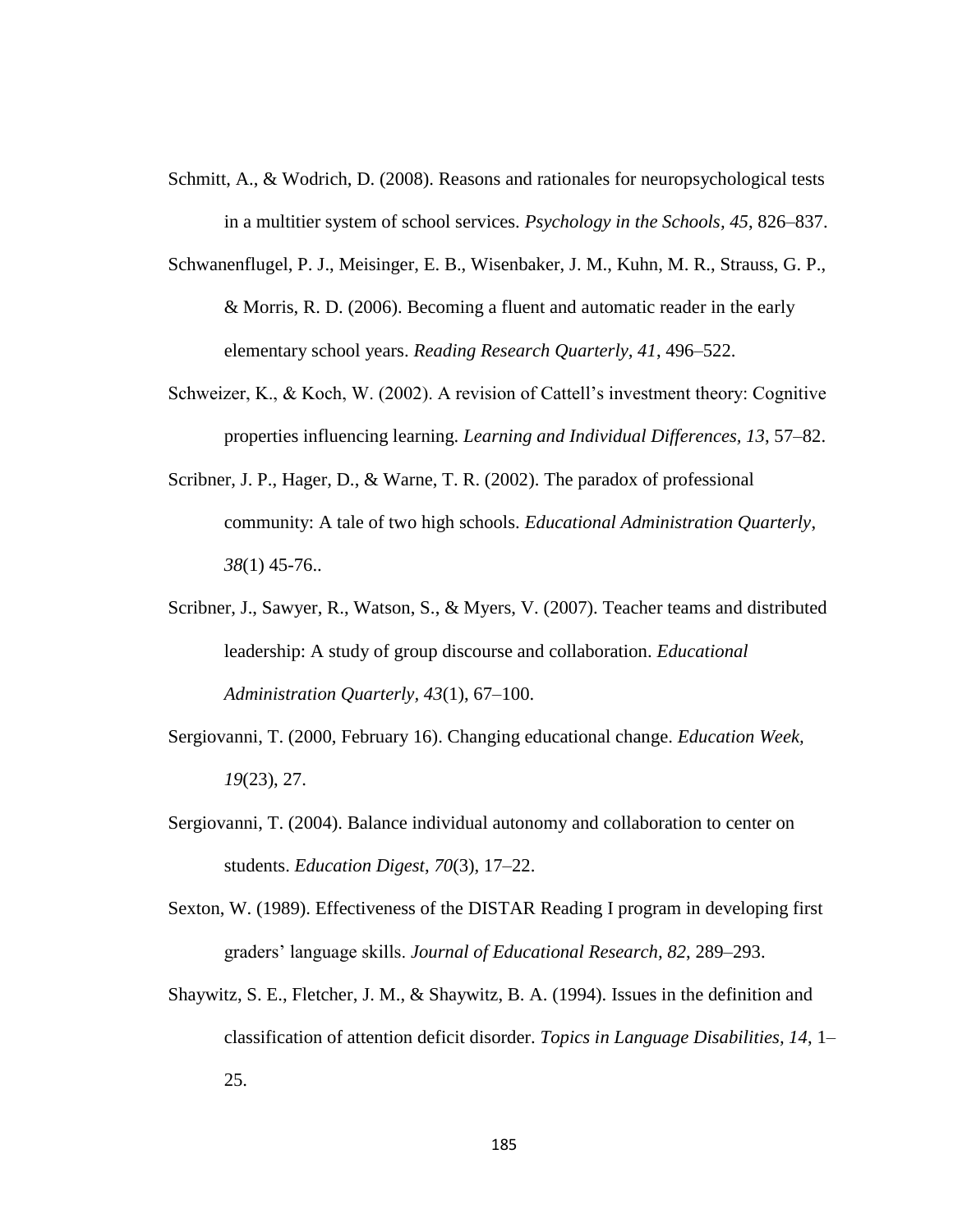Schmitt, A., & Wodrich, D. (2008). Reasons and rationales for neuropsychological tests in a multitier system of school services. *Psychology in the Schools, 45*, 826–837.

Schwanenflugel, P. J., Meisinger, E. B., Wisenbaker, J. M., Kuhn, M. R., Strauss, G. P., & Morris, R. D. (2006). Becoming a fluent and automatic reader in the early elementary school years. *Reading Research Quarterly*, *41*, 496–522.

Schweizer, K., & Koch, W. (2002). A revision of Cattell's investment theory: Cognitive properties influencing learning. *Learning and Individual Differences*, *13*, 57–82.

Scribner, J. P., Hager, D., & Warne, T. R. (2002). The paradox of professional community: A tale of two high schools. *Educational Administration Quarterly*, *38*(1) 45-76..

Scribner, J., Sawyer, R., Watson, S., & Myers, V. (2007). Teacher teams and distributed leadership: A study of group discourse and collaboration. *Educational Administration Quarterly*, *43*(1), 67–100.

Sergiovanni, T. (2000, February 16). Changing educational change. *Education Week, 19*(23), 27.

Sergiovanni, T. (2004). Balance individual autonomy and collaboration to center on students. *Education Digest*, *70*(3), 17–22.

Sexton, W. (1989). Effectiveness of the DISTAR Reading I program in developing first graders' language skills. *Journal of Educational Research, 82*, 289–293.

Shaywitz, S. E., Fletcher, J. M., & Shaywitz, B. A. (1994). Issues in the definition and classification of attention deficit disorder. *Topics in Language Disabilities, 14*, 1–25.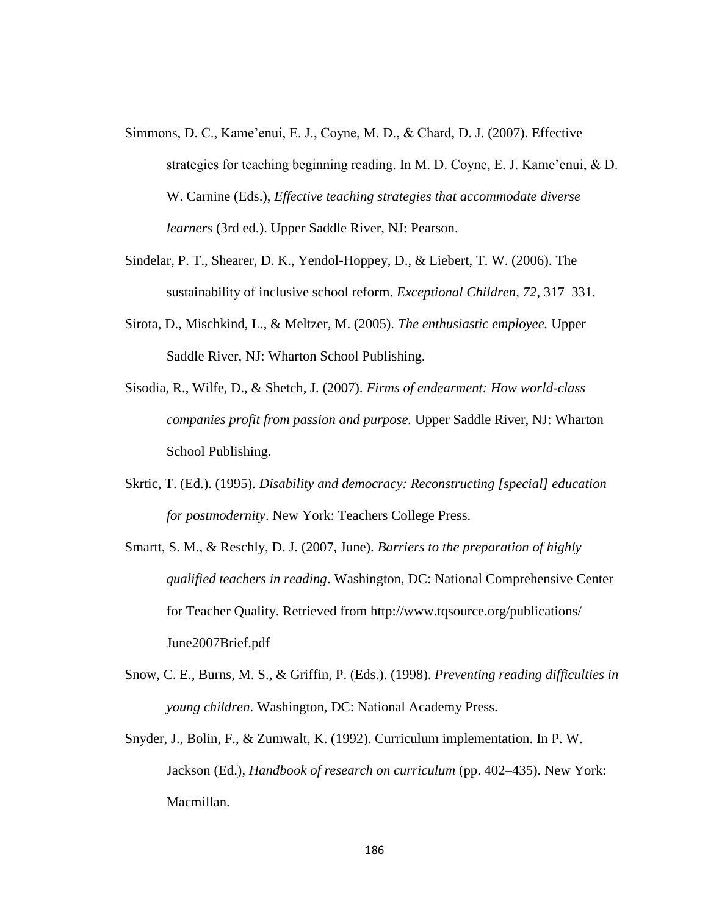Simmons, D. C., Kame'enui, E. J., Coyne, M. D., & Chard, D. J. (2007). Effective strategies for teaching beginning reading. In M. D. Coyne, E. J. Kame'enui, & D. W. Carnine (Eds.), *Effective teaching strategies that accommodate diverse learners* (3rd ed.). Upper Saddle River, NJ: Pearson.

Sindelar, P. T., Shearer, D. K., Yendol-Hoppey, D., & Liebert, T. W. (2006). The sustainability of inclusive school reform. *Exceptional Children, 72*, 317–331.

Sirota, D., Mischkind, L., & Meltzer, M. (2005). *The enthusiastic employee.* Upper Saddle River, NJ: Wharton School Publishing.

Sisodia, R., Wilfe, D., & Shetch, J. (2007). *Firms of endearment: How world-class companies profit from passion and purpose.* Upper Saddle River, NJ: Wharton School Publishing.

Skrtic, T. (Ed.). (1995). *Disability and democracy: Reconstructing [special] education for postmodernity*. New York: Teachers College Press.

Smartt, S. M., & Reschly, D. J. (2007, June). *Barriers to the preparation of highly qualified teachers in reading*. Washington, DC: National Comprehensive Center for Teacher Quality. Retrieved from http://www.tqsource.org/publications/June2007Brief.pdf

Snow, C. E., Burns, M. S., & Griffin, P. (Eds.). (1998). *Preventing reading difficulties in young children*. Washington, DC: National Academy Press.

Snyder, J., Bolin, F., & Zumwalt, K. (1992). Curriculum implementation. In P. W. Jackson (Ed.), *Handbook of research on curriculum* (pp. 402–435). New York: Macmillan.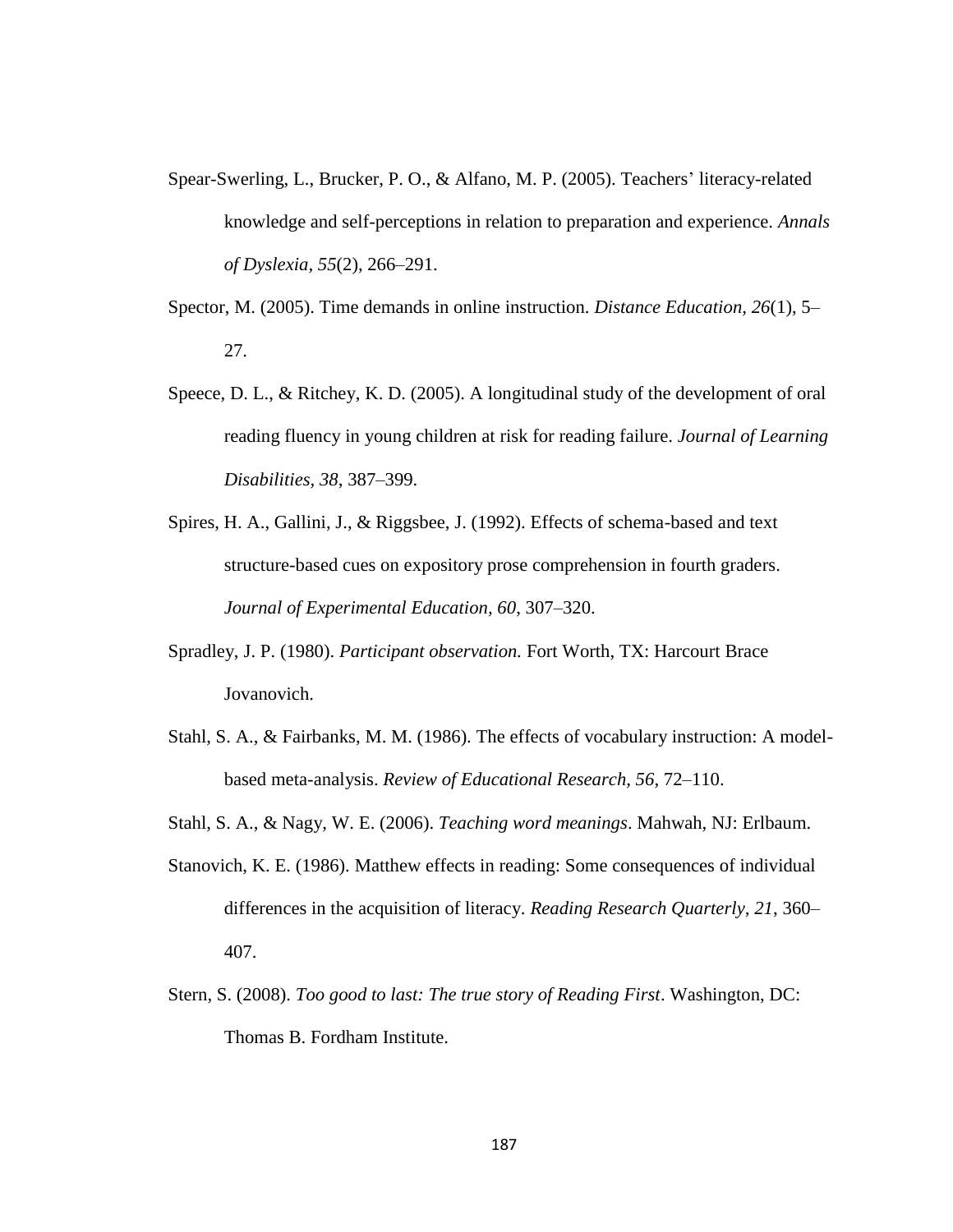Spear-Swerling, L., Brucker, P. O., & Alfano, M. P. (2005). Teachers' literacy-related knowledge and self-perceptions in relation to preparation and experience. *Annals of Dyslexia, 55*(2), 266–291.

Spector, M. (2005). Time demands in online instruction. *Distance Education, 26*(1), 5–27.

Speece, D. L., & Ritchey, K. D. (2005). A longitudinal study of the development of oral reading fluency in young children at risk for reading failure. *Journal of Learning Disabilities, 38*, 387–399.

Spires, H. A., Gallini, J., & Riggsbee, J. (1992). Effects of schema-based and text structure-based cues on expository prose comprehension in fourth graders. *Journal of Experimental Education, 60*, 307–320.

Spradley, J. P. (1980). *Participant observation.* Fort Worth, TX: Harcourt Brace Jovanovich.

Stahl, S. A., & Fairbanks, M. M. (1986). The effects of vocabulary instruction: A model-based meta-analysis. *Review of Educational Research, 56*, 72–110.

Stahl, S. A., & Nagy, W. E. (2006). *Teaching word meanings*. Mahwah, NJ: Erlbaum.

Stanovich, K. E. (1986). Matthew effects in reading: Some consequences of individual differences in the acquisition of literacy. *Reading Research Quarterly, 21*, 360–407.

Stern, S. (2008). *Too good to last: The true story of Reading First*. Washington, DC: Thomas B. Fordham Institute.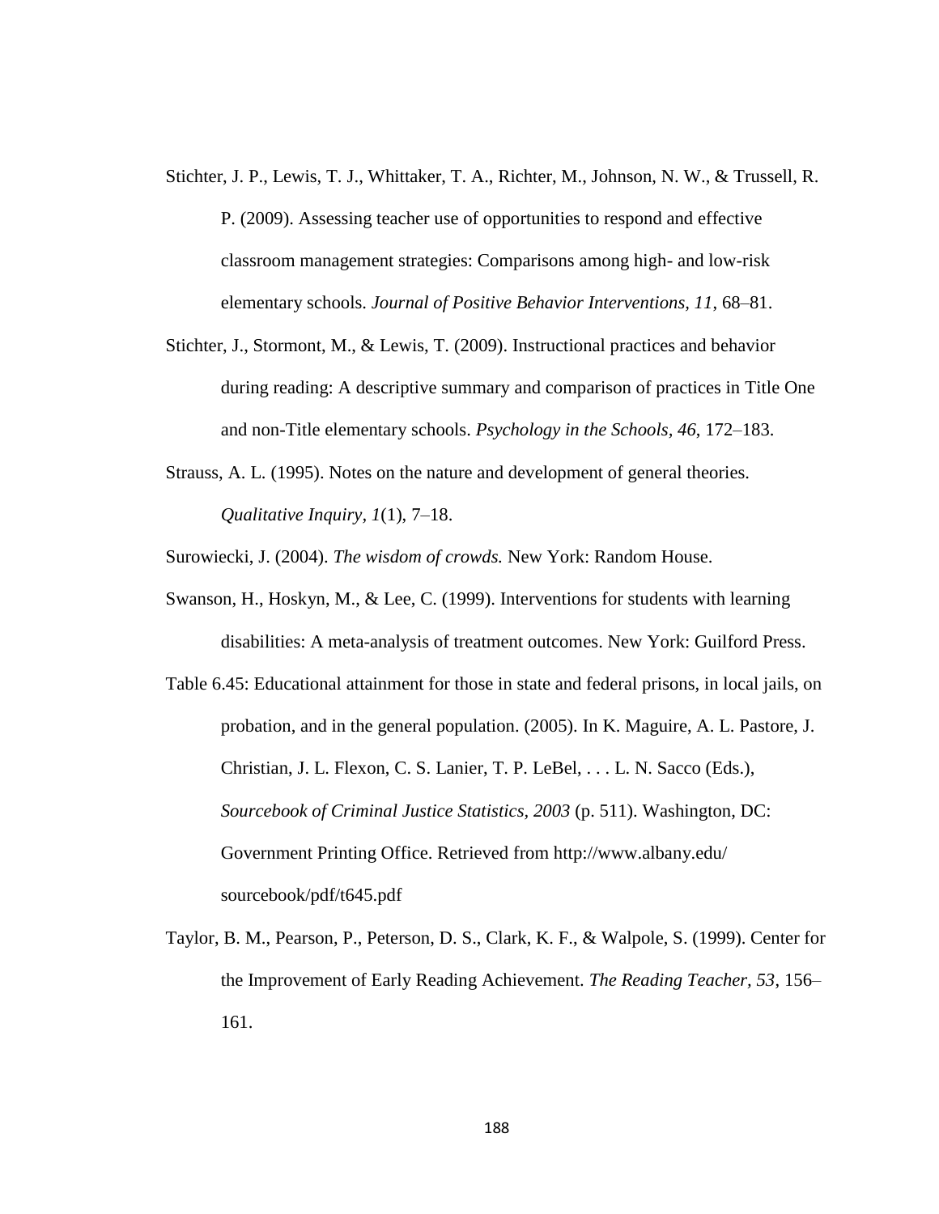Stichter, J. P., Lewis, T. J., Whittaker, T. A., Richter, M., Johnson, N. W., & Trussell, R. P. (2009). Assessing teacher use of opportunities to respond and effective classroom management strategies: Comparisons among high- and low-risk elementary schools. *Journal of Positive Behavior Interventions, 11*, 68–81.

Stichter, J., Stormont, M., & Lewis, T. (2009). Instructional practices and behavior during reading: A descriptive summary and comparison of practices in Title One and non-Title elementary schools. *Psychology in the Schools, 46*, 172–183.

Strauss, A. L. (1995). Notes on the nature and development of general theories. *Qualitative Inquiry, 1*(1), 7–18.

Surowiecki, J. (2004). *The wisdom of crowds.* New York: Random House.

Swanson, H., Hoskyn, M., & Lee, C. (1999). Interventions for students with learning disabilities: A meta-analysis of treatment outcomes. New York: Guilford Press.

Table 6.45: Educational attainment for those in state and federal prisons, in local jails, on probation, and in the general population. (2005). In K. Maguire, A. L. Pastore, J. Christian, J. L. Flexon, C. S. Lanier, T. P. LeBel, . . . L. N. Sacco (Eds.), *Sourcebook of Criminal Justice Statistics, 2003* (p. 511). Washington, DC: Government Printing Office. Retrieved from http://www.albany.edu/sourcebook/pdf/t645.pdf

Taylor, B. M., Pearson, P., Peterson, D. S., Clark, K. F., & Walpole, S. (1999). Center for the Improvement of Early Reading Achievement. *The Reading Teacher, 53*, 156–161.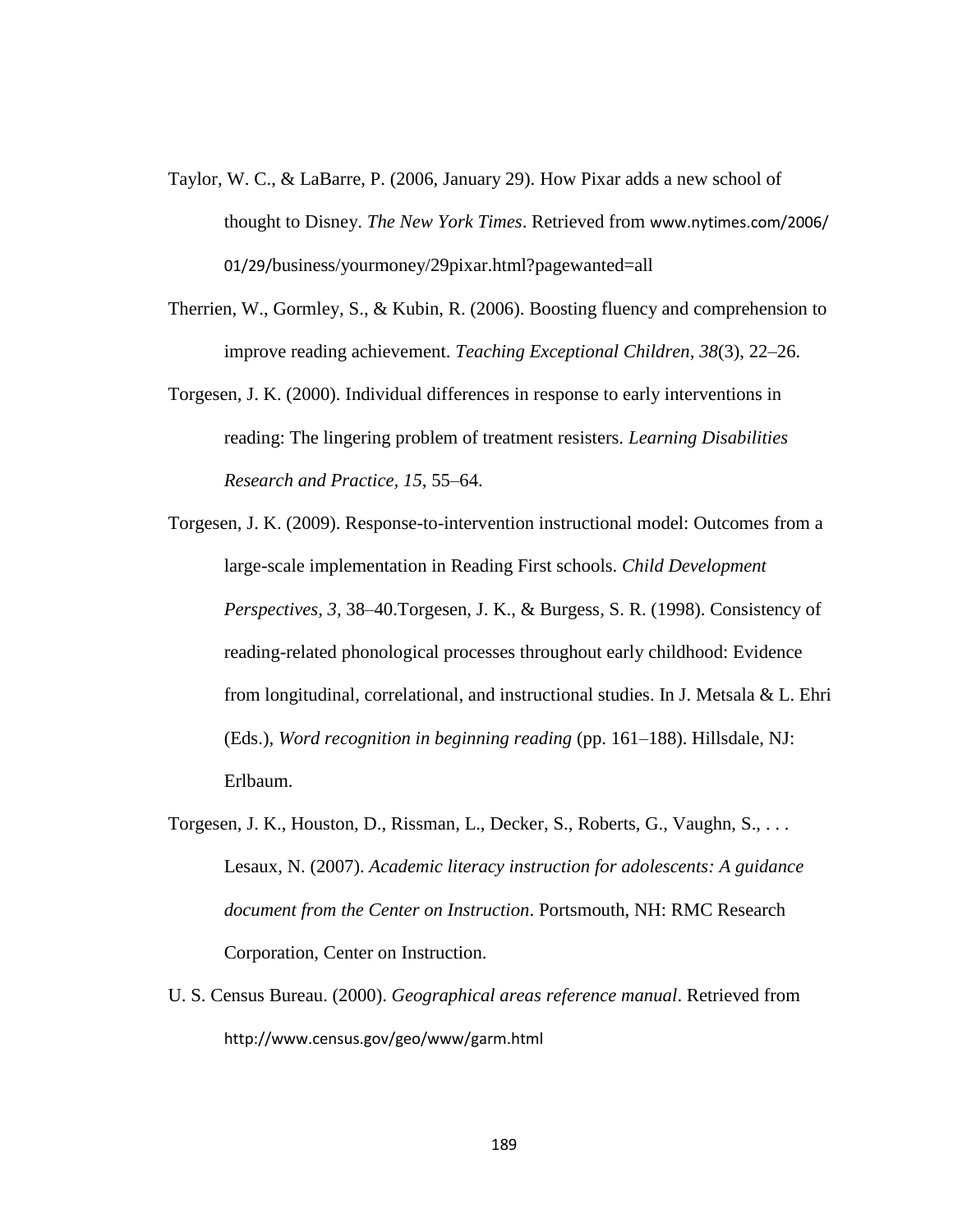Taylor, W. C., & LaBarre, P. (2006, January 29). How Pixar adds a new school of thought to Disney. *The New York Times*. Retrieved from www.nytimes.com/2006/01/29/business/yourmoney/29pixar.html?pagewanted=all

Therrien, W., Gormley, S., & Kubin, R. (2006). Boosting fluency and comprehension to improve reading achievement. *Teaching Exceptional Children*, *38*(3), 22–26.

Torgesen, J. K. (2000). Individual differences in response to early interventions in reading: The lingering problem of treatment resisters. *Learning Disabilities Research and Practice, 15*, 55–64.

Torgesen, J. K. (2009). Response-to-intervention instructional model: Outcomes from a large-scale implementation in Reading First schools. *Child Development Perspectives, 3*, 38–40.Torgesen, J. K., & Burgess, S. R. (1998). Consistency of reading-related phonological processes throughout early childhood: Evidence from longitudinal, correlational, and instructional studies. In J. Metsala & L. Ehri (Eds.), *Word recognition in beginning reading* (pp. 161–188). Hillsdale, NJ: Erlbaum.

Torgesen, J. K., Houston, D., Rissman, L., Decker, S., Roberts, G., Vaughn, S., . . . Lesaux, N. (2007). *Academic literacy instruction for adolescents: A guidance document from the Center on Instruction*. Portsmouth, NH: RMC Research Corporation, Center on Instruction.

U. S. Census Bureau. (2000). *Geographical areas reference manual*. Retrieved from http://www.census.gov/geo/www/garm.html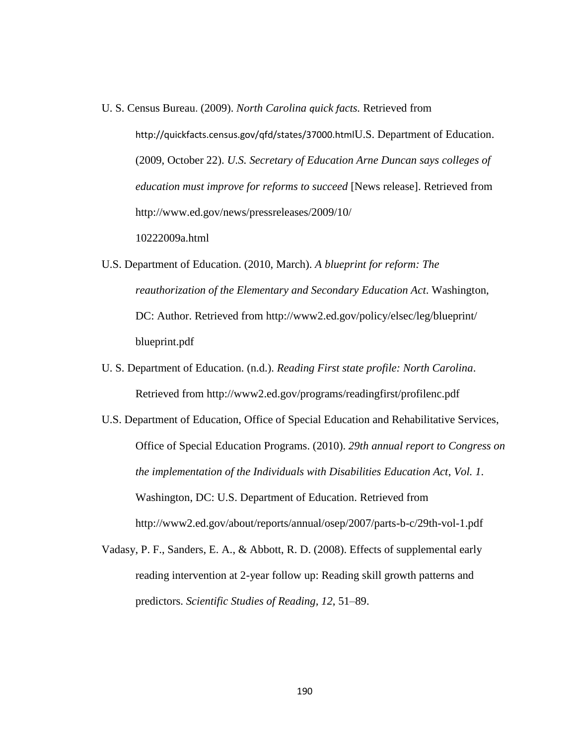U. S. Census Bureau. (2009). *North Carolina quick facts.* Retrieved from http://quickfacts.census.gov/qfd/states/37000.htmlU.S. Department of Education. (2009, October 22). *U.S. Secretary of Education Arne Duncan says colleges of education must improve for reforms to succeed* [News release]. Retrieved from http://www.ed.gov/news/pressreleases/2009/10/ 10222009a.html

U.S. Department of Education. (2010, March). *A blueprint for reform: The reauthorization of the Elementary and Secondary Education Act*. Washington, DC: Author. Retrieved from http://www2.ed.gov/policy/elsec/leg/blueprint/ blueprint.pdf

U. S. Department of Education. (n.d.). *Reading First state profile: North Carolina*. Retrieved from http://www2.ed.gov/programs/readingfirst/profilenc.pdf

U.S. Department of Education, Office of Special Education and Rehabilitative Services, Office of Special Education Programs. (2010). *29th annual report to Congress on the implementation of the Individuals with Disabilities Education Act, Vol. 1*. Washington, DC: U.S. Department of Education. Retrieved from http://www2.ed.gov/about/reports/annual/osep/2007/parts-b-c/29th-vol-1.pdf

Vadasy, P. F., Sanders, E. A., & Abbott, R. D. (2008). Effects of supplemental early reading intervention at 2-year follow up: Reading skill growth patterns and predictors. *Scientific Studies of Reading, 12*, 51–89.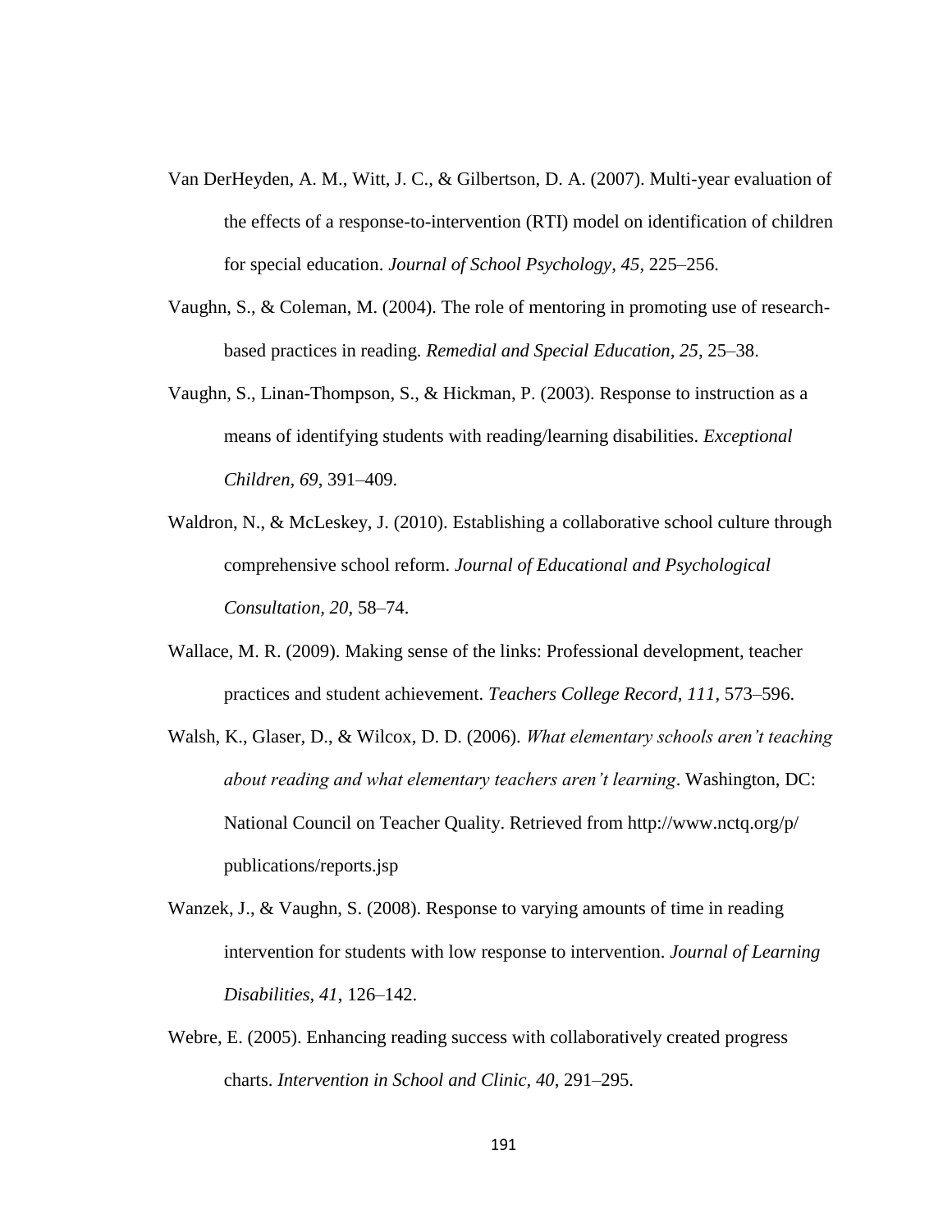Van DerHeyden, A. M., Witt, J. C., & Gilbertson, D. A. (2007). Multi-year evaluation of the effects of a response-to-intervention (RTI) model on identification of children for special education. *Journal of School Psychology, 45*, 225–256.

Vaughn, S., & Coleman, M. (2004). The role of mentoring in promoting use of research-based practices in reading. *Remedial and Special Education, 25*, 25–38.

Vaughn, S., Linan-Thompson, S., & Hickman, P. (2003). Response to instruction as a means of identifying students with reading/learning disabilities. *Exceptional Children, 69*, 391–409.

Waldron, N., & McLeskey, J. (2010). Establishing a collaborative school culture through comprehensive school reform. *Journal of Educational and Psychological Consultation, 20*, 58–74.

Wallace, M. R. (2009). Making sense of the links: Professional development, teacher practices and student achievement. *Teachers College Record, 111*, 573–596.

Walsh, K., Glaser, D., & Wilcox, D. D. (2006). *What elementary schools aren't teaching about reading and what elementary teachers aren't learning*. Washington, DC: National Council on Teacher Quality. Retrieved from http://www.nctq.org/p/publications/reports.jsp

Wanzek, J., & Vaughn, S. (2008). Response to varying amounts of time in reading intervention for students with low response to intervention. *Journal of Learning Disabilities, 41*, 126–142.

Webre, E. (2005). Enhancing reading success with collaboratively created progress charts. *Intervention in School and Clinic, 40*, 291–295.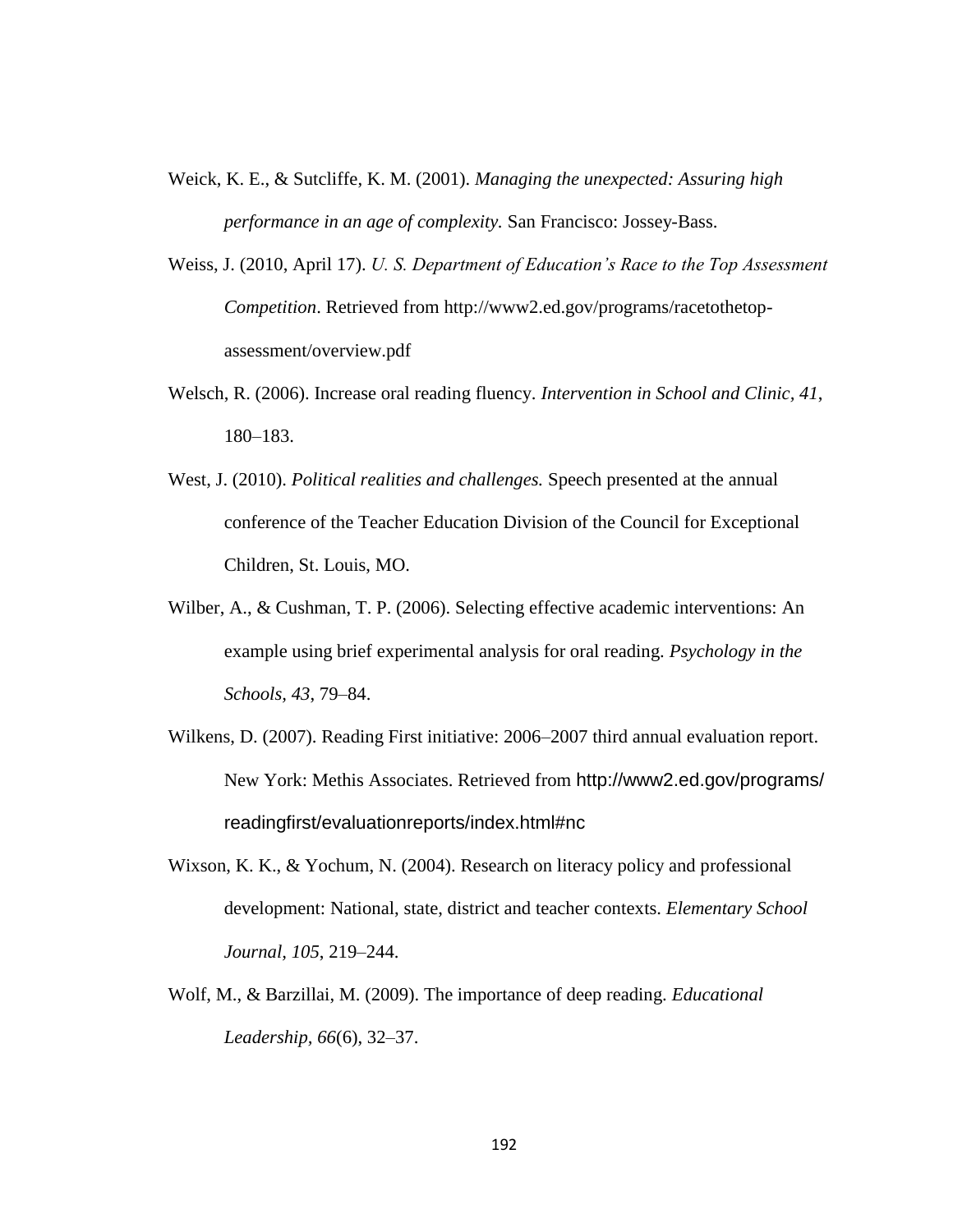Weick, K. E., & Sutcliffe, K. M. (2001). *Managing the unexpected: Assuring high performance in an age of complexity.* San Francisco: Jossey-Bass.

Weiss, J. (2010, April 17). *U. S. Department of Education's Race to the Top Assessment Competition*. Retrieved from http://www2.ed.gov/programs/racetothetop-assessment/overview.pdf

Welsch, R. (2006). Increase oral reading fluency. *Intervention in School and Clinic, 41*, 180–183.

West, J. (2010). *Political realities and challenges.* Speech presented at the annual conference of the Teacher Education Division of the Council for Exceptional Children, St. Louis, MO.

Wilber, A., & Cushman, T. P. (2006). Selecting effective academic interventions: An example using brief experimental analysis for oral reading. *Psychology in the Schools, 43*, 79–84.

Wilkens, D. (2007). Reading First initiative: 2006–2007 third annual evaluation report. New York: Methis Associates. Retrieved from http://www2.ed.gov/programs/readingfirst/evaluationreports/index.html#nc

Wixson, K. K., & Yochum, N. (2004). Research on literacy policy and professional development: National, state, district and teacher contexts. *Elementary School Journal, 105*, 219–244.

Wolf, M., & Barzillai, M. (2009). The importance of deep reading. *Educational Leadership, 66*(6), 32–37.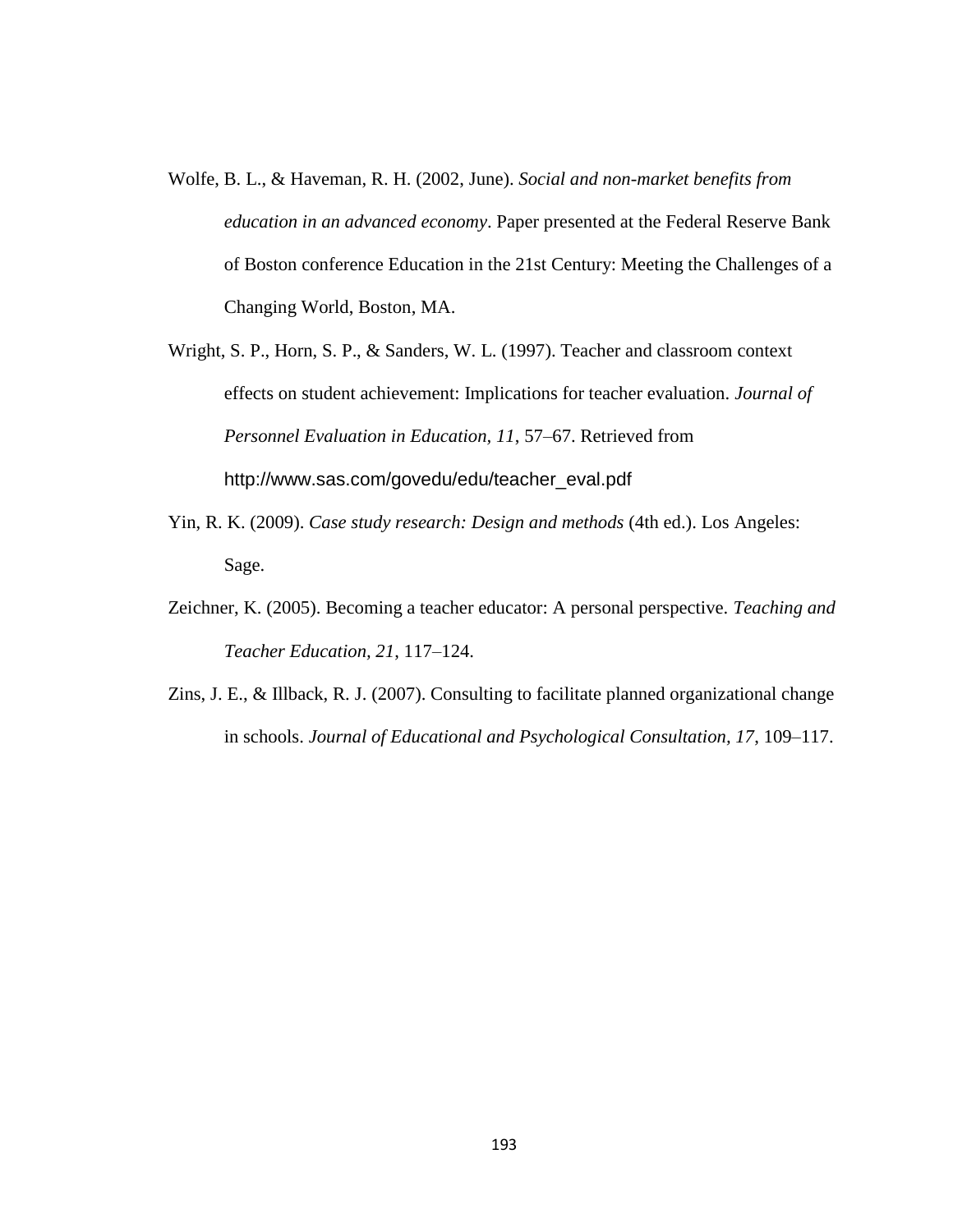Wolfe, B. L., & Haveman, R. H. (2002, June). *Social and non-market benefits from education in an advanced economy*. Paper presented at the Federal Reserve Bank of Boston conference Education in the 21st Century: Meeting the Challenges of a Changing World, Boston, MA.

Wright, S. P., Horn, S. P., & Sanders, W. L. (1997). Teacher and classroom context effects on student achievement: Implications for teacher evaluation. *Journal of Personnel Evaluation in Education, 11*, 57–67. Retrieved from http://www.sas.com/govedu/edu/teacher_eval.pdf

Yin, R. K. (2009). *Case study research: Design and methods* (4th ed.). Los Angeles: Sage.

Zeichner, K. (2005). Becoming a teacher educator: A personal perspective. *Teaching and Teacher Education, 21*, 117–124.

Zins, J. E., & Illback, R. J. (2007). Consulting to facilitate planned organizational change in schools. *Journal of Educational and Psychological Consultation, 17*, 109–117.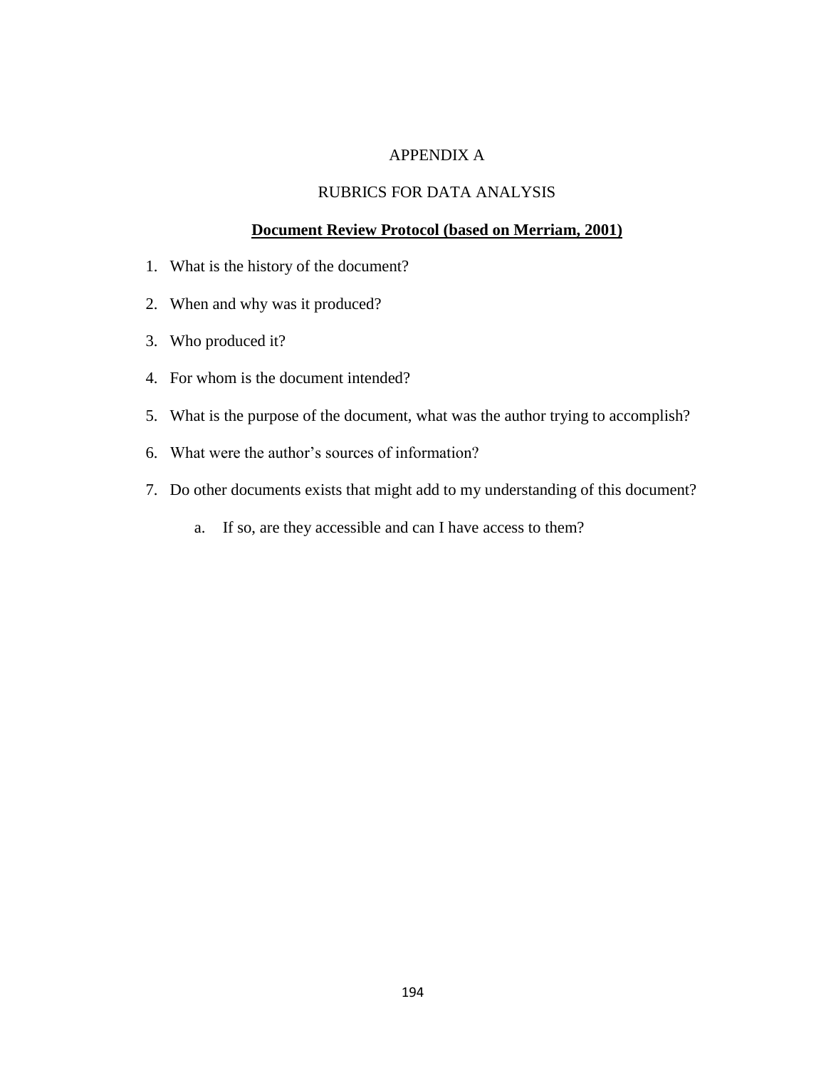# APPENDIX A

## RUBRICS FOR DATA ANALYSIS

### **Document Review Protocol (based on Merriam, 2001)**

1. What is the history of the document?
2. When and why was it produced?
3. Who produced it?
4. For whom is the document intended?
5. What is the purpose of the document, what was the author trying to accomplish?
6. What were the author's sources of information?
7. Do other documents exists that might add to my understanding of this document?
   a. If so, are they accessible and can I have access to them?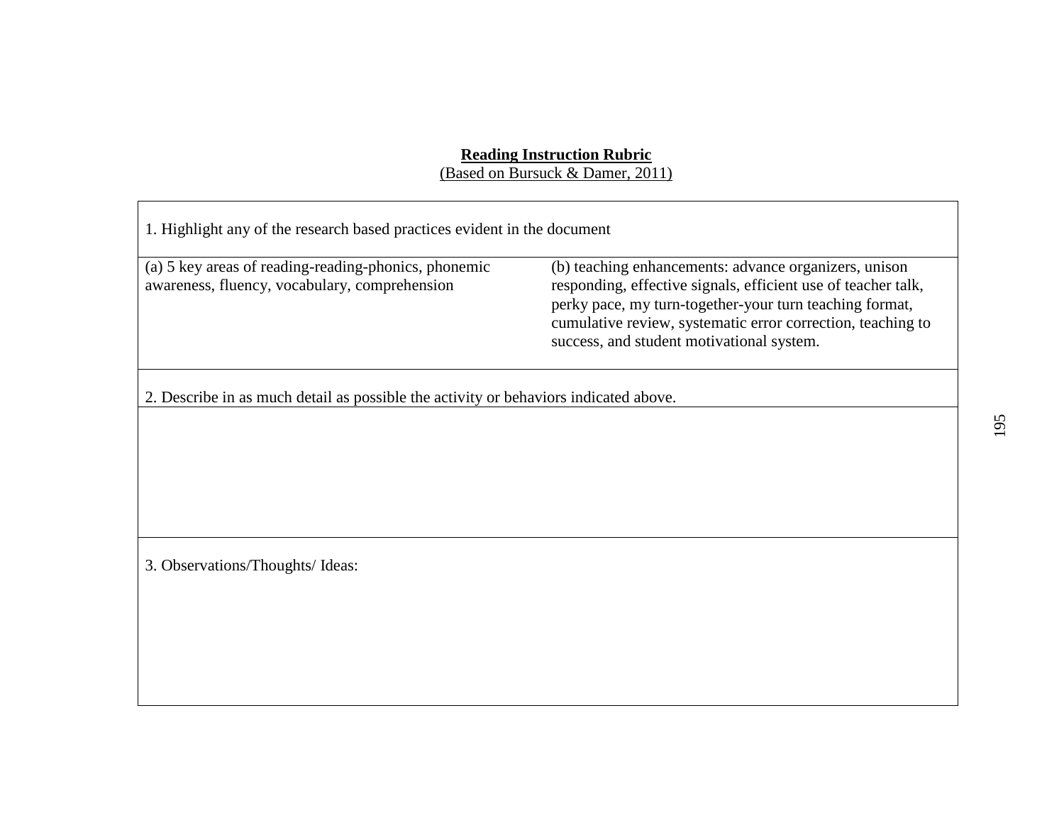**Reading Instruction Rubric**
(Based on Bursuck & Damer, 2011)

| 1. Highlight any of the research based practices evident in the document | |
|---|---|
| (a) 5 key areas of reading-reading-phonics, phonemic awareness, fluency, vocabulary, comprehension | (b) teaching enhancements: advance organizers, unison responding, effective signals, efficient use of teacher talk, perky pace, my turn-together-your turn teaching format, cumulative review, systematic error correction, teaching to success, and student motivational system. |
| 2. Describe in as much detail as possible the activity or behaviors indicated above. | |
| | |
| 3. Observations/Thoughts/ Ideas: | |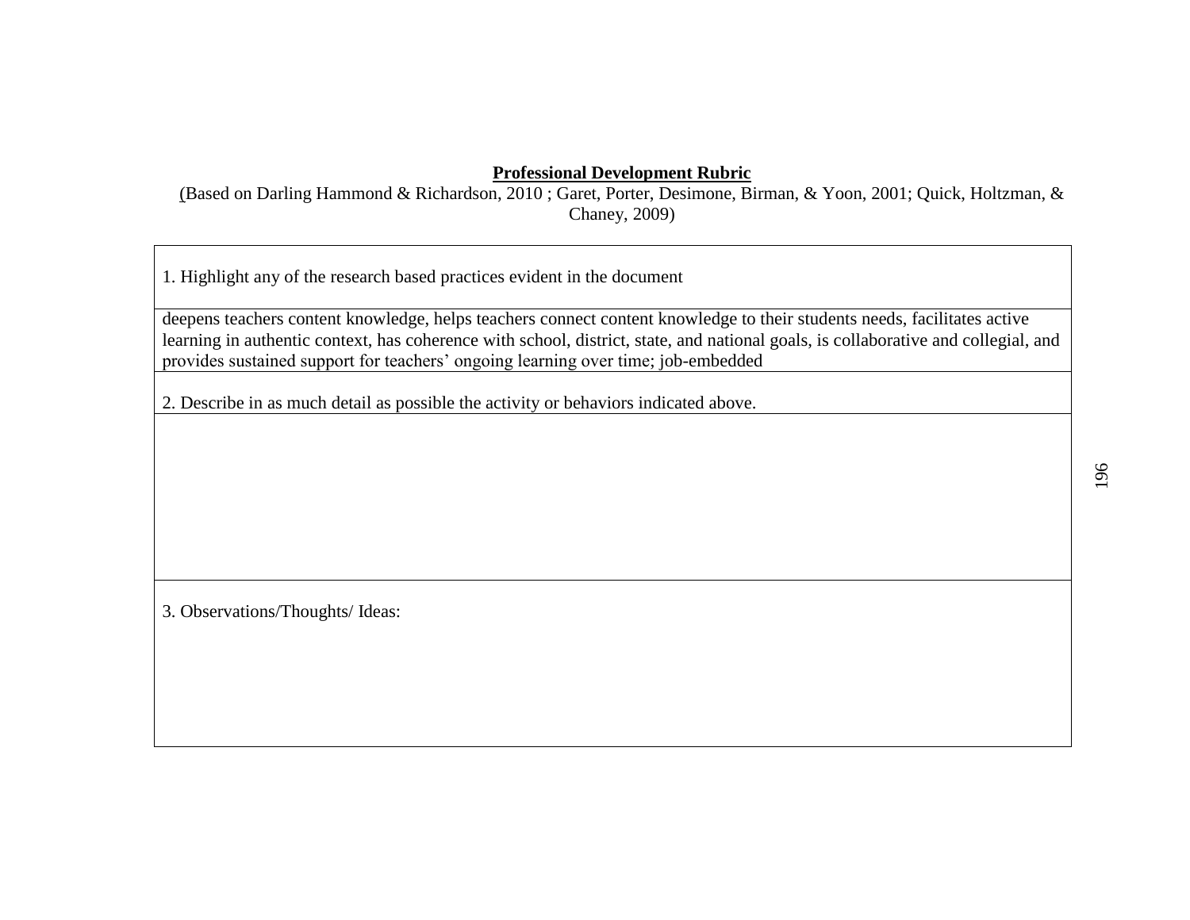**Professional Development Rubric**

(Based on Darling Hammond & Richardson, 2010 ; Garet, Porter, Desimone, Birman, & Yoon, 2001; Quick, Holtzman, & Chaney, 2009)

| 1. Highlight any of the research based practices evident in the document |
| --- |
| deepens teachers content knowledge, helps teachers connect content knowledge to their students needs, facilitates active learning in authentic context, has coherence with school, district, state, and national goals, is collaborative and collegial, and provides sustained support for teachers' ongoing learning over time; job-embedded |
| 2. Describe in as much detail as possible the activity or behaviors indicated above. |
| |
| 3. Observations/Thoughts/ Ideas: |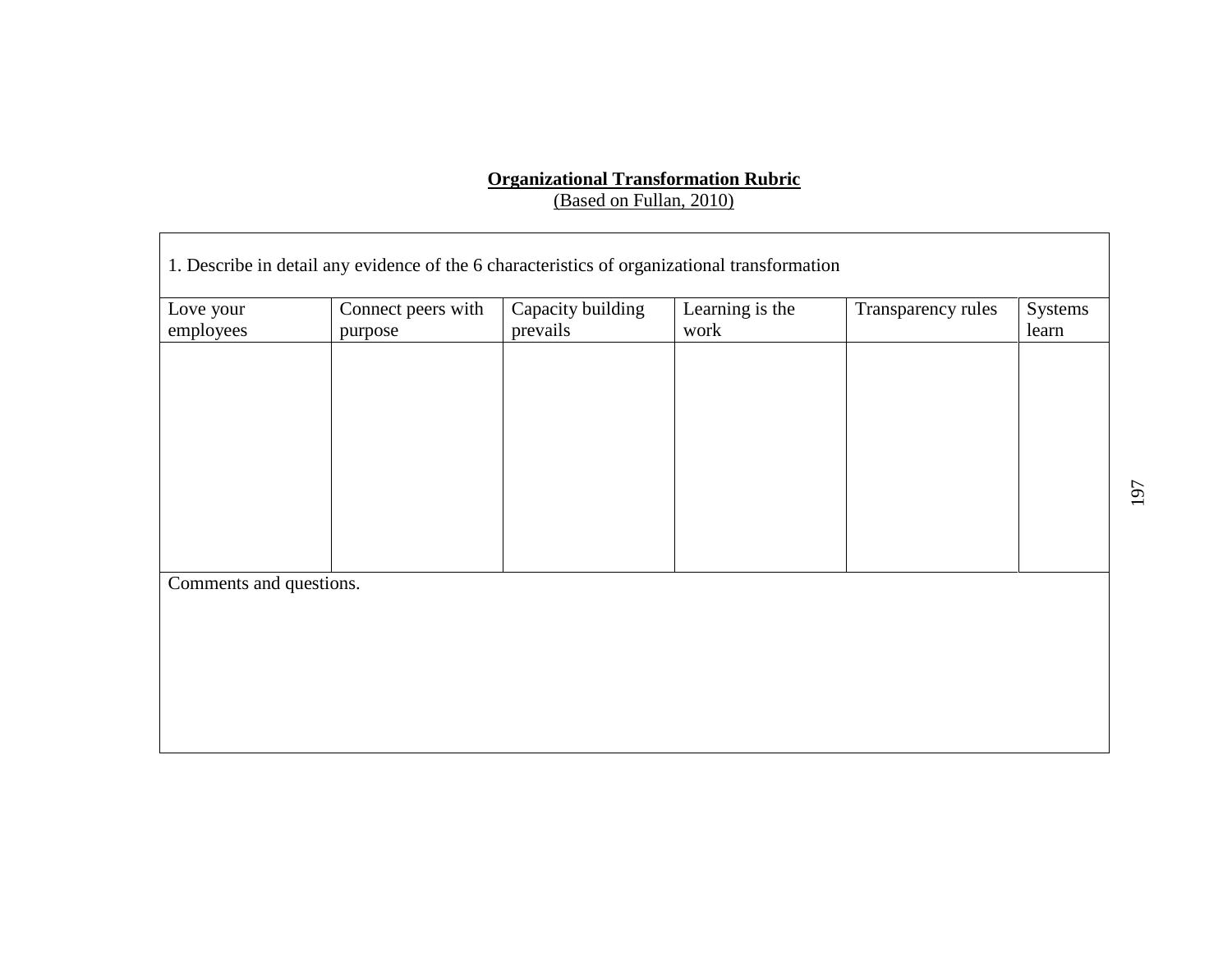**<u>Organizational Transformation Rubric</u>**

(Based on Fullan, 2010)

1. Describe in detail any evidence of the 6 characteristics of organizational transformation

| Love your employees | Connect peers with purpose | Capacity building prevails | Learning is the work | Transparency rules | Systems learn |
|---|---|---|---|---|---|
| | | | | | |

Comments and questions.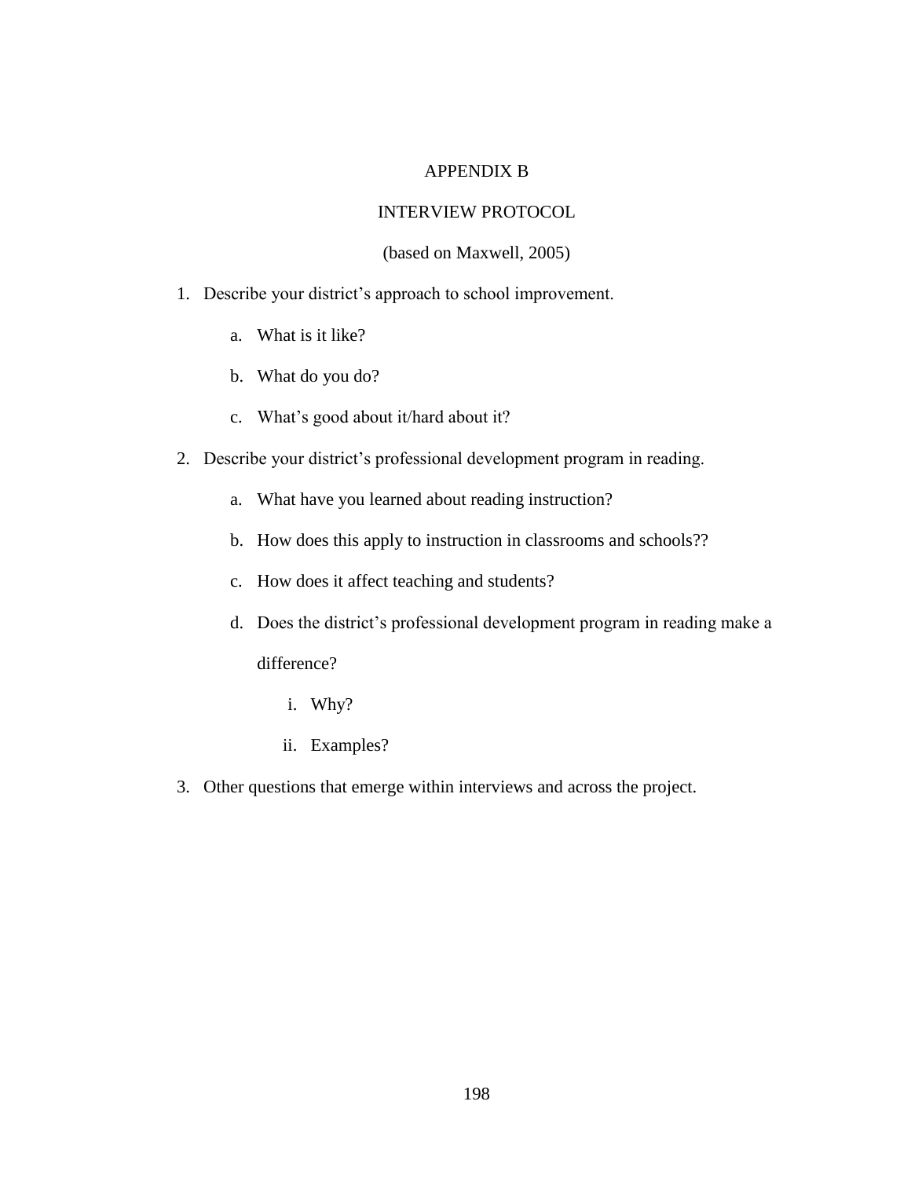# APPENDIX B

## INTERVIEW PROTOCOL

(based on Maxwell, 2005)

1. Describe your district's approach to school improvement.
   a. What is it like?
   b. What do you do?
   c. What's good about it/hard about it?
2. Describe your district's professional development program in reading.
   a. What have you learned about reading instruction?
   b. How does this apply to instruction in classrooms and schools??
   c. How does it affect teaching and students?
   d. Does the district's professional development program in reading make a difference?
      i. Why?
      ii. Examples?
3. Other questions that emerge within interviews and across the project.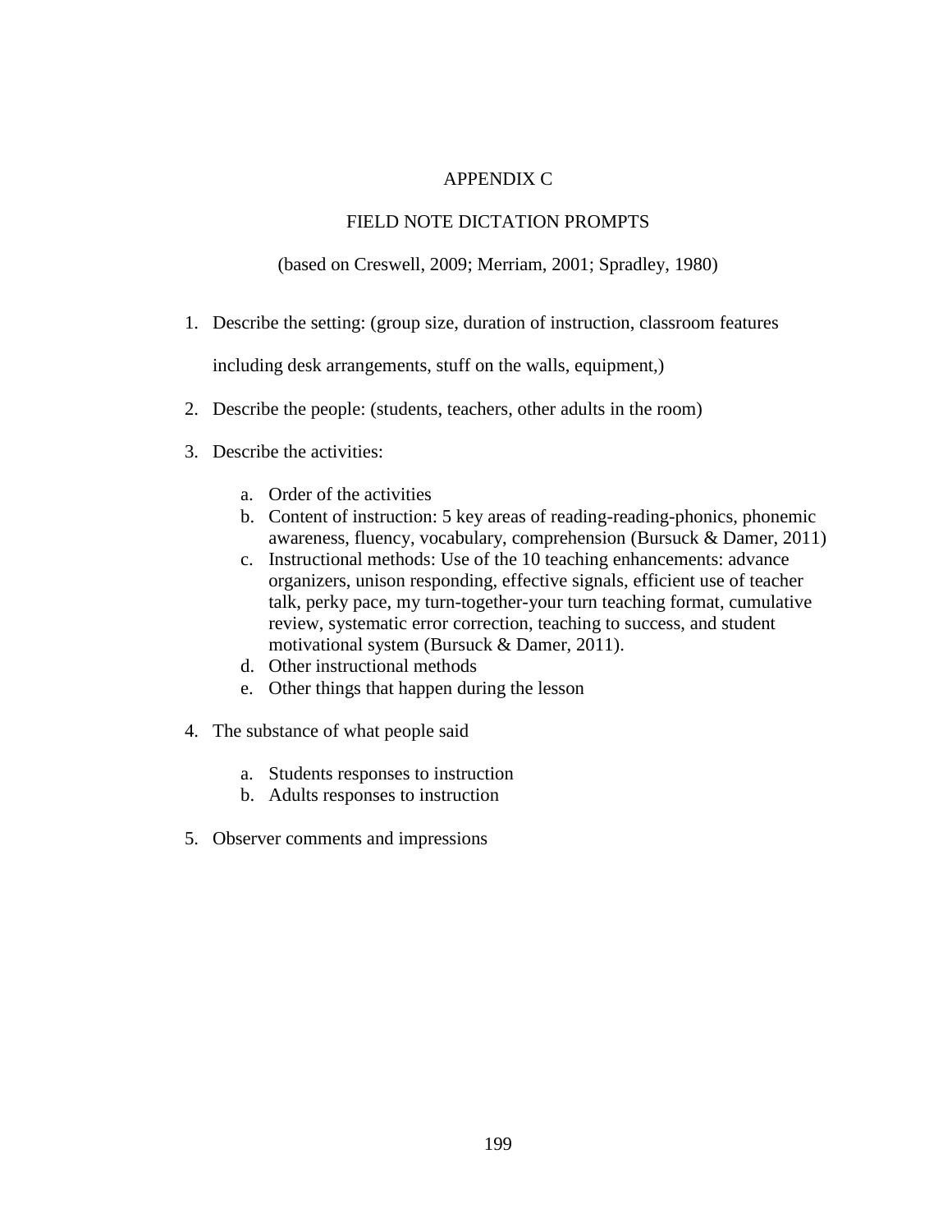# APPENDIX C

## FIELD NOTE DICTATION PROMPTS

(based on Creswell, 2009; Merriam, 2001; Spradley, 1980)

1. Describe the setting: (group size, duration of instruction, classroom features including desk arrangements, stuff on the walls, equipment,)
2. Describe the people: (students, teachers, other adults in the room)
3. Describe the activities:
    a. Order of the activities
    b. Content of instruction: 5 key areas of reading-reading-phonics, phonemic awareness, fluency, vocabulary, comprehension (Bursuck & Damer, 2011)
    c. Instructional methods: Use of the 10 teaching enhancements: advance organizers, unison responding, effective signals, efficient use of teacher talk, perky pace, my turn-together-your turn teaching format, cumulative review, systematic error correction, teaching to success, and student motivational system (Bursuck & Damer, 2011).
    d. Other instructional methods
    e. Other things that happen during the lesson
4. The substance of what people said
    a. Students responses to instruction
    b. Adults responses to instruction
5. Observer comments and impressions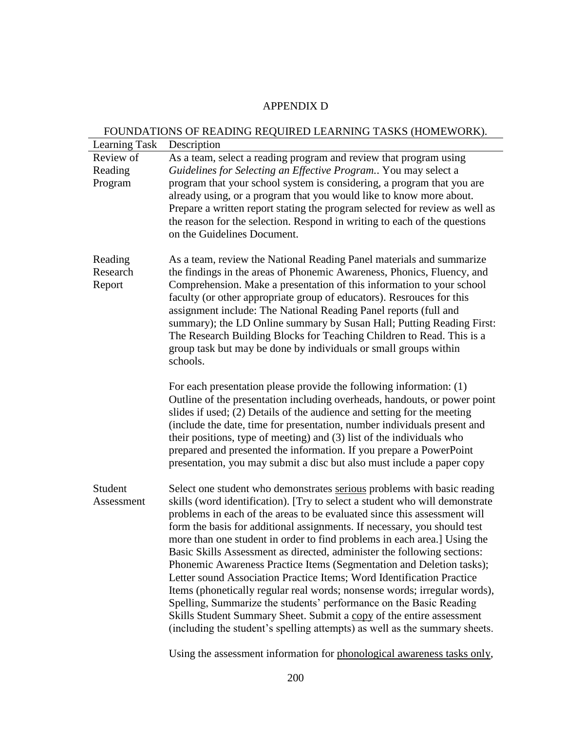# APPENDIX D

## FOUNDATIONS OF READING REQUIRED LEARNING TASKS (HOMEWORK).

| Learning Task | Description |
|---|---|
| Review of Reading Program | As a team, select a reading program and review that program using *Guidelines for Selecting an Effective Program..* You may select a program that your school system is considering, a program that you are already using, or a program that you would like to know more about. Prepare a written report stating the program selected for review as well as the reason for the selection. Respond in writing to each of the questions on the Guidelines Document. |
| Reading Research Report | As a team, review the National Reading Panel materials and summarize the findings in the areas of Phonemic Awareness, Phonics, Fluency, and Comprehension. Make a presentation of this information to your school faculty (or other appropriate group of educators). Resrouces for this assignment include: The National Reading Panel reports (full and summary); the LD Online summary by Susan Hall; Putting Reading First: The Research Building Blocks for Teaching Children to Read. This is a group task but may be done by individuals or small groups within schools.<br><br>For each presentation please provide the following information: (1) Outline of the presentation including overheads, handouts, or power point slides if used; (2) Details of the audience and setting for the meeting (include the date, time for presentation, number individuals present and their positions, type of meeting) and (3) list of the individuals who prepared and presented the information. If you prepare a PowerPoint presentation, you may submit a disc but also must include a paper copy |
| Student Assessment | Select one student who demonstrates <u>serious</u> problems with basic reading skills (word identification). [Try to select a student who will demonstrate problems in each of the areas to be evaluated since this assessment will form the basis for additional assignments. If necessary, you should test more than one student in order to find problems in each area.] Using the Basic Skills Assessment as directed, administer the following sections: Phonemic Awareness Practice Items (Segmentation and Deletion tasks); Letter sound Association Practice Items; Word Identification Practice Items (phonetically regular real words; nonsense words; irregular words), Spelling, Summarize the students' performance on the Basic Reading Skills Student Summary Sheet. Submit a <u>copy</u> of the entire assessment (including the student's spelling attempts) as well as the summary sheets.<br><br>Using the assessment information for <u>phonological awareness tasks only</u>, |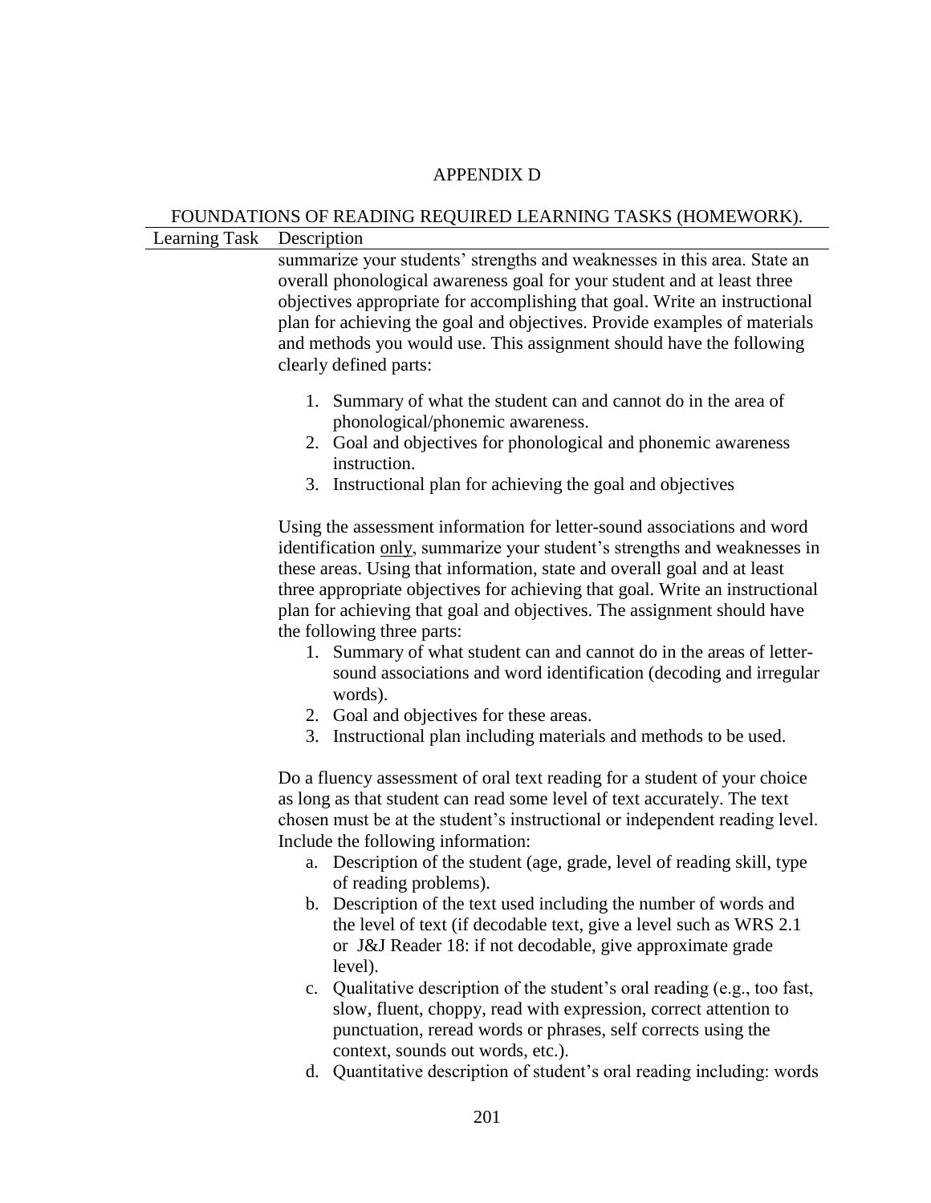# APPENDIX D

FOUNDATIONS OF READING REQUIRED LEARNING TASKS (HOMEWORK).

| Learning Task | Description |
|---|---|
| | summarize your students' strengths and weaknesses in this area. State an overall phonological awareness goal for your student and at least three objectives appropriate for accomplishing that goal. Write an instructional plan for achieving the goal and objectives. Provide examples of materials and methods you would use. This assignment should have the following clearly defined parts:<br><br>1. Summary of what the student can and cannot do in the area of phonological/phonemic awareness.<br>2. Goal and objectives for phonological and phonemic awareness instruction.<br>3. Instructional plan for achieving the goal and objectives<br><br>Using the assessment information for letter-sound associations and word identification <u>only</u>, summarize your student's strengths and weaknesses in these areas. Using that information, state and overall goal and at least three appropriate objectives for achieving that goal. Write an instructional plan for achieving that goal and objectives. The assignment should have the following three parts:<br>1. Summary of what student can and cannot do in the areas of letter-sound associations and word identification (decoding and irregular words).<br>2. Goal and objectives for these areas.<br>3. Instructional plan including materials and methods to be used.<br><br>Do a fluency assessment of oral text reading for a student of your choice as long as that student can read some level of text accurately. The text chosen must be at the student's instructional or independent reading level. Include the following information:<br>a. Description of the student (age, grade, level of reading skill, type of reading problems).<br>b. Description of the text used including the number of words and the level of text (if decodable text, give a level such as WRS 2.1 or J&J Reader 18: if not decodable, give approximate grade level).<br>c. Qualitative description of the student's oral reading (e.g., too fast, slow, fluent, choppy, read with expression, correct attention to punctuation, reread words or phrases, self corrects using the context, sounds out words, etc.).<br>d. Quantitative description of student's oral reading including: words |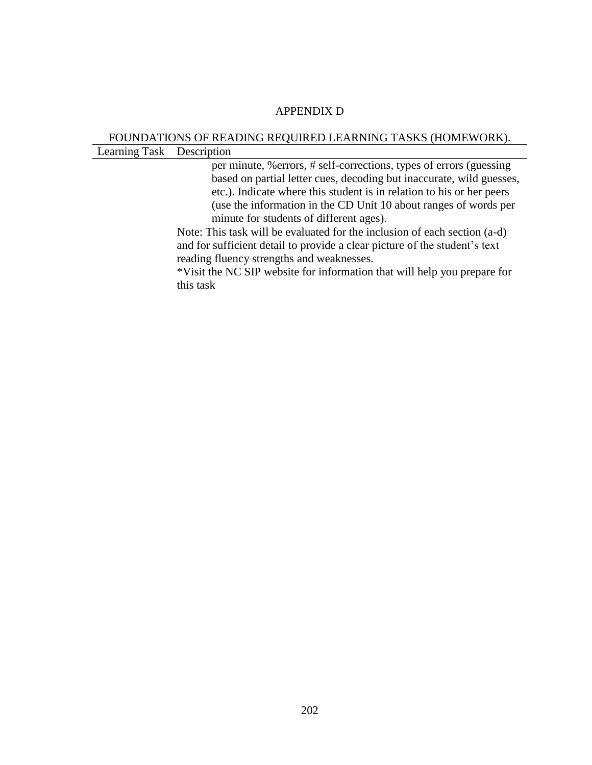APPENDIX D

FOUNDATIONS OF READING REQUIRED LEARNING TASKS (HOMEWORK).

| Learning Task | Description |
|---|---|
| | per minute, %errors, # self-corrections, types of errors (guessing based on partial letter cues, decoding but inaccurate, wild guesses, etc.). Indicate where this student is in relation to his or her peers (use the information in the CD Unit 10 about ranges of words per minute for students of different ages).<br>Note: This task will be evaluated for the inclusion of each section (a-d) and for sufficient detail to provide a clear picture of the student's text reading fluency strengths and weaknesses.<br>*Visit the NC SIP website for information that will help you prepare for this task |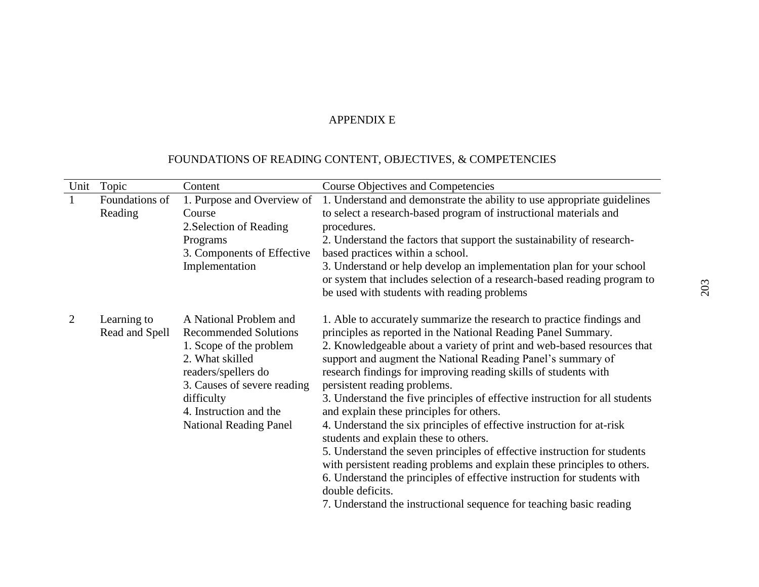# APPENDIX E

## FOUNDATIONS OF READING CONTENT, OBJECTIVES, & COMPETENCIES

| Unit | Topic | Content | Course Objectives and Competencies |
| --- | --- | --- | --- |
| 1 | Foundations of Reading | 1. Purpose and Overview of Course<br>2.Selection of Reading Programs<br>3. Components of Effective Implementation | 1. Understand and demonstrate the ability to use appropriate guidelines to select a research-based program of instructional materials and procedures.<br>2. Understand the factors that support the sustainability of research-based practices within a school.<br>3. Understand or help develop an implementation plan for your school or system that includes selection of a research-based reading program to be used with students with reading problems |
| 2 | Learning to Read and Spell | A National Problem and Recommended Solutions<br>1. Scope of the problem<br>2. What skilled readers/spellers do<br>3. Causes of severe reading difficulty<br>4. Instruction and the National Reading Panel | 1. Able to accurately summarize the research to practice findings and principles as reported in the National Reading Panel Summary.<br>2. Knowledgeable about a variety of print and web-based resources that support and augment the National Reading Panel's summary of research findings for improving reading skills of students with persistent reading problems.<br>3. Understand the five principles of effective instruction for all students and explain these principles for others.<br>4. Understand the six principles of effective instruction for at-risk students and explain these to others.<br>5. Understand the seven principles of effective instruction for students with persistent reading problems and explain these principles to others.<br>6. Understand the principles of effective instruction for students with double deficits.<br>7. Understand the instructional sequence for teaching basic reading |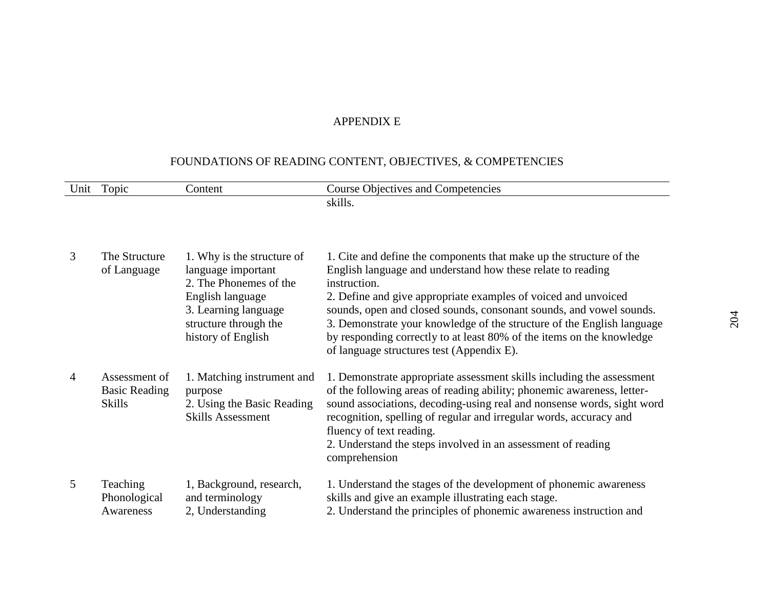APPENDIX E

FOUNDATIONS OF READING CONTENT, OBJECTIVES, & COMPETENCIES

| Unit | Topic | Content | Course Objectives and Competencies |
|---|---|---|---|
| | | | skills. |
| 3 | The Structure of Language | 1. Why is the structure of language important<br>2. The Phonemes of the English language<br>3. Learning language structure through the history of English | 1. Cite and define the components that make up the structure of the English language and understand how these relate to reading instruction.<br>2. Define and give appropriate examples of voiced and unvoiced sounds, open and closed sounds, consonant sounds, and vowel sounds.<br>3. Demonstrate your knowledge of the structure of the English language by responding correctly to at least 80% of the items on the knowledge of language structures test (Appendix E). |
| 4 | Assessment of Basic Reading Skills | 1. Matching instrument and purpose<br>2. Using the Basic Reading Skills Assessment | 1. Demonstrate appropriate assessment skills including the assessment of the following areas of reading ability; phonemic awareness, letter-sound associations, decoding-using real and nonsense words, sight word recognition, spelling of regular and irregular words, accuracy and fluency of text reading.<br>2. Understand the steps involved in an assessment of reading comprehension |
| 5 | Teaching Phonological Awareness | 1, Background, research, and terminology<br>2, Understanding | 1. Understand the stages of the development of phonemic awareness skills and give an example illustrating each stage.<br>2. Understand the principles of phonemic awareness instruction and |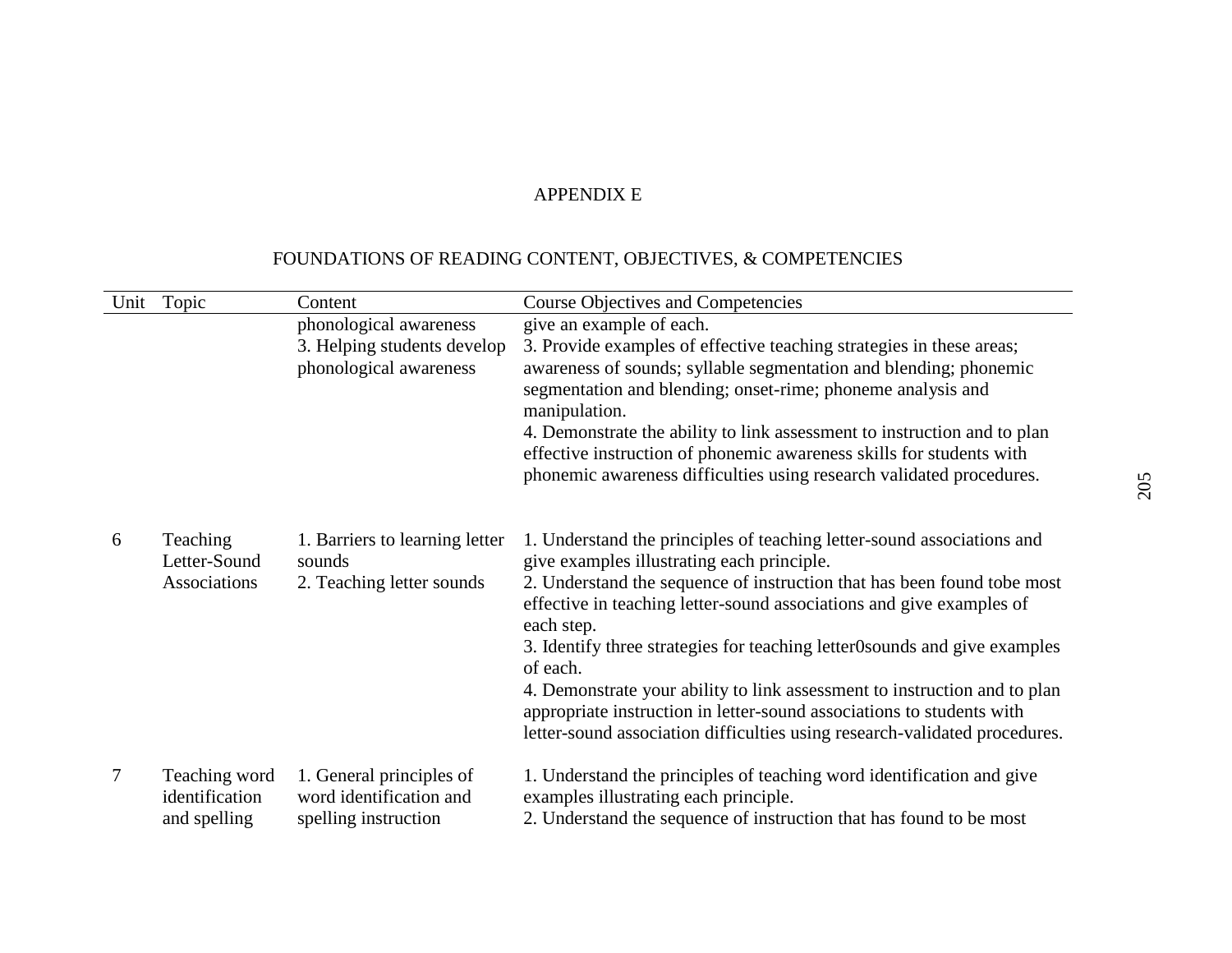APPENDIX E

FOUNDATIONS OF READING CONTENT, OBJECTIVES, & COMPETENCIES

| Unit | Topic | Content | Course Objectives and Competencies |
|---|---|---|---|
| | | phonological awareness<br>3. Helping students develop phonological awareness | give an example of each.<br>3. Provide examples of effective teaching strategies in these areas; awareness of sounds; syllable segmentation and blending; phonemic segmentation and blending; onset-rime; phoneme analysis and manipulation.<br>4. Demonstrate the ability to link assessment to instruction and to plan effective instruction of phonemic awareness skills for students with phonemic awareness difficulties using research validated procedures. |
| 6 | Teaching Letter-Sound Associations | 1. Barriers to learning letter sounds<br>2. Teaching letter sounds | 1. Understand the principles of teaching letter-sound associations and give examples illustrating each principle.<br>2. Understand the sequence of instruction that has been found tobe most effective in teaching letter-sound associations and give examples of each step.<br>3. Identify three strategies for teaching letter0sounds and give examples of each.<br>4. Demonstrate your ability to link assessment to instruction and to plan appropriate instruction in letter-sound associations to students with letter-sound association difficulties using research-validated procedures. |
| 7 | Teaching word identification and spelling | 1. General principles of word identification and spelling instruction | 1. Understand the principles of teaching word identification and give examples illustrating each principle.<br>2. Understand the sequence of instruction that has found to be most |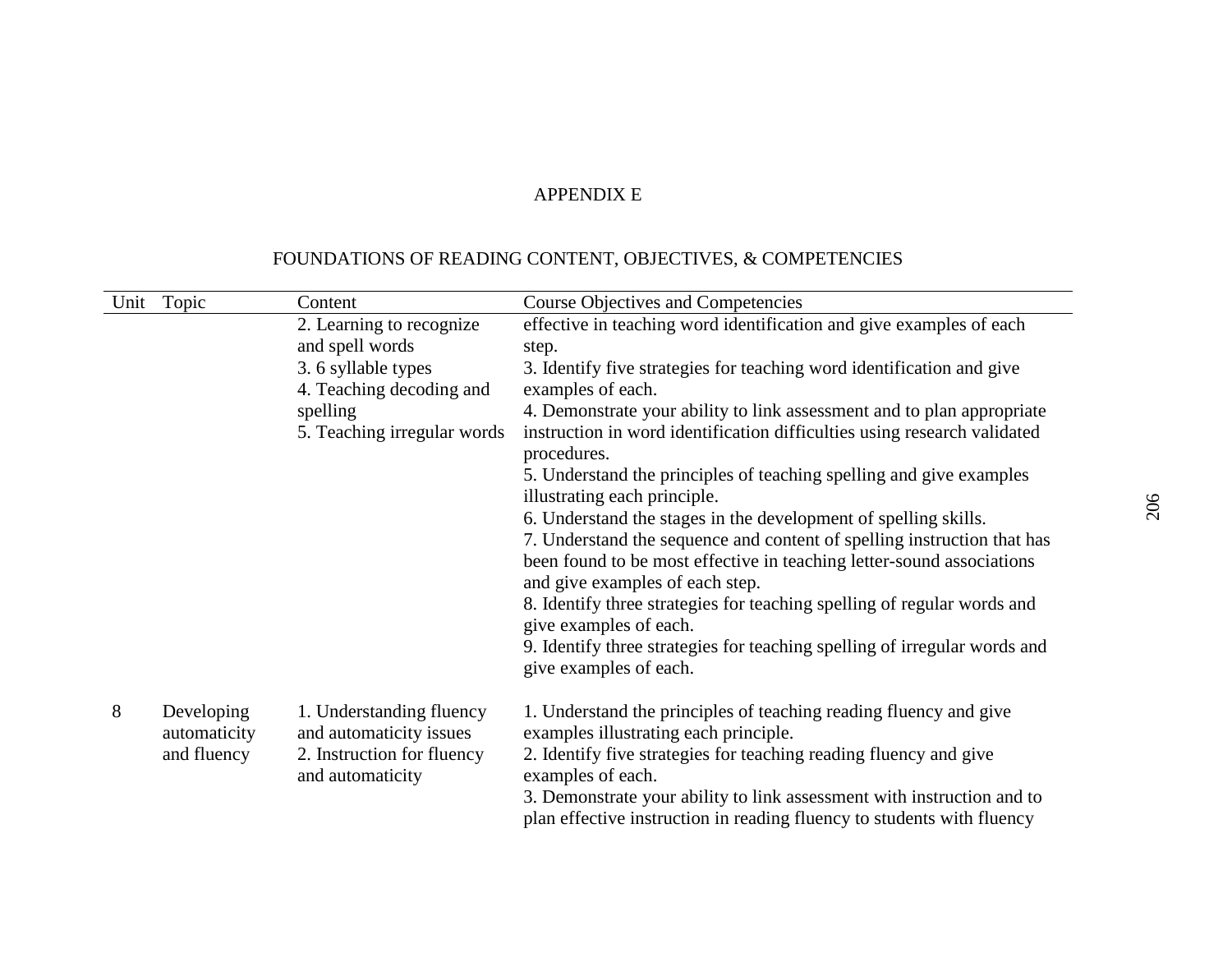APPENDIX E

FOUNDATIONS OF READING CONTENT, OBJECTIVES, & COMPETENCIES

| Unit | Topic | Content | Course Objectives and Competencies |
|---|---|---|---|
| | | 2. Learning to recognize and spell words<br>3. 6 syllable types<br>4. Teaching decoding and spelling<br>5. Teaching irregular words | effective in teaching word identification and give examples of each step.<br>3. Identify five strategies for teaching word identification and give examples of each.<br>4. Demonstrate your ability to link assessment and to plan appropriate instruction in word identification difficulties using research validated procedures.<br>5. Understand the principles of teaching spelling and give examples illustrating each principle.<br>6. Understand the stages in the development of spelling skills.<br>7. Understand the sequence and content of spelling instruction that has been found to be most effective in teaching letter-sound associations and give examples of each step.<br>8. Identify three strategies for teaching spelling of regular words and give examples of each.<br>9. Identify three strategies for teaching spelling of irregular words and give examples of each. |
| 8 | Developing automaticity and fluency | 1. Understanding fluency and automaticity issues<br>2. Instruction for fluency and automaticity | 1. Understand the principles of teaching reading fluency and give examples illustrating each principle.<br>2. Identify five strategies for teaching reading fluency and give examples of each.<br>3. Demonstrate your ability to link assessment with instruction and to plan effective instruction in reading fluency to students with fluency |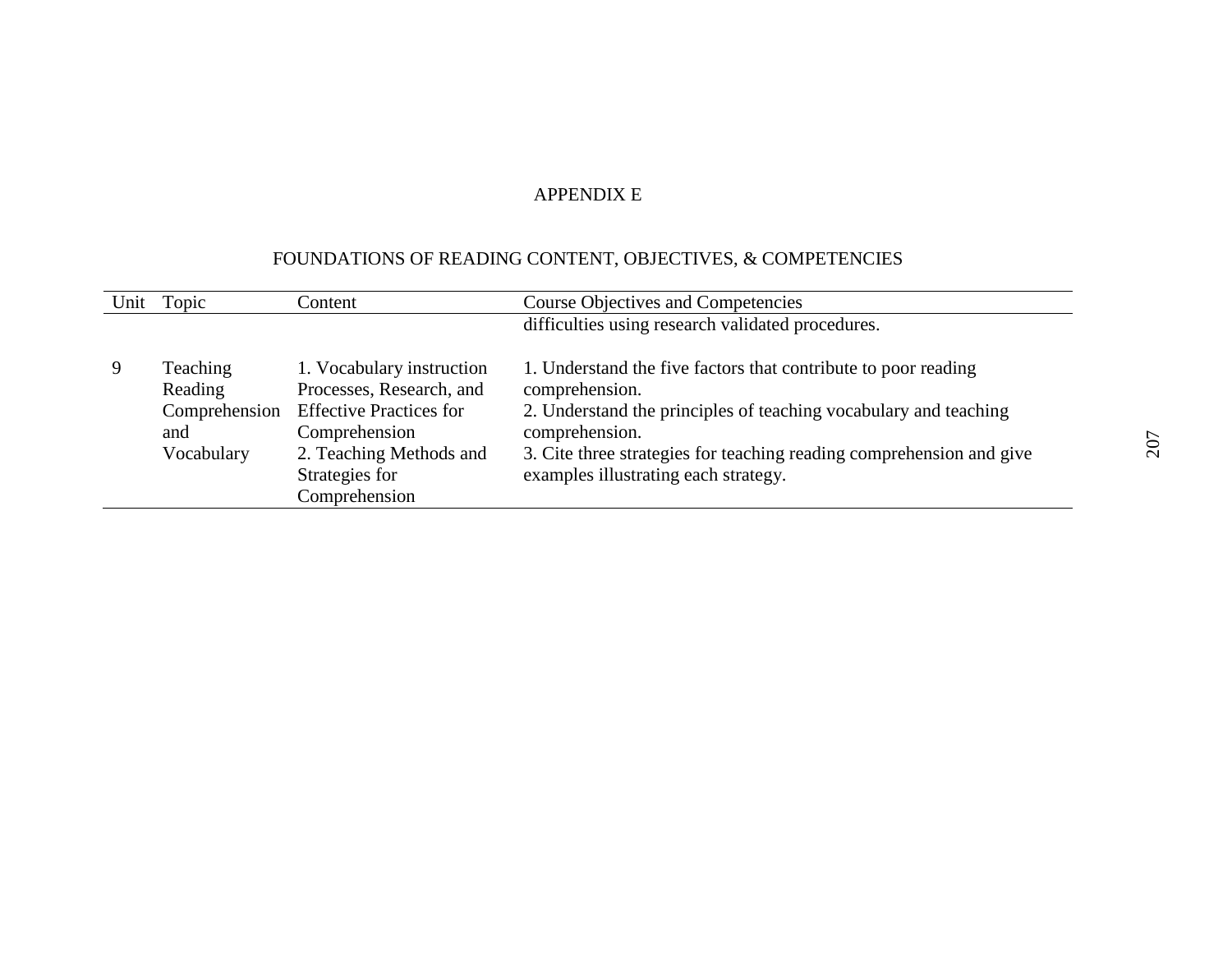APPENDIX E

FOUNDATIONS OF READING CONTENT, OBJECTIVES, & COMPETENCIES

| Unit | Topic | Content | Course Objectives and Competencies |
| --- | --- | --- | --- |
| | | | difficulties using research validated procedures. |
| 9 | Teaching Reading Comprehension and Vocabulary | 1. Vocabulary instruction Processes, Research, and Effective Practices for Comprehension<br>2. Teaching Methods and Strategies for Comprehension | 1. Understand the five factors that contribute to poor reading comprehension.<br>2. Understand the principles of teaching vocabulary and teaching comprehension.<br>3. Cite three strategies for teaching reading comprehension and give examples illustrating each strategy. |